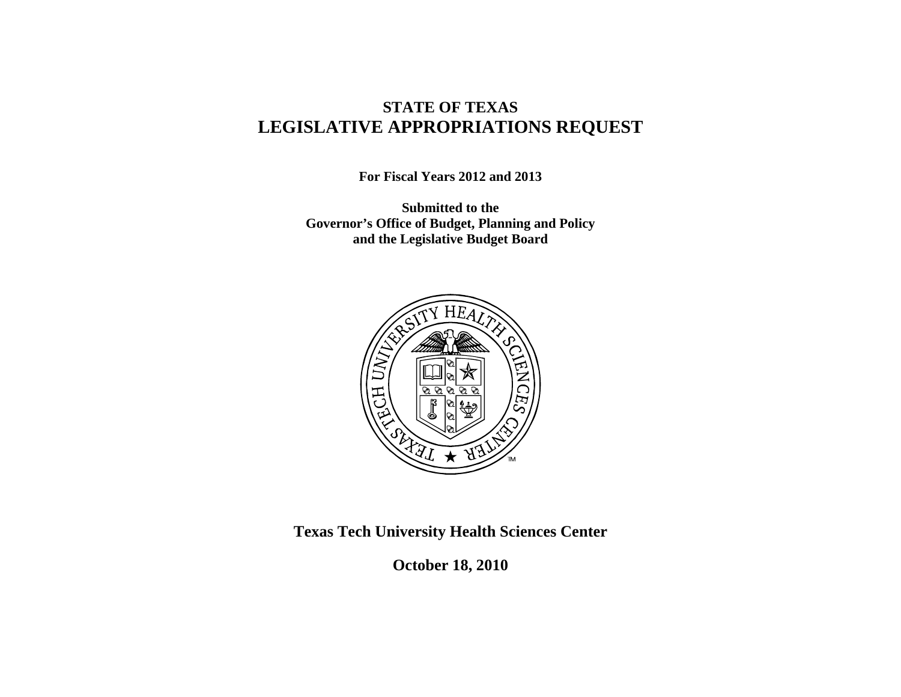# STATE OF TEXAS
# LEGISLATIVE APPROPRIATIONS REQUEST

**For Fiscal Years 2012 and 2013**

**Submitted to the**
**Governor's Office of Budget, Planning and Policy**
**and the Legislative Budget Board**

## Texas Tech University Health Sciences Center

**October 18, 2010**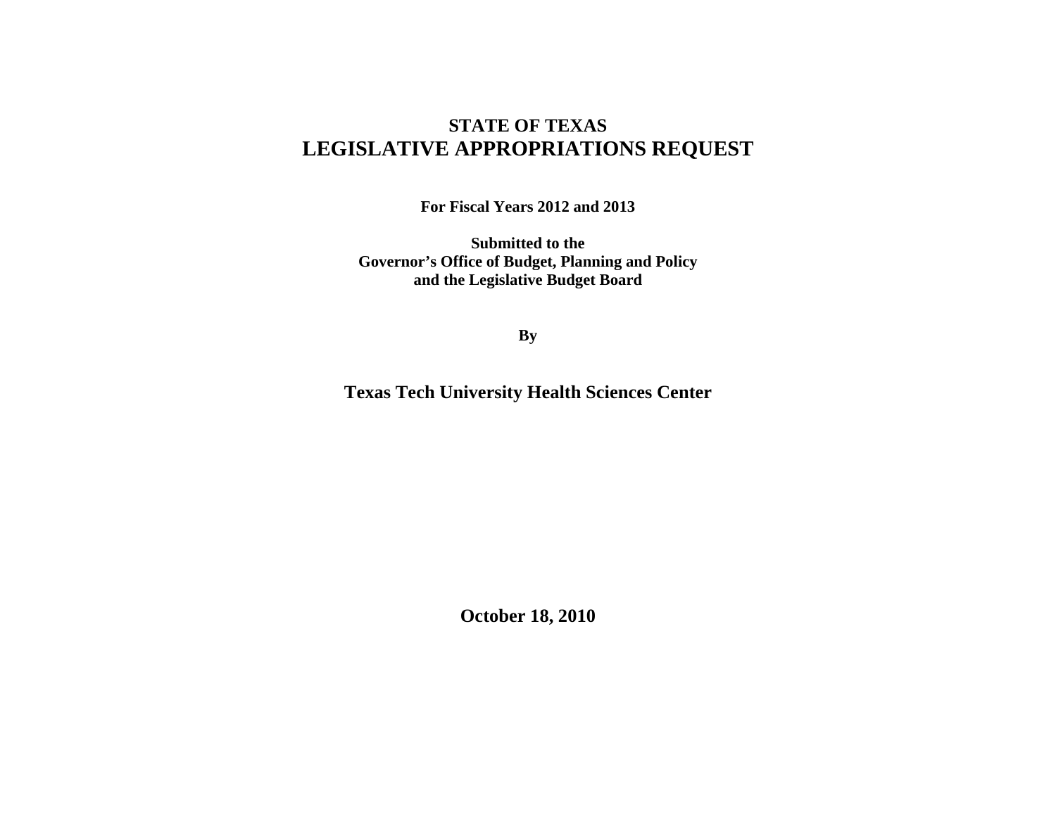# STATE OF TEXAS
# LEGISLATIVE APPROPRIATIONS REQUEST

**For Fiscal Years 2012 and 2013**

**Submitted to the**
**Governor's Office of Budget, Planning and Policy**
**and the Legislative Budget Board**

**By**

## Texas Tech University Health Sciences Center

**October 18, 2010**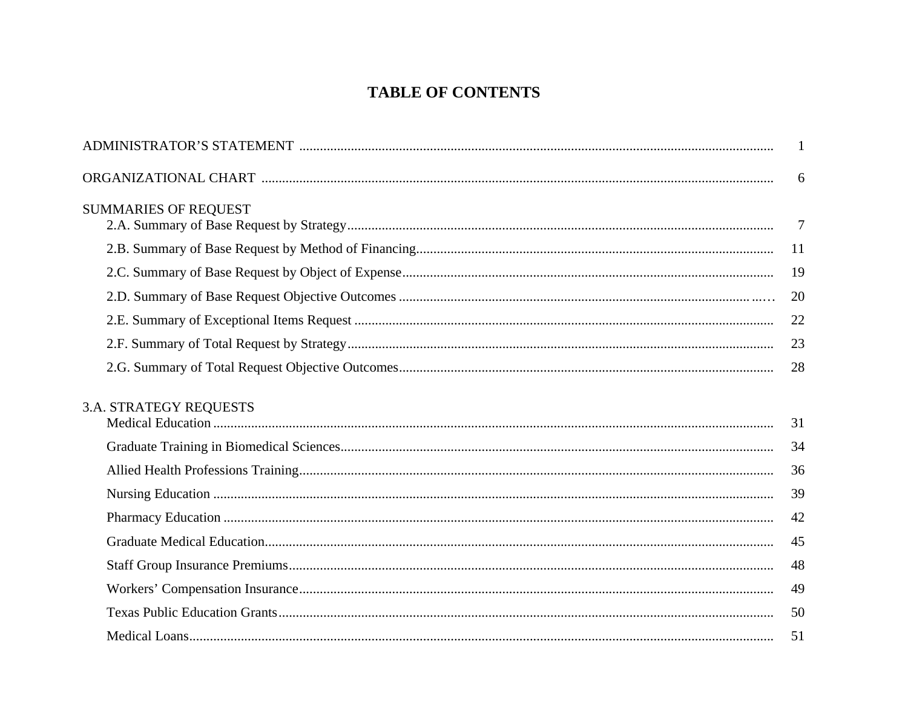# TABLE OF CONTENTS

| | |
|---|---|
| ADMINISTRATOR'S STATEMENT | 1 |
| ORGANIZATIONAL CHART | 6 |
| **SUMMARIES OF REQUEST** | |
| 2.A. Summary of Base Request by Strategy | 7 |
| 2.B. Summary of Base Request by Method of Financing | 11 |
| 2.C. Summary of Base Request by Object of Expense | 19 |
| 2.D. Summary of Base Request Objective Outcomes | 20 |
| 2.E. Summary of Exceptional Items Request | 22 |
| 2.F. Summary of Total Request by Strategy | 23 |
| 2.G. Summary of Total Request Objective Outcomes | 28 |
| **3.A. STRATEGY REQUESTS** | |
| Medical Education | 31 |
| Graduate Training in Biomedical Sciences | 34 |
| Allied Health Professions Training | 36 |
| Nursing Education | 39 |
| Pharmacy Education | 42 |
| Graduate Medical Education | 45 |
| Staff Group Insurance Premiums | 48 |
| Workers' Compensation Insurance | 49 |
| Texas Public Education Grants | 50 |
| Medical Loans | 51 |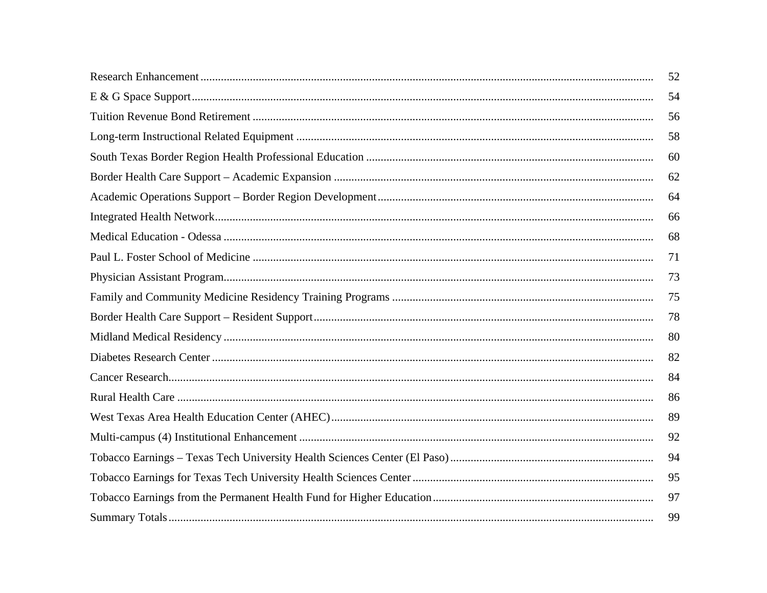| | |
|---|---|
| Research Enhancement | 52 |
| E & G Space Support | 54 |
| Tuition Revenue Bond Retirement | 56 |
| Long-term Instructional Related Equipment | 58 |
| South Texas Border Region Health Professional Education | 60 |
| Border Health Care Support – Academic Expansion | 62 |
| Academic Operations Support – Border Region Development | 64 |
| Integrated Health Network | 66 |
| Medical Education - Odessa | 68 |
| Paul L. Foster School of Medicine | 71 |
| Physician Assistant Program | 73 |
| Family and Community Medicine Residency Training Programs | 75 |
| Border Health Care Support – Resident Support | 78 |
| Midland Medical Residency | 80 |
| Diabetes Research Center | 82 |
| Cancer Research | 84 |
| Rural Health Care | 86 |
| West Texas Area Health Education Center (AHEC) | 89 |
| Multi-campus (4) Institutional Enhancement | 92 |
| Tobacco Earnings – Texas Tech University Health Sciences Center (El Paso) | 94 |
| Tobacco Earnings for Texas Tech University Health Sciences Center | 95 |
| Tobacco Earnings from the Permanent Health Fund for Higher Education | 97 |
| Summary Totals | 99 |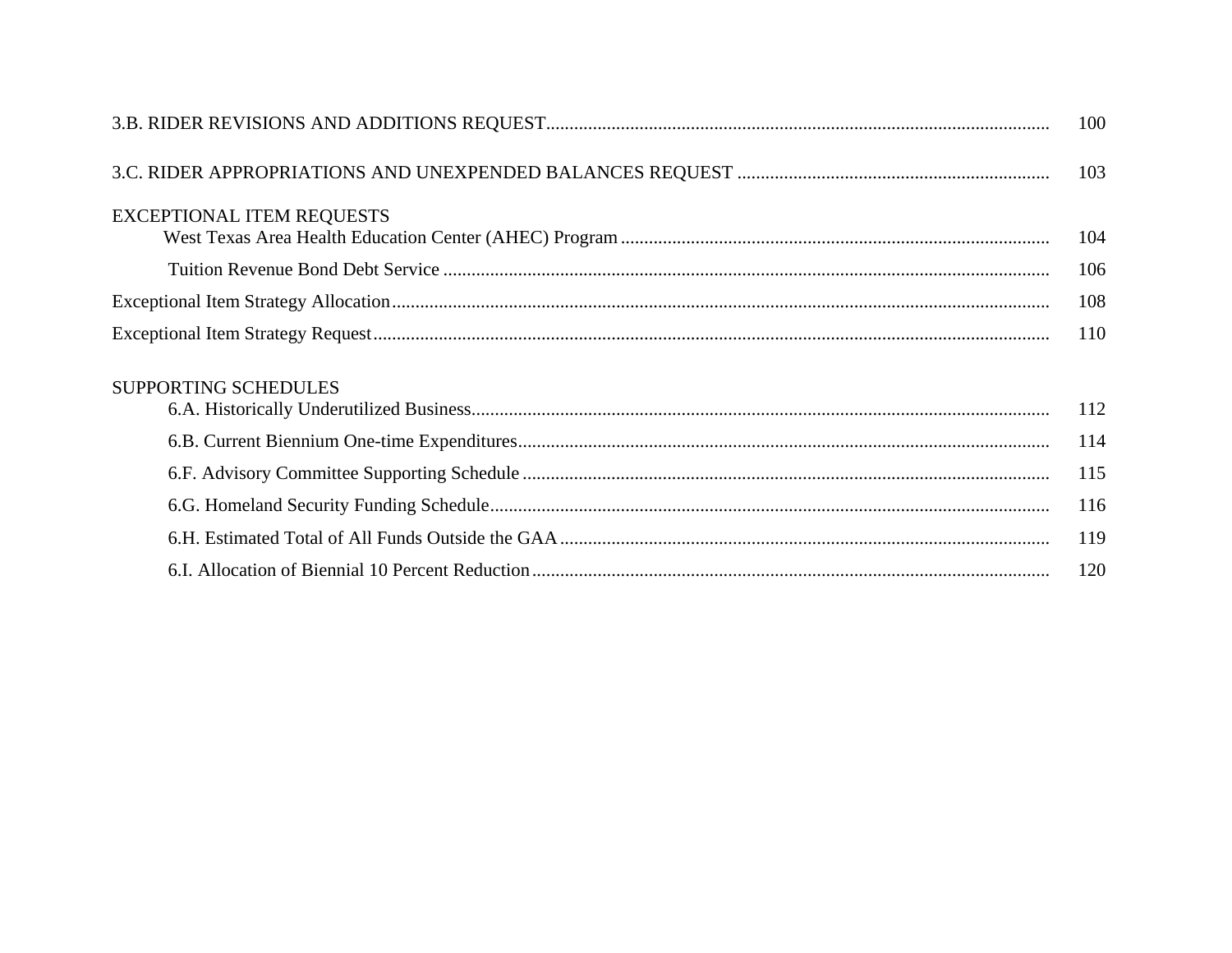3.B. RIDER REVISIONS AND ADDITIONS REQUEST ........ 100

3.C. RIDER APPROPRIATIONS AND UNEXPENDED BALANCES REQUEST ........ 103

EXCEPTIONAL ITEM REQUESTS

- West Texas Area Health Education Center (AHEC) Program ........ 104
- Tuition Revenue Bond Debt Service ........ 106

Exceptional Item Strategy Allocation ........ 108

Exceptional Item Strategy Request ........ 110

SUPPORTING SCHEDULES

- 6.A. Historically Underutilized Business ........ 112
- 6.B. Current Biennium One-time Expenditures ........ 114
- 6.F. Advisory Committee Supporting Schedule ........ 115
- 6.G. Homeland Security Funding Schedule ........ 116
- 6.H. Estimated Total of All Funds Outside the GAA ........ 119
- 6.I. Allocation of Biennial 10 Percent Reduction ........ 120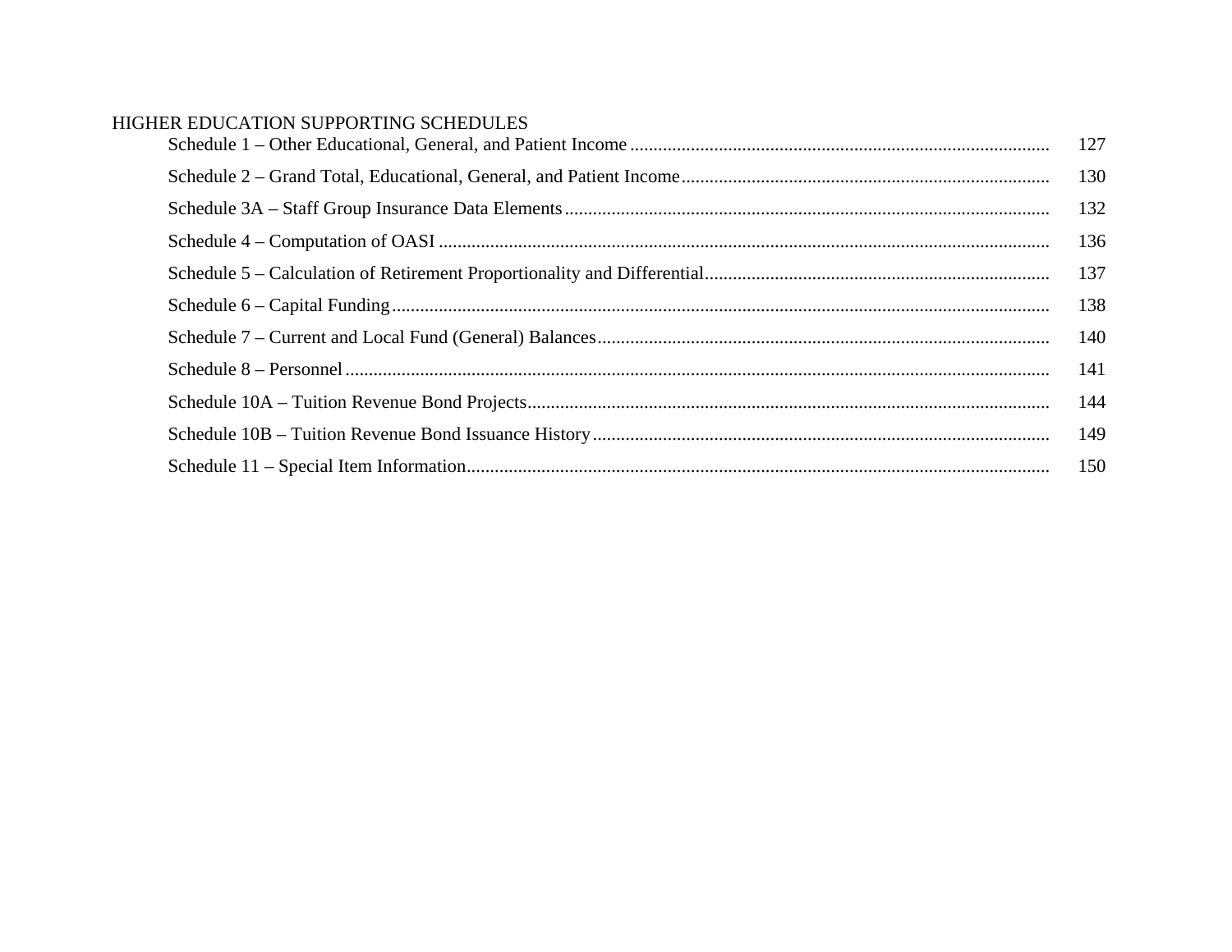HIGHER EDUCATION SUPPORTING SCHEDULES

| | |
|---|---|
| Schedule 1 – Other Educational, General, and Patient Income | 127 |
| Schedule 2 – Grand Total, Educational, General, and Patient Income | 130 |
| Schedule 3A – Staff Group Insurance Data Elements | 132 |
| Schedule 4 – Computation of OASI | 136 |
| Schedule 5 – Calculation of Retirement Proportionality and Differential | 137 |
| Schedule 6 – Capital Funding | 138 |
| Schedule 7 – Current and Local Fund (General) Balances | 140 |
| Schedule 8 – Personnel | 141 |
| Schedule 10A – Tuition Revenue Bond Projects | 144 |
| Schedule 10B – Tuition Revenue Bond Issuance History | 149 |
| Schedule 11 – Special Item Information | 150 |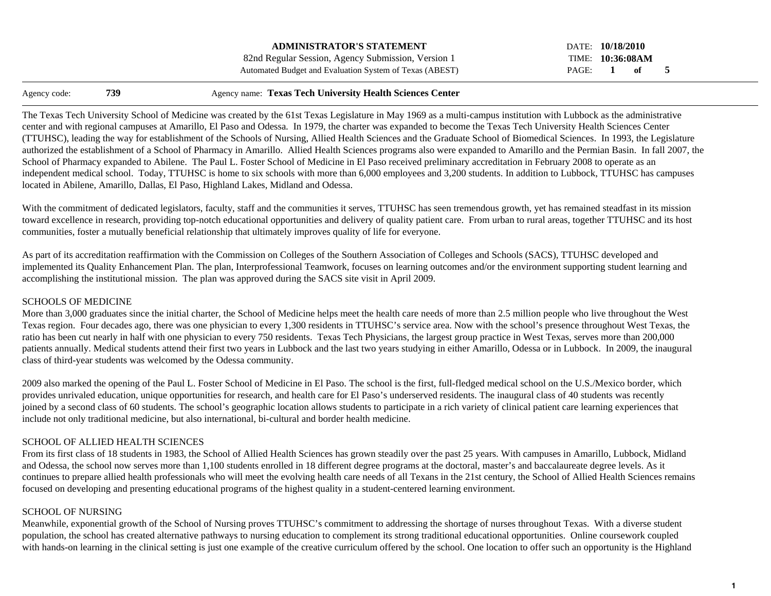**ADMINISTRATOR'S STATEMENT**
82nd Regular Session, Agency Submission, Version 1
Automated Budget and Evaluation System of Texas (ABEST)

DATE: **10/18/2010**
TIME: **10:36:08AM**

Agency code: **739** Agency name: **Texas Tech University Health Sciences Center**

The Texas Tech University School of Medicine was created by the 61st Texas Legislature in May 1969 as a multi-campus institution with Lubbock as the administrative center and with regional campuses at Amarillo, El Paso and Odessa. In 1979, the charter was expanded to become the Texas Tech University Health Sciences Center (TTUHSC), leading the way for establishment of the Schools of Nursing, Allied Health Sciences and the Graduate School of Biomedical Sciences. In 1993, the Legislature authorized the establishment of a School of Pharmacy in Amarillo. Allied Health Sciences programs also were expanded to Amarillo and the Permian Basin. In fall 2007, the School of Pharmacy expanded to Abilene. The Paul L. Foster School of Medicine in El Paso received preliminary accreditation in February 2008 to operate as an independent medical school. Today, TTUHSC is home to six schools with more than 6,000 employees and 3,200 students. In addition to Lubbock, TTUHSC has campuses located in Abilene, Amarillo, Dallas, El Paso, Highland Lakes, Midland and Odessa.

With the commitment of dedicated legislators, faculty, staff and the communities it serves, TTUHSC has seen tremendous growth, yet has remained steadfast in its mission toward excellence in research, providing top-notch educational opportunities and delivery of quality patient care. From urban to rural areas, together TTUHSC and its host communities, foster a mutually beneficial relationship that ultimately improves quality of life for everyone.

As part of its accreditation reaffirmation with the Commission on Colleges of the Southern Association of Colleges and Schools (SACS), TTUHSC developed and implemented its Quality Enhancement Plan. The plan, Interprofessional Teamwork, focuses on learning outcomes and/or the environment supporting student learning and accomplishing the institutional mission. The plan was approved during the SACS site visit in April 2009.

SCHOOLS OF MEDICINE

More than 3,000 graduates since the initial charter, the School of Medicine helps meet the health care needs of more than 2.5 million people who live throughout the West Texas region. Four decades ago, there was one physician to every 1,300 residents in TTUHSC's service area. Now with the school's presence throughout West Texas, the ratio has been cut nearly in half with one physician to every 750 residents. Texas Tech Physicians, the largest group practice in West Texas, serves more than 200,000 patients annually. Medical students attend their first two years in Lubbock and the last two years studying in either Amarillo, Odessa or in Lubbock. In 2009, the inaugural class of third-year students was welcomed by the Odessa community.

2009 also marked the opening of the Paul L. Foster School of Medicine in El Paso. The school is the first, full-fledged medical school on the U.S./Mexico border, which provides unrivaled education, unique opportunities for research, and health care for El Paso's underserved residents. The inaugural class of 40 students was recently joined by a second class of 60 students. The school's geographic location allows students to participate in a rich variety of clinical patient care learning experiences that include not only traditional medicine, but also international, bi-cultural and border health medicine.

SCHOOL OF ALLIED HEALTH SCIENCES

From its first class of 18 students in 1983, the School of Allied Health Sciences has grown steadily over the past 25 years. With campuses in Amarillo, Lubbock, Midland and Odessa, the school now serves more than 1,100 students enrolled in 18 different degree programs at the doctoral, master's and baccalaureate degree levels. As it continues to prepare allied health professionals who will meet the evolving health care needs of all Texans in the 21st century, the School of Allied Health Sciences remains focused on developing and presenting educational programs of the highest quality in a student-centered learning environment.

SCHOOL OF NURSING

Meanwhile, exponential growth of the School of Nursing proves TTUHSC's commitment to addressing the shortage of nurses throughout Texas. With a diverse student population, the school has created alternative pathways to nursing education to complement its strong traditional educational opportunities. Online coursework coupled with hands-on learning in the clinical setting is just one example of the creative curriculum offered by the school. One location to offer such an opportunity is the Highland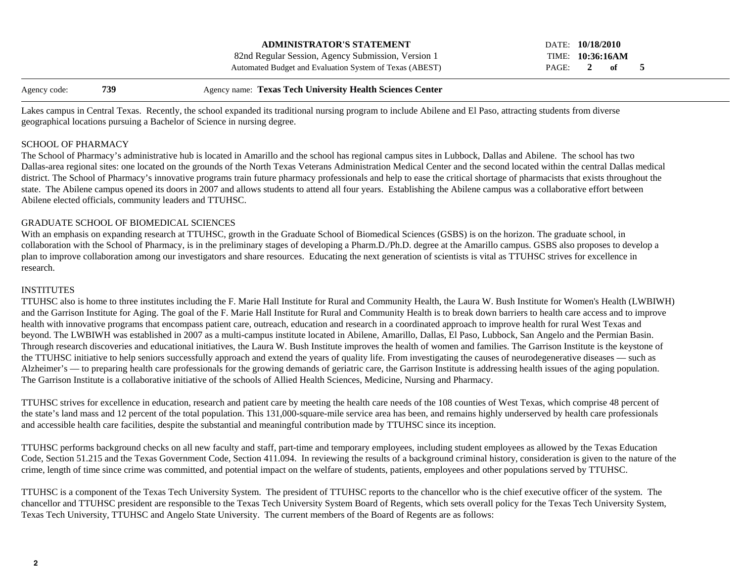Lakes campus in Central Texas. Recently, the school expanded its traditional nursing program to include Abilene and El Paso, attracting students from diverse geographical locations pursuing a Bachelor of Science in nursing degree.

## SCHOOL OF PHARMACY

The School of Pharmacy's administrative hub is located in Amarillo and the school has regional campus sites in Lubbock, Dallas and Abilene. The school has two Dallas-area regional sites: one located on the grounds of the North Texas Veterans Administration Medical Center and the second located within the central Dallas medical district. The School of Pharmacy's innovative programs train future pharmacy professionals and help to ease the critical shortage of pharmacists that exists throughout the state. The Abilene campus opened its doors in 2007 and allows students to attend all four years. Establishing the Abilene campus was a collaborative effort between Abilene elected officials, community leaders and TTUHSC.

## GRADUATE SCHOOL OF BIOMEDICAL SCIENCES

With an emphasis on expanding research at TTUHSC, growth in the Graduate School of Biomedical Sciences (GSBS) is on the horizon. The graduate school, in collaboration with the School of Pharmacy, is in the preliminary stages of developing a Pharm.D./Ph.D. degree at the Amarillo campus. GSBS also proposes to develop a plan to improve collaboration among our investigators and share resources. Educating the next generation of scientists is vital as TTUHSC strives for excellence in research.

## INSTITUTES

TTUHSC also is home to three institutes including the F. Marie Hall Institute for Rural and Community Health, the Laura W. Bush Institute for Women's Health (LWBIWH) and the Garrison Institute for Aging. The goal of the F. Marie Hall Institute for Rural and Community Health is to break down barriers to health care access and to improve health with innovative programs that encompass patient care, outreach, education and research in a coordinated approach to improve health for rural West Texas and beyond. The LWBIWH was established in 2007 as a multi-campus institute located in Abilene, Amarillo, Dallas, El Paso, Lubbock, San Angelo and the Permian Basin. Through research discoveries and educational initiatives, the Laura W. Bush Institute improves the health of women and families. The Garrison Institute is the keystone of the TTUHSC initiative to help seniors successfully approach and extend the years of quality life. From investigating the causes of neurodegenerative diseases — such as Alzheimer's — to preparing health care professionals for the growing demands of geriatric care, the Garrison Institute is addressing health issues of the aging population. The Garrison Institute is a collaborative initiative of the schools of Allied Health Sciences, Medicine, Nursing and Pharmacy.

TTUHSC strives for excellence in education, research and patient care by meeting the health care needs of the 108 counties of West Texas, which comprise 48 percent of the state's land mass and 12 percent of the total population. This 131,000-square-mile service area has been, and remains highly underserved by health care professionals and accessible health care facilities, despite the substantial and meaningful contribution made by TTUHSC since its inception.

TTUHSC performs background checks on all new faculty and staff, part-time and temporary employees, including student employees as allowed by the Texas Education Code, Section 51.215 and the Texas Government Code, Section 411.094. In reviewing the results of a background criminal history, consideration is given to the nature of the crime, length of time since crime was committed, and potential impact on the welfare of students, patients, employees and other populations served by TTUHSC.

TTUHSC is a component of the Texas Tech University System. The president of TTUHSC reports to the chancellor who is the chief executive officer of the system. The chancellor and TTUHSC president are responsible to the Texas Tech University System Board of Regents, which sets overall policy for the Texas Tech University System, Texas Tech University, TTUHSC and Angelo State University. The current members of the Board of Regents are as follows: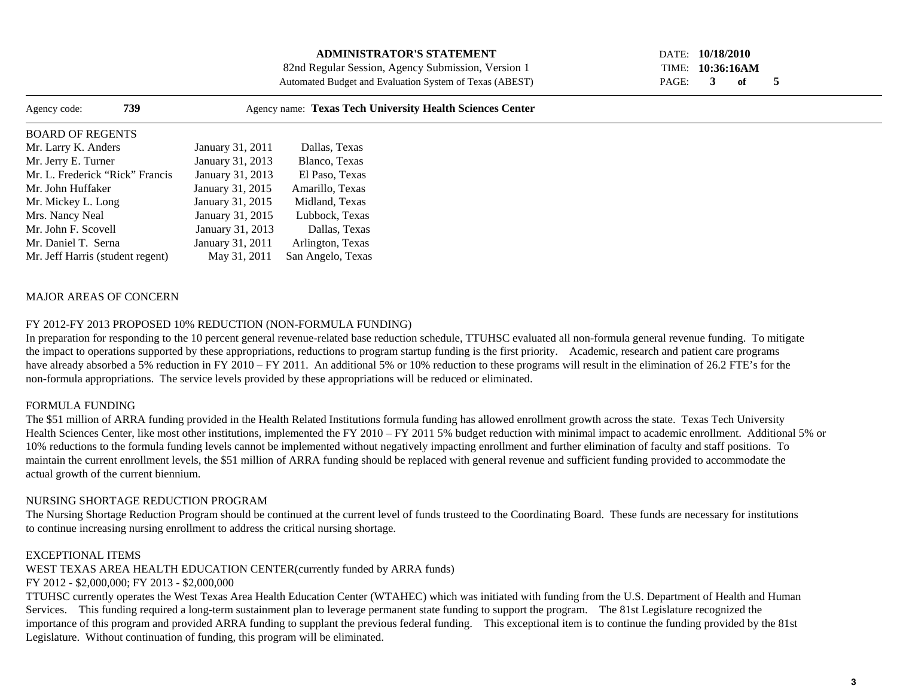**ADMINISTRATOR'S STATEMENT**
82nd Regular Session, Agency Submission, Version 1
Automated Budget and Evaluation System of Texas (ABEST)

DATE: **10/18/2010**
TIME: **10:36:16AM**

Agency code: **739** Agency name: **Texas Tech University Health Sciences Center**

BOARD OF REGENTS

| | | |
|---|---|---|
| Mr. Larry K. Anders | January 31, 2011 | Dallas, Texas |
| Mr. Jerry E. Turner | January 31, 2013 | Blanco, Texas |
| Mr. L. Frederick "Rick" Francis | January 31, 2013 | El Paso, Texas |
| Mr. John Huffaker | January 31, 2015 | Amarillo, Texas |
| Mr. Mickey L. Long | January 31, 2015 | Midland, Texas |
| Mrs. Nancy Neal | January 31, 2015 | Lubbock, Texas |
| Mr. John F. Scovell | January 31, 2013 | Dallas, Texas |
| Mr. Daniel T. Serna | January 31, 2011 | Arlington, Texas |
| Mr. Jeff Harris (student regent) | May 31, 2011 | San Angelo, Texas |

MAJOR AREAS OF CONCERN

FY 2012-FY 2013 PROPOSED 10% REDUCTION (NON-FORMULA FUNDING)
In preparation for responding to the 10 percent general revenue-related base reduction schedule, TTUHSC evaluated all non-formula general revenue funding. To mitigate the impact to operations supported by these appropriations, reductions to program startup funding is the first priority. Academic, research and patient care programs have already absorbed a 5% reduction in FY 2010 – FY 2011. An additional 5% or 10% reduction to these programs will result in the elimination of 26.2 FTE's for the non-formula appropriations. The service levels provided by these appropriations will be reduced or eliminated.

FORMULA FUNDING
The $51 million of ARRA funding provided in the Health Related Institutions formula funding has allowed enrollment growth across the state. Texas Tech University Health Sciences Center, like most other institutions, implemented the FY 2010 – FY 2011 5% budget reduction with minimal impact to academic enrollment. Additional 5% or 10% reductions to the formula funding levels cannot be implemented without negatively impacting enrollment and further elimination of faculty and staff positions. To maintain the current enrollment levels, the $51 million of ARRA funding should be replaced with general revenue and sufficient funding provided to accommodate the actual growth of the current biennium.

NURSING SHORTAGE REDUCTION PROGRAM
The Nursing Shortage Reduction Program should be continued at the current level of funds trusteed to the Coordinating Board. These funds are necessary for institutions to continue increasing nursing enrollment to address the critical nursing shortage.

EXCEPTIONAL ITEMS
WEST TEXAS AREA HEALTH EDUCATION CENTER(currently funded by ARRA funds)
FY 2012 - $2,000,000; FY 2013 - $2,000,000
TTUHSC currently operates the West Texas Area Health Education Center (WTAHEC) which was initiated with funding from the U.S. Department of Health and Human Services. This funding required a long-term sustainment plan to leverage permanent state funding to support the program. The 81st Legislature recognized the importance of this program and provided ARRA funding to supplant the previous federal funding. This exceptional item is to continue the funding provided by the 81st Legislature. Without continuation of funding, this program will be eliminated.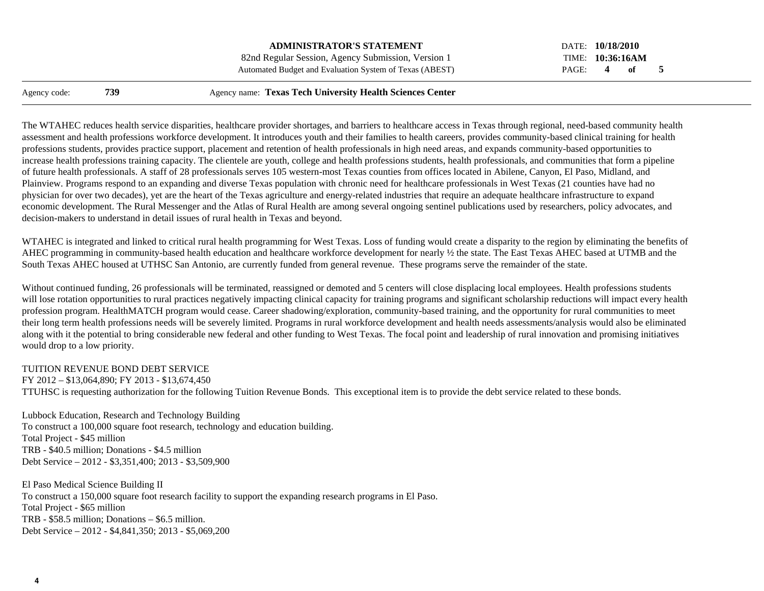The WTAHEC reduces health service disparities, healthcare provider shortages, and barriers to healthcare access in Texas through regional, need-based community health assessment and health professions workforce development. It introduces youth and their families to health careers, provides community-based clinical training for health professions students, provides practice support, placement and retention of health professionals in high need areas, and expands community-based opportunities to increase health professions training capacity. The clientele are youth, college and health professions students, health professionals, and communities that form a pipeline of future health professionals. A staff of 28 professionals serves 105 western-most Texas counties from offices located in Abilene, Canyon, El Paso, Midland, and Plainview. Programs respond to an expanding and diverse Texas population with chronic need for healthcare professionals in West Texas (21 counties have had no physician for over two decades), yet are the heart of the Texas agriculture and energy-related industries that require an adequate healthcare infrastructure to expand economic development. The Rural Messenger and the Atlas of Rural Health are among several ongoing sentinel publications used by researchers, policy advocates, and decision-makers to understand in detail issues of rural health in Texas and beyond.

WTAHEC is integrated and linked to critical rural health programming for West Texas. Loss of funding would create a disparity to the region by eliminating the benefits of AHEC programming in community-based health education and healthcare workforce development for nearly ½ the state. The East Texas AHEC based at UTMB and the South Texas AHEC housed at UTHSC San Antonio, are currently funded from general revenue. These programs serve the remainder of the state.

Without continued funding, 26 professionals will be terminated, reassigned or demoted and 5 centers will close displacing local employees. Health professions students will lose rotation opportunities to rural practices negatively impacting clinical capacity for training programs and significant scholarship reductions will impact every health profession program. HealthMATCH program would cease. Career shadowing/exploration, community-based training, and the opportunity for rural communities to meet their long term health professions needs will be severely limited. Programs in rural workforce development and health needs assessments/analysis would also be eliminated along with it the potential to bring considerable new federal and other funding to West Texas. The focal point and leadership of rural innovation and promising initiatives would drop to a low priority.

TUITION REVENUE BOND DEBT SERVICE
FY 2012 – $13,064,890; FY 2013 - $13,674,450
TTUHSC is requesting authorization for the following Tuition Revenue Bonds. This exceptional item is to provide the debt service related to these bonds.

Lubbock Education, Research and Technology Building
To construct a 100,000 square foot research, technology and education building.
Total Project - $45 million
TRB - $40.5 million; Donations - $4.5 million
Debt Service – 2012 - $3,351,400; 2013 - $3,509,900

El Paso Medical Science Building II
To construct a 150,000 square foot research facility to support the expanding research programs in El Paso.
Total Project - $65 million
TRB - $58.5 million; Donations – $6.5 million.
Debt Service – 2012 - $4,841,350; 2013 - $5,069,200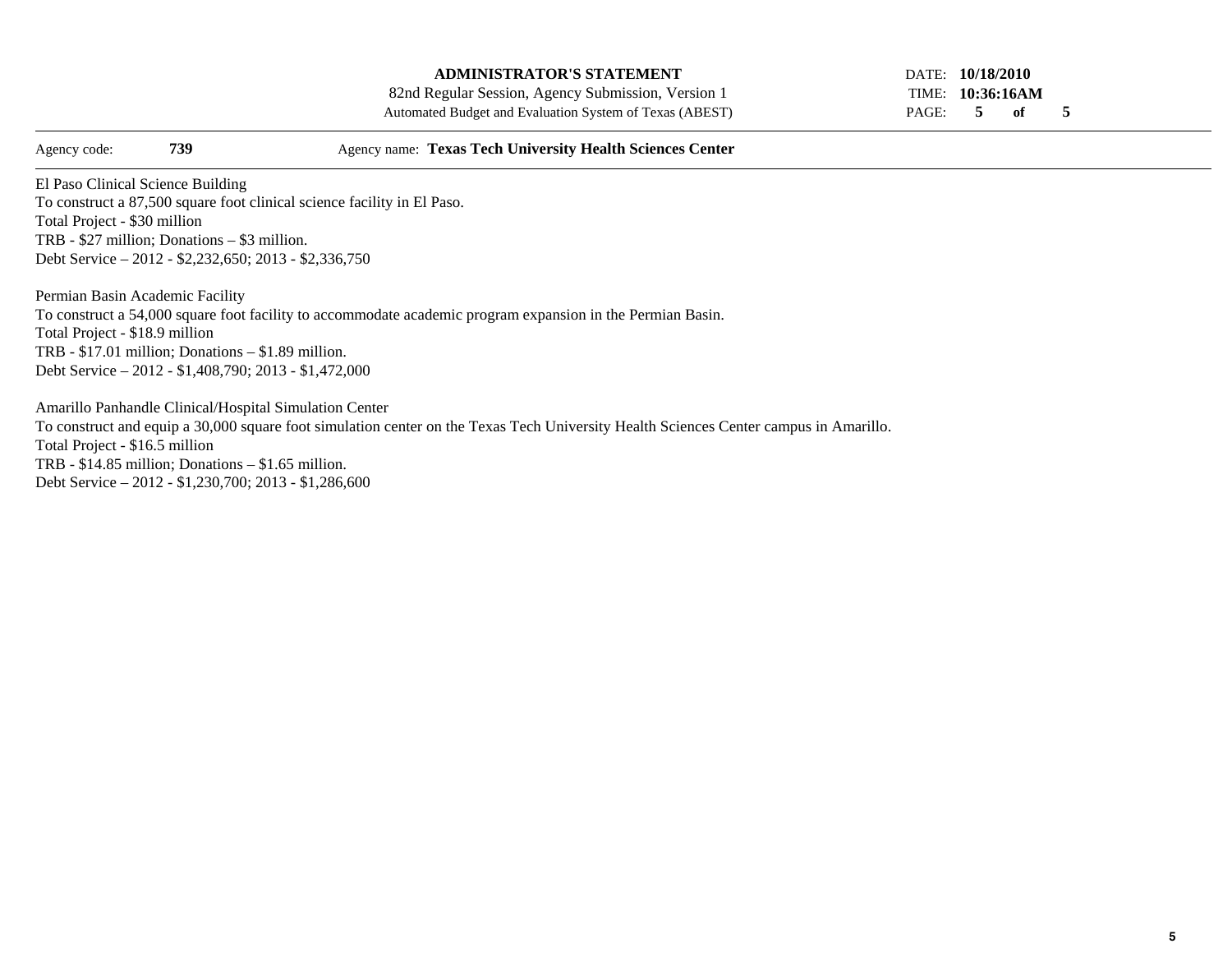El Paso Clinical Science Building
To construct a 87,500 square foot clinical science facility in El Paso.
Total Project - $30 million
TRB - $27 million; Donations – $3 million.
Debt Service – 2012 - $2,232,650; 2013 - $2,336,750

Permian Basin Academic Facility
To construct a 54,000 square foot facility to accommodate academic program expansion in the Permian Basin.
Total Project - $18.9 million
TRB - $17.01 million; Donations – $1.89 million.
Debt Service – 2012 - $1,408,790; 2013 - $1,472,000

Amarillo Panhandle Clinical/Hospital Simulation Center
To construct and equip a 30,000 square foot simulation center on the Texas Tech University Health Sciences Center campus in Amarillo.
Total Project - $16.5 million
TRB - $14.85 million; Donations – $1.65 million.
Debt Service – 2012 - $1,230,700; 2013 - $1,286,600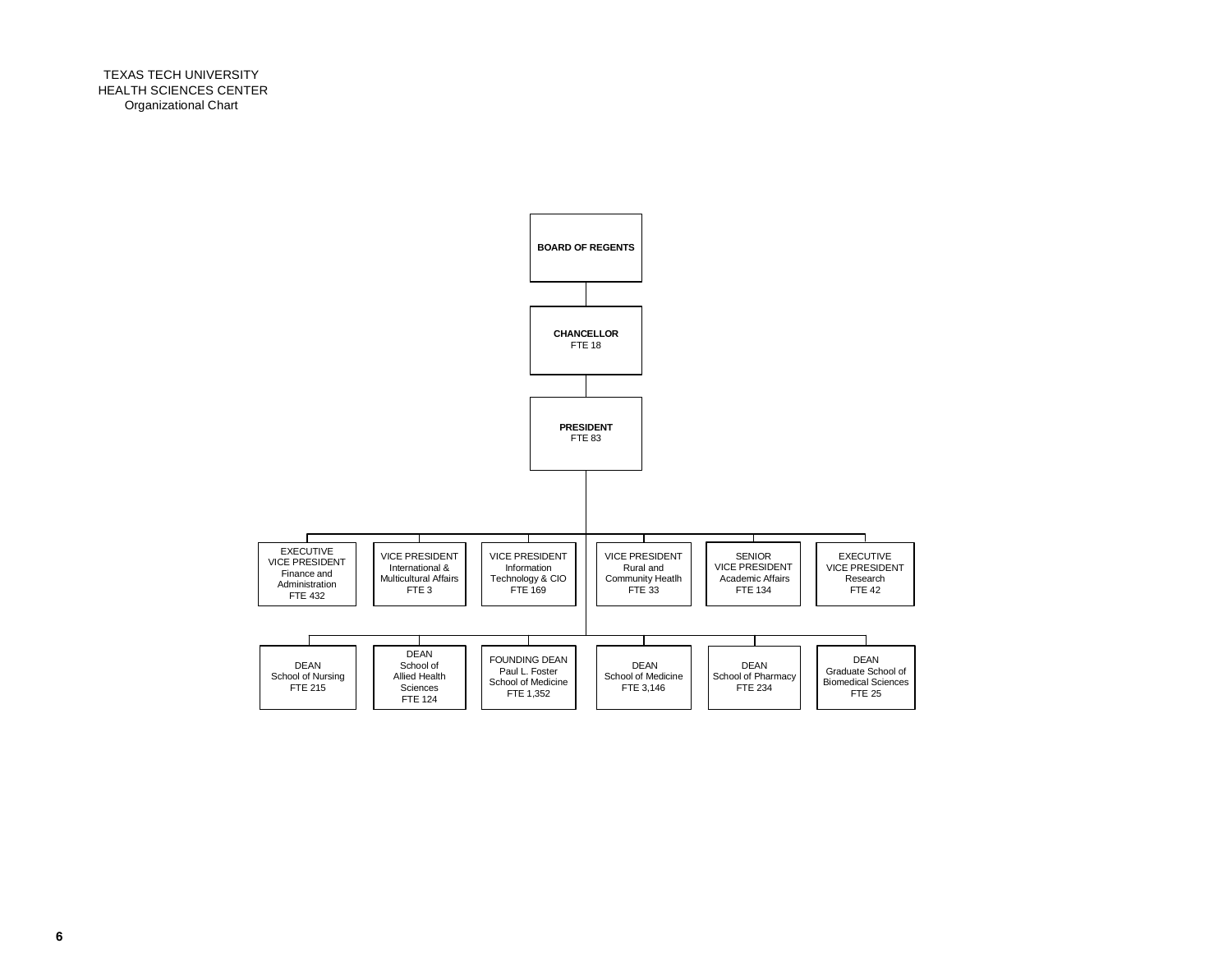TEXAS TECH UNIVERSITY
HEALTH SCIENCES CENTER
Organizational Chart

**BOARD OF REGENTS**

**CHANCELLOR**
FTE 18

**PRESIDENT**
FTE 83

- EXECUTIVE VICE PRESIDENT
  Finance and Administration
  FTE 432
- VICE PRESIDENT
  International & Multicultural Affairs
  FTE 3
- VICE PRESIDENT
  Information Technology & CIO
  FTE 169
- VICE PRESIDENT
  Rural and Community Heatlh
  FTE 33
- SENIOR VICE PRESIDENT
  Academic Affairs
  FTE 134
- EXECUTIVE VICE PRESIDENT
  Research
  FTE 42

- DEAN
  School of Nursing
  FTE 215
- DEAN
  School of Allied Health Sciences
  FTE 124
- FOUNDING DEAN
  Paul L. Foster School of Medicine
  FTE 1,352
- DEAN
  School of Medicine
  FTE 3,146
- DEAN
  School of Pharmacy
  FTE 234
- DEAN
  Graduate School of Biomedical Sciences
  FTE 25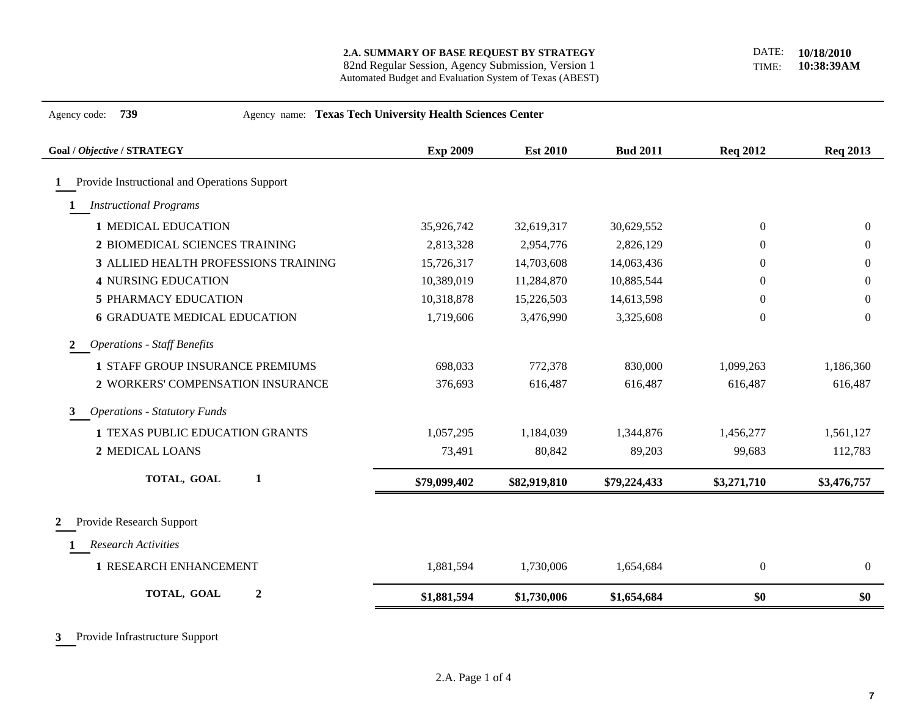**2.A. SUMMARY OF BASE REQUEST BY STRATEGY**
82nd Regular Session, Agency Submission, Version 1
Automated Budget and Evaluation System of Texas (ABEST)

DATE: **10/18/2010**
TIME: **10:38:39AM**

Agency code: **739** Agency name: **Texas Tech University Health Sciences Center**

| Goal / *Objective* / STRATEGY | Exp 2009 | Est 2010 | Bud 2011 | Req 2012 | Req 2013 |
|---|---|---|---|---|---|
| **1** Provide Instructional and Operations Support | | | | | |
| **1** *Instructional Programs* | | | | | |
| 1 MEDICAL EDUCATION | 35,926,742 | 32,619,317 | 30,629,552 | 0 | 0 |
| 2 BIOMEDICAL SCIENCES TRAINING | 2,813,328 | 2,954,776 | 2,826,129 | 0 | 0 |
| 3 ALLIED HEALTH PROFESSIONS TRAINING | 15,726,317 | 14,703,608 | 14,063,436 | 0 | 0 |
| 4 NURSING EDUCATION | 10,389,019 | 11,284,870 | 10,885,544 | 0 | 0 |
| 5 PHARMACY EDUCATION | 10,318,878 | 15,226,503 | 14,613,598 | 0 | 0 |
| 6 GRADUATE MEDICAL EDUCATION | 1,719,606 | 3,476,990 | 3,325,608 | 0 | 0 |
| **2** *Operations - Staff Benefits* | | | | | |
| 1 STAFF GROUP INSURANCE PREMIUMS | 698,033 | 772,378 | 830,000 | 1,099,263 | 1,186,360 |
| 2 WORKERS' COMPENSATION INSURANCE | 376,693 | 616,487 | 616,487 | 616,487 | 616,487 |
| **3** *Operations - Statutory Funds* | | | | | |
| 1 TEXAS PUBLIC EDUCATION GRANTS | 1,057,295 | 1,184,039 | 1,344,876 | 1,456,277 | 1,561,127 |
| 2 MEDICAL LOANS | 73,491 | 80,842 | 89,203 | 99,683 | 112,783 |
| **TOTAL, GOAL 1** | **$79,099,402** | **$82,919,810** | **$79,224,433** | **$3,271,710** | **$3,476,757** |
| **2** Provide Research Support | | | | | |
| **1** *Research Activities* | | | | | |
| 1 RESEARCH ENHANCEMENT | 1,881,594 | 1,730,006 | 1,654,684 | 0 | 0 |
| **TOTAL, GOAL 2** | **$1,881,594** | **$1,730,006** | **$1,654,684** | **$0** | **$0** |
| **3** Provide Infrastructure Support | | | | | |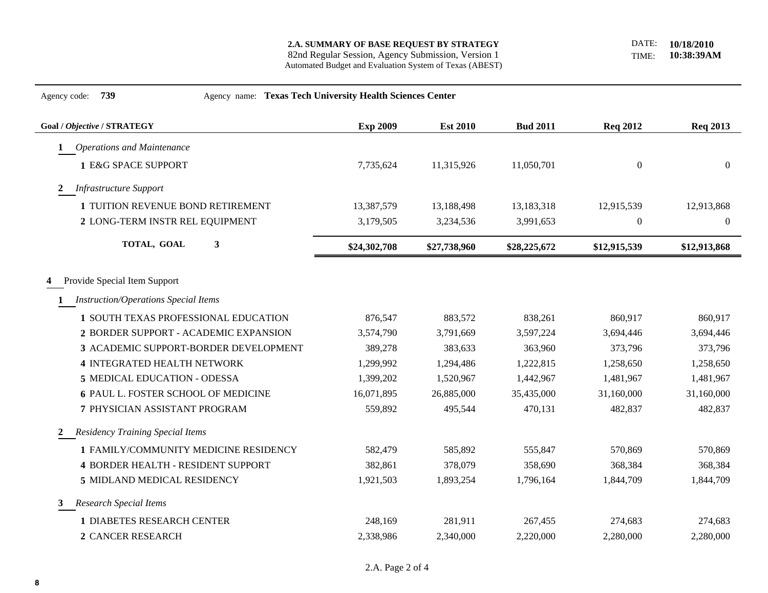**2.A. SUMMARY OF BASE REQUEST BY STRATEGY**
82nd Regular Session, Agency Submission, Version 1
Automated Budget and Evaluation System of Texas (ABEST)

DATE: **10/18/2010**
TIME: **10:38:39AM**

Agency code: **739** Agency name: **Texas Tech University Health Sciences Center**

| Goal / *Objective* / STRATEGY | Exp 2009 | Est 2010 | Bud 2011 | Req 2012 | Req 2013 |
|---|---|---|---|---|---|
| **1** *Operations and Maintenance* | | | | | |
| 1 E&G SPACE SUPPORT | 7,735,624 | 11,315,926 | 11,050,701 | 0 | 0 |
| **2** *Infrastructure Support* | | | | | |
| 1 TUITION REVENUE BOND RETIREMENT | 13,387,579 | 13,188,498 | 13,183,318 | 12,915,539 | 12,913,868 |
| 2 LONG-TERM INSTR REL EQUIPMENT | 3,179,505 | 3,234,536 | 3,991,653 | 0 | 0 |
| **TOTAL, GOAL 3** | **$24,302,708** | **$27,738,960** | **$28,225,672** | **$12,915,539** | **$12,913,868** |
| **4** Provide Special Item Support | | | | | |
| **1** *Instruction/Operations Special Items* | | | | | |
| 1 SOUTH TEXAS PROFESSIONAL EDUCATION | 876,547 | 883,572 | 838,261 | 860,917 | 860,917 |
| 2 BORDER SUPPORT - ACADEMIC EXPANSION | 3,574,790 | 3,791,669 | 3,597,224 | 3,694,446 | 3,694,446 |
| 3 ACADEMIC SUPPORT-BORDER DEVELOPMENT | 389,278 | 383,633 | 363,960 | 373,796 | 373,796 |
| 4 INTEGRATED HEALTH NETWORK | 1,299,992 | 1,294,486 | 1,222,815 | 1,258,650 | 1,258,650 |
| 5 MEDICAL EDUCATION - ODESSA | 1,399,202 | 1,520,967 | 1,442,967 | 1,481,967 | 1,481,967 |
| 6 PAUL L. FOSTER SCHOOL OF MEDICINE | 16,071,895 | 26,885,000 | 35,435,000 | 31,160,000 | 31,160,000 |
| 7 PHYSICIAN ASSISTANT PROGRAM | 559,892 | 495,544 | 470,131 | 482,837 | 482,837 |
| **2** *Residency Training Special Items* | | | | | |
| 1 FAMILY/COMMUNITY MEDICINE RESIDENCY | 582,479 | 585,892 | 555,847 | 570,869 | 570,869 |
| 4 BORDER HEALTH - RESIDENT SUPPORT | 382,861 | 378,079 | 358,690 | 368,384 | 368,384 |
| 5 MIDLAND MEDICAL RESIDENCY | 1,921,503 | 1,893,254 | 1,796,164 | 1,844,709 | 1,844,709 |
| **3** *Research Special Items* | | | | | |
| 1 DIABETES RESEARCH CENTER | 248,169 | 281,911 | 267,455 | 274,683 | 274,683 |
| 2 CANCER RESEARCH | 2,338,986 | 2,340,000 | 2,220,000 | 2,280,000 | 2,280,000 |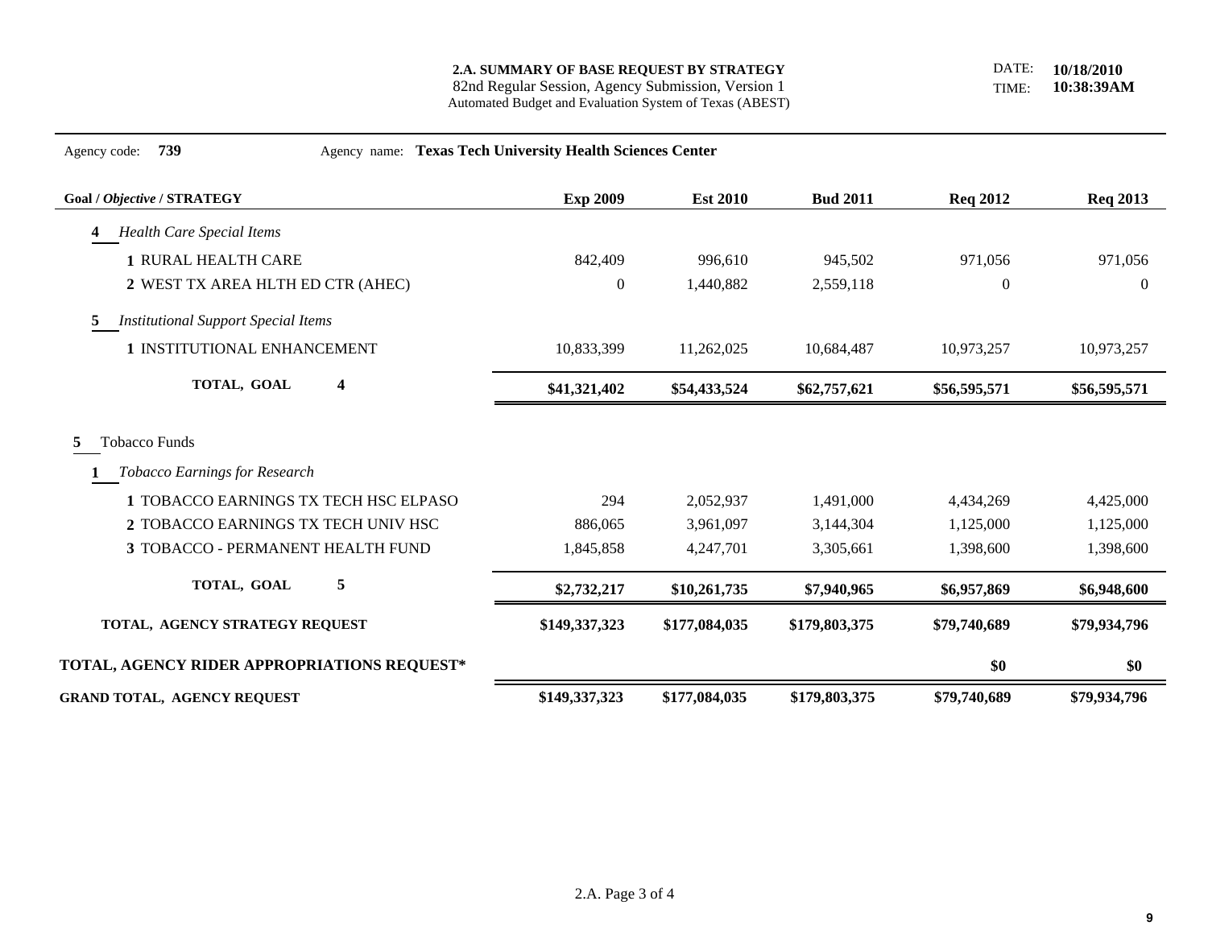**2.A. SUMMARY OF BASE REQUEST BY STRATEGY**
82nd Regular Session, Agency Submission, Version 1
Automated Budget and Evaluation System of Texas (ABEST)

DATE: **10/18/2010**
TIME: **10:38:39AM**

Agency code: **739** Agency name: **Texas Tech University Health Sciences Center**

| Goal / *Objective* / STRATEGY | Exp 2009 | Est 2010 | Bud 2011 | Req 2012 | Req 2013 |
|---|---|---|---|---|---|
| **4** *Health Care Special Items* | | | | | |
| 1 RURAL HEALTH CARE | 842,409 | 996,610 | 945,502 | 971,056 | 971,056 |
| 2 WEST TX AREA HLTH ED CTR (AHEC) | 0 | 1,440,882 | 2,559,118 | 0 | 0 |
| **5** *Institutional Support Special Items* | | | | | |
| 1 INSTITUTIONAL ENHANCEMENT | 10,833,399 | 11,262,025 | 10,684,487 | 10,973,257 | 10,973,257 |
| **TOTAL, GOAL 4** | **$41,321,402** | **$54,433,524** | **$62,757,621** | **$56,595,571** | **$56,595,571** |
| **5** Tobacco Funds | | | | | |
| **1** *Tobacco Earnings for Research* | | | | | |
| 1 TOBACCO EARNINGS TX TECH HSC ELPASO | 294 | 2,052,937 | 1,491,000 | 4,434,269 | 4,425,000 |
| 2 TOBACCO EARNINGS TX TECH UNIV HSC | 886,065 | 3,961,097 | 3,144,304 | 1,125,000 | 1,125,000 |
| 3 TOBACCO - PERMANENT HEALTH FUND | 1,845,858 | 4,247,701 | 3,305,661 | 1,398,600 | 1,398,600 |
| **TOTAL, GOAL 5** | **$2,732,217** | **$10,261,735** | **$7,940,965** | **$6,957,869** | **$6,948,600** |
| **TOTAL, AGENCY STRATEGY REQUEST** | **$149,337,323** | **$177,084,035** | **$179,803,375** | **$79,740,689** | **$79,934,796** |
| **TOTAL, AGENCY RIDER APPROPRIATIONS REQUEST*** | | | | **$0** | **$0** |
| **GRAND TOTAL, AGENCY REQUEST** | **$149,337,323** | **$177,084,035** | **$179,803,375** | **$79,740,689** | **$79,934,796** |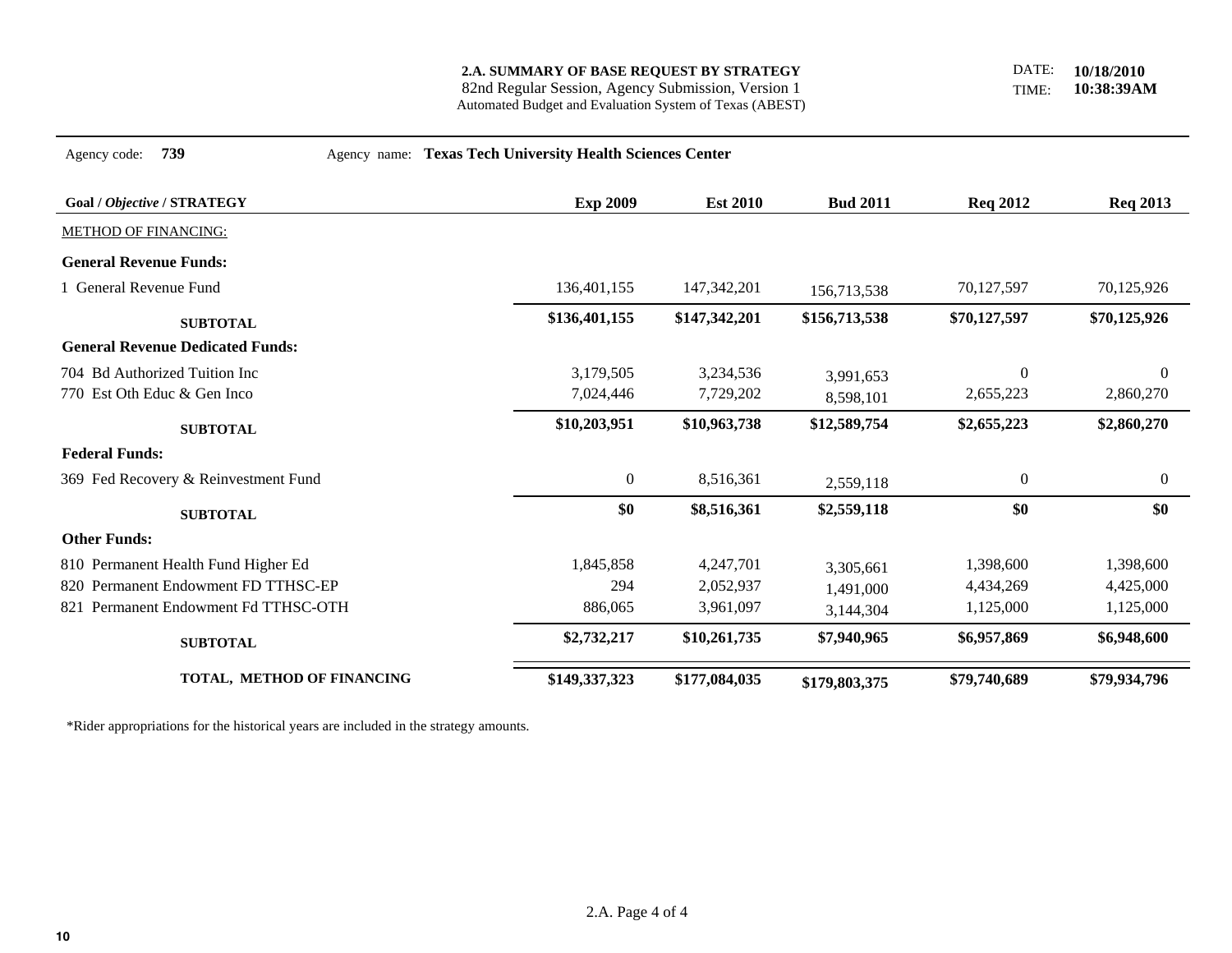**2.A. SUMMARY OF BASE REQUEST BY STRATEGY**
82nd Regular Session, Agency Submission, Version 1
Automated Budget and Evaluation System of Texas (ABEST)

DATE: **10/18/2010**
TIME: **10:38:39AM**

Agency code: **739** Agency name: **Texas Tech University Health Sciences Center**

| Goal / *Objective* / STRATEGY | Exp 2009 | Est 2010 | Bud 2011 | Req 2012 | Req 2013 |
|---|---|---|---|---|---|
| METHOD OF FINANCING: | | | | | |
| **General Revenue Funds:** | | | | | |
| 1 General Revenue Fund | 136,401,155 | 147,342,201 | 156,713,538 | 70,127,597 | 70,125,926 |
| **SUBTOTAL** | **$136,401,155** | **$147,342,201** | **$156,713,538** | **$70,127,597** | **$70,125,926** |
| **General Revenue Dedicated Funds:** | | | | | |
| 704 Bd Authorized Tuition Inc | 3,179,505 | 3,234,536 | 3,991,653 | 0 | 0 |
| 770 Est Oth Educ & Gen Inco | 7,024,446 | 7,729,202 | 8,598,101 | 2,655,223 | 2,860,270 |
| **SUBTOTAL** | **$10,203,951** | **$10,963,738** | **$12,589,754** | **$2,655,223** | **$2,860,270** |
| **Federal Funds:** | | | | | |
| 369 Fed Recovery & Reinvestment Fund | 0 | 8,516,361 | 2,559,118 | 0 | 0 |
| **SUBTOTAL** | **$0** | **$8,516,361** | **$2,559,118** | **$0** | **$0** |
| **Other Funds:** | | | | | |
| 810 Permanent Health Fund Higher Ed | 1,845,858 | 4,247,701 | 3,305,661 | 1,398,600 | 1,398,600 |
| 820 Permanent Endowment FD TTHSC-EP | 294 | 2,052,937 | 1,491,000 | 4,434,269 | 4,425,000 |
| 821 Permanent Endowment Fd TTHSC-OTH | 886,065 | 3,961,097 | 3,144,304 | 1,125,000 | 1,125,000 |
| **SUBTOTAL** | **$2,732,217** | **$10,261,735** | **$7,940,965** | **$6,957,869** | **$6,948,600** |
| **TOTAL, METHOD OF FINANCING** | **$149,337,323** | **$177,084,035** | **$179,803,375** | **$79,740,689** | **$79,934,796** |

*Rider appropriations for the historical years are included in the strategy amounts.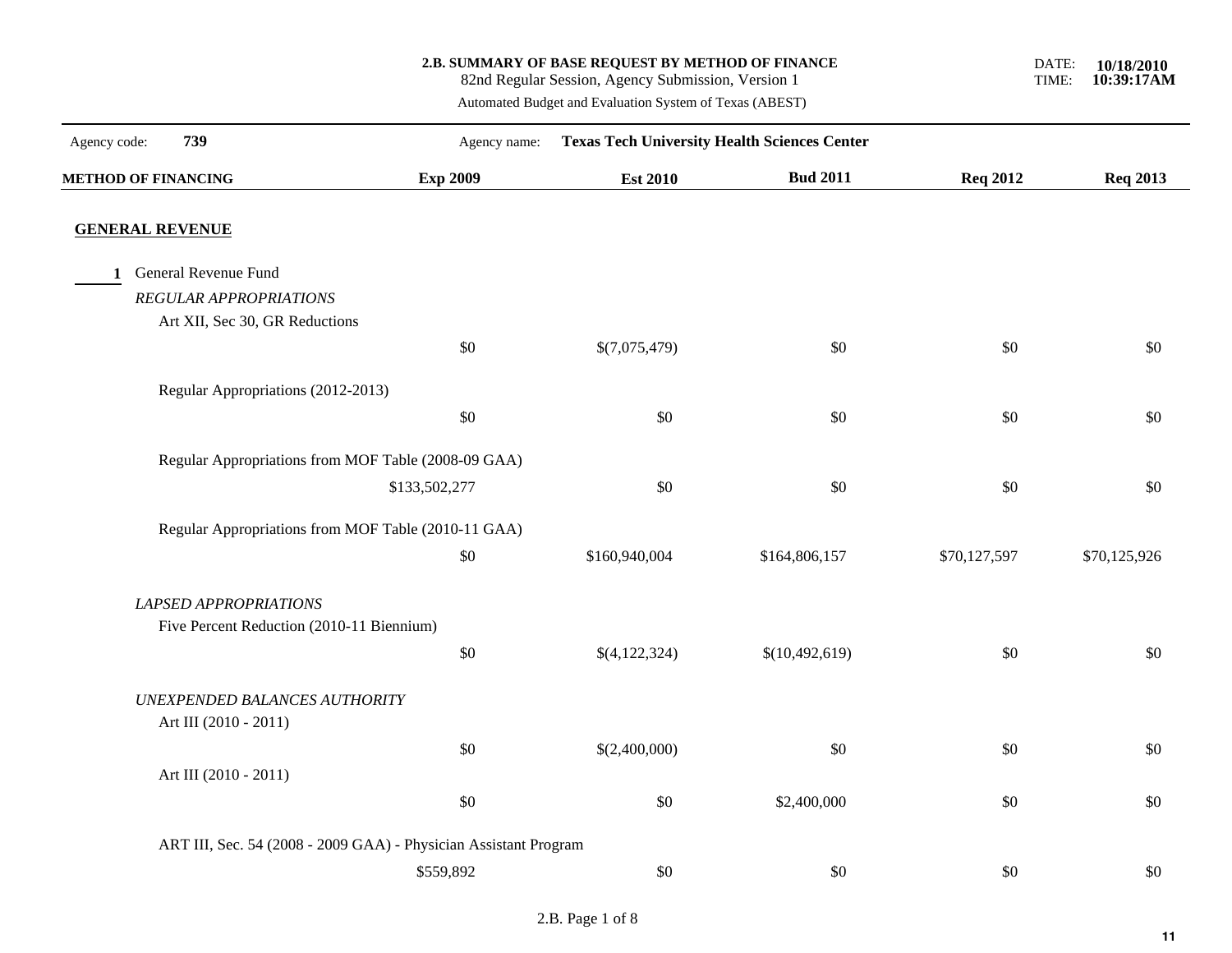**2.B. SUMMARY OF BASE REQUEST BY METHOD OF FINANCE**
82nd Regular Session, Agency Submission, Version 1
Automated Budget and Evaluation System of Texas (ABEST)

DATE: **10/18/2010**
TIME: **10:39:17AM**

Agency code: **739** Agency name: **Texas Tech University Health Sciences Center**

| METHOD OF FINANCING | Exp 2009 | Est 2010 | Bud 2011 | Req 2012 | Req 2013 |
|---|---|---|---|---|---|
| **GENERAL REVENUE** | | | | | |
| **1** General Revenue Fund | | | | | |
| *REGULAR APPROPRIATIONS* | | | | | |
| Art XII, Sec 30, GR Reductions | $0 | $(7,075,479) | $0 | $0 | $0 |
| Regular Appropriations (2012-2013) | $0 | $0 | $0 | $0 | $0 |
| Regular Appropriations from MOF Table (2008-09 GAA) | $133,502,277 | $0 | $0 | $0 | $0 |
| Regular Appropriations from MOF Table (2010-11 GAA) | $0 | $160,940,004 | $164,806,157 | $70,127,597 | $70,125,926 |
| *LAPSED APPROPRIATIONS* | | | | | |
| Five Percent Reduction (2010-11 Biennium) | $0 | $(4,122,324) | $(10,492,619) | $0 | $0 |
| *UNEXPENDED BALANCES AUTHORITY* | | | | | |
| Art III (2010 - 2011) | $0 | $(2,400,000) | $0 | $0 | $0 |
| Art III (2010 - 2011) | $0 | $0 | $2,400,000 | $0 | $0 |
| ART III, Sec. 54 (2008 - 2009 GAA) - Physician Assistant Program | $559,892 | $0 | $0 | $0 | $0 |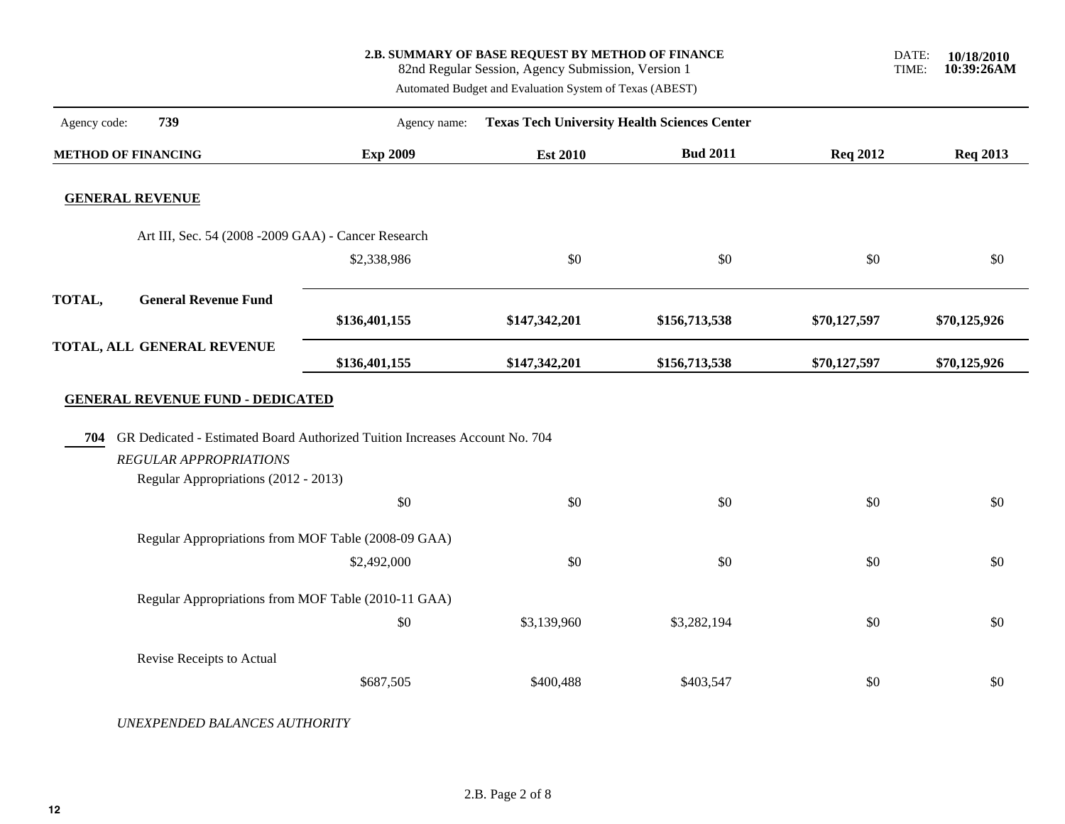**2.B. SUMMARY OF BASE REQUEST BY METHOD OF FINANCE**
82nd Regular Session, Agency Submission, Version 1
Automated Budget and Evaluation System of Texas (ABEST)

DATE: **10/18/2010**
TIME: **10:39:26AM**

Agency code: **739** Agency name: **Texas Tech University Health Sciences Center**

| METHOD OF FINANCING | Exp 2009 | Est 2010 | Bud 2011 | Req 2012 | Req 2013 |
|---|---|---|---|---|---|
| **GENERAL REVENUE** | | | | | |
| Art III, Sec. 54 (2008 -2009 GAA) - Cancer Research | $2,338,986 | $0 | $0 | $0 | $0 |
| **TOTAL, General Revenue Fund** | **$136,401,155** | **$147,342,201** | **$156,713,538** | **$70,127,597** | **$70,125,926** |
| **TOTAL, ALL GENERAL REVENUE** | **$136,401,155** | **$147,342,201** | **$156,713,538** | **$70,127,597** | **$70,125,926** |
| **GENERAL REVENUE FUND - DEDICATED** | | | | | |
| **704** GR Dedicated - Estimated Board Authorized Tuition Increases Account No. 704 | | | | | |
| *REGULAR APPROPRIATIONS* | | | | | |
| Regular Appropriations (2012 - 2013) | $0 | $0 | $0 | $0 | $0 |
| Regular Appropriations from MOF Table (2008-09 GAA) | $2,492,000 | $0 | $0 | $0 | $0 |
| Regular Appropriations from MOF Table (2010-11 GAA) | $0 | $3,139,960 | $3,282,194 | $0 | $0 |
| Revise Receipts to Actual | $687,505 | $400,488 | $403,547 | $0 | $0 |
| *UNEXPENDED BALANCES AUTHORITY* | | | | | |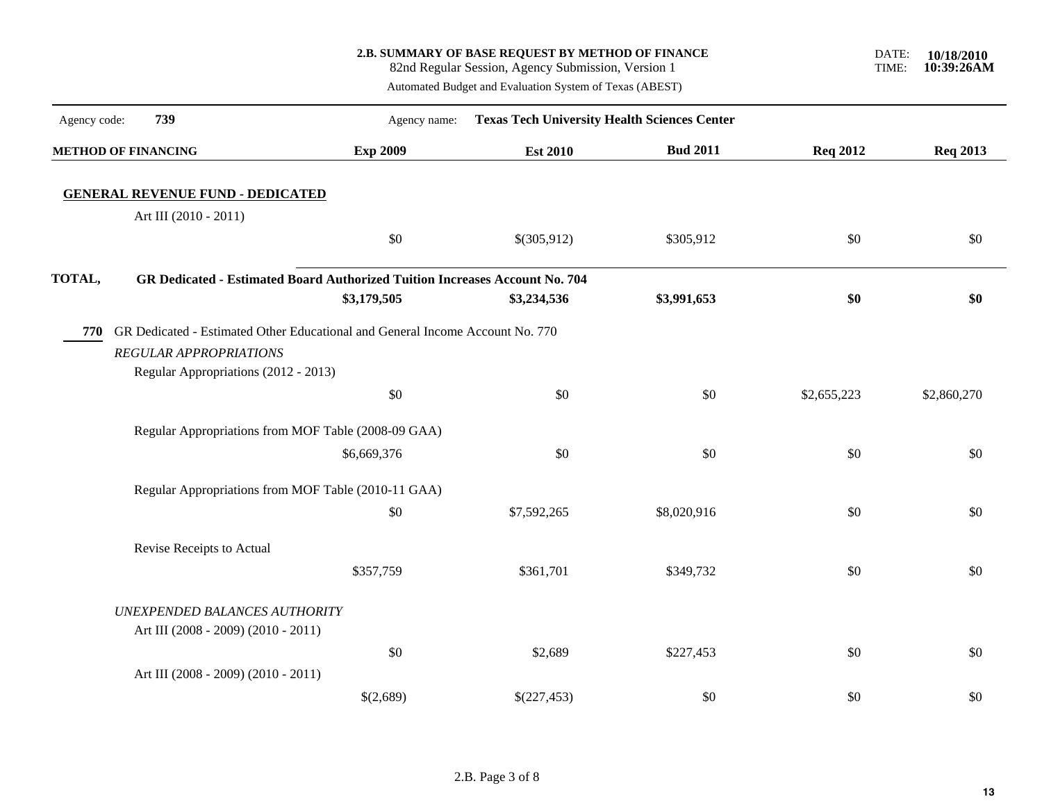**2.B. SUMMARY OF BASE REQUEST BY METHOD OF FINANCE**
82nd Regular Session, Agency Submission, Version 1
Automated Budget and Evaluation System of Texas (ABEST)

DATE: **10/18/2010**
TIME: **10:39:26AM**

Agency code: **739** Agency name: **Texas Tech University Health Sciences Center**

| METHOD OF FINANCING | Exp 2009 | Est 2010 | Bud 2011 | Req 2012 | Req 2013 |
|---|---|---|---|---|---|
| **GENERAL REVENUE FUND - DEDICATED** | | | | | |
| Art III (2010 - 2011) | $0 | $(305,912) | $305,912 | $0 | $0 |
| **TOTAL, GR Dedicated - Estimated Board Authorized Tuition Increases Account No. 704** | **$3,179,505** | **$3,234,536** | **$3,991,653** | **$0** | **$0** |
| **770** GR Dedicated - Estimated Other Educational and General Income Account No. 770 | | | | | |
| *REGULAR APPROPRIATIONS* | | | | | |
| Regular Appropriations (2012 - 2013) | $0 | $0 | $0 | $2,655,223 | $2,860,270 |
| Regular Appropriations from MOF Table (2008-09 GAA) | $6,669,376 | $0 | $0 | $0 | $0 |
| Regular Appropriations from MOF Table (2010-11 GAA) | $0 | $7,592,265 | $8,020,916 | $0 | $0 |
| Revise Receipts to Actual | $357,759 | $361,701 | $349,732 | $0 | $0 |
| *UNEXPENDED BALANCES AUTHORITY* | | | | | |
| Art III (2008 - 2009) (2010 - 2011) | $0 | $2,689 | $227,453 | $0 | $0 |
| Art III (2008 - 2009) (2010 - 2011) | $(2,689) | $(227,453) | $0 | $0 | $0 |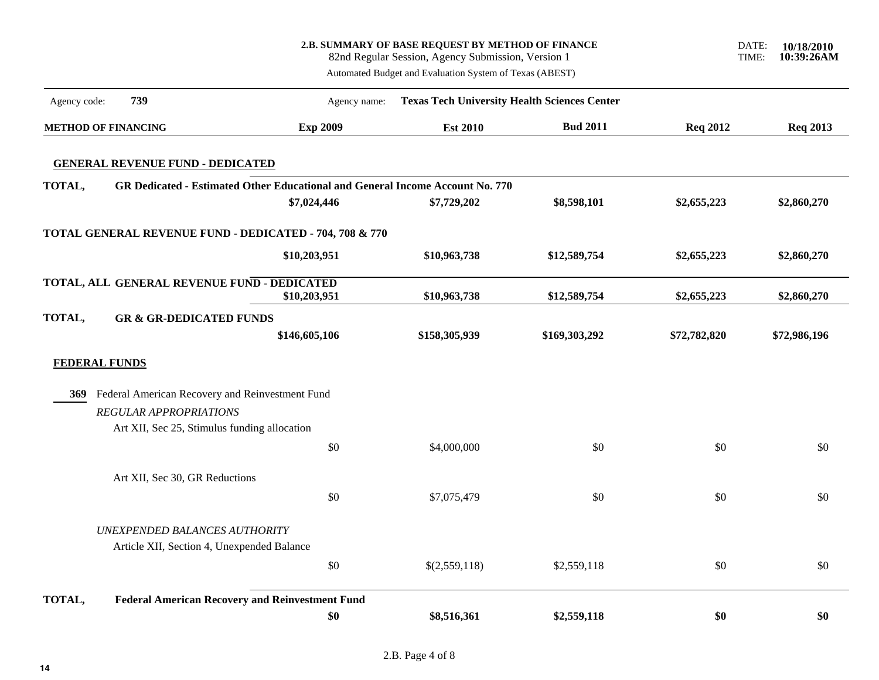**2.B. SUMMARY OF BASE REQUEST BY METHOD OF FINANCE**
82nd Regular Session, Agency Submission, Version 1
Automated Budget and Evaluation System of Texas (ABEST)

DATE: **10/18/2010**
TIME: **10:39:26AM**

Agency code: **739** Agency name: **Texas Tech University Health Sciences Center**

| METHOD OF FINANCING | Exp 2009 | Est 2010 | Bud 2011 | Req 2012 | Req 2013 |
|---|---|---|---|---|---|
| **GENERAL REVENUE FUND - DEDICATED** | | | | | |
| **TOTAL, GR Dedicated - Estimated Other Educational and General Income Account No. 770** | **$7,024,446** | **$7,729,202** | **$8,598,101** | **$2,655,223** | **$2,860,270** |
| **TOTAL GENERAL REVENUE FUND - DEDICATED - 704, 708 & 770** | **$10,203,951** | **$10,963,738** | **$12,589,754** | **$2,655,223** | **$2,860,270** |
| **TOTAL, ALL GENERAL REVENUE FUND - DEDICATED** | **$10,203,951** | **$10,963,738** | **$12,589,754** | **$2,655,223** | **$2,860,270** |
| **TOTAL, GR & GR-DEDICATED FUNDS** | **$146,605,106** | **$158,305,939** | **$169,303,292** | **$72,782,820** | **$72,986,196** |
| **FEDERAL FUNDS** | | | | | |
| **369** Federal American Recovery and Reinvestment Fund | | | | | |
| *REGULAR APPROPRIATIONS* | | | | | |
| Art XII, Sec 25, Stimulus funding allocation | $0 | $4,000,000 | $0 | $0 | $0 |
| Art XII, Sec 30, GR Reductions | $0 | $7,075,479 | $0 | $0 | $0 |
| *UNEXPENDED BALANCES AUTHORITY* | | | | | |
| Article XII, Section 4, Unexpended Balance | $0 | $(2,559,118) | $2,559,118 | $0 | $0 |
| **TOTAL, Federal American Recovery and Reinvestment Fund** | **$0** | **$8,516,361** | **$2,559,118** | **$0** | **$0** |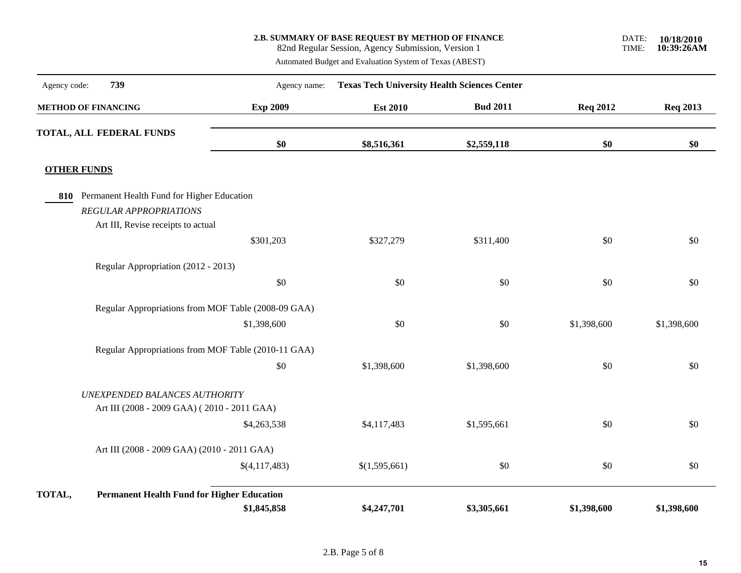**2.B. SUMMARY OF BASE REQUEST BY METHOD OF FINANCE**

82nd Regular Session, Agency Submission, Version 1

Automated Budget and Evaluation System of Texas (ABEST)

DATE: **10/18/2010**
TIME: **10:39:26AM**

Agency code: **739** Agency name: **Texas Tech University Health Sciences Center**

| METHOD OF FINANCING | Exp 2009 | Est 2010 | Bud 2011 | Req 2012 | Req 2013 |
|---|---|---|---|---|---|
| **TOTAL, ALL FEDERAL FUNDS** | **$0** | **$8,516,361** | **$2,559,118** | **$0** | **$0** |
| **OTHER FUNDS** | | | | | |
| **810** Permanent Health Fund for Higher Education | | | | | |
| *REGULAR APPROPRIATIONS* | | | | | |
| Art III, Revise receipts to actual | $301,203 | $327,279 | $311,400 | $0 | $0 |
| Regular Appropriation (2012 - 2013) | $0 | $0 | $0 | $0 | $0 |
| Regular Appropriations from MOF Table (2008-09 GAA) | $1,398,600 | $0 | $0 | $1,398,600 | $1,398,600 |
| Regular Appropriations from MOF Table (2010-11 GAA) | $0 | $1,398,600 | $1,398,600 | $0 | $0 |
| *UNEXPENDED BALANCES AUTHORITY* | | | | | |
| Art III (2008 - 2009 GAA) ( 2010 - 2011 GAA) | $4,263,538 | $4,117,483 | $1,595,661 | $0 | $0 |
| Art III (2008 - 2009 GAA) (2010 - 2011 GAA) | $(4,117,483) | $(1,595,661) | $0 | $0 | $0 |
| **TOTAL, Permanent Health Fund for Higher Education** | **$1,845,858** | **$4,247,701** | **$3,305,661** | **$1,398,600** | **$1,398,600** |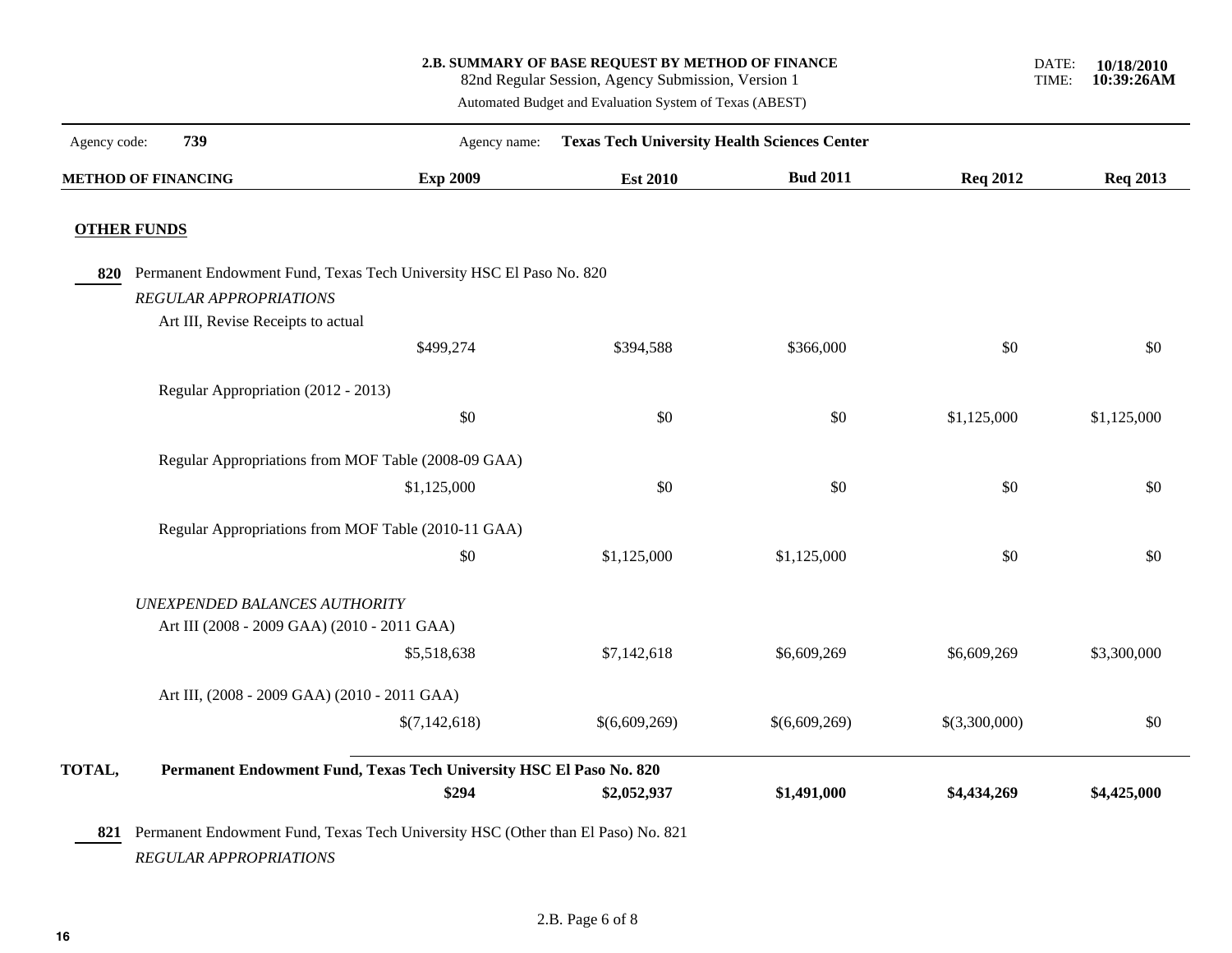**2.B. SUMMARY OF BASE REQUEST BY METHOD OF FINANCE**
82nd Regular Session, Agency Submission, Version 1
Automated Budget and Evaluation System of Texas (ABEST)

DATE: **10/18/2010**
TIME: **10:39:26AM**

Agency code: **739** Agency name: **Texas Tech University Health Sciences Center**

| METHOD OF FINANCING | Exp 2009 | Est 2010 | Bud 2011 | Req 2012 | Req 2013 |
|---|---|---|---|---|---|
| **OTHER FUNDS** | | | | | |
| **820** Permanent Endowment Fund, Texas Tech University HSC El Paso No. 820 | | | | | |
| *REGULAR APPROPRIATIONS* | | | | | |
| Art III, Revise Receipts to actual | $499,274 | $394,588 | $366,000 | $0 | $0 |
| Regular Appropriation (2012 - 2013) | $0 | $0 | $0 | $1,125,000 | $1,125,000 |
| Regular Appropriations from MOF Table (2008-09 GAA) | $1,125,000 | $0 | $0 | $0 | $0 |
| Regular Appropriations from MOF Table (2010-11 GAA) | $0 | $1,125,000 | $1,125,000 | $0 | $0 |
| *UNEXPENDED BALANCES AUTHORITY* | | | | | |
| Art III (2008 - 2009 GAA) (2010 - 2011 GAA) | $5,518,638 | $7,142,618 | $6,609,269 | $6,609,269 | $3,300,000 |
| Art III, (2008 - 2009 GAA) (2010 - 2011 GAA) | $(7,142,618) | $(6,609,269) | $(6,609,269) | $(3,300,000) | $0 |
| **TOTAL, Permanent Endowment Fund, Texas Tech University HSC El Paso No. 820** | **$294** | **$2,052,937** | **$1,491,000** | **$4,434,269** | **$4,425,000** |
| **821** Permanent Endowment Fund, Texas Tech University HSC (Other than El Paso) No. 821 | | | | | |
| *REGULAR APPROPRIATIONS* | | | | | |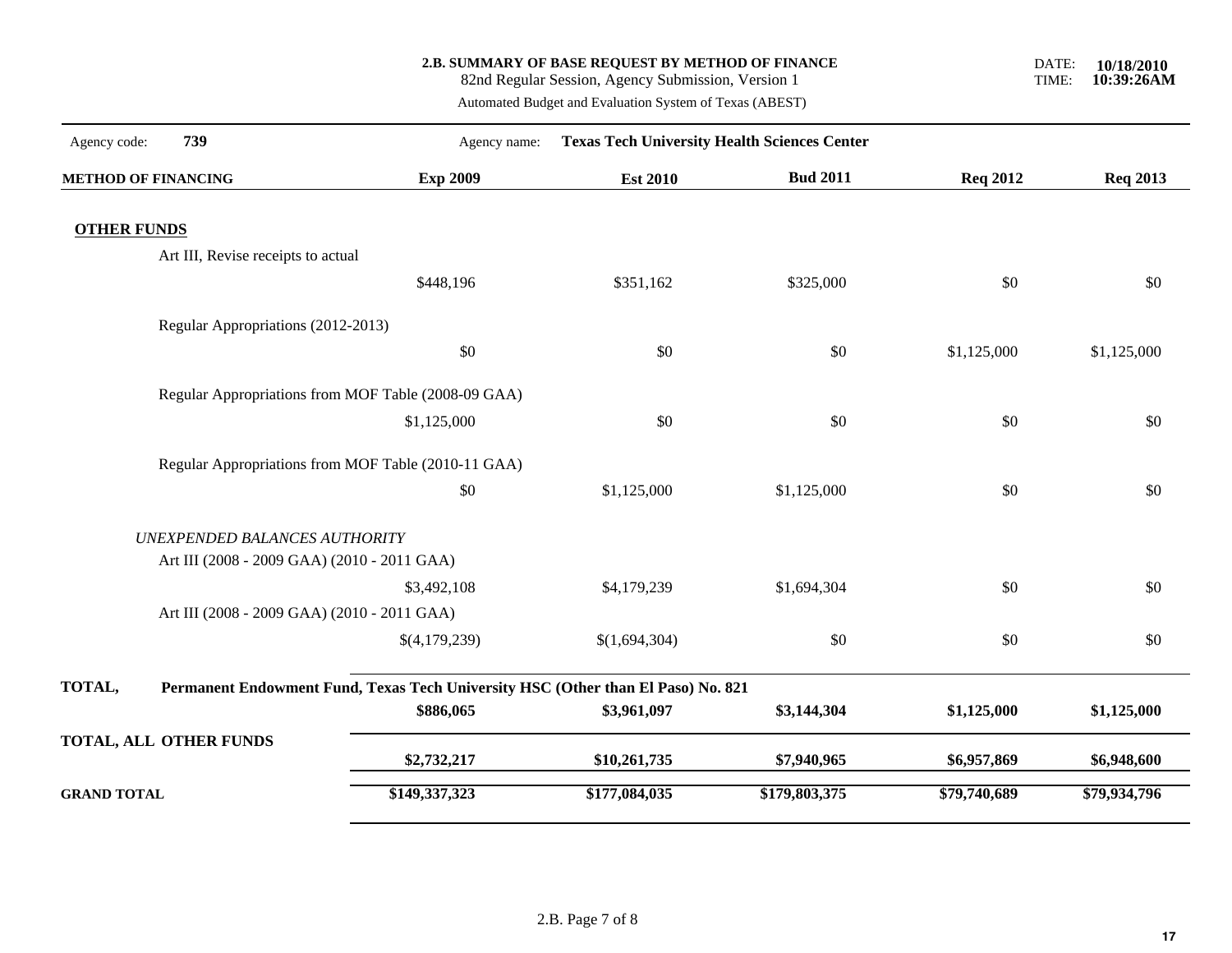**2.B. SUMMARY OF BASE REQUEST BY METHOD OF FINANCE**
82nd Regular Session, Agency Submission, Version 1
Automated Budget and Evaluation System of Texas (ABEST)

DATE: **10/18/2010**
TIME: **10:39:26AM**

Agency code: **739** Agency name: **Texas Tech University Health Sciences Center**

| METHOD OF FINANCING | Exp 2009 | Est 2010 | Bud 2011 | Req 2012 | Req 2013 |
|---|---|---|---|---|---|
| **OTHER FUNDS** | | | | | |
| Art III, Revise receipts to actual | | | | | |
| | $448,196 | $351,162 | $325,000 | $0 | $0 |
| Regular Appropriations (2012-2013) | | | | | |
| | $0 | $0 | $0 | $1,125,000 | $1,125,000 |
| Regular Appropriations from MOF Table (2008-09 GAA) | | | | | |
| | $1,125,000 | $0 | $0 | $0 | $0 |
| Regular Appropriations from MOF Table (2010-11 GAA) | | | | | |
| | $0 | $1,125,000 | $1,125,000 | $0 | $0 |
| *UNEXPENDED BALANCES AUTHORITY* | | | | | |
| Art III (2008 - 2009 GAA) (2010 - 2011 GAA) | | | | | |
| | $3,492,108 | $4,179,239 | $1,694,304 | $0 | $0 |
| Art III (2008 - 2009 GAA) (2010 - 2011 GAA) | | | | | |
| | $(4,179,239) | $(1,694,304) | $0 | $0 | $0 |
| **TOTAL, Permanent Endowment Fund, Texas Tech University HSC (Other than El Paso) No. 821** | | | | | |
| | **$886,065** | **$3,961,097** | **$3,144,304** | **$1,125,000** | **$1,125,000** |
| **TOTAL, ALL OTHER FUNDS** | **$2,732,217** | **$10,261,735** | **$7,940,965** | **$6,957,869** | **$6,948,600** |
| **GRAND TOTAL** | **$149,337,323** | **$177,084,035** | **$179,803,375** | **$79,740,689** | **$79,934,796** |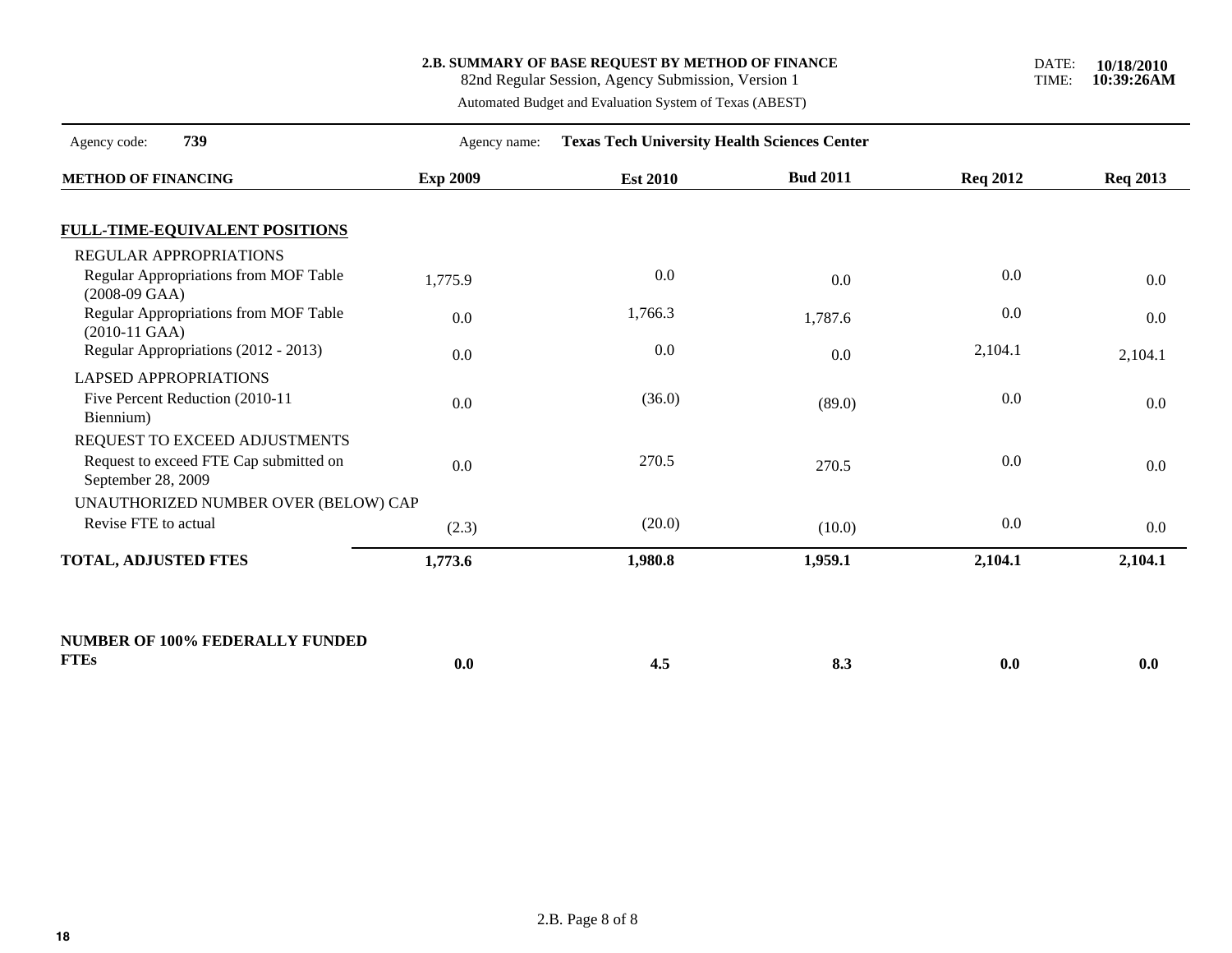**2.B. SUMMARY OF BASE REQUEST BY METHOD OF FINANCE**
82nd Regular Session, Agency Submission, Version 1
Automated Budget and Evaluation System of Texas (ABEST)

DATE: **10/18/2010**
TIME: **10:39:26AM**

Agency code: **739** Agency name: **Texas Tech University Health Sciences Center**

| METHOD OF FINANCING | Exp 2009 | Est 2010 | Bud 2011 | Req 2012 | Req 2013 |
|---|---|---|---|---|---|
| **FULL-TIME-EQUIVALENT POSITIONS** | | | | | |
| REGULAR APPROPRIATIONS | | | | | |
| Regular Appropriations from MOF Table (2008-09 GAA) | 1,775.9 | 0.0 | 0.0 | 0.0 | 0.0 |
| Regular Appropriations from MOF Table (2010-11 GAA) | 0.0 | 1,766.3 | 1,787.6 | 0.0 | 0.0 |
| Regular Appropriations (2012 - 2013) | 0.0 | 0.0 | 0.0 | 2,104.1 | 2,104.1 |
| LAPSED APPROPRIATIONS | | | | | |
| Five Percent Reduction (2010-11 Biennium) | 0.0 | (36.0) | (89.0) | 0.0 | 0.0 |
| REQUEST TO EXCEED ADJUSTMENTS | | | | | |
| Request to exceed FTE Cap submitted on September 28, 2009 | 0.0 | 270.5 | 270.5 | 0.0 | 0.0 |
| UNAUTHORIZED NUMBER OVER (BELOW) CAP | | | | | |
| Revise FTE to actual | (2.3) | (20.0) | (10.0) | 0.0 | 0.0 |
| **TOTAL, ADJUSTED FTES** | **1,773.6** | **1,980.8** | **1,959.1** | **2,104.1** | **2,104.1** |
| **NUMBER OF 100% FEDERALLY FUNDED FTEs** | **0.0** | **4.5** | **8.3** | **0.0** | **0.0** |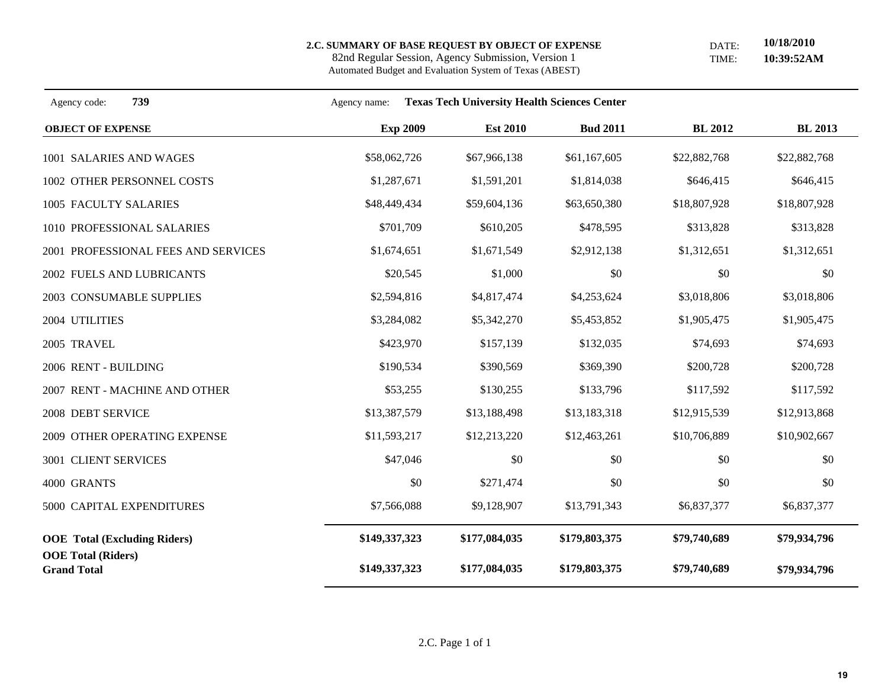**2.C. SUMMARY OF BASE REQUEST BY OBJECT OF EXPENSE**
82nd Regular Session, Agency Submission, Version 1
Automated Budget and Evaluation System of Texas (ABEST)

DATE: **10/18/2010**
TIME: **10:39:52AM**

Agency code: **739** Agency name: **Texas Tech University Health Sciences Center**

| OBJECT OF EXPENSE | Exp 2009 | Est 2010 | Bud 2011 | BL 2012 | BL 2013 |
|---|---|---|---|---|---|
| 1001 SALARIES AND WAGES | $58,062,726 | $67,966,138 | $61,167,605 | $22,882,768 | $22,882,768 |
| 1002 OTHER PERSONNEL COSTS | $1,287,671 | $1,591,201 | $1,814,038 | $646,415 | $646,415 |
| 1005 FACULTY SALARIES | $48,449,434 | $59,604,136 | $63,650,380 | $18,807,928 | $18,807,928 |
| 1010 PROFESSIONAL SALARIES | $701,709 | $610,205 | $478,595 | $313,828 | $313,828 |
| 2001 PROFESSIONAL FEES AND SERVICES | $1,674,651 | $1,671,549 | $2,912,138 | $1,312,651 | $1,312,651 |
| 2002 FUELS AND LUBRICANTS | $20,545 | $1,000 | $0 | $0 | $0 |
| 2003 CONSUMABLE SUPPLIES | $2,594,816 | $4,817,474 | $4,253,624 | $3,018,806 | $3,018,806 |
| 2004 UTILITIES | $3,284,082 | $5,342,270 | $5,453,852 | $1,905,475 | $1,905,475 |
| 2005 TRAVEL | $423,970 | $157,139 | $132,035 | $74,693 | $74,693 |
| 2006 RENT - BUILDING | $190,534 | $390,569 | $369,390 | $200,728 | $200,728 |
| 2007 RENT - MACHINE AND OTHER | $53,255 | $130,255 | $133,796 | $117,592 | $117,592 |
| 2008 DEBT SERVICE | $13,387,579 | $13,188,498 | $13,183,318 | $12,915,539 | $12,913,868 |
| 2009 OTHER OPERATING EXPENSE | $11,593,217 | $12,213,220 | $12,463,261 | $10,706,889 | $10,902,667 |
| 3001 CLIENT SERVICES | $47,046 | $0 | $0 | $0 | $0 |
| 4000 GRANTS | $0 | $271,474 | $0 | $0 | $0 |
| 5000 CAPITAL EXPENDITURES | $7,566,088 | $9,128,907 | $13,791,343 | $6,837,377 | $6,837,377 |
| **OOE Total (Excluding Riders)** | **$149,337,323** | **$177,084,035** | **$179,803,375** | **$79,740,689** | **$79,934,796** |
| **OOE Total (Riders)** | | | | | |
| **Grand Total** | **$149,337,323** | **$177,084,035** | **$179,803,375** | **$79,740,689** | **$79,934,796** |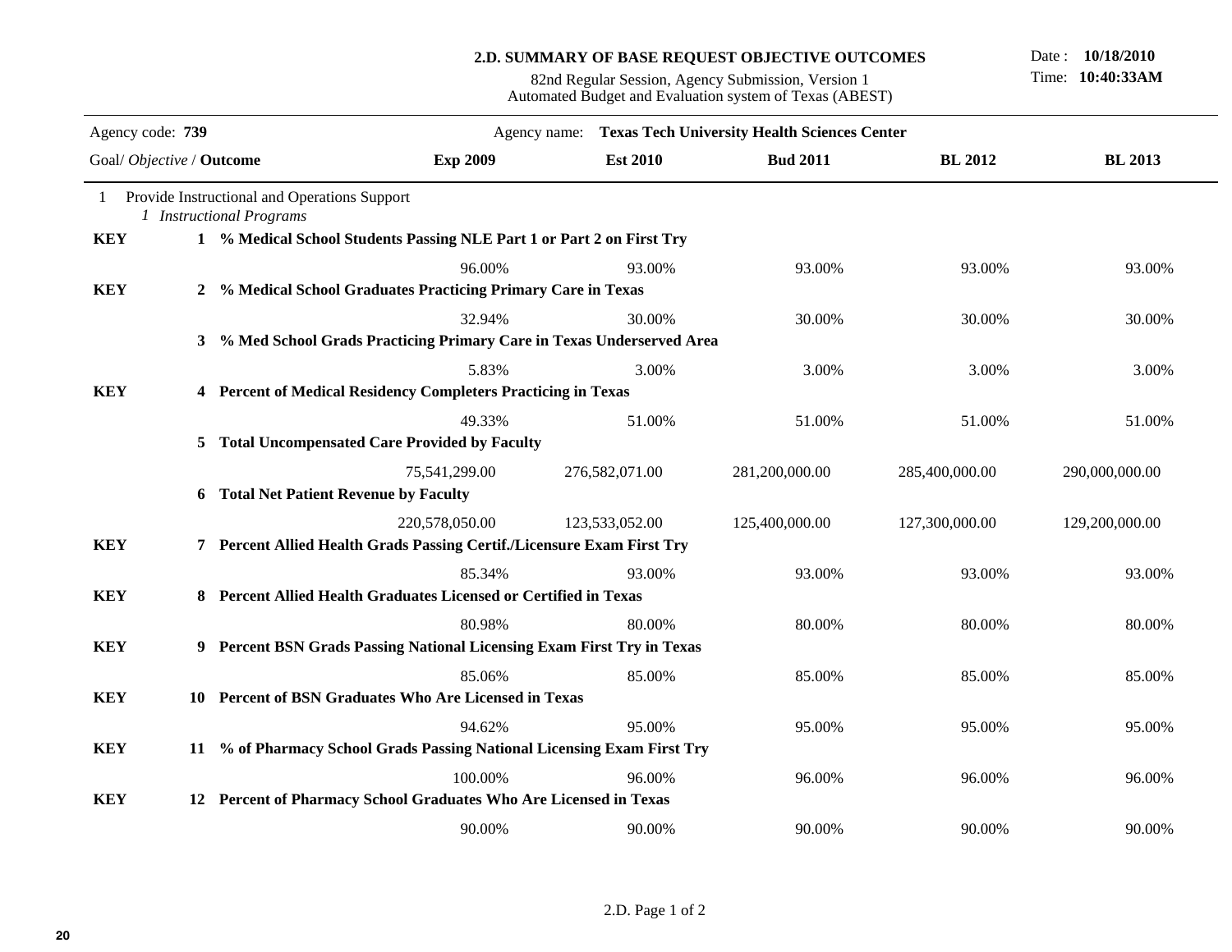# 2.D. SUMMARY OF BASE REQUEST OBJECTIVE OUTCOMES

82nd Regular Session, Agency Submission, Version 1
Automated Budget and Evaluation system of Texas (ABEST)

Date : **10/18/2010**
Time: **10:40:33AM**

Agency code: **739** Agency name: **Texas Tech University Health Sciences Center**

| Goal/ *Objective* / **Outcome** | | **Exp 2009** | **Est 2010** | **Bud 2011** | **BL 2012** | **BL 2013** |
|---|---|---|---|---|---|---|
| 1 | Provide Instructional and Operations Support | | | | | |
| | *1 Instructional Programs* | | | | | |
| **KEY** | **1 % Medical School Students Passing NLE Part 1 or Part 2 on First Try** | | | | | |
| | | 96.00% | 93.00% | 93.00% | 93.00% | 93.00% |
| **KEY** | **2 % Medical School Graduates Practicing Primary Care in Texas** | | | | | |
| | | 32.94% | 30.00% | 30.00% | 30.00% | 30.00% |
| | **3 % Med School Grads Practicing Primary Care in Texas Underserved Area** | | | | | |
| | | 5.83% | 3.00% | 3.00% | 3.00% | 3.00% |
| **KEY** | **4 Percent of Medical Residency Completers Practicing in Texas** | | | | | |
| | | 49.33% | 51.00% | 51.00% | 51.00% | 51.00% |
| | **5 Total Uncompensated Care Provided by Faculty** | | | | | |
| | | 75,541,299.00 | 276,582,071.00 | 281,200,000.00 | 285,400,000.00 | 290,000,000.00 |
| | **6 Total Net Patient Revenue by Faculty** | | | | | |
| | | 220,578,050.00 | 123,533,052.00 | 125,400,000.00 | 127,300,000.00 | 129,200,000.00 |
| **KEY** | **7 Percent Allied Health Grads Passing Certif./Licensure Exam First Try** | | | | | |
| | | 85.34% | 93.00% | 93.00% | 93.00% | 93.00% |
| **KEY** | **8 Percent Allied Health Graduates Licensed or Certified in Texas** | | | | | |
| | | 80.98% | 80.00% | 80.00% | 80.00% | 80.00% |
| **KEY** | **9 Percent BSN Grads Passing National Licensing Exam First Try in Texas** | | | | | |
| | | 85.06% | 85.00% | 85.00% | 85.00% | 85.00% |
| **KEY** | **10 Percent of BSN Graduates Who Are Licensed in Texas** | | | | | |
| | | 94.62% | 95.00% | 95.00% | 95.00% | 95.00% |
| **KEY** | **11 % of Pharmacy School Grads Passing National Licensing Exam First Try** | | | | | |
| | | 100.00% | 96.00% | 96.00% | 96.00% | 96.00% |
| **KEY** | **12 Percent of Pharmacy School Graduates Who Are Licensed in Texas** | | | | | |
| | | 90.00% | 90.00% | 90.00% | 90.00% | 90.00% |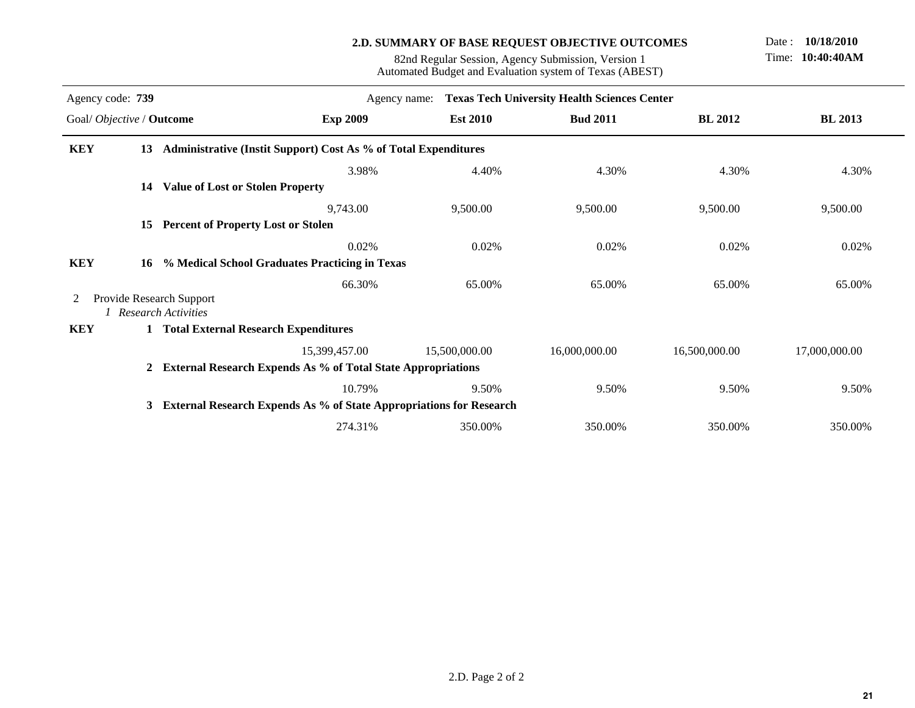**2.D. SUMMARY OF BASE REQUEST OBJECTIVE OUTCOMES**

82nd Regular Session, Agency Submission, Version 1
Automated Budget and Evaluation system of Texas (ABEST)

Date : **10/18/2010**
Time: **10:40:40AM**

Agency code: **739** Agency name: **Texas Tech University Health Sciences Center**

| Goal/ *Objective* / **Outcome** | | Exp 2009 | Est 2010 | Bud 2011 | BL 2012 | BL 2013 |
|---|---|---|---|---|---|---|
| **KEY** | **13 Administrative (Instit Support) Cost As % of Total Expenditures** | | | | | |
| | | 3.98% | 4.40% | 4.30% | 4.30% | 4.30% |
| | **14 Value of Lost or Stolen Property** | | | | | |
| | | 9,743.00 | 9,500.00 | 9,500.00 | 9,500.00 | 9,500.00 |
| | **15 Percent of Property Lost or Stolen** | | | | | |
| | | 0.02% | 0.02% | 0.02% | 0.02% | 0.02% |
| **KEY** | **16 % Medical School Graduates Practicing in Texas** | | | | | |
| | | 66.30% | 65.00% | 65.00% | 65.00% | 65.00% |
| 2 | Provide Research Support | | | | | |
| | *1 Research Activities* | | | | | |
| **KEY** | **1 Total External Research Expenditures** | | | | | |
| | | 15,399,457.00 | 15,500,000.00 | 16,000,000.00 | 16,500,000.00 | 17,000,000.00 |
| | **2 External Research Expends As % of Total State Appropriations** | | | | | |
| | | 10.79% | 9.50% | 9.50% | 9.50% | 9.50% |
| | **3 External Research Expends As % of State Appropriations for Research** | | | | | |
| | | 274.31% | 350.00% | 350.00% | 350.00% | 350.00% |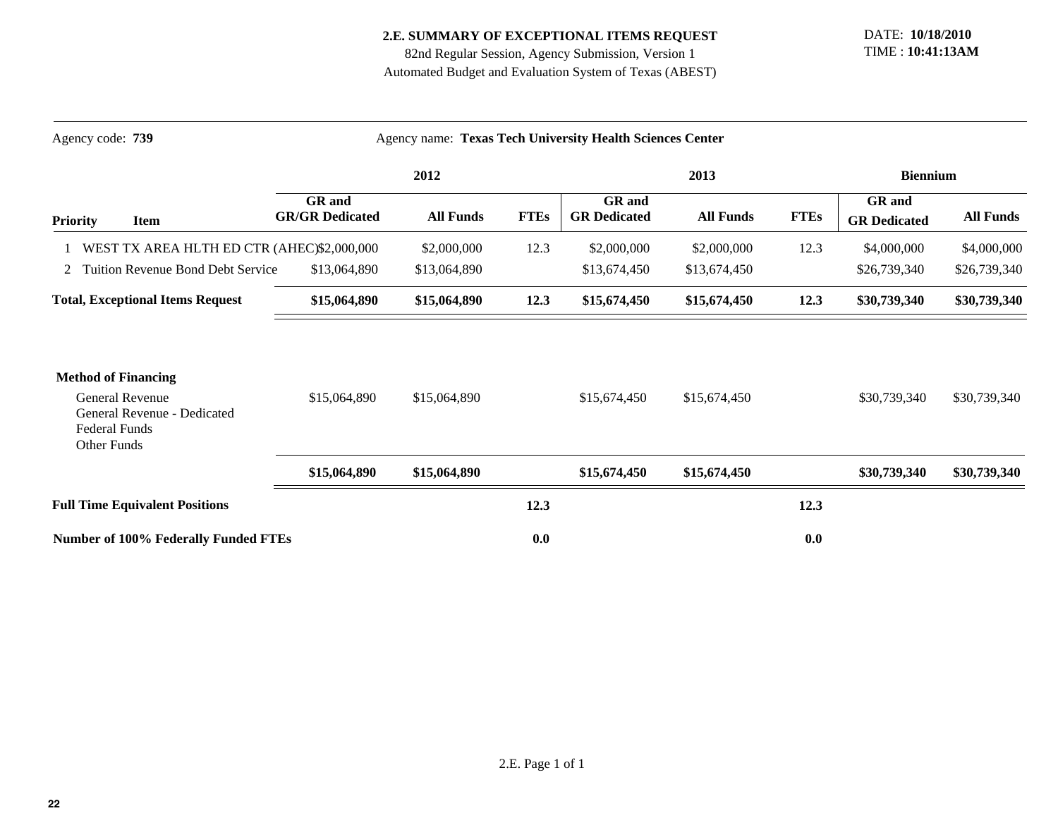**2.E. SUMMARY OF EXCEPTIONAL ITEMS REQUEST**
82nd Regular Session, Agency Submission, Version 1
Automated Budget and Evaluation System of Texas (ABEST)

DATE: **10/18/2010**
TIME : **10:41:13AM**

Agency code: **739** Agency name: **Texas Tech University Health Sciences Center**

| | | 2012 | | | 2013 | | | Biennium | |
|---|---|---|---|---|---|---|---|---|---|
| **Priority** | **Item** | **GR and GR/GR Dedicated** | **All Funds** | **FTEs** | **GR and GR Dedicated** | **All Funds** | **FTEs** | **GR and GR Dedicated** | **All Funds** |
| 1 | WEST TX AREA HLTH ED CTR (AHEC) | $2,000,000 | $2,000,000 | 12.3 | $2,000,000 | $2,000,000 | 12.3 | $4,000,000 | $4,000,000 |
| 2 | Tuition Revenue Bond Debt Service | $13,064,890 | $13,064,890 | | $13,674,450 | $13,674,450 | | $26,739,340 | $26,739,340 |
| **Total, Exceptional Items Request** | | **$15,064,890** | **$15,064,890** | **12.3** | **$15,674,450** | **$15,674,450** | **12.3** | **$30,739,340** | **$30,739,340** |
| **Method of Financing** | | | | | | | | | |
| General Revenue | | $15,064,890 | $15,064,890 | | $15,674,450 | $15,674,450 | | $30,739,340 | $30,739,340 |
| General Revenue - Dedicated | | | | | | | | | |
| Federal Funds | | | | | | | | | |
| Other Funds | | | | | | | | | |
| | | **$15,064,890** | **$15,064,890** | | **$15,674,450** | **$15,674,450** | | **$30,739,340** | **$30,739,340** |
| **Full Time Equivalent Positions** | | | | **12.3** | | | **12.3** | | |
| **Number of 100% Federally Funded FTEs** | | | | **0.0** | | | **0.0** | | |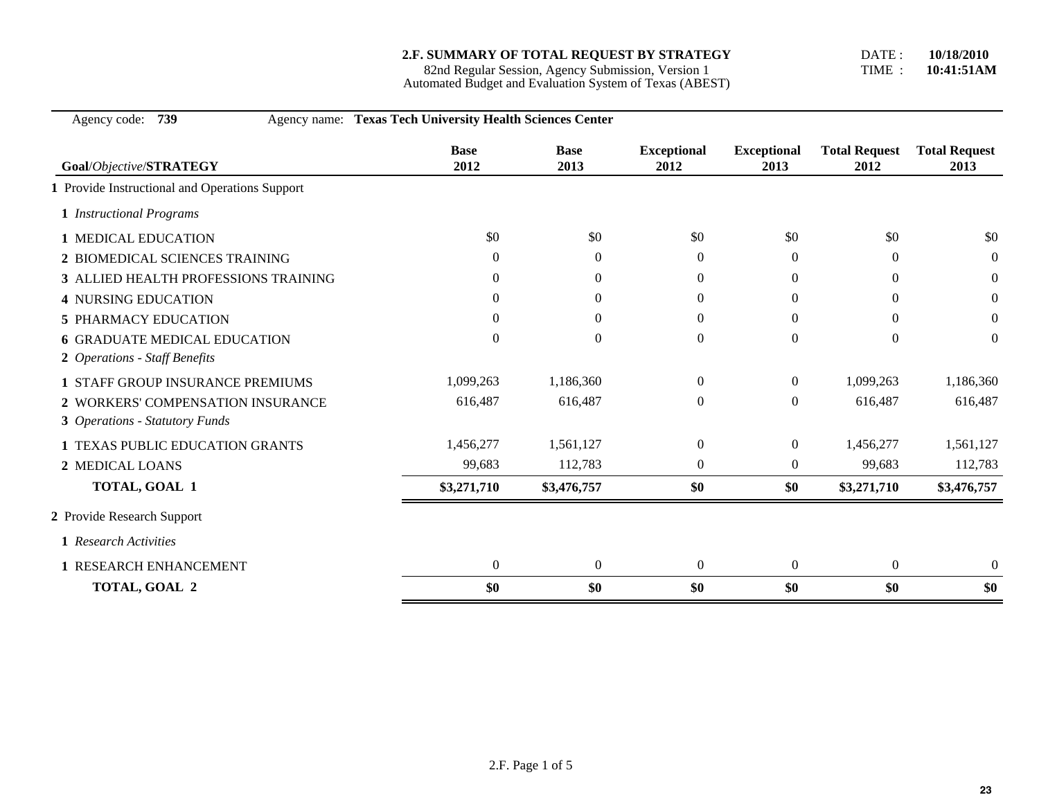**2.F. SUMMARY OF TOTAL REQUEST BY STRATEGY**
82nd Regular Session, Agency Submission, Version 1
Automated Budget and Evaluation System of Texas (ABEST)

DATE : **10/18/2010**
TIME : **10:41:51AM**

Agency code: **739** Agency name: **Texas Tech University Health Sciences Center**

| **Goal**/*Objective*/**STRATEGY** | **Base 2012** | **Base 2013** | **Exceptional 2012** | **Exceptional 2013** | **Total Request 2012** | **Total Request 2013** |
|---|---|---|---|---|---|---|
| **1** Provide Instructional and Operations Support | | | | | | |
| **1** *Instructional Programs* | | | | | | |
| **1** MEDICAL EDUCATION | $0 | $0 | $0 | $0 | $0 | $0 |
| **2** BIOMEDICAL SCIENCES TRAINING | 0 | 0 | 0 | 0 | 0 | 0 |
| **3** ALLIED HEALTH PROFESSIONS TRAINING | 0 | 0 | 0 | 0 | 0 | 0 |
| **4** NURSING EDUCATION | 0 | 0 | 0 | 0 | 0 | 0 |
| **5** PHARMACY EDUCATION | 0 | 0 | 0 | 0 | 0 | 0 |
| **6** GRADUATE MEDICAL EDUCATION | 0 | 0 | 0 | 0 | 0 | 0 |
| **2** *Operations - Staff Benefits* | | | | | | |
| **1** STAFF GROUP INSURANCE PREMIUMS | 1,099,263 | 1,186,360 | 0 | 0 | 1,099,263 | 1,186,360 |
| **2** WORKERS' COMPENSATION INSURANCE | 616,487 | 616,487 | 0 | 0 | 616,487 | 616,487 |
| **3** *Operations - Statutory Funds* | | | | | | |
| **1** TEXAS PUBLIC EDUCATION GRANTS | 1,456,277 | 1,561,127 | 0 | 0 | 1,456,277 | 1,561,127 |
| **2** MEDICAL LOANS | 99,683 | 112,783 | 0 | 0 | 99,683 | 112,783 |
| **TOTAL, GOAL 1** | **$3,271,710** | **$3,476,757** | **$0** | **$0** | **$3,271,710** | **$3,476,757** |
| **2** Provide Research Support | | | | | | |
| **1** *Research Activities* | | | | | | |
| **1** RESEARCH ENHANCEMENT | 0 | 0 | 0 | 0 | 0 | 0 |
| **TOTAL, GOAL 2** | **$0** | **$0** | **$0** | **$0** | **$0** | **$0** |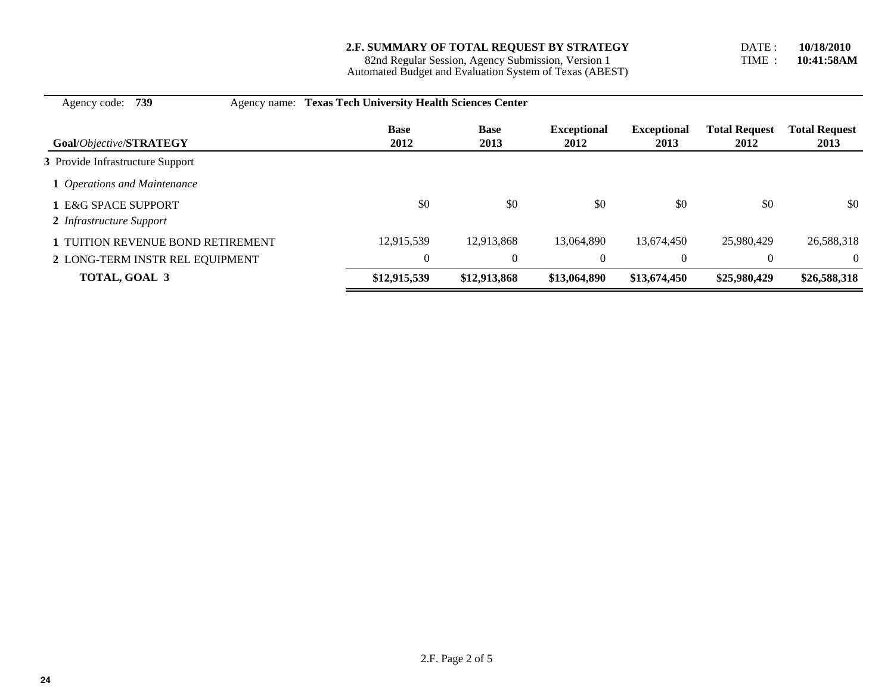**2.F. SUMMARY OF TOTAL REQUEST BY STRATEGY**
82nd Regular Session, Agency Submission, Version 1
Automated Budget and Evaluation System of Texas (ABEST)

DATE : **10/18/2010**
TIME : **10:41:58AM**

Agency code: **739** Agency name: **Texas Tech University Health Sciences Center**

| **Goal**/*Objective*/**STRATEGY** | **Base 2012** | **Base 2013** | **Exceptional 2012** | **Exceptional 2013** | **Total Request 2012** | **Total Request 2013** |
|---|---|---|---|---|---|---|
| **3** Provide Infrastructure Support | | | | | | |
| **1** *Operations and Maintenance* | | | | | | |
| **1** E&G SPACE SUPPORT | $0 | $0 | $0 | $0 | $0 | $0 |
| **2** *Infrastructure Support* | | | | | | |
| **1** TUITION REVENUE BOND RETIREMENT | 12,915,539 | 12,913,868 | 13,064,890 | 13,674,450 | 25,980,429 | 26,588,318 |
| **2** LONG-TERM INSTR REL EQUIPMENT | 0 | 0 | 0 | 0 | 0 | 0 |
| **TOTAL, GOAL 3** | **$12,915,539** | **$12,913,868** | **$13,064,890** | **$13,674,450** | **$25,980,429** | **$26,588,318** |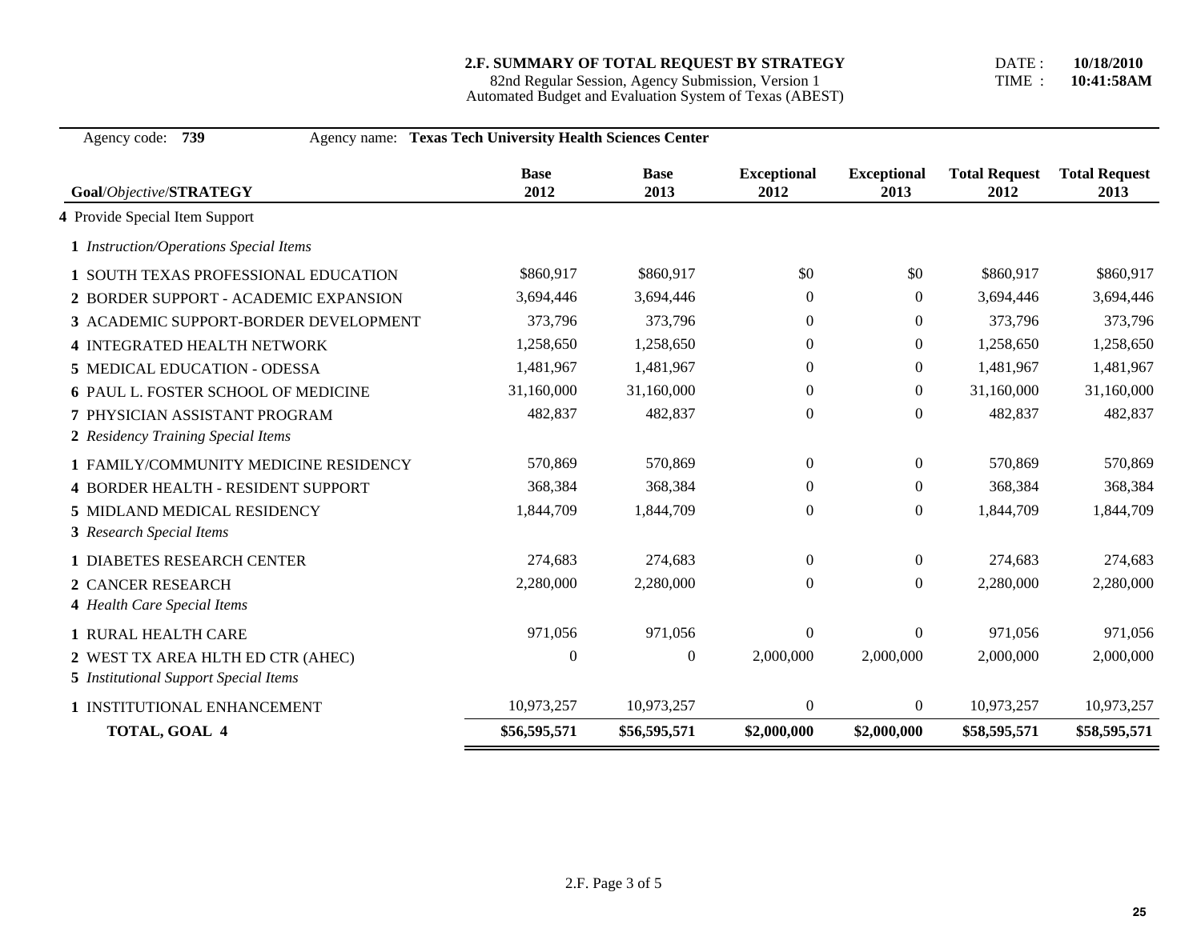**2.F. SUMMARY OF TOTAL REQUEST BY STRATEGY**
82nd Regular Session, Agency Submission, Version 1
Automated Budget and Evaluation System of Texas (ABEST)

DATE : **10/18/2010**
TIME : **10:41:58AM**

Agency code: **739** Agency name: **Texas Tech University Health Sciences Center**

| **Goal**/*Objective*/**STRATEGY** | **Base 2012** | **Base 2013** | **Exceptional 2012** | **Exceptional 2013** | **Total Request 2012** | **Total Request 2013** |
|---|---|---|---|---|---|---|
| **4** Provide Special Item Support | | | | | | |
| **1** *Instruction/Operations Special Items* | | | | | | |
| **1** SOUTH TEXAS PROFESSIONAL EDUCATION | $860,917 | $860,917 | $0 | $0 | $860,917 | $860,917 |
| **2** BORDER SUPPORT - ACADEMIC EXPANSION | 3,694,446 | 3,694,446 | 0 | 0 | 3,694,446 | 3,694,446 |
| **3** ACADEMIC SUPPORT-BORDER DEVELOPMENT | 373,796 | 373,796 | 0 | 0 | 373,796 | 373,796 |
| **4** INTEGRATED HEALTH NETWORK | 1,258,650 | 1,258,650 | 0 | 0 | 1,258,650 | 1,258,650 |
| **5** MEDICAL EDUCATION - ODESSA | 1,481,967 | 1,481,967 | 0 | 0 | 1,481,967 | 1,481,967 |
| **6** PAUL L. FOSTER SCHOOL OF MEDICINE | 31,160,000 | 31,160,000 | 0 | 0 | 31,160,000 | 31,160,000 |
| **7** PHYSICIAN ASSISTANT PROGRAM | 482,837 | 482,837 | 0 | 0 | 482,837 | 482,837 |
| **2** *Residency Training Special Items* | | | | | | |
| **1** FAMILY/COMMUNITY MEDICINE RESIDENCY | 570,869 | 570,869 | 0 | 0 | 570,869 | 570,869 |
| **4** BORDER HEALTH - RESIDENT SUPPORT | 368,384 | 368,384 | 0 | 0 | 368,384 | 368,384 |
| **5** MIDLAND MEDICAL RESIDENCY | 1,844,709 | 1,844,709 | 0 | 0 | 1,844,709 | 1,844,709 |
| **3** *Research Special Items* | | | | | | |
| **1** DIABETES RESEARCH CENTER | 274,683 | 274,683 | 0 | 0 | 274,683 | 274,683 |
| **2** CANCER RESEARCH | 2,280,000 | 2,280,000 | 0 | 0 | 2,280,000 | 2,280,000 |
| **4** *Health Care Special Items* | | | | | | |
| **1** RURAL HEALTH CARE | 971,056 | 971,056 | 0 | 0 | 971,056 | 971,056 |
| **2** WEST TX AREA HLTH ED CTR (AHEC) | 0 | 0 | 2,000,000 | 2,000,000 | 2,000,000 | 2,000,000 |
| **5** *Institutional Support Special Items* | | | | | | |
| **1** INSTITUTIONAL ENHANCEMENT | 10,973,257 | 10,973,257 | 0 | 0 | 10,973,257 | 10,973,257 |
| **TOTAL, GOAL 4** | **$56,595,571** | **$56,595,571** | **$2,000,000** | **$2,000,000** | **$58,595,571** | **$58,595,571** |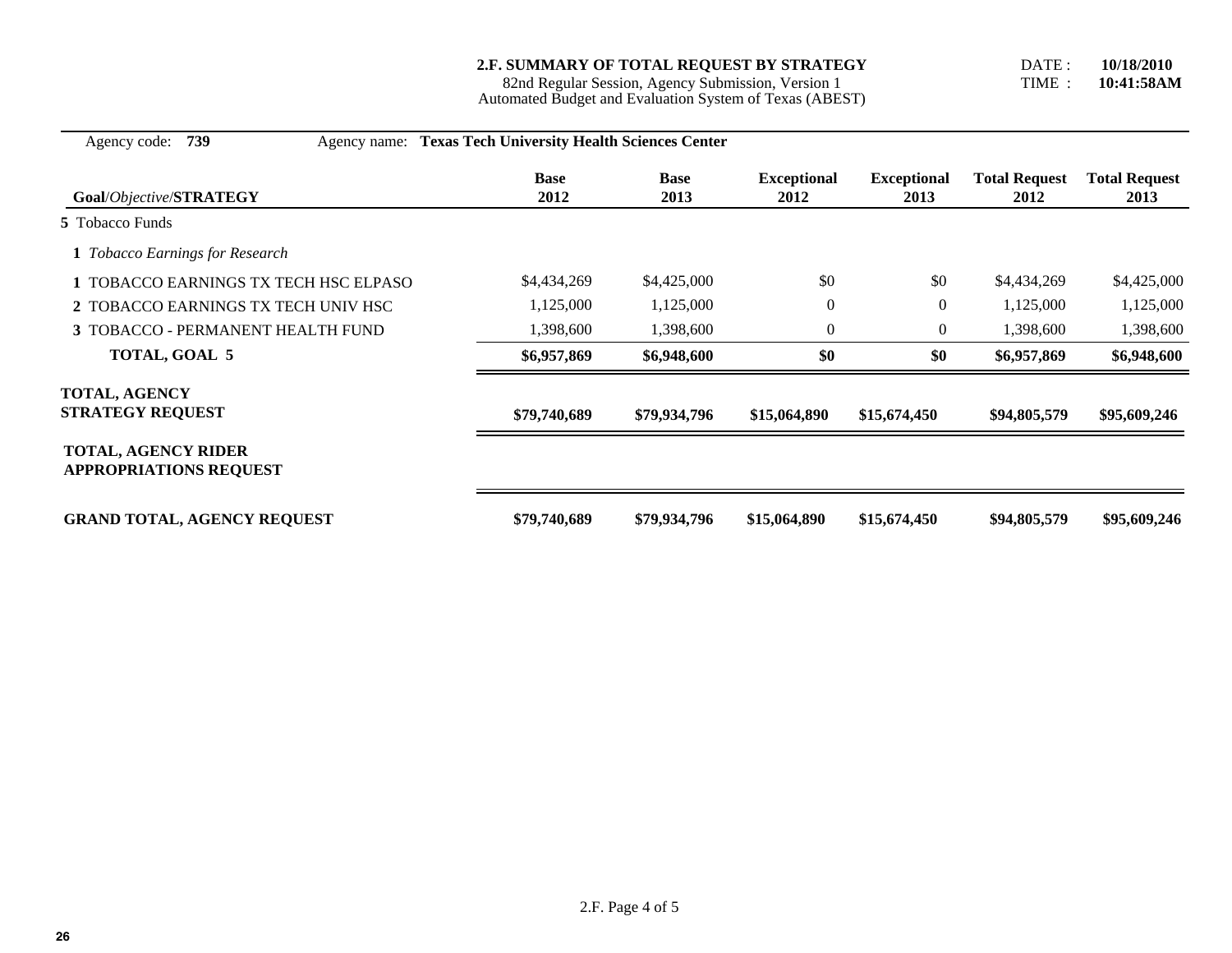**2.F. SUMMARY OF TOTAL REQUEST BY STRATEGY**
82nd Regular Session, Agency Submission, Version 1
Automated Budget and Evaluation System of Texas (ABEST)

DATE : **10/18/2010**
TIME : **10:41:58AM**

Agency code: **739** Agency name: **Texas Tech University Health Sciences Center**

| **Goal**/*Objective*/**STRATEGY** | **Base 2012** | **Base 2013** | **Exceptional 2012** | **Exceptional 2013** | **Total Request 2012** | **Total Request 2013** |
|---|---|---|---|---|---|---|
| **5** Tobacco Funds | | | | | | |
| **1** *Tobacco Earnings for Research* | | | | | | |
| **1** TOBACCO EARNINGS TX TECH HSC ELPASO | $4,434,269 | $4,425,000 | $0 | $0 | $4,434,269 | $4,425,000 |
| **2** TOBACCO EARNINGS TX TECH UNIV HSC | 1,125,000 | 1,125,000 | 0 | 0 | 1,125,000 | 1,125,000 |
| **3** TOBACCO - PERMANENT HEALTH FUND | 1,398,600 | 1,398,600 | 0 | 0 | 1,398,600 | 1,398,600 |
| **TOTAL, GOAL 5** | **$6,957,869** | **$6,948,600** | **$0** | **$0** | **$6,957,869** | **$6,948,600** |
| **TOTAL, AGENCY STRATEGY REQUEST** | **$79,740,689** | **$79,934,796** | **$15,064,890** | **$15,674,450** | **$94,805,579** | **$95,609,246** |
| **TOTAL, AGENCY RIDER APPROPRIATIONS REQUEST** | | | | | | |
| **GRAND TOTAL, AGENCY REQUEST** | **$79,740,689** | **$79,934,796** | **$15,064,890** | **$15,674,450** | **$94,805,579** | **$95,609,246** |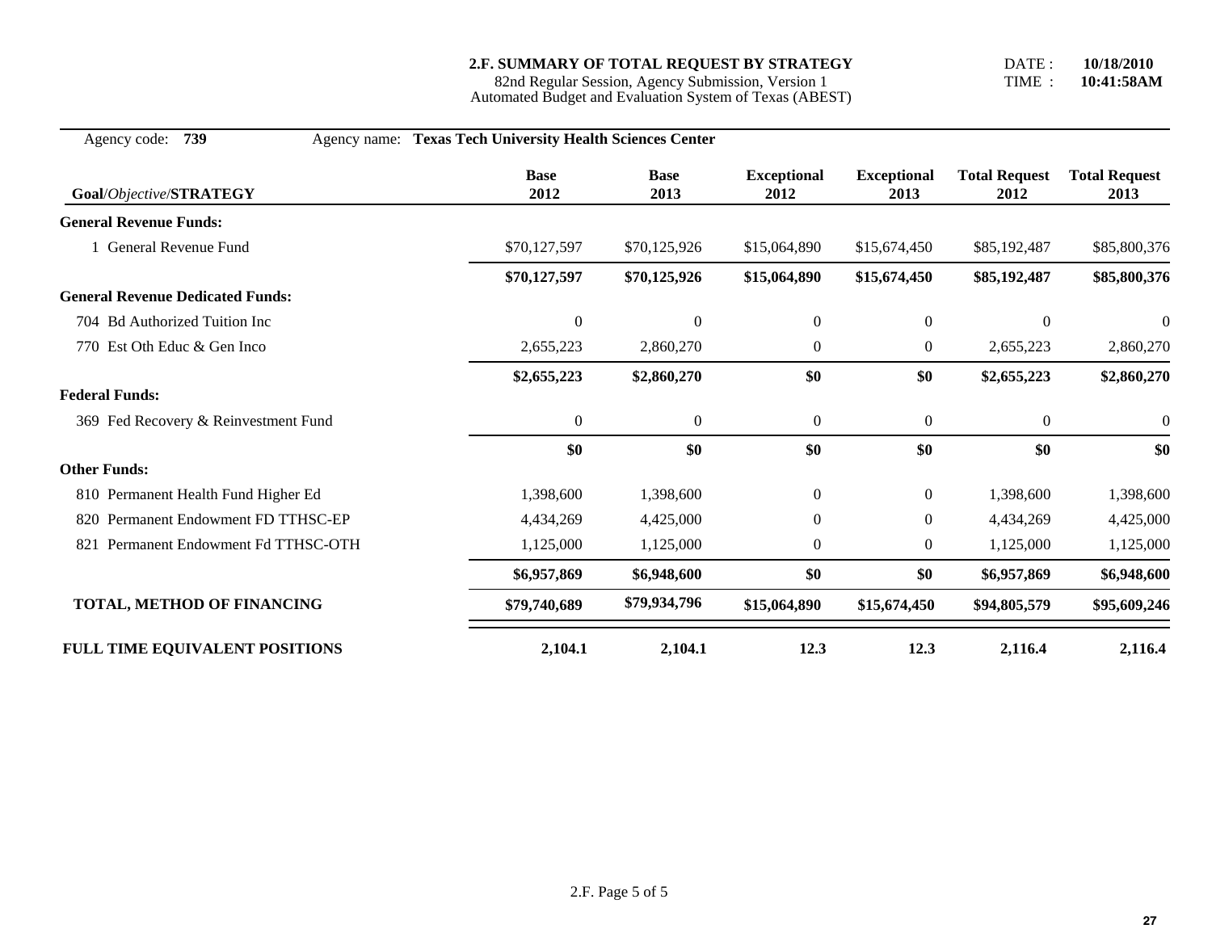**2.F. SUMMARY OF TOTAL REQUEST BY STRATEGY**
82nd Regular Session, Agency Submission, Version 1
Automated Budget and Evaluation System of Texas (ABEST)

DATE : **10/18/2010**
TIME : **10:41:58AM**

Agency code: **739** Agency name: **Texas Tech University Health Sciences Center**

| **Goal**/*Objective*/**STRATEGY** | **Base 2012** | **Base 2013** | **Exceptional 2012** | **Exceptional 2013** | **Total Request 2012** | **Total Request 2013** |
|---|---|---|---|---|---|---|
| **General Revenue Funds:** | | | | | | |
| 1 General Revenue Fund | $70,127,597 | $70,125,926 | $15,064,890 | $15,674,450 | $85,192,487 | $85,800,376 |
| | **$70,127,597** | **$70,125,926** | **$15,064,890** | **$15,674,450** | **$85,192,487** | **$85,800,376** |
| **General Revenue Dedicated Funds:** | | | | | | |
| 704 Bd Authorized Tuition Inc | 0 | 0 | 0 | 0 | 0 | 0 |
| 770 Est Oth Educ & Gen Inco | 2,655,223 | 2,860,270 | 0 | 0 | 2,655,223 | 2,860,270 |
| | **$2,655,223** | **$2,860,270** | **$0** | **$0** | **$2,655,223** | **$2,860,270** |
| **Federal Funds:** | | | | | | |
| 369 Fed Recovery & Reinvestment Fund | 0 | 0 | 0 | 0 | 0 | 0 |
| | **$0** | **$0** | **$0** | **$0** | **$0** | **$0** |
| **Other Funds:** | | | | | | |
| 810 Permanent Health Fund Higher Ed | 1,398,600 | 1,398,600 | 0 | 0 | 1,398,600 | 1,398,600 |
| 820 Permanent Endowment FD TTHSC-EP | 4,434,269 | 4,425,000 | 0 | 0 | 4,434,269 | 4,425,000 |
| 821 Permanent Endowment Fd TTHSC-OTH | 1,125,000 | 1,125,000 | 0 | 0 | 1,125,000 | 1,125,000 |
| | **$6,957,869** | **$6,948,600** | **$0** | **$0** | **$6,957,869** | **$6,948,600** |
| **TOTAL, METHOD OF FINANCING** | **$79,740,689** | **$79,934,796** | **$15,064,890** | **$15,674,450** | **$94,805,579** | **$95,609,246** |
| **FULL TIME EQUIVALENT POSITIONS** | **2,104.1** | **2,104.1** | **12.3** | **12.3** | **2,116.4** | **2,116.4** |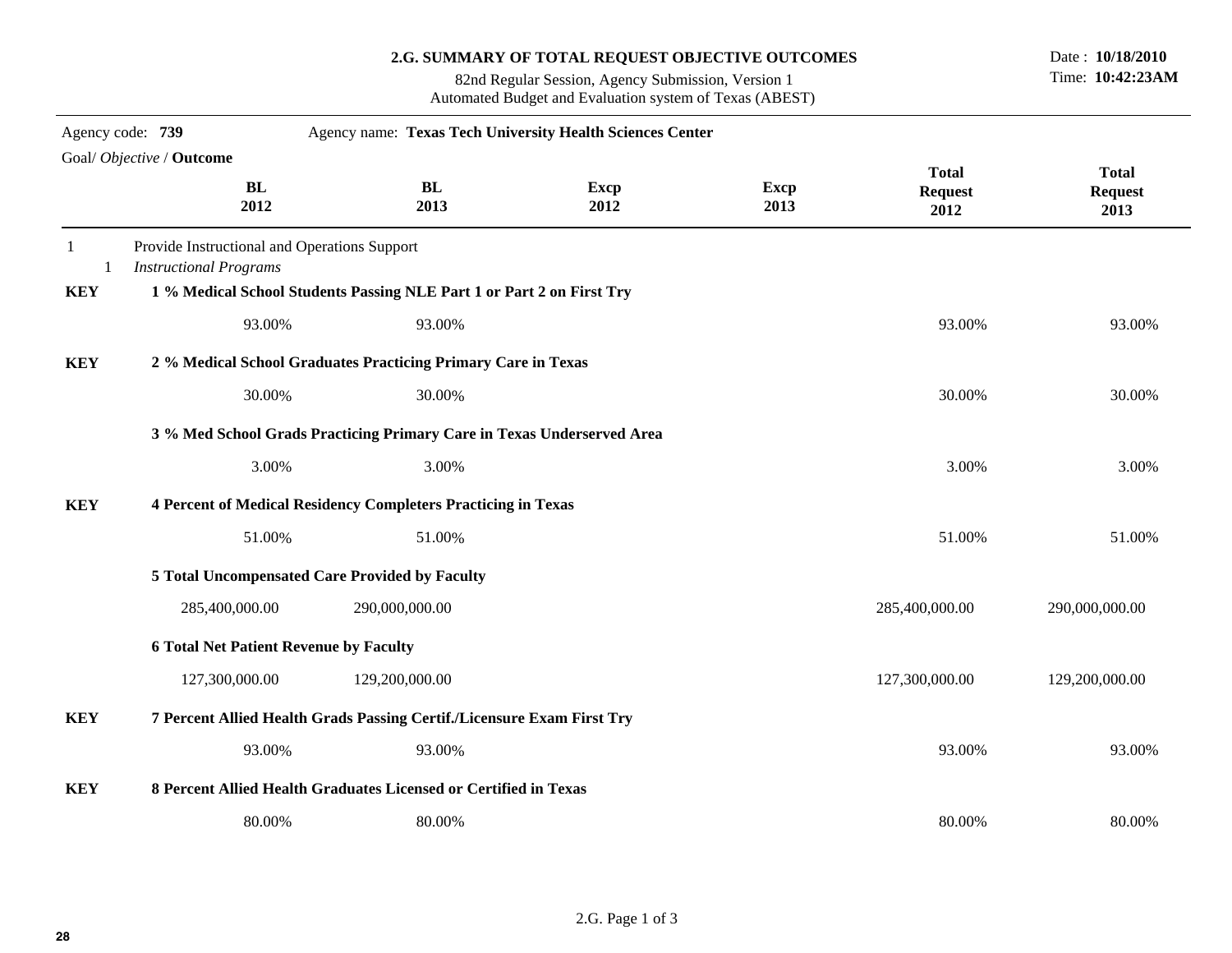# 2.G. SUMMARY OF TOTAL REQUEST OBJECTIVE OUTCOMES

82nd Regular Session, Agency Submission, Version 1
Automated Budget and Evaluation system of Texas (ABEST)

Date : **10/18/2010**
Time: **10:42:23AM**

Agency code: **739** Agency name: **Texas Tech University Health Sciences Center**

| Goal/ *Objective* / **Outcome** | BL 2012 | BL 2013 | Excp 2012 | Excp 2013 | Total Request 2012 | Total Request 2013 |
|---|---|---|---|---|---|---|
| 1 Provide Instructional and Operations Support | | | | | | |
| 1 *Instructional Programs* | | | | | | |
| **KEY** **1 % Medical School Students Passing NLE Part 1 or Part 2 on First Try** | | | | | | |
| | 93.00% | 93.00% | | | 93.00% | 93.00% |
| **KEY** **2 % Medical School Graduates Practicing Primary Care in Texas** | | | | | | |
| | 30.00% | 30.00% | | | 30.00% | 30.00% |
| **3 % Med School Grads Practicing Primary Care in Texas Underserved Area** | | | | | | |
| | 3.00% | 3.00% | | | 3.00% | 3.00% |
| **KEY** **4 Percent of Medical Residency Completers Practicing in Texas** | | | | | | |
| | 51.00% | 51.00% | | | 51.00% | 51.00% |
| **5 Total Uncompensated Care Provided by Faculty** | | | | | | |
| | 285,400,000.00 | 290,000,000.00 | | | 285,400,000.00 | 290,000,000.00 |
| **6 Total Net Patient Revenue by Faculty** | | | | | | |
| | 127,300,000.00 | 129,200,000.00 | | | 127,300,000.00 | 129,200,000.00 |
| **KEY** **7 Percent Allied Health Grads Passing Certif./Licensure Exam First Try** | | | | | | |
| | 93.00% | 93.00% | | | 93.00% | 93.00% |
| **KEY** **8 Percent Allied Health Graduates Licensed or Certified in Texas** | | | | | | |
| | 80.00% | 80.00% | | | 80.00% | 80.00% |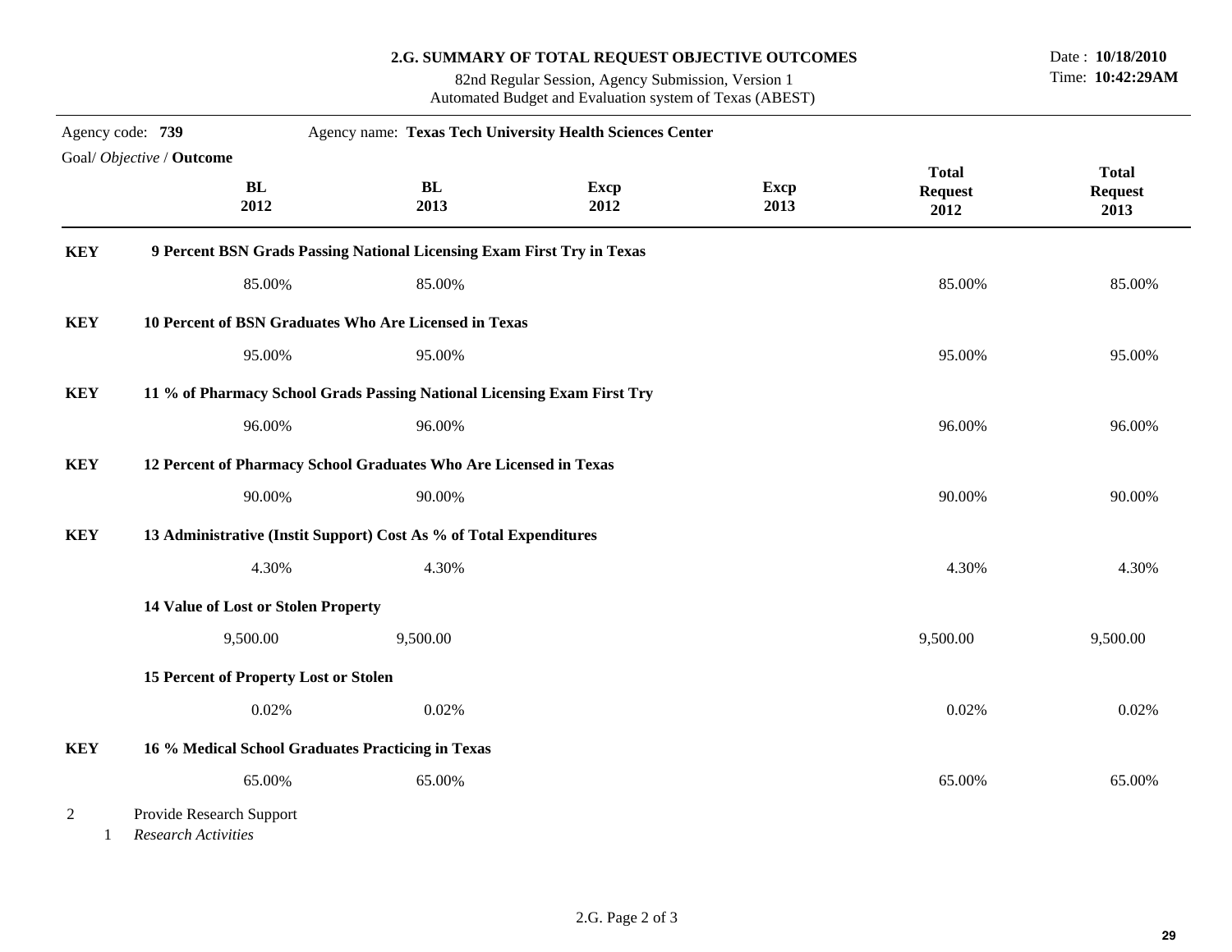**2.G. SUMMARY OF TOTAL REQUEST OBJECTIVE OUTCOMES**

82nd Regular Session, Agency Submission, Version 1
Automated Budget and Evaluation system of Texas (ABEST)

Date : **10/18/2010**
Time: **10:42:29AM**

Agency code: **739** Agency name: **Texas Tech University Health Sciences Center**

| Goal/ *Objective* / **Outcome** | BL 2012 | BL 2013 | Excp 2012 | Excp 2013 | Total Request 2012 | Total Request 2013 |
|---|---|---|---|---|---|---|
| **KEY** **9 Percent BSN Grads Passing National Licensing Exam First Try in Texas** | | | | | | |
| | 85.00% | 85.00% | | | 85.00% | 85.00% |
| **KEY** **10 Percent of BSN Graduates Who Are Licensed in Texas** | | | | | | |
| | 95.00% | 95.00% | | | 95.00% | 95.00% |
| **KEY** **11 % of Pharmacy School Grads Passing National Licensing Exam First Try** | | | | | | |
| | 96.00% | 96.00% | | | 96.00% | 96.00% |
| **KEY** **12 Percent of Pharmacy School Graduates Who Are Licensed in Texas** | | | | | | |
| | 90.00% | 90.00% | | | 90.00% | 90.00% |
| **KEY** **13 Administrative (Instit Support) Cost As % of Total Expenditures** | | | | | | |
| | 4.30% | 4.30% | | | 4.30% | 4.30% |
| **14 Value of Lost or Stolen Property** | | | | | | |
| | 9,500.00 | 9,500.00 | | | 9,500.00 | 9,500.00 |
| **15 Percent of Property Lost or Stolen** | | | | | | |
| | 0.02% | 0.02% | | | 0.02% | 0.02% |
| **KEY** **16 % Medical School Graduates Practicing in Texas** | | | | | | |
| | 65.00% | 65.00% | | | 65.00% | 65.00% |

2 Provide Research Support

1 *Research Activities*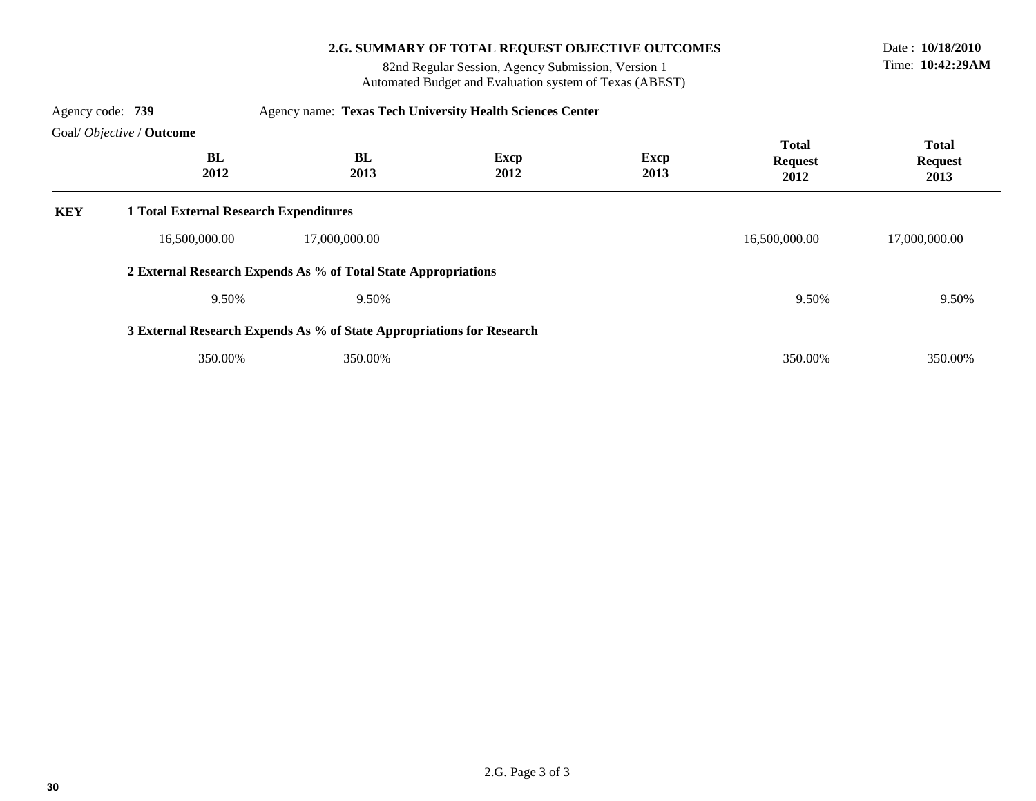## 2.G. SUMMARY OF TOTAL REQUEST OBJECTIVE OUTCOMES

82nd Regular Session, Agency Submission, Version 1
Automated Budget and Evaluation system of Texas (ABEST)

Date : **10/18/2010**
Time: **10:42:29AM**

Agency code: **739** Agency name: **Texas Tech University Health Sciences Center**

| Goal/ *Objective* / **Outcome** | BL 2012 | BL 2013 | Excp 2012 | Excp 2013 | Total Request 2012 | Total Request 2013 |
|---|---|---|---|---|---|---|
| **KEY** **1 Total External Research Expenditures** | | | | | | |
| | 16,500,000.00 | 17,000,000.00 | | | 16,500,000.00 | 17,000,000.00 |
| **2 External Research Expends As % of Total State Appropriations** | | | | | | |
| | 9.50% | 9.50% | | | 9.50% | 9.50% |
| **3 External Research Expends As % of State Appropriations for Research** | | | | | | |
| | 350.00% | 350.00% | | | 350.00% | 350.00% |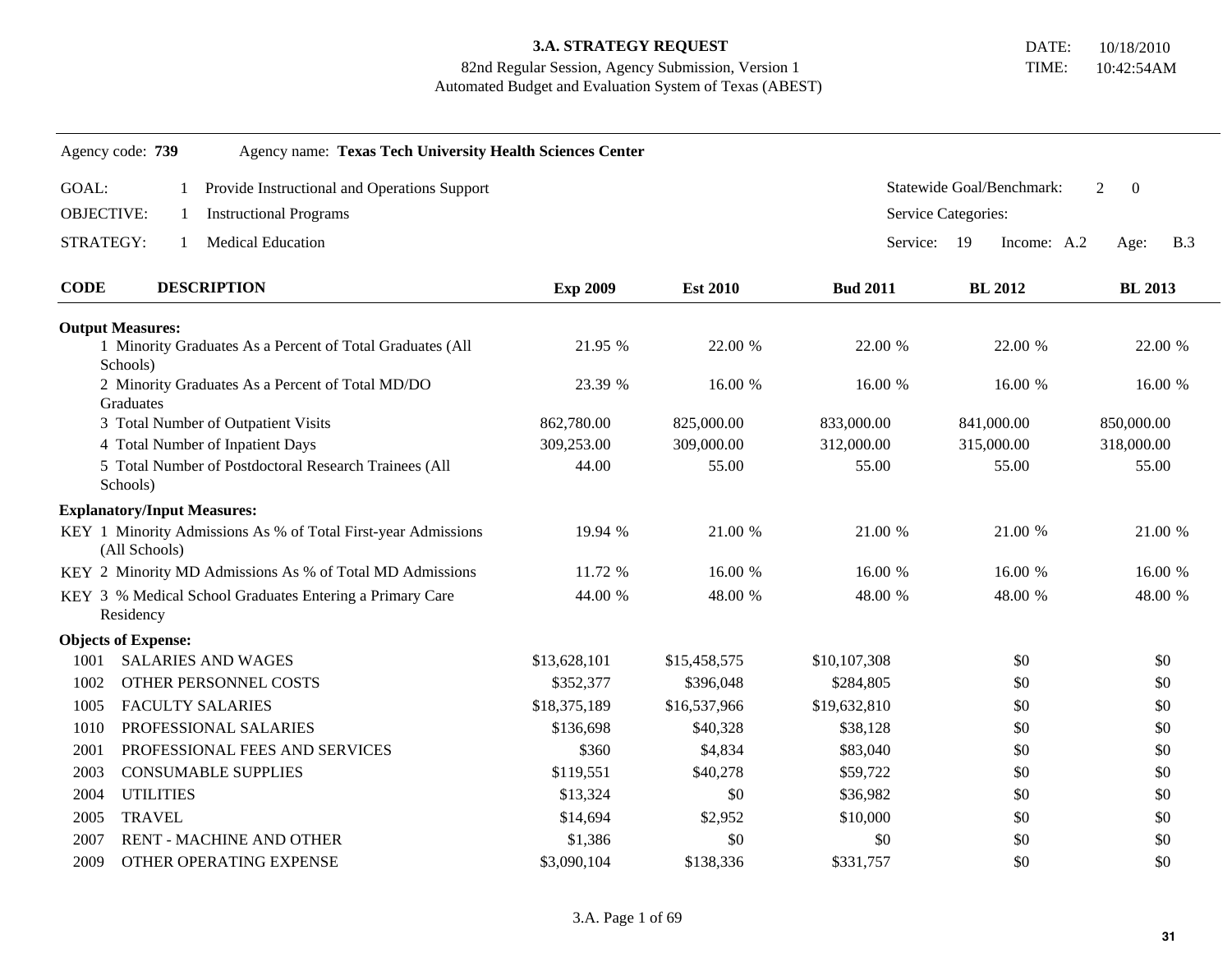**3.A. STRATEGY REQUEST**
82nd Regular Session, Agency Submission, Version 1
Automated Budget and Evaluation System of Texas (ABEST)

DATE: 10/18/2010
TIME: 10:42:54AM

Agency code: **739** Agency name: **Texas Tech University Health Sciences Center**

GOAL: 1 Provide Instructional and Operations Support — Statewide Goal/Benchmark: 2 0

OBJECTIVE: 1 Instructional Programs — Service Categories:

STRATEGY: 1 Medical Education — Service: 19 Income: A.2 Age: B.3

| CODE | DESCRIPTION | Exp 2009 | Est 2010 | Bud 2011 | BL 2012 | BL 2013 |
|---|---|---|---|---|---|---|
| **Output Measures:** | | | | | | |
| | 1 Minority Graduates As a Percent of Total Graduates (All Schools) | 21.95 % | 22.00 % | 22.00 % | 22.00 % | 22.00 % |
| | 2 Minority Graduates As a Percent of Total MD/DO Graduates | 23.39 % | 16.00 % | 16.00 % | 16.00 % | 16.00 % |
| | 3 Total Number of Outpatient Visits | 862,780.00 | 825,000.00 | 833,000.00 | 841,000.00 | 850,000.00 |
| | 4 Total Number of Inpatient Days | 309,253.00 | 309,000.00 | 312,000.00 | 315,000.00 | 318,000.00 |
| | 5 Total Number of Postdoctoral Research Trainees (All Schools) | 44.00 | 55.00 | 55.00 | 55.00 | 55.00 |
| **Explanatory/Input Measures:** | | | | | | |
| KEY | 1 Minority Admissions As % of Total First-year Admissions (All Schools) | 19.94 % | 21.00 % | 21.00 % | 21.00 % | 21.00 % |
| KEY | 2 Minority MD Admissions As % of Total MD Admissions | 11.72 % | 16.00 % | 16.00 % | 16.00 % | 16.00 % |
| KEY | 3 % Medical School Graduates Entering a Primary Care Residency | 44.00 % | 48.00 % | 48.00 % | 48.00 % | 48.00 % |
| **Objects of Expense:** | | | | | | |
| 1001 | SALARIES AND WAGES | $13,628,101 | $15,458,575 | $10,107,308 | $0 | $0 |
| 1002 | OTHER PERSONNEL COSTS | $352,377 | $396,048 | $284,805 | $0 | $0 |
| 1005 | FACULTY SALARIES | $18,375,189 | $16,537,966 | $19,632,810 | $0 | $0 |
| 1010 | PROFESSIONAL SALARIES | $136,698 | $40,328 | $38,128 | $0 | $0 |
| 2001 | PROFESSIONAL FEES AND SERVICES | $360 | $4,834 | $83,040 | $0 | $0 |
| 2003 | CONSUMABLE SUPPLIES | $119,551 | $40,278 | $59,722 | $0 | $0 |
| 2004 | UTILITIES | $13,324 | $0 | $36,982 | $0 | $0 |
| 2005 | TRAVEL | $14,694 | $2,952 | $10,000 | $0 | $0 |
| 2007 | RENT - MACHINE AND OTHER | $1,386 | $0 | $0 | $0 | $0 |
| 2009 | OTHER OPERATING EXPENSE | $3,090,104 | $138,336 | $331,757 | $0 | $0 |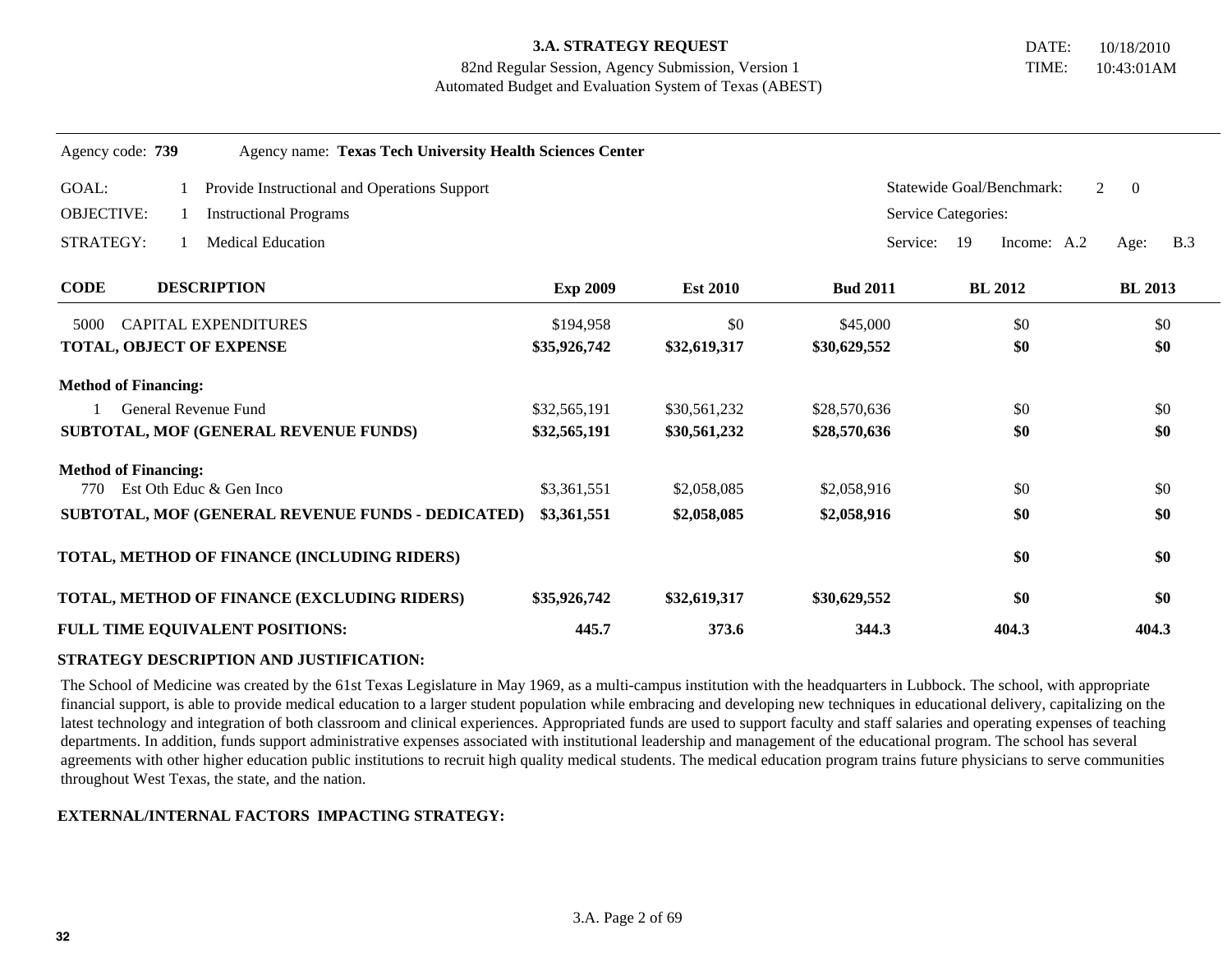**3.A. STRATEGY REQUEST**
82nd Regular Session, Agency Submission, Version 1
Automated Budget and Evaluation System of Texas (ABEST)

DATE: 10/18/2010
TIME: 10:43:01AM

Agency code: **739** Agency name: **Texas Tech University Health Sciences Center**

GOAL: 1 Provide Instructional and Operations Support — Statewide Goal/Benchmark: 2 0

OBJECTIVE: 1 Instructional Programs — Service Categories:

STRATEGY: 1 Medical Education — Service: 19 Income: A.2 Age: B.3

| CODE | DESCRIPTION | Exp 2009 | Est 2010 | Bud 2011 | BL 2012 | BL 2013 |
|---|---|---|---|---|---|---|
| 5000 | CAPITAL EXPENDITURES | $194,958 | $0 | $45,000 | $0 | $0 |
| | **TOTAL, OBJECT OF EXPENSE** | **$35,926,742** | **$32,619,317** | **$30,629,552** | **$0** | **$0** |
| | **Method of Financing:** | | | | | |
| 1 | General Revenue Fund | $32,565,191 | $30,561,232 | $28,570,636 | $0 | $0 |
| | **SUBTOTAL, MOF (GENERAL REVENUE FUNDS)** | **$32,565,191** | **$30,561,232** | **$28,570,636** | **$0** | **$0** |
| | **Method of Financing:** | | | | | |
| 770 | Est Oth Educ & Gen Inco | $3,361,551 | $2,058,085 | $2,058,916 | $0 | $0 |
| | **SUBTOTAL, MOF (GENERAL REVENUE FUNDS - DEDICATED)** | **$3,361,551** | **$2,058,085** | **$2,058,916** | **$0** | **$0** |
| | **TOTAL, METHOD OF FINANCE (INCLUDING RIDERS)** | | | | **$0** | **$0** |
| | **TOTAL, METHOD OF FINANCE (EXCLUDING RIDERS)** | **$35,926,742** | **$32,619,317** | **$30,629,552** | **$0** | **$0** |
| | **FULL TIME EQUIVALENT POSITIONS:** | **445.7** | **373.6** | **344.3** | **404.3** | **404.3** |

**STRATEGY DESCRIPTION AND JUSTIFICATION:**

The School of Medicine was created by the 61st Texas Legislature in May 1969, as a multi-campus institution with the headquarters in Lubbock. The school, with appropriate financial support, is able to provide medical education to a larger student population while embracing and developing new techniques in educational delivery, capitalizing on the latest technology and integration of both classroom and clinical experiences. Appropriated funds are used to support faculty and staff salaries and operating expenses of teaching departments. In addition, funds support administrative expenses associated with institutional leadership and management of the educational program. The school has several agreements with other higher education public institutions to recruit high quality medical students. The medical education program trains future physicians to serve communities throughout West Texas, the state, and the nation.

**EXTERNAL/INTERNAL FACTORS IMPACTING STRATEGY:**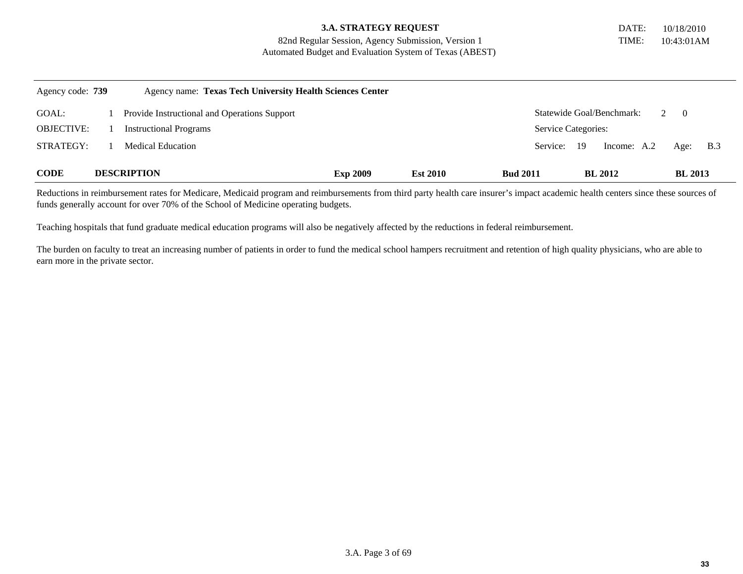**3.A. STRATEGY REQUEST**
82nd Regular Session, Agency Submission, Version 1
Automated Budget and Evaluation System of Texas (ABEST)

DATE: 10/18/2010
TIME: 10:43:01AM

Agency code: **739** Agency name: **Texas Tech University Health Sciences Center**

GOAL: 1 Provide Instructional and Operations Support — Statewide Goal/Benchmark: 2 0

OBJECTIVE: 1 Instructional Programs — Service Categories:

STRATEGY: 1 Medical Education — Service: 19 Income: A.2 Age: B.3

| CODE | DESCRIPTION | Exp 2009 | Est 2010 | Bud 2011 | BL 2012 | BL 2013 |
|---|---|---|---|---|---|---|

Reductions in reimbursement rates for Medicare, Medicaid program and reimbursements from third party health care insurer's impact academic health centers since these sources of funds generally account for over 70% of the School of Medicine operating budgets.

Teaching hospitals that fund graduate medical education programs will also be negatively affected by the reductions in federal reimbursement.

The burden on faculty to treat an increasing number of patients in order to fund the medical school hampers recruitment and retention of high quality physicians, who are able to earn more in the private sector.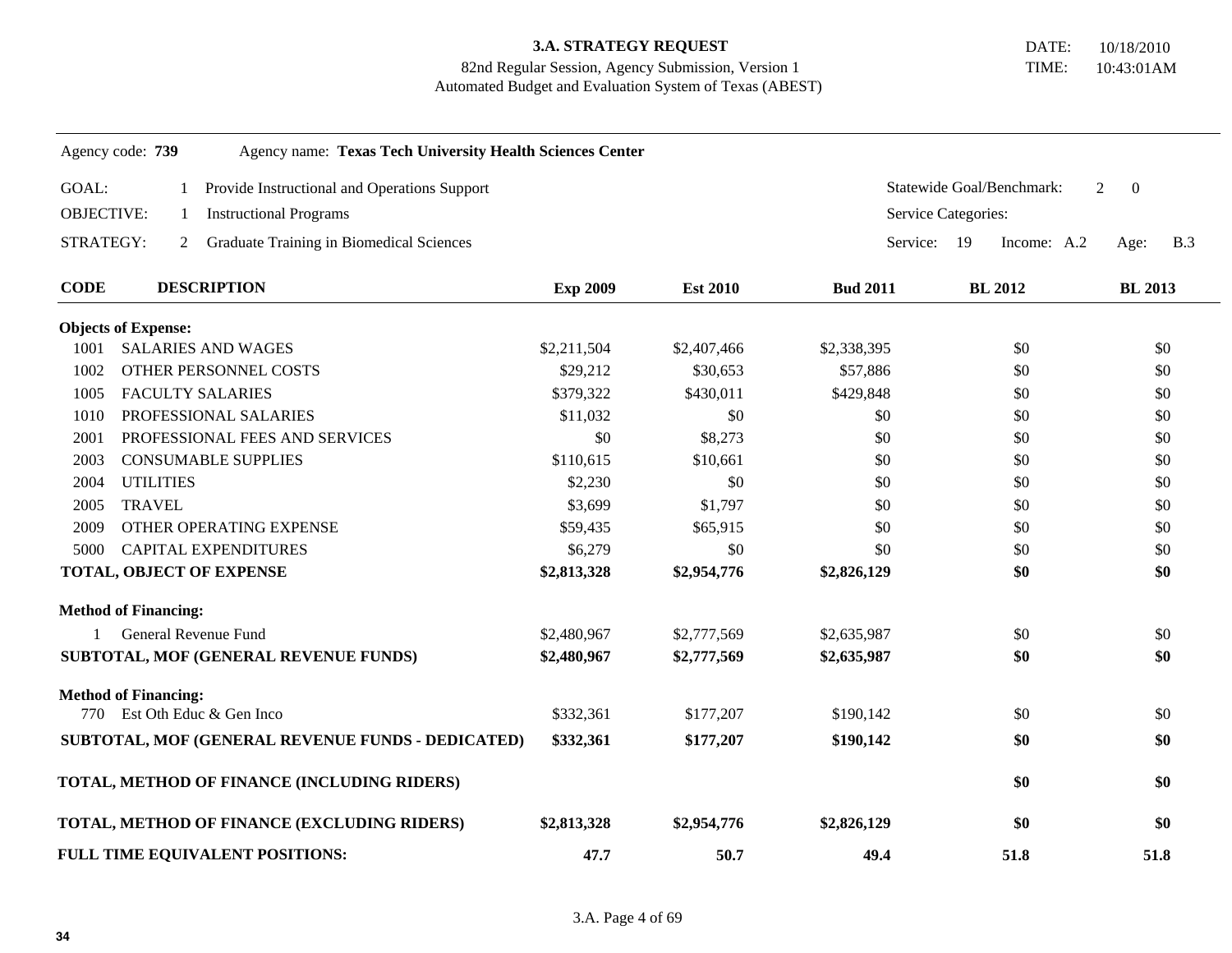**3.A. STRATEGY REQUEST**
82nd Regular Session, Agency Submission, Version 1
Automated Budget and Evaluation System of Texas (ABEST)

DATE: 10/18/2010
TIME: 10:43:01AM

Agency code: **739** Agency name: **Texas Tech University Health Sciences Center**

GOAL: 1 Provide Instructional and Operations Support — Statewide Goal/Benchmark: 2 0

OBJECTIVE: 1 Instructional Programs — Service Categories:

STRATEGY: 2 Graduate Training in Biomedical Sciences — Service: 19 Income: A.2 Age: B.3

| CODE | DESCRIPTION | Exp 2009 | Est 2010 | Bud 2011 | BL 2012 | BL 2013 |
|---|---|---|---|---|---|---|
| **Objects of Expense:** | | | | | | |
| 1001 | SALARIES AND WAGES | $2,211,504 | $2,407,466 | $2,338,395 | $0 | $0 |
| 1002 | OTHER PERSONNEL COSTS | $29,212 | $30,653 | $57,886 | $0 | $0 |
| 1005 | FACULTY SALARIES | $379,322 | $430,011 | $429,848 | $0 | $0 |
| 1010 | PROFESSIONAL SALARIES | $11,032 | $0 | $0 | $0 | $0 |
| 2001 | PROFESSIONAL FEES AND SERVICES | $0 | $8,273 | $0 | $0 | $0 |
| 2003 | CONSUMABLE SUPPLIES | $110,615 | $10,661 | $0 | $0 | $0 |
| 2004 | UTILITIES | $2,230 | $0 | $0 | $0 | $0 |
| 2005 | TRAVEL | $3,699 | $1,797 | $0 | $0 | $0 |
| 2009 | OTHER OPERATING EXPENSE | $59,435 | $65,915 | $0 | $0 | $0 |
| 5000 | CAPITAL EXPENDITURES | $6,279 | $0 | $0 | $0 | $0 |
| **TOTAL, OBJECT OF EXPENSE** | | **$2,813,328** | **$2,954,776** | **$2,826,129** | **$0** | **$0** |
| **Method of Financing:** | | | | | | |
| 1 | General Revenue Fund | $2,480,967 | $2,777,569 | $2,635,987 | $0 | $0 |
| **SUBTOTAL, MOF (GENERAL REVENUE FUNDS)** | | **$2,480,967** | **$2,777,569** | **$2,635,987** | **$0** | **$0** |
| **Method of Financing:** | | | | | | |
| 770 | Est Oth Educ & Gen Inco | $332,361 | $177,207 | $190,142 | $0 | $0 |
| **SUBTOTAL, MOF (GENERAL REVENUE FUNDS - DEDICATED)** | | **$332,361** | **$177,207** | **$190,142** | **$0** | **$0** |
| **TOTAL, METHOD OF FINANCE (INCLUDING RIDERS)** | | | | | **$0** | **$0** |
| **TOTAL, METHOD OF FINANCE (EXCLUDING RIDERS)** | | **$2,813,328** | **$2,954,776** | **$2,826,129** | **$0** | **$0** |
| **FULL TIME EQUIVALENT POSITIONS:** | | **47.7** | **50.7** | **49.4** | **51.8** | **51.8** |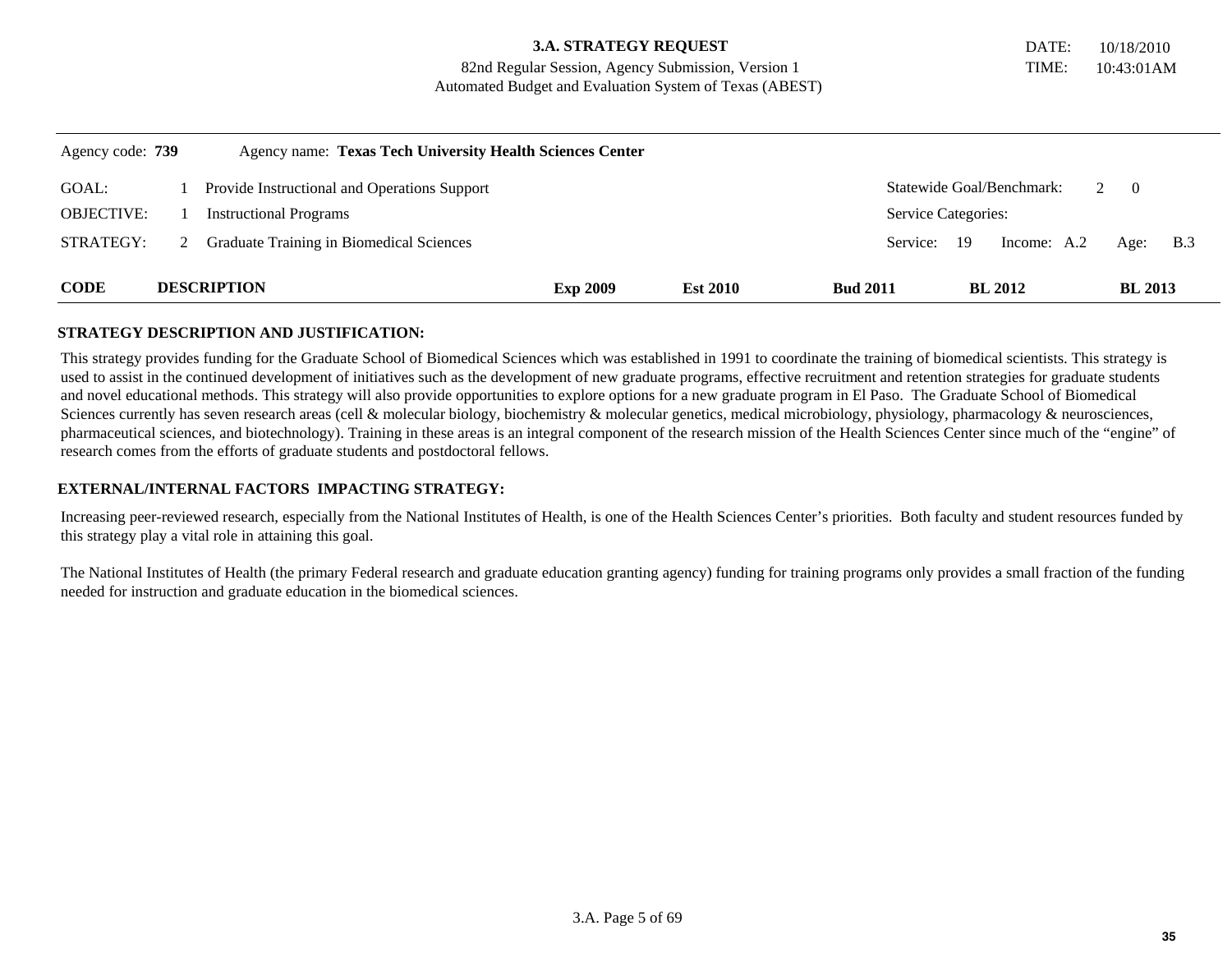**3.A. STRATEGY REQUEST**
82nd Regular Session, Agency Submission, Version 1
Automated Budget and Evaluation System of Texas (ABEST)

DATE: 10/18/2010
TIME: 10:43:01AM

Agency code: **739** Agency name: **Texas Tech University Health Sciences Center**

| | | | |
|---|---|---|---|
| GOAL: | 1 Provide Instructional and Operations Support | Statewide Goal/Benchmark: | 2 0 |
| OBJECTIVE: | 1 Instructional Programs | Service Categories: | |
| STRATEGY: | 2 Graduate Training in Biomedical Sciences | Service: 19 Income: A.2 | Age: B.3 |

| CODE | DESCRIPTION | Exp 2009 | Est 2010 | Bud 2011 | BL 2012 | BL 2013 |
|---|---|---|---|---|---|---|

**STRATEGY DESCRIPTION AND JUSTIFICATION:**

This strategy provides funding for the Graduate School of Biomedical Sciences which was established in 1991 to coordinate the training of biomedical scientists. This strategy is used to assist in the continued development of initiatives such as the development of new graduate programs, effective recruitment and retention strategies for graduate students and novel educational methods. This strategy will also provide opportunities to explore options for a new graduate program in El Paso. The Graduate School of Biomedical Sciences currently has seven research areas (cell & molecular biology, biochemistry & molecular genetics, medical microbiology, physiology, pharmacology & neurosciences, pharmaceutical sciences, and biotechnology). Training in these areas is an integral component of the research mission of the Health Sciences Center since much of the "engine" of research comes from the efforts of graduate students and postdoctoral fellows.

**EXTERNAL/INTERNAL FACTORS IMPACTING STRATEGY:**

Increasing peer-reviewed research, especially from the National Institutes of Health, is one of the Health Sciences Center's priorities. Both faculty and student resources funded by this strategy play a vital role in attaining this goal.

The National Institutes of Health (the primary Federal research and graduate education granting agency) funding for training programs only provides a small fraction of the funding needed for instruction and graduate education in the biomedical sciences.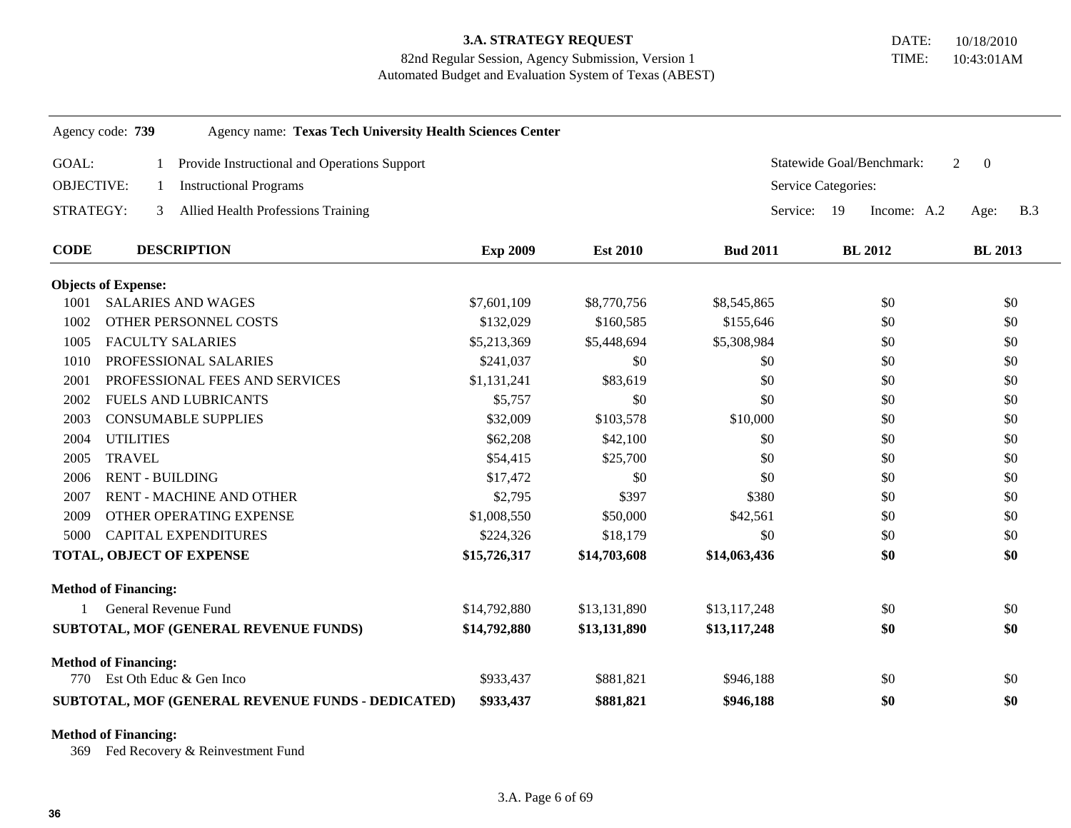**3.A. STRATEGY REQUEST**
82nd Regular Session, Agency Submission, Version 1
Automated Budget and Evaluation System of Texas (ABEST)

DATE: 10/18/2010
TIME: 10:43:01AM

Agency code: **739** Agency name: **Texas Tech University Health Sciences Center**

GOAL: 1 Provide Instructional and Operations Support — Statewide Goal/Benchmark: 2 0

OBJECTIVE: 1 Instructional Programs — Service Categories:

STRATEGY: 3 Allied Health Professions Training — Service: 19 Income: A.2 Age: B.3

| CODE | DESCRIPTION | Exp 2009 | Est 2010 | Bud 2011 | BL 2012 | BL 2013 |
|---|---|---|---|---|---|---|
| **Objects of Expense:** | | | | | | |
| 1001 | SALARIES AND WAGES | $7,601,109 | $8,770,756 | $8,545,865 | $0 | $0 |
| 1002 | OTHER PERSONNEL COSTS | $132,029 | $160,585 | $155,646 | $0 | $0 |
| 1005 | FACULTY SALARIES | $5,213,369 | $5,448,694 | $5,308,984 | $0 | $0 |
| 1010 | PROFESSIONAL SALARIES | $241,037 | $0 | $0 | $0 | $0 |
| 2001 | PROFESSIONAL FEES AND SERVICES | $1,131,241 | $83,619 | $0 | $0 | $0 |
| 2002 | FUELS AND LUBRICANTS | $5,757 | $0 | $0 | $0 | $0 |
| 2003 | CONSUMABLE SUPPLIES | $32,009 | $103,578 | $10,000 | $0 | $0 |
| 2004 | UTILITIES | $62,208 | $42,100 | $0 | $0 | $0 |
| 2005 | TRAVEL | $54,415 | $25,700 | $0 | $0 | $0 |
| 2006 | RENT - BUILDING | $17,472 | $0 | $0 | $0 | $0 |
| 2007 | RENT - MACHINE AND OTHER | $2,795 | $397 | $380 | $0 | $0 |
| 2009 | OTHER OPERATING EXPENSE | $1,008,550 | $50,000 | $42,561 | $0 | $0 |
| 5000 | CAPITAL EXPENDITURES | $224,326 | $18,179 | $0 | $0 | $0 |
| **TOTAL, OBJECT OF EXPENSE** | | **$15,726,317** | **$14,703,608** | **$14,063,436** | **$0** | **$0** |
| **Method of Financing:** | | | | | | |
| 1 | General Revenue Fund | $14,792,880 | $13,131,890 | $13,117,248 | $0 | $0 |
| **SUBTOTAL, MOF (GENERAL REVENUE FUNDS)** | | **$14,792,880** | **$13,131,890** | **$13,117,248** | **$0** | **$0** |
| **Method of Financing:** | | | | | | |
| 770 | Est Oth Educ & Gen Inco | $933,437 | $881,821 | $946,188 | $0 | $0 |
| **SUBTOTAL, MOF (GENERAL REVENUE FUNDS - DEDICATED)** | | **$933,437** | **$881,821** | **$946,188** | **$0** | **$0** |
| **Method of Financing:** | | | | | | |
| 369 | Fed Recovery & Reinvestment Fund | | | | | |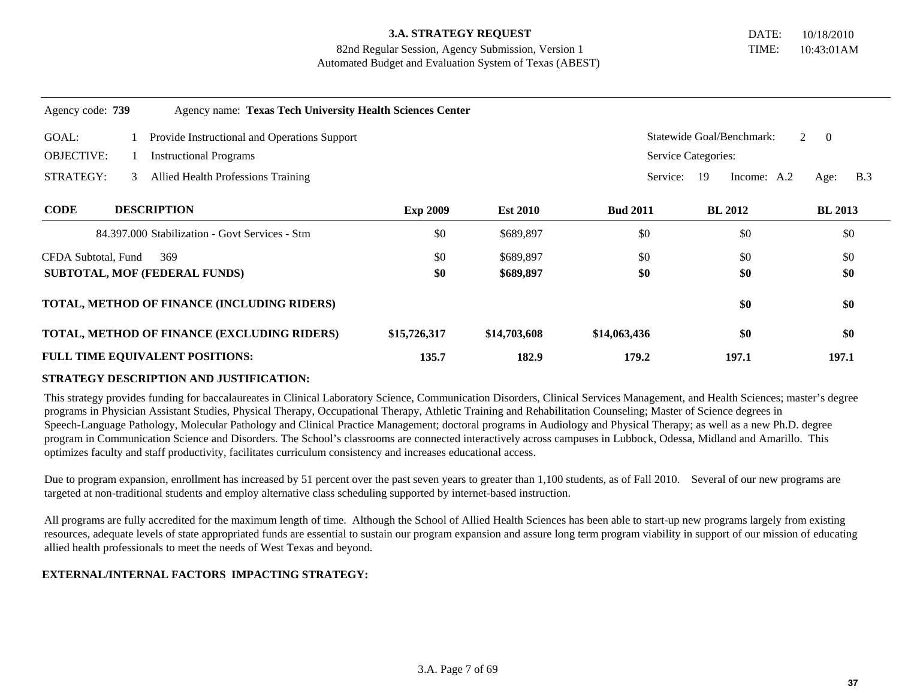**3.A. STRATEGY REQUEST**
82nd Regular Session, Agency Submission, Version 1
Automated Budget and Evaluation System of Texas (ABEST)

DATE: 10/18/2010
TIME: 10:43:01AM

Agency code: **739** Agency name: **Texas Tech University Health Sciences Center**

GOAL: 1 Provide Instructional and Operations Support — Statewide Goal/Benchmark: 2 0
OBJECTIVE: 1 Instructional Programs — Service Categories:
STRATEGY: 3 Allied Health Professions Training — Service: 19 Income: A.2 Age: B.3

| CODE | DESCRIPTION | Exp 2009 | Est 2010 | Bud 2011 | BL 2012 | BL 2013 |
|---|---|---|---|---|---|---|
| | 84.397.000 Stabilization - Govt Services - Stm | $0 | $689,897 | $0 | $0 | $0 |
| CFDA Subtotal, Fund 369 | | $0 | $689,897 | $0 | $0 | $0 |
| **SUBTOTAL, MOF (FEDERAL FUNDS)** | | **$0** | **$689,897** | **$0** | **$0** | **$0** |
| **TOTAL, METHOD OF FINANCE (INCLUDING RIDERS)** | | | | | **$0** | **$0** |
| **TOTAL, METHOD OF FINANCE (EXCLUDING RIDERS)** | | **$15,726,317** | **$14,703,608** | **$14,063,436** | **$0** | **$0** |
| **FULL TIME EQUIVALENT POSITIONS:** | | **135.7** | **182.9** | **179.2** | **197.1** | **197.1** |

**STRATEGY DESCRIPTION AND JUSTIFICATION:**

This strategy provides funding for baccalaureates in Clinical Laboratory Science, Communication Disorders, Clinical Services Management, and Health Sciences; master's degree programs in Physician Assistant Studies, Physical Therapy, Occupational Therapy, Athletic Training and Rehabilitation Counseling; Master of Science degrees in Speech-Language Pathology, Molecular Pathology and Clinical Practice Management; doctoral programs in Audiology and Physical Therapy; as well as a new Ph.D. degree program in Communication Science and Disorders. The School's classrooms are connected interactively across campuses in Lubbock, Odessa, Midland and Amarillo. This optimizes faculty and staff productivity, facilitates curriculum consistency and increases educational access.

Due to program expansion, enrollment has increased by 51 percent over the past seven years to greater than 1,100 students, as of Fall 2010. Several of our new programs are targeted at non-traditional students and employ alternative class scheduling supported by internet-based instruction.

All programs are fully accredited for the maximum length of time. Although the School of Allied Health Sciences has been able to start-up new programs largely from existing resources, adequate levels of state appropriated funds are essential to sustain our program expansion and assure long term program viability in support of our mission of educating allied health professionals to meet the needs of West Texas and beyond.

**EXTERNAL/INTERNAL FACTORS IMPACTING STRATEGY:**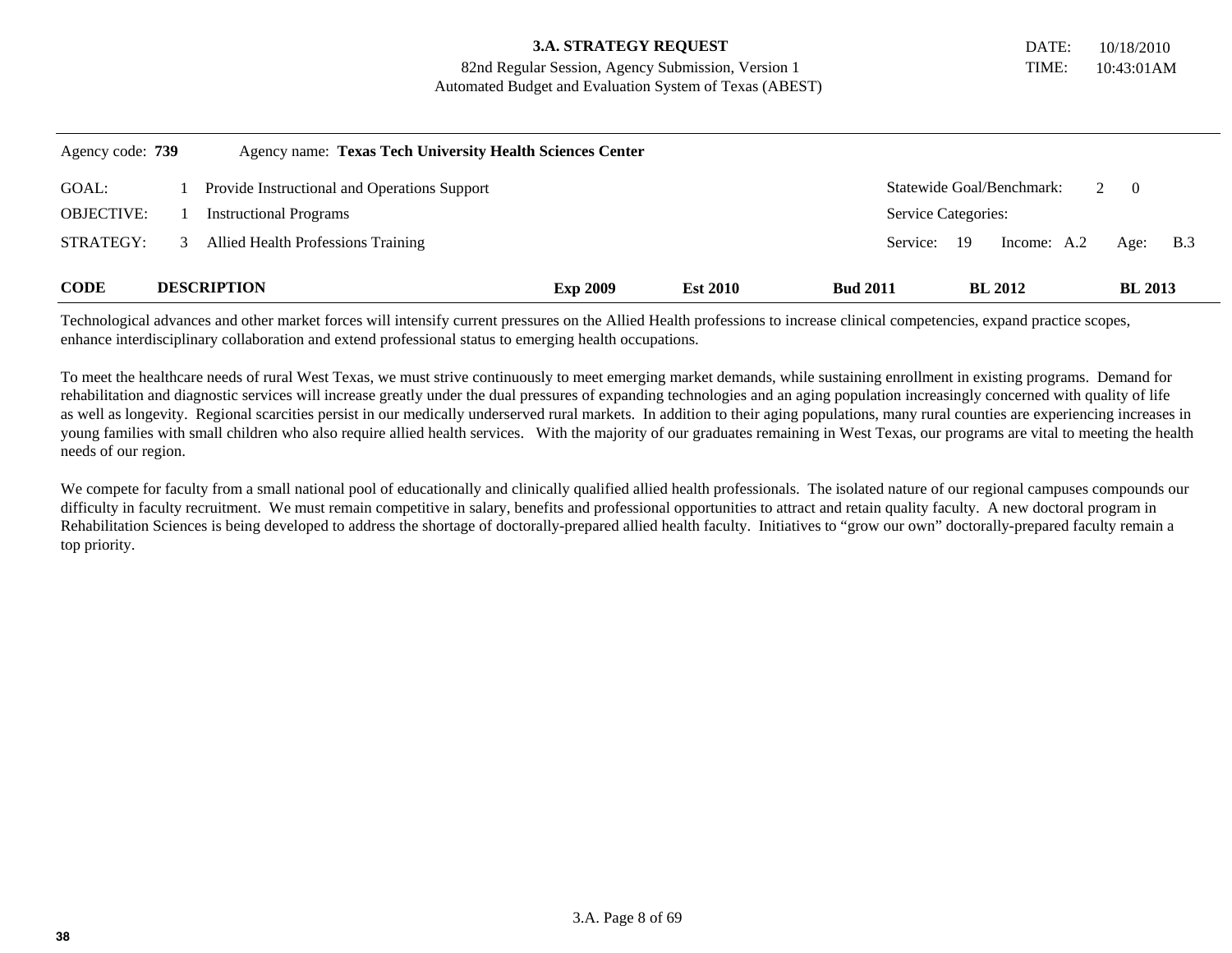**3.A. STRATEGY REQUEST**
82nd Regular Session, Agency Submission, Version 1
Automated Budget and Evaluation System of Texas (ABEST)

DATE: 10/18/2010
TIME: 10:43:01AM

Agency code: **739** Agency name: **Texas Tech University Health Sciences Center**

| | | | |
|---|---|---|---|
| GOAL: | 1 Provide Instructional and Operations Support | Statewide Goal/Benchmark: | 2 0 |
| OBJECTIVE: | 1 Instructional Programs | Service Categories: | |
| STRATEGY: | 3 Allied Health Professions Training | Service: 19 | Income: A.2 Age: B.3 |

| CODE | DESCRIPTION | Exp 2009 | Est 2010 | Bud 2011 | BL 2012 | BL 2013 |
|---|---|---|---|---|---|---|

Technological advances and other market forces will intensify current pressures on the Allied Health professions to increase clinical competencies, expand practice scopes, enhance interdisciplinary collaboration and extend professional status to emerging health occupations.

To meet the healthcare needs of rural West Texas, we must strive continuously to meet emerging market demands, while sustaining enrollment in existing programs. Demand for rehabilitation and diagnostic services will increase greatly under the dual pressures of expanding technologies and an aging population increasingly concerned with quality of life as well as longevity. Regional scarcities persist in our medically underserved rural markets. In addition to their aging populations, many rural counties are experiencing increases in young families with small children who also require allied health services. With the majority of our graduates remaining in West Texas, our programs are vital to meeting the health needs of our region.

We compete for faculty from a small national pool of educationally and clinically qualified allied health professionals. The isolated nature of our regional campuses compounds our difficulty in faculty recruitment. We must remain competitive in salary, benefits and professional opportunities to attract and retain quality faculty. A new doctoral program in Rehabilitation Sciences is being developed to address the shortage of doctorally-prepared allied health faculty. Initiatives to "grow our own" doctorally-prepared faculty remain a top priority.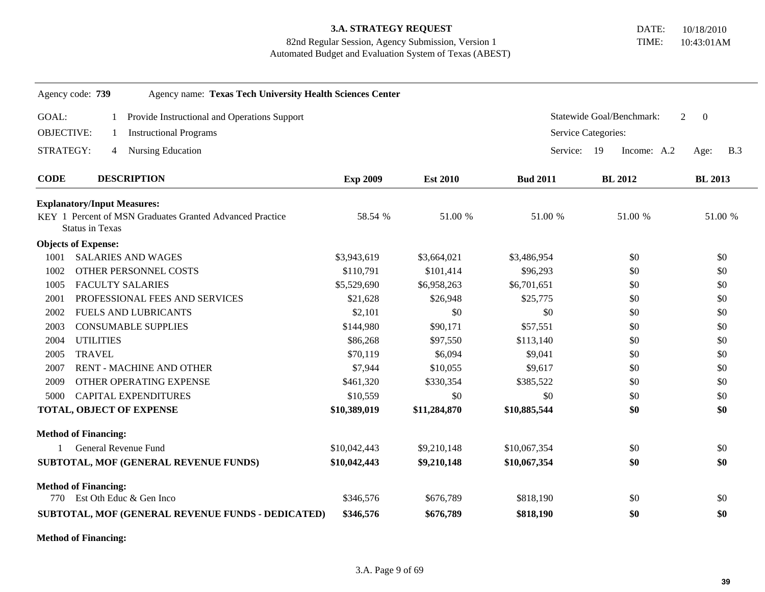**3.A. STRATEGY REQUEST**
82nd Regular Session, Agency Submission, Version 1
Automated Budget and Evaluation System of Texas (ABEST)

DATE: 10/18/2010
TIME: 10:43:01AM

Agency code: **739** Agency name: **Texas Tech University Health Sciences Center**

GOAL: 1 Provide Instructional and Operations Support — Statewide Goal/Benchmark: 2 0

OBJECTIVE: 1 Instructional Programs — Service Categories:

STRATEGY: 4 Nursing Education — Service: 19 Income: A.2 Age: B.3

| CODE | DESCRIPTION | Exp 2009 | Est 2010 | Bud 2011 | BL 2012 | BL 2013 |
|---|---|---|---|---|---|---|
| **Explanatory/Input Measures:** | | | | | | |
| KEY 1 | Percent of MSN Graduates Granted Advanced Practice Status in Texas | 58.54 % | 51.00 % | 51.00 % | 51.00 % | 51.00 % |
| **Objects of Expense:** | | | | | | |
| 1001 | SALARIES AND WAGES | $3,943,619 | $3,664,021 | $3,486,954 | $0 | $0 |
| 1002 | OTHER PERSONNEL COSTS | $110,791 | $101,414 | $96,293 | $0 | $0 |
| 1005 | FACULTY SALARIES | $5,529,690 | $6,958,263 | $6,701,651 | $0 | $0 |
| 2001 | PROFESSIONAL FEES AND SERVICES | $21,628 | $26,948 | $25,775 | $0 | $0 |
| 2002 | FUELS AND LUBRICANTS | $2,101 | $0 | $0 | $0 | $0 |
| 2003 | CONSUMABLE SUPPLIES | $144,980 | $90,171 | $57,551 | $0 | $0 |
| 2004 | UTILITIES | $86,268 | $97,550 | $113,140 | $0 | $0 |
| 2005 | TRAVEL | $70,119 | $6,094 | $9,041 | $0 | $0 |
| 2007 | RENT - MACHINE AND OTHER | $7,944 | $10,055 | $9,617 | $0 | $0 |
| 2009 | OTHER OPERATING EXPENSE | $461,320 | $330,354 | $385,522 | $0 | $0 |
| 5000 | CAPITAL EXPENDITURES | $10,559 | $0 | $0 | $0 | $0 |
| **TOTAL, OBJECT OF EXPENSE** | | **$10,389,019** | **$11,284,870** | **$10,885,544** | **$0** | **$0** |
| **Method of Financing:** | | | | | | |
| 1 | General Revenue Fund | $10,042,443 | $9,210,148 | $10,067,354 | $0 | $0 |
| **SUBTOTAL, MOF (GENERAL REVENUE FUNDS)** | | **$10,042,443** | **$9,210,148** | **$10,067,354** | **$0** | **$0** |
| **Method of Financing:** | | | | | | |
| 770 | Est Oth Educ & Gen Inco | $346,576 | $676,789 | $818,190 | $0 | $0 |
| **SUBTOTAL, MOF (GENERAL REVENUE FUNDS - DEDICATED)** | | **$346,576** | **$676,789** | **$818,190** | **$0** | **$0** |

**Method of Financing:**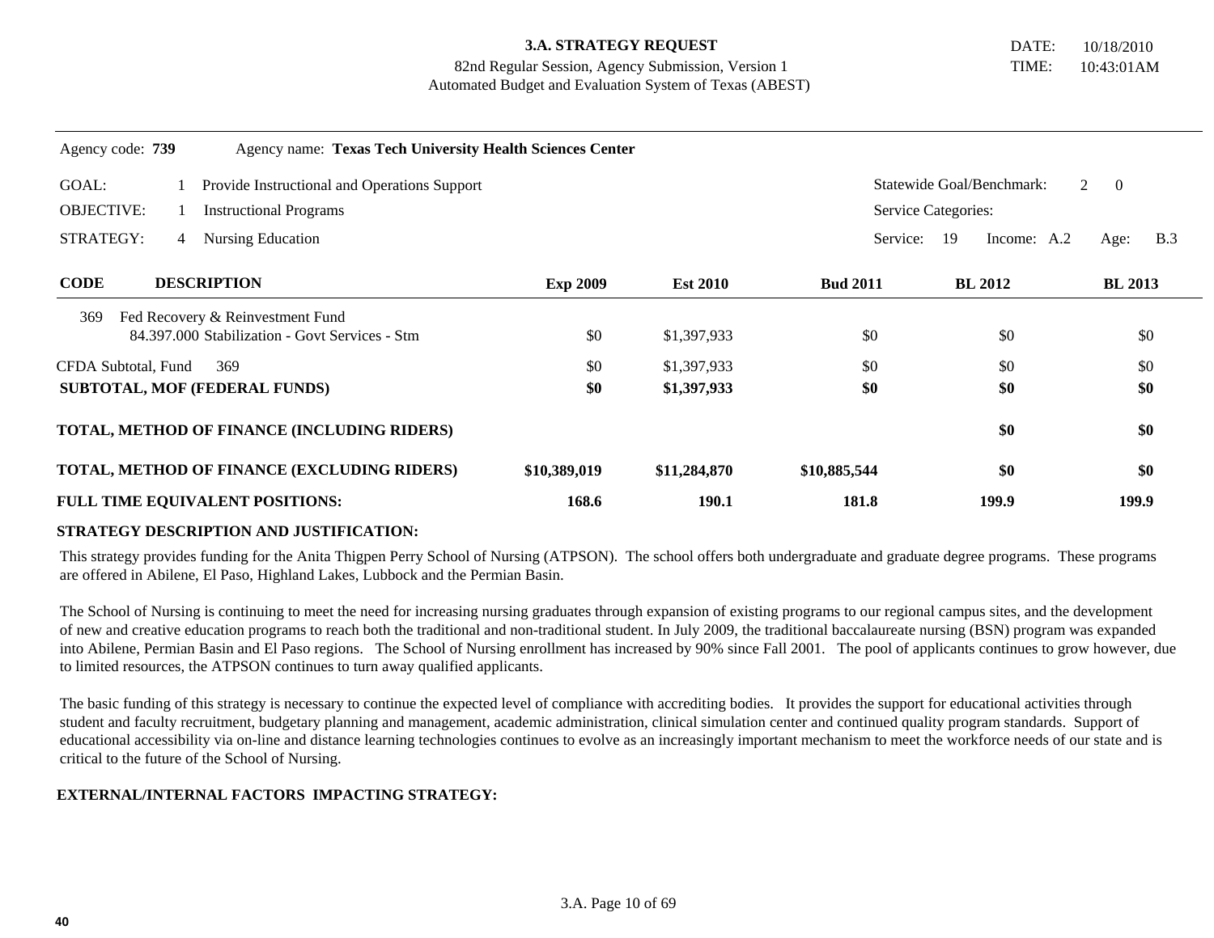**3.A. STRATEGY REQUEST**
82nd Regular Session, Agency Submission, Version 1
Automated Budget and Evaluation System of Texas (ABEST)

DATE: 10/18/2010
TIME: 10:43:01AM

Agency code: **739** Agency name: **Texas Tech University Health Sciences Center**

GOAL: 1 Provide Instructional and Operations Support — Statewide Goal/Benchmark: 2 0

OBJECTIVE: 1 Instructional Programs — Service Categories:

STRATEGY: 4 Nursing Education — Service: 19 Income: A.2 Age: B.3

| CODE | DESCRIPTION | Exp 2009 | Est 2010 | Bud 2011 | BL 2012 | BL 2013 |
|---|---|---|---|---|---|---|
| 369 | Fed Recovery & Reinvestment Fund | | | | | |
| | 84.397.000 Stabilization - Govt Services - Stm | $0 | $1,397,933 | $0 | $0 | $0 |
| CFDA Subtotal, Fund 369 | | $0 | $1,397,933 | $0 | $0 | $0 |
| **SUBTOTAL, MOF (FEDERAL FUNDS)** | | **$0** | **$1,397,933** | **$0** | **$0** | **$0** |
| **TOTAL, METHOD OF FINANCE (INCLUDING RIDERS)** | | | | | **$0** | **$0** |
| **TOTAL, METHOD OF FINANCE (EXCLUDING RIDERS)** | | **$10,389,019** | **$11,284,870** | **$10,885,544** | **$0** | **$0** |
| **FULL TIME EQUIVALENT POSITIONS:** | | **168.6** | **190.1** | **181.8** | **199.9** | **199.9** |

**STRATEGY DESCRIPTION AND JUSTIFICATION:**

This strategy provides funding for the Anita Thigpen Perry School of Nursing (ATPSON). The school offers both undergraduate and graduate degree programs. These programs are offered in Abilene, El Paso, Highland Lakes, Lubbock and the Permian Basin.

The School of Nursing is continuing to meet the need for increasing nursing graduates through expansion of existing programs to our regional campus sites, and the development of new and creative education programs to reach both the traditional and non-traditional student. In July 2009, the traditional baccalaureate nursing (BSN) program was expanded into Abilene, Permian Basin and El Paso regions. The School of Nursing enrollment has increased by 90% since Fall 2001. The pool of applicants continues to grow however, due to limited resources, the ATPSON continues to turn away qualified applicants.

The basic funding of this strategy is necessary to continue the expected level of compliance with accrediting bodies. It provides the support for educational activities through student and faculty recruitment, budgetary planning and management, academic administration, clinical simulation center and continued quality program standards. Support of educational accessibility via on-line and distance learning technologies continues to evolve as an increasingly important mechanism to meet the workforce needs of our state and is critical to the future of the School of Nursing.

**EXTERNAL/INTERNAL FACTORS IMPACTING STRATEGY:**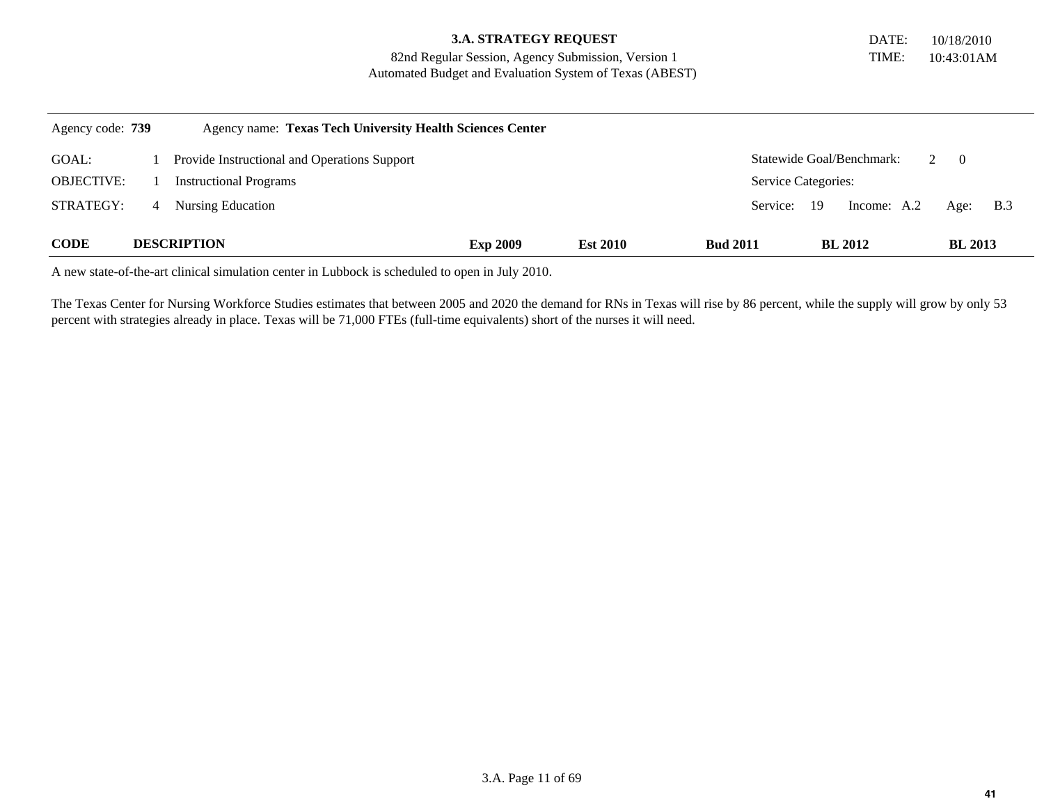**3.A. STRATEGY REQUEST**
82nd Regular Session, Agency Submission, Version 1
Automated Budget and Evaluation System of Texas (ABEST)

DATE: 10/18/2010
TIME: 10:43:01AM

Agency code: **739** Agency name: **Texas Tech University Health Sciences Center**

GOAL: 1 Provide Instructional and Operations Support — Statewide Goal/Benchmark: 2 0

OBJECTIVE: 1 Instructional Programs — Service Categories:

STRATEGY: 4 Nursing Education — Service: 19 Income: A.2 Age: B.3

| CODE | DESCRIPTION | Exp 2009 | Est 2010 | Bud 2011 | BL 2012 | BL 2013 |
|---|---|---|---|---|---|---|

A new state-of-the-art clinical simulation center in Lubbock is scheduled to open in July 2010.

The Texas Center for Nursing Workforce Studies estimates that between 2005 and 2020 the demand for RNs in Texas will rise by 86 percent, while the supply will grow by only 53 percent with strategies already in place. Texas will be 71,000 FTEs (full-time equivalents) short of the nurses it will need.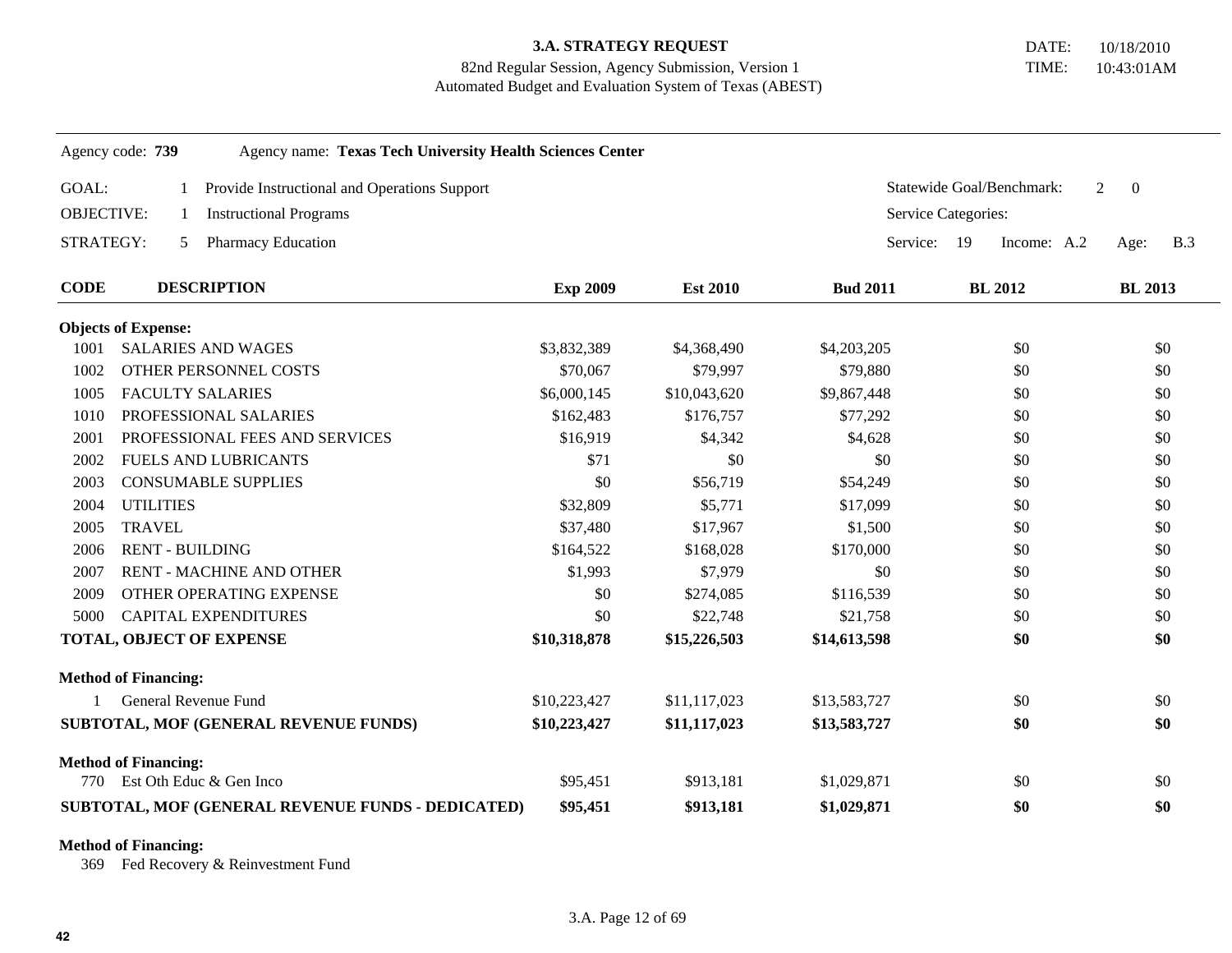**3.A. STRATEGY REQUEST**
82nd Regular Session, Agency Submission, Version 1
Automated Budget and Evaluation System of Texas (ABEST)

DATE: 10/18/2010
TIME: 10:43:01AM

Agency code: **739** Agency name: **Texas Tech University Health Sciences Center**

GOAL: 1 Provide Instructional and Operations Support — Statewide Goal/Benchmark: 2 0

OBJECTIVE: 1 Instructional Programs — Service Categories:

STRATEGY: 5 Pharmacy Education — Service: 19 Income: A.2 Age: B.3

| CODE | DESCRIPTION | Exp 2009 | Est 2010 | Bud 2011 | BL 2012 | BL 2013 |
|---|---|---|---|---|---|---|
| **Objects of Expense:** | | | | | | |
| 1001 | SALARIES AND WAGES | $3,832,389 | $4,368,490 | $4,203,205 | $0 | $0 |
| 1002 | OTHER PERSONNEL COSTS | $70,067 | $79,997 | $79,880 | $0 | $0 |
| 1005 | FACULTY SALARIES | $6,000,145 | $10,043,620 | $9,867,448 | $0 | $0 |
| 1010 | PROFESSIONAL SALARIES | $162,483 | $176,757 | $77,292 | $0 | $0 |
| 2001 | PROFESSIONAL FEES AND SERVICES | $16,919 | $4,342 | $4,628 | $0 | $0 |
| 2002 | FUELS AND LUBRICANTS | $71 | $0 | $0 | $0 | $0 |
| 2003 | CONSUMABLE SUPPLIES | $0 | $56,719 | $54,249 | $0 | $0 |
| 2004 | UTILITIES | $32,809 | $5,771 | $17,099 | $0 | $0 |
| 2005 | TRAVEL | $37,480 | $17,967 | $1,500 | $0 | $0 |
| 2006 | RENT - BUILDING | $164,522 | $168,028 | $170,000 | $0 | $0 |
| 2007 | RENT - MACHINE AND OTHER | $1,993 | $7,979 | $0 | $0 | $0 |
| 2009 | OTHER OPERATING EXPENSE | $0 | $274,085 | $116,539 | $0 | $0 |
| 5000 | CAPITAL EXPENDITURES | $0 | $22,748 | $21,758 | $0 | $0 |
| **TOTAL, OBJECT OF EXPENSE** | | **$10,318,878** | **$15,226,503** | **$14,613,598** | **$0** | **$0** |
| **Method of Financing:** | | | | | | |
| 1 | General Revenue Fund | $10,223,427 | $11,117,023 | $13,583,727 | $0 | $0 |
| **SUBTOTAL, MOF (GENERAL REVENUE FUNDS)** | | **$10,223,427** | **$11,117,023** | **$13,583,727** | **$0** | **$0** |
| **Method of Financing:** | | | | | | |
| 770 | Est Oth Educ & Gen Inco | $95,451 | $913,181 | $1,029,871 | $0 | $0 |
| **SUBTOTAL, MOF (GENERAL REVENUE FUNDS - DEDICATED)** | | **$95,451** | **$913,181** | **$1,029,871** | **$0** | **$0** |
| **Method of Financing:** | | | | | | |
| 369 | Fed Recovery & Reinvestment Fund | | | | | |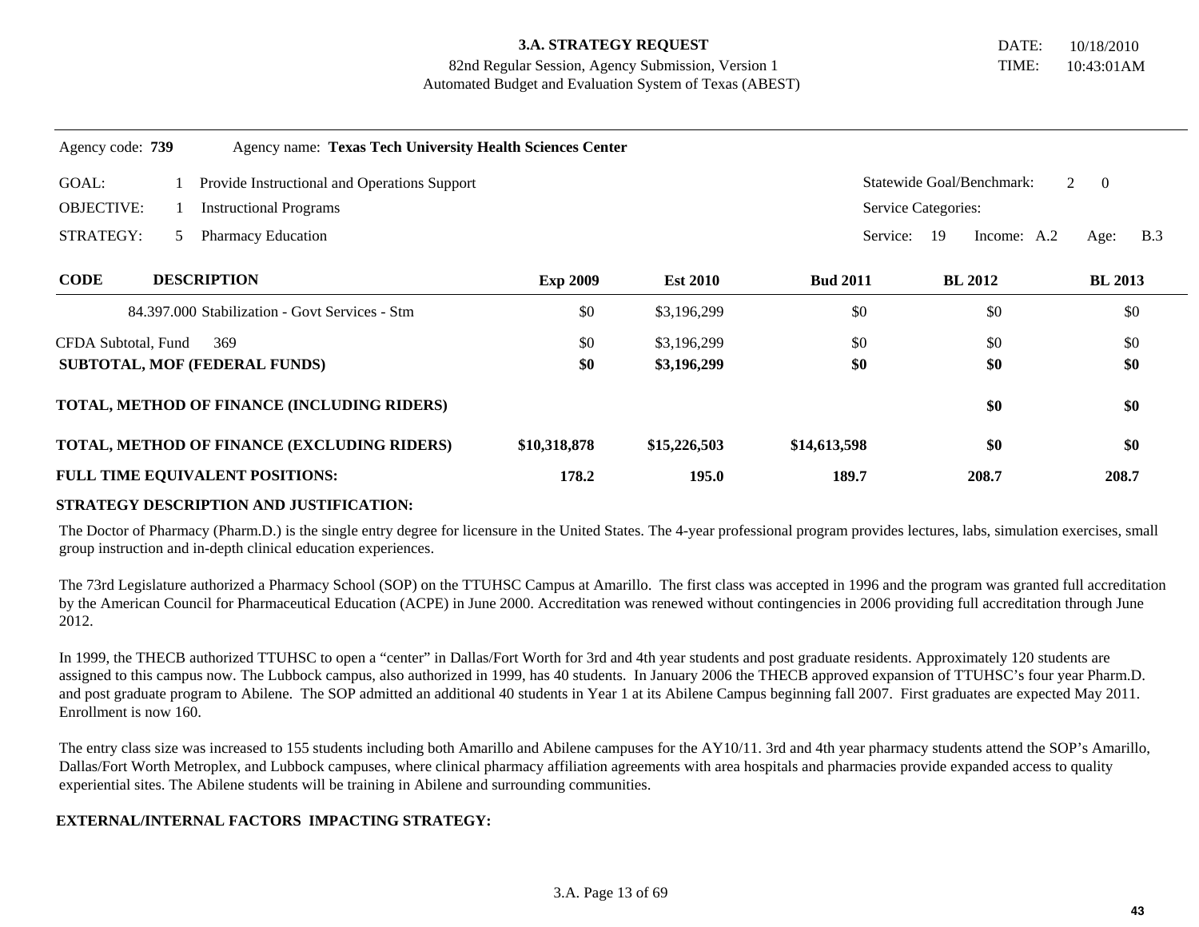**3.A. STRATEGY REQUEST**
82nd Regular Session, Agency Submission, Version 1
Automated Budget and Evaluation System of Texas (ABEST)

DATE: 10/18/2010
TIME: 10:43:01AM

Agency code: **739** Agency name: **Texas Tech University Health Sciences Center**

GOAL: 1 Provide Instructional and Operations Support — Statewide Goal/Benchmark: 2 0
OBJECTIVE: 1 Instructional Programs — Service Categories:
STRATEGY: 5 Pharmacy Education — Service: 19 Income: A.2 Age: B.3

| CODE | DESCRIPTION | Exp 2009 | Est 2010 | Bud 2011 | BL 2012 | BL 2013 |
|---|---|---|---|---|---|---|
| | 84.397.000 Stabilization - Govt Services - Stm | $0 | $3,196,299 | $0 | $0 | $0 |
| CFDA Subtotal, Fund 369 | | $0 | $3,196,299 | $0 | $0 | $0 |
| **SUBTOTAL, MOF (FEDERAL FUNDS)** | | **$0** | **$3,196,299** | **$0** | **$0** | **$0** |
| **TOTAL, METHOD OF FINANCE (INCLUDING RIDERS)** | | | | | **$0** | **$0** |
| **TOTAL, METHOD OF FINANCE (EXCLUDING RIDERS)** | | **$10,318,878** | **$15,226,503** | **$14,613,598** | **$0** | **$0** |
| **FULL TIME EQUIVALENT POSITIONS:** | | **178.2** | **195.0** | **189.7** | **208.7** | **208.7** |

**STRATEGY DESCRIPTION AND JUSTIFICATION:**

The Doctor of Pharmacy (Pharm.D.) is the single entry degree for licensure in the United States. The 4-year professional program provides lectures, labs, simulation exercises, small group instruction and in-depth clinical education experiences.

The 73rd Legislature authorized a Pharmacy School (SOP) on the TTUHSC Campus at Amarillo. The first class was accepted in 1996 and the program was granted full accreditation by the American Council for Pharmaceutical Education (ACPE) in June 2000. Accreditation was renewed without contingencies in 2006 providing full accreditation through June 2012.

In 1999, the THECB authorized TTUHSC to open a "center" in Dallas/Fort Worth for 3rd and 4th year students and post graduate residents. Approximately 120 students are assigned to this campus now. The Lubbock campus, also authorized in 1999, has 40 students. In January 2006 the THECB approved expansion of TTUHSC's four year Pharm.D. and post graduate program to Abilene. The SOP admitted an additional 40 students in Year 1 at its Abilene Campus beginning fall 2007. First graduates are expected May 2011. Enrollment is now 160.

The entry class size was increased to 155 students including both Amarillo and Abilene campuses for the AY10/11. 3rd and 4th year pharmacy students attend the SOP's Amarillo, Dallas/Fort Worth Metroplex, and Lubbock campuses, where clinical pharmacy affiliation agreements with area hospitals and pharmacies provide expanded access to quality experiential sites. The Abilene students will be training in Abilene and surrounding communities.

**EXTERNAL/INTERNAL FACTORS IMPACTING STRATEGY:**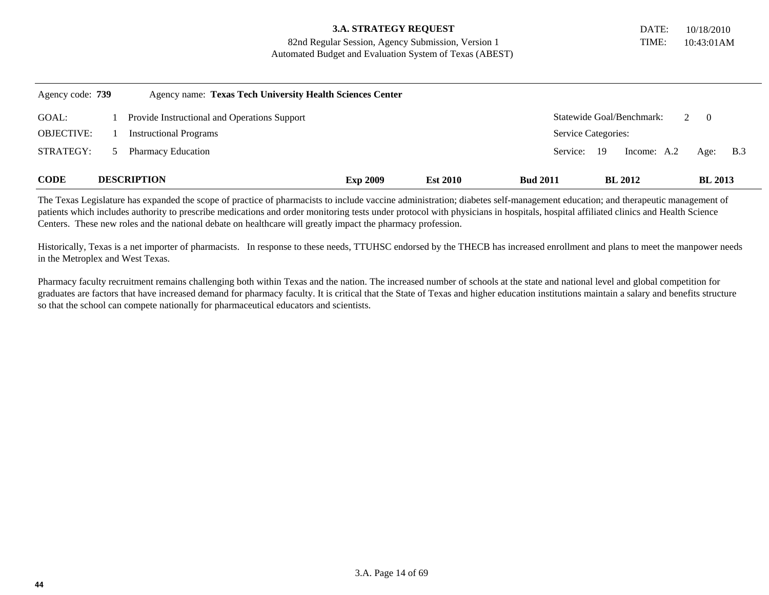**3.A. STRATEGY REQUEST**
82nd Regular Session, Agency Submission, Version 1
Automated Budget and Evaluation System of Texas (ABEST)

DATE: 10/18/2010
TIME: 10:43:01AM

Agency code: **739** Agency name: **Texas Tech University Health Sciences Center**

GOAL: 1 Provide Instructional and Operations Support — Statewide Goal/Benchmark: 2 0

OBJECTIVE: 1 Instructional Programs — Service Categories:

STRATEGY: 5 Pharmacy Education — Service: 19 Income: A.2 Age: B.3

| CODE | DESCRIPTION | Exp 2009 | Est 2010 | Bud 2011 | BL 2012 | BL 2013 |
|---|---|---|---|---|---|---|

The Texas Legislature has expanded the scope of practice of pharmacists to include vaccine administration; diabetes self-management education; and therapeutic management of patients which includes authority to prescribe medications and order monitoring tests under protocol with physicians in hospitals, hospital affiliated clinics and Health Science Centers. These new roles and the national debate on healthcare will greatly impact the pharmacy profession.

Historically, Texas is a net importer of pharmacists. In response to these needs, TTUHSC endorsed by the THECB has increased enrollment and plans to meet the manpower needs in the Metroplex and West Texas.

Pharmacy faculty recruitment remains challenging both within Texas and the nation. The increased number of schools at the state and national level and global competition for graduates are factors that have increased demand for pharmacy faculty. It is critical that the State of Texas and higher education institutions maintain a salary and benefits structure so that the school can compete nationally for pharmaceutical educators and scientists.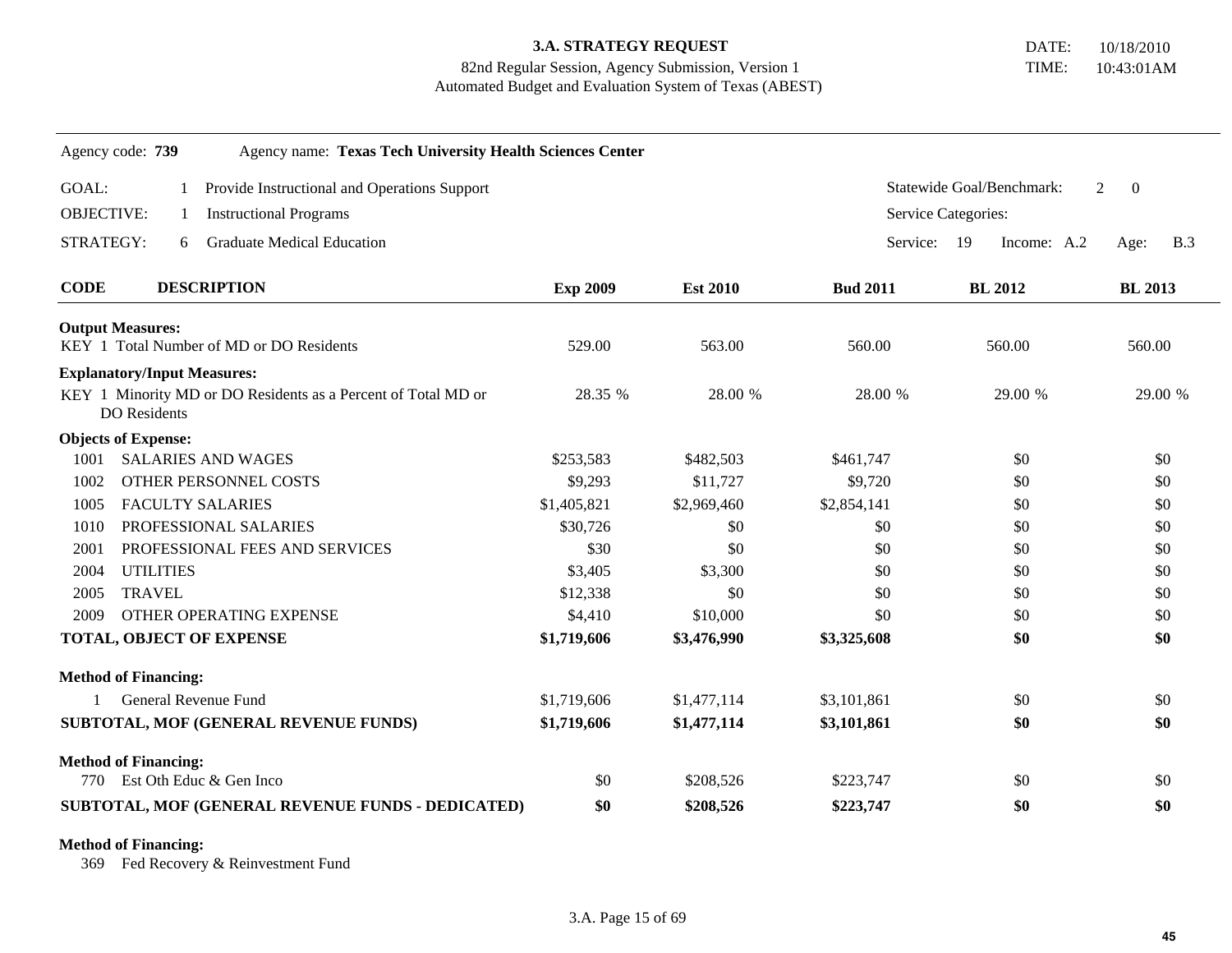**3.A. STRATEGY REQUEST**
82nd Regular Session, Agency Submission, Version 1
Automated Budget and Evaluation System of Texas (ABEST)

DATE: 10/18/2010
TIME: 10:43:01AM

Agency code: **739** Agency name: **Texas Tech University Health Sciences Center**

GOAL: 1 Provide Instructional and Operations Support — Statewide Goal/Benchmark: 2 0

OBJECTIVE: 1 Instructional Programs — Service Categories:

STRATEGY: 6 Graduate Medical Education — Service: 19 Income: A.2 Age: B.3

| CODE | DESCRIPTION | Exp 2009 | Est 2010 | Bud 2011 | BL 2012 | BL 2013 |
|---|---|---|---|---|---|---|
| **Output Measures:** | | | | | | |
| KEY 1 | Total Number of MD or DO Residents | 529.00 | 563.00 | 560.00 | 560.00 | 560.00 |
| **Explanatory/Input Measures:** | | | | | | |
| KEY 1 | Minority MD or DO Residents as a Percent of Total MD or DO Residents | 28.35 % | 28.00 % | 28.00 % | 29.00 % | 29.00 % |
| **Objects of Expense:** | | | | | | |
| 1001 | SALARIES AND WAGES | $253,583 | $482,503 | $461,747 | $0 | $0 |
| 1002 | OTHER PERSONNEL COSTS | $9,293 | $11,727 | $9,720 | $0 | $0 |
| 1005 | FACULTY SALARIES | $1,405,821 | $2,969,460 | $2,854,141 | $0 | $0 |
| 1010 | PROFESSIONAL SALARIES | $30,726 | $0 | $0 | $0 | $0 |
| 2001 | PROFESSIONAL FEES AND SERVICES | $30 | $0 | $0 | $0 | $0 |
| 2004 | UTILITIES | $3,405 | $3,300 | $0 | $0 | $0 |
| 2005 | TRAVEL | $12,338 | $0 | $0 | $0 | $0 |
| 2009 | OTHER OPERATING EXPENSE | $4,410 | $10,000 | $0 | $0 | $0 |
| **TOTAL, OBJECT OF EXPENSE** | | **$1,719,606** | **$3,476,990** | **$3,325,608** | **$0** | **$0** |
| **Method of Financing:** | | | | | | |
| 1 | General Revenue Fund | $1,719,606 | $1,477,114 | $3,101,861 | $0 | $0 |
| **SUBTOTAL, MOF (GENERAL REVENUE FUNDS)** | | **$1,719,606** | **$1,477,114** | **$3,101,861** | **$0** | **$0** |
| **Method of Financing:** | | | | | | |
| 770 | Est Oth Educ & Gen Inco | $0 | $208,526 | $223,747 | $0 | $0 |
| **SUBTOTAL, MOF (GENERAL REVENUE FUNDS - DEDICATED)** | | **$0** | **$208,526** | **$223,747** | **$0** | **$0** |
| **Method of Financing:** | | | | | | |
| 369 | Fed Recovery & Reinvestment Fund | | | | | |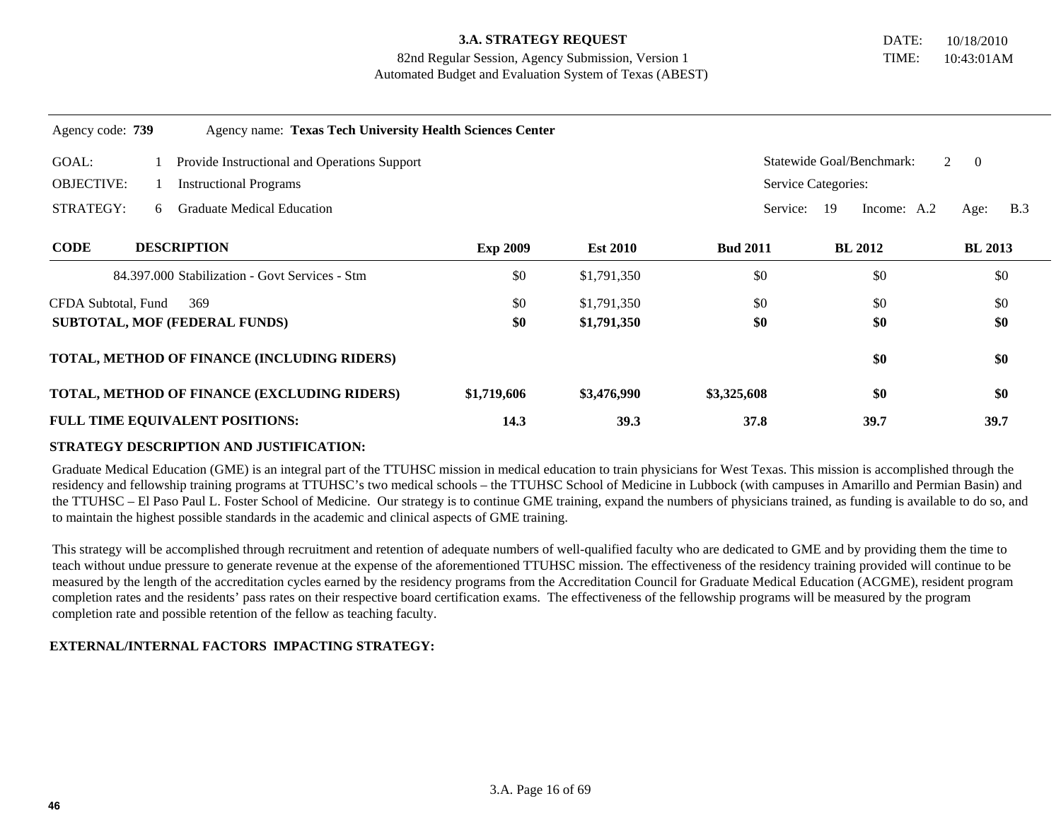**3.A. STRATEGY REQUEST**
82nd Regular Session, Agency Submission, Version 1
Automated Budget and Evaluation System of Texas (ABEST)

DATE: 10/18/2010
TIME: 10:43:01AM

Agency code: **739** Agency name: **Texas Tech University Health Sciences Center**

GOAL: 1 Provide Instructional and Operations Support — Statewide Goal/Benchmark: 2 0

OBJECTIVE: 1 Instructional Programs — Service Categories:

STRATEGY: 6 Graduate Medical Education — Service: 19 Income: A.2 Age: B.3

| CODE | DESCRIPTION | Exp 2009 | Est 2010 | Bud 2011 | BL 2012 | BL 2013 |
|---|---|---|---|---|---|---|
| | 84.397.000 Stabilization - Govt Services - Stm | $0 | $1,791,350 | $0 | $0 | $0 |
| CFDA Subtotal, Fund 369 | | $0 | $1,791,350 | $0 | $0 | $0 |
| **SUBTOTAL, MOF (FEDERAL FUNDS)** | | **$0** | **$1,791,350** | **$0** | **$0** | **$0** |
| **TOTAL, METHOD OF FINANCE (INCLUDING RIDERS)** | | | | | **$0** | **$0** |
| **TOTAL, METHOD OF FINANCE (EXCLUDING RIDERS)** | | **$1,719,606** | **$3,476,990** | **$3,325,608** | **$0** | **$0** |
| **FULL TIME EQUIVALENT POSITIONS:** | | **14.3** | **39.3** | **37.8** | **39.7** | **39.7** |

**STRATEGY DESCRIPTION AND JUSTIFICATION:**

Graduate Medical Education (GME) is an integral part of the TTUHSC mission in medical education to train physicians for West Texas. This mission is accomplished through the residency and fellowship training programs at TTUHSC's two medical schools – the TTUHSC School of Medicine in Lubbock (with campuses in Amarillo and Permian Basin) and the TTUHSC – El Paso Paul L. Foster School of Medicine. Our strategy is to continue GME training, expand the numbers of physicians trained, as funding is available to do so, and to maintain the highest possible standards in the academic and clinical aspects of GME training.

This strategy will be accomplished through recruitment and retention of adequate numbers of well-qualified faculty who are dedicated to GME and by providing them the time to teach without undue pressure to generate revenue at the expense of the aforementioned TTUHSC mission. The effectiveness of the residency training provided will continue to be measured by the length of the accreditation cycles earned by the residency programs from the Accreditation Council for Graduate Medical Education (ACGME), resident program completion rates and the residents' pass rates on their respective board certification exams. The effectiveness of the fellowship programs will be measured by the program completion rate and possible retention of the fellow as teaching faculty.

**EXTERNAL/INTERNAL FACTORS IMPACTING STRATEGY:**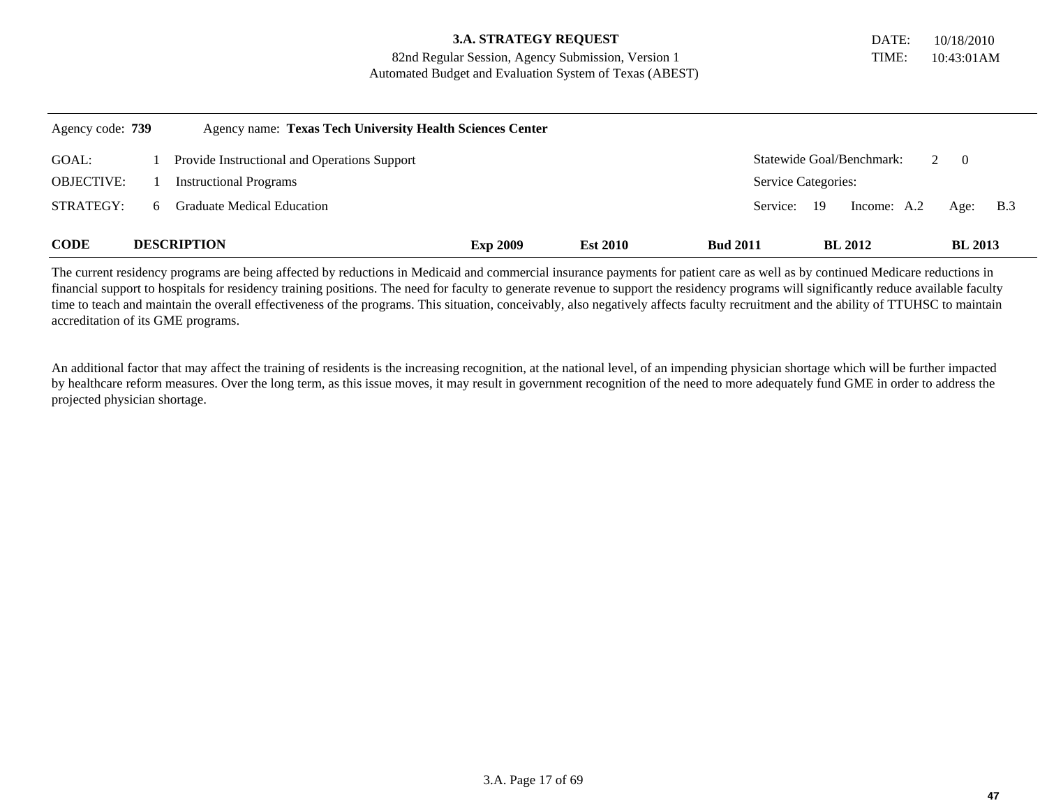**3.A. STRATEGY REQUEST**
82nd Regular Session, Agency Submission, Version 1
Automated Budget and Evaluation System of Texas (ABEST)

DATE: 10/18/2010
TIME: 10:43:01AM

Agency code: **739** Agency name: **Texas Tech University Health Sciences Center**

GOAL: 1 Provide Instructional and Operations Support — Statewide Goal/Benchmark: 2 0

OBJECTIVE: 1 Instructional Programs — Service Categories:

STRATEGY: 6 Graduate Medical Education — Service: 19 Income: A.2 Age: B.3

| CODE | DESCRIPTION | Exp 2009 | Est 2010 | Bud 2011 | BL 2012 | BL 2013 |
|---|---|---|---|---|---|---|

The current residency programs are being affected by reductions in Medicaid and commercial insurance payments for patient care as well as by continued Medicare reductions in financial support to hospitals for residency training positions. The need for faculty to generate revenue to support the residency programs will significantly reduce available faculty time to teach and maintain the overall effectiveness of the programs. This situation, conceivably, also negatively affects faculty recruitment and the ability of TTUHSC to maintain accreditation of its GME programs.

An additional factor that may affect the training of residents is the increasing recognition, at the national level, of an impending physician shortage which will be further impacted by healthcare reform measures. Over the long term, as this issue moves, it may result in government recognition of the need to more adequately fund GME in order to address the projected physician shortage.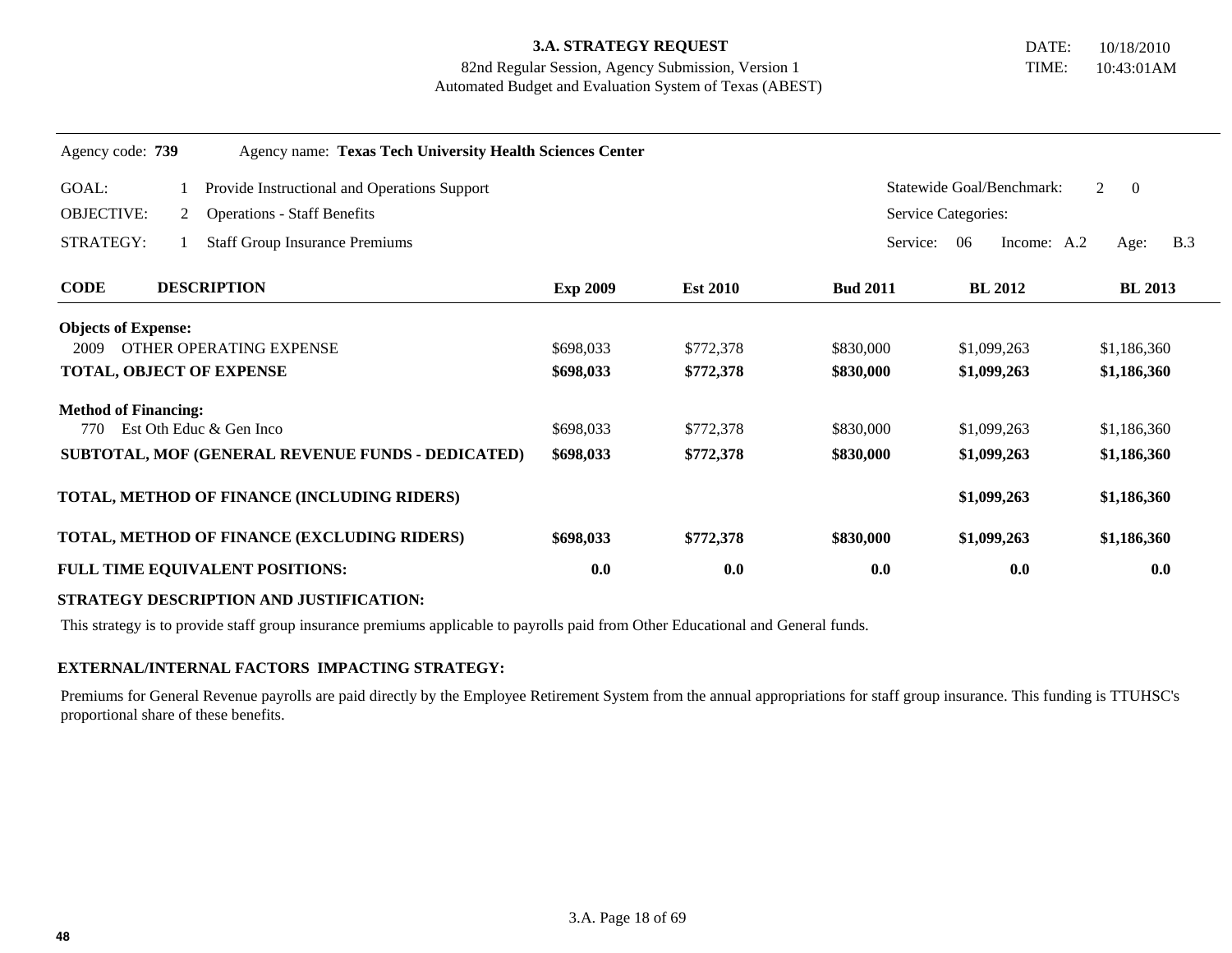**3.A. STRATEGY REQUEST**
82nd Regular Session, Agency Submission, Version 1
Automated Budget and Evaluation System of Texas (ABEST)

DATE: 10/18/2010
TIME: 10:43:01AM

Agency code: **739** Agency name: **Texas Tech University Health Sciences Center**

GOAL: 1 Provide Instructional and Operations Support — Statewide Goal/Benchmark: 2 0

OBJECTIVE: 2 Operations - Staff Benefits — Service Categories:

STRATEGY: 1 Staff Group Insurance Premiums — Service: 06 Income: A.2 Age: B.3

| CODE | DESCRIPTION | Exp 2009 | Est 2010 | Bud 2011 | BL 2012 | BL 2013 |
|---|---|---|---|---|---|---|
| **Objects of Expense:** | | | | | | |
| 2009 | OTHER OPERATING EXPENSE | $698,033 | $772,378 | $830,000 | $1,099,263 | $1,186,360 |
| **TOTAL, OBJECT OF EXPENSE** | | **$698,033** | **$772,378** | **$830,000** | **$1,099,263** | **$1,186,360** |
| **Method of Financing:** | | | | | | |
| 770 | Est Oth Educ & Gen Inco | $698,033 | $772,378 | $830,000 | $1,099,263 | $1,186,360 |
| **SUBTOTAL, MOF (GENERAL REVENUE FUNDS - DEDICATED)** | | **$698,033** | **$772,378** | **$830,000** | **$1,099,263** | **$1,186,360** |
| **TOTAL, METHOD OF FINANCE (INCLUDING RIDERS)** | | | | | **$1,099,263** | **$1,186,360** |
| **TOTAL, METHOD OF FINANCE (EXCLUDING RIDERS)** | | **$698,033** | **$772,378** | **$830,000** | **$1,099,263** | **$1,186,360** |
| **FULL TIME EQUIVALENT POSITIONS:** | | **0.0** | **0.0** | **0.0** | **0.0** | **0.0** |

**STRATEGY DESCRIPTION AND JUSTIFICATION:**

This strategy is to provide staff group insurance premiums applicable to payrolls paid from Other Educational and General funds.

**EXTERNAL/INTERNAL FACTORS IMPACTING STRATEGY:**

Premiums for General Revenue payrolls are paid directly by the Employee Retirement System from the annual appropriations for staff group insurance. This funding is TTUHSC's proportional share of these benefits.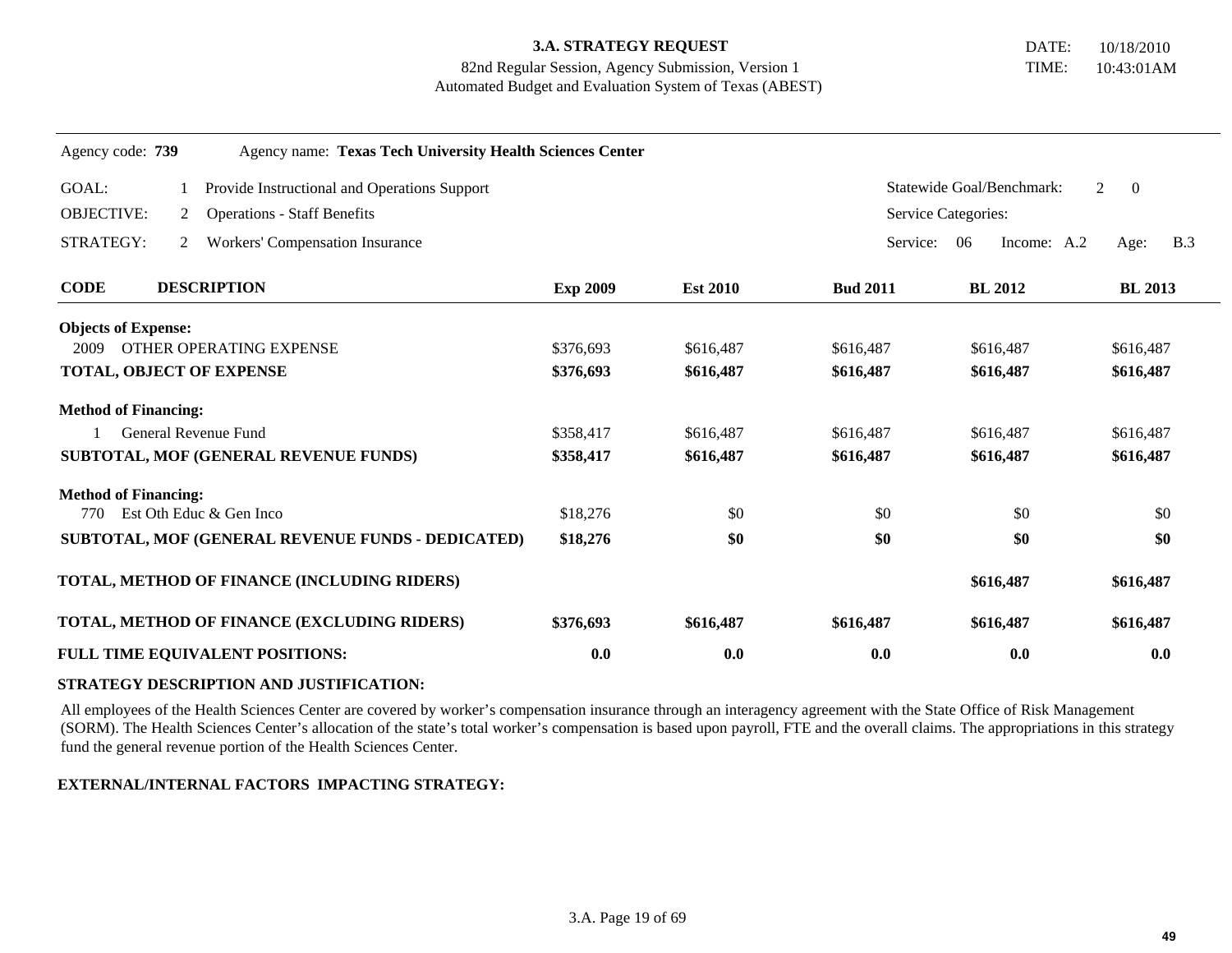**3.A. STRATEGY REQUEST**
82nd Regular Session, Agency Submission, Version 1
Automated Budget and Evaluation System of Texas (ABEST)

DATE: 10/18/2010
TIME: 10:43:01AM

Agency code: **739** Agency name: **Texas Tech University Health Sciences Center**

GOAL: 1 Provide Instructional and Operations Support
OBJECTIVE: 2 Operations - Staff Benefits
STRATEGY: 2 Workers' Compensation Insurance

Statewide Goal/Benchmark: 2 0
Service Categories:
Service: 06 Income: A.2 Age: B.3

| CODE | DESCRIPTION | Exp 2009 | Est 2010 | Bud 2011 | BL 2012 | BL 2013 |
|---|---|---|---|---|---|---|
| **Objects of Expense:** | | | | | | |
| 2009 | OTHER OPERATING EXPENSE | $376,693 | $616,487 | $616,487 | $616,487 | $616,487 |
| | **TOTAL, OBJECT OF EXPENSE** | **$376,693** | **$616,487** | **$616,487** | **$616,487** | **$616,487** |
| **Method of Financing:** | | | | | | |
| 1 | General Revenue Fund | $358,417 | $616,487 | $616,487 | $616,487 | $616,487 |
| | **SUBTOTAL, MOF (GENERAL REVENUE FUNDS)** | **$358,417** | **$616,487** | **$616,487** | **$616,487** | **$616,487** |
| **Method of Financing:** | | | | | | |
| 770 | Est Oth Educ & Gen Inco | $18,276 | $0 | $0 | $0 | $0 |
| | **SUBTOTAL, MOF (GENERAL REVENUE FUNDS - DEDICATED)** | **$18,276** | **$0** | **$0** | **$0** | **$0** |
| | **TOTAL, METHOD OF FINANCE (INCLUDING RIDERS)** | | | | **$616,487** | **$616,487** |
| | **TOTAL, METHOD OF FINANCE (EXCLUDING RIDERS)** | **$376,693** | **$616,487** | **$616,487** | **$616,487** | **$616,487** |
| | **FULL TIME EQUIVALENT POSITIONS:** | **0.0** | **0.0** | **0.0** | **0.0** | **0.0** |

**STRATEGY DESCRIPTION AND JUSTIFICATION:**

All employees of the Health Sciences Center are covered by worker's compensation insurance through an interagency agreement with the State Office of Risk Management (SORM). The Health Sciences Center's allocation of the state's total worker's compensation is based upon payroll, FTE and the overall claims. The appropriations in this strategy fund the general revenue portion of the Health Sciences Center.

**EXTERNAL/INTERNAL FACTORS IMPACTING STRATEGY:**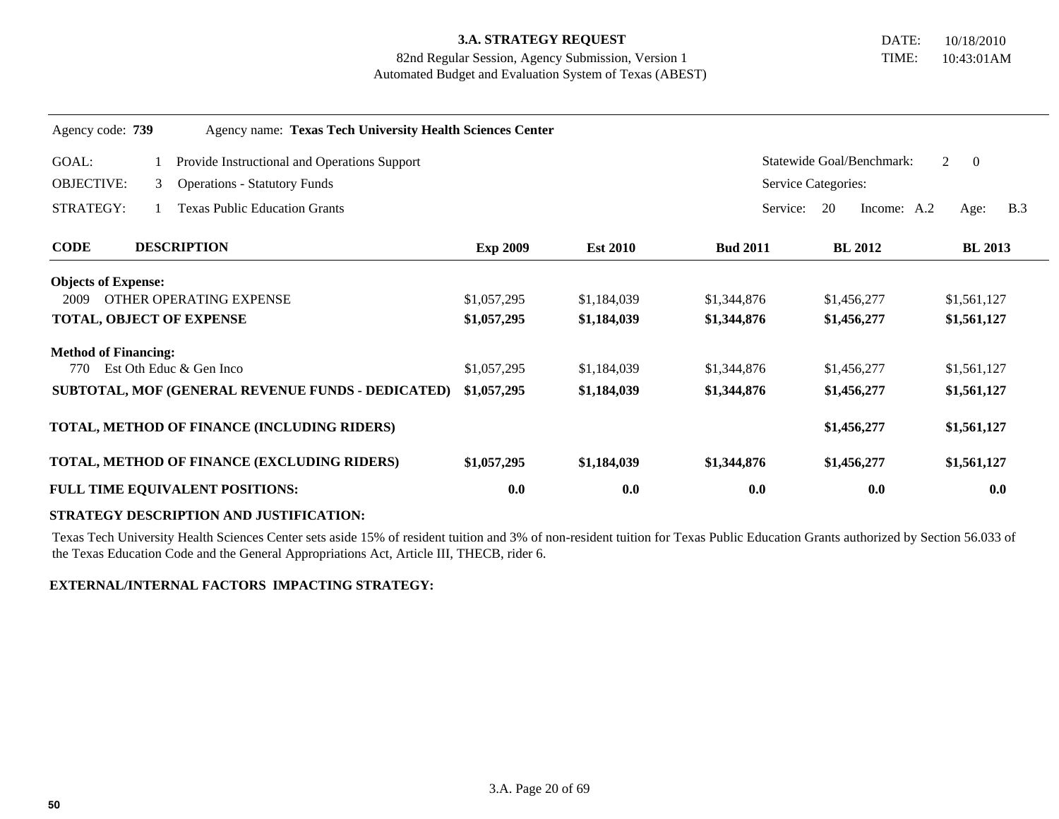**3.A. STRATEGY REQUEST**
82nd Regular Session, Agency Submission, Version 1
Automated Budget and Evaluation System of Texas (ABEST)

DATE: 10/18/2010
TIME: 10:43:01AM

Agency code: **739** Agency name: **Texas Tech University Health Sciences Center**

GOAL: 1 Provide Instructional and Operations Support — Statewide Goal/Benchmark: 2 0

OBJECTIVE: 3 Operations - Statutory Funds — Service Categories:

STRATEGY: 1 Texas Public Education Grants — Service: 20 Income: A.2 Age: B.3

| CODE | DESCRIPTION | Exp 2009 | Est 2010 | Bud 2011 | BL 2012 | BL 2013 |
|---|---|---|---|---|---|---|
| **Objects of Expense:** | | | | | | |
| 2009 | OTHER OPERATING EXPENSE | $1,057,295 | $1,184,039 | $1,344,876 | $1,456,277 | $1,561,127 |
| **TOTAL, OBJECT OF EXPENSE** | | **$1,057,295** | **$1,184,039** | **$1,344,876** | **$1,456,277** | **$1,561,127** |
| **Method of Financing:** | | | | | | |
| 770 | Est Oth Educ & Gen Inco | $1,057,295 | $1,184,039 | $1,344,876 | $1,456,277 | $1,561,127 |
| **SUBTOTAL, MOF (GENERAL REVENUE FUNDS - DEDICATED)** | | **$1,057,295** | **$1,184,039** | **$1,344,876** | **$1,456,277** | **$1,561,127** |
| **TOTAL, METHOD OF FINANCE (INCLUDING RIDERS)** | | | | | **$1,456,277** | **$1,561,127** |
| **TOTAL, METHOD OF FINANCE (EXCLUDING RIDERS)** | | **$1,057,295** | **$1,184,039** | **$1,344,876** | **$1,456,277** | **$1,561,127** |
| **FULL TIME EQUIVALENT POSITIONS:** | | **0.0** | **0.0** | **0.0** | **0.0** | **0.0** |

**STRATEGY DESCRIPTION AND JUSTIFICATION:**

Texas Tech University Health Sciences Center sets aside 15% of resident tuition and 3% of non-resident tuition for Texas Public Education Grants authorized by Section 56.033 of the Texas Education Code and the General Appropriations Act, Article III, THECB, rider 6.

**EXTERNAL/INTERNAL FACTORS IMPACTING STRATEGY:**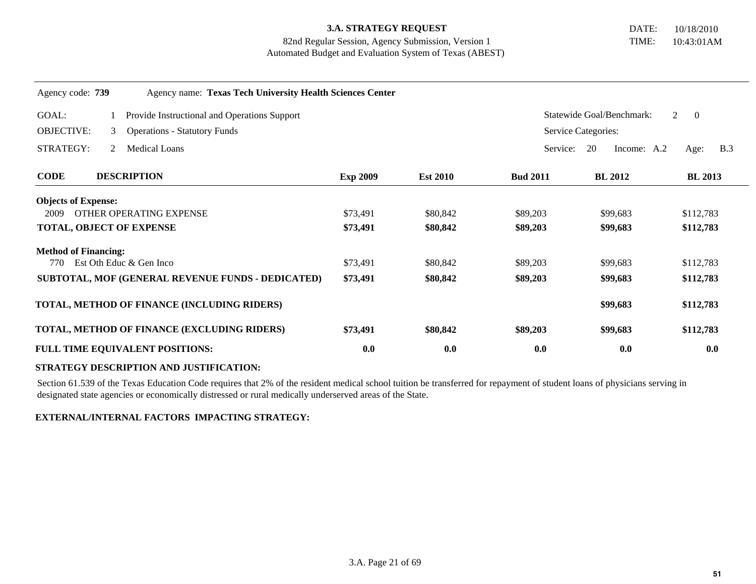**3.A. STRATEGY REQUEST**
82nd Regular Session, Agency Submission, Version 1
Automated Budget and Evaluation System of Texas (ABEST)

DATE: 10/18/2010
TIME: 10:43:01AM

Agency code: **739** Agency name: **Texas Tech University Health Sciences Center**

GOAL: 1 Provide Instructional and Operations Support — Statewide Goal/Benchmark: 2 0

OBJECTIVE: 3 Operations - Statutory Funds — Service Categories:

STRATEGY: 2 Medical Loans — Service: 20 Income: A.2 Age: B.3

| CODE | DESCRIPTION | Exp 2009 | Est 2010 | Bud 2011 | BL 2012 | BL 2013 |
|---|---|---|---|---|---|---|
| **Objects of Expense:** | | | | | | |
| 2009 | OTHER OPERATING EXPENSE | $73,491 | $80,842 | $89,203 | $99,683 | $112,783 |
| | **TOTAL, OBJECT OF EXPENSE** | **$73,491** | **$80,842** | **$89,203** | **$99,683** | **$112,783** |
| **Method of Financing:** | | | | | | |
| 770 | Est Oth Educ & Gen Inco | $73,491 | $80,842 | $89,203 | $99,683 | $112,783 |
| | **SUBTOTAL, MOF (GENERAL REVENUE FUNDS - DEDICATED)** | **$73,491** | **$80,842** | **$89,203** | **$99,683** | **$112,783** |
| | **TOTAL, METHOD OF FINANCE (INCLUDING RIDERS)** | | | | **$99,683** | **$112,783** |
| | **TOTAL, METHOD OF FINANCE (EXCLUDING RIDERS)** | **$73,491** | **$80,842** | **$89,203** | **$99,683** | **$112,783** |
| | **FULL TIME EQUIVALENT POSITIONS:** | **0.0** | **0.0** | **0.0** | **0.0** | **0.0** |

**STRATEGY DESCRIPTION AND JUSTIFICATION:**

Section 61.539 of the Texas Education Code requires that 2% of the resident medical school tuition be transferred for repayment of student loans of physicians serving in designated state agencies or economically distressed or rural medically underserved areas of the State.

**EXTERNAL/INTERNAL FACTORS IMPACTING STRATEGY:**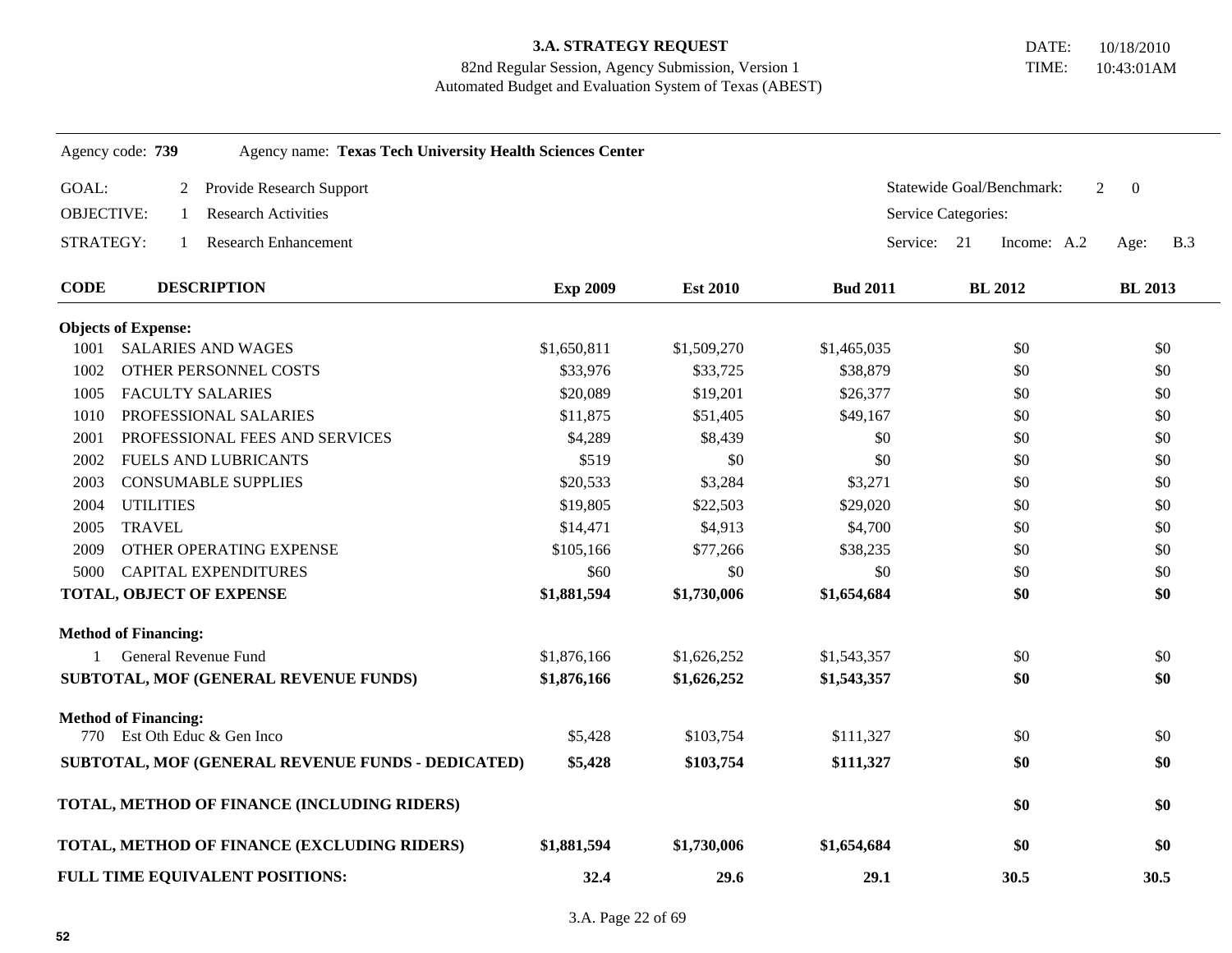# 3.A. STRATEGY REQUEST

82nd Regular Session, Agency Submission, Version 1
Automated Budget and Evaluation System of Texas (ABEST)

DATE: 10/18/2010
TIME: 10:43:01AM

Agency code: **739** Agency name: **Texas Tech University Health Sciences Center**

GOAL: 2 Provide Research Support — Statewide Goal/Benchmark: 2 0

OBJECTIVE: 1 Research Activities — Service Categories:

STRATEGY: 1 Research Enhancement — Service: 21 Income: A.2 Age: B.3

| CODE | DESCRIPTION | Exp 2009 | Est 2010 | Bud 2011 | BL 2012 | BL 2013 |
|---|---|---|---|---|---|---|
| **Objects of Expense:** | | | | | | |
| 1001 | SALARIES AND WAGES | $1,650,811 | $1,509,270 | $1,465,035 | $0 | $0 |
| 1002 | OTHER PERSONNEL COSTS | $33,976 | $33,725 | $38,879 | $0 | $0 |
| 1005 | FACULTY SALARIES | $20,089 | $19,201 | $26,377 | $0 | $0 |
| 1010 | PROFESSIONAL SALARIES | $11,875 | $51,405 | $49,167 | $0 | $0 |
| 2001 | PROFESSIONAL FEES AND SERVICES | $4,289 | $8,439 | $0 | $0 | $0 |
| 2002 | FUELS AND LUBRICANTS | $519 | $0 | $0 | $0 | $0 |
| 2003 | CONSUMABLE SUPPLIES | $20,533 | $3,284 | $3,271 | $0 | $0 |
| 2004 | UTILITIES | $19,805 | $22,503 | $29,020 | $0 | $0 |
| 2005 | TRAVEL | $14,471 | $4,913 | $4,700 | $0 | $0 |
| 2009 | OTHER OPERATING EXPENSE | $105,166 | $77,266 | $38,235 | $0 | $0 |
| 5000 | CAPITAL EXPENDITURES | $60 | $0 | $0 | $0 | $0 |
| **TOTAL, OBJECT OF EXPENSE** | | **$1,881,594** | **$1,730,006** | **$1,654,684** | **$0** | **$0** |
| **Method of Financing:** | | | | | | |
| 1 | General Revenue Fund | $1,876,166 | $1,626,252 | $1,543,357 | $0 | $0 |
| **SUBTOTAL, MOF (GENERAL REVENUE FUNDS)** | | **$1,876,166** | **$1,626,252** | **$1,543,357** | **$0** | **$0** |
| **Method of Financing:** | | | | | | |
| 770 | Est Oth Educ & Gen Inco | $5,428 | $103,754 | $111,327 | $0 | $0 |
| **SUBTOTAL, MOF (GENERAL REVENUE FUNDS - DEDICATED)** | | **$5,428** | **$103,754** | **$111,327** | **$0** | **$0** |
| **TOTAL, METHOD OF FINANCE (INCLUDING RIDERS)** | | | | | **$0** | **$0** |
| **TOTAL, METHOD OF FINANCE (EXCLUDING RIDERS)** | | **$1,881,594** | **$1,730,006** | **$1,654,684** | **$0** | **$0** |
| **FULL TIME EQUIVALENT POSITIONS:** | | **32.4** | **29.6** | **29.1** | **30.5** | **30.5** |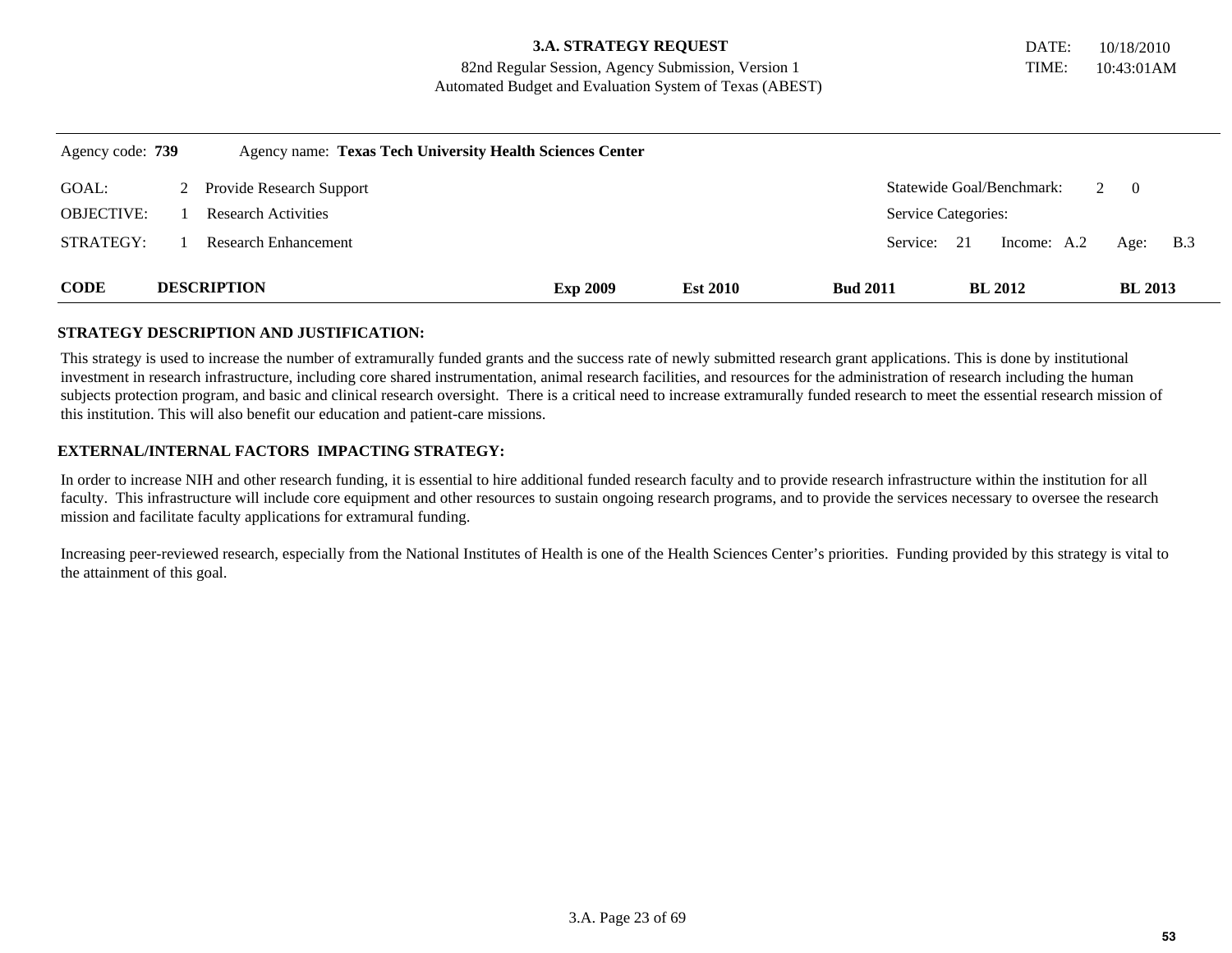**3.A. STRATEGY REQUEST**
82nd Regular Session, Agency Submission, Version 1
Automated Budget and Evaluation System of Texas (ABEST)

DATE: 10/18/2010
TIME: 10:43:01AM

Agency code: **739** Agency name: **Texas Tech University Health Sciences Center**

| | | | |
|---|---|---|---|
| GOAL: | 2 Provide Research Support | Statewide Goal/Benchmark: | 2 0 |
| OBJECTIVE: | 1 Research Activities | Service Categories: | |
| STRATEGY: | 1 Research Enhancement | Service: 21 | Income: A.2 Age: B.3 |

| CODE | DESCRIPTION | Exp 2009 | Est 2010 | Bud 2011 | BL 2012 | BL 2013 |
|---|---|---|---|---|---|---|

**STRATEGY DESCRIPTION AND JUSTIFICATION:**

This strategy is used to increase the number of extramurally funded grants and the success rate of newly submitted research grant applications. This is done by institutional investment in research infrastructure, including core shared instrumentation, animal research facilities, and resources for the administration of research including the human subjects protection program, and basic and clinical research oversight. There is a critical need to increase extramurally funded research to meet the essential research mission of this institution. This will also benefit our education and patient-care missions.

**EXTERNAL/INTERNAL FACTORS IMPACTING STRATEGY:**

In order to increase NIH and other research funding, it is essential to hire additional funded research faculty and to provide research infrastructure within the institution for all faculty. This infrastructure will include core equipment and other resources to sustain ongoing research programs, and to provide the services necessary to oversee the research mission and facilitate faculty applications for extramural funding.

Increasing peer-reviewed research, especially from the National Institutes of Health is one of the Health Sciences Center's priorities. Funding provided by this strategy is vital to the attainment of this goal.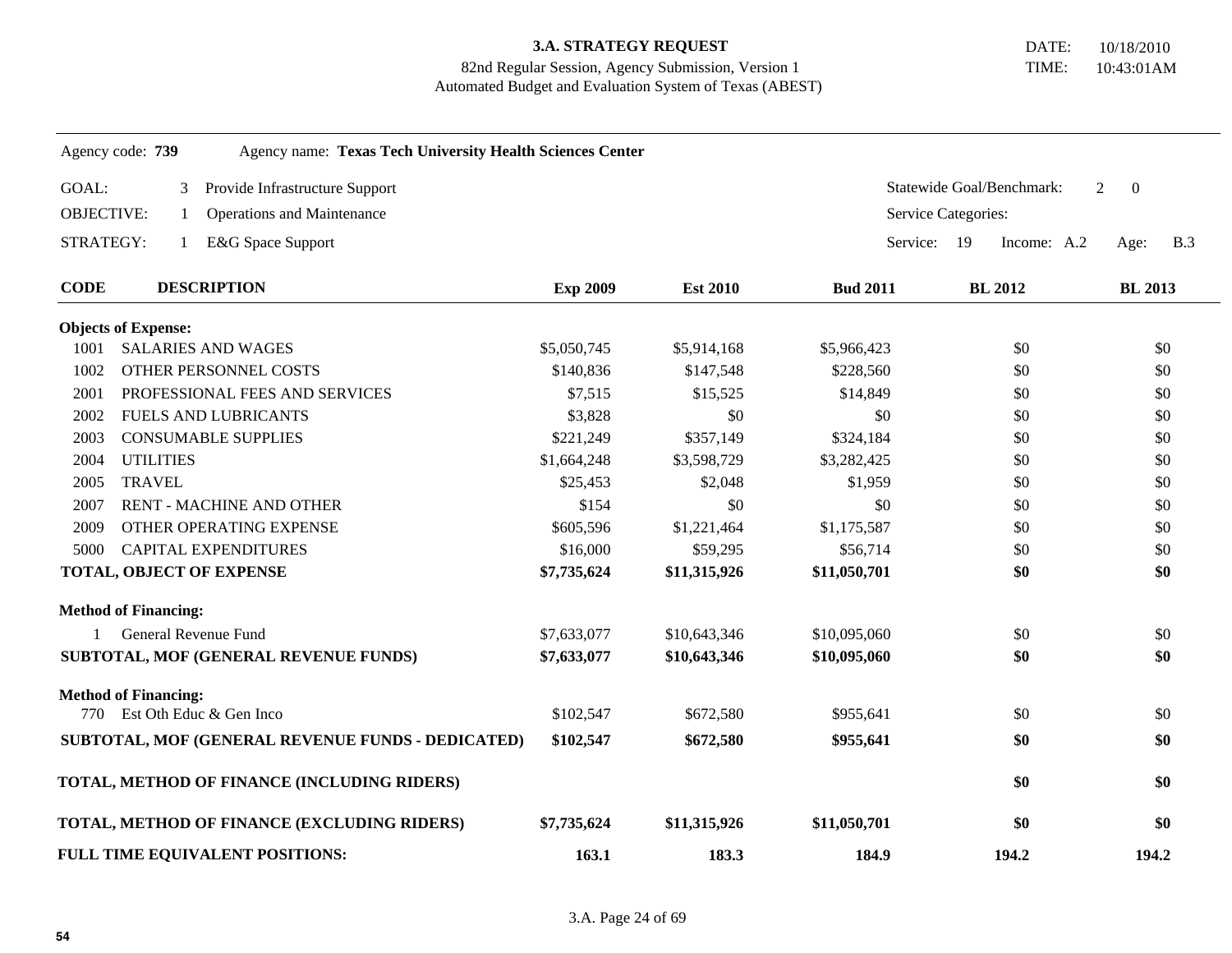**3.A. STRATEGY REQUEST**
82nd Regular Session, Agency Submission, Version 1
Automated Budget and Evaluation System of Texas (ABEST)

DATE: 10/18/2010
TIME: 10:43:01AM

Agency code: **739** Agency name: **Texas Tech University Health Sciences Center**

GOAL: 3 Provide Infrastructure Support — Statewide Goal/Benchmark: 2 0

OBJECTIVE: 1 Operations and Maintenance — Service Categories:

STRATEGY: 1 E&G Space Support — Service: 19 Income: A.2 Age: B.3

| CODE | DESCRIPTION | Exp 2009 | Est 2010 | Bud 2011 | BL 2012 | BL 2013 |
|---|---|---|---|---|---|---|
| **Objects of Expense:** | | | | | | |
| 1001 | SALARIES AND WAGES | $5,050,745 | $5,914,168 | $5,966,423 | $0 | $0 |
| 1002 | OTHER PERSONNEL COSTS | $140,836 | $147,548 | $228,560 | $0 | $0 |
| 2001 | PROFESSIONAL FEES AND SERVICES | $7,515 | $15,525 | $14,849 | $0 | $0 |
| 2002 | FUELS AND LUBRICANTS | $3,828 | $0 | $0 | $0 | $0 |
| 2003 | CONSUMABLE SUPPLIES | $221,249 | $357,149 | $324,184 | $0 | $0 |
| 2004 | UTILITIES | $1,664,248 | $3,598,729 | $3,282,425 | $0 | $0 |
| 2005 | TRAVEL | $25,453 | $2,048 | $1,959 | $0 | $0 |
| 2007 | RENT - MACHINE AND OTHER | $154 | $0 | $0 | $0 | $0 |
| 2009 | OTHER OPERATING EXPENSE | $605,596 | $1,221,464 | $1,175,587 | $0 | $0 |
| 5000 | CAPITAL EXPENDITURES | $16,000 | $59,295 | $56,714 | $0 | $0 |
| **TOTAL, OBJECT OF EXPENSE** | | **$7,735,624** | **$11,315,926** | **$11,050,701** | **$0** | **$0** |
| **Method of Financing:** | | | | | | |
| 1 | General Revenue Fund | $7,633,077 | $10,643,346 | $10,095,060 | $0 | $0 |
| **SUBTOTAL, MOF (GENERAL REVENUE FUNDS)** | | **$7,633,077** | **$10,643,346** | **$10,095,060** | **$0** | **$0** |
| **Method of Financing:** | | | | | | |
| 770 | Est Oth Educ & Gen Inco | $102,547 | $672,580 | $955,641 | $0 | $0 |
| **SUBTOTAL, MOF (GENERAL REVENUE FUNDS - DEDICATED)** | | **$102,547** | **$672,580** | **$955,641** | **$0** | **$0** |
| **TOTAL, METHOD OF FINANCE (INCLUDING RIDERS)** | | | | | **$0** | **$0** |
| **TOTAL, METHOD OF FINANCE (EXCLUDING RIDERS)** | | **$7,735,624** | **$11,315,926** | **$11,050,701** | **$0** | **$0** |
| **FULL TIME EQUIVALENT POSITIONS:** | | **163.1** | **183.3** | **184.9** | **194.2** | **194.2** |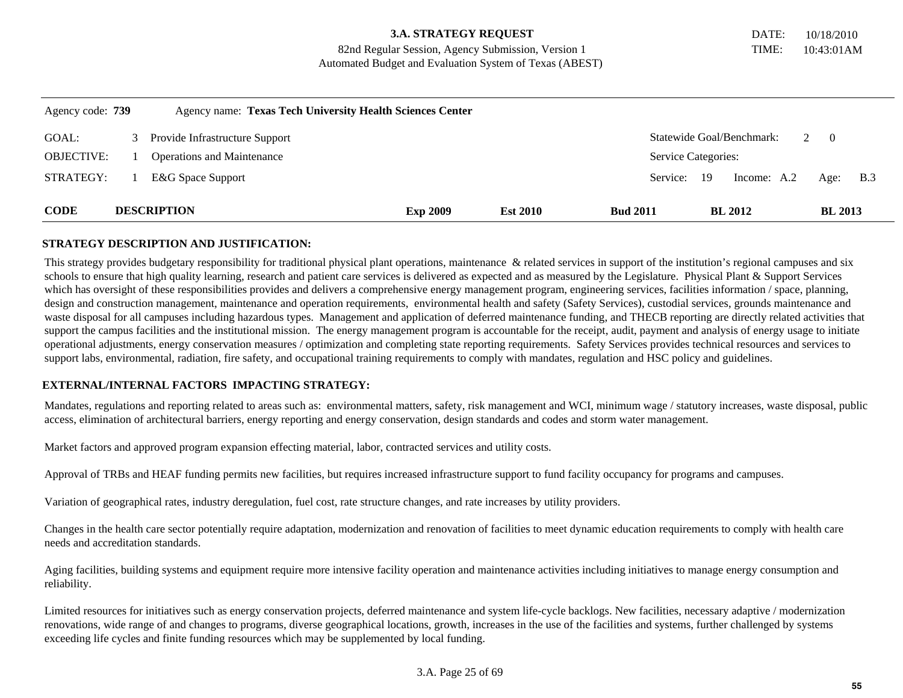**3.A. STRATEGY REQUEST**
82nd Regular Session, Agency Submission, Version 1
Automated Budget and Evaluation System of Texas (ABEST)

DATE: 10/18/2010
TIME: 10:43:01AM

Agency code: **739** Agency name: **Texas Tech University Health Sciences Center**

| | | | |
|---|---|---|---|
| GOAL: | 3 Provide Infrastructure Support | Statewide Goal/Benchmark: | 2 0 |
| OBJECTIVE: | 1 Operations and Maintenance | Service Categories: | |
| STRATEGY: | 1 E&G Space Support | Service: 19 Income: A.2 | Age: B.3 |

| CODE | DESCRIPTION | Exp 2009 | Est 2010 | Bud 2011 | BL 2012 | BL 2013 |
|---|---|---|---|---|---|---|

**STRATEGY DESCRIPTION AND JUSTIFICATION:**

This strategy provides budgetary responsibility for traditional physical plant operations, maintenance & related services in support of the institution's regional campuses and six schools to ensure that high quality learning, research and patient care services is delivered as expected and as measured by the Legislature. Physical Plant & Support Services which has oversight of these responsibilities provides and delivers a comprehensive energy management program, engineering services, facilities information / space, planning, design and construction management, maintenance and operation requirements, environmental health and safety (Safety Services), custodial services, grounds maintenance and waste disposal for all campuses including hazardous types. Management and application of deferred maintenance funding, and THECB reporting are directly related activities that support the campus facilities and the institutional mission. The energy management program is accountable for the receipt, audit, payment and analysis of energy usage to initiate operational adjustments, energy conservation measures / optimization and completing state reporting requirements. Safety Services provides technical resources and services to support labs, environmental, radiation, fire safety, and occupational training requirements to comply with mandates, regulation and HSC policy and guidelines.

**EXTERNAL/INTERNAL FACTORS IMPACTING STRATEGY:**

Mandates, regulations and reporting related to areas such as: environmental matters, safety, risk management and WCI, minimum wage / statutory increases, waste disposal, public access, elimination of architectural barriers, energy reporting and energy conservation, design standards and codes and storm water management.

Market factors and approved program expansion effecting material, labor, contracted services and utility costs.

Approval of TRBs and HEAF funding permits new facilities, but requires increased infrastructure support to fund facility occupancy for programs and campuses.

Variation of geographical rates, industry deregulation, fuel cost, rate structure changes, and rate increases by utility providers.

Changes in the health care sector potentially require adaptation, modernization and renovation of facilities to meet dynamic education requirements to comply with health care needs and accreditation standards.

Aging facilities, building systems and equipment require more intensive facility operation and maintenance activities including initiatives to manage energy consumption and reliability.

Limited resources for initiatives such as energy conservation projects, deferred maintenance and system life-cycle backlogs. New facilities, necessary adaptive / modernization renovations, wide range of and changes to programs, diverse geographical locations, growth, increases in the use of the facilities and systems, further challenged by systems exceeding life cycles and finite funding resources which may be supplemented by local funding.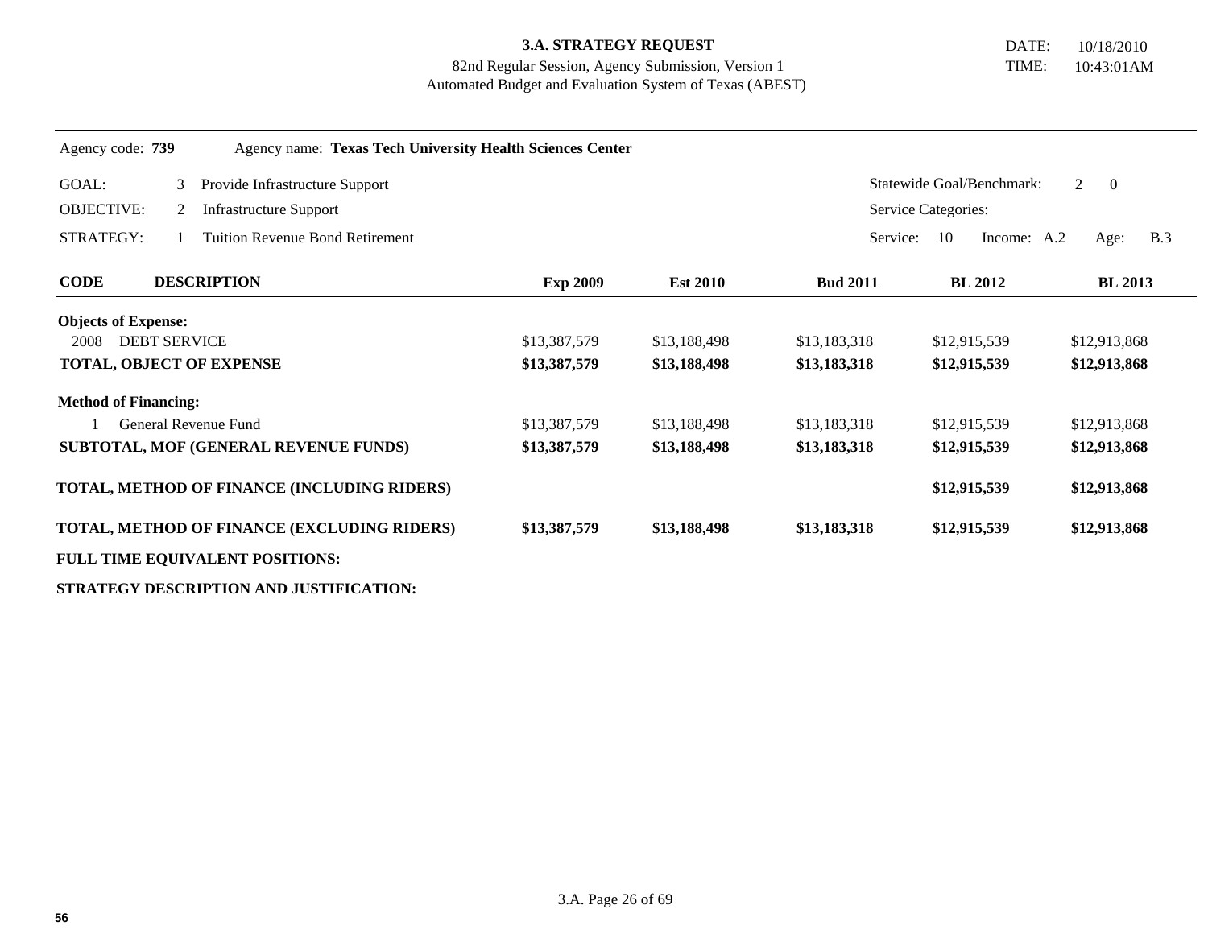**3.A. STRATEGY REQUEST**
82nd Regular Session, Agency Submission, Version 1
Automated Budget and Evaluation System of Texas (ABEST)

DATE: 10/18/2010
TIME: 10:43:01AM

Agency code: **739** Agency name: **Texas Tech University Health Sciences Center**

GOAL: 3 Provide Infrastructure Support — Statewide Goal/Benchmark: 2 0

OBJECTIVE: 2 Infrastructure Support — Service Categories:

STRATEGY: 1 Tuition Revenue Bond Retirement — Service: 10 Income: A.2 Age: B.3

| CODE | DESCRIPTION | Exp 2009 | Est 2010 | Bud 2011 | BL 2012 | BL 2013 |
|---|---|---|---|---|---|---|
| **Objects of Expense:** | | | | | | |
| 2008 | DEBT SERVICE | $13,387,579 | $13,188,498 | $13,183,318 | $12,915,539 | $12,913,868 |
| **TOTAL, OBJECT OF EXPENSE** | | **$13,387,579** | **$13,188,498** | **$13,183,318** | **$12,915,539** | **$12,913,868** |
| **Method of Financing:** | | | | | | |
| 1 | General Revenue Fund | $13,387,579 | $13,188,498 | $13,183,318 | $12,915,539 | $12,913,868 |
| **SUBTOTAL, MOF (GENERAL REVENUE FUNDS)** | | **$13,387,579** | **$13,188,498** | **$13,183,318** | **$12,915,539** | **$12,913,868** |
| **TOTAL, METHOD OF FINANCE (INCLUDING RIDERS)** | | | | | **$12,915,539** | **$12,913,868** |
| **TOTAL, METHOD OF FINANCE (EXCLUDING RIDERS)** | | **$13,387,579** | **$13,188,498** | **$13,183,318** | **$12,915,539** | **$12,913,868** |
| **FULL TIME EQUIVALENT POSITIONS:** | | | | | | |

**STRATEGY DESCRIPTION AND JUSTIFICATION:**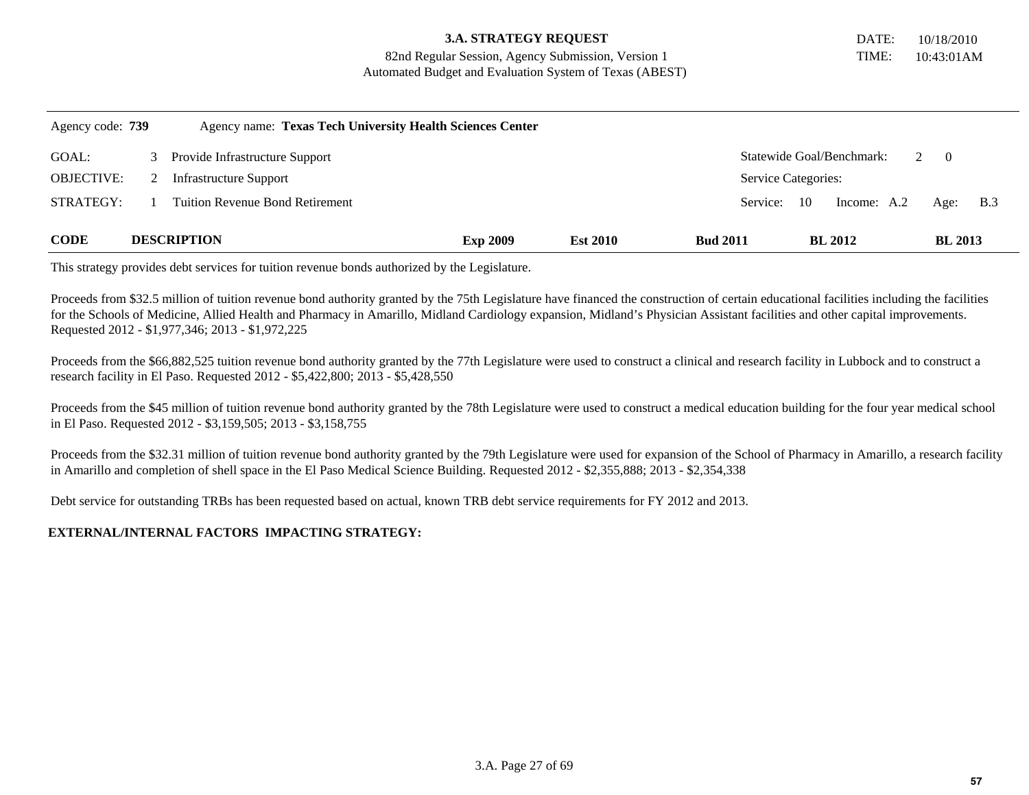**3.A. STRATEGY REQUEST**
82nd Regular Session, Agency Submission, Version 1
Automated Budget and Evaluation System of Texas (ABEST)

DATE: 10/18/2010
TIME: 10:43:01AM

Agency code: **739** Agency name: **Texas Tech University Health Sciences Center**

| | | | |
|---|---|---|---|
| GOAL: | 3 Provide Infrastructure Support | Statewide Goal/Benchmark: | 2 0 |
| OBJECTIVE: | 2 Infrastructure Support | Service Categories: | |
| STRATEGY: | 1 Tuition Revenue Bond Retirement | Service: 10 Income: A.2 | Age: B.3 |

| CODE | DESCRIPTION | Exp 2009 | Est 2010 | Bud 2011 | BL 2012 | BL 2013 |
|---|---|---|---|---|---|---|

This strategy provides debt services for tuition revenue bonds authorized by the Legislature.

Proceeds from $32.5 million of tuition revenue bond authority granted by the 75th Legislature have financed the construction of certain educational facilities including the facilities for the Schools of Medicine, Allied Health and Pharmacy in Amarillo, Midland Cardiology expansion, Midland's Physician Assistant facilities and other capital improvements. Requested 2012 - $1,977,346; 2013 - $1,972,225

Proceeds from the $66,882,525 tuition revenue bond authority granted by the 77th Legislature were used to construct a clinical and research facility in Lubbock and to construct a research facility in El Paso. Requested 2012 - $5,422,800; 2013 - $5,428,550

Proceeds from the $45 million of tuition revenue bond authority granted by the 78th Legislature were used to construct a medical education building for the four year medical school in El Paso. Requested 2012 - $3,159,505; 2013 - $3,158,755

Proceeds from the $32.31 million of tuition revenue bond authority granted by the 79th Legislature were used for expansion of the School of Pharmacy in Amarillo, a research facility in Amarillo and completion of shell space in the El Paso Medical Science Building. Requested 2012 - $2,355,888; 2013 - $2,354,338

Debt service for outstanding TRBs has been requested based on actual, known TRB debt service requirements for FY 2012 and 2013.

**EXTERNAL/INTERNAL FACTORS IMPACTING STRATEGY:**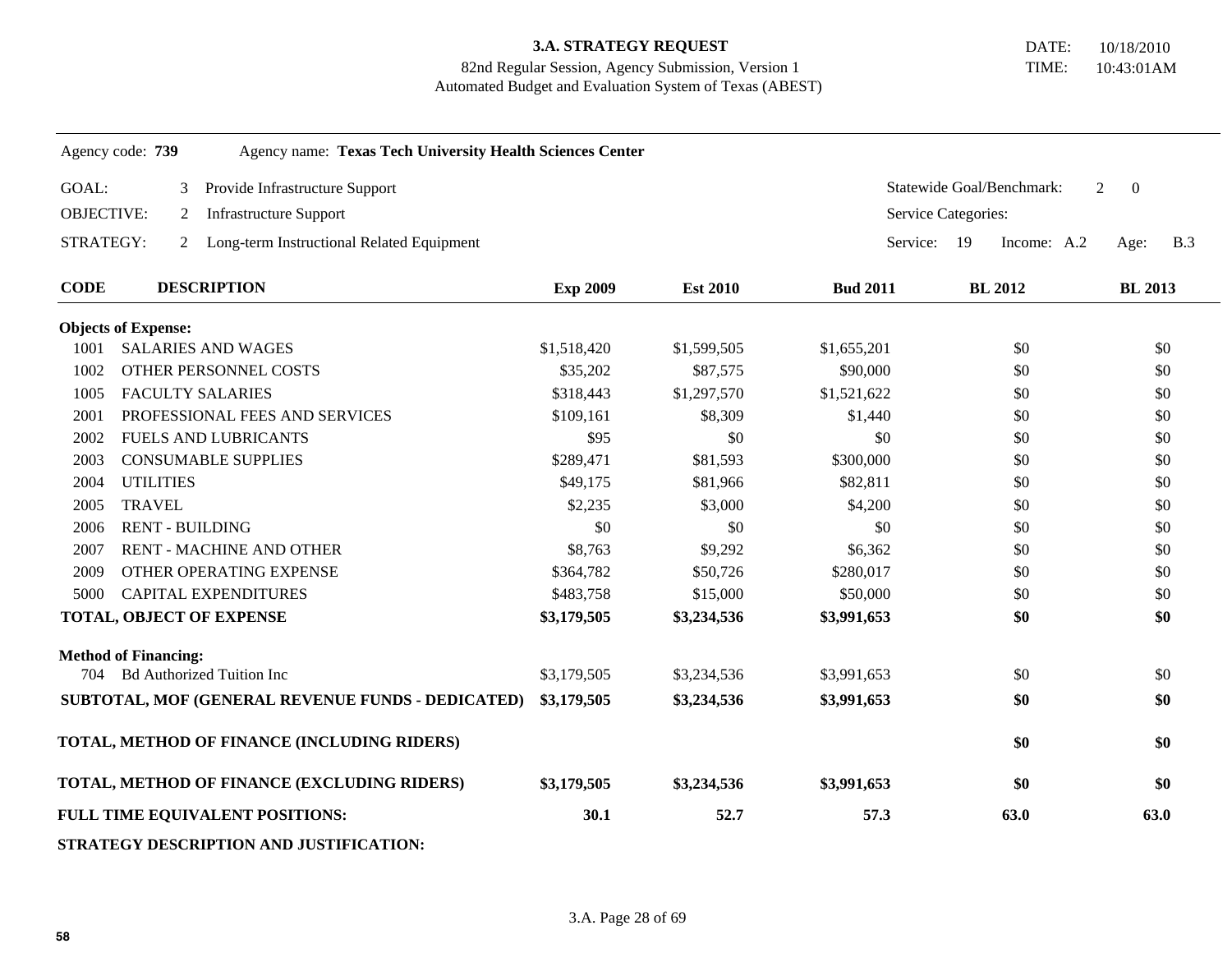**3.A. STRATEGY REQUEST**
82nd Regular Session, Agency Submission, Version 1
Automated Budget and Evaluation System of Texas (ABEST)

DATE: 10/18/2010
TIME: 10:43:01AM

Agency code: **739** Agency name: **Texas Tech University Health Sciences Center**

GOAL: 3 Provide Infrastructure Support — Statewide Goal/Benchmark: 2 0
OBJECTIVE: 2 Infrastructure Support — Service Categories:
STRATEGY: 2 Long-term Instructional Related Equipment — Service: 19 Income: A.2 Age: B.3

| CODE | DESCRIPTION | Exp 2009 | Est 2010 | Bud 2011 | BL 2012 | BL 2013 |
|---|---|---|---|---|---|---|
| **Objects of Expense:** | | | | | | |
| 1001 | SALARIES AND WAGES | $1,518,420 | $1,599,505 | $1,655,201 | $0 | $0 |
| 1002 | OTHER PERSONNEL COSTS | $35,202 | $87,575 | $90,000 | $0 | $0 |
| 1005 | FACULTY SALARIES | $318,443 | $1,297,570 | $1,521,622 | $0 | $0 |
| 2001 | PROFESSIONAL FEES AND SERVICES | $109,161 | $8,309 | $1,440 | $0 | $0 |
| 2002 | FUELS AND LUBRICANTS | $95 | $0 | $0 | $0 | $0 |
| 2003 | CONSUMABLE SUPPLIES | $289,471 | $81,593 | $300,000 | $0 | $0 |
| 2004 | UTILITIES | $49,175 | $81,966 | $82,811 | $0 | $0 |
| 2005 | TRAVEL | $2,235 | $3,000 | $4,200 | $0 | $0 |
| 2006 | RENT - BUILDING | $0 | $0 | $0 | $0 | $0 |
| 2007 | RENT - MACHINE AND OTHER | $8,763 | $9,292 | $6,362 | $0 | $0 |
| 2009 | OTHER OPERATING EXPENSE | $364,782 | $50,726 | $280,017 | $0 | $0 |
| 5000 | CAPITAL EXPENDITURES | $483,758 | $15,000 | $50,000 | $0 | $0 |
| **TOTAL, OBJECT OF EXPENSE** | | **$3,179,505** | **$3,234,536** | **$3,991,653** | **$0** | **$0** |
| **Method of Financing:** | | | | | | |
| 704 | Bd Authorized Tuition Inc | $3,179,505 | $3,234,536 | $3,991,653 | $0 | $0 |
| **SUBTOTAL, MOF (GENERAL REVENUE FUNDS - DEDICATED)** | | **$3,179,505** | **$3,234,536** | **$3,991,653** | **$0** | **$0** |
| **TOTAL, METHOD OF FINANCE (INCLUDING RIDERS)** | | | | | **$0** | **$0** |
| **TOTAL, METHOD OF FINANCE (EXCLUDING RIDERS)** | | **$3,179,505** | **$3,234,536** | **$3,991,653** | **$0** | **$0** |
| **FULL TIME EQUIVALENT POSITIONS:** | | **30.1** | **52.7** | **57.3** | **63.0** | **63.0** |

**STRATEGY DESCRIPTION AND JUSTIFICATION:**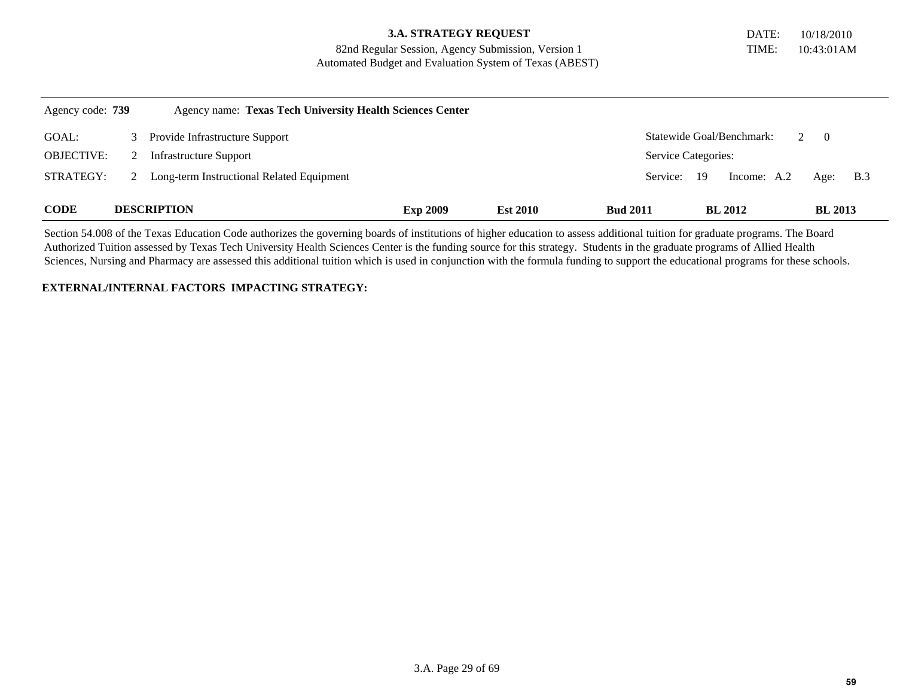**3.A. STRATEGY REQUEST**
82nd Regular Session, Agency Submission, Version 1
Automated Budget and Evaluation System of Texas (ABEST)

DATE: 10/18/2010
TIME: 10:43:01AM

Agency code: **739** Agency name: **Texas Tech University Health Sciences Center**

| | | | |
|---|---|---|---|
| GOAL: | 3 Provide Infrastructure Support | Statewide Goal/Benchmark: | 2 0 |
| OBJECTIVE: | 2 Infrastructure Support | Service Categories: | |
| STRATEGY: | 2 Long-term Instructional Related Equipment | Service: 19 Income: A.2 | Age: B.3 |

| CODE | DESCRIPTION | Exp 2009 | Est 2010 | Bud 2011 | BL 2012 | BL 2013 |
|---|---|---|---|---|---|---|

Section 54.008 of the Texas Education Code authorizes the governing boards of institutions of higher education to assess additional tuition for graduate programs. The Board Authorized Tuition assessed by Texas Tech University Health Sciences Center is the funding source for this strategy. Students in the graduate programs of Allied Health Sciences, Nursing and Pharmacy are assessed this additional tuition which is used in conjunction with the formula funding to support the educational programs for these schools.

**EXTERNAL/INTERNAL FACTORS IMPACTING STRATEGY:**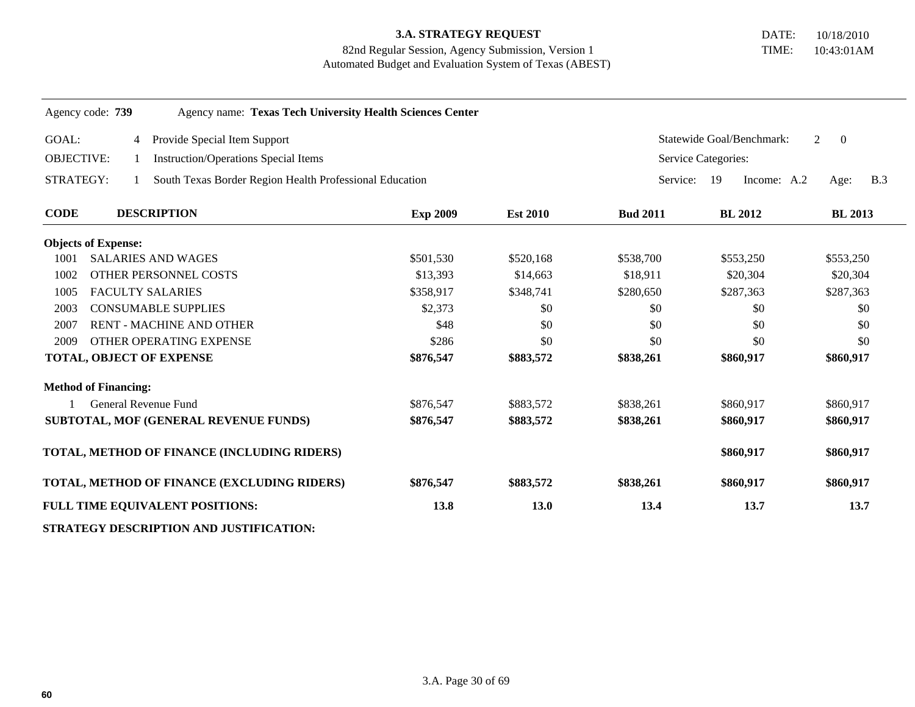**3.A. STRATEGY REQUEST**

82nd Regular Session, Agency Submission, Version 1

Automated Budget and Evaluation System of Texas (ABEST)

DATE: 10/18/2010

TIME: 10:43:01AM

Agency code: **739** Agency name: **Texas Tech University Health Sciences Center**

GOAL: 4 Provide Special Item Support — Statewide Goal/Benchmark: 2 0

OBJECTIVE: 1 Instruction/Operations Special Items — Service Categories:

STRATEGY: 1 South Texas Border Region Health Professional Education — Service: 19 Income: A.2 Age: B.3

| CODE | DESCRIPTION | Exp 2009 | Est 2010 | Bud 2011 | BL 2012 | BL 2013 |
|---|---|---|---|---|---|---|
| **Objects of Expense:** | | | | | | |
| 1001 | SALARIES AND WAGES | $501,530 | $520,168 | $538,700 | $553,250 | $553,250 |
| 1002 | OTHER PERSONNEL COSTS | $13,393 | $14,663 | $18,911 | $20,304 | $20,304 |
| 1005 | FACULTY SALARIES | $358,917 | $348,741 | $280,650 | $287,363 | $287,363 |
| 2003 | CONSUMABLE SUPPLIES | $2,373 | $0 | $0 | $0 | $0 |
| 2007 | RENT - MACHINE AND OTHER | $48 | $0 | $0 | $0 | $0 |
| 2009 | OTHER OPERATING EXPENSE | $286 | $0 | $0 | $0 | $0 |
| **TOTAL, OBJECT OF EXPENSE** | | **$876,547** | **$883,572** | **$838,261** | **$860,917** | **$860,917** |
| **Method of Financing:** | | | | | | |
| 1 | General Revenue Fund | $876,547 | $883,572 | $838,261 | $860,917 | $860,917 |
| **SUBTOTAL, MOF (GENERAL REVENUE FUNDS)** | | **$876,547** | **$883,572** | **$838,261** | **$860,917** | **$860,917** |
| **TOTAL, METHOD OF FINANCE (INCLUDING RIDERS)** | | | | | **$860,917** | **$860,917** |
| **TOTAL, METHOD OF FINANCE (EXCLUDING RIDERS)** | | **$876,547** | **$883,572** | **$838,261** | **$860,917** | **$860,917** |
| **FULL TIME EQUIVALENT POSITIONS:** | | **13.8** | **13.0** | **13.4** | **13.7** | **13.7** |

**STRATEGY DESCRIPTION AND JUSTIFICATION:**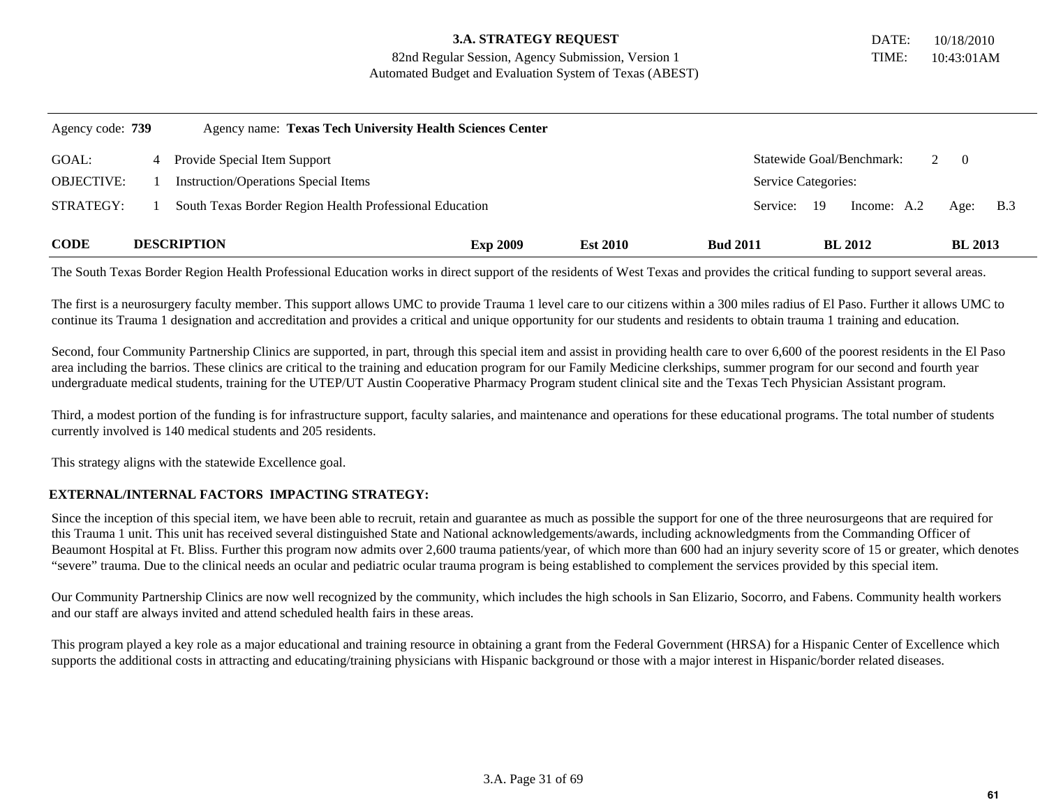**3.A. STRATEGY REQUEST**
82nd Regular Session, Agency Submission, Version 1
Automated Budget and Evaluation System of Texas (ABEST)

DATE: 10/18/2010
TIME: 10:43:01AM

Agency code: **739** Agency name: **Texas Tech University Health Sciences Center**

GOAL: 4 Provide Special Item Support — Statewide Goal/Benchmark: 2 0

OBJECTIVE: 1 Instruction/Operations Special Items — Service Categories:

STRATEGY: 1 South Texas Border Region Health Professional Education — Service: 19 Income: A.2 Age: B.3

| CODE | DESCRIPTION | Exp 2009 | Est 2010 | Bud 2011 | BL 2012 | BL 2013 |
|---|---|---|---|---|---|---|

The South Texas Border Region Health Professional Education works in direct support of the residents of West Texas and provides the critical funding to support several areas.

The first is a neurosurgery faculty member. This support allows UMC to provide Trauma 1 level care to our citizens within a 300 miles radius of El Paso. Further it allows UMC to continue its Trauma 1 designation and accreditation and provides a critical and unique opportunity for our students and residents to obtain trauma 1 training and education.

Second, four Community Partnership Clinics are supported, in part, through this special item and assist in providing health care to over 6,600 of the poorest residents in the El Paso area including the barrios. These clinics are critical to the training and education program for our Family Medicine clerkships, summer program for our second and fourth year undergraduate medical students, training for the UTEP/UT Austin Cooperative Pharmacy Program student clinical site and the Texas Tech Physician Assistant program.

Third, a modest portion of the funding is for infrastructure support, faculty salaries, and maintenance and operations for these educational programs. The total number of students currently involved is 140 medical students and 205 residents.

This strategy aligns with the statewide Excellence goal.

**EXTERNAL/INTERNAL FACTORS IMPACTING STRATEGY:**

Since the inception of this special item, we have been able to recruit, retain and guarantee as much as possible the support for one of the three neurosurgeons that are required for this Trauma 1 unit. This unit has received several distinguished State and National acknowledgements/awards, including acknowledgments from the Commanding Officer of Beaumont Hospital at Ft. Bliss. Further this program now admits over 2,600 trauma patients/year, of which more than 600 had an injury severity score of 15 or greater, which denotes “severe” trauma. Due to the clinical needs an ocular and pediatric ocular trauma program is being established to complement the services provided by this special item.

Our Community Partnership Clinics are now well recognized by the community, which includes the high schools in San Elizario, Socorro, and Fabens. Community health workers and our staff are always invited and attend scheduled health fairs in these areas.

This program played a key role as a major educational and training resource in obtaining a grant from the Federal Government (HRSA) for a Hispanic Center of Excellence which supports the additional costs in attracting and educating/training physicians with Hispanic background or those with a major interest in Hispanic/border related diseases.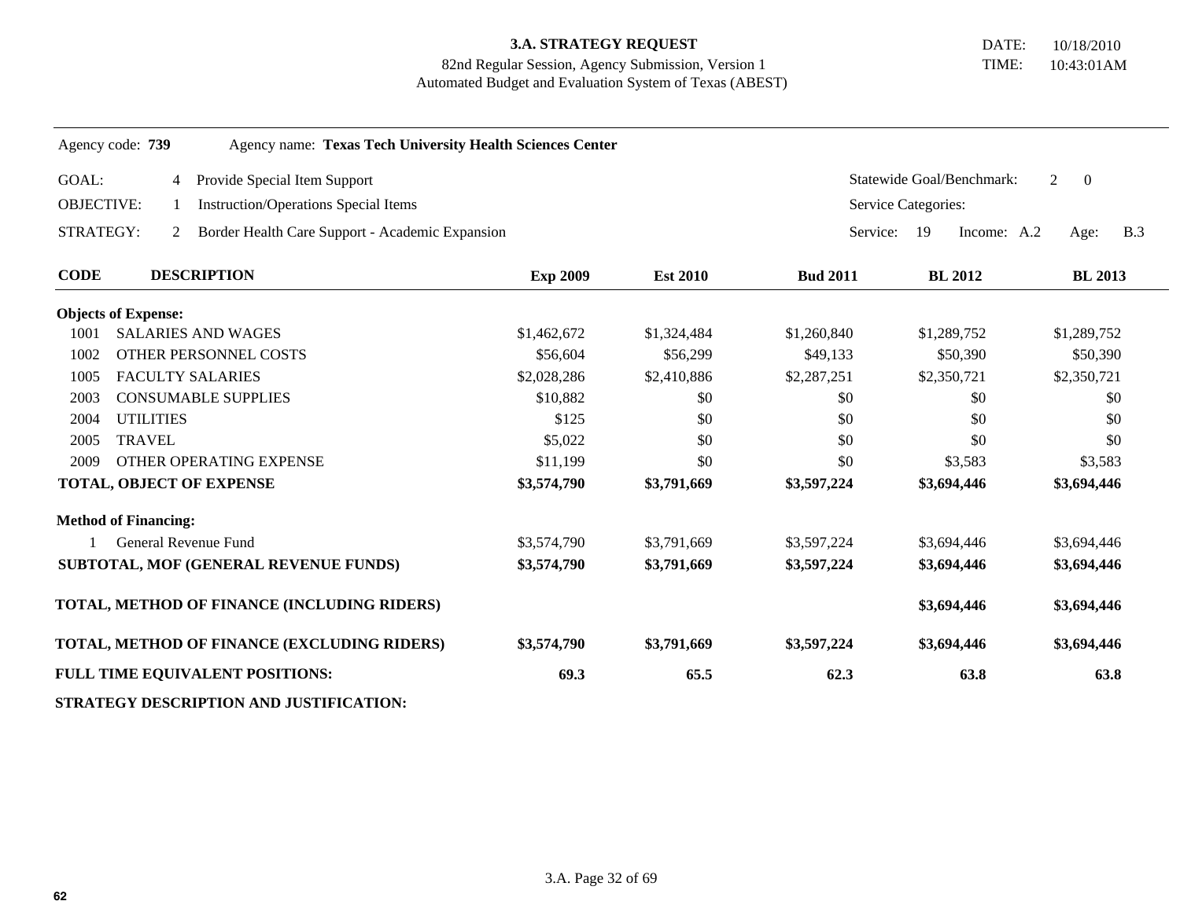**3.A. STRATEGY REQUEST**
82nd Regular Session, Agency Submission, Version 1
Automated Budget and Evaluation System of Texas (ABEST)

DATE: 10/18/2010
TIME: 10:43:01AM

Agency code: **739** Agency name: **Texas Tech University Health Sciences Center**

GOAL: 4 Provide Special Item Support — Statewide Goal/Benchmark: 2 0

OBJECTIVE: 1 Instruction/Operations Special Items — Service Categories:

STRATEGY: 2 Border Health Care Support - Academic Expansion — Service: 19 Income: A.2 Age: B.3

| CODE | DESCRIPTION | Exp 2009 | Est 2010 | Bud 2011 | BL 2012 | BL 2013 |
|---|---|---|---|---|---|---|
| **Objects of Expense:** | | | | | | |
| 1001 | SALARIES AND WAGES | $1,462,672 | $1,324,484 | $1,260,840 | $1,289,752 | $1,289,752 |
| 1002 | OTHER PERSONNEL COSTS | $56,604 | $56,299 | $49,133 | $50,390 | $50,390 |
| 1005 | FACULTY SALARIES | $2,028,286 | $2,410,886 | $2,287,251 | $2,350,721 | $2,350,721 |
| 2003 | CONSUMABLE SUPPLIES | $10,882 | $0 | $0 | $0 | $0 |
| 2004 | UTILITIES | $125 | $0 | $0 | $0 | $0 |
| 2005 | TRAVEL | $5,022 | $0 | $0 | $0 | $0 |
| 2009 | OTHER OPERATING EXPENSE | $11,199 | $0 | $0 | $3,583 | $3,583 |
| **TOTAL, OBJECT OF EXPENSE** | | **$3,574,790** | **$3,791,669** | **$3,597,224** | **$3,694,446** | **$3,694,446** |
| **Method of Financing:** | | | | | | |
| 1 | General Revenue Fund | $3,574,790 | $3,791,669 | $3,597,224 | $3,694,446 | $3,694,446 |
| **SUBTOTAL, MOF (GENERAL REVENUE FUNDS)** | | **$3,574,790** | **$3,791,669** | **$3,597,224** | **$3,694,446** | **$3,694,446** |
| **TOTAL, METHOD OF FINANCE (INCLUDING RIDERS)** | | | | | **$3,694,446** | **$3,694,446** |
| **TOTAL, METHOD OF FINANCE (EXCLUDING RIDERS)** | | **$3,574,790** | **$3,791,669** | **$3,597,224** | **$3,694,446** | **$3,694,446** |
| **FULL TIME EQUIVALENT POSITIONS:** | | **69.3** | **65.5** | **62.3** | **63.8** | **63.8** |

**STRATEGY DESCRIPTION AND JUSTIFICATION:**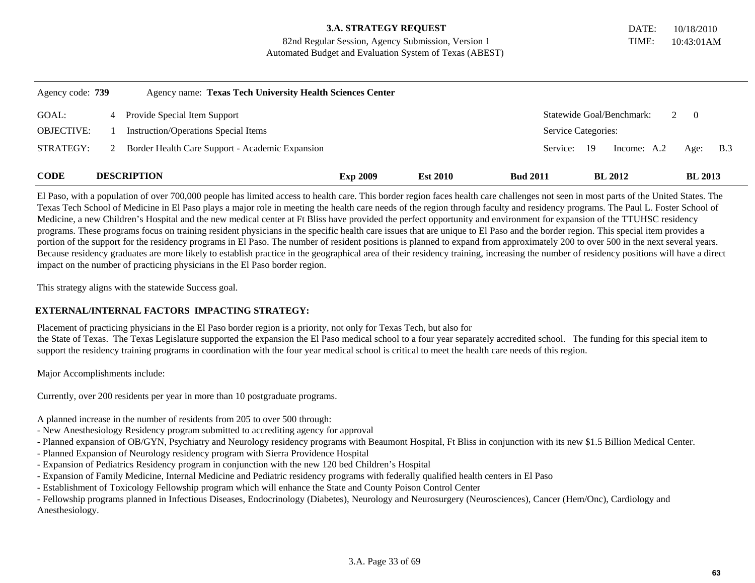**3.A. STRATEGY REQUEST**
82nd Regular Session, Agency Submission, Version 1
Automated Budget and Evaluation System of Texas (ABEST)

DATE: 10/18/2010
TIME: 10:43:01AM

Agency code: **739** Agency name: **Texas Tech University Health Sciences Center**

| | | | |
|---|---|---|---|
| GOAL: | 4 Provide Special Item Support | Statewide Goal/Benchmark: | 2 0 |
| OBJECTIVE: | 1 Instruction/Operations Special Items | Service Categories: | |
| STRATEGY: | 2 Border Health Care Support - Academic Expansion | Service: 19 Income: A.2 | Age: B.3 |

| CODE | DESCRIPTION | Exp 2009 | Est 2010 | Bud 2011 | BL 2012 | BL 2013 |
|---|---|---|---|---|---|---|

El Paso, with a population of over 700,000 people has limited access to health care. This border region faces health care challenges not seen in most parts of the United States. The Texas Tech School of Medicine in El Paso plays a major role in meeting the health care needs of the region through faculty and residency programs. The Paul L. Foster School of Medicine, a new Children's Hospital and the new medical center at Ft Bliss have provided the perfect opportunity and environment for expansion of the TTUHSC residency programs. These programs focus on training resident physicians in the specific health care issues that are unique to El Paso and the border region. This special item provides a portion of the support for the residency programs in El Paso. The number of resident positions is planned to expand from approximately 200 to over 500 in the next several years. Because residency graduates are more likely to establish practice in the geographical area of their residency training, increasing the number of residency positions will have a direct impact on the number of practicing physicians in the El Paso border region.

This strategy aligns with the statewide Success goal.

**EXTERNAL/INTERNAL FACTORS IMPACTING STRATEGY:**

Placement of practicing physicians in the El Paso border region is a priority, not only for Texas Tech, but also for
the State of Texas. The Texas Legislature supported the expansion the El Paso medical school to a four year separately accredited school. The funding for this special item to support the residency training programs in coordination with the four year medical school is critical to meet the health care needs of this region.

Major Accomplishments include:

Currently, over 200 residents per year in more than 10 postgraduate programs.

A planned increase in the number of residents from 205 to over 500 through:
- New Anesthesiology Residency program submitted to accrediting agency for approval
- Planned expansion of OB/GYN, Psychiatry and Neurology residency programs with Beaumont Hospital, Ft Bliss in conjunction with its new $1.5 Billion Medical Center.
- Planned Expansion of Neurology residency program with Sierra Providence Hospital
- Expansion of Pediatrics Residency program in conjunction with the new 120 bed Children's Hospital
- Expansion of Family Medicine, Internal Medicine and Pediatric residency programs with federally qualified health centers in El Paso
- Establishment of Toxicology Fellowship program which will enhance the State and County Poison Control Center
- Fellowship programs planned in Infectious Diseases, Endocrinology (Diabetes), Neurology and Neurosurgery (Neurosciences), Cancer (Hem/Onc), Cardiology and Anesthesiology.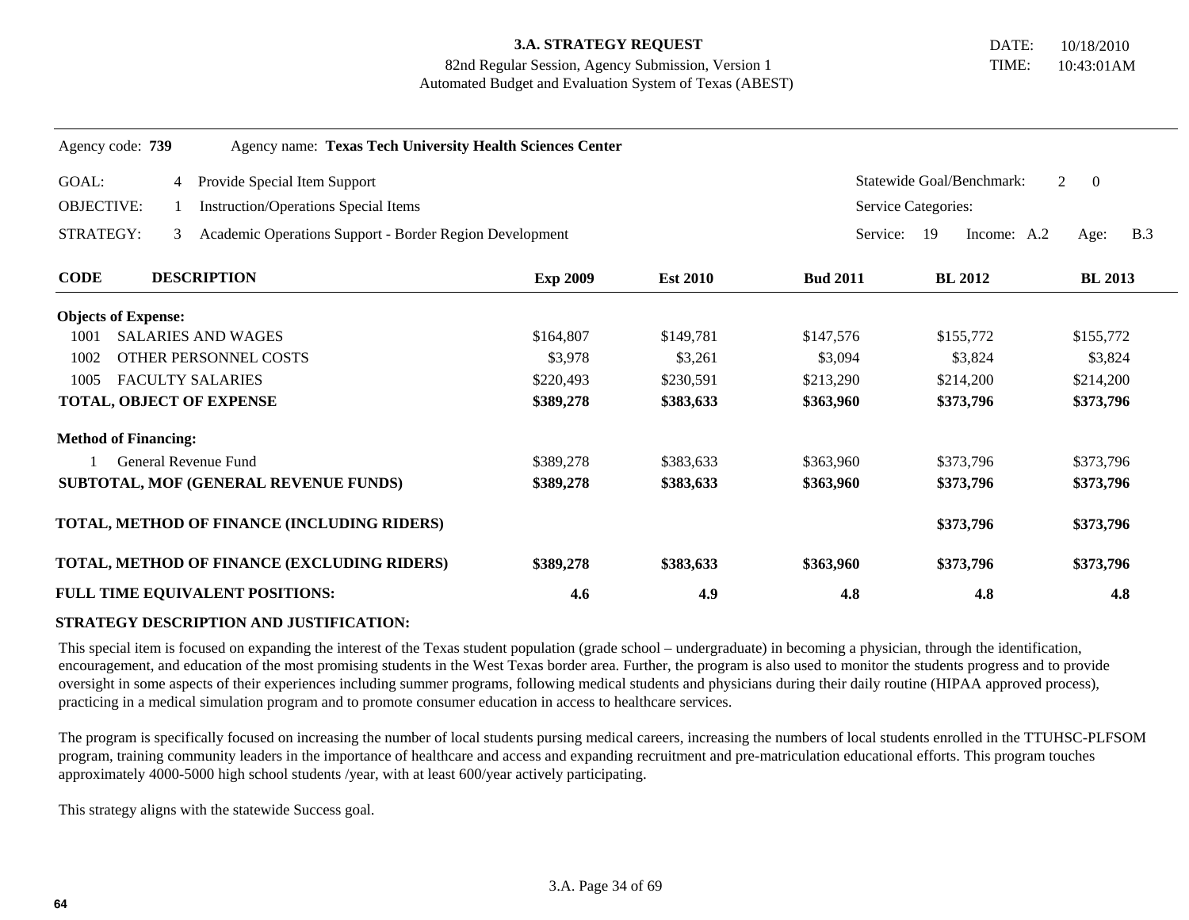**3.A. STRATEGY REQUEST**
82nd Regular Session, Agency Submission, Version 1
Automated Budget and Evaluation System of Texas (ABEST)

DATE: 10/18/2010
TIME: 10:43:01AM

Agency code: **739** Agency name: **Texas Tech University Health Sciences Center**

GOAL: 4 Provide Special Item Support — Statewide Goal/Benchmark: 2 0

OBJECTIVE: 1 Instruction/Operations Special Items — Service Categories:

STRATEGY: 3 Academic Operations Support - Border Region Development — Service: 19 Income: A.2 Age: B.3

| CODE | DESCRIPTION | Exp 2009 | Est 2010 | Bud 2011 | BL 2012 | BL 2013 |
|---|---|---|---|---|---|---|
| **Objects of Expense:** | | | | | | |
| 1001 | SALARIES AND WAGES | $164,807 | $149,781 | $147,576 | $155,772 | $155,772 |
| 1002 | OTHER PERSONNEL COSTS | $3,978 | $3,261 | $3,094 | $3,824 | $3,824 |
| 1005 | FACULTY SALARIES | $220,493 | $230,591 | $213,290 | $214,200 | $214,200 |
| **TOTAL, OBJECT OF EXPENSE** | | **$389,278** | **$383,633** | **$363,960** | **$373,796** | **$373,796** |
| **Method of Financing:** | | | | | | |
| 1 | General Revenue Fund | $389,278 | $383,633 | $363,960 | $373,796 | $373,796 |
| **SUBTOTAL, MOF (GENERAL REVENUE FUNDS)** | | **$389,278** | **$383,633** | **$363,960** | **$373,796** | **$373,796** |
| **TOTAL, METHOD OF FINANCE (INCLUDING RIDERS)** | | | | | **$373,796** | **$373,796** |
| **TOTAL, METHOD OF FINANCE (EXCLUDING RIDERS)** | | **$389,278** | **$383,633** | **$363,960** | **$373,796** | **$373,796** |
| **FULL TIME EQUIVALENT POSITIONS:** | | **4.6** | **4.9** | **4.8** | **4.8** | **4.8** |

**STRATEGY DESCRIPTION AND JUSTIFICATION:**

This special item is focused on expanding the interest of the Texas student population (grade school – undergraduate) in becoming a physician, through the identification, encouragement, and education of the most promising students in the West Texas border area. Further, the program is also used to monitor the students progress and to provide oversight in some aspects of their experiences including summer programs, following medical students and physicians during their daily routine (HIPAA approved process), practicing in a medical simulation program and to promote consumer education in access to healthcare services.

The program is specifically focused on increasing the number of local students pursing medical careers, increasing the numbers of local students enrolled in the TTUHSC-PLFSOM program, training community leaders in the importance of healthcare and access and expanding recruitment and pre-matriculation educational efforts. This program touches approximately 4000-5000 high school students /year, with at least 600/year actively participating.

This strategy aligns with the statewide Success goal.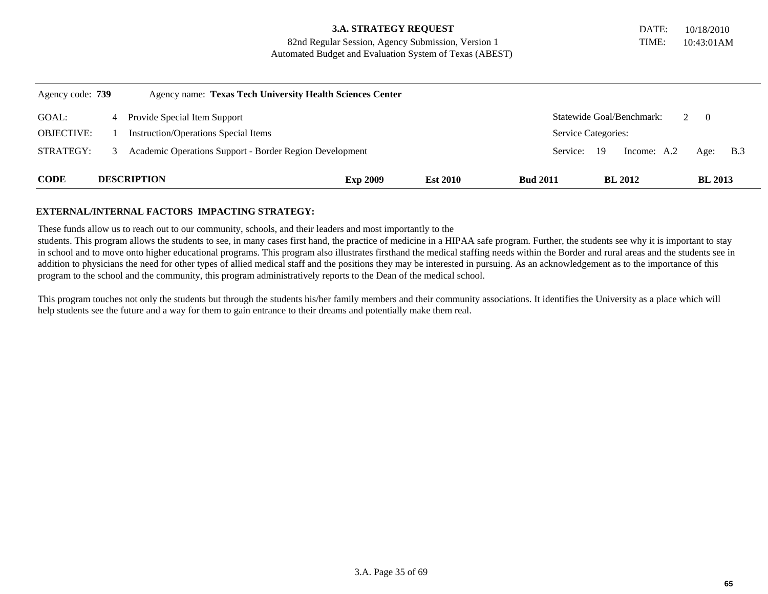**3.A. STRATEGY REQUEST**
82nd Regular Session, Agency Submission, Version 1
Automated Budget and Evaluation System of Texas (ABEST)

DATE: 10/18/2010
TIME: 10:43:01AM

Agency code: **739** Agency name: **Texas Tech University Health Sciences Center**

| | | | |
|---|---|---|---|
| GOAL: | 4 Provide Special Item Support | Statewide Goal/Benchmark: | 2 0 |
| OBJECTIVE: | 1 Instruction/Operations Special Items | Service Categories: | |
| STRATEGY: | 3 Academic Operations Support - Border Region Development | Service: 19 Income: A.2 | Age: B.3 |

| CODE | DESCRIPTION | Exp 2009 | Est 2010 | Bud 2011 | BL 2012 | BL 2013 |
|---|---|---|---|---|---|---|

**EXTERNAL/INTERNAL FACTORS IMPACTING STRATEGY:**

These funds allow us to reach out to our community, schools, and their leaders and most importantly to the students. This program allows the students to see, in many cases first hand, the practice of medicine in a HIPAA safe program. Further, the students see why it is important to stay in school and to move onto higher educational programs. This program also illustrates firsthand the medical staffing needs within the Border and rural areas and the students see in addition to physicians the need for other types of allied medical staff and the positions they may be interested in pursuing. As an acknowledgement as to the importance of this program to the school and the community, this program administratively reports to the Dean of the medical school.

This program touches not only the students but through the students his/her family members and their community associations. It identifies the University as a place which will help students see the future and a way for them to gain entrance to their dreams and potentially make them real.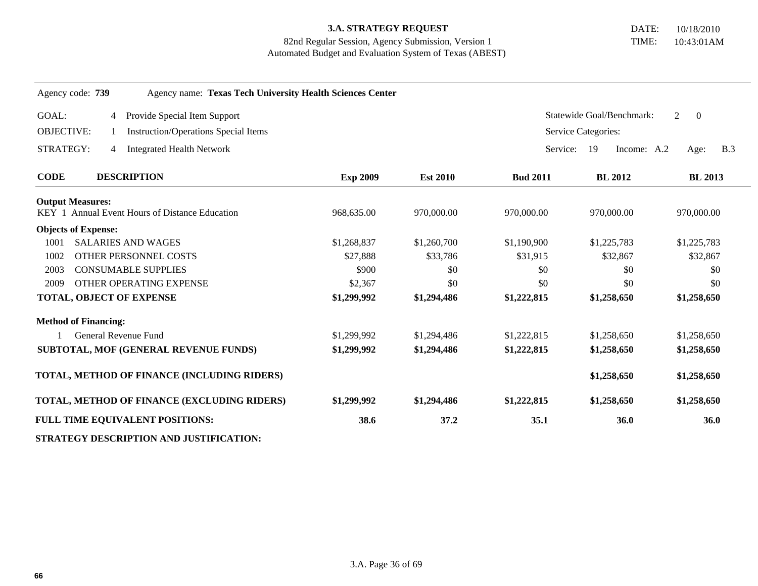**3.A. STRATEGY REQUEST**
82nd Regular Session, Agency Submission, Version 1
Automated Budget and Evaluation System of Texas (ABEST)

DATE: 10/18/2010
TIME: 10:43:01AM

Agency code: **739** Agency name: **Texas Tech University Health Sciences Center**

GOAL: 4 Provide Special Item Support — Statewide Goal/Benchmark: 2 0

OBJECTIVE: 1 Instruction/Operations Special Items — Service Categories:

STRATEGY: 4 Integrated Health Network — Service: 19 Income: A.2 Age: B.3

| CODE | DESCRIPTION | Exp 2009 | Est 2010 | Bud 2011 | BL 2012 | BL 2013 |
|---|---|---|---|---|---|---|
| **Output Measures:** | | | | | | |
| KEY 1 | Annual Event Hours of Distance Education | 968,635.00 | 970,000.00 | 970,000.00 | 970,000.00 | 970,000.00 |
| **Objects of Expense:** | | | | | | |
| 1001 | SALARIES AND WAGES | $1,268,837 | $1,260,700 | $1,190,900 | $1,225,783 | $1,225,783 |
| 1002 | OTHER PERSONNEL COSTS | $27,888 | $33,786 | $31,915 | $32,867 | $32,867 |
| 2003 | CONSUMABLE SUPPLIES | $900 | $0 | $0 | $0 | $0 |
| 2009 | OTHER OPERATING EXPENSE | $2,367 | $0 | $0 | $0 | $0 |
| **TOTAL, OBJECT OF EXPENSE** | | **$1,299,992** | **$1,294,486** | **$1,222,815** | **$1,258,650** | **$1,258,650** |
| **Method of Financing:** | | | | | | |
| 1 | General Revenue Fund | $1,299,992 | $1,294,486 | $1,222,815 | $1,258,650 | $1,258,650 |
| **SUBTOTAL, MOF (GENERAL REVENUE FUNDS)** | | **$1,299,992** | **$1,294,486** | **$1,222,815** | **$1,258,650** | **$1,258,650** |
| **TOTAL, METHOD OF FINANCE (INCLUDING RIDERS)** | | | | | **$1,258,650** | **$1,258,650** |
| **TOTAL, METHOD OF FINANCE (EXCLUDING RIDERS)** | | **$1,299,992** | **$1,294,486** | **$1,222,815** | **$1,258,650** | **$1,258,650** |
| **FULL TIME EQUIVALENT POSITIONS:** | | **38.6** | **37.2** | **35.1** | **36.0** | **36.0** |

**STRATEGY DESCRIPTION AND JUSTIFICATION:**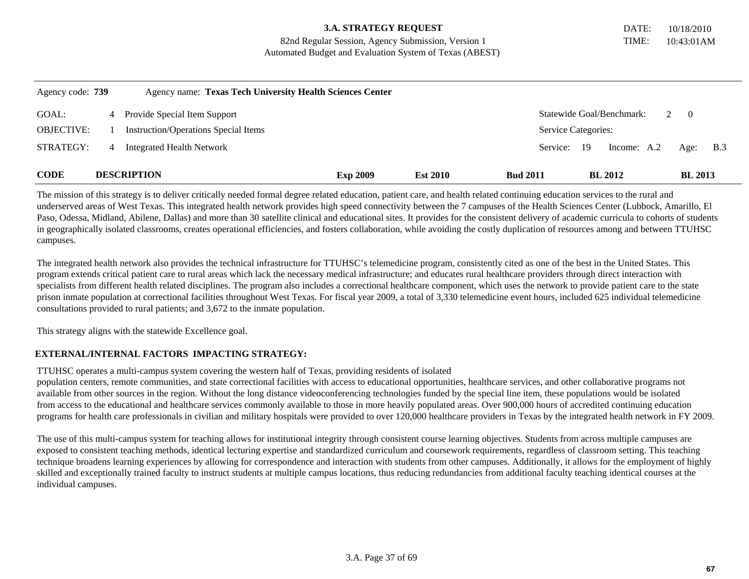**3.A. STRATEGY REQUEST**
82nd Regular Session, Agency Submission, Version 1
Automated Budget and Evaluation System of Texas (ABEST)

DATE: 10/18/2010
TIME: 10:43:01AM

Agency code: **739** Agency name: **Texas Tech University Health Sciences Center**

| | | | | |
|---|---|---|---|---|
| GOAL: | 4 | Provide Special Item Support | Statewide Goal/Benchmark: | 2 0 |
| OBJECTIVE: | 1 | Instruction/Operations Special Items | Service Categories: | |
| STRATEGY: | 4 | Integrated Health Network | Service: 19 Income: A.2 | Age: B.3 |

| CODE | DESCRIPTION | Exp 2009 | Est 2010 | Bud 2011 | BL 2012 | BL 2013 |
|---|---|---|---|---|---|---|

The mission of this strategy is to deliver critically needed formal degree related education, patient care, and health related continuing education services to the rural and underserved areas of West Texas. This integrated health network provides high speed connectivity between the 7 campuses of the Health Sciences Center (Lubbock, Amarillo, El Paso, Odessa, Midland, Abilene, Dallas) and more than 30 satellite clinical and educational sites. It provides for the consistent delivery of academic curricula to cohorts of students in geographically isolated classrooms, creates operational efficiencies, and fosters collaboration, while avoiding the costly duplication of resources among and between TTUHSC campuses.

The integrated health network also provides the technical infrastructure for TTUHSC's telemedicine program, consistently cited as one of the best in the United States. This program extends critical patient care to rural areas which lack the necessary medical infrastructure; and educates rural healthcare providers through direct interaction with specialists from different health related disciplines. The program also includes a correctional healthcare component, which uses the network to provide patient care to the state prison inmate population at correctional facilities throughout West Texas. For fiscal year 2009, a total of 3,330 telemedicine event hours, included 625 individual telemedicine consultations provided to rural patients; and 3,672 to the inmate population.

This strategy aligns with the statewide Excellence goal.

**EXTERNAL/INTERNAL FACTORS IMPACTING STRATEGY:**

TTUHSC operates a multi-campus system covering the western half of Texas, providing residents of isolated population centers, remote communities, and state correctional facilities with access to educational opportunities, healthcare services, and other collaborative programs not available from other sources in the region. Without the long distance videoconferencing technologies funded by the special line item, these populations would be isolated from access to the educational and healthcare services commonly available to those in more heavily populated areas. Over 900,000 hours of accredited continuing education programs for health care professionals in civilian and military hospitals were provided to over 120,000 healthcare providers in Texas by the integrated health network in FY 2009.

The use of this multi-campus system for teaching allows for institutional integrity through consistent course learning objectives. Students from across multiple campuses are exposed to consistent teaching methods, identical lecturing expertise and standardized curriculum and coursework requirements, regardless of classroom setting. This teaching technique broadens learning experiences by allowing for correspondence and interaction with students from other campuses. Additionally, it allows for the employment of highly skilled and exceptionally trained faculty to instruct students at multiple campus locations, thus reducing redundancies from additional faculty teaching identical courses at the individual campuses.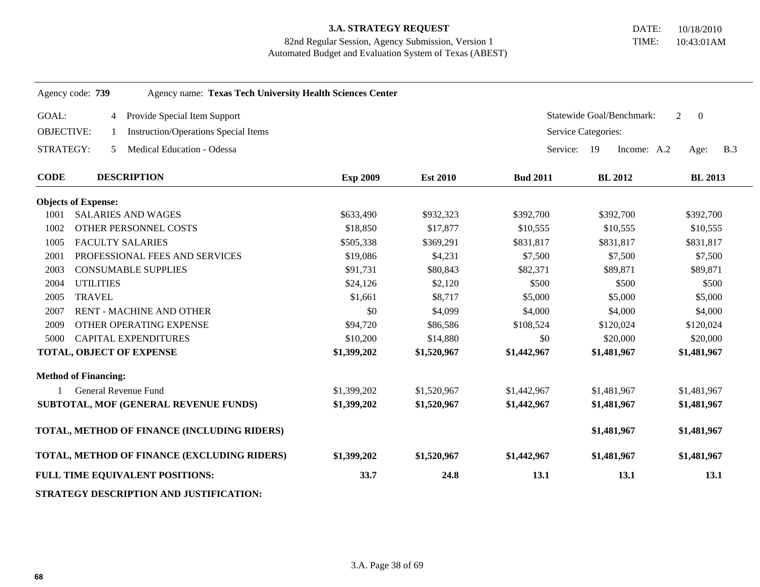**3.A. STRATEGY REQUEST**

82nd Regular Session, Agency Submission, Version 1

Automated Budget and Evaluation System of Texas (ABEST)

DATE: 10/18/2010

TIME: 10:43:01AM

Agency code: **739** Agency name: **Texas Tech University Health Sciences Center**

GOAL: 4 Provide Special Item Support — Statewide Goal/Benchmark: 2 0

OBJECTIVE: 1 Instruction/Operations Special Items — Service Categories:

STRATEGY: 5 Medical Education - Odessa — Service: 19 Income: A.2 Age: B.3

| CODE | DESCRIPTION | Exp 2009 | Est 2010 | Bud 2011 | BL 2012 | BL 2013 |
|---|---|---|---|---|---|---|
| **Objects of Expense:** | | | | | | |
| 1001 | SALARIES AND WAGES | $633,490 | $932,323 | $392,700 | $392,700 | $392,700 |
| 1002 | OTHER PERSONNEL COSTS | $18,850 | $17,877 | $10,555 | $10,555 | $10,555 |
| 1005 | FACULTY SALARIES | $505,338 | $369,291 | $831,817 | $831,817 | $831,817 |
| 2001 | PROFESSIONAL FEES AND SERVICES | $19,086 | $4,231 | $7,500 | $7,500 | $7,500 |
| 2003 | CONSUMABLE SUPPLIES | $91,731 | $80,843 | $82,371 | $89,871 | $89,871 |
| 2004 | UTILITIES | $24,126 | $2,120 | $500 | $500 | $500 |
| 2005 | TRAVEL | $1,661 | $8,717 | $5,000 | $5,000 | $5,000 |
| 2007 | RENT - MACHINE AND OTHER | $0 | $4,099 | $4,000 | $4,000 | $4,000 |
| 2009 | OTHER OPERATING EXPENSE | $94,720 | $86,586 | $108,524 | $120,024 | $120,024 |
| 5000 | CAPITAL EXPENDITURES | $10,200 | $14,880 | $0 | $20,000 | $20,000 |
| **TOTAL, OBJECT OF EXPENSE** | | **$1,399,202** | **$1,520,967** | **$1,442,967** | **$1,481,967** | **$1,481,967** |
| **Method of Financing:** | | | | | | |
| 1 | General Revenue Fund | $1,399,202 | $1,520,967 | $1,442,967 | $1,481,967 | $1,481,967 |
| **SUBTOTAL, MOF (GENERAL REVENUE FUNDS)** | | **$1,399,202** | **$1,520,967** | **$1,442,967** | **$1,481,967** | **$1,481,967** |
| **TOTAL, METHOD OF FINANCE (INCLUDING RIDERS)** | | | | | **$1,481,967** | **$1,481,967** |
| **TOTAL, METHOD OF FINANCE (EXCLUDING RIDERS)** | | **$1,399,202** | **$1,520,967** | **$1,442,967** | **$1,481,967** | **$1,481,967** |
| **FULL TIME EQUIVALENT POSITIONS:** | | **33.7** | **24.8** | **13.1** | **13.1** | **13.1** |

**STRATEGY DESCRIPTION AND JUSTIFICATION:**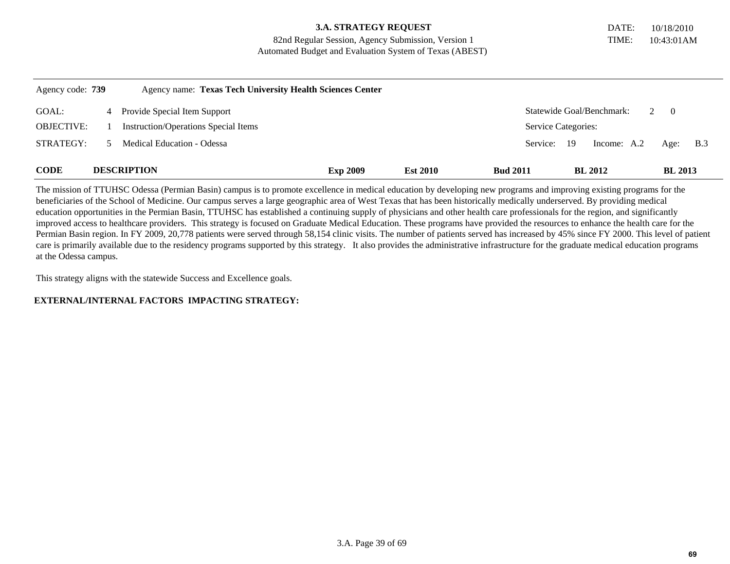**3.A. STRATEGY REQUEST**
82nd Regular Session, Agency Submission, Version 1
Automated Budget and Evaluation System of Texas (ABEST)

DATE: 10/18/2010
TIME: 10:43:01AM

Agency code: **739** Agency name: **Texas Tech University Health Sciences Center**

GOAL: 4 Provide Special Item Support — Statewide Goal/Benchmark: 2 0

OBJECTIVE: 1 Instruction/Operations Special Items — Service Categories:

STRATEGY: 5 Medical Education - Odessa — Service: 19 Income: A.2 Age: B.3

| CODE | DESCRIPTION | Exp 2009 | Est 2010 | Bud 2011 | BL 2012 | BL 2013 |
|---|---|---|---|---|---|---|

The mission of TTUHSC Odessa (Permian Basin) campus is to promote excellence in medical education by developing new programs and improving existing programs for the beneficiaries of the School of Medicine. Our campus serves a large geographic area of West Texas that has been historically medically underserved. By providing medical education opportunities in the Permian Basin, TTUHSC has established a continuing supply of physicians and other health care professionals for the region, and significantly improved access to healthcare providers. This strategy is focused on Graduate Medical Education. These programs have provided the resources to enhance the health care for the Permian Basin region. In FY 2009, 20,778 patients were served through 58,154 clinic visits. The number of patients served has increased by 45% since FY 2000. This level of patient care is primarily available due to the residency programs supported by this strategy. It also provides the administrative infrastructure for the graduate medical education programs at the Odessa campus.

This strategy aligns with the statewide Success and Excellence goals.

**EXTERNAL/INTERNAL FACTORS IMPACTING STRATEGY:**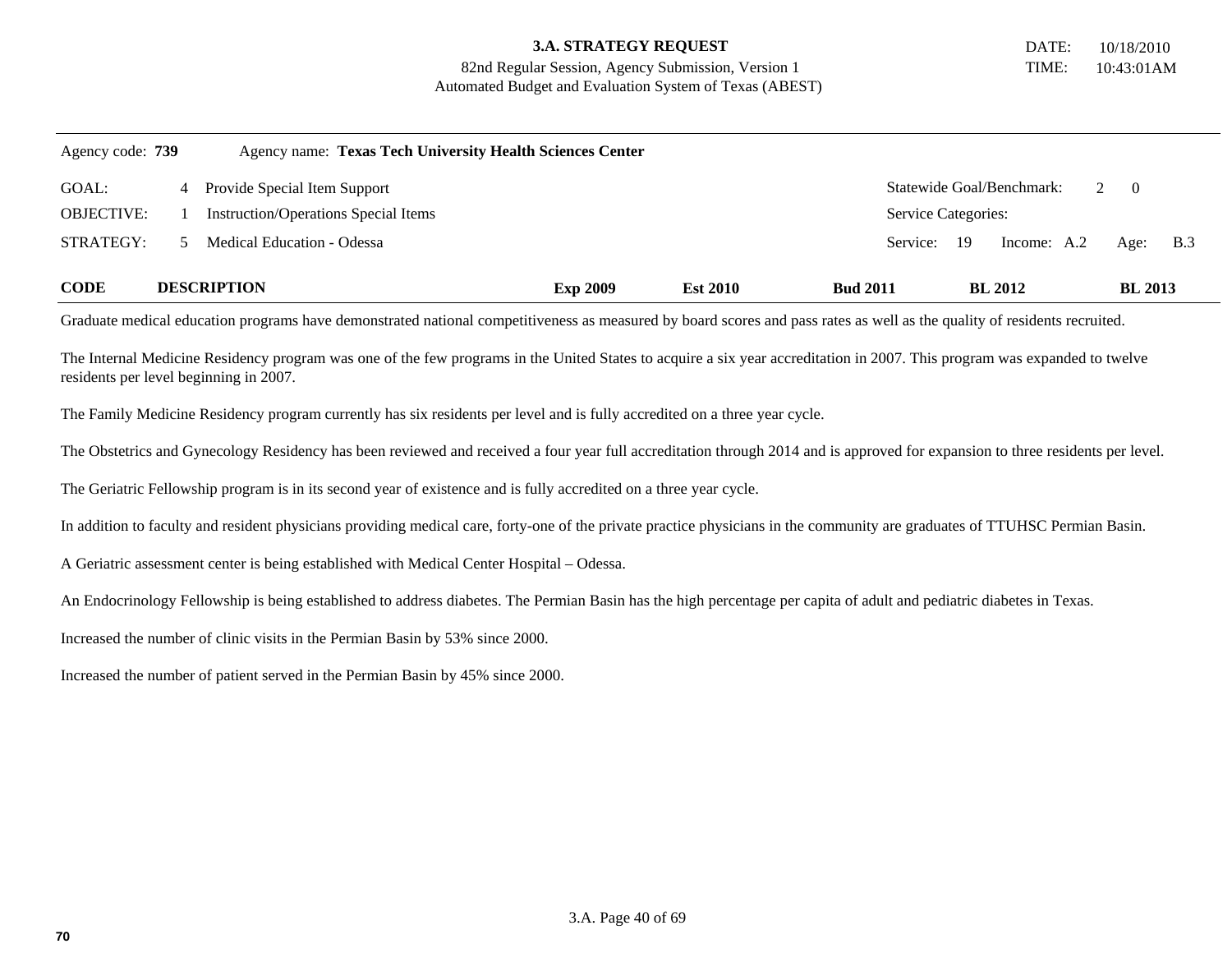**3.A. STRATEGY REQUEST**
82nd Regular Session, Agency Submission, Version 1
Automated Budget and Evaluation System of Texas (ABEST)

DATE: 10/18/2010
TIME: 10:43:01AM

Agency code: **739** Agency name: **Texas Tech University Health Sciences Center**

| | | | |
|---|---|---|---|
| GOAL: | 4 Provide Special Item Support | Statewide Goal/Benchmark: | 2 0 |
| OBJECTIVE: | 1 Instruction/Operations Special Items | Service Categories: | |
| STRATEGY: | 5 Medical Education - Odessa | Service: 19 Income: A.2 | Age: B.3 |

| CODE | DESCRIPTION | Exp 2009 | Est 2010 | Bud 2011 | BL 2012 | BL 2013 |
|---|---|---|---|---|---|---|

Graduate medical education programs have demonstrated national competitiveness as measured by board scores and pass rates as well as the quality of residents recruited.

The Internal Medicine Residency program was one of the few programs in the United States to acquire a six year accreditation in 2007. This program was expanded to twelve residents per level beginning in 2007.

The Family Medicine Residency program currently has six residents per level and is fully accredited on a three year cycle.

The Obstetrics and Gynecology Residency has been reviewed and received a four year full accreditation through 2014 and is approved for expansion to three residents per level.

The Geriatric Fellowship program is in its second year of existence and is fully accredited on a three year cycle.

In addition to faculty and resident physicians providing medical care, forty-one of the private practice physicians in the community are graduates of TTUHSC Permian Basin.

A Geriatric assessment center is being established with Medical Center Hospital – Odessa.

An Endocrinology Fellowship is being established to address diabetes. The Permian Basin has the high percentage per capita of adult and pediatric diabetes in Texas.

Increased the number of clinic visits in the Permian Basin by 53% since 2000.

Increased the number of patient served in the Permian Basin by 45% since 2000.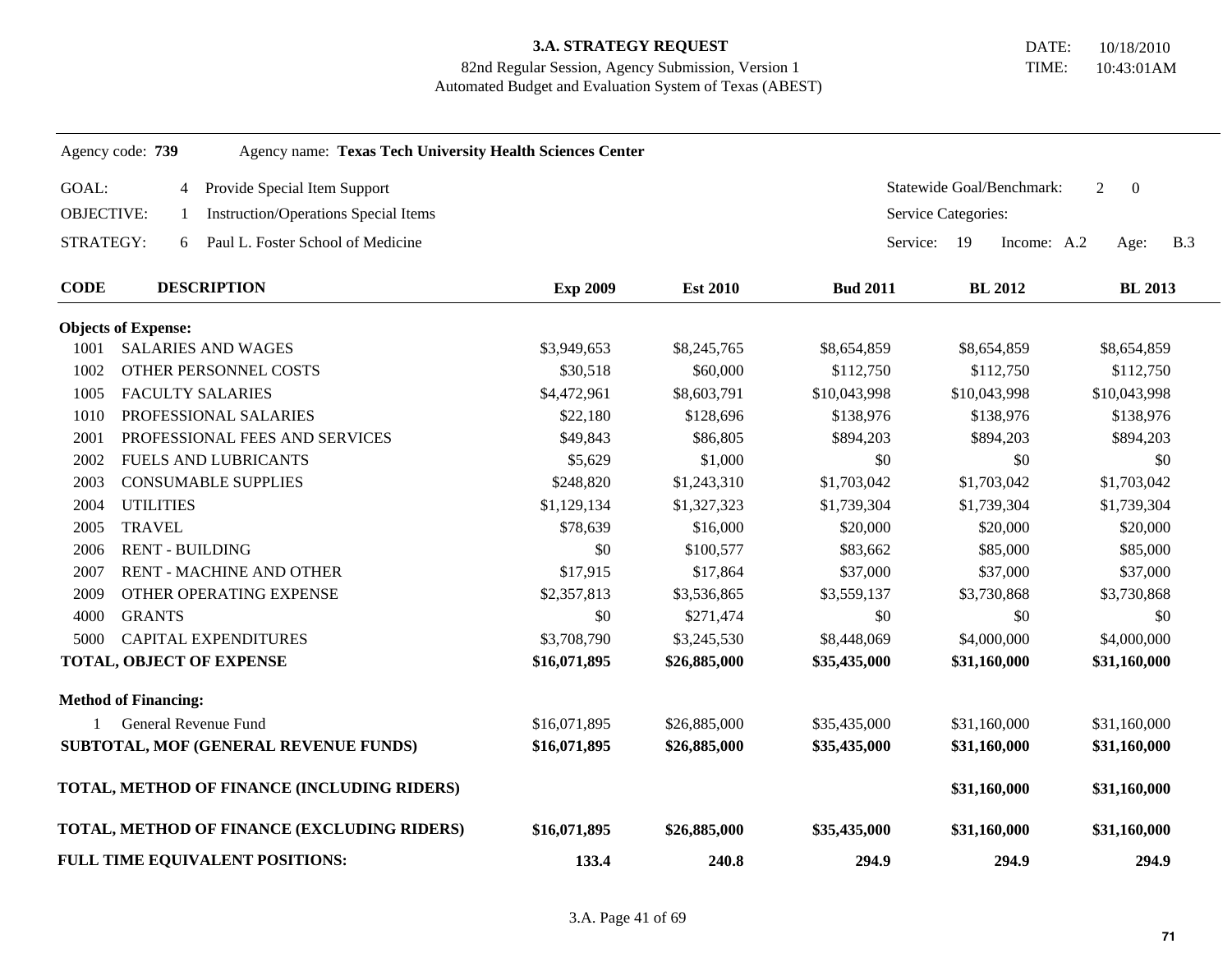**3.A. STRATEGY REQUEST**
82nd Regular Session, Agency Submission, Version 1
Automated Budget and Evaluation System of Texas (ABEST)

DATE: 10/18/2010
TIME: 10:43:01AM

Agency code: **739** Agency name: **Texas Tech University Health Sciences Center**

GOAL: 4 Provide Special Item Support — Statewide Goal/Benchmark: 2 0
OBJECTIVE: 1 Instruction/Operations Special Items — Service Categories:
STRATEGY: 6 Paul L. Foster School of Medicine — Service: 19 Income: A.2 Age: B.3

| CODE | DESCRIPTION | Exp 2009 | Est 2010 | Bud 2011 | BL 2012 | BL 2013 |
|---|---|---|---|---|---|---|
| **Objects of Expense:** | | | | | | |
| 1001 | SALARIES AND WAGES | $3,949,653 | $8,245,765 | $8,654,859 | $8,654,859 | $8,654,859 |
| 1002 | OTHER PERSONNEL COSTS | $30,518 | $60,000 | $112,750 | $112,750 | $112,750 |
| 1005 | FACULTY SALARIES | $4,472,961 | $8,603,791 | $10,043,998 | $10,043,998 | $10,043,998 |
| 1010 | PROFESSIONAL SALARIES | $22,180 | $128,696 | $138,976 | $138,976 | $138,976 |
| 2001 | PROFESSIONAL FEES AND SERVICES | $49,843 | $86,805 | $894,203 | $894,203 | $894,203 |
| 2002 | FUELS AND LUBRICANTS | $5,629 | $1,000 | $0 | $0 | $0 |
| 2003 | CONSUMABLE SUPPLIES | $248,820 | $1,243,310 | $1,703,042 | $1,703,042 | $1,703,042 |
| 2004 | UTILITIES | $1,129,134 | $1,327,323 | $1,739,304 | $1,739,304 | $1,739,304 |
| 2005 | TRAVEL | $78,639 | $16,000 | $20,000 | $20,000 | $20,000 |
| 2006 | RENT - BUILDING | $0 | $100,577 | $83,662 | $85,000 | $85,000 |
| 2007 | RENT - MACHINE AND OTHER | $17,915 | $17,864 | $37,000 | $37,000 | $37,000 |
| 2009 | OTHER OPERATING EXPENSE | $2,357,813 | $3,536,865 | $3,559,137 | $3,730,868 | $3,730,868 |
| 4000 | GRANTS | $0 | $271,474 | $0 | $0 | $0 |
| 5000 | CAPITAL EXPENDITURES | $3,708,790 | $3,245,530 | $8,448,069 | $4,000,000 | $4,000,000 |
| **TOTAL, OBJECT OF EXPENSE** | | **$16,071,895** | **$26,885,000** | **$35,435,000** | **$31,160,000** | **$31,160,000** |
| **Method of Financing:** | | | | | | |
| 1 | General Revenue Fund | $16,071,895 | $26,885,000 | $35,435,000 | $31,160,000 | $31,160,000 |
| **SUBTOTAL, MOF (GENERAL REVENUE FUNDS)** | | **$16,071,895** | **$26,885,000** | **$35,435,000** | **$31,160,000** | **$31,160,000** |
| **TOTAL, METHOD OF FINANCE (INCLUDING RIDERS)** | | | | | **$31,160,000** | **$31,160,000** |
| **TOTAL, METHOD OF FINANCE (EXCLUDING RIDERS)** | | **$16,071,895** | **$26,885,000** | **$35,435,000** | **$31,160,000** | **$31,160,000** |
| **FULL TIME EQUIVALENT POSITIONS:** | | **133.4** | **240.8** | **294.9** | **294.9** | **294.9** |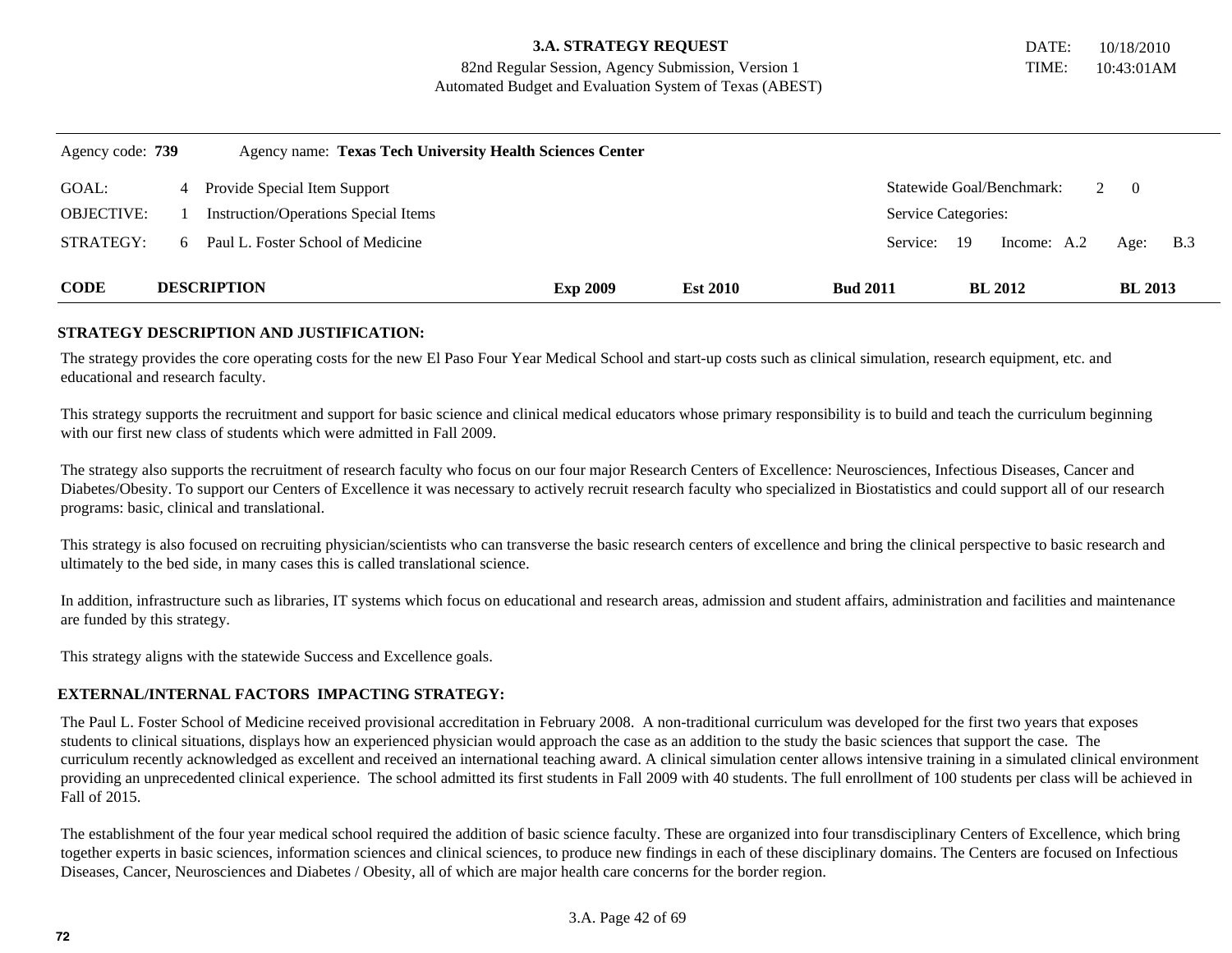**3.A. STRATEGY REQUEST**
82nd Regular Session, Agency Submission, Version 1
Automated Budget and Evaluation System of Texas (ABEST)

DATE: 10/18/2010
TIME: 10:43:01AM

Agency code: **739** Agency name: **Texas Tech University Health Sciences Center**

| | | | |
|---|---|---|---|
| GOAL: | 4 Provide Special Item Support | Statewide Goal/Benchmark: | 2 0 |
| OBJECTIVE: | 1 Instruction/Operations Special Items | Service Categories: | |
| STRATEGY: | 6 Paul L. Foster School of Medicine | Service: 19 Income: A.2 | Age: B.3 |

| CODE | DESCRIPTION | Exp 2009 | Est 2010 | Bud 2011 | BL 2012 | BL 2013 |
|---|---|---|---|---|---|---|

**STRATEGY DESCRIPTION AND JUSTIFICATION:**

The strategy provides the core operating costs for the new El Paso Four Year Medical School and start-up costs such as clinical simulation, research equipment, etc. and educational and research faculty.

This strategy supports the recruitment and support for basic science and clinical medical educators whose primary responsibility is to build and teach the curriculum beginning with our first new class of students which were admitted in Fall 2009.

The strategy also supports the recruitment of research faculty who focus on our four major Research Centers of Excellence: Neurosciences, Infectious Diseases, Cancer and Diabetes/Obesity. To support our Centers of Excellence it was necessary to actively recruit research faculty who specialized in Biostatistics and could support all of our research programs: basic, clinical and translational.

This strategy is also focused on recruiting physician/scientists who can transverse the basic research centers of excellence and bring the clinical perspective to basic research and ultimately to the bed side, in many cases this is called translational science.

In addition, infrastructure such as libraries, IT systems which focus on educational and research areas, admission and student affairs, administration and facilities and maintenance are funded by this strategy.

This strategy aligns with the statewide Success and Excellence goals.

**EXTERNAL/INTERNAL FACTORS IMPACTING STRATEGY:**

The Paul L. Foster School of Medicine received provisional accreditation in February 2008. A non-traditional curriculum was developed for the first two years that exposes students to clinical situations, displays how an experienced physician would approach the case as an addition to the study the basic sciences that support the case. The curriculum recently acknowledged as excellent and received an international teaching award. A clinical simulation center allows intensive training in a simulated clinical environment providing an unprecedented clinical experience. The school admitted its first students in Fall 2009 with 40 students. The full enrollment of 100 students per class will be achieved in Fall of 2015.

The establishment of the four year medical school required the addition of basic science faculty. These are organized into four transdisciplinary Centers of Excellence, which bring together experts in basic sciences, information sciences and clinical sciences, to produce new findings in each of these disciplinary domains. The Centers are focused on Infectious Diseases, Cancer, Neurosciences and Diabetes / Obesity, all of which are major health care concerns for the border region.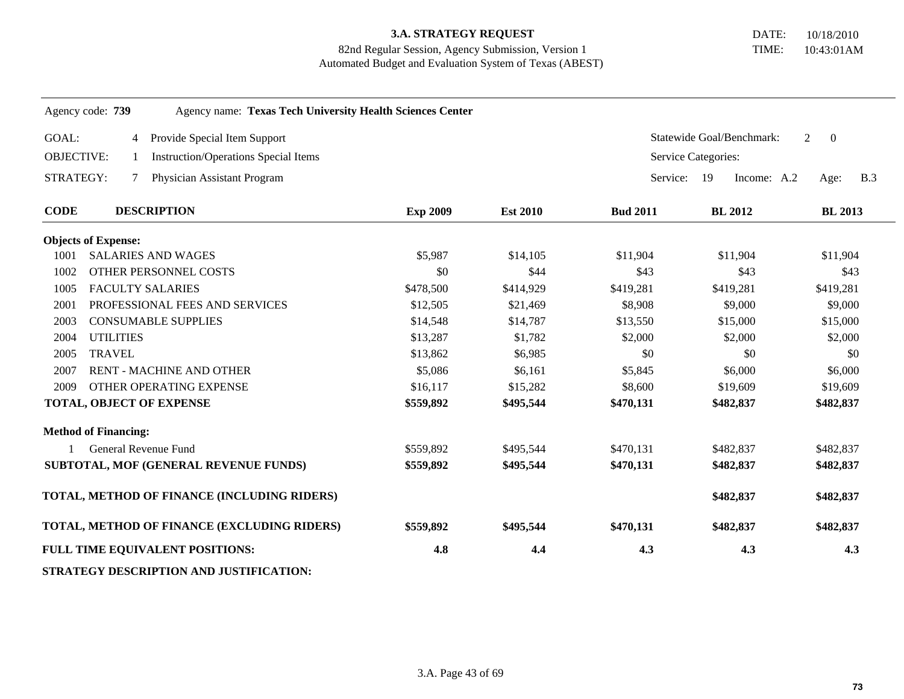**3.A. STRATEGY REQUEST**
82nd Regular Session, Agency Submission, Version 1
Automated Budget and Evaluation System of Texas (ABEST)

DATE: 10/18/2010
TIME: 10:43:01AM

Agency code: **739** Agency name: **Texas Tech University Health Sciences Center**

GOAL: 4 Provide Special Item Support — Statewide Goal/Benchmark: 2 0

OBJECTIVE: 1 Instruction/Operations Special Items — Service Categories:

STRATEGY: 7 Physician Assistant Program — Service: 19 Income: A.2 Age: B.3

| CODE | DESCRIPTION | Exp 2009 | Est 2010 | Bud 2011 | BL 2012 | BL 2013 |
|---|---|---|---|---|---|---|
| **Objects of Expense:** | | | | | | |
| 1001 | SALARIES AND WAGES | $5,987 | $14,105 | $11,904 | $11,904 | $11,904 |
| 1002 | OTHER PERSONNEL COSTS | $0 | $44 | $43 | $43 | $43 |
| 1005 | FACULTY SALARIES | $478,500 | $414,929 | $419,281 | $419,281 | $419,281 |
| 2001 | PROFESSIONAL FEES AND SERVICES | $12,505 | $21,469 | $8,908 | $9,000 | $9,000 |
| 2003 | CONSUMABLE SUPPLIES | $14,548 | $14,787 | $13,550 | $15,000 | $15,000 |
| 2004 | UTILITIES | $13,287 | $1,782 | $2,000 | $2,000 | $2,000 |
| 2005 | TRAVEL | $13,862 | $6,985 | $0 | $0 | $0 |
| 2007 | RENT - MACHINE AND OTHER | $5,086 | $6,161 | $5,845 | $6,000 | $6,000 |
| 2009 | OTHER OPERATING EXPENSE | $16,117 | $15,282 | $8,600 | $19,609 | $19,609 |
| **TOTAL, OBJECT OF EXPENSE** | | **$559,892** | **$495,544** | **$470,131** | **$482,837** | **$482,837** |
| **Method of Financing:** | | | | | | |
| 1 | General Revenue Fund | $559,892 | $495,544 | $470,131 | $482,837 | $482,837 |
| **SUBTOTAL, MOF (GENERAL REVENUE FUNDS)** | | **$559,892** | **$495,544** | **$470,131** | **$482,837** | **$482,837** |
| **TOTAL, METHOD OF FINANCE (INCLUDING RIDERS)** | | | | | **$482,837** | **$482,837** |
| **TOTAL, METHOD OF FINANCE (EXCLUDING RIDERS)** | | **$559,892** | **$495,544** | **$470,131** | **$482,837** | **$482,837** |
| **FULL TIME EQUIVALENT POSITIONS:** | | **4.8** | **4.4** | **4.3** | **4.3** | **4.3** |

**STRATEGY DESCRIPTION AND JUSTIFICATION:**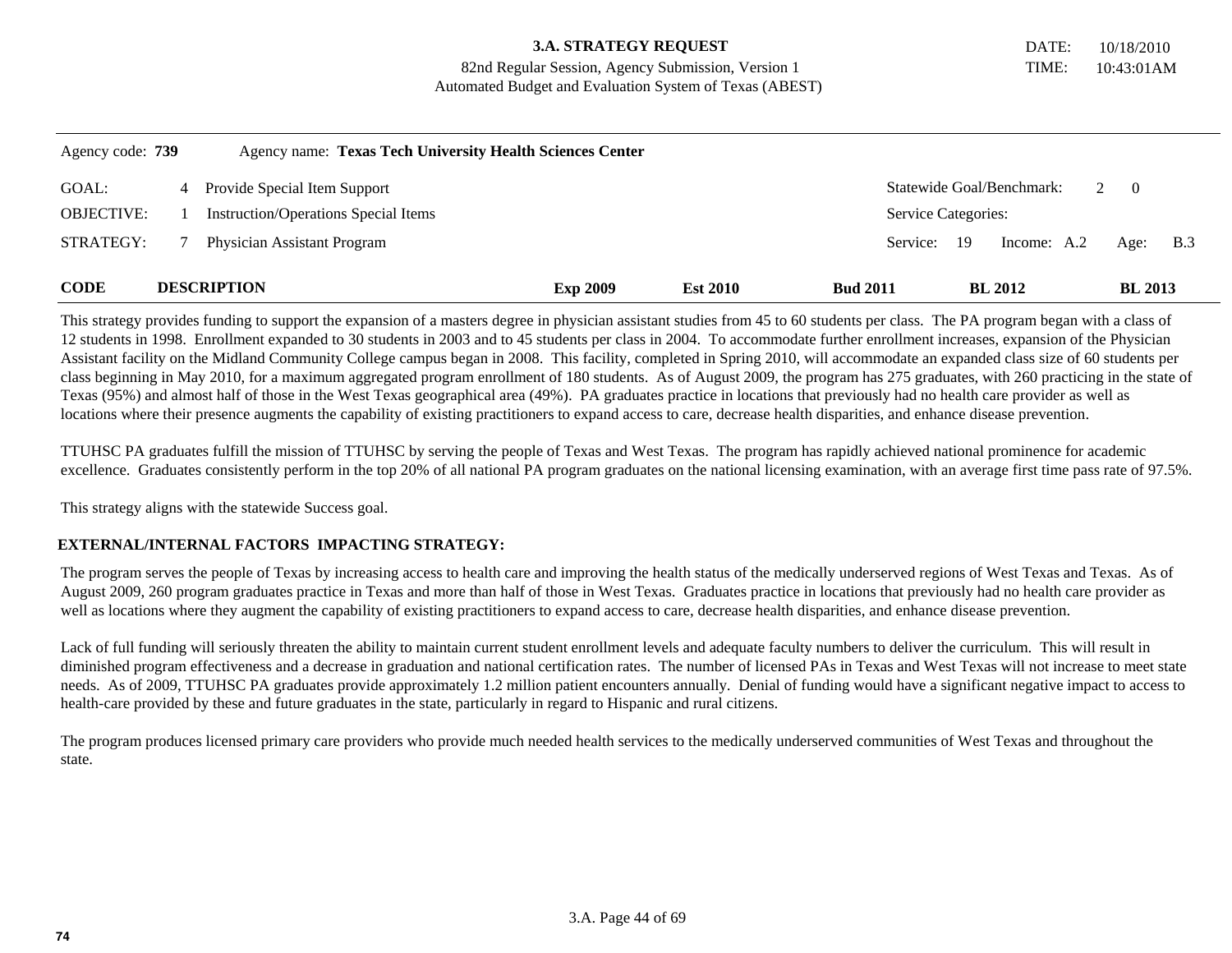**3.A. STRATEGY REQUEST**
82nd Regular Session, Agency Submission, Version 1
Automated Budget and Evaluation System of Texas (ABEST)

DATE: 10/18/2010
TIME: 10:43:01AM

Agency code: **739** Agency name: **Texas Tech University Health Sciences Center**

| | | | |
|---|---|---|---|
| GOAL: | 4 Provide Special Item Support | Statewide Goal/Benchmark: | 2 0 |
| OBJECTIVE: | 1 Instruction/Operations Special Items | Service Categories: | |
| STRATEGY: | 7 Physician Assistant Program | Service: 19 Income: A.2 | Age: B.3 |

| CODE | DESCRIPTION | Exp 2009 | Est 2010 | Bud 2011 | BL 2012 | BL 2013 |
|---|---|---|---|---|---|---|

This strategy provides funding to support the expansion of a masters degree in physician assistant studies from 45 to 60 students per class. The PA program began with a class of 12 students in 1998. Enrollment expanded to 30 students in 2003 and to 45 students per class in 2004. To accommodate further enrollment increases, expansion of the Physician Assistant facility on the Midland Community College campus began in 2008. This facility, completed in Spring 2010, will accommodate an expanded class size of 60 students per class beginning in May 2010, for a maximum aggregated program enrollment of 180 students. As of August 2009, the program has 275 graduates, with 260 practicing in the state of Texas (95%) and almost half of those in the West Texas geographical area (49%). PA graduates practice in locations that previously had no health care provider as well as locations where their presence augments the capability of existing practitioners to expand access to care, decrease health disparities, and enhance disease prevention.

TTUHSC PA graduates fulfill the mission of TTUHSC by serving the people of Texas and West Texas. The program has rapidly achieved national prominence for academic excellence. Graduates consistently perform in the top 20% of all national PA program graduates on the national licensing examination, with an average first time pass rate of 97.5%.

This strategy aligns with the statewide Success goal.

**EXTERNAL/INTERNAL FACTORS IMPACTING STRATEGY:**

The program serves the people of Texas by increasing access to health care and improving the health status of the medically underserved regions of West Texas and Texas. As of August 2009, 260 program graduates practice in Texas and more than half of those in West Texas. Graduates practice in locations that previously had no health care provider as well as locations where they augment the capability of existing practitioners to expand access to care, decrease health disparities, and enhance disease prevention.

Lack of full funding will seriously threaten the ability to maintain current student enrollment levels and adequate faculty numbers to deliver the curriculum. This will result in diminished program effectiveness and a decrease in graduation and national certification rates. The number of licensed PAs in Texas and West Texas will not increase to meet state needs. As of 2009, TTUHSC PA graduates provide approximately 1.2 million patient encounters annually. Denial of funding would have a significant negative impact to access to health-care provided by these and future graduates in the state, particularly in regard to Hispanic and rural citizens.

The program produces licensed primary care providers who provide much needed health services to the medically underserved communities of West Texas and throughout the state.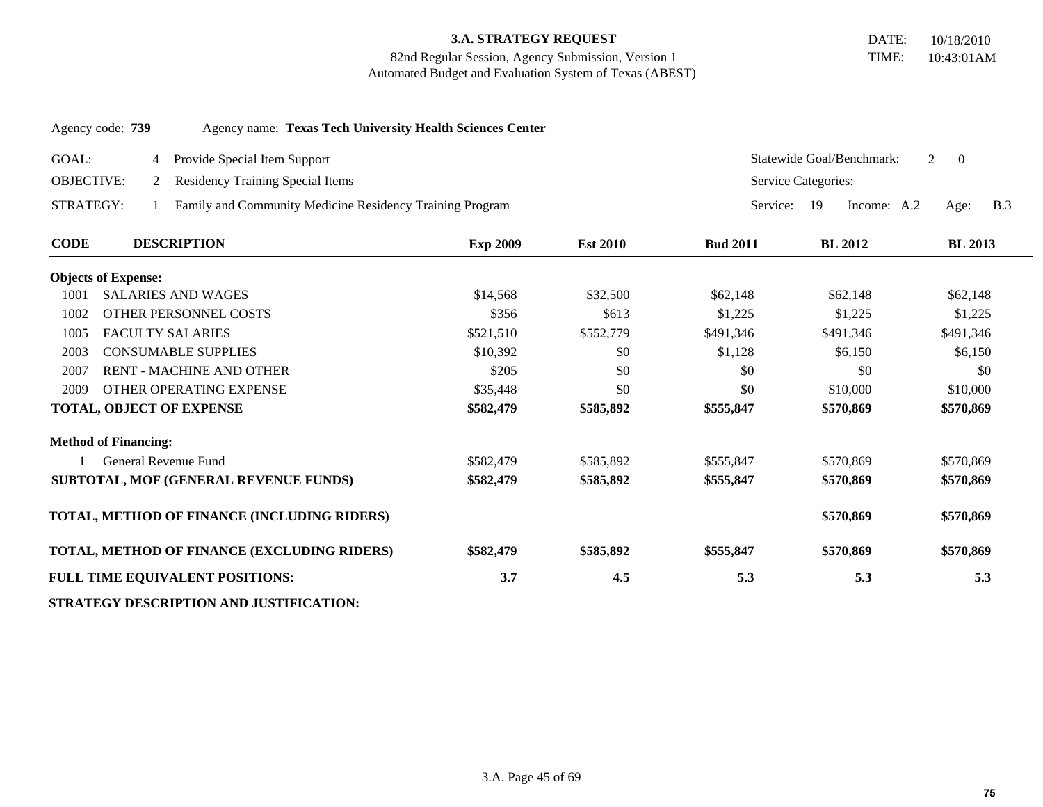**3.A. STRATEGY REQUEST**
82nd Regular Session, Agency Submission, Version 1
Automated Budget and Evaluation System of Texas (ABEST)

DATE: 10/18/2010
TIME: 10:43:01AM

Agency code: **739** Agency name: **Texas Tech University Health Sciences Center**

GOAL: 4 Provide Special Item Support — Statewide Goal/Benchmark: 2 0

OBJECTIVE: 2 Residency Training Special Items — Service Categories:

STRATEGY: 1 Family and Community Medicine Residency Training Program — Service: 19 Income: A.2 Age: B.3

| CODE | DESCRIPTION | Exp 2009 | Est 2010 | Bud 2011 | BL 2012 | BL 2013 |
|---|---|---|---|---|---|---|
| **Objects of Expense:** | | | | | | |
| 1001 | SALARIES AND WAGES | $14,568 | $32,500 | $62,148 | $62,148 | $62,148 |
| 1002 | OTHER PERSONNEL COSTS | $356 | $613 | $1,225 | $1,225 | $1,225 |
| 1005 | FACULTY SALARIES | $521,510 | $552,779 | $491,346 | $491,346 | $491,346 |
| 2003 | CONSUMABLE SUPPLIES | $10,392 | $0 | $1,128 | $6,150 | $6,150 |
| 2007 | RENT - MACHINE AND OTHER | $205 | $0 | $0 | $0 | $0 |
| 2009 | OTHER OPERATING EXPENSE | $35,448 | $0 | $0 | $10,000 | $10,000 |
| **TOTAL, OBJECT OF EXPENSE** | | **$582,479** | **$585,892** | **$555,847** | **$570,869** | **$570,869** |
| **Method of Financing:** | | | | | | |
| 1 | General Revenue Fund | $582,479 | $585,892 | $555,847 | $570,869 | $570,869 |
| **SUBTOTAL, MOF (GENERAL REVENUE FUNDS)** | | **$582,479** | **$585,892** | **$555,847** | **$570,869** | **$570,869** |
| **TOTAL, METHOD OF FINANCE (INCLUDING RIDERS)** | | | | | **$570,869** | **$570,869** |
| **TOTAL, METHOD OF FINANCE (EXCLUDING RIDERS)** | | **$582,479** | **$585,892** | **$555,847** | **$570,869** | **$570,869** |
| **FULL TIME EQUIVALENT POSITIONS:** | | **3.7** | **4.5** | **5.3** | **5.3** | **5.3** |

**STRATEGY DESCRIPTION AND JUSTIFICATION:**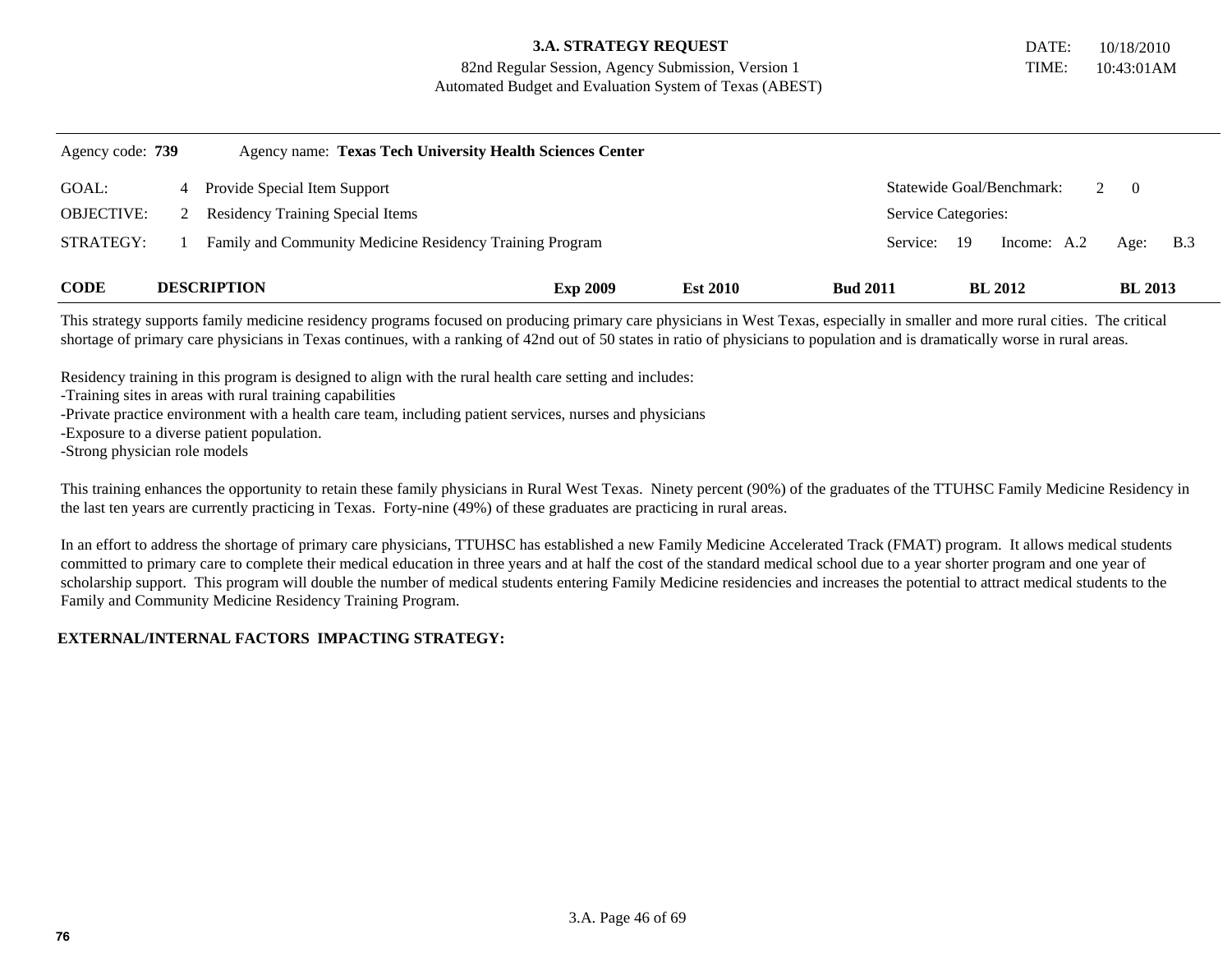**3.A. STRATEGY REQUEST**
82nd Regular Session, Agency Submission, Version 1
Automated Budget and Evaluation System of Texas (ABEST)

DATE: 10/18/2010
TIME: 10:43:01AM

Agency code: **739** Agency name: **Texas Tech University Health Sciences Center**

| | | | |
|---|---|---|---|
| GOAL: | 4 Provide Special Item Support | Statewide Goal/Benchmark: | 2 0 |
| OBJECTIVE: | 2 Residency Training Special Items | Service Categories: | |
| STRATEGY: | 1 Family and Community Medicine Residency Training Program | Service: 19 Income: A.2 | Age: B.3 |

| CODE | DESCRIPTION | Exp 2009 | Est 2010 | Bud 2011 | BL 2012 | BL 2013 |
|---|---|---|---|---|---|---|

This strategy supports family medicine residency programs focused on producing primary care physicians in West Texas, especially in smaller and more rural cities. The critical shortage of primary care physicians in Texas continues, with a ranking of 42nd out of 50 states in ratio of physicians to population and is dramatically worse in rural areas.

Residency training in this program is designed to align with the rural health care setting and includes:
-Training sites in areas with rural training capabilities
-Private practice environment with a health care team, including patient services, nurses and physicians
-Exposure to a diverse patient population.
-Strong physician role models

This training enhances the opportunity to retain these family physicians in Rural West Texas. Ninety percent (90%) of the graduates of the TTUHSC Family Medicine Residency in the last ten years are currently practicing in Texas. Forty-nine (49%) of these graduates are practicing in rural areas.

In an effort to address the shortage of primary care physicians, TTUHSC has established a new Family Medicine Accelerated Track (FMAT) program. It allows medical students committed to primary care to complete their medical education in three years and at half the cost of the standard medical school due to a year shorter program and one year of scholarship support. This program will double the number of medical students entering Family Medicine residencies and increases the potential to attract medical students to the Family and Community Medicine Residency Training Program.

**EXTERNAL/INTERNAL FACTORS IMPACTING STRATEGY:**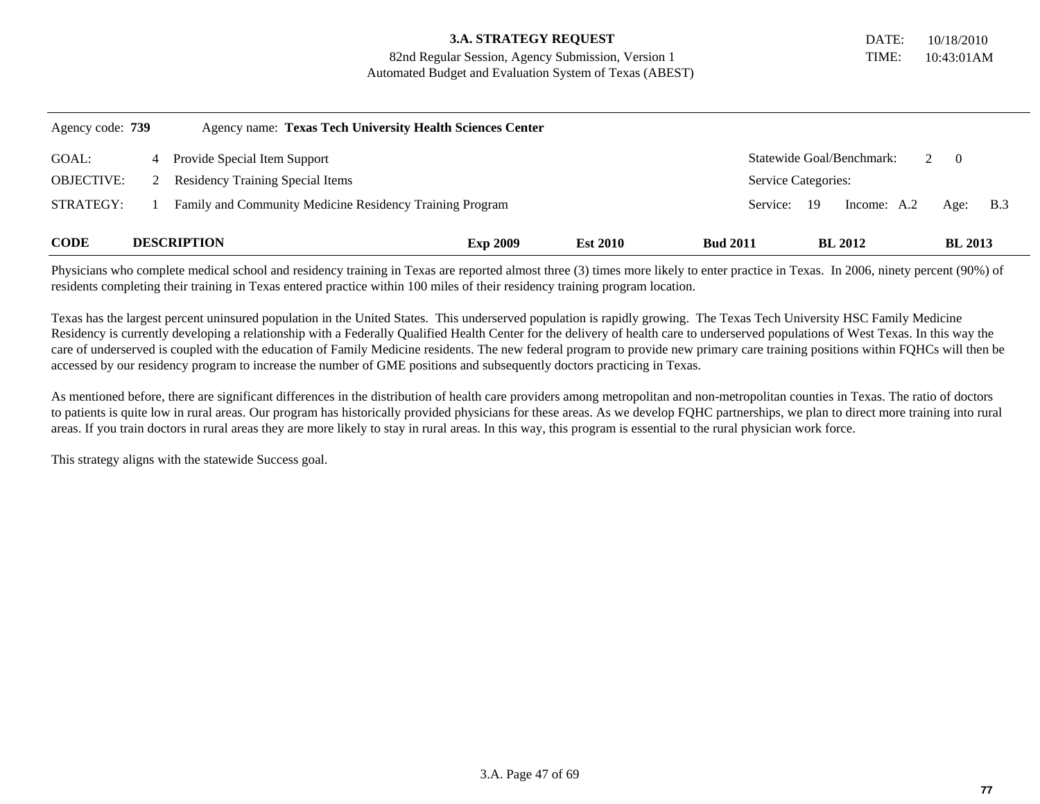**3.A. STRATEGY REQUEST**
82nd Regular Session, Agency Submission, Version 1
Automated Budget and Evaluation System of Texas (ABEST)

DATE: 10/18/2010
TIME: 10:43:01AM

Agency code: **739** Agency name: **Texas Tech University Health Sciences Center**

| | | | |
|---|---|---|---|
| GOAL: | 4 Provide Special Item Support | Statewide Goal/Benchmark: | 2 0 |
| OBJECTIVE: | 2 Residency Training Special Items | Service Categories: | |
| STRATEGY: | 1 Family and Community Medicine Residency Training Program | Service: 19 Income: A.2 | Age: B.3 |

| CODE | DESCRIPTION | Exp 2009 | Est 2010 | Bud 2011 | BL 2012 | BL 2013 |
|---|---|---|---|---|---|---|

Physicians who complete medical school and residency training in Texas are reported almost three (3) times more likely to enter practice in Texas. In 2006, ninety percent (90%) of residents completing their training in Texas entered practice within 100 miles of their residency training program location.

Texas has the largest percent uninsured population in the United States. This underserved population is rapidly growing. The Texas Tech University HSC Family Medicine Residency is currently developing a relationship with a Federally Qualified Health Center for the delivery of health care to underserved populations of West Texas. In this way the care of underserved is coupled with the education of Family Medicine residents. The new federal program to provide new primary care training positions within FQHCs will then be accessed by our residency program to increase the number of GME positions and subsequently doctors practicing in Texas.

As mentioned before, there are significant differences in the distribution of health care providers among metropolitan and non-metropolitan counties in Texas. The ratio of doctors to patients is quite low in rural areas. Our program has historically provided physicians for these areas. As we develop FQHC partnerships, we plan to direct more training into rural areas. If you train doctors in rural areas they are more likely to stay in rural areas. In this way, this program is essential to the rural physician work force.

This strategy aligns with the statewide Success goal.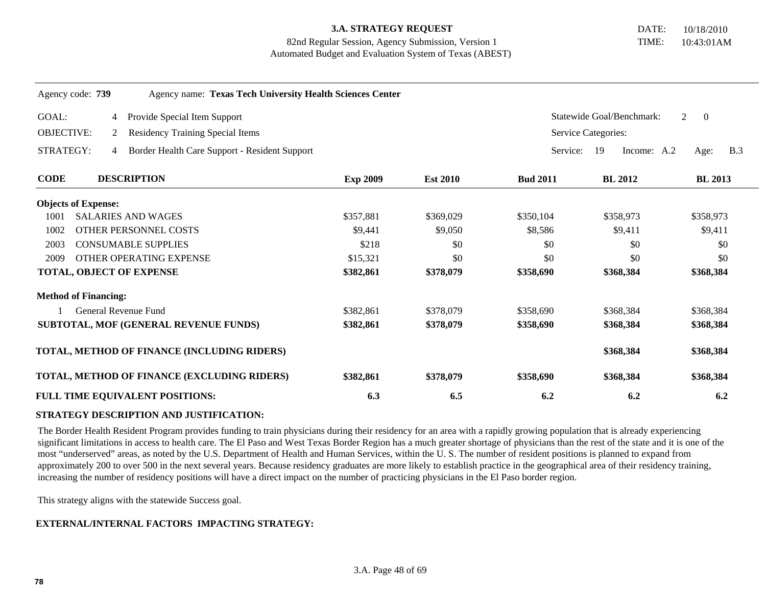**3.A. STRATEGY REQUEST**
82nd Regular Session, Agency Submission, Version 1
Automated Budget and Evaluation System of Texas (ABEST)

DATE: 10/18/2010
TIME: 10:43:01AM

Agency code: **739** Agency name: **Texas Tech University Health Sciences Center**

| | | | |
|---|---|---|---|
| GOAL: | 4 Provide Special Item Support | Statewide Goal/Benchmark: | 2 0 |
| OBJECTIVE: | 2 Residency Training Special Items | Service Categories: | |
| STRATEGY: | 4 Border Health Care Support - Resident Support | Service: 19 | Income: A.2 Age: B.3 |

| CODE | DESCRIPTION | Exp 2009 | Est 2010 | Bud 2011 | BL 2012 | BL 2013 |
|---|---|---|---|---|---|---|
| **Objects of Expense:** | | | | | | |
| 1001 | SALARIES AND WAGES | $357,881 | $369,029 | $350,104 | $358,973 | $358,973 |
| 1002 | OTHER PERSONNEL COSTS | $9,441 | $9,050 | $8,586 | $9,411 | $9,411 |
| 2003 | CONSUMABLE SUPPLIES | $218 | $0 | $0 | $0 | $0 |
| 2009 | OTHER OPERATING EXPENSE | $15,321 | $0 | $0 | $0 | $0 |
| **TOTAL, OBJECT OF EXPENSE** | | **$382,861** | **$378,079** | **$358,690** | **$368,384** | **$368,384** |
| **Method of Financing:** | | | | | | |
| 1 | General Revenue Fund | $382,861 | $378,079 | $358,690 | $368,384 | $368,384 |
| **SUBTOTAL, MOF (GENERAL REVENUE FUNDS)** | | **$382,861** | **$378,079** | **$358,690** | **$368,384** | **$368,384** |
| **TOTAL, METHOD OF FINANCE (INCLUDING RIDERS)** | | | | | **$368,384** | **$368,384** |
| **TOTAL, METHOD OF FINANCE (EXCLUDING RIDERS)** | | **$382,861** | **$378,079** | **$358,690** | **$368,384** | **$368,384** |
| **FULL TIME EQUIVALENT POSITIONS:** | | **6.3** | **6.5** | **6.2** | **6.2** | **6.2** |

**STRATEGY DESCRIPTION AND JUSTIFICATION:**

The Border Health Resident Program provides funding to train physicians during their residency for an area with a rapidly growing population that is already experiencing significant limitations in access to health care. The El Paso and West Texas Border Region has a much greater shortage of physicians than the rest of the state and it is one of the most "underserved" areas, as noted by the U.S. Department of Health and Human Services, within the U. S. The number of resident positions is planned to expand from approximately 200 to over 500 in the next several years. Because residency graduates are more likely to establish practice in the geographical area of their residency training, increasing the number of residency positions will have a direct impact on the number of practicing physicians in the El Paso border region.

This strategy aligns with the statewide Success goal.

**EXTERNAL/INTERNAL FACTORS IMPACTING STRATEGY:**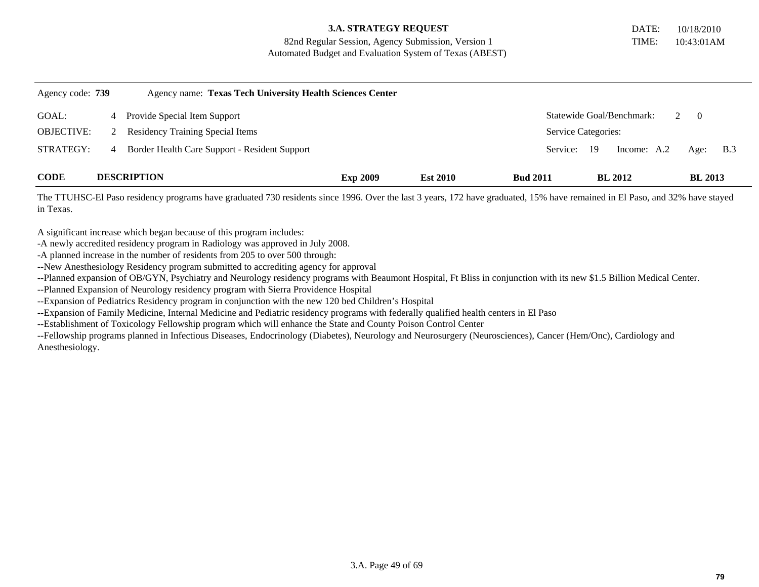# 3.A. STRATEGY REQUEST

82nd Regular Session, Agency Submission, Version 1
Automated Budget and Evaluation System of Texas (ABEST)

DATE: 10/18/2010
TIME: 10:43:01AM

Agency code: **739** Agency name: **Texas Tech University Health Sciences Center**

| | | | |
|---|---|---|---|
| GOAL: | 4 Provide Special Item Support | Statewide Goal/Benchmark: | 2 0 |
| OBJECTIVE: | 2 Residency Training Special Items | Service Categories: | |
| STRATEGY: | 4 Border Health Care Support - Resident Support | Service: 19 Income: A.2 | Age: B.3 |

| CODE | DESCRIPTION | Exp 2009 | Est 2010 | Bud 2011 | BL 2012 | BL 2013 |
|---|---|---|---|---|---|---|

The TTUHSC-El Paso residency programs have graduated 730 residents since 1996. Over the last 3 years, 172 have graduated, 15% have remained in El Paso, and 32% have stayed in Texas.

A significant increase which began because of this program includes:
-A newly accredited residency program in Radiology was approved in July 2008.
-A planned increase in the number of residents from 205 to over 500 through:
--New Anesthesiology Residency program submitted to accrediting agency for approval
--Planned expansion of OB/GYN, Psychiatry and Neurology residency programs with Beaumont Hospital, Ft Bliss in conjunction with its new $1.5 Billion Medical Center.
--Planned Expansion of Neurology residency program with Sierra Providence Hospital
--Expansion of Pediatrics Residency program in conjunction with the new 120 bed Children's Hospital
--Expansion of Family Medicine, Internal Medicine and Pediatric residency programs with federally qualified health centers in El Paso
--Establishment of Toxicology Fellowship program which will enhance the State and County Poison Control Center
--Fellowship programs planned in Infectious Diseases, Endocrinology (Diabetes), Neurology and Neurosurgery (Neurosciences), Cancer (Hem/Onc), Cardiology and Anesthesiology.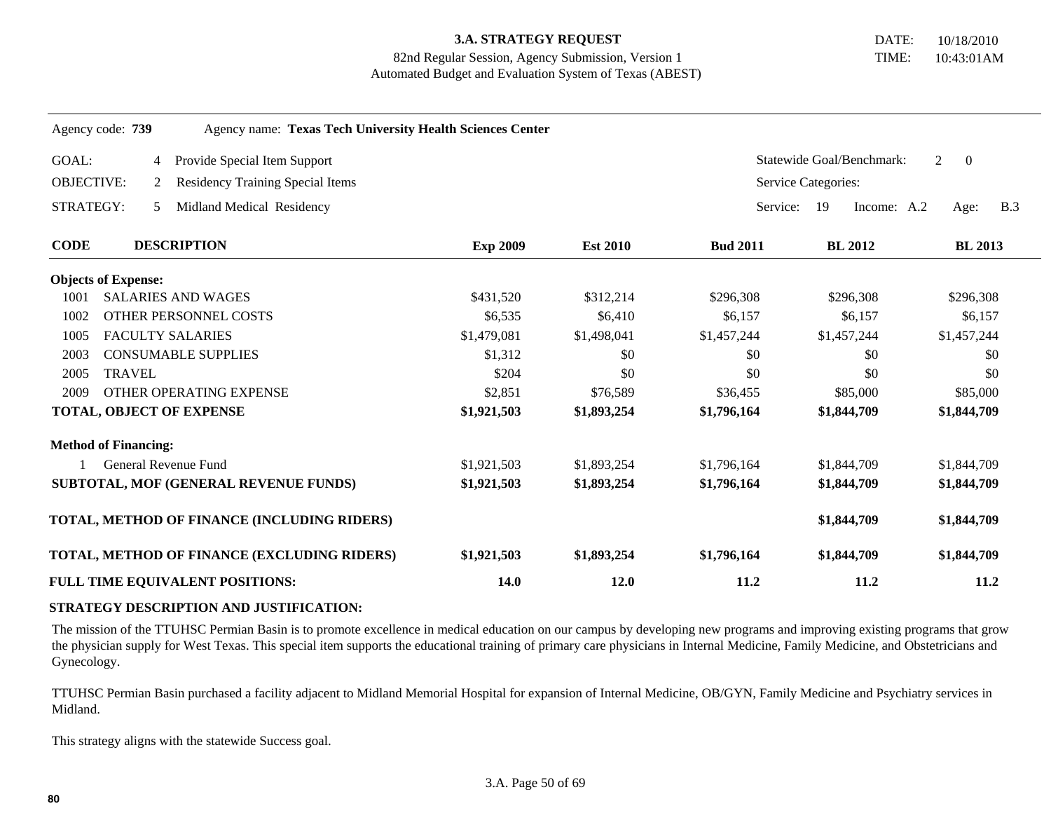**3.A. STRATEGY REQUEST**
82nd Regular Session, Agency Submission, Version 1
Automated Budget and Evaluation System of Texas (ABEST)

DATE: 10/18/2010
TIME: 10:43:01AM

Agency code: **739** Agency name: **Texas Tech University Health Sciences Center**

GOAL: 4 Provide Special Item Support — Statewide Goal/Benchmark: 2 0

OBJECTIVE: 2 Residency Training Special Items — Service Categories:

STRATEGY: 5 Midland Medical Residency — Service: 19 Income: A.2 Age: B.3

| CODE | DESCRIPTION | Exp 2009 | Est 2010 | Bud 2011 | BL 2012 | BL 2013 |
|---|---|---|---|---|---|---|
| **Objects of Expense:** | | | | | | |
| 1001 | SALARIES AND WAGES | $431,520 | $312,214 | $296,308 | $296,308 | $296,308 |
| 1002 | OTHER PERSONNEL COSTS | $6,535 | $6,410 | $6,157 | $6,157 | $6,157 |
| 1005 | FACULTY SALARIES | $1,479,081 | $1,498,041 | $1,457,244 | $1,457,244 | $1,457,244 |
| 2003 | CONSUMABLE SUPPLIES | $1,312 | $0 | $0 | $0 | $0 |
| 2005 | TRAVEL | $204 | $0 | $0 | $0 | $0 |
| 2009 | OTHER OPERATING EXPENSE | $2,851 | $76,589 | $36,455 | $85,000 | $85,000 |
| **TOTAL, OBJECT OF EXPENSE** | | **$1,921,503** | **$1,893,254** | **$1,796,164** | **$1,844,709** | **$1,844,709** |
| **Method of Financing:** | | | | | | |
| 1 | General Revenue Fund | $1,921,503 | $1,893,254 | $1,796,164 | $1,844,709 | $1,844,709 |
| **SUBTOTAL, MOF (GENERAL REVENUE FUNDS)** | | **$1,921,503** | **$1,893,254** | **$1,796,164** | **$1,844,709** | **$1,844,709** |
| **TOTAL, METHOD OF FINANCE (INCLUDING RIDERS)** | | | | | **$1,844,709** | **$1,844,709** |
| **TOTAL, METHOD OF FINANCE (EXCLUDING RIDERS)** | | **$1,921,503** | **$1,893,254** | **$1,796,164** | **$1,844,709** | **$1,844,709** |
| **FULL TIME EQUIVALENT POSITIONS:** | | **14.0** | **12.0** | **11.2** | **11.2** | **11.2** |

**STRATEGY DESCRIPTION AND JUSTIFICATION:**

The mission of the TTUHSC Permian Basin is to promote excellence in medical education on our campus by developing new programs and improving existing programs that grow the physician supply for West Texas. This special item supports the educational training of primary care physicians in Internal Medicine, Family Medicine, and Obstetricians and Gynecology.

TTUHSC Permian Basin purchased a facility adjacent to Midland Memorial Hospital for expansion of Internal Medicine, OB/GYN, Family Medicine and Psychiatry services in Midland.

This strategy aligns with the statewide Success goal.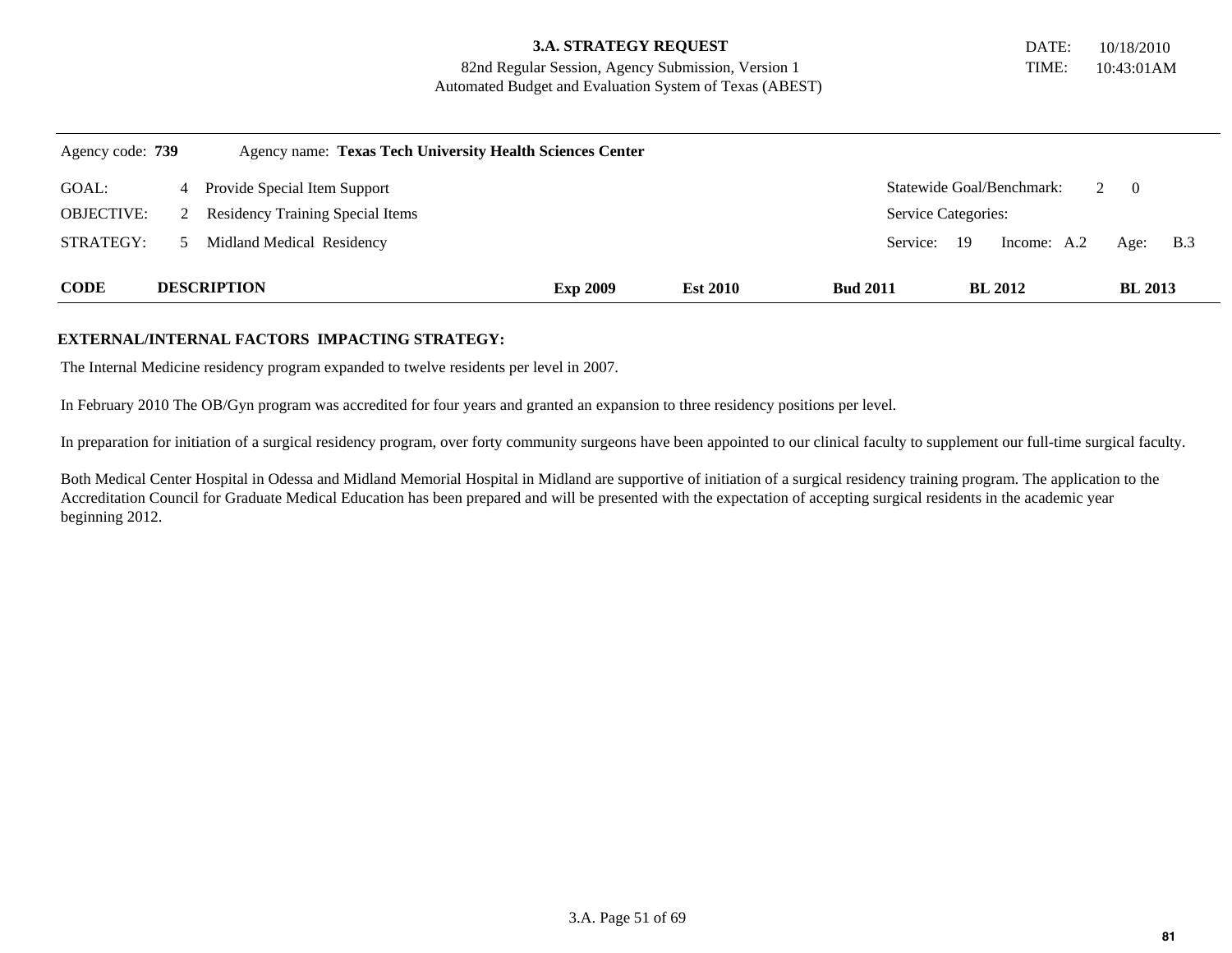# 3.A. STRATEGY REQUEST

82nd Regular Session, Agency Submission, Version 1
Automated Budget and Evaluation System of Texas (ABEST)

DATE: 10/18/2010
TIME: 10:43:01AM

Agency code: **739** Agency name: **Texas Tech University Health Sciences Center**

| | | | |
|---|---|---|---|
| GOAL: | 4 Provide Special Item Support | Statewide Goal/Benchmark: | 2 0 |
| OBJECTIVE: | 2 Residency Training Special Items | Service Categories: | |
| STRATEGY: | 5 Midland Medical Residency | Service: 19 | Income: A.2 Age: B.3 |

| CODE | DESCRIPTION | Exp 2009 | Est 2010 | Bud 2011 | BL 2012 | BL 2013 |
|---|---|---|---|---|---|---|

**EXTERNAL/INTERNAL FACTORS IMPACTING STRATEGY:**

The Internal Medicine residency program expanded to twelve residents per level in 2007.

In February 2010 The OB/Gyn program was accredited for four years and granted an expansion to three residency positions per level.

In preparation for initiation of a surgical residency program, over forty community surgeons have been appointed to our clinical faculty to supplement our full-time surgical faculty.

Both Medical Center Hospital in Odessa and Midland Memorial Hospital in Midland are supportive of initiation of a surgical residency training program. The application to the Accreditation Council for Graduate Medical Education has been prepared and will be presented with the expectation of accepting surgical residents in the academic year beginning 2012.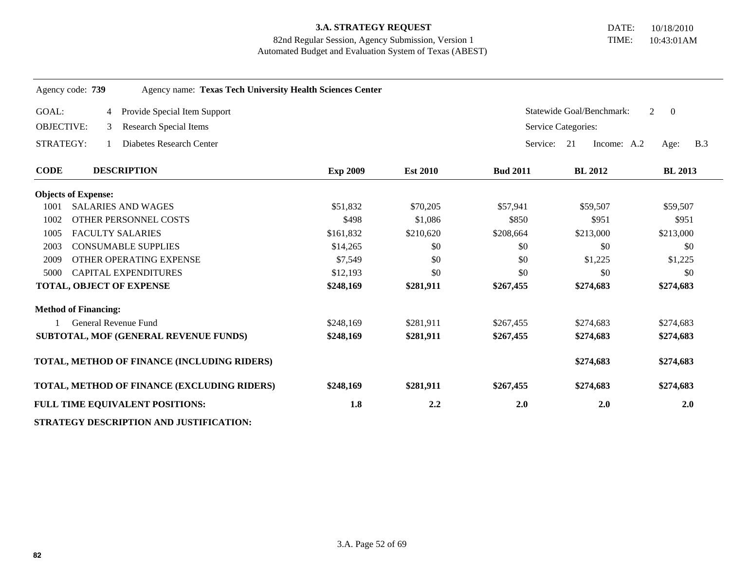**3.A. STRATEGY REQUEST**
82nd Regular Session, Agency Submission, Version 1
Automated Budget and Evaluation System of Texas (ABEST)

DATE: 10/18/2010
TIME: 10:43:01AM

Agency code: **739** Agency name: **Texas Tech University Health Sciences Center**

GOAL: 4 Provide Special Item Support — Statewide Goal/Benchmark: 2 0

OBJECTIVE: 3 Research Special Items — Service Categories:

STRATEGY: 1 Diabetes Research Center — Service: 21 Income: A.2 Age: B.3

| CODE | DESCRIPTION | Exp 2009 | Est 2010 | Bud 2011 | BL 2012 | BL 2013 |
|---|---|---|---|---|---|---|
| **Objects of Expense:** | | | | | | |
| 1001 | SALARIES AND WAGES | $51,832 | $70,205 | $57,941 | $59,507 | $59,507 |
| 1002 | OTHER PERSONNEL COSTS | $498 | $1,086 | $850 | $951 | $951 |
| 1005 | FACULTY SALARIES | $161,832 | $210,620 | $208,664 | $213,000 | $213,000 |
| 2003 | CONSUMABLE SUPPLIES | $14,265 | $0 | $0 | $0 | $0 |
| 2009 | OTHER OPERATING EXPENSE | $7,549 | $0 | $0 | $1,225 | $1,225 |
| 5000 | CAPITAL EXPENDITURES | $12,193 | $0 | $0 | $0 | $0 |
| **TOTAL, OBJECT OF EXPENSE** | | **$248,169** | **$281,911** | **$267,455** | **$274,683** | **$274,683** |
| **Method of Financing:** | | | | | | |
| 1 | General Revenue Fund | $248,169 | $281,911 | $267,455 | $274,683 | $274,683 |
| **SUBTOTAL, MOF (GENERAL REVENUE FUNDS)** | | **$248,169** | **$281,911** | **$267,455** | **$274,683** | **$274,683** |
| **TOTAL, METHOD OF FINANCE (INCLUDING RIDERS)** | | | | | **$274,683** | **$274,683** |
| **TOTAL, METHOD OF FINANCE (EXCLUDING RIDERS)** | | **$248,169** | **$281,911** | **$267,455** | **$274,683** | **$274,683** |
| **FULL TIME EQUIVALENT POSITIONS:** | | **1.8** | **2.2** | **2.0** | **2.0** | **2.0** |

**STRATEGY DESCRIPTION AND JUSTIFICATION:**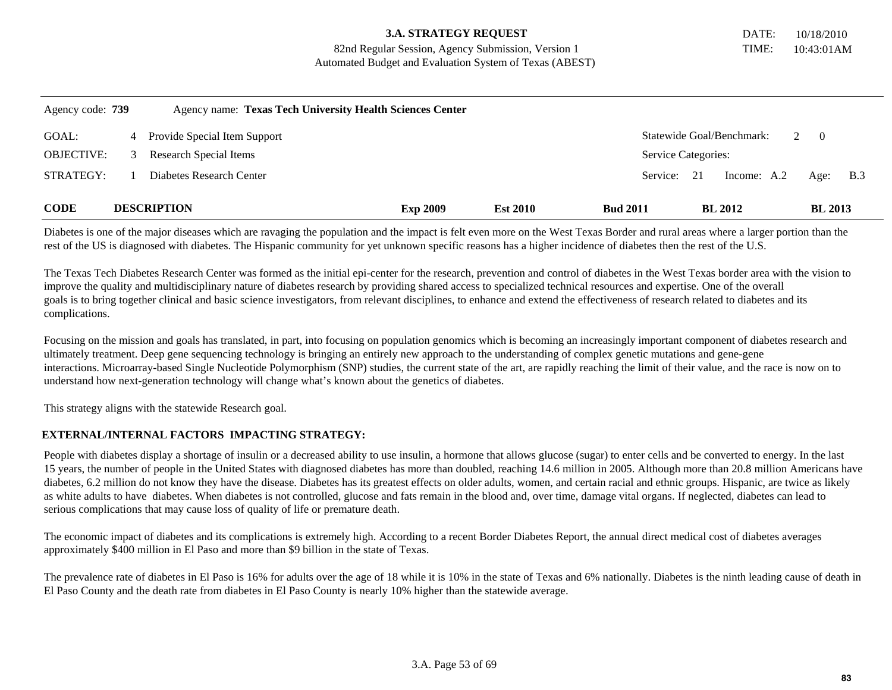**3.A. STRATEGY REQUEST**
82nd Regular Session, Agency Submission, Version 1
Automated Budget and Evaluation System of Texas (ABEST)

DATE: 10/18/2010
TIME: 10:43:01AM

Agency code: **739** Agency name: **Texas Tech University Health Sciences Center**

| | | | |
|---|---|---|---|
| GOAL: | 4 Provide Special Item Support | Statewide Goal/Benchmark: | 2 0 |
| OBJECTIVE: | 3 Research Special Items | Service Categories: | |
| STRATEGY: | 1 Diabetes Research Center | Service: 21 Income: A.2 | Age: B.3 |

| CODE | DESCRIPTION | Exp 2009 | Est 2010 | Bud 2011 | BL 2012 | BL 2013 |
|---|---|---|---|---|---|---|

Diabetes is one of the major diseases which are ravaging the population and the impact is felt even more on the West Texas Border and rural areas where a larger portion than the rest of the US is diagnosed with diabetes. The Hispanic community for yet unknown specific reasons has a higher incidence of diabetes then the rest of the U.S.

The Texas Tech Diabetes Research Center was formed as the initial epi-center for the research, prevention and control of diabetes in the West Texas border area with the vision to improve the quality and multidisciplinary nature of diabetes research by providing shared access to specialized technical resources and expertise. One of the overall goals is to bring together clinical and basic science investigators, from relevant disciplines, to enhance and extend the effectiveness of research related to diabetes and its complications.

Focusing on the mission and goals has translated, in part, into focusing on population genomics which is becoming an increasingly important component of diabetes research and ultimately treatment. Deep gene sequencing technology is bringing an entirely new approach to the understanding of complex genetic mutations and gene-gene interactions. Microarray-based Single Nucleotide Polymorphism (SNP) studies, the current state of the art, are rapidly reaching the limit of their value, and the race is now on to understand how next-generation technology will change what's known about the genetics of diabetes.

This strategy aligns with the statewide Research goal.

**EXTERNAL/INTERNAL FACTORS IMPACTING STRATEGY:**

People with diabetes display a shortage of insulin or a decreased ability to use insulin, a hormone that allows glucose (sugar) to enter cells and be converted to energy. In the last 15 years, the number of people in the United States with diagnosed diabetes has more than doubled, reaching 14.6 million in 2005. Although more than 20.8 million Americans have diabetes, 6.2 million do not know they have the disease. Diabetes has its greatest effects on older adults, women, and certain racial and ethnic groups. Hispanic, are twice as likely as white adults to have diabetes. When diabetes is not controlled, glucose and fats remain in the blood and, over time, damage vital organs. If neglected, diabetes can lead to serious complications that may cause loss of quality of life or premature death.

The economic impact of diabetes and its complications is extremely high. According to a recent Border Diabetes Report, the annual direct medical cost of diabetes averages approximately $400 million in El Paso and more than $9 billion in the state of Texas.

The prevalence rate of diabetes in El Paso is 16% for adults over the age of 18 while it is 10% in the state of Texas and 6% nationally. Diabetes is the ninth leading cause of death in El Paso County and the death rate from diabetes in El Paso County is nearly 10% higher than the statewide average.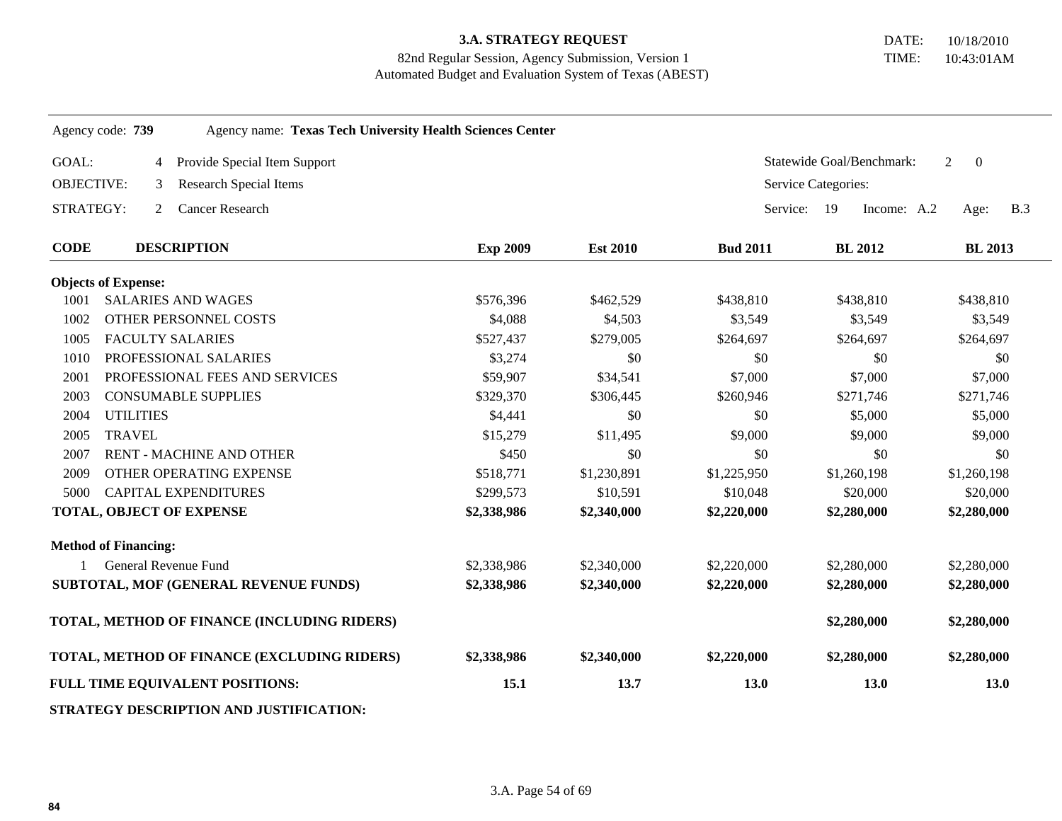**3.A. STRATEGY REQUEST**
82nd Regular Session, Agency Submission, Version 1
Automated Budget and Evaluation System of Texas (ABEST)

DATE: 10/18/2010
TIME: 10:43:01AM

Agency code: **739** Agency name: **Texas Tech University Health Sciences Center**

GOAL: 4 Provide Special Item Support — Statewide Goal/Benchmark: 2 0
OBJECTIVE: 3 Research Special Items — Service Categories:
STRATEGY: 2 Cancer Research — Service: 19 Income: A.2 Age: B.3

| CODE | DESCRIPTION | Exp 2009 | Est 2010 | Bud 2011 | BL 2012 | BL 2013 |
|---|---|---|---|---|---|---|
| **Objects of Expense:** | | | | | | |
| 1001 | SALARIES AND WAGES | $576,396 | $462,529 | $438,810 | $438,810 | $438,810 |
| 1002 | OTHER PERSONNEL COSTS | $4,088 | $4,503 | $3,549 | $3,549 | $3,549 |
| 1005 | FACULTY SALARIES | $527,437 | $279,005 | $264,697 | $264,697 | $264,697 |
| 1010 | PROFESSIONAL SALARIES | $3,274 | $0 | $0 | $0 | $0 |
| 2001 | PROFESSIONAL FEES AND SERVICES | $59,907 | $34,541 | $7,000 | $7,000 | $7,000 |
| 2003 | CONSUMABLE SUPPLIES | $329,370 | $306,445 | $260,946 | $271,746 | $271,746 |
| 2004 | UTILITIES | $4,441 | $0 | $0 | $5,000 | $5,000 |
| 2005 | TRAVEL | $15,279 | $11,495 | $9,000 | $9,000 | $9,000 |
| 2007 | RENT - MACHINE AND OTHER | $450 | $0 | $0 | $0 | $0 |
| 2009 | OTHER OPERATING EXPENSE | $518,771 | $1,230,891 | $1,225,950 | $1,260,198 | $1,260,198 |
| 5000 | CAPITAL EXPENDITURES | $299,573 | $10,591 | $10,048 | $20,000 | $20,000 |
| **TOTAL, OBJECT OF EXPENSE** | | **$2,338,986** | **$2,340,000** | **$2,220,000** | **$2,280,000** | **$2,280,000** |
| **Method of Financing:** | | | | | | |
| 1 | General Revenue Fund | $2,338,986 | $2,340,000 | $2,220,000 | $2,280,000 | $2,280,000 |
| **SUBTOTAL, MOF (GENERAL REVENUE FUNDS)** | | **$2,338,986** | **$2,340,000** | **$2,220,000** | **$2,280,000** | **$2,280,000** |
| **TOTAL, METHOD OF FINANCE (INCLUDING RIDERS)** | | | | | **$2,280,000** | **$2,280,000** |
| **TOTAL, METHOD OF FINANCE (EXCLUDING RIDERS)** | | **$2,338,986** | **$2,340,000** | **$2,220,000** | **$2,280,000** | **$2,280,000** |
| **FULL TIME EQUIVALENT POSITIONS:** | | **15.1** | **13.7** | **13.0** | **13.0** | **13.0** |

**STRATEGY DESCRIPTION AND JUSTIFICATION:**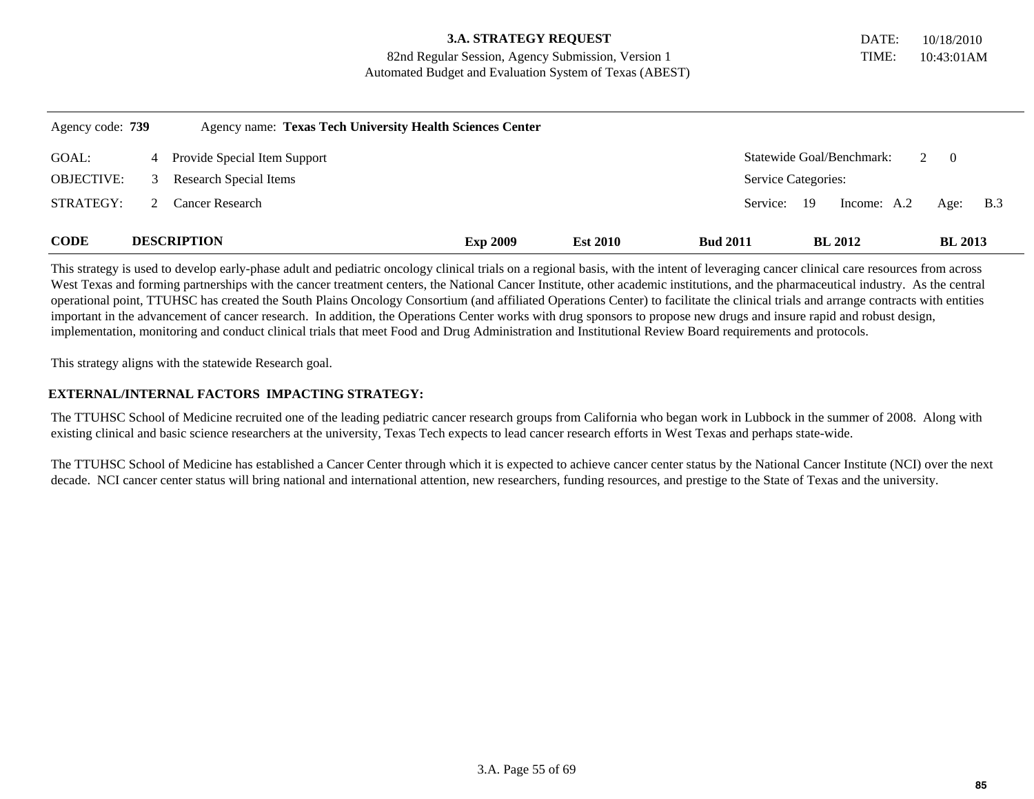**3.A. STRATEGY REQUEST**
82nd Regular Session, Agency Submission, Version 1
Automated Budget and Evaluation System of Texas (ABEST)

DATE: 10/18/2010
TIME: 10:43:01AM

Agency code: **739** Agency name: **Texas Tech University Health Sciences Center**

GOAL: 4 Provide Special Item Support — Statewide Goal/Benchmark: 2 0

OBJECTIVE: 3 Research Special Items — Service Categories:

STRATEGY: 2 Cancer Research — Service: 19 Income: A.2 Age: B.3

| CODE | DESCRIPTION | Exp 2009 | Est 2010 | Bud 2011 | BL 2012 | BL 2013 |
|---|---|---|---|---|---|---|

This strategy is used to develop early-phase adult and pediatric oncology clinical trials on a regional basis, with the intent of leveraging cancer clinical care resources from across West Texas and forming partnerships with the cancer treatment centers, the National Cancer Institute, other academic institutions, and the pharmaceutical industry. As the central operational point, TTUHSC has created the South Plains Oncology Consortium (and affiliated Operations Center) to facilitate the clinical trials and arrange contracts with entities important in the advancement of cancer research. In addition, the Operations Center works with drug sponsors to propose new drugs and insure rapid and robust design, implementation, monitoring and conduct clinical trials that meet Food and Drug Administration and Institutional Review Board requirements and protocols.

This strategy aligns with the statewide Research goal.

**EXTERNAL/INTERNAL FACTORS IMPACTING STRATEGY:**

The TTUHSC School of Medicine recruited one of the leading pediatric cancer research groups from California who began work in Lubbock in the summer of 2008. Along with existing clinical and basic science researchers at the university, Texas Tech expects to lead cancer research efforts in West Texas and perhaps state-wide.

The TTUHSC School of Medicine has established a Cancer Center through which it is expected to achieve cancer center status by the National Cancer Institute (NCI) over the next decade. NCI cancer center status will bring national and international attention, new researchers, funding resources, and prestige to the State of Texas and the university.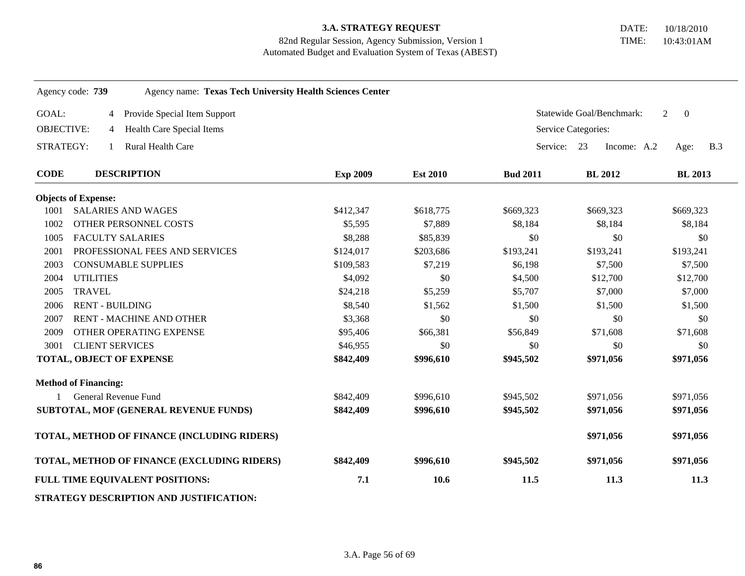**3.A. STRATEGY REQUEST**
82nd Regular Session, Agency Submission, Version 1
Automated Budget and Evaluation System of Texas (ABEST)

DATE: 10/18/2010
TIME: 10:43:01AM

Agency code: **739** Agency name: **Texas Tech University Health Sciences Center**

GOAL: 4 Provide Special Item Support — Statewide Goal/Benchmark: 2 0

OBJECTIVE: 4 Health Care Special Items — Service Categories:

STRATEGY: 1 Rural Health Care — Service: 23 Income: A.2 Age: B.3

| CODE | DESCRIPTION | Exp 2009 | Est 2010 | Bud 2011 | BL 2012 | BL 2013 |
|---|---|---|---|---|---|---|
| **Objects of Expense:** | | | | | | |
| 1001 | SALARIES AND WAGES | $412,347 | $618,775 | $669,323 | $669,323 | $669,323 |
| 1002 | OTHER PERSONNEL COSTS | $5,595 | $7,889 | $8,184 | $8,184 | $8,184 |
| 1005 | FACULTY SALARIES | $8,288 | $85,839 | $0 | $0 | $0 |
| 2001 | PROFESSIONAL FEES AND SERVICES | $124,017 | $203,686 | $193,241 | $193,241 | $193,241 |
| 2003 | CONSUMABLE SUPPLIES | $109,583 | $7,219 | $6,198 | $7,500 | $7,500 |
| 2004 | UTILITIES | $4,092 | $0 | $4,500 | $12,700 | $12,700 |
| 2005 | TRAVEL | $24,218 | $5,259 | $5,707 | $7,000 | $7,000 |
| 2006 | RENT - BUILDING | $8,540 | $1,562 | $1,500 | $1,500 | $1,500 |
| 2007 | RENT - MACHINE AND OTHER | $3,368 | $0 | $0 | $0 | $0 |
| 2009 | OTHER OPERATING EXPENSE | $95,406 | $66,381 | $56,849 | $71,608 | $71,608 |
| 3001 | CLIENT SERVICES | $46,955 | $0 | $0 | $0 | $0 |
| **TOTAL, OBJECT OF EXPENSE** | | **$842,409** | **$996,610** | **$945,502** | **$971,056** | **$971,056** |
| **Method of Financing:** | | | | | | |
| 1 | General Revenue Fund | $842,409 | $996,610 | $945,502 | $971,056 | $971,056 |
| **SUBTOTAL, MOF (GENERAL REVENUE FUNDS)** | | **$842,409** | **$996,610** | **$945,502** | **$971,056** | **$971,056** |
| **TOTAL, METHOD OF FINANCE (INCLUDING RIDERS)** | | | | | **$971,056** | **$971,056** |
| **TOTAL, METHOD OF FINANCE (EXCLUDING RIDERS)** | | **$842,409** | **$996,610** | **$945,502** | **$971,056** | **$971,056** |
| **FULL TIME EQUIVALENT POSITIONS:** | | **7.1** | **10.6** | **11.5** | **11.3** | **11.3** |

**STRATEGY DESCRIPTION AND JUSTIFICATION:**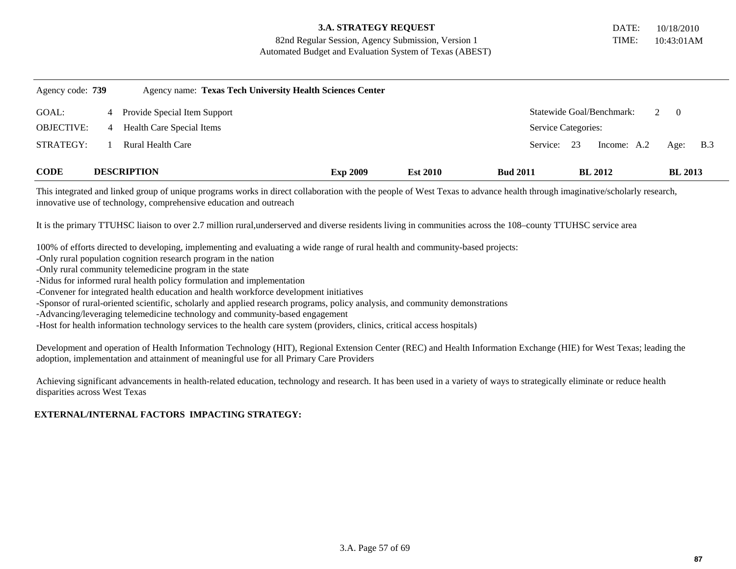# 3.A. STRATEGY REQUEST

82nd Regular Session, Agency Submission, Version 1
Automated Budget and Evaluation System of Texas (ABEST)

DATE: 10/18/2010
TIME: 10:43:01AM

Agency code: **739** Agency name: **Texas Tech University Health Sciences Center**

GOAL: 4 Provide Special Item Support — Statewide Goal/Benchmark: 2 0

OBJECTIVE: 4 Health Care Special Items — Service Categories:

STRATEGY: 1 Rural Health Care — Service: 23 Income: A.2 Age: B.3

| CODE | DESCRIPTION | Exp 2009 | Est 2010 | Bud 2011 | BL 2012 | BL 2013 |
|---|---|---|---|---|---|---|

This integrated and linked group of unique programs works in direct collaboration with the people of West Texas to advance health through imaginative/scholarly research, innovative use of technology, comprehensive education and outreach

It is the primary TTUHSC liaison to over 2.7 million rural,underserved and diverse residents living in communities across the 108–county TTUHSC service area

100% of efforts directed to developing, implementing and evaluating a wide range of rural health and community-based projects:
-Only rural population cognition research program in the nation
-Only rural community telemedicine program in the state
-Nidus for informed rural health policy formulation and implementation
-Convener for integrated health education and health workforce development initiatives
-Sponsor of rural-oriented scientific, scholarly and applied research programs, policy analysis, and community demonstrations
-Advancing/leveraging telemedicine technology and community-based engagement
-Host for health information technology services to the health care system (providers, clinics, critical access hospitals)

Development and operation of Health Information Technology (HIT), Regional Extension Center (REC) and Health Information Exchange (HIE) for West Texas; leading the adoption, implementation and attainment of meaningful use for all Primary Care Providers

Achieving significant advancements in health-related education, technology and research. It has been used in a variety of ways to strategically eliminate or reduce health disparities across West Texas

**EXTERNAL/INTERNAL FACTORS IMPACTING STRATEGY:**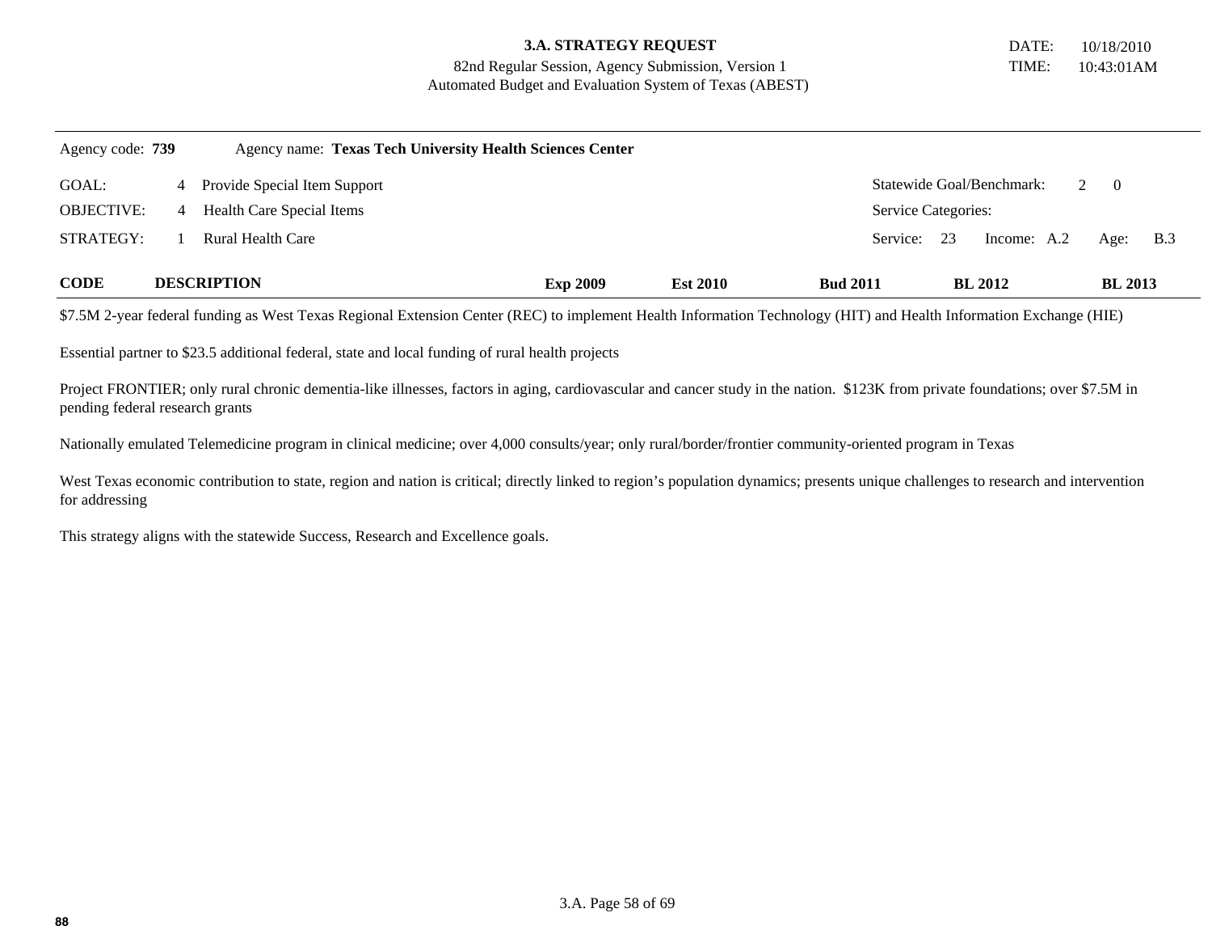**3.A. STRATEGY REQUEST**
82nd Regular Session, Agency Submission, Version 1
Automated Budget and Evaluation System of Texas (ABEST)

DATE: 10/18/2010
TIME: 10:43:01AM

Agency code: **739** Agency name: **Texas Tech University Health Sciences Center**

| | | | |
|---|---|---|---|
| GOAL: | 4 Provide Special Item Support | Statewide Goal/Benchmark: | 2 0 |
| OBJECTIVE: | 4 Health Care Special Items | Service Categories: | |
| STRATEGY: | 1 Rural Health Care | Service: 23 Income: A.2 | Age: B.3 |

| CODE | DESCRIPTION | Exp 2009 | Est 2010 | Bud 2011 | BL 2012 | BL 2013 |
|---|---|---|---|---|---|---|

$7.5M 2-year federal funding as West Texas Regional Extension Center (REC) to implement Health Information Technology (HIT) and Health Information Exchange (HIE)

Essential partner to $23.5 additional federal, state and local funding of rural health projects

Project FRONTIER; only rural chronic dementia-like illnesses, factors in aging, cardiovascular and cancer study in the nation. $123K from private foundations; over $7.5M in pending federal research grants

Nationally emulated Telemedicine program in clinical medicine; over 4,000 consults/year; only rural/border/frontier community-oriented program in Texas

West Texas economic contribution to state, region and nation is critical; directly linked to region's population dynamics; presents unique challenges to research and intervention for addressing

This strategy aligns with the statewide Success, Research and Excellence goals.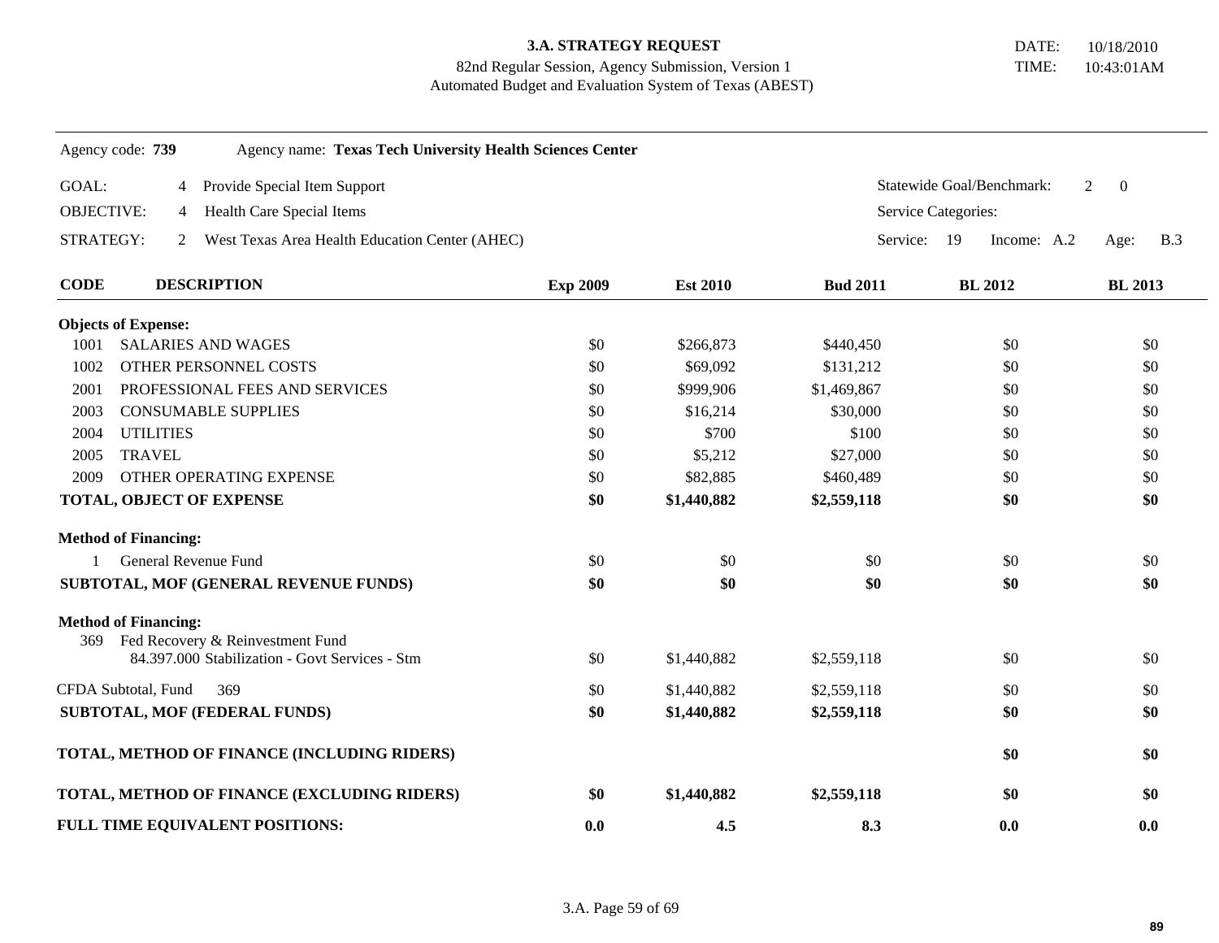**3.A. STRATEGY REQUEST**
82nd Regular Session, Agency Submission, Version 1
Automated Budget and Evaluation System of Texas (ABEST)

DATE: 10/18/2010
TIME: 10:43:01AM

Agency code: **739** Agency name: **Texas Tech University Health Sciences Center**

GOAL: 4 Provide Special Item Support — Statewide Goal/Benchmark: 2 0

OBJECTIVE: 4 Health Care Special Items — Service Categories:

STRATEGY: 2 West Texas Area Health Education Center (AHEC) — Service: 19 Income: A.2 Age: B.3

| CODE | DESCRIPTION | Exp 2009 | Est 2010 | Bud 2011 | BL 2012 | BL 2013 |
|---|---|---|---|---|---|---|
| **Objects of Expense:** | | | | | | |
| 1001 | SALARIES AND WAGES | $0 | $266,873 | $440,450 | $0 | $0 |
| 1002 | OTHER PERSONNEL COSTS | $0 | $69,092 | $131,212 | $0 | $0 |
| 2001 | PROFESSIONAL FEES AND SERVICES | $0 | $999,906 | $1,469,867 | $0 | $0 |
| 2003 | CONSUMABLE SUPPLIES | $0 | $16,214 | $30,000 | $0 | $0 |
| 2004 | UTILITIES | $0 | $700 | $100 | $0 | $0 |
| 2005 | TRAVEL | $0 | $5,212 | $27,000 | $0 | $0 |
| 2009 | OTHER OPERATING EXPENSE | $0 | $82,885 | $460,489 | $0 | $0 |
| **TOTAL, OBJECT OF EXPENSE** | | **$0** | **$1,440,882** | **$2,559,118** | **$0** | **$0** |
| **Method of Financing:** | | | | | | |
| 1 | General Revenue Fund | $0 | $0 | $0 | $0 | $0 |
| **SUBTOTAL, MOF (GENERAL REVENUE FUNDS)** | | **$0** | **$0** | **$0** | **$0** | **$0** |
| **Method of Financing:** | | | | | | |
| 369 | Fed Recovery & Reinvestment Fund<br>84.397.000 Stabilization - Govt Services - Stm | $0 | $1,440,882 | $2,559,118 | $0 | $0 |
| CFDA Subtotal, Fund 369 | | $0 | $1,440,882 | $2,559,118 | $0 | $0 |
| **SUBTOTAL, MOF (FEDERAL FUNDS)** | | **$0** | **$1,440,882** | **$2,559,118** | **$0** | **$0** |
| **TOTAL, METHOD OF FINANCE (INCLUDING RIDERS)** | | | | | **$0** | **$0** |
| **TOTAL, METHOD OF FINANCE (EXCLUDING RIDERS)** | | **$0** | **$1,440,882** | **$2,559,118** | **$0** | **$0** |
| **FULL TIME EQUIVALENT POSITIONS:** | | **0.0** | **4.5** | **8.3** | **0.0** | **0.0** |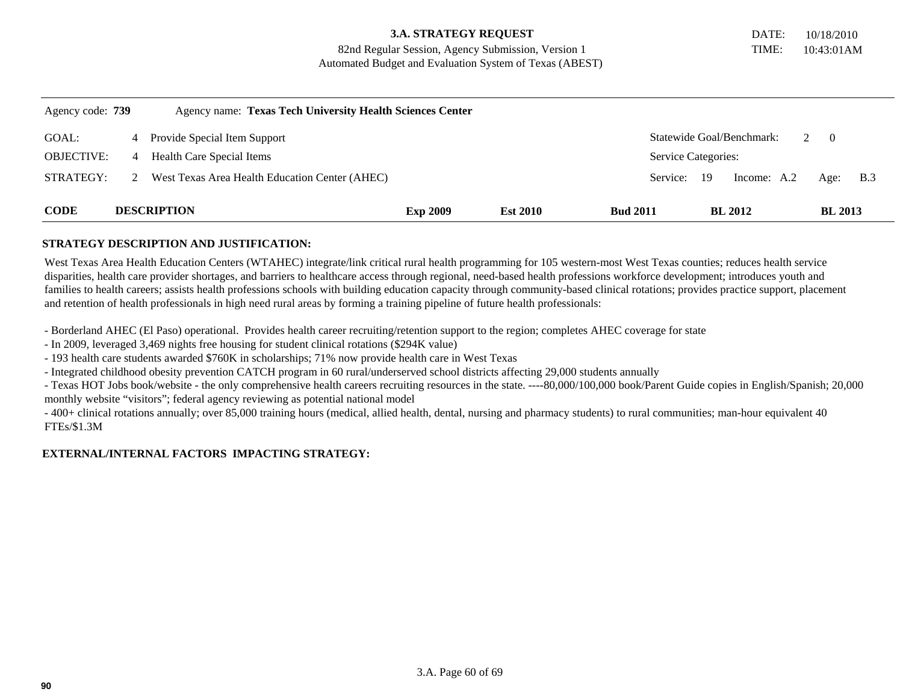**3.A. STRATEGY REQUEST**
82nd Regular Session, Agency Submission, Version 1
Automated Budget and Evaluation System of Texas (ABEST)

DATE: 10/18/2010
TIME: 10:43:01AM

Agency code: **739** Agency name: **Texas Tech University Health Sciences Center**

| | | | |
|---|---|---|---|
| GOAL: | 4 Provide Special Item Support | Statewide Goal/Benchmark: | 2 0 |
| OBJECTIVE: | 4 Health Care Special Items | Service Categories: | |
| STRATEGY: | 2 West Texas Area Health Education Center (AHEC) | Service: 19 Income: A.2 | Age: B.3 |

| CODE | DESCRIPTION | Exp 2009 | Est 2010 | Bud 2011 | BL 2012 | BL 2013 |
|---|---|---|---|---|---|---|

**STRATEGY DESCRIPTION AND JUSTIFICATION:**

West Texas Area Health Education Centers (WTAHEC) integrate/link critical rural health programming for 105 western-most West Texas counties; reduces health service disparities, health care provider shortages, and barriers to healthcare access through regional, need-based health professions workforce development; introduces youth and families to health careers; assists health professions schools with building education capacity through community-based clinical rotations; provides practice support, placement and retention of health professionals in high need rural areas by forming a training pipeline of future health professionals:

- Borderland AHEC (El Paso) operational. Provides health career recruiting/retention support to the region; completes AHEC coverage for state
- In 2009, leveraged 3,469 nights free housing for student clinical rotations ($294K value)
- 193 health care students awarded $760K in scholarships; 71% now provide health care in West Texas
- Integrated childhood obesity prevention CATCH program in 60 rural/underserved school districts affecting 29,000 students annually
- Texas HOT Jobs book/website - the only comprehensive health careers recruiting resources in the state. ----80,000/100,000 book/Parent Guide copies in English/Spanish; 20,000 monthly website "visitors"; federal agency reviewing as potential national model
- 400+ clinical rotations annually; over 85,000 training hours (medical, allied health, dental, nursing and pharmacy students) to rural communities; man-hour equivalent 40 FTEs/$1.3M

**EXTERNAL/INTERNAL FACTORS IMPACTING STRATEGY:**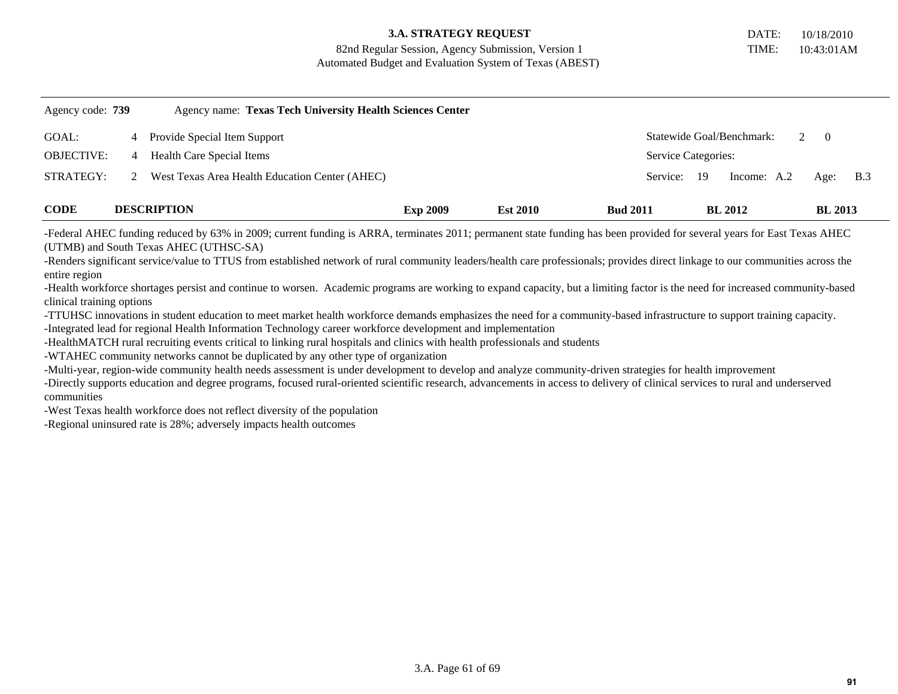**3.A. STRATEGY REQUEST**

82nd Regular Session, Agency Submission, Version 1

Automated Budget and Evaluation System of Texas (ABEST)

DATE: 10/18/2010
TIME: 10:43:01AM

Agency code: **739** Agency name: **Texas Tech University Health Sciences Center**

| | | | |
|---|---|---|---|
| GOAL: | 4 Provide Special Item Support | Statewide Goal/Benchmark: | 2 0 |
| OBJECTIVE: | 4 Health Care Special Items | Service Categories: | |
| STRATEGY: | 2 West Texas Area Health Education Center (AHEC) | Service: 19 | Income: A.2 Age: B.3 |

| CODE | DESCRIPTION | Exp 2009 | Est 2010 | Bud 2011 | BL 2012 | BL 2013 |
|---|---|---|---|---|---|---|

-Federal AHEC funding reduced by 63% in 2009; current funding is ARRA, terminates 2011; permanent state funding has been provided for several years for East Texas AHEC (UTMB) and South Texas AHEC (UTHSC-SA)

-Renders significant service/value to TTUS from established network of rural community leaders/health care professionals; provides direct linkage to our communities across the entire region

-Health workforce shortages persist and continue to worsen. Academic programs are working to expand capacity, but a limiting factor is the need for increased community-based clinical training options

-TTUHSC innovations in student education to meet market health workforce demands emphasizes the need for a community-based infrastructure to support training capacity.

-Integrated lead for regional Health Information Technology career workforce development and implementation

-HealthMATCH rural recruiting events critical to linking rural hospitals and clinics with health professionals and students

-WTAHEC community networks cannot be duplicated by any other type of organization

-Multi-year, region-wide community health needs assessment is under development to develop and analyze community-driven strategies for health improvement

-Directly supports education and degree programs, focused rural-oriented scientific research, advancements in access to delivery of clinical services to rural and underserved communities

-West Texas health workforce does not reflect diversity of the population

-Regional uninsured rate is 28%; adversely impacts health outcomes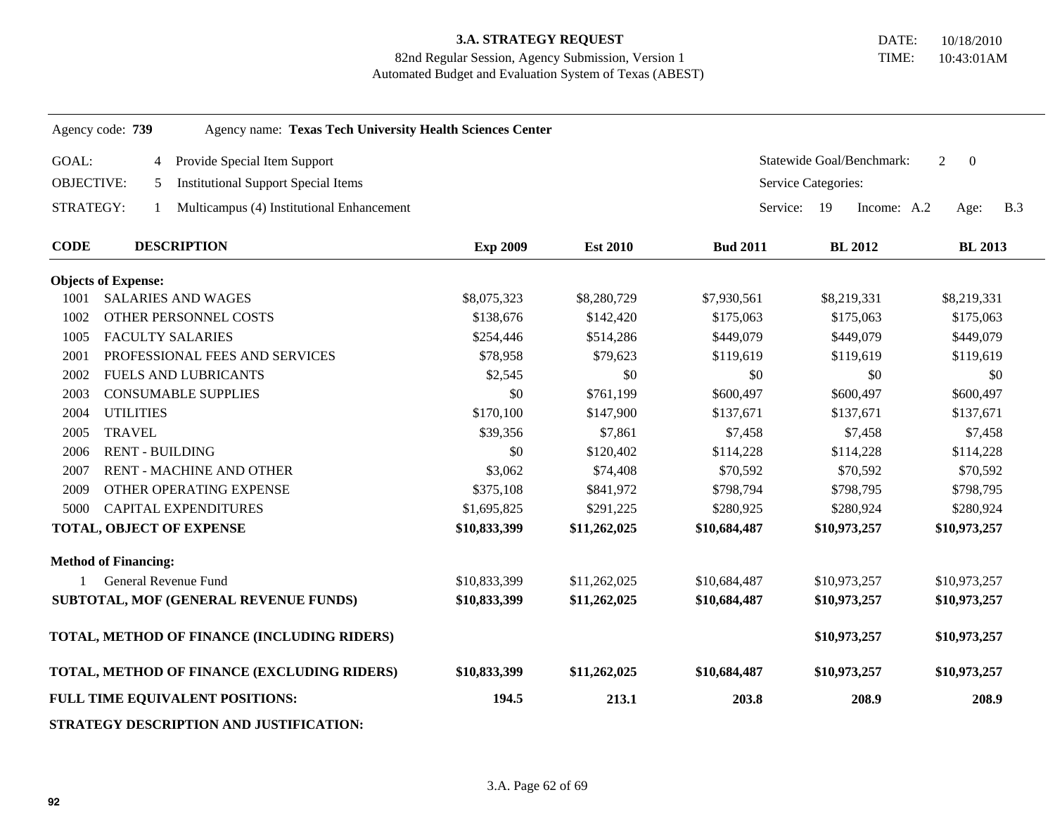**3.A. STRATEGY REQUEST**
82nd Regular Session, Agency Submission, Version 1
Automated Budget and Evaluation System of Texas (ABEST)

DATE: 10/18/2010
TIME: 10:43:01AM

Agency code: **739** Agency name: **Texas Tech University Health Sciences Center**

GOAL: 4 Provide Special Item Support — Statewide Goal/Benchmark: 2 0

OBJECTIVE: 5 Institutional Support Special Items — Service Categories:

STRATEGY: 1 Multicampus (4) Institutional Enhancement — Service: 19 Income: A.2 Age: B.3

| CODE | DESCRIPTION | Exp 2009 | Est 2010 | Bud 2011 | BL 2012 | BL 2013 |
|---|---|---|---|---|---|---|
| **Objects of Expense:** | | | | | | |
| 1001 | SALARIES AND WAGES | $8,075,323 | $8,280,729 | $7,930,561 | $8,219,331 | $8,219,331 |
| 1002 | OTHER PERSONNEL COSTS | $138,676 | $142,420 | $175,063 | $175,063 | $175,063 |
| 1005 | FACULTY SALARIES | $254,446 | $514,286 | $449,079 | $449,079 | $449,079 |
| 2001 | PROFESSIONAL FEES AND SERVICES | $78,958 | $79,623 | $119,619 | $119,619 | $119,619 |
| 2002 | FUELS AND LUBRICANTS | $2,545 | $0 | $0 | $0 | $0 |
| 2003 | CONSUMABLE SUPPLIES | $0 | $761,199 | $600,497 | $600,497 | $600,497 |
| 2004 | UTILITIES | $170,100 | $147,900 | $137,671 | $137,671 | $137,671 |
| 2005 | TRAVEL | $39,356 | $7,861 | $7,458 | $7,458 | $7,458 |
| 2006 | RENT - BUILDING | $0 | $120,402 | $114,228 | $114,228 | $114,228 |
| 2007 | RENT - MACHINE AND OTHER | $3,062 | $74,408 | $70,592 | $70,592 | $70,592 |
| 2009 | OTHER OPERATING EXPENSE | $375,108 | $841,972 | $798,794 | $798,795 | $798,795 |
| 5000 | CAPITAL EXPENDITURES | $1,695,825 | $291,225 | $280,925 | $280,924 | $280,924 |
| **TOTAL, OBJECT OF EXPENSE** | | **$10,833,399** | **$11,262,025** | **$10,684,487** | **$10,973,257** | **$10,973,257** |
| **Method of Financing:** | | | | | | |
| 1 | General Revenue Fund | $10,833,399 | $11,262,025 | $10,684,487 | $10,973,257 | $10,973,257 |
| **SUBTOTAL, MOF (GENERAL REVENUE FUNDS)** | | **$10,833,399** | **$11,262,025** | **$10,684,487** | **$10,973,257** | **$10,973,257** |
| **TOTAL, METHOD OF FINANCE (INCLUDING RIDERS)** | | | | | **$10,973,257** | **$10,973,257** |
| **TOTAL, METHOD OF FINANCE (EXCLUDING RIDERS)** | | **$10,833,399** | **$11,262,025** | **$10,684,487** | **$10,973,257** | **$10,973,257** |
| **FULL TIME EQUIVALENT POSITIONS:** | | **194.5** | **213.1** | **203.8** | **208.9** | **208.9** |

**STRATEGY DESCRIPTION AND JUSTIFICATION:**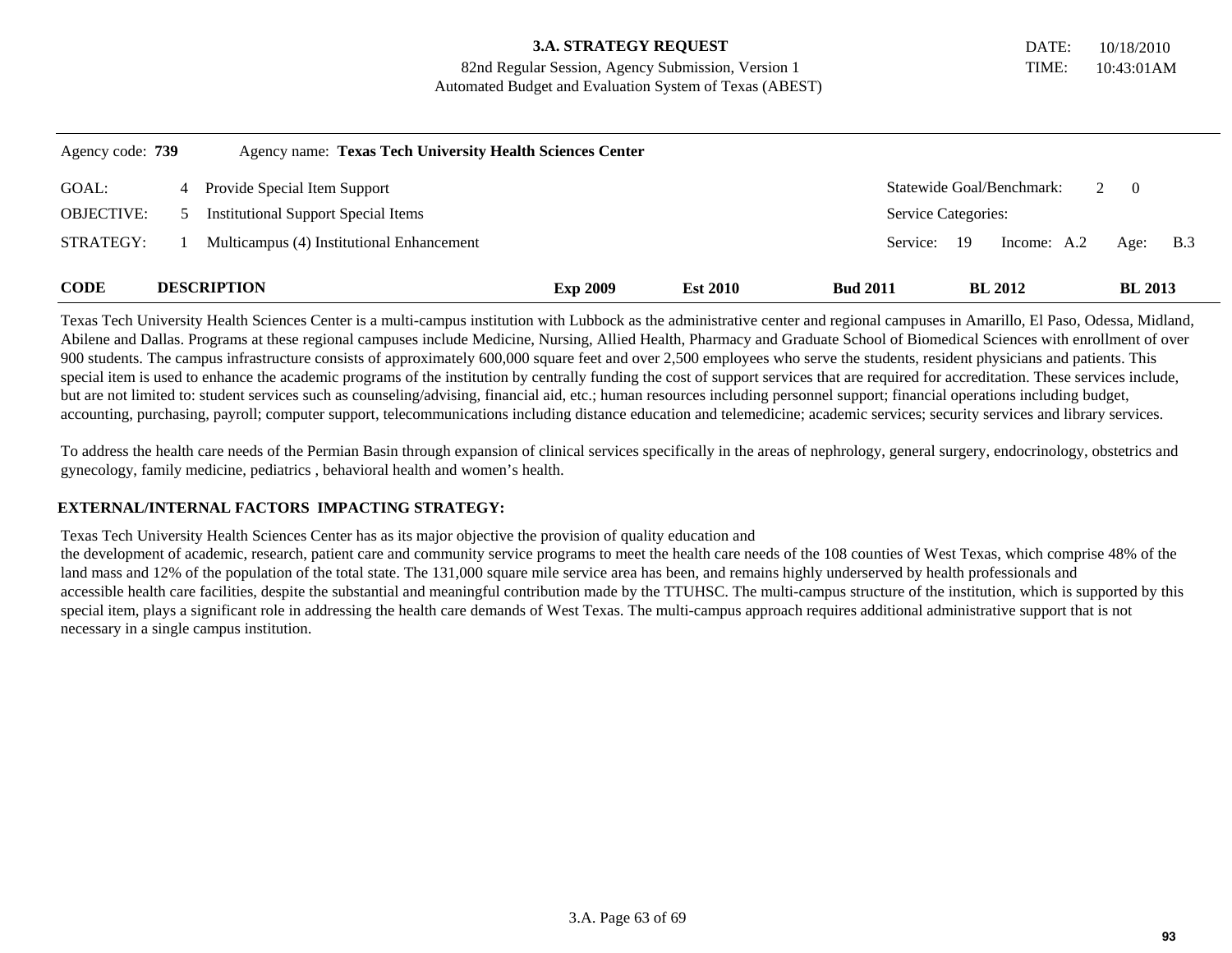**3.A. STRATEGY REQUEST**
82nd Regular Session, Agency Submission, Version 1
Automated Budget and Evaluation System of Texas (ABEST)

DATE: 10/18/2010
TIME: 10:43:01AM

Agency code: **739** Agency name: **Texas Tech University Health Sciences Center**

| | | | |
|---|---|---|---|
| GOAL: | 4 Provide Special Item Support | Statewide Goal/Benchmark: | 2 0 |
| OBJECTIVE: | 5 Institutional Support Special Items | Service Categories: | |
| STRATEGY: | 1 Multicampus (4) Institutional Enhancement | Service: 19 | Income: A.2 Age: B.3 |

| CODE | DESCRIPTION | Exp 2009 | Est 2010 | Bud 2011 | BL 2012 | BL 2013 |
|---|---|---|---|---|---|---|

Texas Tech University Health Sciences Center is a multi-campus institution with Lubbock as the administrative center and regional campuses in Amarillo, El Paso, Odessa, Midland, Abilene and Dallas. Programs at these regional campuses include Medicine, Nursing, Allied Health, Pharmacy and Graduate School of Biomedical Sciences with enrollment of over 900 students. The campus infrastructure consists of approximately 600,000 square feet and over 2,500 employees who serve the students, resident physicians and patients. This special item is used to enhance the academic programs of the institution by centrally funding the cost of support services that are required for accreditation. These services include, but are not limited to: student services such as counseling/advising, financial aid, etc.; human resources including personnel support; financial operations including budget, accounting, purchasing, payroll; computer support, telecommunications including distance education and telemedicine; academic services; security services and library services.

To address the health care needs of the Permian Basin through expansion of clinical services specifically in the areas of nephrology, general surgery, endocrinology, obstetrics and gynecology, family medicine, pediatrics , behavioral health and women's health.

**EXTERNAL/INTERNAL FACTORS IMPACTING STRATEGY:**

Texas Tech University Health Sciences Center has as its major objective the provision of quality education and the development of academic, research, patient care and community service programs to meet the health care needs of the 108 counties of West Texas, which comprise 48% of the land mass and 12% of the population of the total state. The 131,000 square mile service area has been, and remains highly underserved by health professionals and accessible health care facilities, despite the substantial and meaningful contribution made by the TTUHSC. The multi-campus structure of the institution, which is supported by this special item, plays a significant role in addressing the health care demands of West Texas. The multi-campus approach requires additional administrative support that is not necessary in a single campus institution.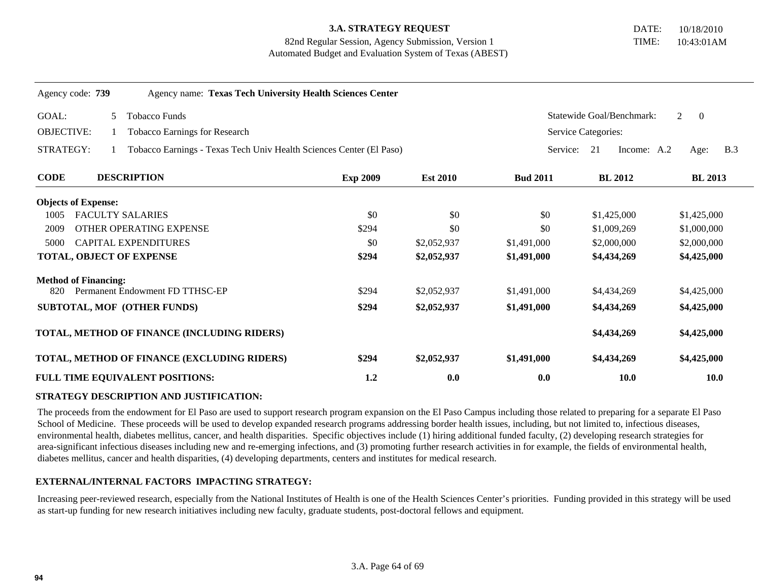**3.A. STRATEGY REQUEST**

82nd Regular Session, Agency Submission, Version 1

Automated Budget and Evaluation System of Texas (ABEST)

DATE: 10/18/2010
TIME: 10:43:01AM

Agency code: **739** Agency name: **Texas Tech University Health Sciences Center**

GOAL: 5 Tobacco Funds — Statewide Goal/Benchmark: 2 0

OBJECTIVE: 1 Tobacco Earnings for Research — Service Categories:

STRATEGY: 1 Tobacco Earnings - Texas Tech Univ Health Sciences Center (El Paso) — Service: 21 Income: A.2 Age: B.3

| CODE | DESCRIPTION | Exp 2009 | Est 2010 | Bud 2011 | BL 2012 | BL 2013 |
|---|---|---|---|---|---|---|
| **Objects of Expense:** | | | | | | |
| 1005 | FACULTY SALARIES | $0 | $0 | $0 | $1,425,000 | $1,425,000 |
| 2009 | OTHER OPERATING EXPENSE | $294 | $0 | $0 | $1,009,269 | $1,000,000 |
| 5000 | CAPITAL EXPENDITURES | $0 | $2,052,937 | $1,491,000 | $2,000,000 | $2,000,000 |
| | **TOTAL, OBJECT OF EXPENSE** | **$294** | **$2,052,937** | **$1,491,000** | **$4,434,269** | **$4,425,000** |
| **Method of Financing:** | | | | | | |
| 820 | Permanent Endowment FD TTHSC-EP | $294 | $2,052,937 | $1,491,000 | $4,434,269 | $4,425,000 |
| | **SUBTOTAL, MOF (OTHER FUNDS)** | **$294** | **$2,052,937** | **$1,491,000** | **$4,434,269** | **$4,425,000** |
| | **TOTAL, METHOD OF FINANCE (INCLUDING RIDERS)** | | | | **$4,434,269** | **$4,425,000** |
| | **TOTAL, METHOD OF FINANCE (EXCLUDING RIDERS)** | **$294** | **$2,052,937** | **$1,491,000** | **$4,434,269** | **$4,425,000** |
| | **FULL TIME EQUIVALENT POSITIONS:** | **1.2** | **0.0** | **0.0** | **10.0** | **10.0** |

**STRATEGY DESCRIPTION AND JUSTIFICATION:**

The proceeds from the endowment for El Paso are used to support research program expansion on the El Paso Campus including those related to preparing for a separate El Paso School of Medicine. These proceeds will be used to develop expanded research programs addressing border health issues, including, but not limited to, infectious diseases, environmental health, diabetes mellitus, cancer, and health disparities. Specific objectives include (1) hiring additional funded faculty, (2) developing research strategies for area-significant infectious diseases including new and re-emerging infections, and (3) promoting further research activities in for example, the fields of environmental health, diabetes mellitus, cancer and health disparities, (4) developing departments, centers and institutes for medical research.

**EXTERNAL/INTERNAL FACTORS IMPACTING STRATEGY:**

Increasing peer-reviewed research, especially from the National Institutes of Health is one of the Health Sciences Center's priorities. Funding provided in this strategy will be used as start-up funding for new research initiatives including new faculty, graduate students, post-doctoral fellows and equipment.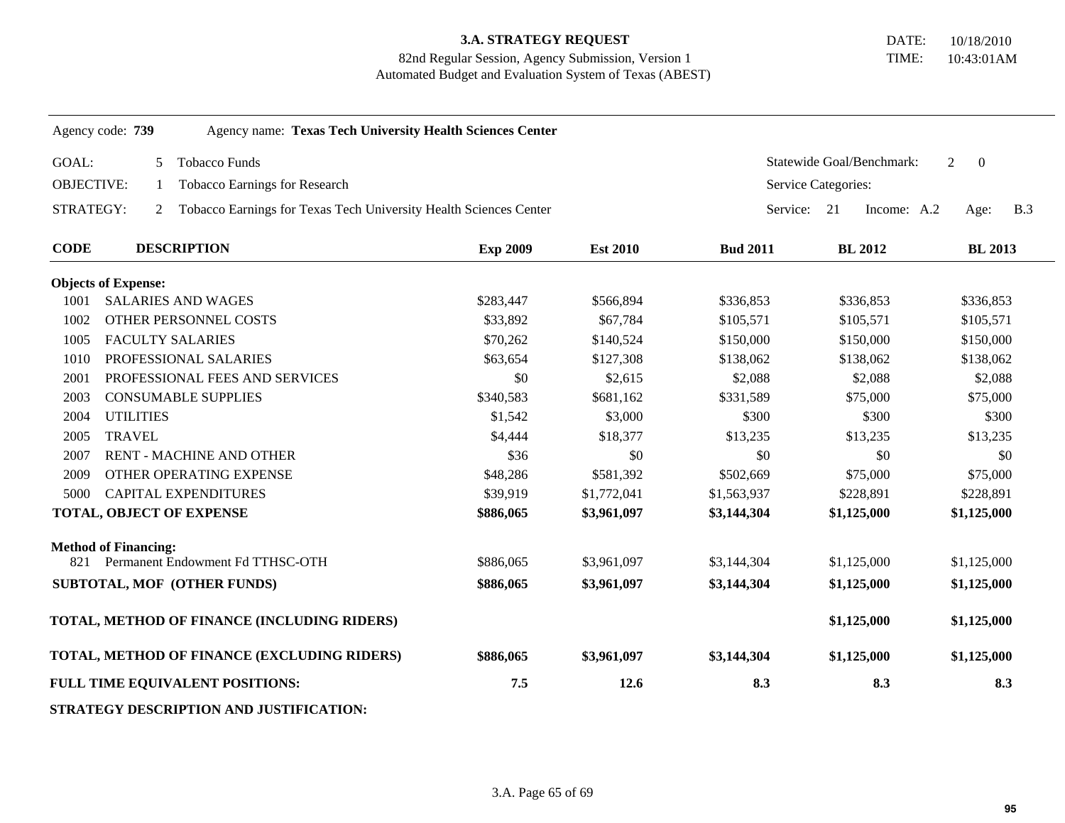**3.A. STRATEGY REQUEST**
82nd Regular Session, Agency Submission, Version 1
Automated Budget and Evaluation System of Texas (ABEST)

DATE: 10/18/2010
TIME: 10:43:01AM

Agency code: **739** Agency name: **Texas Tech University Health Sciences Center**

GOAL: 5 Tobacco Funds — Statewide Goal/Benchmark: 2 0

OBJECTIVE: 1 Tobacco Earnings for Research — Service Categories:

STRATEGY: 2 Tobacco Earnings for Texas Tech University Health Sciences Center — Service: 21 Income: A.2 Age: B.3

| CODE | DESCRIPTION | Exp 2009 | Est 2010 | Bud 2011 | BL 2012 | BL 2013 |
|---|---|---|---|---|---|---|
| **Objects of Expense:** | | | | | | |
| 1001 | SALARIES AND WAGES | $283,447 | $566,894 | $336,853 | $336,853 | $336,853 |
| 1002 | OTHER PERSONNEL COSTS | $33,892 | $67,784 | $105,571 | $105,571 | $105,571 |
| 1005 | FACULTY SALARIES | $70,262 | $140,524 | $150,000 | $150,000 | $150,000 |
| 1010 | PROFESSIONAL SALARIES | $63,654 | $127,308 | $138,062 | $138,062 | $138,062 |
| 2001 | PROFESSIONAL FEES AND SERVICES | $0 | $2,615 | $2,088 | $2,088 | $2,088 |
| 2003 | CONSUMABLE SUPPLIES | $340,583 | $681,162 | $331,589 | $75,000 | $75,000 |
| 2004 | UTILITIES | $1,542 | $3,000 | $300 | $300 | $300 |
| 2005 | TRAVEL | $4,444 | $18,377 | $13,235 | $13,235 | $13,235 |
| 2007 | RENT - MACHINE AND OTHER | $36 | $0 | $0 | $0 | $0 |
| 2009 | OTHER OPERATING EXPENSE | $48,286 | $581,392 | $502,669 | $75,000 | $75,000 |
| 5000 | CAPITAL EXPENDITURES | $39,919 | $1,772,041 | $1,563,937 | $228,891 | $228,891 |
| **TOTAL, OBJECT OF EXPENSE** | | **$886,065** | **$3,961,097** | **$3,144,304** | **$1,125,000** | **$1,125,000** |
| **Method of Financing:** | | | | | | |
| 821 | Permanent Endowment Fd TTHSC-OTH | $886,065 | $3,961,097 | $3,144,304 | $1,125,000 | $1,125,000 |
| **SUBTOTAL, MOF (OTHER FUNDS)** | | **$886,065** | **$3,961,097** | **$3,144,304** | **$1,125,000** | **$1,125,000** |
| **TOTAL, METHOD OF FINANCE (INCLUDING RIDERS)** | | | | | **$1,125,000** | **$1,125,000** |
| **TOTAL, METHOD OF FINANCE (EXCLUDING RIDERS)** | | **$886,065** | **$3,961,097** | **$3,144,304** | **$1,125,000** | **$1,125,000** |
| **FULL TIME EQUIVALENT POSITIONS:** | | **7.5** | **12.6** | **8.3** | **8.3** | **8.3** |

**STRATEGY DESCRIPTION AND JUSTIFICATION:**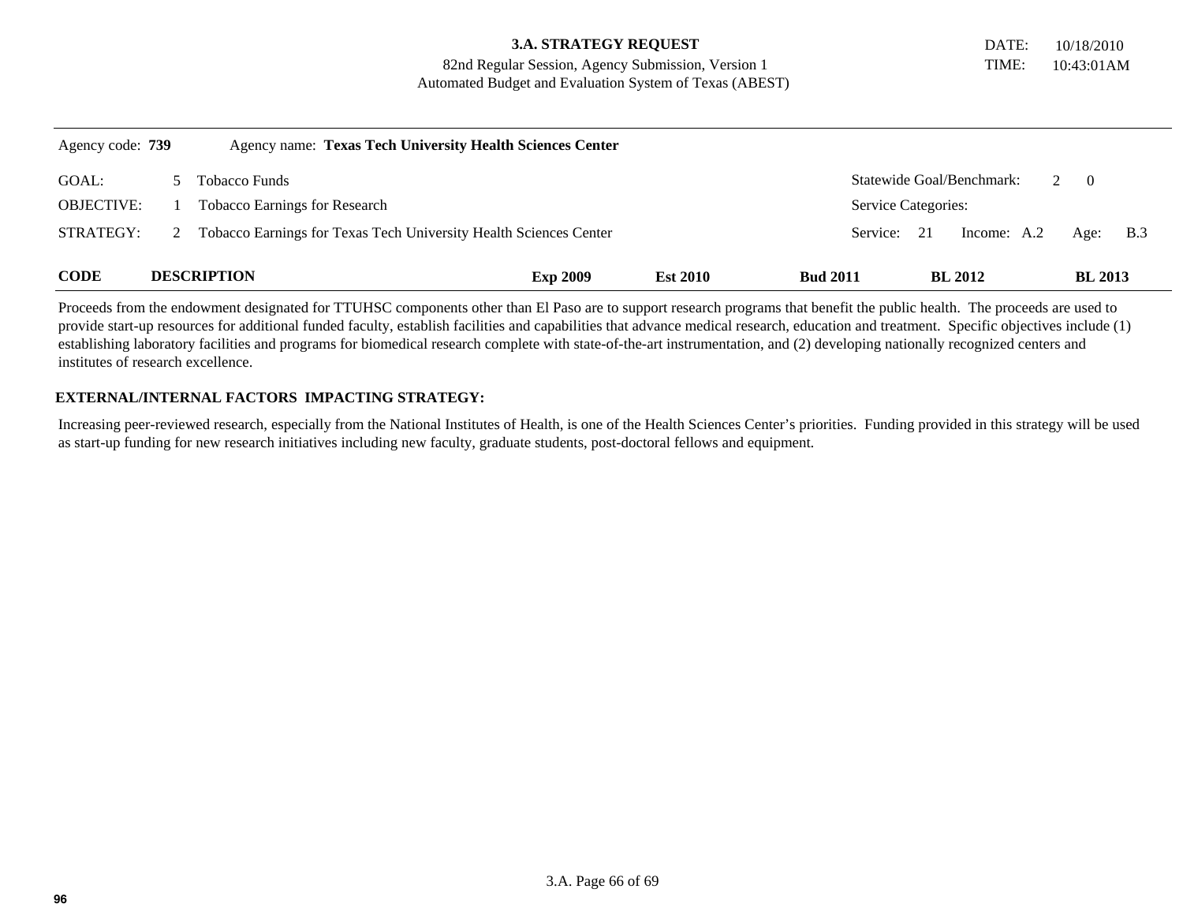**3.A. STRATEGY REQUEST**
82nd Regular Session, Agency Submission, Version 1
Automated Budget and Evaluation System of Texas (ABEST)

DATE: 10/18/2010
TIME: 10:43:01AM

Agency code: **739** Agency name: **Texas Tech University Health Sciences Center**

| | | | | |
|---|---|---|---|---|
| GOAL: | 5 | Tobacco Funds | Statewide Goal/Benchmark: | 2 0 |
| OBJECTIVE: | 1 | Tobacco Earnings for Research | Service Categories: | |
| STRATEGY: | 2 | Tobacco Earnings for Texas Tech University Health Sciences Center | Service: 21 Income: A.2 | Age: B.3 |

| CODE | DESCRIPTION | Exp 2009 | Est 2010 | Bud 2011 | BL 2012 | BL 2013 |
|---|---|---|---|---|---|---|

Proceeds from the endowment designated for TTUHSC components other than El Paso are to support research programs that benefit the public health. The proceeds are used to provide start-up resources for additional funded faculty, establish facilities and capabilities that advance medical research, education and treatment. Specific objectives include (1) establishing laboratory facilities and programs for biomedical research complete with state-of-the-art instrumentation, and (2) developing nationally recognized centers and institutes of research excellence.

**EXTERNAL/INTERNAL FACTORS IMPACTING STRATEGY:**

Increasing peer-reviewed research, especially from the National Institutes of Health, is one of the Health Sciences Center's priorities. Funding provided in this strategy will be used as start-up funding for new research initiatives including new faculty, graduate students, post-doctoral fellows and equipment.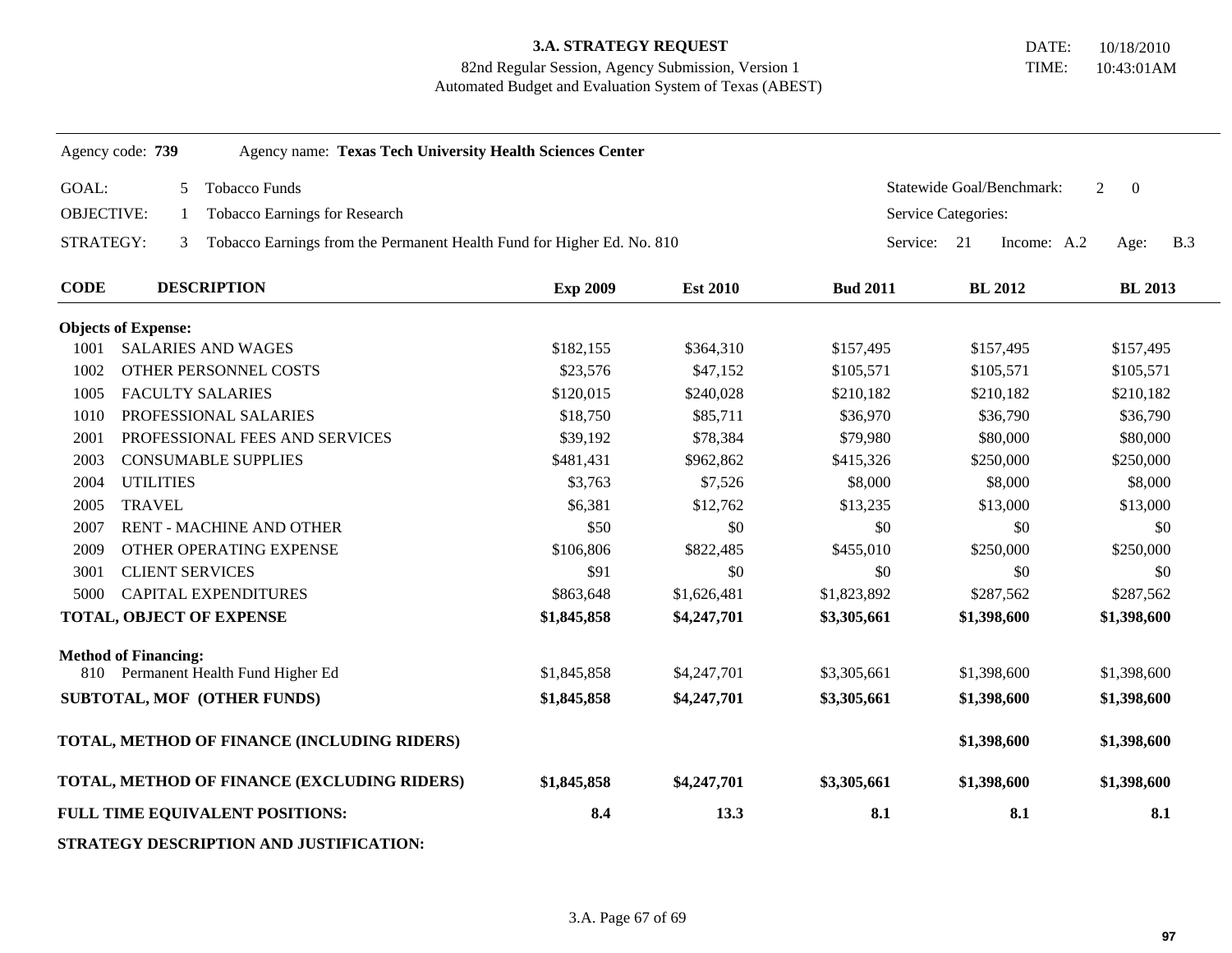**3.A. STRATEGY REQUEST**
82nd Regular Session, Agency Submission, Version 1
Automated Budget and Evaluation System of Texas (ABEST)

DATE: 10/18/2010
TIME: 10:43:01AM

Agency code: **739** Agency name: **Texas Tech University Health Sciences Center**

GOAL: 5 Tobacco Funds — Statewide Goal/Benchmark: 2 0

OBJECTIVE: 1 Tobacco Earnings for Research — Service Categories:

STRATEGY: 3 Tobacco Earnings from the Permanent Health Fund for Higher Ed. No. 810 — Service: 21 Income: A.2 Age: B.3

| CODE | DESCRIPTION | Exp 2009 | Est 2010 | Bud 2011 | BL 2012 | BL 2013 |
|---|---|---|---|---|---|---|
| **Objects of Expense:** | | | | | | |
| 1001 | SALARIES AND WAGES | $182,155 | $364,310 | $157,495 | $157,495 | $157,495 |
| 1002 | OTHER PERSONNEL COSTS | $23,576 | $47,152 | $105,571 | $105,571 | $105,571 |
| 1005 | FACULTY SALARIES | $120,015 | $240,028 | $210,182 | $210,182 | $210,182 |
| 1010 | PROFESSIONAL SALARIES | $18,750 | $85,711 | $36,970 | $36,790 | $36,790 |
| 2001 | PROFESSIONAL FEES AND SERVICES | $39,192 | $78,384 | $79,980 | $80,000 | $80,000 |
| 2003 | CONSUMABLE SUPPLIES | $481,431 | $962,862 | $415,326 | $250,000 | $250,000 |
| 2004 | UTILITIES | $3,763 | $7,526 | $8,000 | $8,000 | $8,000 |
| 2005 | TRAVEL | $6,381 | $12,762 | $13,235 | $13,000 | $13,000 |
| 2007 | RENT - MACHINE AND OTHER | $50 | $0 | $0 | $0 | $0 |
| 2009 | OTHER OPERATING EXPENSE | $106,806 | $822,485 | $455,010 | $250,000 | $250,000 |
| 3001 | CLIENT SERVICES | $91 | $0 | $0 | $0 | $0 |
| 5000 | CAPITAL EXPENDITURES | $863,648 | $1,626,481 | $1,823,892 | $287,562 | $287,562 |
| **TOTAL, OBJECT OF EXPENSE** | | **$1,845,858** | **$4,247,701** | **$3,305,661** | **$1,398,600** | **$1,398,600** |
| **Method of Financing:** | | | | | | |
| 810 | Permanent Health Fund Higher Ed | $1,845,858 | $4,247,701 | $3,305,661 | $1,398,600 | $1,398,600 |
| **SUBTOTAL, MOF (OTHER FUNDS)** | | **$1,845,858** | **$4,247,701** | **$3,305,661** | **$1,398,600** | **$1,398,600** |
| **TOTAL, METHOD OF FINANCE (INCLUDING RIDERS)** | | | | | **$1,398,600** | **$1,398,600** |
| **TOTAL, METHOD OF FINANCE (EXCLUDING RIDERS)** | | **$1,845,858** | **$4,247,701** | **$3,305,661** | **$1,398,600** | **$1,398,600** |
| **FULL TIME EQUIVALENT POSITIONS:** | | **8.4** | **13.3** | **8.1** | **8.1** | **8.1** |

**STRATEGY DESCRIPTION AND JUSTIFICATION:**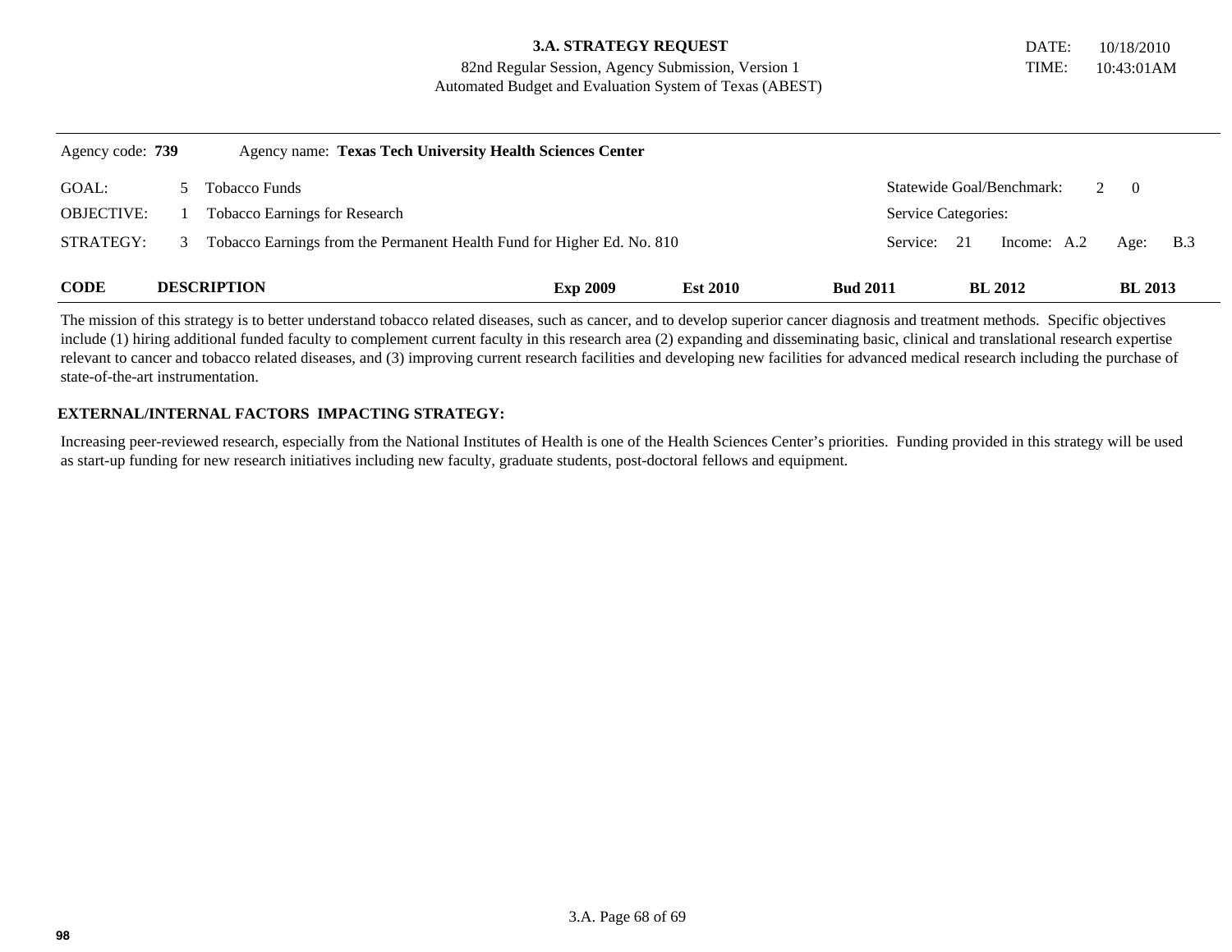**3.A. STRATEGY REQUEST**
82nd Regular Session, Agency Submission, Version 1
Automated Budget and Evaluation System of Texas (ABEST)

DATE: 10/18/2010
TIME: 10:43:01AM

Agency code: **739** Agency name: **Texas Tech University Health Sciences Center**

| | | | | |
|---|---|---|---|---|
| GOAL: | 5 | Tobacco Funds | Statewide Goal/Benchmark: | 2 0 |
| OBJECTIVE: | 1 | Tobacco Earnings for Research | Service Categories: | |
| STRATEGY: | 3 | Tobacco Earnings from the Permanent Health Fund for Higher Ed. No. 810 | Service: 21 Income: A.2 | Age: B.3 |

| CODE | DESCRIPTION | Exp 2009 | Est 2010 | Bud 2011 | BL 2012 | BL 2013 |
|---|---|---|---|---|---|---|

The mission of this strategy is to better understand tobacco related diseases, such as cancer, and to develop superior cancer diagnosis and treatment methods. Specific objectives include (1) hiring additional funded faculty to complement current faculty in this research area (2) expanding and disseminating basic, clinical and translational research expertise relevant to cancer and tobacco related diseases, and (3) improving current research facilities and developing new facilities for advanced medical research including the purchase of state-of-the-art instrumentation.

**EXTERNAL/INTERNAL FACTORS IMPACTING STRATEGY:**

Increasing peer-reviewed research, especially from the National Institutes of Health is one of the Health Sciences Center's priorities. Funding provided in this strategy will be used as start-up funding for new research initiatives including new faculty, graduate students, post-doctoral fellows and equipment.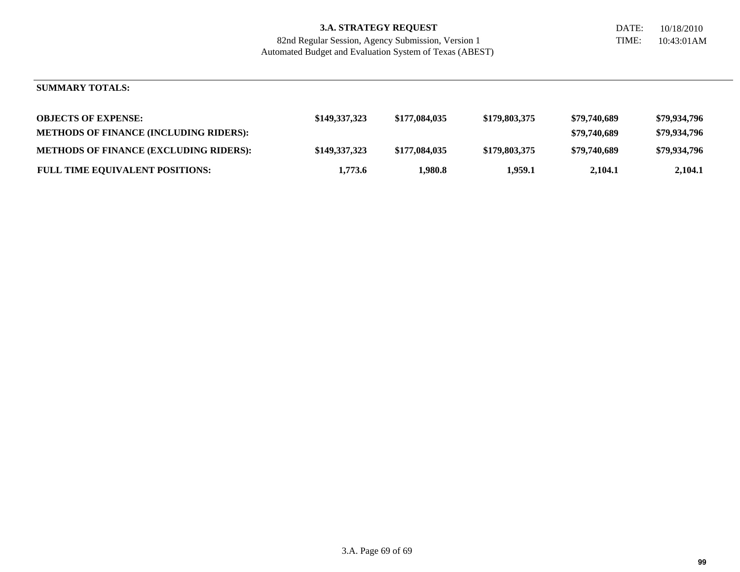**3.A. STRATEGY REQUEST**
82nd Regular Session, Agency Submission, Version 1
Automated Budget and Evaluation System of Texas (ABEST)

DATE: 10/18/2010
TIME: 10:43:01AM

**SUMMARY TOTALS:**

| | | | | | |
|---|---|---|---|---|---|
| **OBJECTS OF EXPENSE:** | **$149,337,323** | **$177,084,035** | **$179,803,375** | **$79,740,689** | **$79,934,796** |
| **METHODS OF FINANCE (INCLUDING RIDERS):** | | | | **$79,740,689** | **$79,934,796** |
| **METHODS OF FINANCE (EXCLUDING RIDERS):** | **$149,337,323** | **$177,084,035** | **$179,803,375** | **$79,740,689** | **$79,934,796** |
| **FULL TIME EQUIVALENT POSITIONS:** | **1,773.6** | **1,980.8** | **1,959.1** | **2,104.1** | **2,104.1** |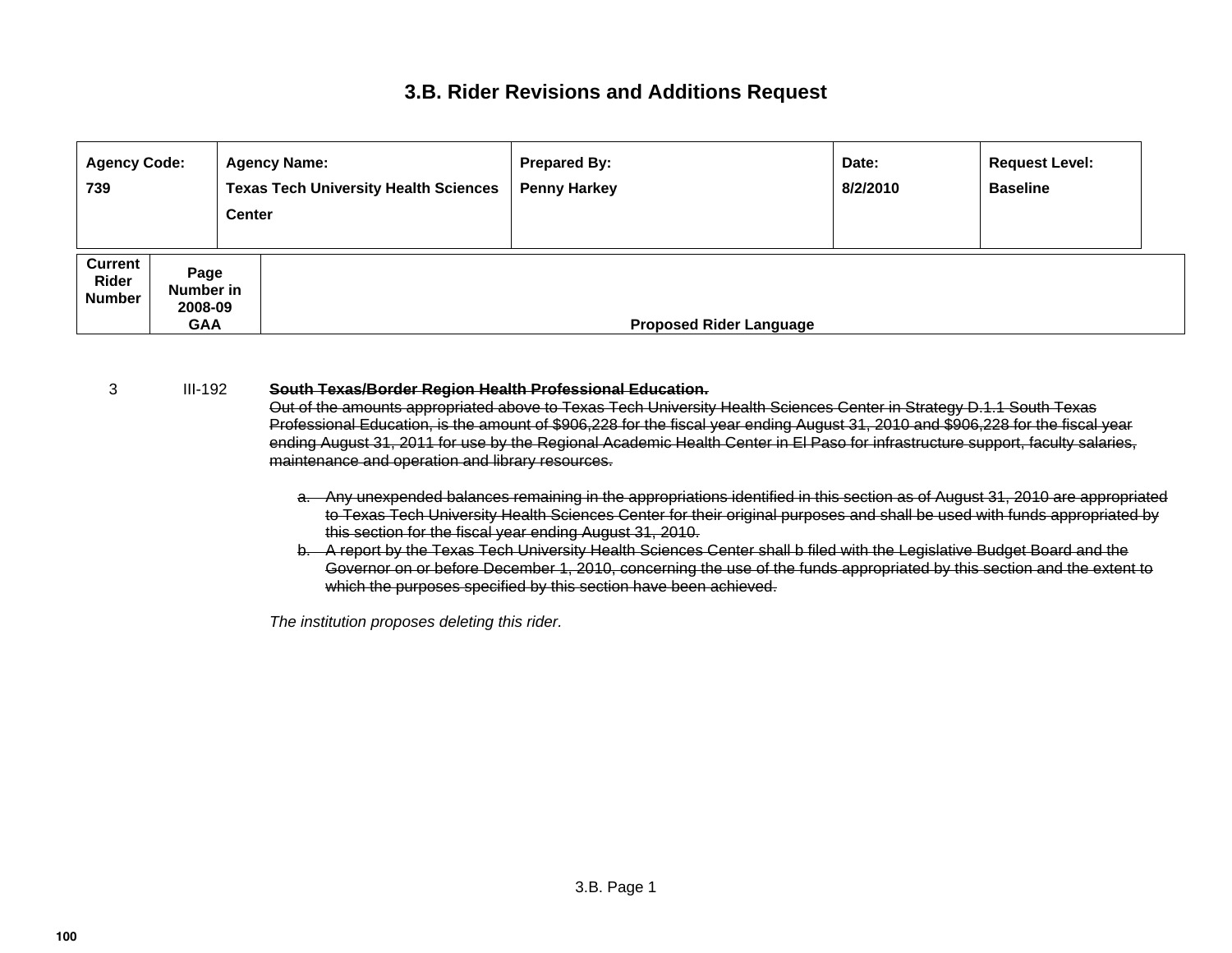# 3.B. Rider Revisions and Additions Request

| Agency Code: | Agency Name: | Prepared By: | Date: | Request Level: |
|---|---|---|---|---|
| 739 | Texas Tech University Health Sciences Center | Penny Harkey | 8/2/2010 | Baseline |

| Current Rider Number | Page Number in 2008-09 GAA | Proposed Rider Language |
|---|---|---|
| 3 | III-192 | ~~**South Texas/Border Region Health Professional Education.**~~ ~~Out of the amounts appropriated above to Texas Tech University Health Sciences Center in Strategy D.1.1 South Texas Professional Education, is the amount of $906,228 for the fiscal year ending August 31, 2010 and $906,228 for the fiscal year ending August 31, 2011 for use by the Regional Academic Health Center in El Paso for infrastructure support, faculty salaries, maintenance and operation and library resources.~~ |

~~a. Any unexpended balances remaining in the appropriations identified in this section as of August 31, 2010 are appropriated to Texas Tech University Health Sciences Center for their original purposes and shall be used with funds appropriated by this section for the fiscal year ending August 31, 2010.~~

~~b. A report by the Texas Tech University Health Sciences Center shall b filed with the Legislative Budget Board and the Governor on or before December 1, 2010, concerning the use of the funds appropriated by this section and the extent to which the purposes specified by this section have been achieved.~~

*The institution proposes deleting this rider.*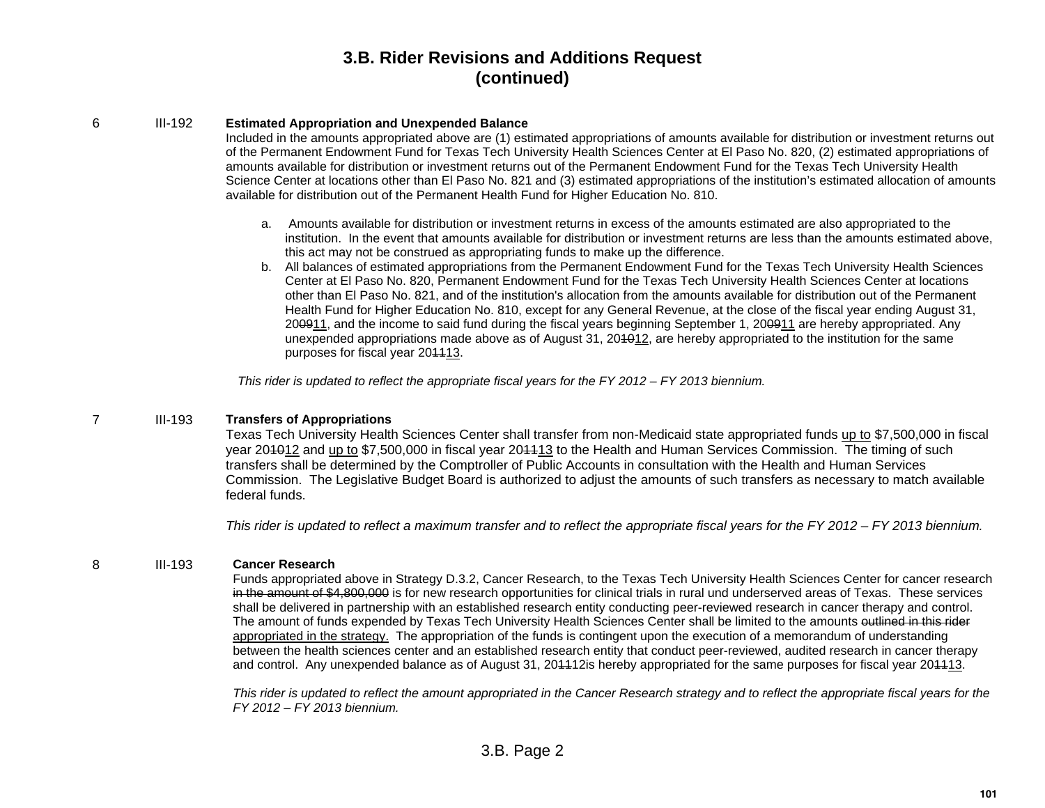# 3.B. Rider Revisions and Additions Request (continued)

6 III-192 **Estimated Appropriation and Unexpended Balance**

Included in the amounts appropriated above are (1) estimated appropriations of amounts available for distribution or investment returns out of the Permanent Endowment Fund for Texas Tech University Health Sciences Center at El Paso No. 820, (2) estimated appropriations of amounts available for distribution or investment returns out of the Permanent Endowment Fund for the Texas Tech University Health Science Center at locations other than El Paso No. 821 and (3) estimated appropriations of the institution's estimated allocation of amounts available for distribution out of the Permanent Health Fund for Higher Education No. 810.

a. Amounts available for distribution or investment returns in excess of the amounts estimated are also appropriated to the institution. In the event that amounts available for distribution or investment returns are less than the amounts estimated above, this act may not be construed as appropriating funds to make up the difference.

b. All balances of estimated appropriations from the Permanent Endowment Fund for the Texas Tech University Health Sciences Center at El Paso No. 820, Permanent Endowment Fund for the Texas Tech University Health Sciences Center at locations other than El Paso No. 821, and of the institution's allocation from the amounts available for distribution out of the Permanent Health Fund for Higher Education No. 810, except for any General Revenue, at the close of the fiscal year ending August 31, 2~~009~~11, and the income to said fund during the fiscal years beginning September 1, 2~~009~~11 are hereby appropriated. Any unexpended appropriations made above as of August 31, 20~~10~~12, are hereby appropriated to the institution for the same purposes for fiscal year 20~~11~~13.

*This rider is updated to reflect the appropriate fiscal years for the FY 2012 – FY 2013 biennium.*

7 III-193 **Transfers of Appropriations**

Texas Tech University Health Sciences Center shall transfer from non-Medicaid state appropriated funds up to $7,500,000 in fiscal year 20~~10~~12 and up to $7,500,000 in fiscal year 20~~11~~13 to the Health and Human Services Commission. The timing of such transfers shall be determined by the Comptroller of Public Accounts in consultation with the Health and Human Services Commission. The Legislative Budget Board is authorized to adjust the amounts of such transfers as necessary to match available federal funds.

*This rider is updated to reflect a maximum transfer and to reflect the appropriate fiscal years for the FY 2012 – FY 2013 biennium.*

8 III-193 **Cancer Research**

Funds appropriated above in Strategy D.3.2, Cancer Research, to the Texas Tech University Health Sciences Center for cancer research ~~in the amount of $4,800,000~~ is for new research opportunities for clinical trials in rural und underserved areas of Texas. These services shall be delivered in partnership with an established research entity conducting peer-reviewed research in cancer therapy and control. The amount of funds expended by Texas Tech University Health Sciences Center shall be limited to the amounts ~~outlined in this rider~~ appropriated in the strategy. The appropriation of the funds is contingent upon the execution of a memorandum of understanding between the health sciences center and an established research entity that conduct peer-reviewed, audited research in cancer therapy and control. Any unexpended balance as of August 31, 20~~11~~12is hereby appropriated for the same purposes for fiscal year 20~~11~~13.

*This rider is updated to reflect the amount appropriated in the Cancer Research strategy and to reflect the appropriate fiscal years for the FY 2012 – FY 2013 biennium.*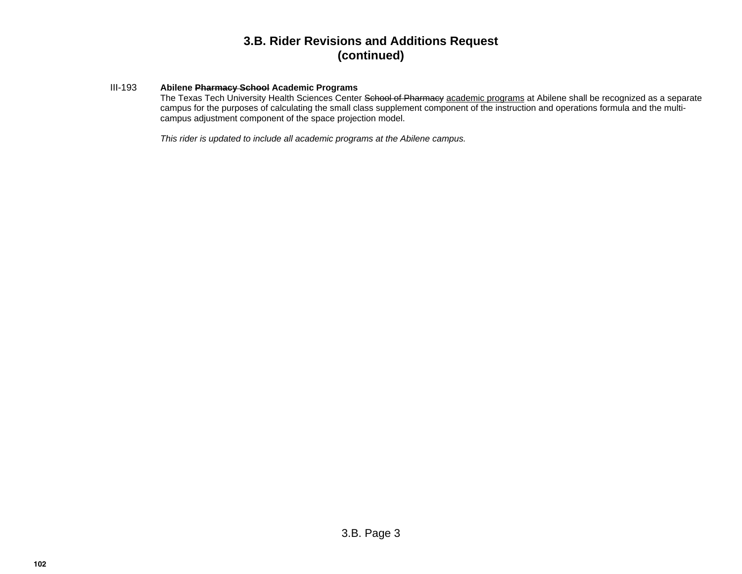# 3.B. Rider Revisions and Additions Request (continued)

III-193 **Abilene ~~Pharmacy School~~ Academic Programs**

The Texas Tech University Health Sciences Center ~~School of Pharmacy~~ <u>academic programs</u> at Abilene shall be recognized as a separate campus for the purposes of calculating the small class supplement component of the instruction and operations formula and the multi-campus adjustment component of the space projection model.

*This rider is updated to include all academic programs at the Abilene campus.*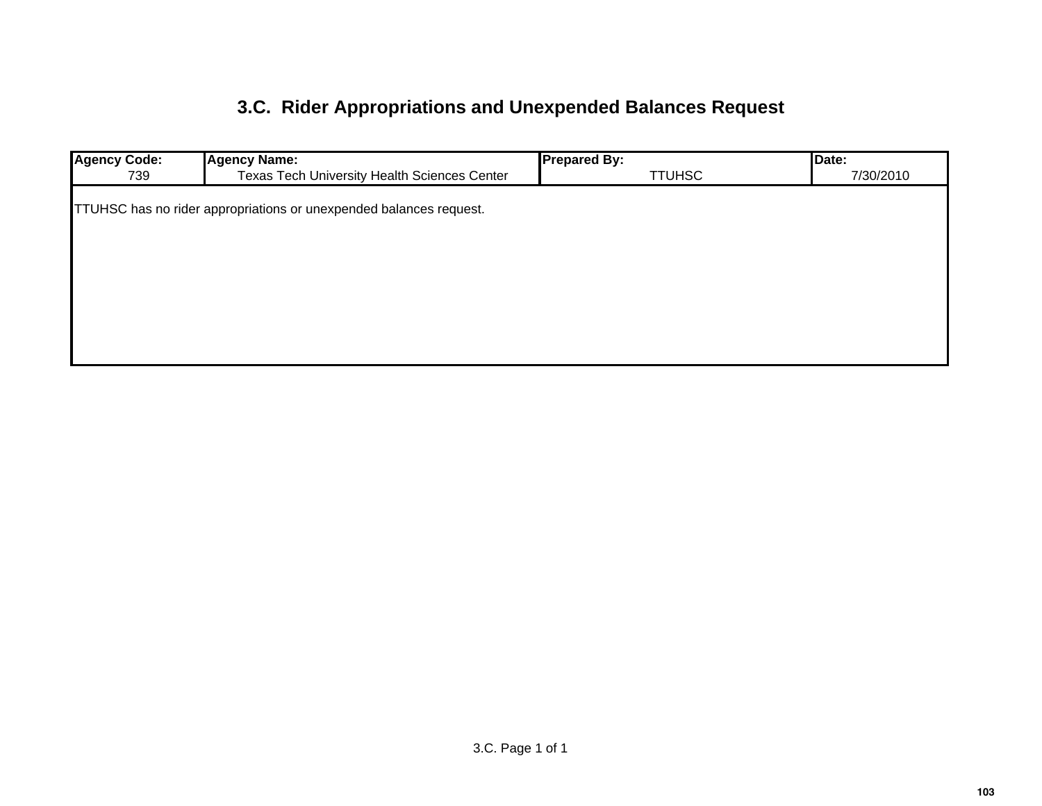# 3.C. Rider Appropriations and Unexpended Balances Request

| Agency Code: | Agency Name: | Prepared By: | Date: |
|---|---|---|---|
| 739 | Texas Tech University Health Sciences Center | TTUHSC | 7/30/2010 |

TTUHSC has no rider appropriations or unexpended balances request.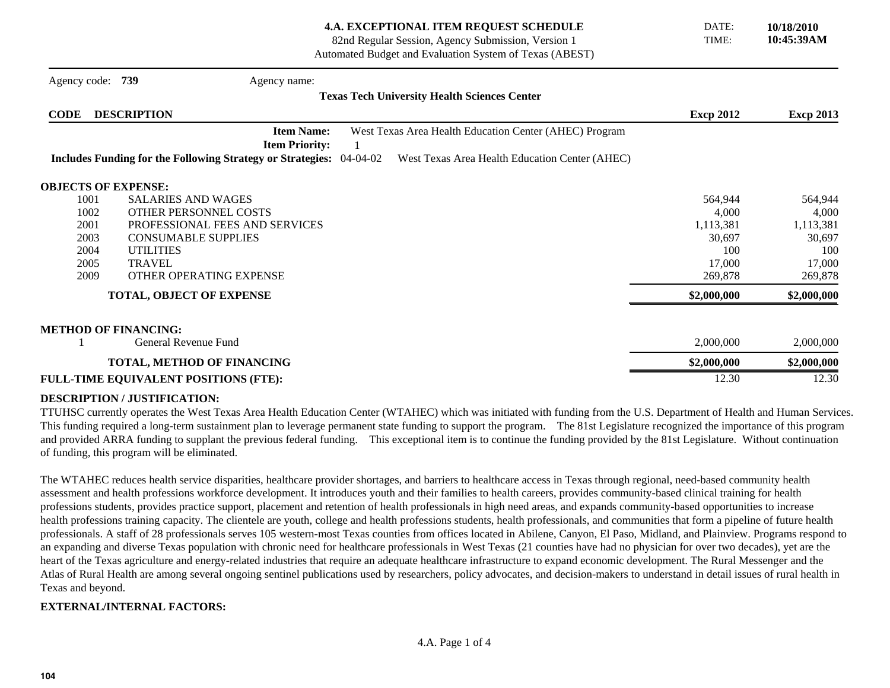# 4.A. EXCEPTIONAL ITEM REQUEST SCHEDULE

82nd Regular Session, Agency Submission, Version 1
Automated Budget and Evaluation System of Texas (ABEST)

DATE: **10/18/2010**
TIME: **10:45:39AM**

Agency code: **739** Agency name: **Texas Tech University Health Sciences Center**

| CODE | DESCRIPTION | Excp 2012 | Excp 2013 |
|---|---|---|---|
| | **Item Name:** West Texas Area Health Education Center (AHEC) Program | | |
| | **Item Priority:** 1 | | |
| | **Includes Funding for the Following Strategy or Strategies:** 04-04-02 West Texas Area Health Education Center (AHEC) | | |
| **OBJECTS OF EXPENSE:** | | | |
| 1001 | SALARIES AND WAGES | 564,944 | 564,944 |
| 1002 | OTHER PERSONNEL COSTS | 4,000 | 4,000 |
| 2001 | PROFESSIONAL FEES AND SERVICES | 1,113,381 | 1,113,381 |
| 2003 | CONSUMABLE SUPPLIES | 30,697 | 30,697 |
| 2004 | UTILITIES | 100 | 100 |
| 2005 | TRAVEL | 17,000 | 17,000 |
| 2009 | OTHER OPERATING EXPENSE | 269,878 | 269,878 |
| | **TOTAL, OBJECT OF EXPENSE** | **$2,000,000** | **$2,000,000** |
| **METHOD OF FINANCING:** | | | |
| 1 | General Revenue Fund | 2,000,000 | 2,000,000 |
| | **TOTAL, METHOD OF FINANCING** | **$2,000,000** | **$2,000,000** |
| **FULL-TIME EQUIVALENT POSITIONS (FTE):** | | 12.30 | 12.30 |

**DESCRIPTION / JUSTIFICATION:**

TTUHSC currently operates the West Texas Area Health Education Center (WTAHEC) which was initiated with funding from the U.S. Department of Health and Human Services. This funding required a long-term sustainment plan to leverage permanent state funding to support the program. The 81st Legislature recognized the importance of this program and provided ARRA funding to supplant the previous federal funding. This exceptional item is to continue the funding provided by the 81st Legislature. Without continuation of funding, this program will be eliminated.

The WTAHEC reduces health service disparities, healthcare provider shortages, and barriers to healthcare access in Texas through regional, need-based community health assessment and health professions workforce development. It introduces youth and their families to health careers, provides community-based clinical training for health professions students, provides practice support, placement and retention of health professionals in high need areas, and expands community-based opportunities to increase health professions training capacity. The clientele are youth, college and health professions students, health professionals, and communities that form a pipeline of future health professionals. A staff of 28 professionals serves 105 western-most Texas counties from offices located in Abilene, Canyon, El Paso, Midland, and Plainview. Programs respond to an expanding and diverse Texas population with chronic need for healthcare professionals in West Texas (21 counties have had no physician for over two decades), yet are the heart of the Texas agriculture and energy-related industries that require an adequate healthcare infrastructure to expand economic development. The Rural Messenger and the Atlas of Rural Health are among several ongoing sentinel publications used by researchers, policy advocates, and decision-makers to understand in detail issues of rural health in Texas and beyond.

**EXTERNAL/INTERNAL FACTORS:**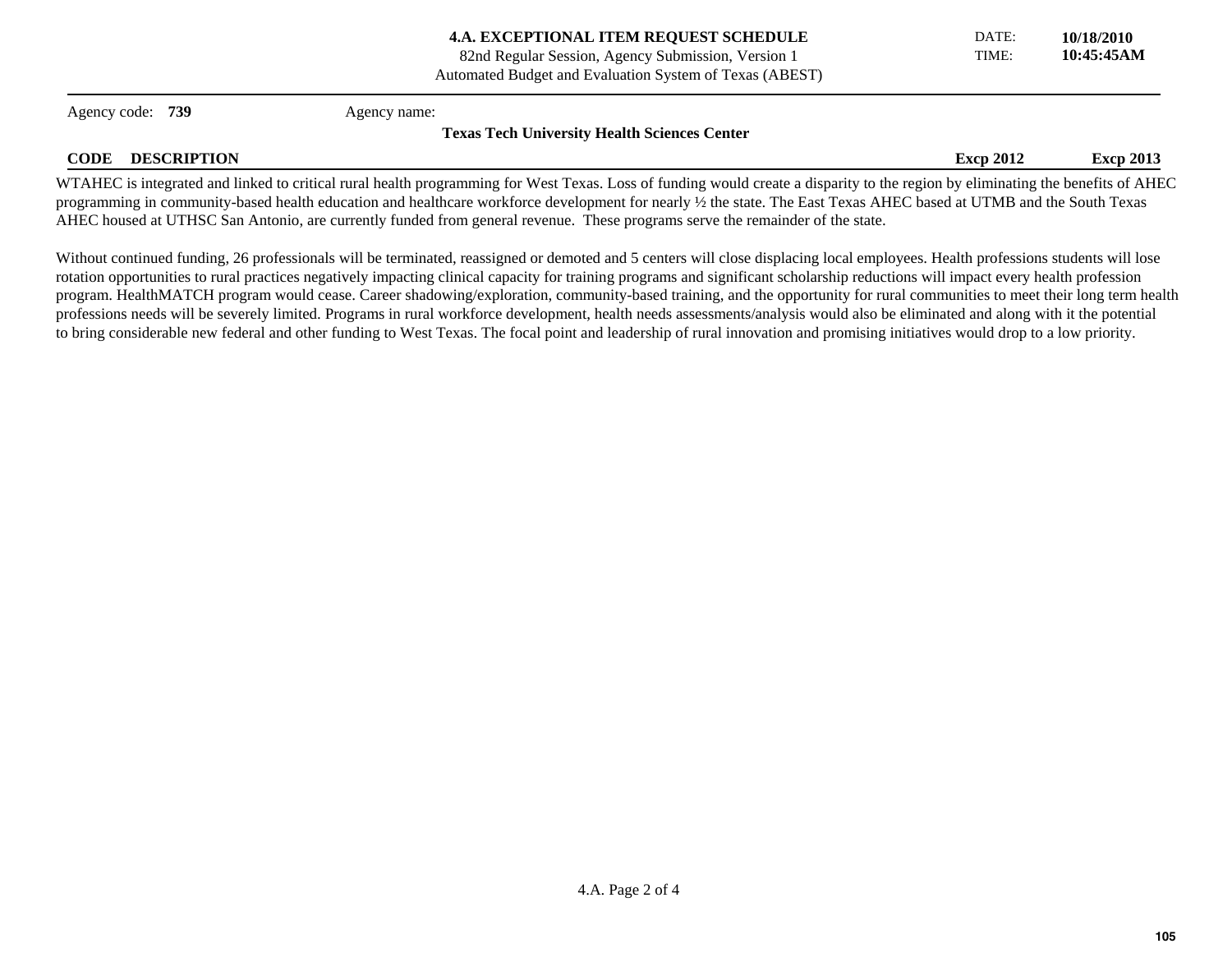# 4.A. EXCEPTIONAL ITEM REQUEST SCHEDULE

82nd Regular Session, Agency Submission, Version 1
Automated Budget and Evaluation System of Texas (ABEST)

DATE: **10/18/2010**
TIME: **10:45:45AM**

Agency code: **739** Agency name: **Texas Tech University Health Sciences Center**

| CODE | DESCRIPTION | Excp 2012 | Excp 2013 |
|---|---|---|---|

WTAHEC is integrated and linked to critical rural health programming for West Texas. Loss of funding would create a disparity to the region by eliminating the benefits of AHEC programming in community-based health education and healthcare workforce development for nearly ½ the state. The East Texas AHEC based at UTMB and the South Texas AHEC housed at UTHSC San Antonio, are currently funded from general revenue. These programs serve the remainder of the state.

Without continued funding, 26 professionals will be terminated, reassigned or demoted and 5 centers will close displacing local employees. Health professions students will lose rotation opportunities to rural practices negatively impacting clinical capacity for training programs and significant scholarship reductions will impact every health profession program. HealthMATCH program would cease. Career shadowing/exploration, community-based training, and the opportunity for rural communities to meet their long term health professions needs will be severely limited. Programs in rural workforce development, health needs assessments/analysis would also be eliminated and along with it the potential to bring considerable new federal and other funding to West Texas. The focal point and leadership of rural innovation and promising initiatives would drop to a low priority.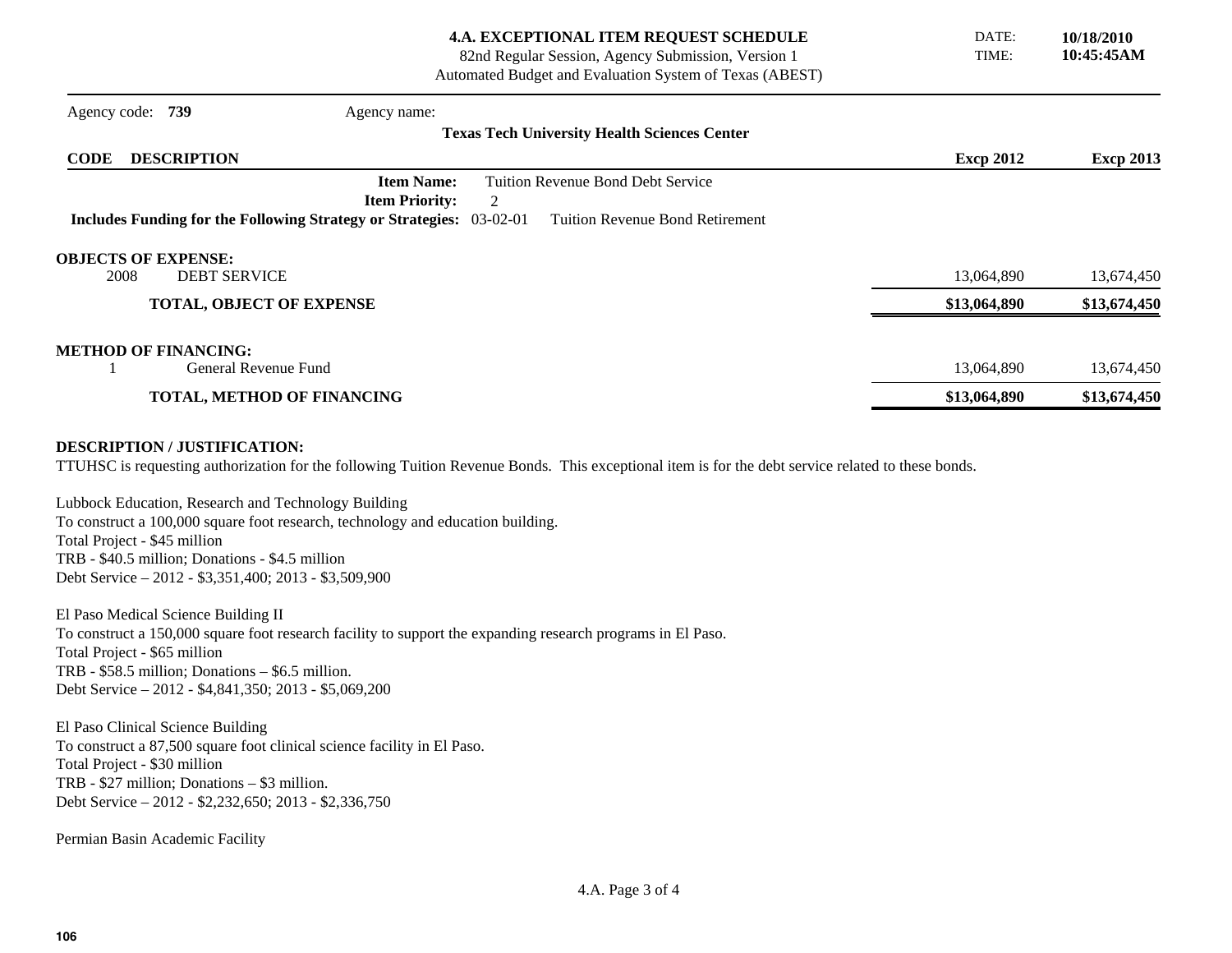# 4.A. EXCEPTIONAL ITEM REQUEST SCHEDULE

82nd Regular Session, Agency Submission, Version 1
Automated Budget and Evaluation System of Texas (ABEST)

DATE: **10/18/2010**
TIME: **10:45:45AM**

Agency code: **739** Agency name: **Texas Tech University Health Sciences Center**

| CODE DESCRIPTION | Excp 2012 | Excp 2013 |
|---|---|---|
| **Item Name:** Tuition Revenue Bond Debt Service | | |
| **Item Priority:** 2 | | |
| **Includes Funding for the Following Strategy or Strategies:** 03-02-01 Tuition Revenue Bond Retirement | | |
| **OBJECTS OF EXPENSE:** | | |
| 2008 DEBT SERVICE | 13,064,890 | 13,674,450 |
| **TOTAL, OBJECT OF EXPENSE** | **$13,064,890** | **$13,674,450** |
| **METHOD OF FINANCING:** | | |
| 1 General Revenue Fund | 13,064,890 | 13,674,450 |
| **TOTAL, METHOD OF FINANCING** | **$13,064,890** | **$13,674,450** |

**DESCRIPTION / JUSTIFICATION:**

TTUHSC is requesting authorization for the following Tuition Revenue Bonds. This exceptional item is for the debt service related to these bonds.

Lubbock Education, Research and Technology Building
To construct a 100,000 square foot research, technology and education building.
Total Project - $45 million
TRB - $40.5 million; Donations - $4.5 million
Debt Service – 2012 - $3,351,400; 2013 - $3,509,900

El Paso Medical Science Building II
To construct a 150,000 square foot research facility to support the expanding research programs in El Paso.
Total Project - $65 million
TRB - $58.5 million; Donations – $6.5 million.
Debt Service – 2012 - $4,841,350; 2013 - $5,069,200

El Paso Clinical Science Building
To construct a 87,500 square foot clinical science facility in El Paso.
Total Project - $30 million
TRB - $27 million; Donations – $3 million.
Debt Service – 2012 - $2,232,650; 2013 - $2,336,750

Permian Basin Academic Facility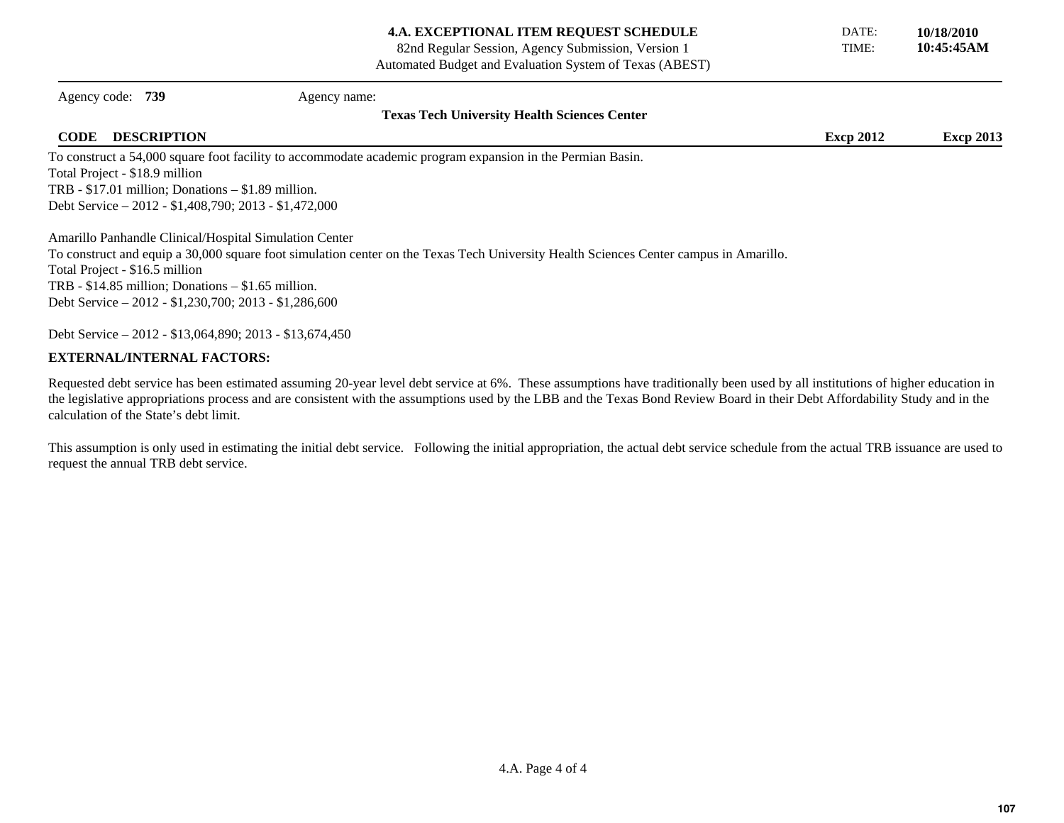**4.A. EXCEPTIONAL ITEM REQUEST SCHEDULE**
82nd Regular Session, Agency Submission, Version 1
Automated Budget and Evaluation System of Texas (ABEST)

DATE: **10/18/2010**
TIME: **10:45:45AM**

Agency code: **739** Agency name:
**Texas Tech University Health Sciences Center**

| CODE | DESCRIPTION | Excp 2012 | Excp 2013 |
|---|---|---|---|

To construct a 54,000 square foot facility to accommodate academic program expansion in the Permian Basin.
Total Project - $18.9 million
TRB - $17.01 million; Donations – $1.89 million.
Debt Service – 2012 - $1,408,790; 2013 - $1,472,000

Amarillo Panhandle Clinical/Hospital Simulation Center
To construct and equip a 30,000 square foot simulation center on the Texas Tech University Health Sciences Center campus in Amarillo.
Total Project - $16.5 million
TRB - $14.85 million; Donations – $1.65 million.
Debt Service – 2012 - $1,230,700; 2013 - $1,286,600

Debt Service – 2012 - $13,064,890; 2013 - $13,674,450

**EXTERNAL/INTERNAL FACTORS:**

Requested debt service has been estimated assuming 20-year level debt service at 6%. These assumptions have traditionally been used by all institutions of higher education in the legislative appropriations process and are consistent with the assumptions used by the LBB and the Texas Bond Review Board in their Debt Affordability Study and in the calculation of the State's debt limit.

This assumption is only used in estimating the initial debt service. Following the initial appropriation, the actual debt service schedule from the actual TRB issuance are used to request the annual TRB debt service.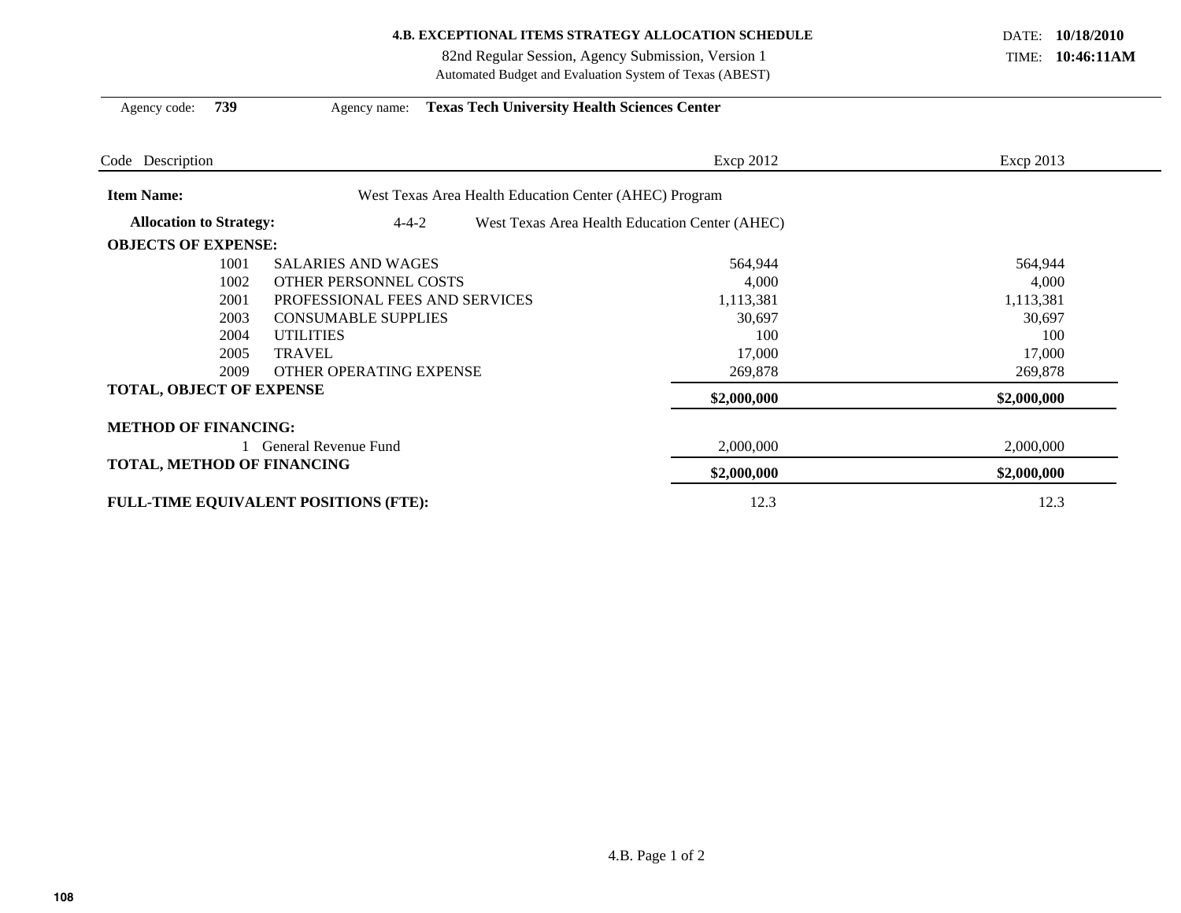**4.B. EXCEPTIONAL ITEMS STRATEGY ALLOCATION SCHEDULE**

82nd Regular Session, Agency Submission, Version 1

Automated Budget and Evaluation System of Texas (ABEST)

DATE: **10/18/2010**

TIME: **10:46:11AM**

Agency code: **739** Agency name: **Texas Tech University Health Sciences Center**

| Code Description | Excp 2012 | Excp 2013 |
|---|---|---|
| **Item Name:** West Texas Area Health Education Center (AHEC) Program | | |
| **Allocation to Strategy:** 4-4-2 West Texas Area Health Education Center (AHEC) | | |
| **OBJECTS OF EXPENSE:** | | |
| 1001 SALARIES AND WAGES | 564,944 | 564,944 |
| 1002 OTHER PERSONNEL COSTS | 4,000 | 4,000 |
| 2001 PROFESSIONAL FEES AND SERVICES | 1,113,381 | 1,113,381 |
| 2003 CONSUMABLE SUPPLIES | 30,697 | 30,697 |
| 2004 UTILITIES | 100 | 100 |
| 2005 TRAVEL | 17,000 | 17,000 |
| 2009 OTHER OPERATING EXPENSE | 269,878 | 269,878 |
| **TOTAL, OBJECT OF EXPENSE** | **$2,000,000** | **$2,000,000** |
| **METHOD OF FINANCING:** | | |
| 1 General Revenue Fund | 2,000,000 | 2,000,000 |
| **TOTAL, METHOD OF FINANCING** | **$2,000,000** | **$2,000,000** |
| **FULL-TIME EQUIVALENT POSITIONS (FTE):** | 12.3 | 12.3 |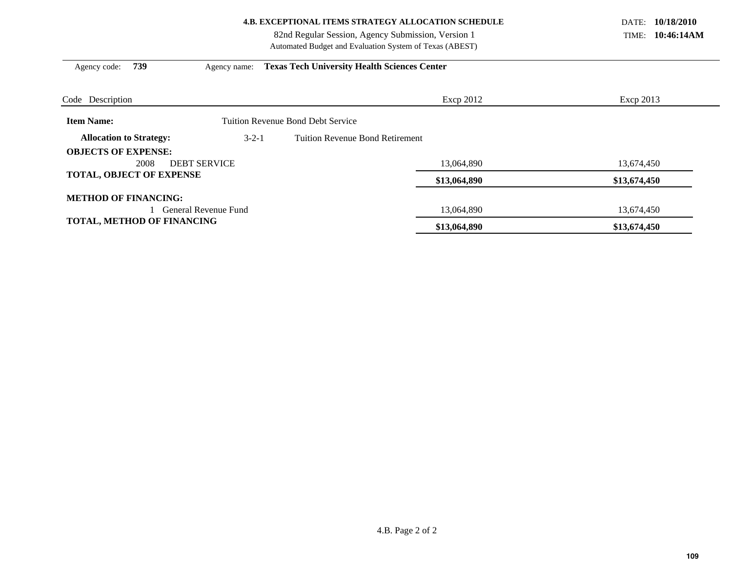**4.B. EXCEPTIONAL ITEMS STRATEGY ALLOCATION SCHEDULE**

82nd Regular Session, Agency Submission, Version 1

Automated Budget and Evaluation System of Texas (ABEST)

DATE: **10/18/2010**

TIME: **10:46:14AM**

Agency code: **739** Agency name: **Texas Tech University Health Sciences Center**

| Code Description | | Excp 2012 | Excp 2013 |
|---|---|---|---|
| **Item Name:** | Tuition Revenue Bond Debt Service | | |
| **Allocation to Strategy:** | 3-2-1 Tuition Revenue Bond Retirement | | |
| **OBJECTS OF EXPENSE:** | | | |
| 2008 DEBT SERVICE | | 13,064,890 | 13,674,450 |
| **TOTAL, OBJECT OF EXPENSE** | | **$13,064,890** | **$13,674,450** |
| **METHOD OF FINANCING:** | | | |
| 1 General Revenue Fund | | 13,064,890 | 13,674,450 |
| **TOTAL, METHOD OF FINANCING** | | **$13,064,890** | **$13,674,450** |

4.B. Page 2 of 2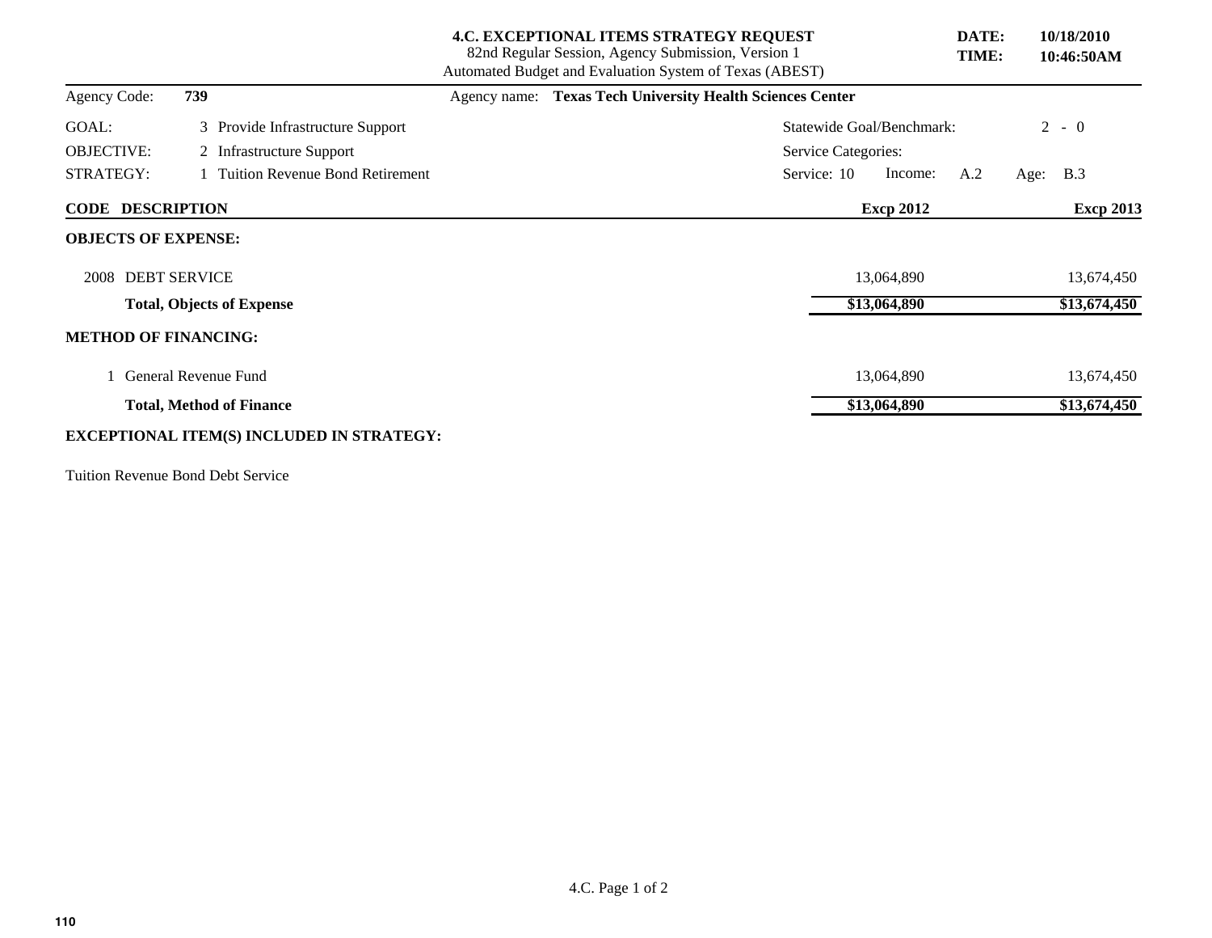# 4.C. EXCEPTIONAL ITEMS STRATEGY REQUEST

82nd Regular Session, Agency Submission, Version 1

Automated Budget and Evaluation System of Texas (ABEST)

**DATE:** **10/18/2010**
**TIME:** **10:46:50AM**

Agency Code: **739** Agency name: **Texas Tech University Health Sciences Center**

GOAL: 3 Provide Infrastructure Support — Statewide Goal/Benchmark: 2 - 0

OBJECTIVE: 2 Infrastructure Support — Service Categories:

STRATEGY: 1 Tuition Revenue Bond Retirement — Service: 10 Income: A.2 Age: B.3

| CODE DESCRIPTION | Excp 2012 | Excp 2013 |
|---|---|---|
| **OBJECTS OF EXPENSE:** | | |
| 2008 DEBT SERVICE | 13,064,890 | 13,674,450 |
| **Total, Objects of Expense** | **$13,064,890** | **$13,674,450** |
| **METHOD OF FINANCING:** | | |
| 1 General Revenue Fund | 13,064,890 | 13,674,450 |
| **Total, Method of Finance** | **$13,064,890** | **$13,674,450** |

**EXCEPTIONAL ITEM(S) INCLUDED IN STRATEGY:**

Tuition Revenue Bond Debt Service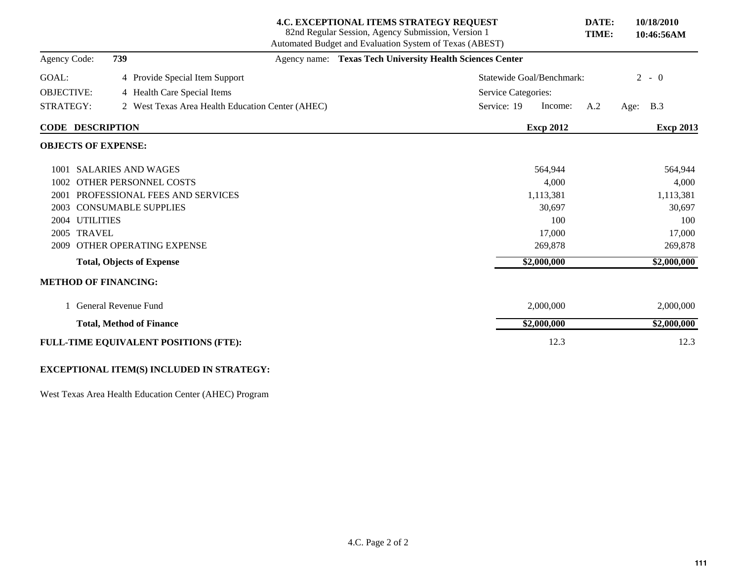## 4.C. EXCEPTIONAL ITEMS STRATEGY REQUEST

82nd Regular Session, Agency Submission, Version 1
Automated Budget and Evaluation System of Texas (ABEST)

**DATE:** 10/18/2010
**TIME:** 10:46:56AM

Agency Code: **739** Agency name: **Texas Tech University Health Sciences Center**

GOAL: 4 Provide Special Item Support — Statewide Goal/Benchmark: 2 - 0
OBJECTIVE: 4 Health Care Special Items — Service Categories:
STRATEGY: 2 West Texas Area Health Education Center (AHEC) — Service: 19 Income: A.2 Age: B.3

| CODE | DESCRIPTION | Excp 2012 | Excp 2013 |
|---|---|---|---|
| | **OBJECTS OF EXPENSE:** | | |
| 1001 | SALARIES AND WAGES | 564,944 | 564,944 |
| 1002 | OTHER PERSONNEL COSTS | 4,000 | 4,000 |
| 2001 | PROFESSIONAL FEES AND SERVICES | 1,113,381 | 1,113,381 |
| 2003 | CONSUMABLE SUPPLIES | 30,697 | 30,697 |
| 2004 | UTILITIES | 100 | 100 |
| 2005 | TRAVEL | 17,000 | 17,000 |
| 2009 | OTHER OPERATING EXPENSE | 269,878 | 269,878 |
| | **Total, Objects of Expense** | $2,000,000 | $2,000,000 |
| | **METHOD OF FINANCING:** | | |
| 1 | General Revenue Fund | 2,000,000 | 2,000,000 |
| | **Total, Method of Finance** | $2,000,000 | $2,000,000 |
| | **FULL-TIME EQUIVALENT POSITIONS (FTE):** | 12.3 | 12.3 |

**EXCEPTIONAL ITEM(S) INCLUDED IN STRATEGY:**

West Texas Area Health Education Center (AHEC) Program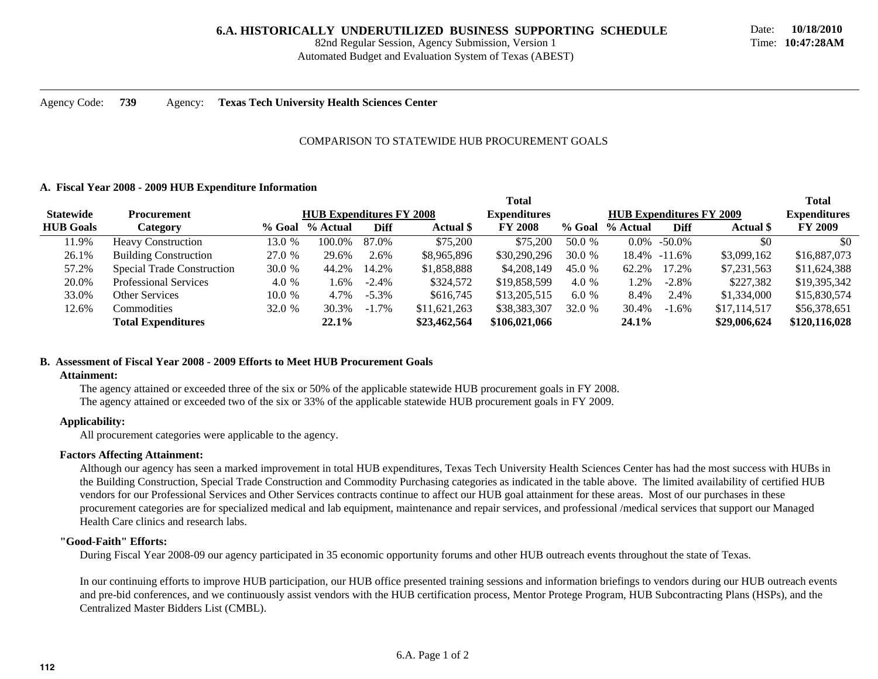# 6.A. HISTORICALLY UNDERUTILIZED BUSINESS SUPPORTING SCHEDULE

82nd Regular Session, Agency Submission, Version 1

Automated Budget and Evaluation System of Texas (ABEST)

Date: **10/18/2010**
Time: **10:47:28AM**

Agency Code: **739** Agency: **Texas Tech University Health Sciences Center**

COMPARISON TO STATEWIDE HUB PROCUREMENT GOALS

### A. Fiscal Year 2008 - 2009 HUB Expenditure Information

| Statewide HUB Goals | Procurement Category | HUB Expenditures FY 2008 % Goal | % Actual | Diff | Actual $ | Total Expenditures FY 2008 | HUB Expenditures FY 2009 % Goal | % Actual | Diff | Actual $ | Total Expenditures FY 2009 |
|---|---|---|---|---|---|---|---|---|---|---|---|
| 11.9% | Heavy Construction | 13.0 % | 100.0% | 87.0% | $75,200 | $75,200 | 50.0 % | 0.0% | -50.0% | $0 | $0 |
| 26.1% | Building Construction | 27.0 % | 29.6% | 2.6% | $8,965,896 | $30,290,296 | 30.0 % | 18.4% | -11.6% | $3,099,162 | $16,887,073 |
| 57.2% | Special Trade Construction | 30.0 % | 44.2% | 14.2% | $1,858,888 | $4,208,149 | 45.0 % | 62.2% | 17.2% | $7,231,563 | $11,624,388 |
| 20.0% | Professional Services | 4.0 % | 1.6% | -2.4% | $324,572 | $19,858,599 | 4.0 % | 1.2% | -2.8% | $227,382 | $19,395,342 |
| 33.0% | Other Services | 10.0 % | 4.7% | -5.3% | $616,745 | $13,205,515 | 6.0 % | 8.4% | 2.4% | $1,334,000 | $15,830,574 |
| 12.6% | Commodities | 32.0 % | 30.3% | -1.7% | $11,621,263 | $38,383,307 | 32.0 % | 30.4% | -1.6% | $17,114,517 | $56,378,651 |
| | **Total Expenditures** | | **22.1%** | | **$23,462,564** | **$106,021,066** | | **24.1%** | | **$29,006,624** | **$120,116,028** |

### B. Assessment of Fiscal Year 2008 - 2009 Efforts to Meet HUB Procurement Goals

**Attainment:**

The agency attained or exceeded three of the six or 50% of the applicable statewide HUB procurement goals in FY 2008.
The agency attained or exceeded two of the six or 33% of the applicable statewide HUB procurement goals in FY 2009.

**Applicability:**

All procurement categories were applicable to the agency.

**Factors Affecting Attainment:**

Although our agency has seen a marked improvement in total HUB expenditures, Texas Tech University Health Sciences Center has had the most success with HUBs in the Building Construction, Special Trade Construction and Commodity Purchasing categories as indicated in the table above. The limited availability of certified HUB vendors for our Professional Services and Other Services contracts continue to affect our HUB goal attainment for these areas. Most of our purchases in these procurement categories are for specialized medical and lab equipment, maintenance and repair services, and professional /medical services that support our Managed Health Care clinics and research labs.

**"Good-Faith" Efforts:**

During Fiscal Year 2008-09 our agency participated in 35 economic opportunity forums and other HUB outreach events throughout the state of Texas.

In our continuing efforts to improve HUB participation, our HUB office presented training sessions and information briefings to vendors during our HUB outreach events and pre-bid conferences, and we continuously assist vendors with the HUB certification process, Mentor Protege Program, HUB Subcontracting Plans (HSPs), and the Centralized Master Bidders List (CMBL).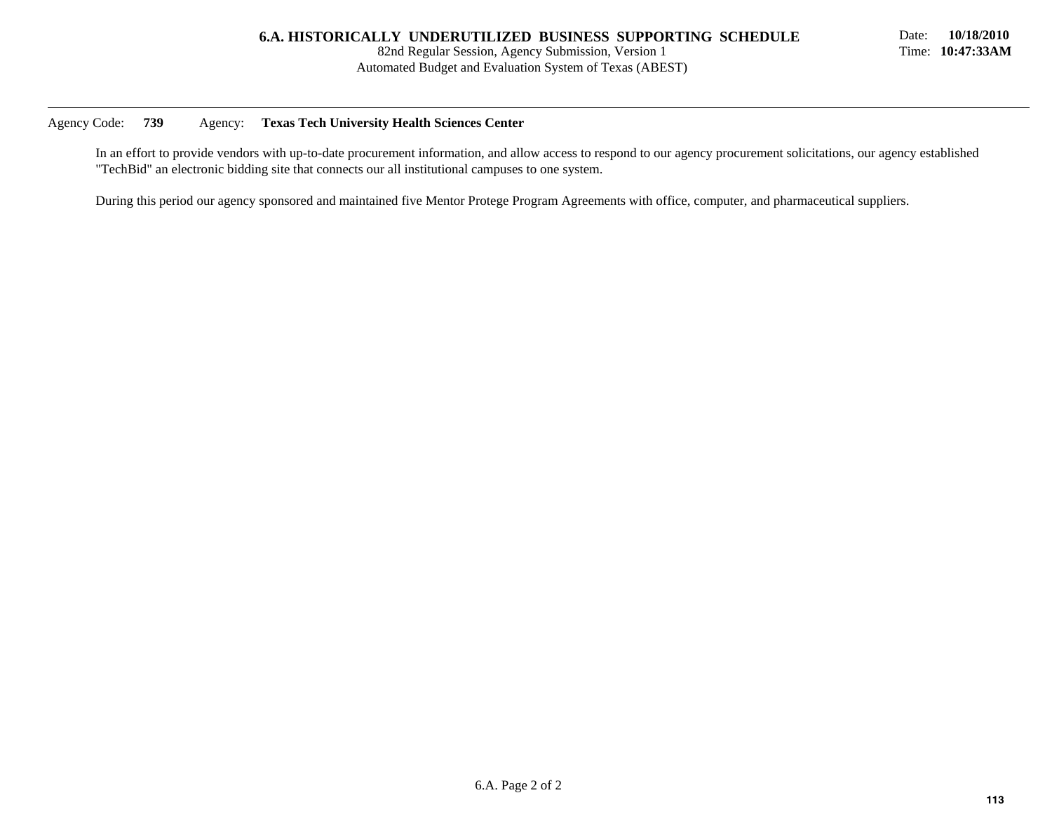Agency Code: **739** Agency: **Texas Tech University Health Sciences Center**

In an effort to provide vendors with up-to-date procurement information, and allow access to respond to our agency procurement solicitations, our agency established "TechBid" an electronic bidding site that connects our all institutional campuses to one system.

During this period our agency sponsored and maintained five Mentor Protege Program Agreements with office, computer, and pharmaceutical suppliers.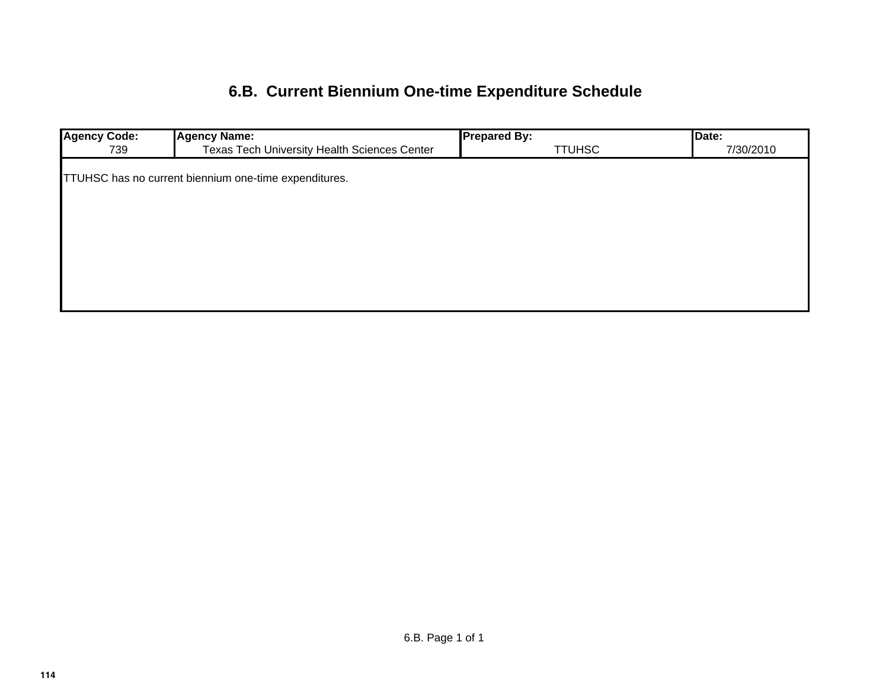# 6.B. Current Biennium One-time Expenditure Schedule

| Agency Code: | Agency Name: | Prepared By: | Date: |
| --- | --- | --- | --- |
| 739 | Texas Tech University Health Sciences Center | TTUHSC | 7/30/2010 |

TTUHSC has no current biennium one-time expenditures.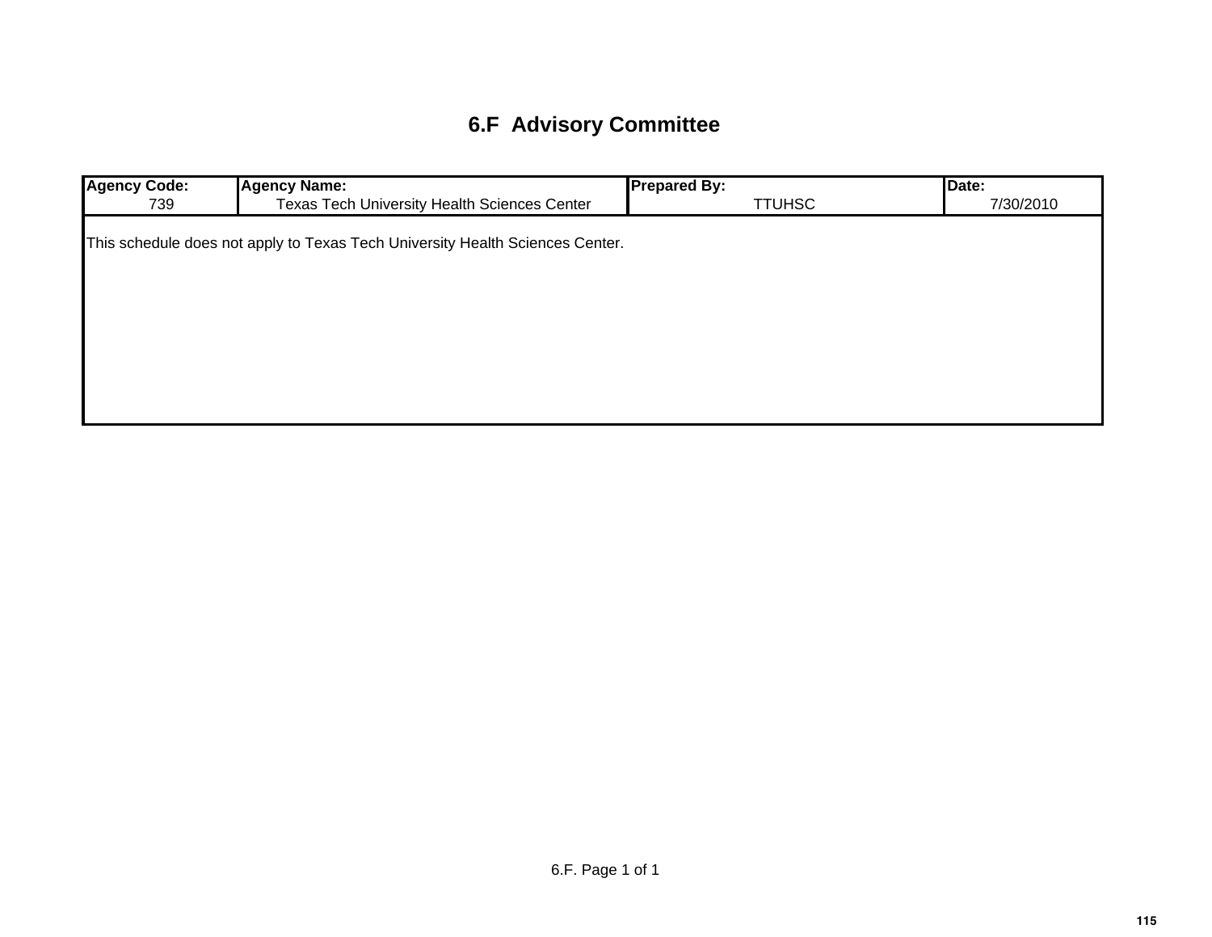# 6.F Advisory Committee

| Agency Code: | Agency Name: | Prepared By: | Date: |
|---|---|---|---|
| 739 | Texas Tech University Health Sciences Center | TTUHSC | 7/30/2010 |

This schedule does not apply to Texas Tech University Health Sciences Center.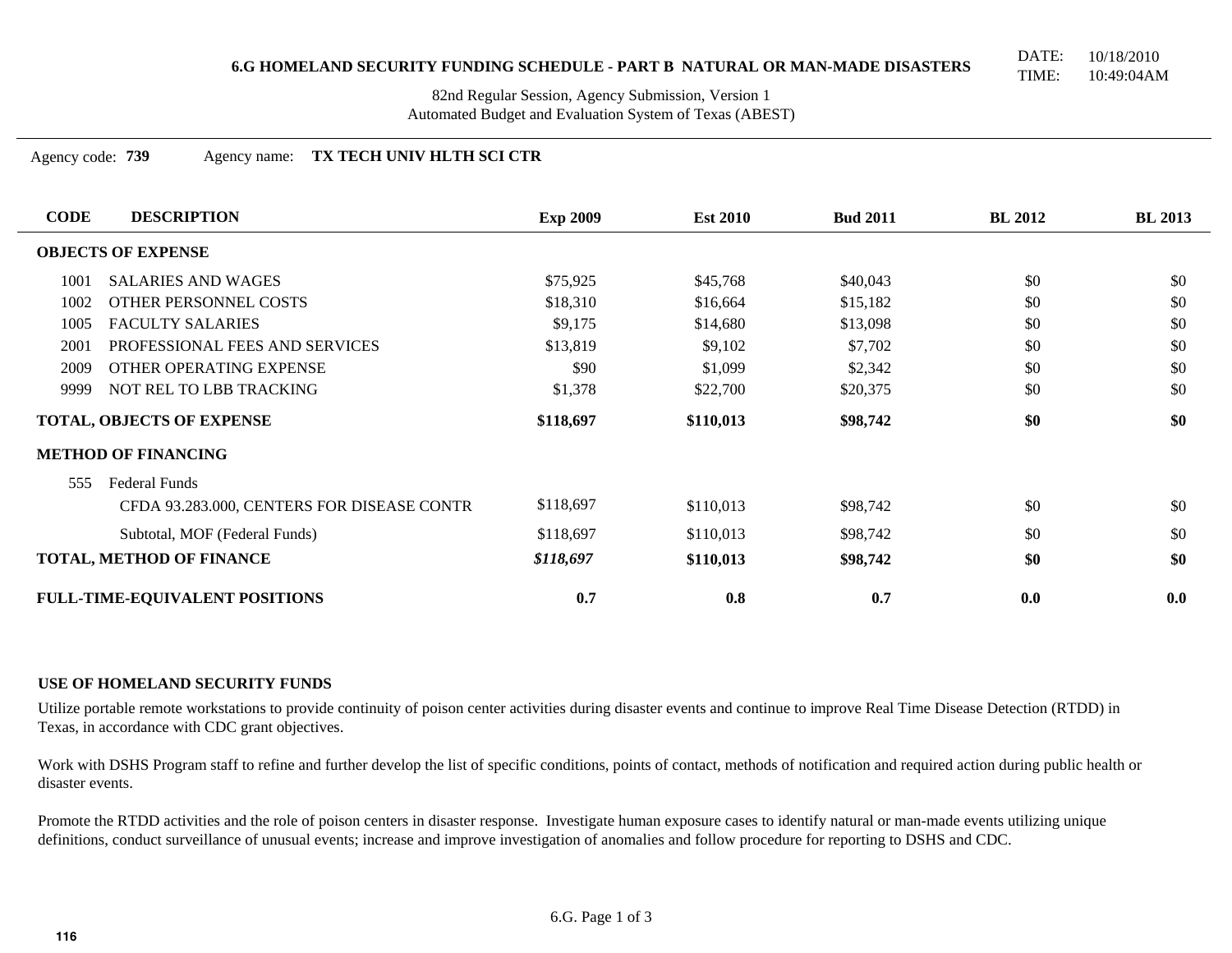# 6.G HOMELAND SECURITY FUNDING SCHEDULE - PART B NATURAL OR MAN-MADE DISASTERS

DATE: 10/18/2010
TIME: 10:49:04AM

82nd Regular Session, Agency Submission, Version 1
Automated Budget and Evaluation System of Texas (ABEST)

Agency code: **739** Agency name: **TX TECH UNIV HLTH SCI CTR**

| CODE | DESCRIPTION | Exp 2009 | Est 2010 | Bud 2011 | BL 2012 | BL 2013 |
|---|---|---|---|---|---|---|
| **OBJECTS OF EXPENSE** | | | | | | |
| 1001 | SALARIES AND WAGES | $75,925 | $45,768 | $40,043 | $0 | $0 |
| 1002 | OTHER PERSONNEL COSTS | $18,310 | $16,664 | $15,182 | $0 | $0 |
| 1005 | FACULTY SALARIES | $9,175 | $14,680 | $13,098 | $0 | $0 |
| 2001 | PROFESSIONAL FEES AND SERVICES | $13,819 | $9,102 | $7,702 | $0 | $0 |
| 2009 | OTHER OPERATING EXPENSE | $90 | $1,099 | $2,342 | $0 | $0 |
| 9999 | NOT REL TO LBB TRACKING | $1,378 | $22,700 | $20,375 | $0 | $0 |
| **TOTAL, OBJECTS OF EXPENSE** | | **$118,697** | **$110,013** | **$98,742** | **$0** | **$0** |
| **METHOD OF FINANCING** | | | | | | |
| 555 | Federal Funds | | | | | |
| | CFDA 93.283.000, CENTERS FOR DISEASE CONTR | $118,697 | $110,013 | $98,742 | $0 | $0 |
| | Subtotal, MOF (Federal Funds) | $118,697 | $110,013 | $98,742 | $0 | $0 |
| **TOTAL, METHOD OF FINANCE** | | ***$118,697*** | **$110,013** | **$98,742** | **$0** | **$0** |
| **FULL-TIME-EQUIVALENT POSITIONS** | | **0.7** | **0.8** | **0.7** | **0.0** | **0.0** |

**USE OF HOMELAND SECURITY FUNDS**

Utilize portable remote workstations to provide continuity of poison center activities during disaster events and continue to improve Real Time Disease Detection (RTDD) in Texas, in accordance with CDC grant objectives.

Work with DSHS Program staff to refine and further develop the list of specific conditions, points of contact, methods of notification and required action during public health or disaster events.

Promote the RTDD activities and the role of poison centers in disaster response. Investigate human exposure cases to identify natural or man-made events utilizing unique definitions, conduct surveillance of unusual events; increase and improve investigation of anomalies and follow procedure for reporting to DSHS and CDC.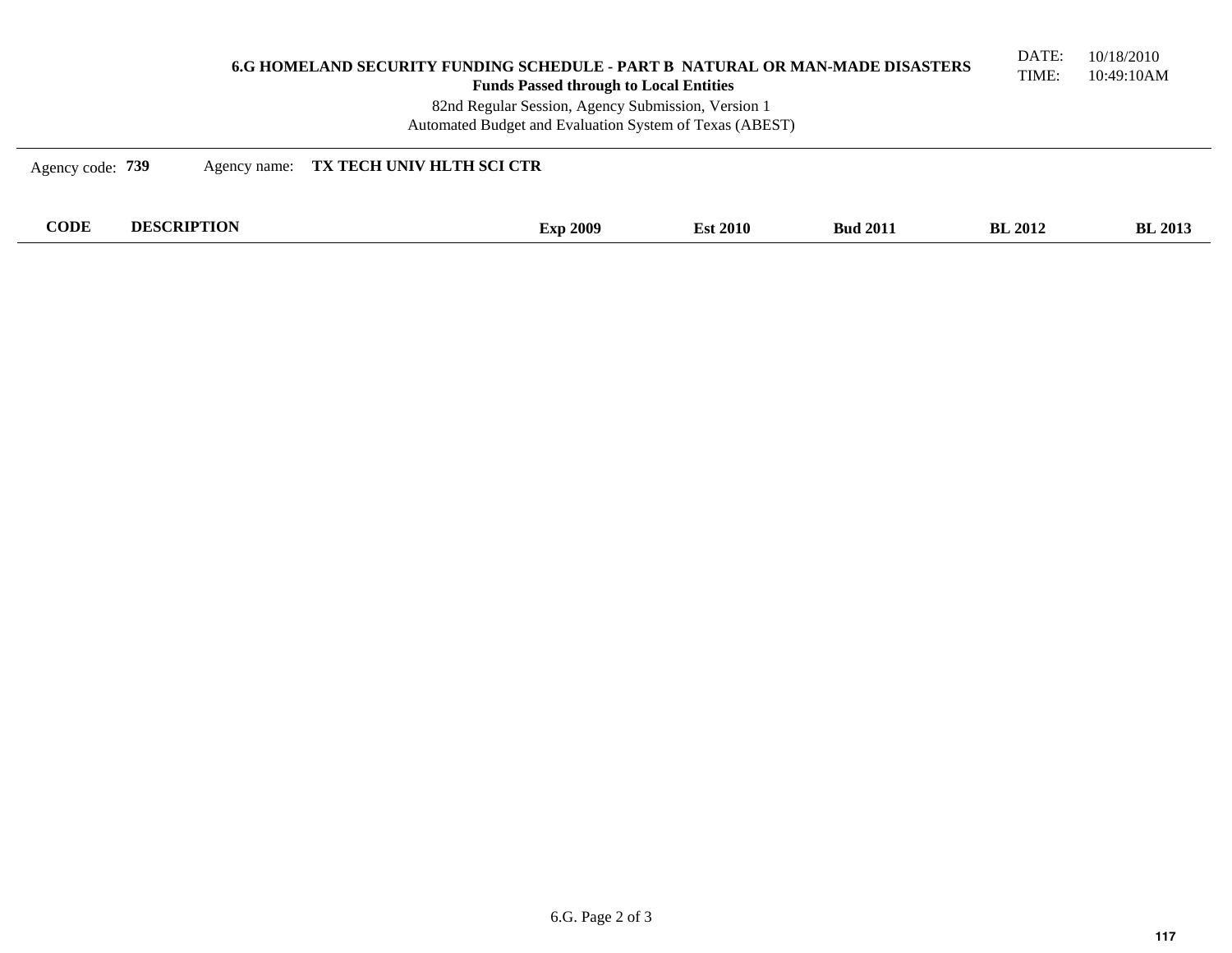**6.G HOMELAND SECURITY FUNDING SCHEDULE - PART B NATURAL OR MAN-MADE DISASTERS**
**Funds Passed through to Local Entities**
82nd Regular Session, Agency Submission, Version 1
Automated Budget and Evaluation System of Texas (ABEST)

DATE: 10/18/2010
TIME: 10:49:10AM

Agency code: **739** Agency name: **TX TECH UNIV HLTH SCI CTR**

| CODE | DESCRIPTION | Exp 2009 | Est 2010 | Bud 2011 | BL 2012 | BL 2013 |
|---|---|---|---|---|---|---|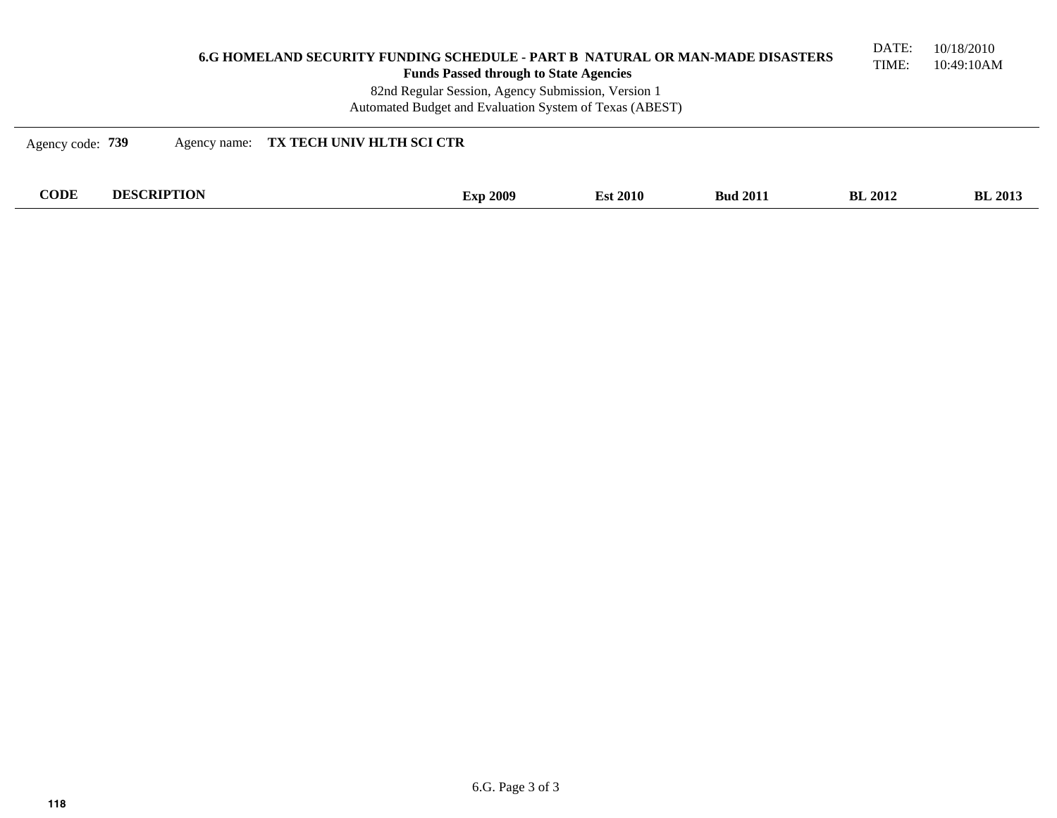# 6.G HOMELAND SECURITY FUNDING SCHEDULE - PART B NATURAL OR MAN-MADE DISASTERS

**Funds Passed through to State Agencies**

82nd Regular Session, Agency Submission, Version 1

Automated Budget and Evaluation System of Texas (ABEST)

DATE: 10/18/2010
TIME: 10:49:10AM

Agency code: **739** Agency name: **TX TECH UNIV HLTH SCI CTR**

| CODE | DESCRIPTION | Exp 2009 | Est 2010 | Bud 2011 | BL 2012 | BL 2013 |
|---|---|---|---|---|---|---|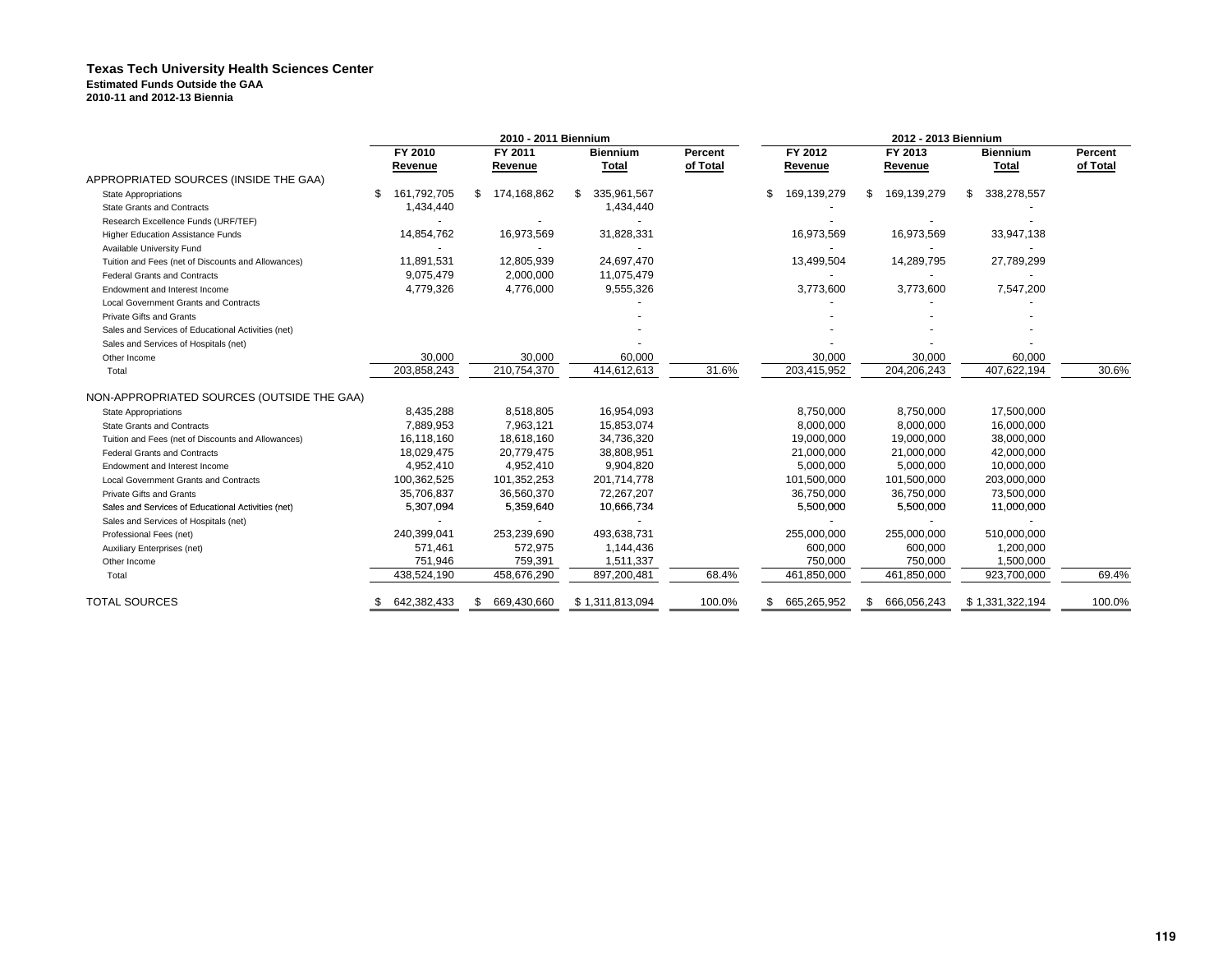**Texas Tech University Health Sciences Center**
**Estimated Funds Outside the GAA**
**2010-11 and 2012-13 Biennia**

| | 2010 - 2011 Biennium | | | | 2012 - 2013 Biennium | | | |
|---|---|---|---|---|---|---|---|---|
| | FY 2010 Revenue | FY 2011 Revenue | Biennium Total | Percent of Total | FY 2012 Revenue | FY 2013 Revenue | Biennium Total | Percent of Total |
| APPROPRIATED SOURCES (INSIDE THE GAA) | | | | | | | | |
| State Appropriations | $ 161,792,705 | $ 174,168,862 | $ 335,961,567 | | $ 169,139,279 | $ 169,139,279 | $ 338,278,557 | |
| State Grants and Contracts | 1,434,440 | | 1,434,440 | | - | | - | |
| Research Excellence Funds (URF/TEF) | - | - | - | | - | - | - | |
| Higher Education Assistance Funds | 14,854,762 | 16,973,569 | 31,828,331 | | 16,973,569 | 16,973,569 | 33,947,138 | |
| Available University Fund | - | - | - | | - | - | - | |
| Tuition and Fees (net of Discounts and Allowances) | 11,891,531 | 12,805,939 | 24,697,470 | | 13,499,504 | 14,289,795 | 27,789,299 | |
| Federal Grants and Contracts | 9,075,479 | 2,000,000 | 11,075,479 | | - | - | - | |
| Endowment and Interest Income | 4,779,326 | 4,776,000 | 9,555,326 | | 3,773,600 | 3,773,600 | 7,547,200 | |
| Local Government Grants and Contracts | | | - | | - | - | - | |
| Private Gifts and Grants | | | - | | - | - | - | |
| Sales and Services of Educational Activities (net) | | | - | | - | - | - | |
| Sales and Services of Hospitals (net) | | | - | | - | - | - | |
| Other Income | 30,000 | 30,000 | 60,000 | | 30,000 | 30,000 | 60,000 | |
| Total | 203,858,243 | 210,754,370 | 414,612,613 | 31.6% | 203,415,952 | 204,206,243 | 407,622,194 | 30.6% |
| NON-APPROPRIATED SOURCES (OUTSIDE THE GAA) | | | | | | | | |
| State Appropriations | 8,435,288 | 8,518,805 | 16,954,093 | | 8,750,000 | 8,750,000 | 17,500,000 | |
| State Grants and Contracts | 7,889,953 | 7,963,121 | 15,853,074 | | 8,000,000 | 8,000,000 | 16,000,000 | |
| Tuition and Fees (net of Discounts and Allowances) | 16,118,160 | 18,618,160 | 34,736,320 | | 19,000,000 | 19,000,000 | 38,000,000 | |
| Federal Grants and Contracts | 18,029,475 | 20,779,475 | 38,808,951 | | 21,000,000 | 21,000,000 | 42,000,000 | |
| Endowment and Interest Income | 4,952,410 | 4,952,410 | 9,904,820 | | 5,000,000 | 5,000,000 | 10,000,000 | |
| Local Government Grants and Contracts | 100,362,525 | 101,352,253 | 201,714,778 | | 101,500,000 | 101,500,000 | 203,000,000 | |
| Private Gifts and Grants | 35,706,837 | 36,560,370 | 72,267,207 | | 36,750,000 | 36,750,000 | 73,500,000 | |
| Sales and Services of Educational Activities (net) | 5,307,094 | 5,359,640 | 10,666,734 | | 5,500,000 | 5,500,000 | 11,000,000 | |
| Sales and Services of Hospitals (net) | - | - | - | | - | - | - | |
| Professional Fees (net) | 240,399,041 | 253,239,690 | 493,638,731 | | 255,000,000 | 255,000,000 | 510,000,000 | |
| Auxiliary Enterprises (net) | 571,461 | 572,975 | 1,144,436 | | 600,000 | 600,000 | 1,200,000 | |
| Other Income | 751,946 | 759,391 | 1,511,337 | | 750,000 | 750,000 | 1,500,000 | |
| Total | 438,524,190 | 458,676,290 | 897,200,481 | 68.4% | 461,850,000 | 461,850,000 | 923,700,000 | 69.4% |
| TOTAL SOURCES | $ 642,382,433 | $ 669,430,660 | $ 1,311,813,094 | 100.0% | $ 665,265,952 | $ 666,056,243 | $ 1,331,322,194 | 100.0% |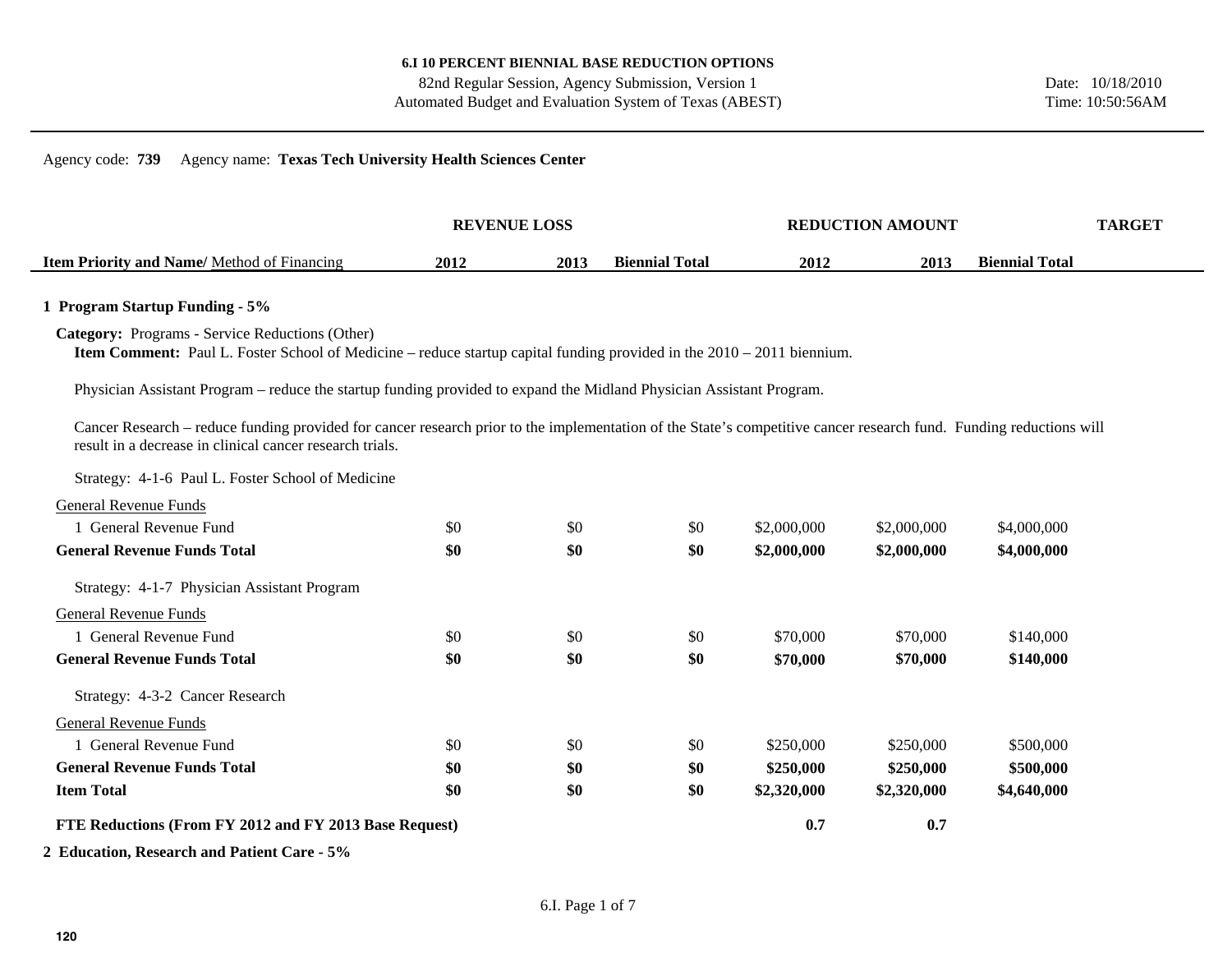**6.I 10 PERCENT BIENNIAL BASE REDUCTION OPTIONS**

82nd Regular Session, Agency Submission, Version 1

Automated Budget and Evaluation System of Texas (ABEST)

Date: 10/18/2010

Time: 10:50:56AM

Agency code: **739** Agency name: **Texas Tech University Health Sciences Center**

| Item Priority and Name/ Method of Financing | REVENUE LOSS 2012 | 2013 | Biennial Total | REDUCTION AMOUNT 2012 | 2013 | Biennial Total | TARGET |
|---|---|---|---|---|---|---|---|
| **1 Program Startup Funding - 5%** | | | | | | | |

**Category:** Programs - Service Reductions (Other)

**Item Comment:** Paul L. Foster School of Medicine – reduce startup capital funding provided in the 2010 – 2011 biennium.

Physician Assistant Program – reduce the startup funding provided to expand the Midland Physician Assistant Program.

Cancer Research – reduce funding provided for cancer research prior to the implementation of the State's competitive cancer research fund. Funding reductions will result in a decrease in clinical cancer research trials.

| Item Priority and Name/ Method of Financing | REVENUE LOSS 2012 | 2013 | Biennial Total | REDUCTION AMOUNT 2012 | 2013 | Biennial Total | TARGET |
|---|---|---|---|---|---|---|---|
| Strategy: 4-1-6 Paul L. Foster School of Medicine | | | | | | | |
| General Revenue Funds | | | | | | | |
| 1 General Revenue Fund | $0 | $0 | $0 | $2,000,000 | $2,000,000 | $4,000,000 | |
| **General Revenue Funds Total** | **$0** | **$0** | **$0** | **$2,000,000** | **$2,000,000** | **$4,000,000** | |
| Strategy: 4-1-7 Physician Assistant Program | | | | | | | |
| General Revenue Funds | | | | | | | |
| 1 General Revenue Fund | $0 | $0 | $0 | $70,000 | $70,000 | $140,000 | |
| **General Revenue Funds Total** | **$0** | **$0** | **$0** | **$70,000** | **$70,000** | **$140,000** | |
| Strategy: 4-3-2 Cancer Research | | | | | | | |
| General Revenue Funds | | | | | | | |
| 1 General Revenue Fund | $0 | $0 | $0 | $250,000 | $250,000 | $500,000 | |
| **General Revenue Funds Total** | **$0** | **$0** | **$0** | **$250,000** | **$250,000** | **$500,000** | |
| **Item Total** | **$0** | **$0** | **$0** | **$2,320,000** | **$2,320,000** | **$4,640,000** | |
| **FTE Reductions (From FY 2012 and FY 2013 Base Request)** | | | | **0.7** | **0.7** | | |

**2 Education, Research and Patient Care - 5%**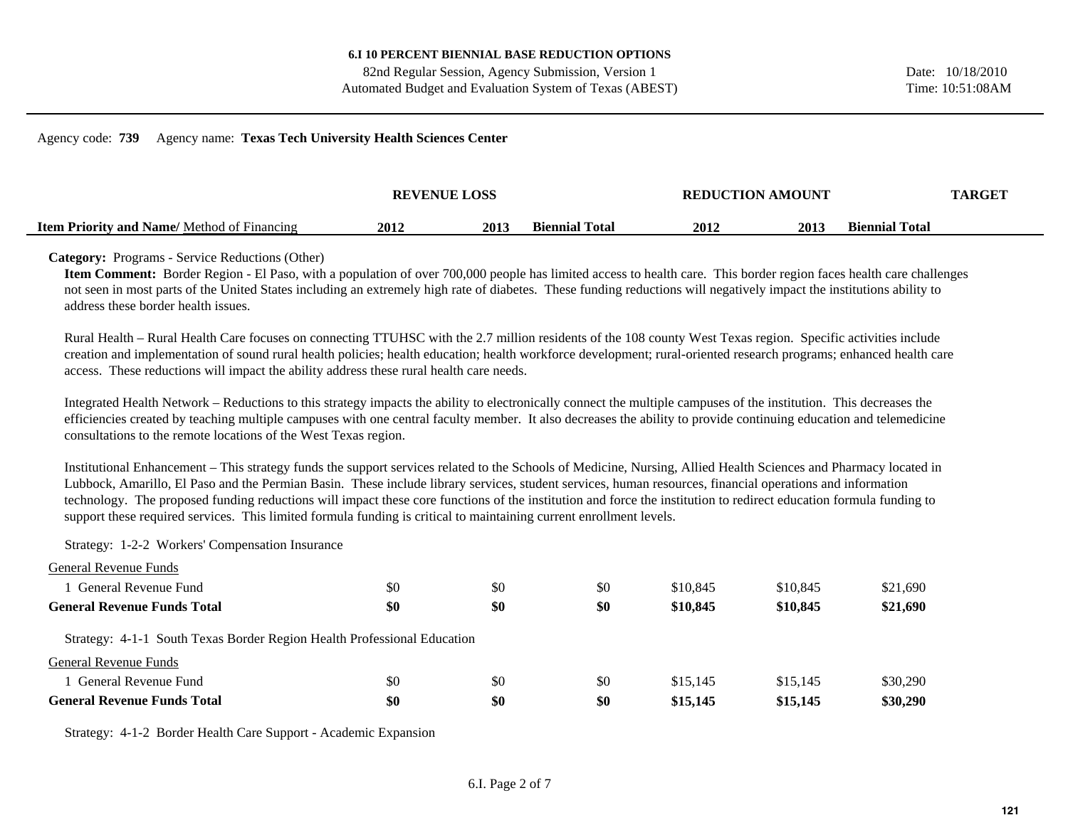**6.I 10 PERCENT BIENNIAL BASE REDUCTION OPTIONS**

82nd Regular Session, Agency Submission, Version 1

Automated Budget and Evaluation System of Texas (ABEST)

Date: 10/18/2010

Time: 10:51:08AM

Agency code: **739** Agency name: **Texas Tech University Health Sciences Center**

| Item Priority and Name/ Method of Financing | REVENUE LOSS 2012 | 2013 | Biennial Total | REDUCTION AMOUNT 2012 | 2013 | Biennial Total | TARGET |
|---|---|---|---|---|---|---|---|

**Category:** Programs - Service Reductions (Other)

**Item Comment:** Border Region - El Paso, with a population of over 700,000 people has limited access to health care. This border region faces health care challenges not seen in most parts of the United States including an extremely high rate of diabetes. These funding reductions will negatively impact the institutions ability to address these border health issues.

Rural Health – Rural Health Care focuses on connecting TTUHSC with the 2.7 million residents of the 108 county West Texas region. Specific activities include creation and implementation of sound rural health policies; health education; health workforce development; rural-oriented research programs; enhanced health care access. These reductions will impact the ability address these rural health care needs.

Integrated Health Network – Reductions to this strategy impacts the ability to electronically connect the multiple campuses of the institution. This decreases the efficiencies created by teaching multiple campuses with one central faculty member. It also decreases the ability to provide continuing education and telemedicine consultations to the remote locations of the West Texas region.

Institutional Enhancement – This strategy funds the support services related to the Schools of Medicine, Nursing, Allied Health Sciences and Pharmacy located in Lubbock, Amarillo, El Paso and the Permian Basin. These include library services, student services, human resources, financial operations and information technology. The proposed funding reductions will impact these core functions of the institution and force the institution to redirect education formula funding to support these required services. This limited formula funding is critical to maintaining current enrollment levels.

Strategy: 1-2-2 Workers' Compensation Insurance

| | 2012 | 2013 | Biennial Total | 2012 | 2013 | Biennial Total | TARGET |
|---|---|---|---|---|---|---|---|
| General Revenue Funds | | | | | | | |
| 1 General Revenue Fund | $0 | $0 | $0 | $10,845 | $10,845 | $21,690 | |
| **General Revenue Funds Total** | **$0** | **$0** | **$0** | **$10,845** | **$10,845** | **$21,690** | |

Strategy: 4-1-1 South Texas Border Region Health Professional Education

| | 2012 | 2013 | Biennial Total | 2012 | 2013 | Biennial Total | TARGET |
|---|---|---|---|---|---|---|---|
| General Revenue Funds | | | | | | | |
| 1 General Revenue Fund | $0 | $0 | $0 | $15,145 | $15,145 | $30,290 | |
| **General Revenue Funds Total** | **$0** | **$0** | **$0** | **$15,145** | **$15,145** | **$30,290** | |

Strategy: 4-1-2 Border Health Care Support - Academic Expansion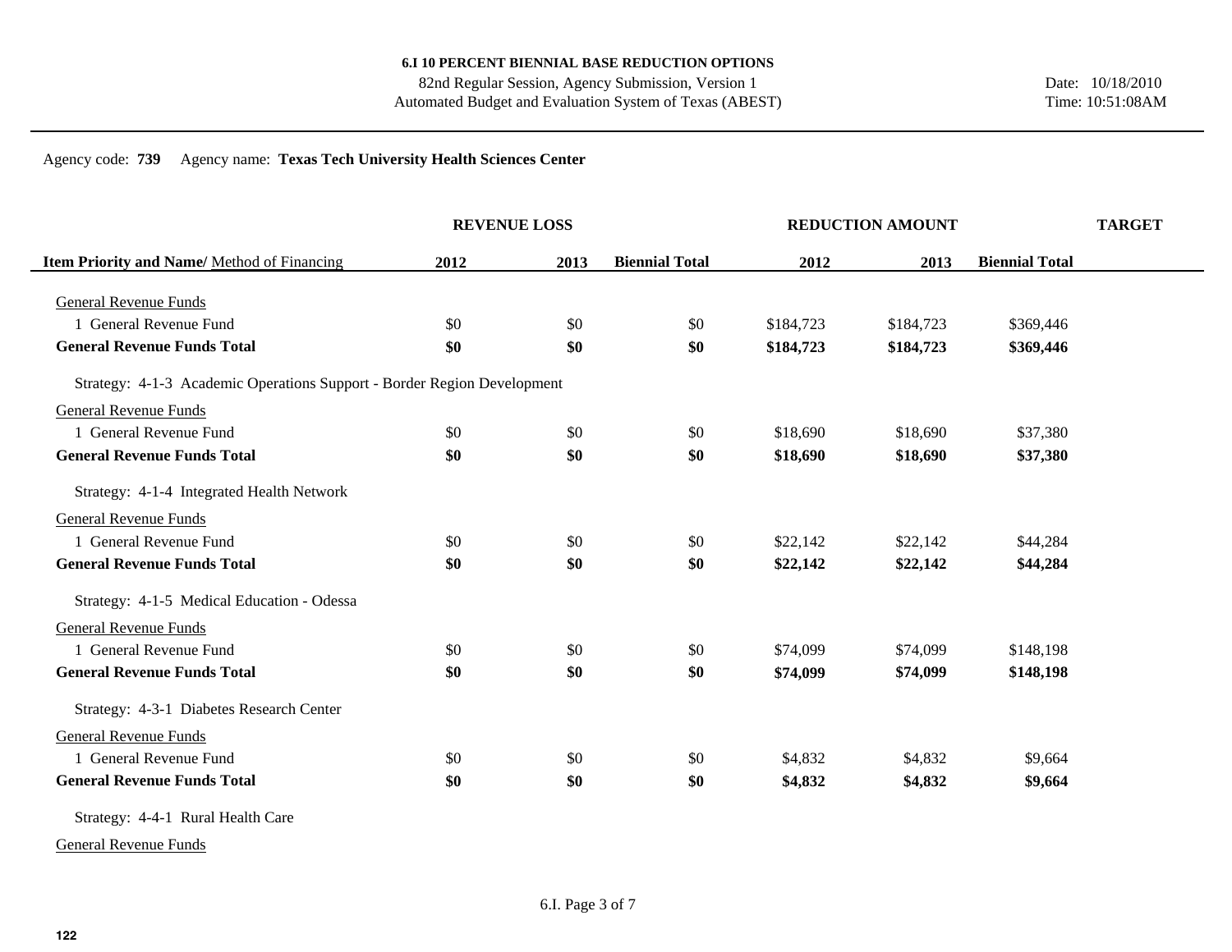**6.I 10 PERCENT BIENNIAL BASE REDUCTION OPTIONS**

82nd Regular Session, Agency Submission, Version 1

Automated Budget and Evaluation System of Texas (ABEST)

Date: 10/18/2010

Time: 10:51:08AM

Agency code: **739** Agency name: **Texas Tech University Health Sciences Center**

| | REVENUE LOSS | | | REDUCTION AMOUNT | | | TARGET |
|---|---|---|---|---|---|---|---|
| **Item Priority and Name/** Method of Financing | 2012 | 2013 | Biennial Total | 2012 | 2013 | Biennial Total | |
| General Revenue Funds | | | | | | | |
| 1 General Revenue Fund | $0 | $0 | $0 | $184,723 | $184,723 | $369,446 | |
| **General Revenue Funds Total** | **$0** | **$0** | **$0** | **$184,723** | **$184,723** | **$369,446** | |
| Strategy: 4-1-3 Academic Operations Support - Border Region Development | | | | | | | |
| General Revenue Funds | | | | | | | |
| 1 General Revenue Fund | $0 | $0 | $0 | $18,690 | $18,690 | $37,380 | |
| **General Revenue Funds Total** | **$0** | **$0** | **$0** | **$18,690** | **$18,690** | **$37,380** | |
| Strategy: 4-1-4 Integrated Health Network | | | | | | | |
| General Revenue Funds | | | | | | | |
| 1 General Revenue Fund | $0 | $0 | $0 | $22,142 | $22,142 | $44,284 | |
| **General Revenue Funds Total** | **$0** | **$0** | **$0** | **$22,142** | **$22,142** | **$44,284** | |
| Strategy: 4-1-5 Medical Education - Odessa | | | | | | | |
| General Revenue Funds | | | | | | | |
| 1 General Revenue Fund | $0 | $0 | $0 | $74,099 | $74,099 | $148,198 | |
| **General Revenue Funds Total** | **$0** | **$0** | **$0** | **$74,099** | **$74,099** | **$148,198** | |
| Strategy: 4-3-1 Diabetes Research Center | | | | | | | |
| General Revenue Funds | | | | | | | |
| 1 General Revenue Fund | $0 | $0 | $0 | $4,832 | $4,832 | $9,664 | |
| **General Revenue Funds Total** | **$0** | **$0** | **$0** | **$4,832** | **$4,832** | **$9,664** | |
| Strategy: 4-4-1 Rural Health Care | | | | | | | |
| General Revenue Funds | | | | | | | |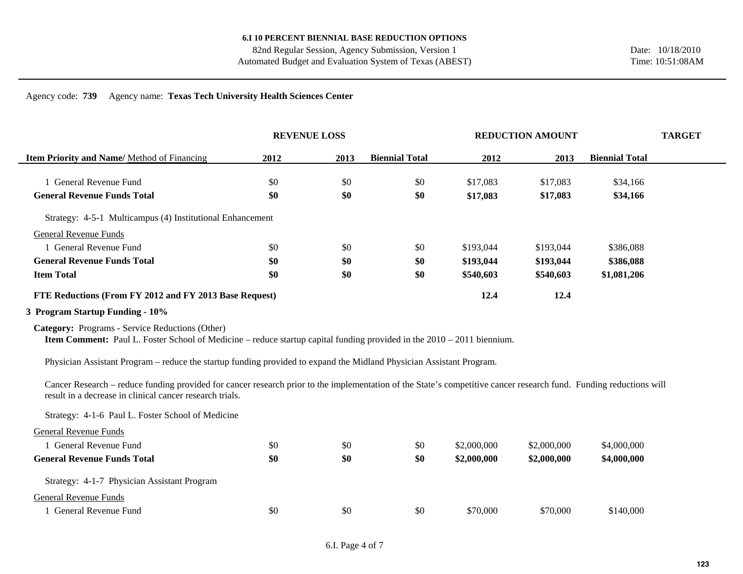**6.I 10 PERCENT BIENNIAL BASE REDUCTION OPTIONS**

82nd Regular Session, Agency Submission, Version 1
Automated Budget and Evaluation System of Texas (ABEST)

Date: 10/18/2010
Time: 10:51:08AM

Agency code: **739** Agency name: **Texas Tech University Health Sciences Center**

| | REVENUE LOSS | | | REDUCTION AMOUNT | | | TARGET |
|---|---|---|---|---|---|---|---|
| **Item Priority and Name/** Method of Financing | **2012** | **2013** | **Biennial Total** | **2012** | **2013** | **Biennial Total** | |
| 1 General Revenue Fund | $0 | $0 | $0 | $17,083 | $17,083 | $34,166 | |
| **General Revenue Funds Total** | **$0** | **$0** | **$0** | **$17,083** | **$17,083** | **$34,166** | |
| Strategy: 4-5-1 Multicampus (4) Institutional Enhancement | | | | | | | |
| General Revenue Funds | | | | | | | |
| 1 General Revenue Fund | $0 | $0 | $0 | $193,044 | $193,044 | $386,088 | |
| **General Revenue Funds Total** | **$0** | **$0** | **$0** | **$193,044** | **$193,044** | **$386,088** | |
| **Item Total** | **$0** | **$0** | **$0** | **$540,603** | **$540,603** | **$1,081,206** | |
| **FTE Reductions (From FY 2012 and FY 2013 Base Request)** | | | | **12.4** | **12.4** | | |

**3 Program Startup Funding - 10%**

**Category:** Programs - Service Reductions (Other)

**Item Comment:** Paul L. Foster School of Medicine – reduce startup capital funding provided in the 2010 – 2011 biennium.

Physician Assistant Program – reduce the startup funding provided to expand the Midland Physician Assistant Program.

Cancer Research – reduce funding provided for cancer research prior to the implementation of the State's competitive cancer research fund. Funding reductions will result in a decrease in clinical cancer research trials.

| | | | | | | | |
|---|---|---|---|---|---|---|---|
| Strategy: 4-1-6 Paul L. Foster School of Medicine | | | | | | | |
| General Revenue Funds | | | | | | | |
| 1 General Revenue Fund | $0 | $0 | $0 | $2,000,000 | $2,000,000 | $4,000,000 | |
| **General Revenue Funds Total** | **$0** | **$0** | **$0** | **$2,000,000** | **$2,000,000** | **$4,000,000** | |
| Strategy: 4-1-7 Physician Assistant Program | | | | | | | |
| General Revenue Funds | | | | | | | |
| 1 General Revenue Fund | $0 | $0 | $0 | $70,000 | $70,000 | $140,000 | |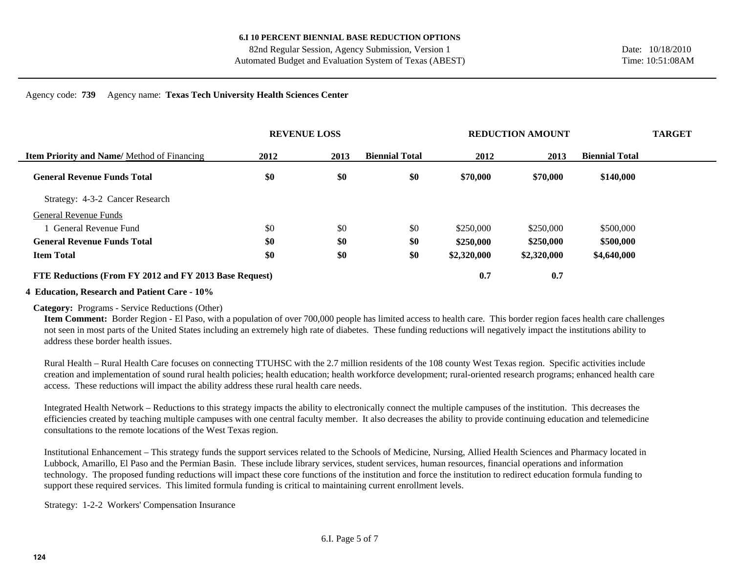**6.I 10 PERCENT BIENNIAL BASE REDUCTION OPTIONS**

82nd Regular Session, Agency Submission, Version 1

Automated Budget and Evaluation System of Texas (ABEST)

Date: 10/18/2010

Time: 10:51:08AM

Agency code: **739** Agency name: **Texas Tech University Health Sciences Center**

| | REVENUE LOSS | | | REDUCTION AMOUNT | | | TARGET |
|---|---|---|---|---|---|---|---|
| **Item Priority and Name/** Method of Financing | **2012** | **2013** | **Biennial Total** | **2012** | **2013** | **Biennial Total** | |
| **General Revenue Funds Total** | **$0** | **$0** | **$0** | **$70,000** | **$70,000** | **$140,000** | |
| Strategy: 4-3-2 Cancer Research | | | | | | | |
| General Revenue Funds | | | | | | | |
| 1 General Revenue Fund | $0 | $0 | $0 | $250,000 | $250,000 | $500,000 | |
| **General Revenue Funds Total** | **$0** | **$0** | **$0** | **$250,000** | **$250,000** | **$500,000** | |
| **Item Total** | **$0** | **$0** | **$0** | **$2,320,000** | **$2,320,000** | **$4,640,000** | |
| **FTE Reductions (From FY 2012 and FY 2013 Base Request)** | | | | **0.7** | **0.7** | | |

**4 Education, Research and Patient Care - 10%**

**Category:** Programs - Service Reductions (Other)

**Item Comment:** Border Region - El Paso, with a population of over 700,000 people has limited access to health care. This border region faces health care challenges not seen in most parts of the United States including an extremely high rate of diabetes. These funding reductions will negatively impact the institutions ability to address these border health issues.

Rural Health – Rural Health Care focuses on connecting TTUHSC with the 2.7 million residents of the 108 county West Texas region. Specific activities include creation and implementation of sound rural health policies; health education; health workforce development; rural-oriented research programs; enhanced health care access. These reductions will impact the ability address these rural health care needs.

Integrated Health Network – Reductions to this strategy impacts the ability to electronically connect the multiple campuses of the institution. This decreases the efficiencies created by teaching multiple campuses with one central faculty member. It also decreases the ability to provide continuing education and telemedicine consultations to the remote locations of the West Texas region.

Institutional Enhancement – This strategy funds the support services related to the Schools of Medicine, Nursing, Allied Health Sciences and Pharmacy located in Lubbock, Amarillo, El Paso and the Permian Basin. These include library services, student services, human resources, financial operations and information technology. The proposed funding reductions will impact these core functions of the institution and force the institution to redirect education formula funding to support these required services. This limited formula funding is critical to maintaining current enrollment levels.

Strategy: 1-2-2 Workers' Compensation Insurance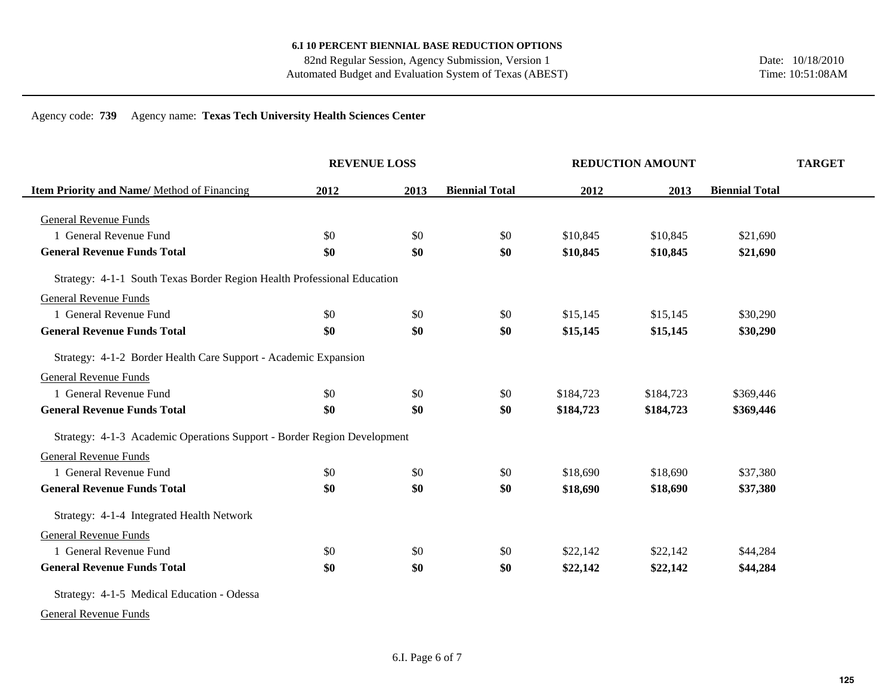**6.I 10 PERCENT BIENNIAL BASE REDUCTION OPTIONS**

82nd Regular Session, Agency Submission, Version 1

Automated Budget and Evaluation System of Texas (ABEST)

Date: 10/18/2010

Time: 10:51:08AM

Agency code: **739** Agency name: **Texas Tech University Health Sciences Center**

| Item Priority and Name/ Method of Financing | REVENUE LOSS 2012 | REVENUE LOSS 2013 | REVENUE LOSS Biennial Total | REDUCTION AMOUNT 2012 | REDUCTION AMOUNT 2013 | REDUCTION AMOUNT Biennial Total | TARGET |
|---|---|---|---|---|---|---|---|
| General Revenue Funds | | | | | | | |
| 1 General Revenue Fund | $0 | $0 | $0 | $10,845 | $10,845 | $21,690 | |
| **General Revenue Funds Total** | **$0** | **$0** | **$0** | **$10,845** | **$10,845** | **$21,690** | |
| Strategy: 4-1-1 South Texas Border Region Health Professional Education | | | | | | | |
| General Revenue Funds | | | | | | | |
| 1 General Revenue Fund | $0 | $0 | $0 | $15,145 | $15,145 | $30,290 | |
| **General Revenue Funds Total** | **$0** | **$0** | **$0** | **$15,145** | **$15,145** | **$30,290** | |
| Strategy: 4-1-2 Border Health Care Support - Academic Expansion | | | | | | | |
| General Revenue Funds | | | | | | | |
| 1 General Revenue Fund | $0 | $0 | $0 | $184,723 | $184,723 | $369,446 | |
| **General Revenue Funds Total** | **$0** | **$0** | **$0** | **$184,723** | **$184,723** | **$369,446** | |
| Strategy: 4-1-3 Academic Operations Support - Border Region Development | | | | | | | |
| General Revenue Funds | | | | | | | |
| 1 General Revenue Fund | $0 | $0 | $0 | $18,690 | $18,690 | $37,380 | |
| **General Revenue Funds Total** | **$0** | **$0** | **$0** | **$18,690** | **$18,690** | **$37,380** | |
| Strategy: 4-1-4 Integrated Health Network | | | | | | | |
| General Revenue Funds | | | | | | | |
| 1 General Revenue Fund | $0 | $0 | $0 | $22,142 | $22,142 | $44,284 | |
| **General Revenue Funds Total** | **$0** | **$0** | **$0** | **$22,142** | **$22,142** | **$44,284** | |
| Strategy: 4-1-5 Medical Education - Odessa | | | | | | | |
| General Revenue Funds | | | | | | | |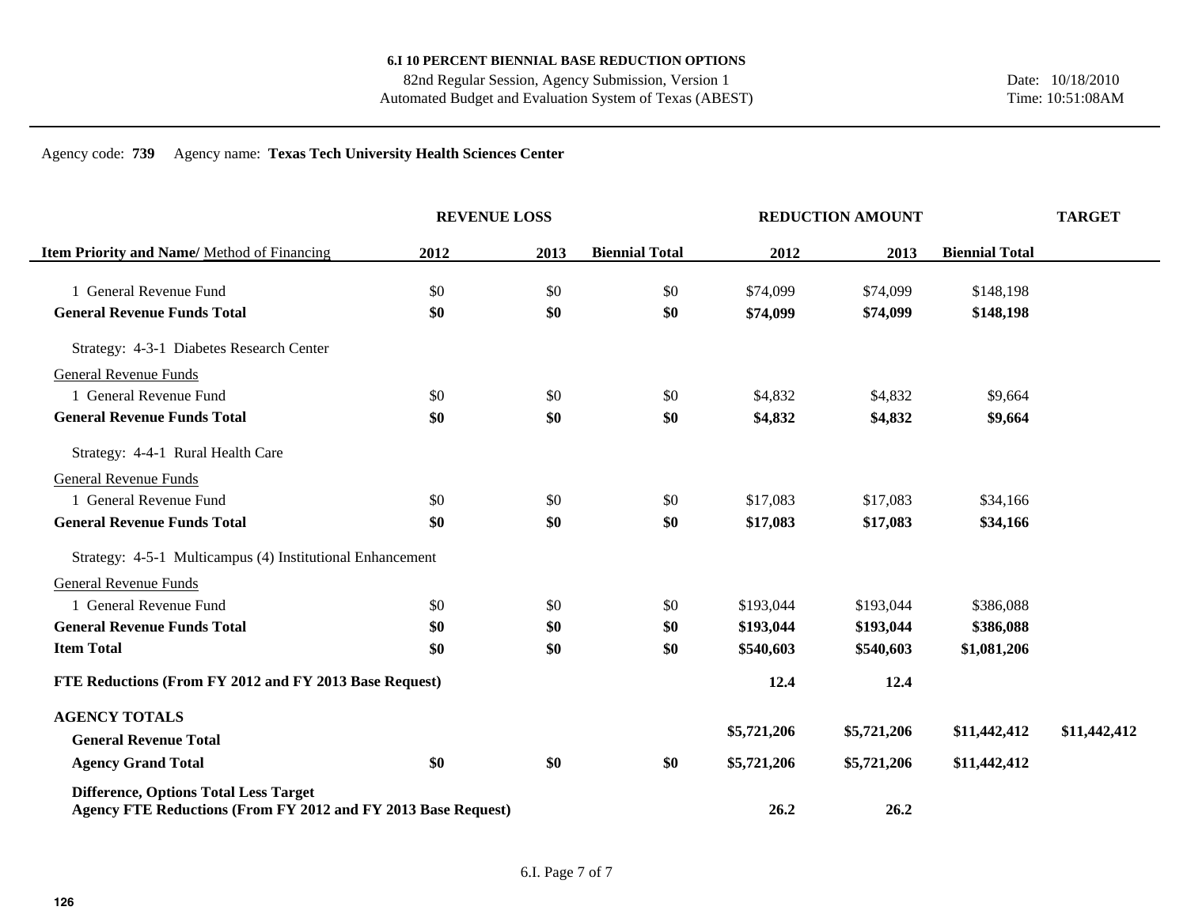**6.I 10 PERCENT BIENNIAL BASE REDUCTION OPTIONS**

82nd Regular Session, Agency Submission, Version 1
Automated Budget and Evaluation System of Texas (ABEST)

Date: 10/18/2010
Time: 10:51:08AM

Agency code: **739** Agency name: **Texas Tech University Health Sciences Center**

| | REVENUE LOSS | | | REDUCTION AMOUNT | | | TARGET |
|---|---|---|---|---|---|---|---|
| **Item Priority and Name/** Method of Financing | **2012** | **2013** | **Biennial Total** | **2012** | **2013** | **Biennial Total** | |
| 1 General Revenue Fund | $0 | $0 | $0 | $74,099 | $74,099 | $148,198 | |
| **General Revenue Funds Total** | **$0** | **$0** | **$0** | **$74,099** | **$74,099** | **$148,198** | |
| Strategy: 4-3-1 Diabetes Research Center | | | | | | | |
| General Revenue Funds | | | | | | | |
| 1 General Revenue Fund | $0 | $0 | $0 | $4,832 | $4,832 | $9,664 | |
| **General Revenue Funds Total** | **$0** | **$0** | **$0** | **$4,832** | **$4,832** | **$9,664** | |
| Strategy: 4-4-1 Rural Health Care | | | | | | | |
| General Revenue Funds | | | | | | | |
| 1 General Revenue Fund | $0 | $0 | $0 | $17,083 | $17,083 | $34,166 | |
| **General Revenue Funds Total** | **$0** | **$0** | **$0** | **$17,083** | **$17,083** | **$34,166** | |
| Strategy: 4-5-1 Multicampus (4) Institutional Enhancement | | | | | | | |
| General Revenue Funds | | | | | | | |
| 1 General Revenue Fund | $0 | $0 | $0 | $193,044 | $193,044 | $386,088 | |
| **General Revenue Funds Total** | **$0** | **$0** | **$0** | **$193,044** | **$193,044** | **$386,088** | |
| **Item Total** | **$0** | **$0** | **$0** | **$540,603** | **$540,603** | **$1,081,206** | |
| **FTE Reductions (From FY 2012 and FY 2013 Base Request)** | | | | **12.4** | **12.4** | | |
| **AGENCY TOTALS** | | | | | | | |
| **General Revenue Total** | | | | **$5,721,206** | **$5,721,206** | **$11,442,412** | **$11,442,412** |
| **Agency Grand Total** | **$0** | **$0** | **$0** | **$5,721,206** | **$5,721,206** | **$11,442,412** | |
| **Difference, Options Total Less Target** | | | | | | | |
| **Agency FTE Reductions (From FY 2012 and FY 2013 Base Request)** | | | | **26.2** | **26.2** | | |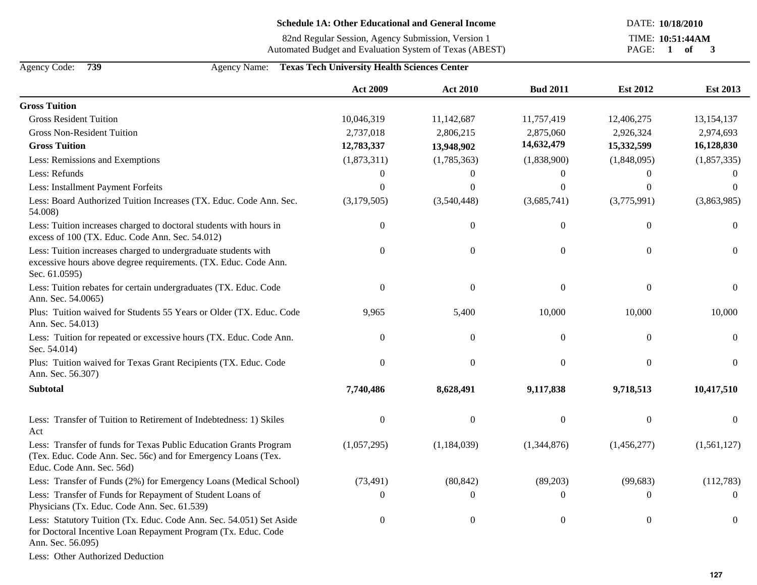# Schedule 1A: Other Educational and General Income

82nd Regular Session, Agency Submission, Version 1
Automated Budget and Evaluation System of Texas (ABEST)

DATE: **10/18/2010**
TIME: **10:51:44AM**

Agency Code: **739** Agency Name: **Texas Tech University Health Sciences Center**

| | Act 2009 | Act 2010 | Bud 2011 | Est 2012 | Est 2013 |
|---|---|---|---|---|---|
| **Gross Tuition** | | | | | |
| Gross Resident Tuition | 10,046,319 | 11,142,687 | 11,757,419 | 12,406,275 | 13,154,137 |
| Gross Non-Resident Tuition | 2,737,018 | 2,806,215 | 2,875,060 | 2,926,324 | 2,974,693 |
| **Gross Tuition** | **12,783,337** | **13,948,902** | **14,632,479** | **15,332,599** | **16,128,830** |
| Less: Remissions and Exemptions | (1,873,311) | (1,785,363) | (1,838,900) | (1,848,095) | (1,857,335) |
| Less: Refunds | 0 | 0 | 0 | 0 | 0 |
| Less: Installment Payment Forfeits | 0 | 0 | 0 | 0 | 0 |
| Less: Board Authorized Tuition Increases (TX. Educ. Code Ann. Sec. 54.008) | (3,179,505) | (3,540,448) | (3,685,741) | (3,775,991) | (3,863,985) |
| Less: Tuition increases charged to doctoral students with hours in excess of 100 (TX. Educ. Code Ann. Sec. 54.012) | 0 | 0 | 0 | 0 | 0 |
| Less: Tuition increases charged to undergraduate students with excessive hours above degree requirements. (TX. Educ. Code Ann. Sec. 61.0595) | 0 | 0 | 0 | 0 | 0 |
| Less: Tuition rebates for certain undergraduates (TX. Educ. Code Ann. Sec. 54.0065) | 0 | 0 | 0 | 0 | 0 |
| Plus: Tuition waived for Students 55 Years or Older (TX. Educ. Code Ann. Sec. 54.013) | 9,965 | 5,400 | 10,000 | 10,000 | 10,000 |
| Less: Tuition for repeated or excessive hours (TX. Educ. Code Ann. Sec. 54.014) | 0 | 0 | 0 | 0 | 0 |
| Plus: Tuition waived for Texas Grant Recipients (TX. Educ. Code Ann. Sec. 56.307) | 0 | 0 | 0 | 0 | 0 |
| **Subtotal** | **7,740,486** | **8,628,491** | **9,117,838** | **9,718,513** | **10,417,510** |
| Less: Transfer of Tuition to Retirement of Indebtedness: 1) Skiles Act | 0 | 0 | 0 | 0 | 0 |
| Less: Transfer of funds for Texas Public Education Grants Program (Tex. Educ. Code Ann. Sec. 56c) and for Emergency Loans (Tex. Educ. Code Ann. Sec. 56d) | (1,057,295) | (1,184,039) | (1,344,876) | (1,456,277) | (1,561,127) |
| Less: Transfer of Funds (2%) for Emergency Loans (Medical School) | (73,491) | (80,842) | (89,203) | (99,683) | (112,783) |
| Less: Transfer of Funds for Repayment of Student Loans of Physicians (Tx. Educ. Code Ann. Sec. 61.539) | 0 | 0 | 0 | 0 | 0 |
| Less: Statutory Tuition (Tx. Educ. Code Ann. Sec. 54.051) Set Aside for Doctoral Incentive Loan Repayment Program (Tx. Educ. Code Ann. Sec. 56.095) | 0 | 0 | 0 | 0 | 0 |
| Less: Other Authorized Deduction | | | | | |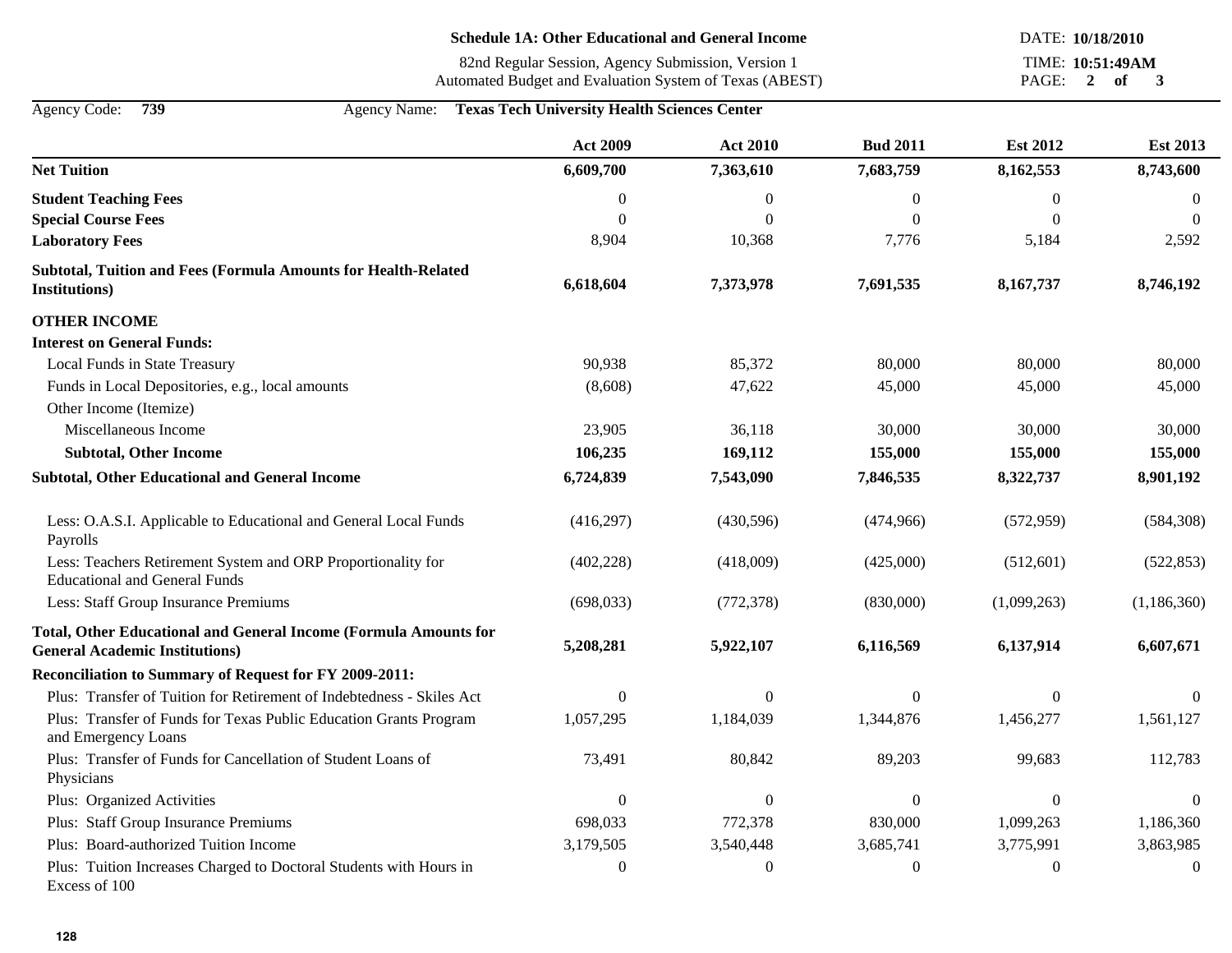## Schedule 1A: Other Educational and General Income

82nd Regular Session, Agency Submission, Version 1
Automated Budget and Evaluation System of Texas (ABEST)

DATE: **10/18/2010**
TIME: **10:51:49AM**

Agency Code: **739** Agency Name: **Texas Tech University Health Sciences Center**

| | Act 2009 | Act 2010 | Bud 2011 | Est 2012 | Est 2013 |
|---|---|---|---|---|---|
| **Net Tuition** | **6,609,700** | **7,363,610** | **7,683,759** | **8,162,553** | **8,743,600** |
| **Student Teaching Fees** | 0 | 0 | 0 | 0 | 0 |
| **Special Course Fees** | 0 | 0 | 0 | 0 | 0 |
| **Laboratory Fees** | 8,904 | 10,368 | 7,776 | 5,184 | 2,592 |
| **Subtotal, Tuition and Fees (Formula Amounts for Health-Related Institutions)** | **6,618,604** | **7,373,978** | **7,691,535** | **8,167,737** | **8,746,192** |
| **OTHER INCOME** | | | | | |
| **Interest on General Funds:** | | | | | |
| Local Funds in State Treasury | 90,938 | 85,372 | 80,000 | 80,000 | 80,000 |
| Funds in Local Depositories, e.g., local amounts | (8,608) | 47,622 | 45,000 | 45,000 | 45,000 |
| Other Income (Itemize) | | | | | |
| Miscellaneous Income | 23,905 | 36,118 | 30,000 | 30,000 | 30,000 |
| **Subtotal, Other Income** | **106,235** | **169,112** | **155,000** | **155,000** | **155,000** |
| **Subtotal, Other Educational and General Income** | **6,724,839** | **7,543,090** | **7,846,535** | **8,322,737** | **8,901,192** |
| Less: O.A.S.I. Applicable to Educational and General Local Funds Payrolls | (416,297) | (430,596) | (474,966) | (572,959) | (584,308) |
| Less: Teachers Retirement System and ORP Proportionality for Educational and General Funds | (402,228) | (418,009) | (425,000) | (512,601) | (522,853) |
| Less: Staff Group Insurance Premiums | (698,033) | (772,378) | (830,000) | (1,099,263) | (1,186,360) |
| **Total, Other Educational and General Income (Formula Amounts for General Academic Institutions)** | **5,208,281** | **5,922,107** | **6,116,569** | **6,137,914** | **6,607,671** |
| **Reconciliation to Summary of Request for FY 2009-2011:** | | | | | |
| Plus: Transfer of Tuition for Retirement of Indebtedness - Skiles Act | 0 | 0 | 0 | 0 | 0 |
| Plus: Transfer of Funds for Texas Public Education Grants Program and Emergency Loans | 1,057,295 | 1,184,039 | 1,344,876 | 1,456,277 | 1,561,127 |
| Plus: Transfer of Funds for Cancellation of Student Loans of Physicians | 73,491 | 80,842 | 89,203 | 99,683 | 112,783 |
| Plus: Organized Activities | 0 | 0 | 0 | 0 | 0 |
| Plus: Staff Group Insurance Premiums | 698,033 | 772,378 | 830,000 | 1,099,263 | 1,186,360 |
| Plus: Board-authorized Tuition Income | 3,179,505 | 3,540,448 | 3,685,741 | 3,775,991 | 3,863,985 |
| Plus: Tuition Increases Charged to Doctoral Students with Hours in Excess of 100 | 0 | 0 | 0 | 0 | 0 |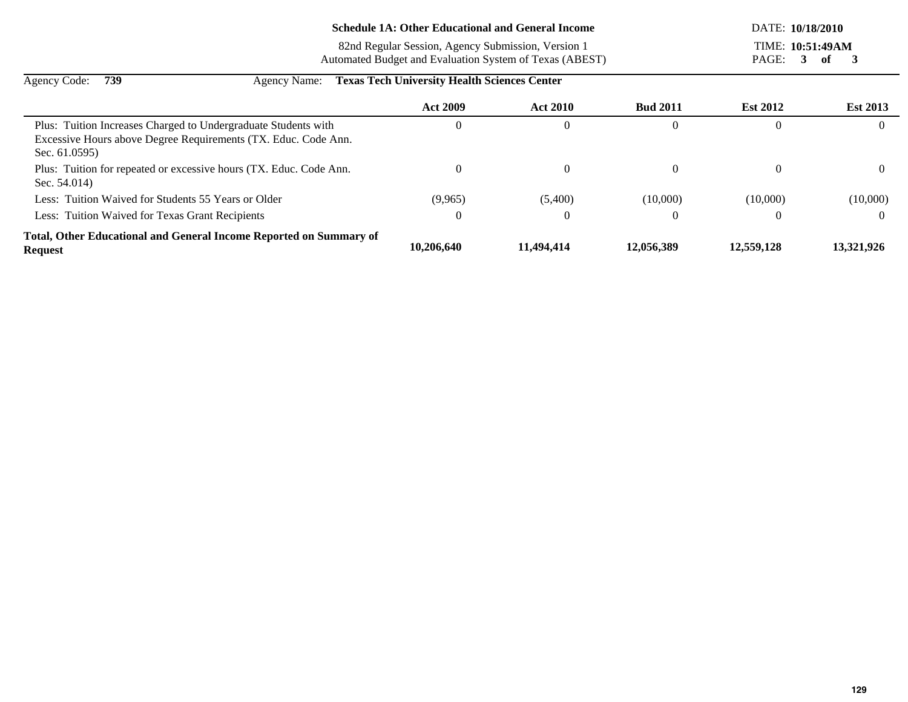**Schedule 1A: Other Educational and General Income**

82nd Regular Session, Agency Submission, Version 1
Automated Budget and Evaluation System of Texas (ABEST)

DATE: **10/18/2010**
TIME: **10:51:49AM**

Agency Code: **739** Agency Name: **Texas Tech University Health Sciences Center**

| | Act 2009 | Act 2010 | Bud 2011 | Est 2012 | Est 2013 |
|---|---|---|---|---|---|
| Plus: Tuition Increases Charged to Undergraduate Students with Excessive Hours above Degree Requirements (TX. Educ. Code Ann. Sec. 61.0595) | 0 | 0 | 0 | 0 | 0 |
| Plus: Tuition for repeated or excessive hours (TX. Educ. Code Ann. Sec. 54.014) | 0 | 0 | 0 | 0 | 0 |
| Less: Tuition Waived for Students 55 Years or Older | (9,965) | (5,400) | (10,000) | (10,000) | (10,000) |
| Less: Tuition Waived for Texas Grant Recipients | 0 | 0 | 0 | 0 | 0 |
| **Total, Other Educational and General Income Reported on Summary of Request** | **10,206,640** | **11,494,414** | **12,056,389** | **12,559,128** | **13,321,926** |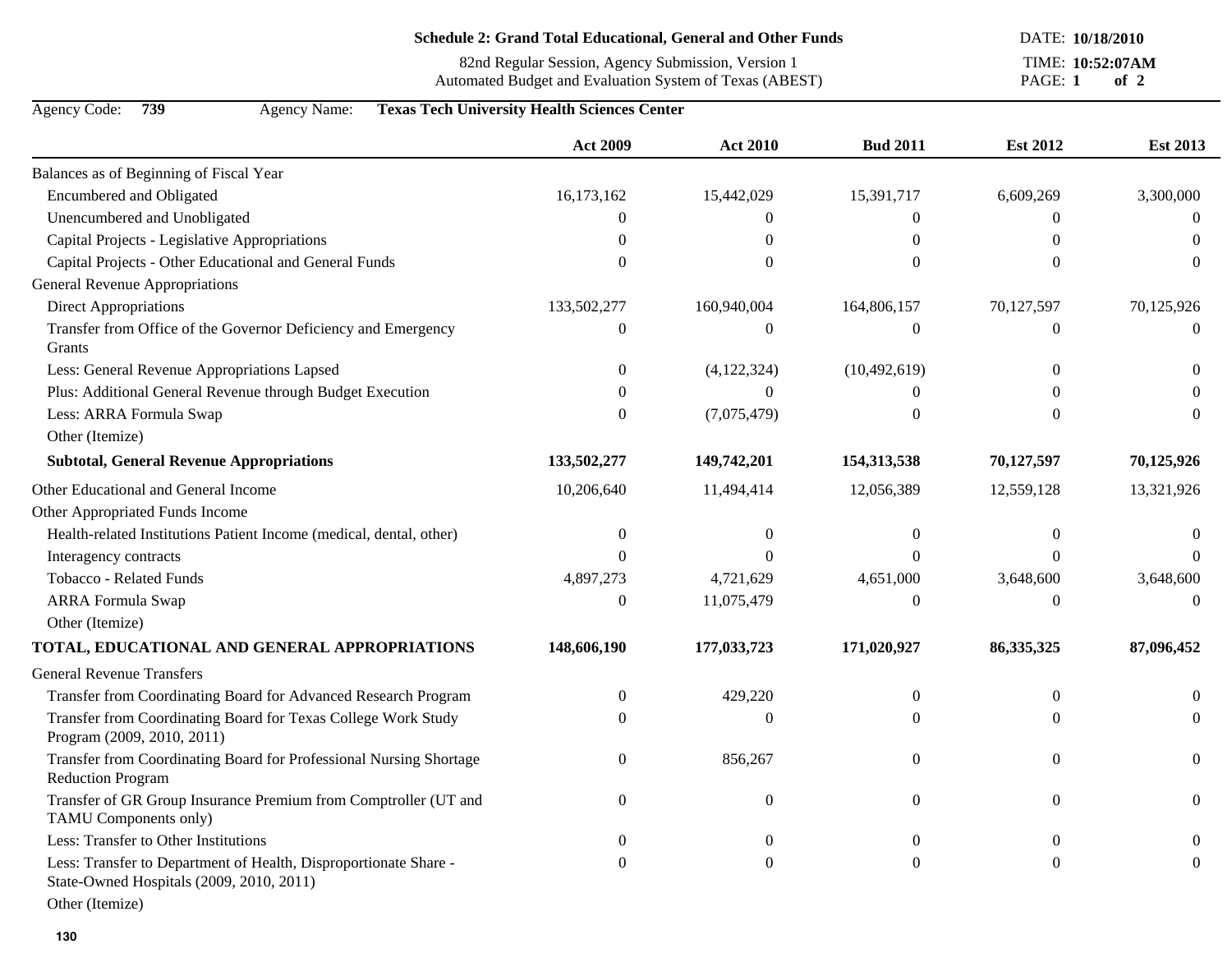## Schedule 2: Grand Total Educational, General and Other Funds

82nd Regular Session, Agency Submission, Version 1
Automated Budget and Evaluation System of Texas (ABEST)

DATE: **10/18/2010**
TIME: **10:52:07AM**

Agency Code: **739** Agency Name: **Texas Tech University Health Sciences Center**

| | Act 2009 | Act 2010 | Bud 2011 | Est 2012 | Est 2013 |
|---|---|---|---|---|---|
| Balances as of Beginning of Fiscal Year | | | | | |
| Encumbered and Obligated | 16,173,162 | 15,442,029 | 15,391,717 | 6,609,269 | 3,300,000 |
| Unencumbered and Unobligated | 0 | 0 | 0 | 0 | 0 |
| Capital Projects - Legislative Appropriations | 0 | 0 | 0 | 0 | 0 |
| Capital Projects - Other Educational and General Funds | 0 | 0 | 0 | 0 | 0 |
| General Revenue Appropriations | | | | | |
| Direct Appropriations | 133,502,277 | 160,940,004 | 164,806,157 | 70,127,597 | 70,125,926 |
| Transfer from Office of the Governor Deficiency and Emergency Grants | 0 | 0 | 0 | 0 | 0 |
| Less: General Revenue Appropriations Lapsed | 0 | (4,122,324) | (10,492,619) | 0 | 0 |
| Plus: Additional General Revenue through Budget Execution | 0 | 0 | 0 | 0 | 0 |
| Less: ARRA Formula Swap | 0 | (7,075,479) | 0 | 0 | 0 |
| Other (Itemize) | | | | | |
| **Subtotal, General Revenue Appropriations** | **133,502,277** | **149,742,201** | **154,313,538** | **70,127,597** | **70,125,926** |
| Other Educational and General Income | 10,206,640 | 11,494,414 | 12,056,389 | 12,559,128 | 13,321,926 |
| Other Appropriated Funds Income | | | | | |
| Health-related Institutions Patient Income (medical, dental, other) | 0 | 0 | 0 | 0 | 0 |
| Interagency contracts | 0 | 0 | 0 | 0 | 0 |
| Tobacco - Related Funds | 4,897,273 | 4,721,629 | 4,651,000 | 3,648,600 | 3,648,600 |
| ARRA Formula Swap | 0 | 11,075,479 | 0 | 0 | 0 |
| Other (Itemize) | | | | | |
| **TOTAL, EDUCATIONAL AND GENERAL APPROPRIATIONS** | **148,606,190** | **177,033,723** | **171,020,927** | **86,335,325** | **87,096,452** |
| General Revenue Transfers | | | | | |
| Transfer from Coordinating Board for Advanced Research Program | 0 | 429,220 | 0 | 0 | 0 |
| Transfer from Coordinating Board for Texas College Work Study Program (2009, 2010, 2011) | 0 | 0 | 0 | 0 | 0 |
| Transfer from Coordinating Board for Professional Nursing Shortage Reduction Program | 0 | 856,267 | 0 | 0 | 0 |
| Transfer of GR Group Insurance Premium from Comptroller (UT and TAMU Components only) | 0 | 0 | 0 | 0 | 0 |
| Less: Transfer to Other Institutions | 0 | 0 | 0 | 0 | 0 |
| Less: Transfer to Department of Health, Disproportionate Share - State-Owned Hospitals (2009, 2010, 2011) | 0 | 0 | 0 | 0 | 0 |
| Other (Itemize) | | | | | |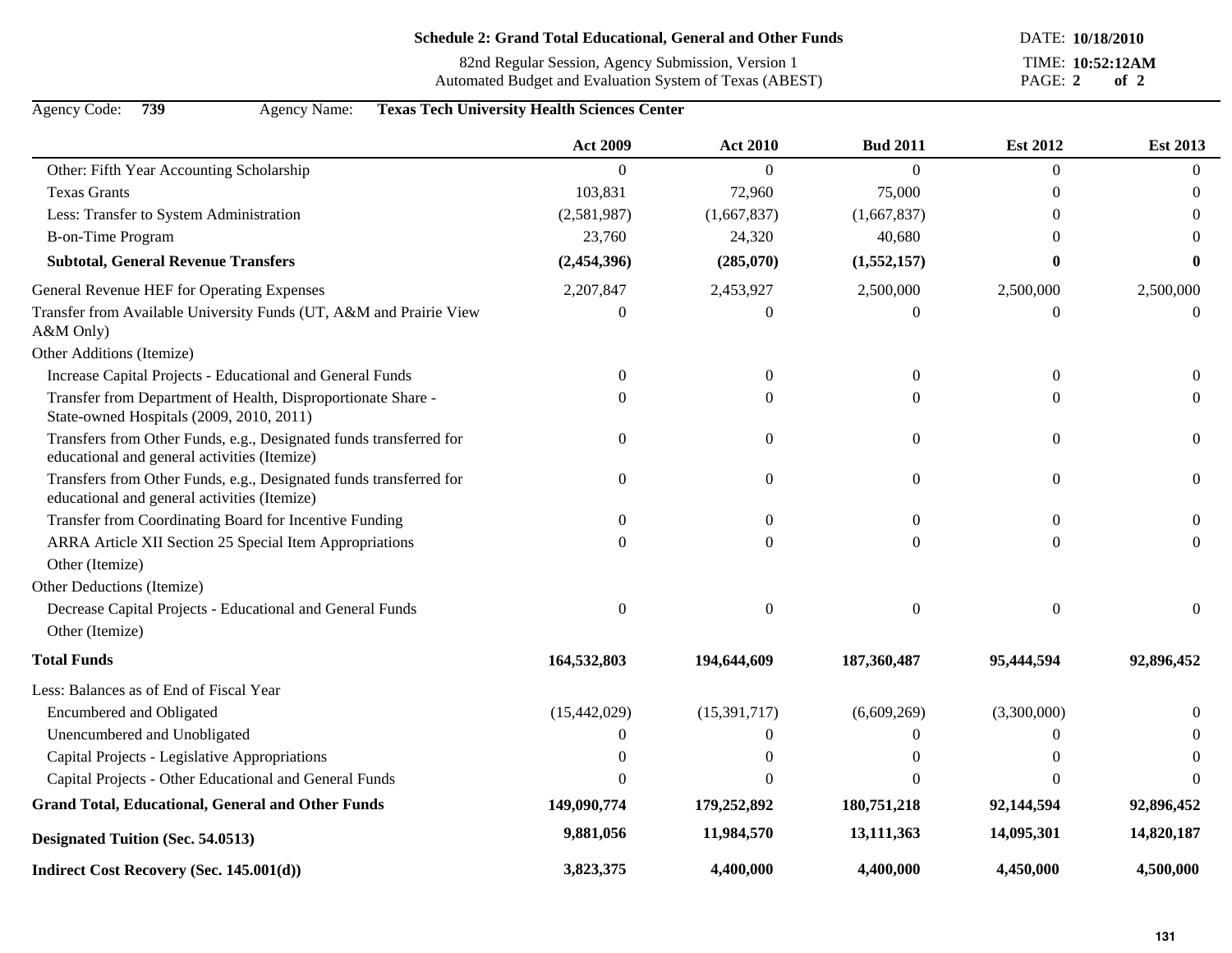**Schedule 2: Grand Total Educational, General and Other Funds**

82nd Regular Session, Agency Submission, Version 1
Automated Budget and Evaluation System of Texas (ABEST)

DATE: **10/18/2010**
TIME: **10:52:12AM**

Agency Code: **739** Agency Name: **Texas Tech University Health Sciences Center**

| | Act 2009 | Act 2010 | Bud 2011 | Est 2012 | Est 2013 |
|---|---|---|---|---|---|
| Other: Fifth Year Accounting Scholarship | 0 | 0 | 0 | 0 | 0 |
| Texas Grants | 103,831 | 72,960 | 75,000 | 0 | 0 |
| Less: Transfer to System Administration | (2,581,987) | (1,667,837) | (1,667,837) | 0 | 0 |
| B-on-Time Program | 23,760 | 24,320 | 40,680 | 0 | 0 |
| **Subtotal, General Revenue Transfers** | **(2,454,396)** | **(285,070)** | **(1,552,157)** | **0** | **0** |
| General Revenue HEF for Operating Expenses | 2,207,847 | 2,453,927 | 2,500,000 | 2,500,000 | 2,500,000 |
| Transfer from Available University Funds (UT, A&M and Prairie View A&M Only) | 0 | 0 | 0 | 0 | 0 |
| Other Additions (Itemize) | | | | | |
| Increase Capital Projects - Educational and General Funds | 0 | 0 | 0 | 0 | 0 |
| Transfer from Department of Health, Disproportionate Share - State-owned Hospitals (2009, 2010, 2011) | 0 | 0 | 0 | 0 | 0 |
| Transfers from Other Funds, e.g., Designated funds transferred for educational and general activities (Itemize) | 0 | 0 | 0 | 0 | 0 |
| Transfers from Other Funds, e.g., Designated funds transferred for educational and general activities (Itemize) | 0 | 0 | 0 | 0 | 0 |
| Transfer from Coordinating Board for Incentive Funding | 0 | 0 | 0 | 0 | 0 |
| ARRA Article XII Section 25 Special Item Appropriations | 0 | 0 | 0 | 0 | 0 |
| Other (Itemize) | | | | | |
| Other Deductions (Itemize) | | | | | |
| Decrease Capital Projects - Educational and General Funds | 0 | 0 | 0 | 0 | 0 |
| Other (Itemize) | | | | | |
| **Total Funds** | **164,532,803** | **194,644,609** | **187,360,487** | **95,444,594** | **92,896,452** |
| Less: Balances as of End of Fiscal Year | | | | | |
| Encumbered and Obligated | (15,442,029) | (15,391,717) | (6,609,269) | (3,300,000) | 0 |
| Unencumbered and Unobligated | 0 | 0 | 0 | 0 | 0 |
| Capital Projects - Legislative Appropriations | 0 | 0 | 0 | 0 | 0 |
| Capital Projects - Other Educational and General Funds | 0 | 0 | 0 | 0 | 0 |
| **Grand Total, Educational, General and Other Funds** | **149,090,774** | **179,252,892** | **180,751,218** | **92,144,594** | **92,896,452** |
| **Designated Tuition (Sec. 54.0513)** | **9,881,056** | **11,984,570** | **13,111,363** | **14,095,301** | **14,820,187** |
| **Indirect Cost Recovery (Sec. 145.001(d))** | **3,823,375** | **4,400,000** | **4,400,000** | **4,450,000** | **4,500,000** |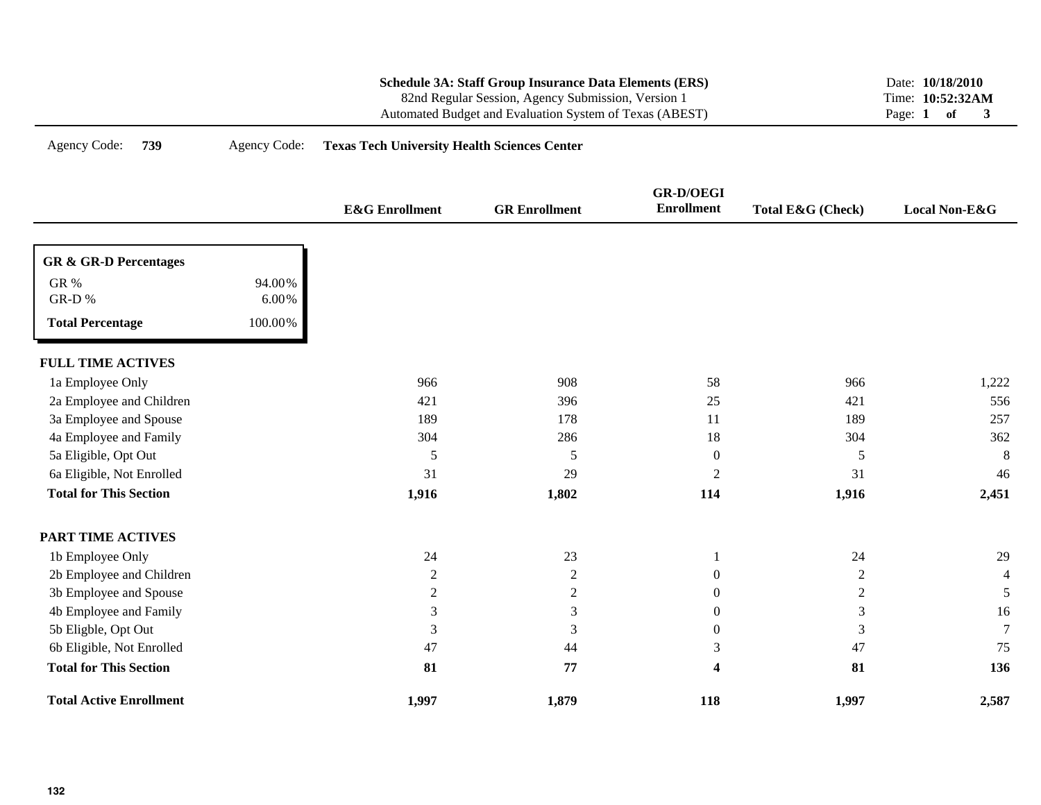**Schedule 3A: Staff Group Insurance Data Elements (ERS)**
82nd Regular Session, Agency Submission, Version 1
Automated Budget and Evaluation System of Texas (ABEST)

Date: **10/18/2010**
Time: **10:52:32AM**

Agency Code: **739** Agency Code: **Texas Tech University Health Sciences Center**

| **GR & GR-D Percentages** | |
|---|---|
| GR % | 94.00% |
| GR-D % | 6.00% |
| **Total Percentage** | 100.00% |

| | E&G Enrollment | GR Enrollment | GR-D/OEGI Enrollment | Total E&G (Check) | Local Non-E&G |
|---|---|---|---|---|---|
| **FULL TIME ACTIVES** | | | | | |
| 1a Employee Only | 966 | 908 | 58 | 966 | 1,222 |
| 2a Employee and Children | 421 | 396 | 25 | 421 | 556 |
| 3a Employee and Spouse | 189 | 178 | 11 | 189 | 257 |
| 4a Employee and Family | 304 | 286 | 18 | 304 | 362 |
| 5a Eligible, Opt Out | 5 | 5 | 0 | 5 | 8 |
| 6a Eligible, Not Enrolled | 31 | 29 | 2 | 31 | 46 |
| **Total for This Section** | **1,916** | **1,802** | **114** | **1,916** | **2,451** |
| **PART TIME ACTIVES** | | | | | |
| 1b Employee Only | 24 | 23 | 1 | 24 | 29 |
| 2b Employee and Children | 2 | 2 | 0 | 2 | 4 |
| 3b Employee and Spouse | 2 | 2 | 0 | 2 | 5 |
| 4b Employee and Family | 3 | 3 | 0 | 3 | 16 |
| 5b Eligble, Opt Out | 3 | 3 | 0 | 3 | 7 |
| 6b Eligible, Not Enrolled | 47 | 44 | 3 | 47 | 75 |
| **Total for This Section** | **81** | **77** | **4** | **81** | **136** |
| **Total Active Enrollment** | **1,997** | **1,879** | **118** | **1,997** | **2,587** |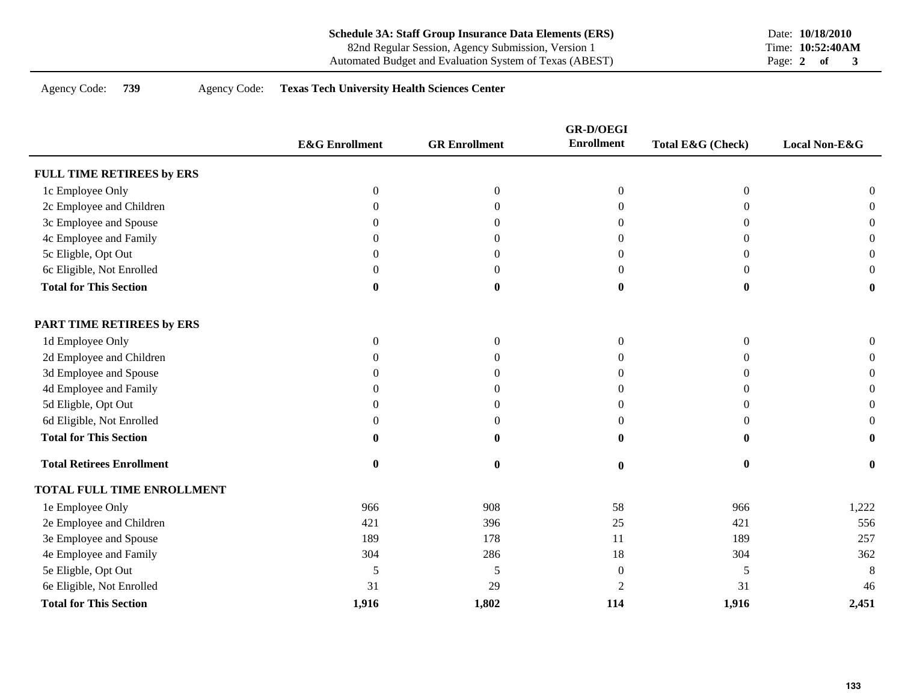**Schedule 3A: Staff Group Insurance Data Elements (ERS)**
82nd Regular Session, Agency Submission, Version 1
Automated Budget and Evaluation System of Texas (ABEST)

Date: **10/18/2010**
Time: **10:52:40AM**

Agency Code: **739** Agency Code: **Texas Tech University Health Sciences Center**

| | E&G Enrollment | GR Enrollment | GR-D/OEGI Enrollment | Total E&G (Check) | Local Non-E&G |
|---|---|---|---|---|---|
| **FULL TIME RETIREES by ERS** | | | | | |
| 1c Employee Only | 0 | 0 | 0 | 0 | 0 |
| 2c Employee and Children | 0 | 0 | 0 | 0 | 0 |
| 3c Employee and Spouse | 0 | 0 | 0 | 0 | 0 |
| 4c Employee and Family | 0 | 0 | 0 | 0 | 0 |
| 5c Eligble, Opt Out | 0 | 0 | 0 | 0 | 0 |
| 6c Eligible, Not Enrolled | 0 | 0 | 0 | 0 | 0 |
| **Total for This Section** | **0** | **0** | **0** | **0** | **0** |
| **PART TIME RETIREES by ERS** | | | | | |
| 1d Employee Only | 0 | 0 | 0 | 0 | 0 |
| 2d Employee and Children | 0 | 0 | 0 | 0 | 0 |
| 3d Employee and Spouse | 0 | 0 | 0 | 0 | 0 |
| 4d Employee and Family | 0 | 0 | 0 | 0 | 0 |
| 5d Eligble, Opt Out | 0 | 0 | 0 | 0 | 0 |
| 6d Eligible, Not Enrolled | 0 | 0 | 0 | 0 | 0 |
| **Total for This Section** | **0** | **0** | **0** | **0** | **0** |
| **Total Retirees Enrollment** | **0** | **0** | **0** | **0** | **0** |
| **TOTAL FULL TIME ENROLLMENT** | | | | | |
| 1e Employee Only | 966 | 908 | 58 | 966 | 1,222 |
| 2e Employee and Children | 421 | 396 | 25 | 421 | 556 |
| 3e Employee and Spouse | 189 | 178 | 11 | 189 | 257 |
| 4e Employee and Family | 304 | 286 | 18 | 304 | 362 |
| 5e Eligble, Opt Out | 5 | 5 | 0 | 5 | 8 |
| 6e Eligible, Not Enrolled | 31 | 29 | 2 | 31 | 46 |
| **Total for This Section** | **1,916** | **1,802** | **114** | **1,916** | **2,451** |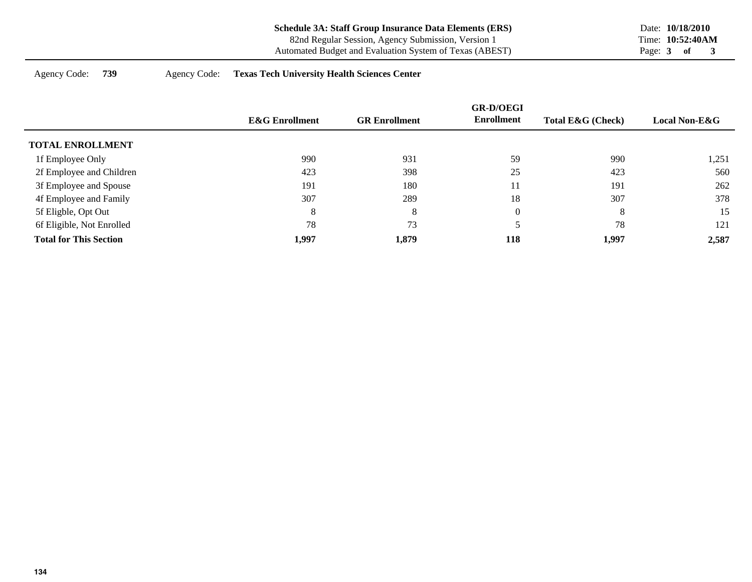**Schedule 3A: Staff Group Insurance Data Elements (ERS)**
82nd Regular Session, Agency Submission, Version 1
Automated Budget and Evaluation System of Texas (ABEST)

Date: **10/18/2010**
Time: **10:52:40AM**

Agency Code: **739** Agency Code: **Texas Tech University Health Sciences Center**

| | E&G Enrollment | GR Enrollment | GR-D/OEGI Enrollment | Total E&G (Check) | Local Non-E&G |
|---|---|---|---|---|---|
| **TOTAL ENROLLMENT** | | | | | |
| 1f Employee Only | 990 | 931 | 59 | 990 | 1,251 |
| 2f Employee and Children | 423 | 398 | 25 | 423 | 560 |
| 3f Employee and Spouse | 191 | 180 | 11 | 191 | 262 |
| 4f Employee and Family | 307 | 289 | 18 | 307 | 378 |
| 5f Eligble, Opt Out | 8 | 8 | 0 | 8 | 15 |
| 6f Eligible, Not Enrolled | 78 | 73 | 5 | 78 | 121 |
| **Total for This Section** | **1,997** | **1,879** | **118** | **1,997** | **2,587** |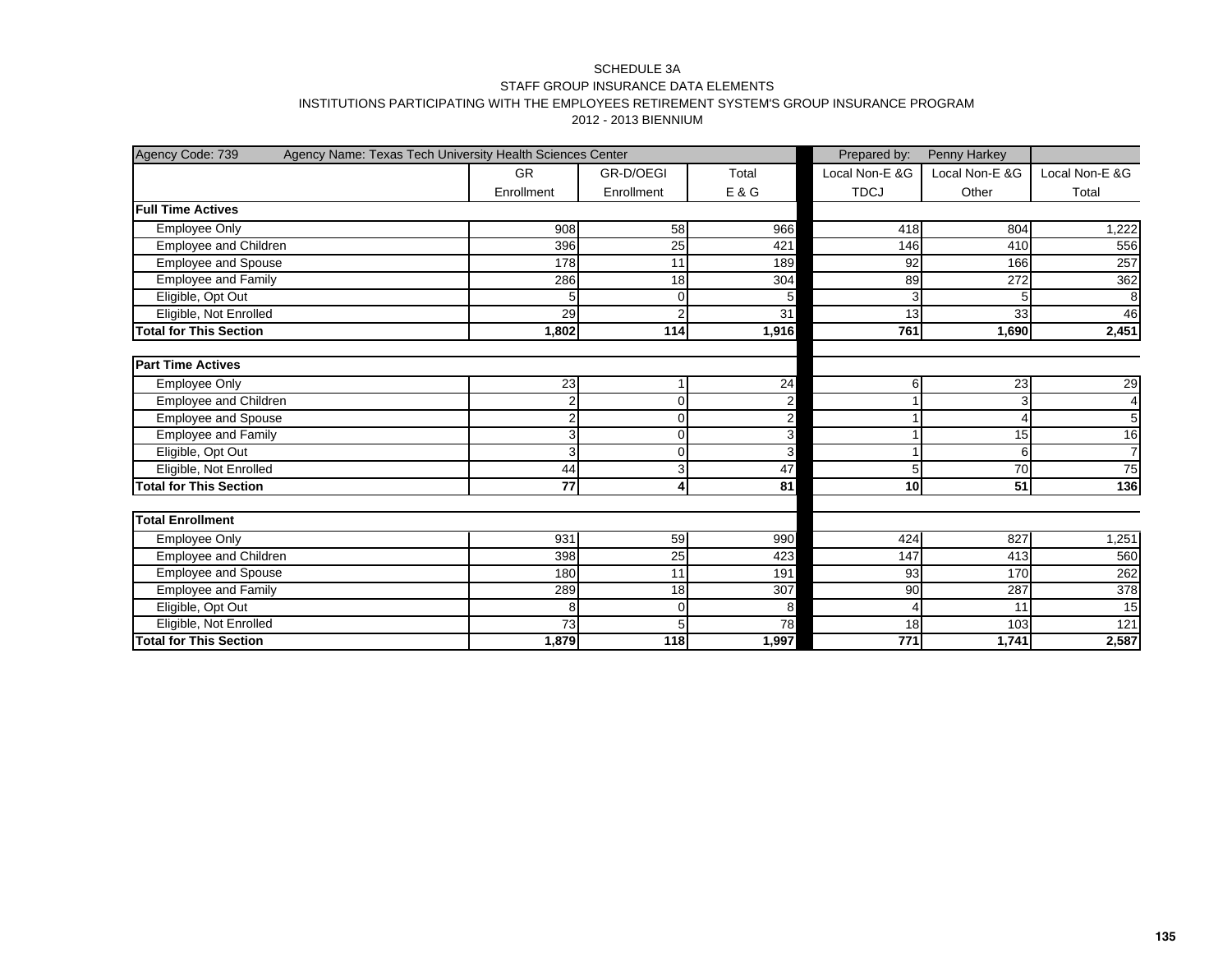SCHEDULE 3A

STAFF GROUP INSURANCE DATA ELEMENTS

INSTITUTIONS PARTICIPATING WITH THE EMPLOYEES RETIREMENT SYSTEM'S GROUP INSURANCE PROGRAM

2012 - 2013 BIENNIUM

| Agency Code: 739 | Agency Name: Texas Tech University Health Sciences Center | | | Prepared by: | Penny Harkey | |
|---|---|---|---|---|---|---|
| | GR Enrollment | GR-D/OEGI Enrollment | Total E & G | Local Non-E &G TDCJ | Local Non-E &G Other | Local Non-E &G Total |
| **Full Time Actives** | | | | | | |
| Employee Only | 908 | 58 | 966 | 418 | 804 | 1,222 |
| Employee and Children | 396 | 25 | 421 | 146 | 410 | 556 |
| Employee and Spouse | 178 | 11 | 189 | 92 | 166 | 257 |
| Employee and Family | 286 | 18 | 304 | 89 | 272 | 362 |
| Eligible, Opt Out | 5 | 0 | 5 | 3 | 5 | 8 |
| Eligible, Not Enrolled | 29 | 2 | 31 | 13 | 33 | 46 |
| **Total for This Section** | **1,802** | **114** | **1,916** | **761** | **1,690** | **2,451** |
| **Part Time Actives** | | | | | | |
| Employee Only | 23 | 1 | 24 | 6 | 23 | 29 |
| Employee and Children | 2 | 0 | 2 | 1 | 3 | 4 |
| Employee and Spouse | 2 | 0 | 2 | 1 | 4 | 5 |
| Employee and Family | 3 | 0 | 3 | 1 | 15 | 16 |
| Eligible, Opt Out | 3 | 0 | 3 | 1 | 6 | 7 |
| Eligible, Not Enrolled | 44 | 3 | 47 | 5 | 70 | 75 |
| **Total for This Section** | **77** | **4** | **81** | **10** | **51** | **136** |
| **Total Enrollment** | | | | | | |
| Employee Only | 931 | 59 | 990 | 424 | 827 | 1,251 |
| Employee and Children | 398 | 25 | 423 | 147 | 413 | 560 |
| Employee and Spouse | 180 | 11 | 191 | 93 | 170 | 262 |
| Employee and Family | 289 | 18 | 307 | 90 | 287 | 378 |
| Eligible, Opt Out | 8 | 0 | 8 | 4 | 11 | 15 |
| Eligible, Not Enrolled | 73 | 5 | 78 | 18 | 103 | 121 |
| **Total for This Section** | **1,879** | **118** | **1,997** | **771** | **1,741** | **2,587** |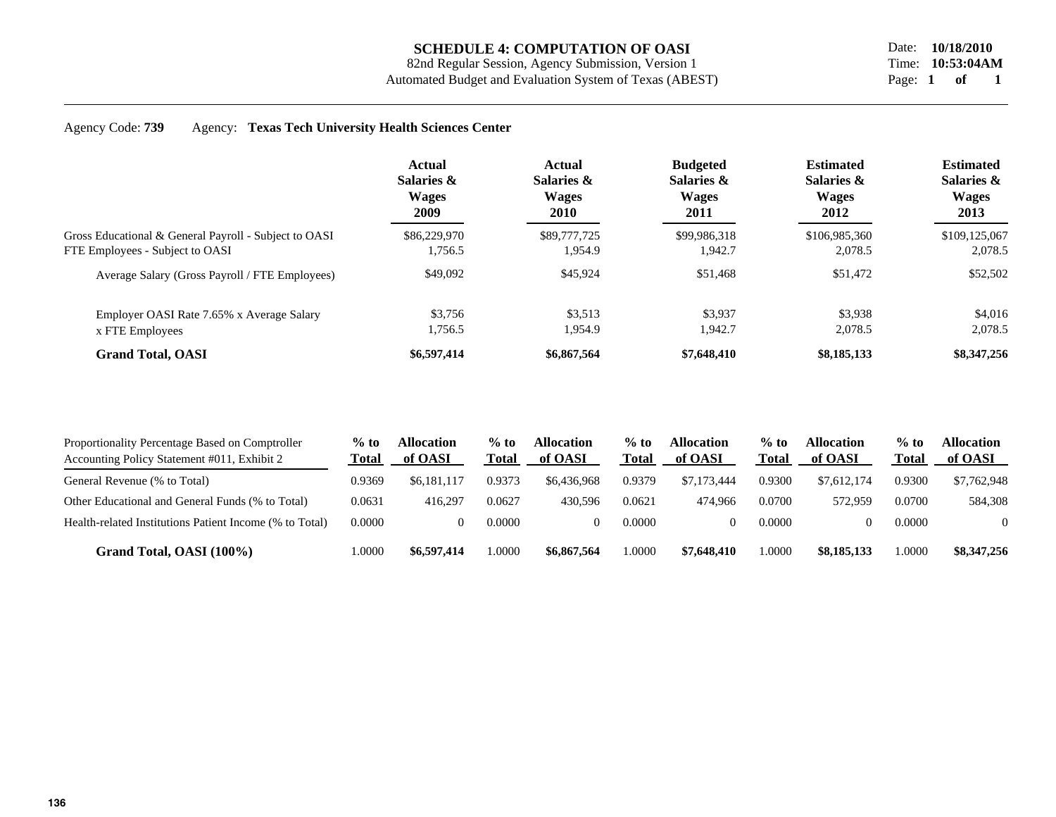# SCHEDULE 4: COMPUTATION OF OASI

82nd Regular Session, Agency Submission, Version 1
Automated Budget and Evaluation System of Texas (ABEST)

Date: **10/18/2010**
Time: **10:53:04AM**

Agency Code: **739** Agency: **Texas Tech University Health Sciences Center**

| | Actual Salaries & Wages 2009 | Actual Salaries & Wages 2010 | Budgeted Salaries & Wages 2011 | Estimated Salaries & Wages 2012 | Estimated Salaries & Wages 2013 |
|---|---|---|---|---|---|
| Gross Educational & General Payroll - Subject to OASI | $86,229,970 | $89,777,725 | $99,986,318 | $106,985,360 | $109,125,067 |
| FTE Employees - Subject to OASI | 1,756.5 | 1,954.9 | 1,942.7 | 2,078.5 | 2,078.5 |
| Average Salary (Gross Payroll / FTE Employees) | $49,092 | $45,924 | $51,468 | $51,472 | $52,502 |
| Employer OASI Rate 7.65% x Average Salary | $3,756 | $3,513 | $3,937 | $3,938 | $4,016 |
| x FTE Employees | 1,756.5 | 1,954.9 | 1,942.7 | 2,078.5 | 2,078.5 |
| **Grand Total, OASI** | **$6,597,414** | **$6,867,564** | **$7,648,410** | **$8,185,133** | **$8,347,256** |

| Proportionality Percentage Based on Comptroller Accounting Policy Statement #011, Exhibit 2 | % to Total | Allocation of OASI | % to Total | Allocation of OASI | % to Total | Allocation of OASI | % to Total | Allocation of OASI | % to Total | Allocation of OASI |
|---|---|---|---|---|---|---|---|---|---|---|
| General Revenue (% to Total) | 0.9369 | $6,181,117 | 0.9373 | $6,436,968 | 0.9379 | $7,173,444 | 0.9300 | $7,612,174 | 0.9300 | $7,762,948 |
| Other Educational and General Funds (% to Total) | 0.0631 | 416,297 | 0.0627 | 430,596 | 0.0621 | 474,966 | 0.0700 | 572,959 | 0.0700 | 584,308 |
| Health-related Institutions Patient Income (% to Total) | 0.0000 | 0 | 0.0000 | 0 | 0.0000 | 0 | 0.0000 | 0 | 0.0000 | 0 |
| **Grand Total, OASI (100%)** | 1.0000 | **$6,597,414** | 1.0000 | **$6,867,564** | 1.0000 | **$7,648,410** | 1.0000 | **$8,185,133** | 1.0000 | **$8,347,256** |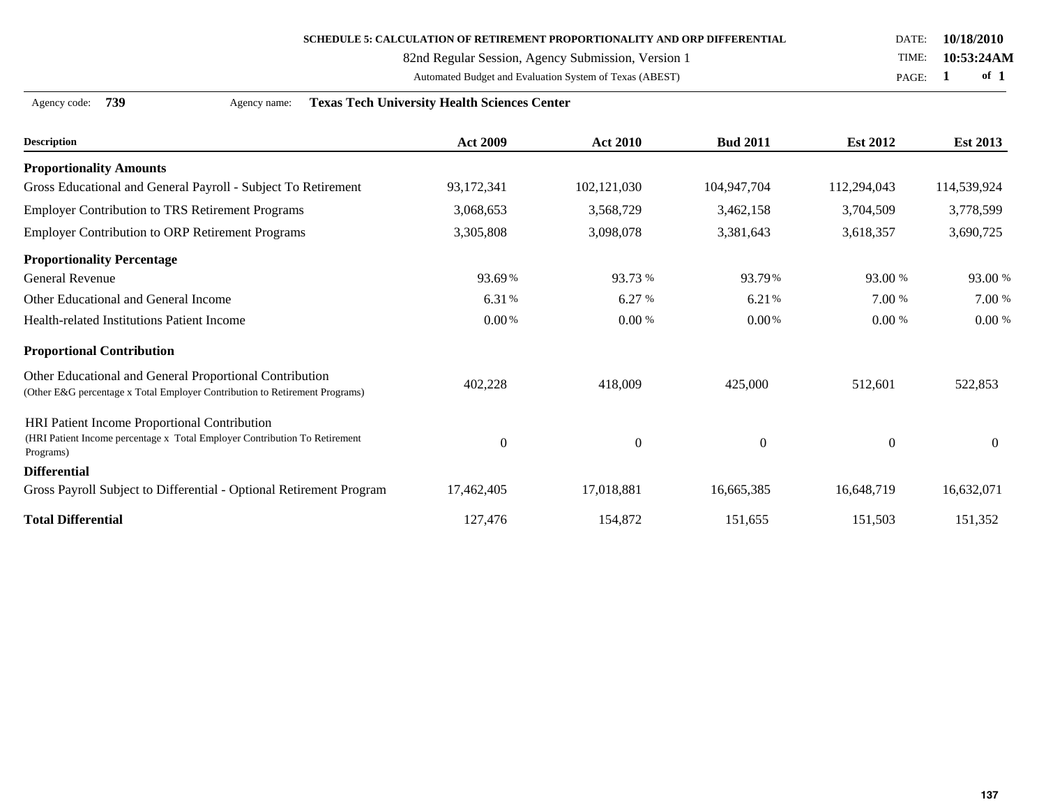**SCHEDULE 5: CALCULATION OF RETIREMENT PROPORTIONALITY AND ORP DIFFERENTIAL**

82nd Regular Session, Agency Submission, Version 1

Automated Budget and Evaluation System of Texas (ABEST)

DATE: **10/18/2010**
TIME: **10:53:24AM**

Agency code: **739** Agency name: **Texas Tech University Health Sciences Center**

| Description | Act 2009 | Act 2010 | Bud 2011 | Est 2012 | Est 2013 |
|---|---|---|---|---|---|
| **Proportionality Amounts** | | | | | |
| Gross Educational and General Payroll - Subject To Retirement | 93,172,341 | 102,121,030 | 104,947,704 | 112,294,043 | 114,539,924 |
| Employer Contribution to TRS Retirement Programs | 3,068,653 | 3,568,729 | 3,462,158 | 3,704,509 | 3,778,599 |
| Employer Contribution to ORP Retirement Programs | 3,305,808 | 3,098,078 | 3,381,643 | 3,618,357 | 3,690,725 |
| **Proportionality Percentage** | | | | | |
| General Revenue | 93.69 % | 93.73 % | 93.79 % | 93.00 % | 93.00 % |
| Other Educational and General Income | 6.31 % | 6.27 % | 6.21 % | 7.00 % | 7.00 % |
| Health-related Institutions Patient Income | 0.00 % | 0.00 % | 0.00 % | 0.00 % | 0.00 % |
| **Proportional Contribution** | | | | | |
| Other Educational and General Proportional Contribution (Other E&G percentage x Total Employer Contribution to Retirement Programs) | 402,228 | 418,009 | 425,000 | 512,601 | 522,853 |
| HRI Patient Income Proportional Contribution (HRI Patient Income percentage x Total Employer Contribution To Retirement Programs) | 0 | 0 | 0 | 0 | 0 |
| **Differential** | | | | | |
| Gross Payroll Subject to Differential - Optional Retirement Program | 17,462,405 | 17,018,881 | 16,665,385 | 16,648,719 | 16,632,071 |
| **Total Differential** | 127,476 | 154,872 | 151,655 | 151,503 | 151,352 |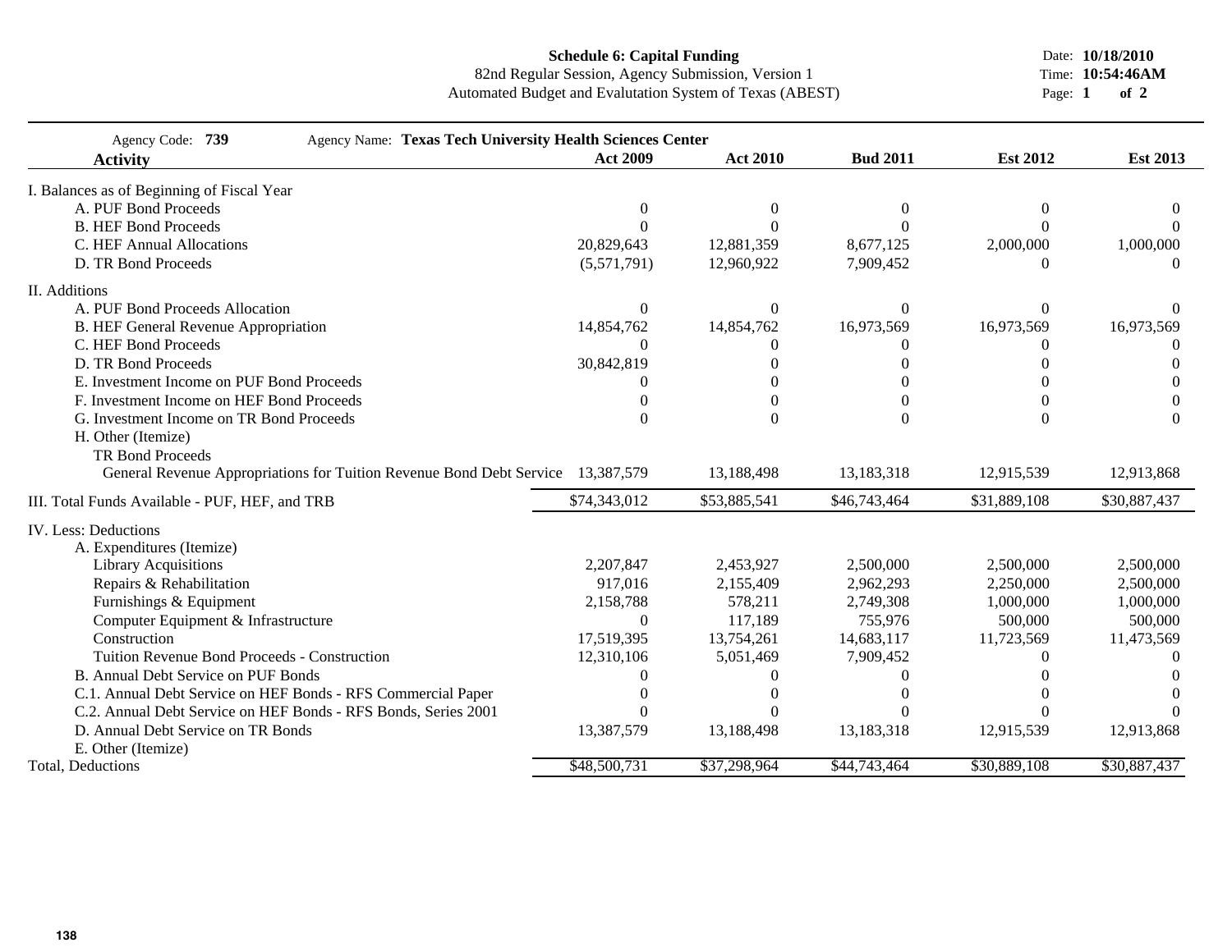**Schedule 6: Capital Funding**
82nd Regular Session, Agency Submission, Version 1
Automated Budget and Evaluation System of Texas (ABEST)

Date: **10/18/2010**
Time: **10:54:46AM**

Agency Code: **739** Agency Name: **Texas Tech University Health Sciences Center**

| Activity | Act 2009 | Act 2010 | Bud 2011 | Est 2012 | Est 2013 |
|---|---|---|---|---|---|
| I. Balances as of Beginning of Fiscal Year | | | | | |
| A. PUF Bond Proceeds | 0 | 0 | 0 | 0 | 0 |
| B. HEF Bond Proceeds | 0 | 0 | 0 | 0 | 0 |
| C. HEF Annual Allocations | 20,829,643 | 12,881,359 | 8,677,125 | 2,000,000 | 1,000,000 |
| D. TR Bond Proceeds | (5,571,791) | 12,960,922 | 7,909,452 | 0 | 0 |
| II. Additions | | | | | |
| A. PUF Bond Proceeds Allocation | 0 | 0 | 0 | 0 | 0 |
| B. HEF General Revenue Appropriation | 14,854,762 | 14,854,762 | 16,973,569 | 16,973,569 | 16,973,569 |
| C. HEF Bond Proceeds | 0 | 0 | 0 | 0 | 0 |
| D. TR Bond Proceeds | 30,842,819 | 0 | 0 | 0 | 0 |
| E. Investment Income on PUF Bond Proceeds | 0 | 0 | 0 | 0 | 0 |
| F. Investment Income on HEF Bond Proceeds | 0 | 0 | 0 | 0 | 0 |
| G. Investment Income on TR Bond Proceeds | 0 | 0 | 0 | 0 | 0 |
| H. Other (Itemize) | | | | | |
| TR Bond Proceeds | | | | | |
| General Revenue Appropriations for Tuition Revenue Bond Debt Service | 13,387,579 | 13,188,498 | 13,183,318 | 12,915,539 | 12,913,868 |
| III. Total Funds Available - PUF, HEF, and TRB | $74,343,012 | $53,885,541 | $46,743,464 | $31,889,108 | $30,887,437 |
| IV. Less: Deductions | | | | | |
| A. Expenditures (Itemize) | | | | | |
| Library Acquisitions | 2,207,847 | 2,453,927 | 2,500,000 | 2,500,000 | 2,500,000 |
| Repairs & Rehabilitation | 917,016 | 2,155,409 | 2,962,293 | 2,250,000 | 2,500,000 |
| Furnishings & Equipment | 2,158,788 | 578,211 | 2,749,308 | 1,000,000 | 1,000,000 |
| Computer Equipment & Infrastructure | 0 | 117,189 | 755,976 | 500,000 | 500,000 |
| Construction | 17,519,395 | 13,754,261 | 14,683,117 | 11,723,569 | 11,473,569 |
| Tuition Revenue Bond Proceeds - Construction | 12,310,106 | 5,051,469 | 7,909,452 | 0 | 0 |
| B. Annual Debt Service on PUF Bonds | 0 | 0 | 0 | 0 | 0 |
| C.1. Annual Debt Service on HEF Bonds - RFS Commercial Paper | 0 | 0 | 0 | 0 | 0 |
| C.2. Annual Debt Service on HEF Bonds - RFS Bonds, Series 2001 | 0 | 0 | 0 | 0 | 0 |
| D. Annual Debt Service on TR Bonds | 13,387,579 | 13,188,498 | 13,183,318 | 12,915,539 | 12,913,868 |
| E. Other (Itemize) | | | | | |
| Total, Deductions | $48,500,731 | $37,298,964 | $44,743,464 | $30,889,108 | $30,887,437 |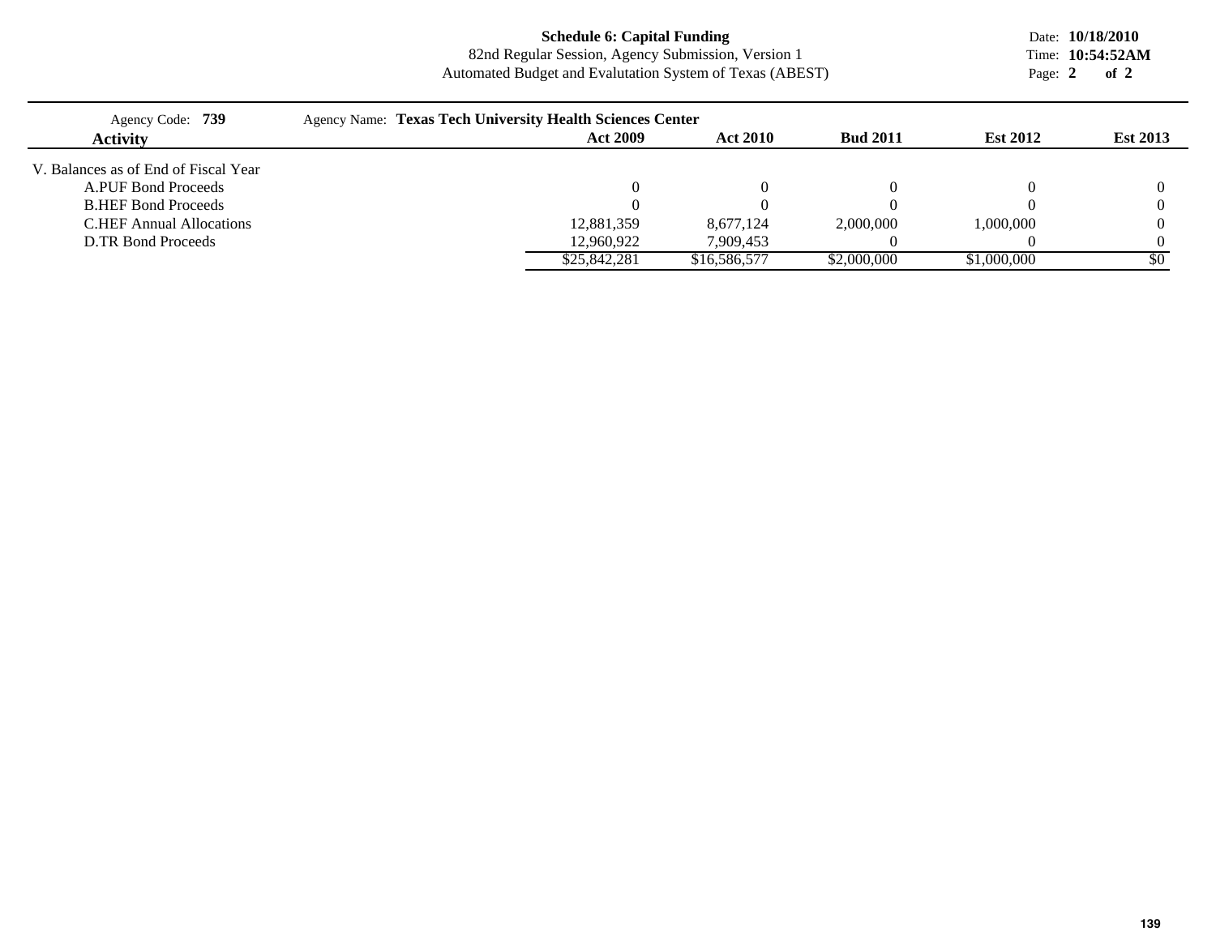**Schedule 6: Capital Funding**
82nd Regular Session, Agency Submission, Version 1
Automated Budget and Evalutation System of Texas (ABEST)

Date: **10/18/2010**
Time: **10:54:52AM**

Agency Code: **739** Agency Name: **Texas Tech University Health Sciences Center**

| Activity | Act 2009 | Act 2010 | Bud 2011 | Est 2012 | Est 2013 |
|---|---|---|---|---|---|
| V. Balances as of End of Fiscal Year | | | | | |
| A.PUF Bond Proceeds | 0 | 0 | 0 | 0 | 0 |
| B.HEF Bond Proceeds | 0 | 0 | 0 | 0 | 0 |
| C.HEF Annual Allocations | 12,881,359 | 8,677,124 | 2,000,000 | 1,000,000 | 0 |
| D.TR Bond Proceeds | 12,960,922 | 7,909,453 | 0 | 0 | 0 |
| | $25,842,281 | $16,586,577 | $2,000,000 | $1,000,000 | $0 |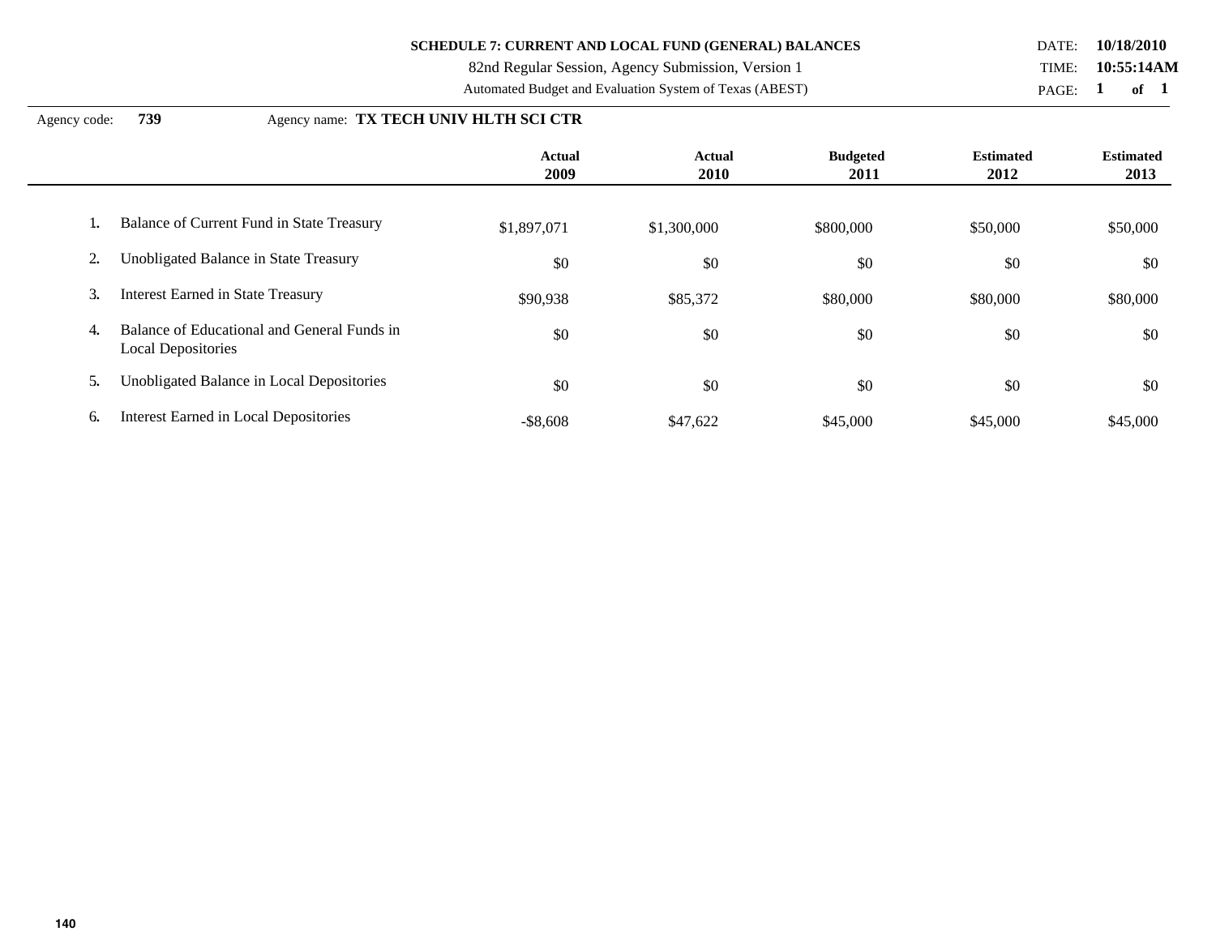**SCHEDULE 7: CURRENT AND LOCAL FUND (GENERAL) BALANCES**

82nd Regular Session, Agency Submission, Version 1

Automated Budget and Evaluation System of Texas (ABEST)

DATE: **10/18/2010**
TIME: **10:55:14AM**

Agency code: **739** Agency name: **TX TECH UNIV HLTH SCI CTR**

| | | Actual 2009 | Actual 2010 | Budgeted 2011 | Estimated 2012 | Estimated 2013 |
|---|---|---|---|---|---|---|
| 1. | Balance of Current Fund in State Treasury | $1,897,071 | $1,300,000 | $800,000 | $50,000 | $50,000 |
| 2. | Unobligated Balance in State Treasury | $0 | $0 | $0 | $0 | $0 |
| 3. | Interest Earned in State Treasury | $90,938 | $85,372 | $80,000 | $80,000 | $80,000 |
| 4. | Balance of Educational and General Funds in Local Depositories | $0 | $0 | $0 | $0 | $0 |
| 5. | Unobligated Balance in Local Depositories | $0 | $0 | $0 | $0 | $0 |
| 6. | Interest Earned in Local Depositories | -$8,608 | $47,622 | $45,000 | $45,000 | $45,000 |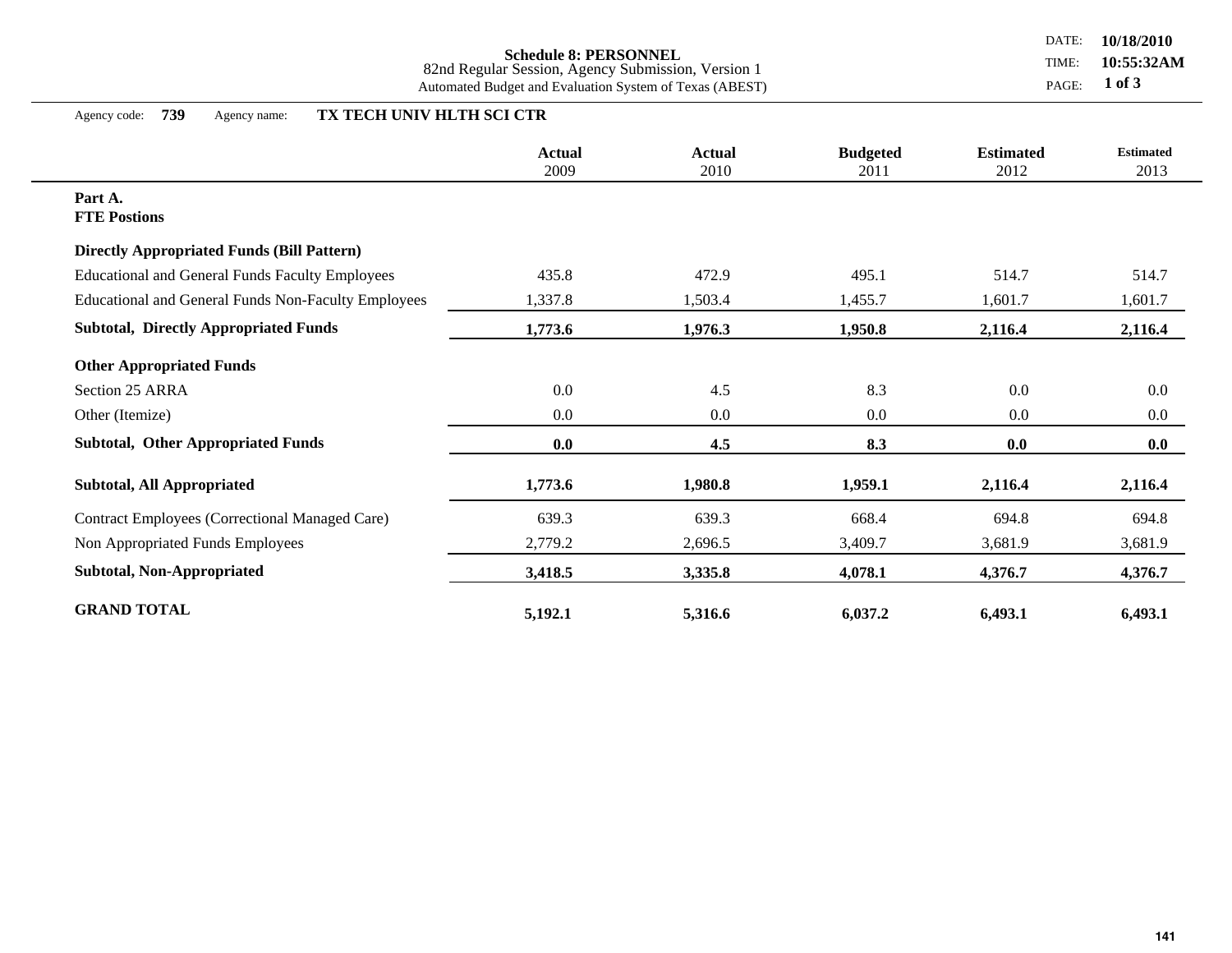**Schedule 8: PERSONNEL**
82nd Regular Session, Agency Submission, Version 1
Automated Budget and Evaluation System of Texas (ABEST)

DATE: **10/18/2010**
TIME: **10:55:32AM**

Agency code: **739** Agency name: **TX TECH UNIV HLTH SCI CTR**

| | Actual 2009 | Actual 2010 | Budgeted 2011 | Estimated 2012 | Estimated 2013 |
|---|---|---|---|---|---|
| **Part A.** | | | | | |
| **FTE Postions** | | | | | |
| **Directly Appropriated Funds (Bill Pattern)** | | | | | |
| Educational and General Funds Faculty Employees | 435.8 | 472.9 | 495.1 | 514.7 | 514.7 |
| Educational and General Funds Non-Faculty Employees | 1,337.8 | 1,503.4 | 1,455.7 | 1,601.7 | 1,601.7 |
| **Subtotal, Directly Appropriated Funds** | **1,773.6** | **1,976.3** | **1,950.8** | **2,116.4** | **2,116.4** |
| **Other Appropriated Funds** | | | | | |
| Section 25 ARRA | 0.0 | 4.5 | 8.3 | 0.0 | 0.0 |
| Other (Itemize) | 0.0 | 0.0 | 0.0 | 0.0 | 0.0 |
| **Subtotal, Other Appropriated Funds** | **0.0** | **4.5** | **8.3** | **0.0** | **0.0** |
| **Subtotal, All Appropriated** | **1,773.6** | **1,980.8** | **1,959.1** | **2,116.4** | **2,116.4** |
| Contract Employees (Correctional Managed Care) | 639.3 | 639.3 | 668.4 | 694.8 | 694.8 |
| Non Appropriated Funds Employees | 2,779.2 | 2,696.5 | 3,409.7 | 3,681.9 | 3,681.9 |
| **Subtotal, Non-Appropriated** | **3,418.5** | **3,335.8** | **4,078.1** | **4,376.7** | **4,376.7** |
| **GRAND TOTAL** | **5,192.1** | **5,316.6** | **6,037.2** | **6,493.1** | **6,493.1** |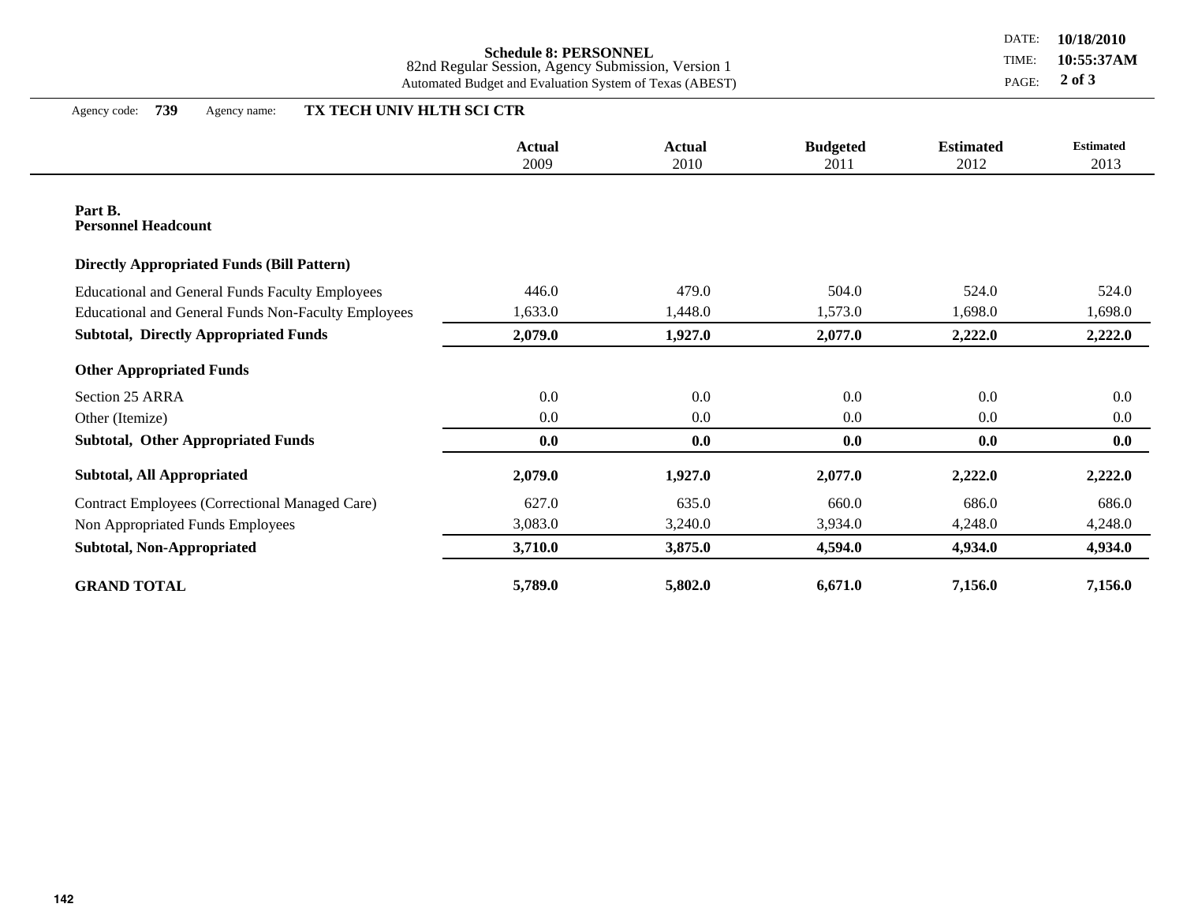**Schedule 8: PERSONNEL**
82nd Regular Session, Agency Submission, Version 1
Automated Budget and Evaluation System of Texas (ABEST)

DATE: **10/18/2010**
TIME: **10:55:37AM**

Agency code: **739** Agency name: **TX TECH UNIV HLTH SCI CTR**

| | Actual 2009 | Actual 2010 | Budgeted 2011 | Estimated 2012 | Estimated 2013 |
|---|---|---|---|---|---|
| **Part B.** | | | | | |
| **Personnel Headcount** | | | | | |
| **Directly Appropriated Funds (Bill Pattern)** | | | | | |
| Educational and General Funds Faculty Employees | 446.0 | 479.0 | 504.0 | 524.0 | 524.0 |
| Educational and General Funds Non-Faculty Employees | 1,633.0 | 1,448.0 | 1,573.0 | 1,698.0 | 1,698.0 |
| **Subtotal, Directly Appropriated Funds** | **2,079.0** | **1,927.0** | **2,077.0** | **2,222.0** | **2,222.0** |
| **Other Appropriated Funds** | | | | | |
| Section 25 ARRA | 0.0 | 0.0 | 0.0 | 0.0 | 0.0 |
| Other (Itemize) | 0.0 | 0.0 | 0.0 | 0.0 | 0.0 |
| **Subtotal, Other Appropriated Funds** | **0.0** | **0.0** | **0.0** | **0.0** | **0.0** |
| **Subtotal, All Appropriated** | **2,079.0** | **1,927.0** | **2,077.0** | **2,222.0** | **2,222.0** |
| Contract Employees (Correctional Managed Care) | 627.0 | 635.0 | 660.0 | 686.0 | 686.0 |
| Non Appropriated Funds Employees | 3,083.0 | 3,240.0 | 3,934.0 | 4,248.0 | 4,248.0 |
| **Subtotal, Non-Appropriated** | **3,710.0** | **3,875.0** | **4,594.0** | **4,934.0** | **4,934.0** |
| **GRAND TOTAL** | **5,789.0** | **5,802.0** | **6,671.0** | **7,156.0** | **7,156.0** |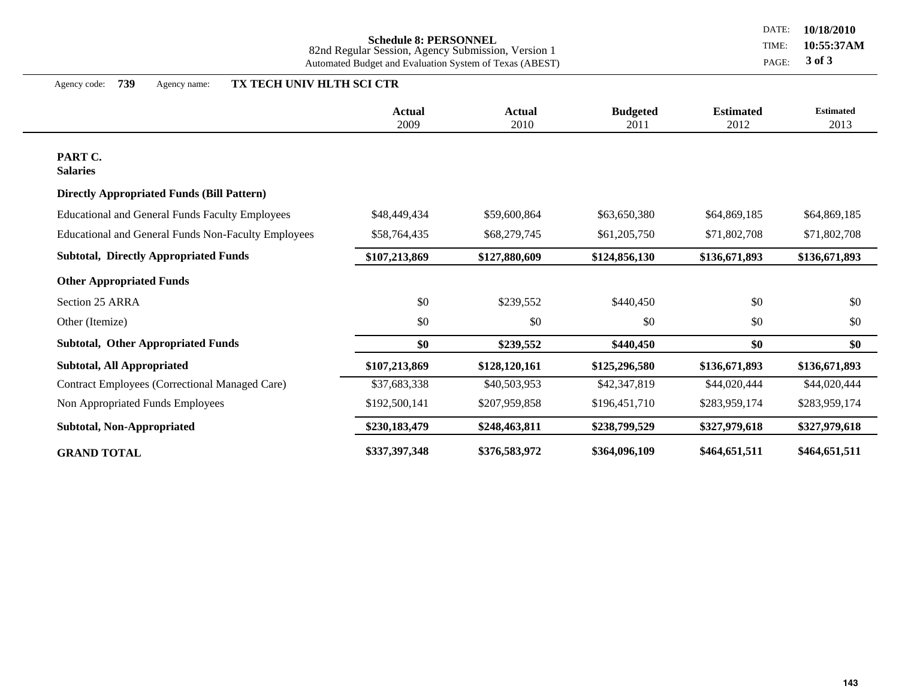**Schedule 8: PERSONNEL**
82nd Regular Session, Agency Submission, Version 1
Automated Budget and Evaluation System of Texas (ABEST)

DATE: **10/18/2010**
TIME: **10:55:37AM**

Agency code: **739** Agency name: **TX TECH UNIV HLTH SCI CTR**

| | Actual 2009 | Actual 2010 | Budgeted 2011 | Estimated 2012 | Estimated 2013 |
|---|---|---|---|---|---|
| **PART C.** | | | | | |
| **Salaries** | | | | | |
| **Directly Appropriated Funds (Bill Pattern)** | | | | | |
| Educational and General Funds Faculty Employees | $48,449,434 | $59,600,864 | $63,650,380 | $64,869,185 | $64,869,185 |
| Educational and General Funds Non-Faculty Employees | $58,764,435 | $68,279,745 | $61,205,750 | $71,802,708 | $71,802,708 |
| **Subtotal, Directly Appropriated Funds** | **$107,213,869** | **$127,880,609** | **$124,856,130** | **$136,671,893** | **$136,671,893** |
| **Other Appropriated Funds** | | | | | |
| Section 25 ARRA | $0 | $239,552 | $440,450 | $0 | $0 |
| Other (Itemize) | $0 | $0 | $0 | $0 | $0 |
| **Subtotal, Other Appropriated Funds** | **$0** | **$239,552** | **$440,450** | **$0** | **$0** |
| **Subtotal, All Appropriated** | **$107,213,869** | **$128,120,161** | **$125,296,580** | **$136,671,893** | **$136,671,893** |
| Contract Employees (Correctional Managed Care) | $37,683,338 | $40,503,953 | $42,347,819 | $44,020,444 | $44,020,444 |
| Non Appropriated Funds Employees | $192,500,141 | $207,959,858 | $196,451,710 | $283,959,174 | $283,959,174 |
| **Subtotal, Non-Appropriated** | **$230,183,479** | **$248,463,811** | **$238,799,529** | **$327,979,618** | **$327,979,618** |
| **GRAND TOTAL** | **$337,397,348** | **$376,583,972** | **$364,096,109** | **$464,651,511** | **$464,651,511** |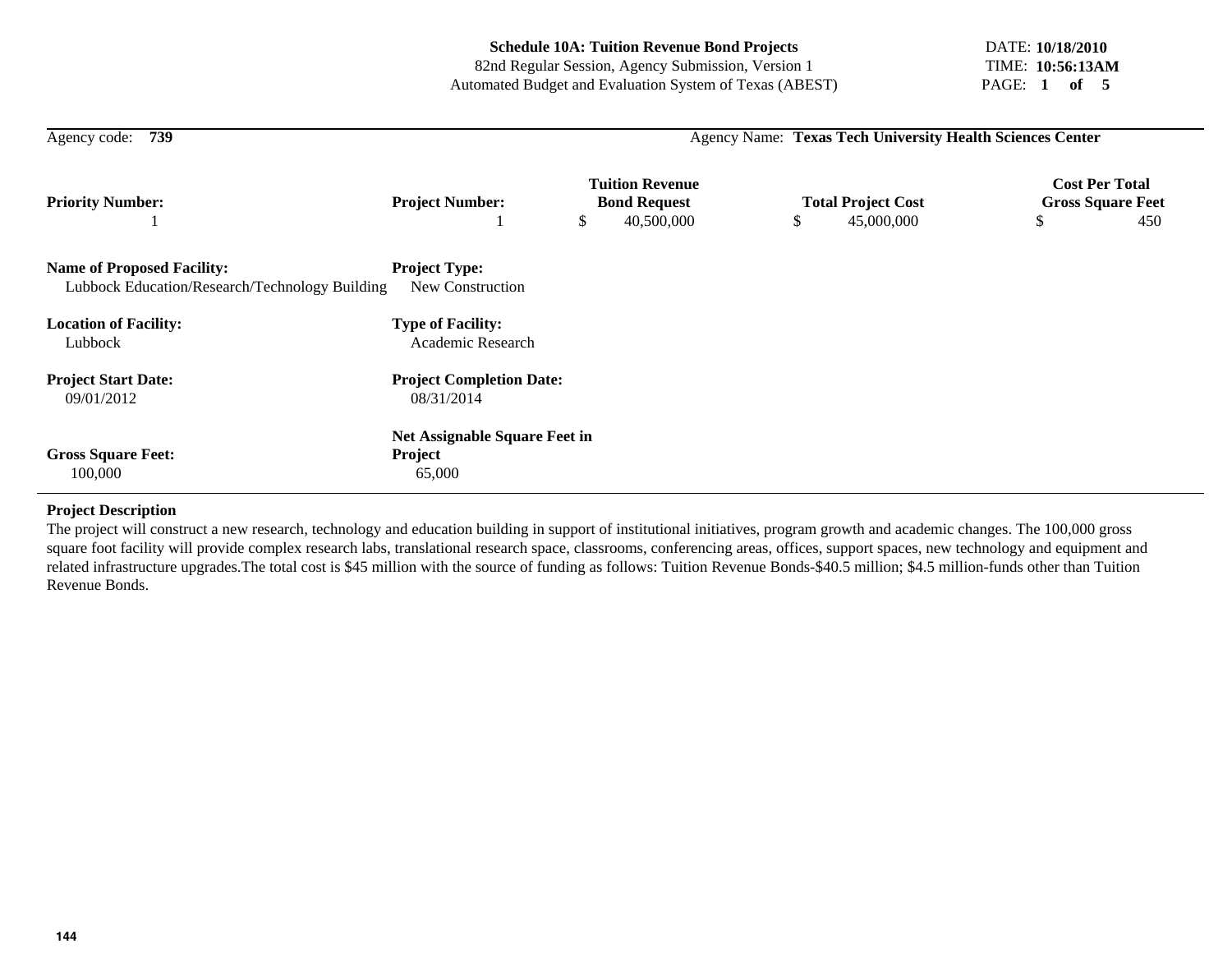**Schedule 10A: Tuition Revenue Bond Projects**
82nd Regular Session, Agency Submission, Version 1
Automated Budget and Evaluation System of Texas (ABEST)

DATE: **10/18/2010**
TIME: **10:56:13AM**

Agency code: **739** Agency Name: **Texas Tech University Health Sciences Center**

| Priority Number: | Project Number: | Tuition Revenue Bond Request | Total Project Cost | Cost Per Total Gross Square Feet |
|---|---|---|---|---|
| 1 | 1 | $ 40,500,000 | $ 45,000,000 | $ 450 |

**Name of Proposed Facility:**
Lubbock Education/Research/Technology Building

**Project Type:**
New Construction

**Location of Facility:**
Lubbock

**Type of Facility:**
Academic Research

**Project Start Date:**
09/01/2012

**Project Completion Date:**
08/31/2014

**Gross Square Feet:**
100,000

**Net Assignable Square Feet in Project**
65,000

**Project Description**

The project will construct a new research, technology and education building in support of institutional initiatives, program growth and academic changes. The 100,000 gross square foot facility will provide complex research labs, translational research space, classrooms, conferencing areas, offices, support spaces, new technology and equipment and related infrastructure upgrades.The total cost is $45 million with the source of funding as follows: Tuition Revenue Bonds-$40.5 million; $4.5 million-funds other than Tuition Revenue Bonds.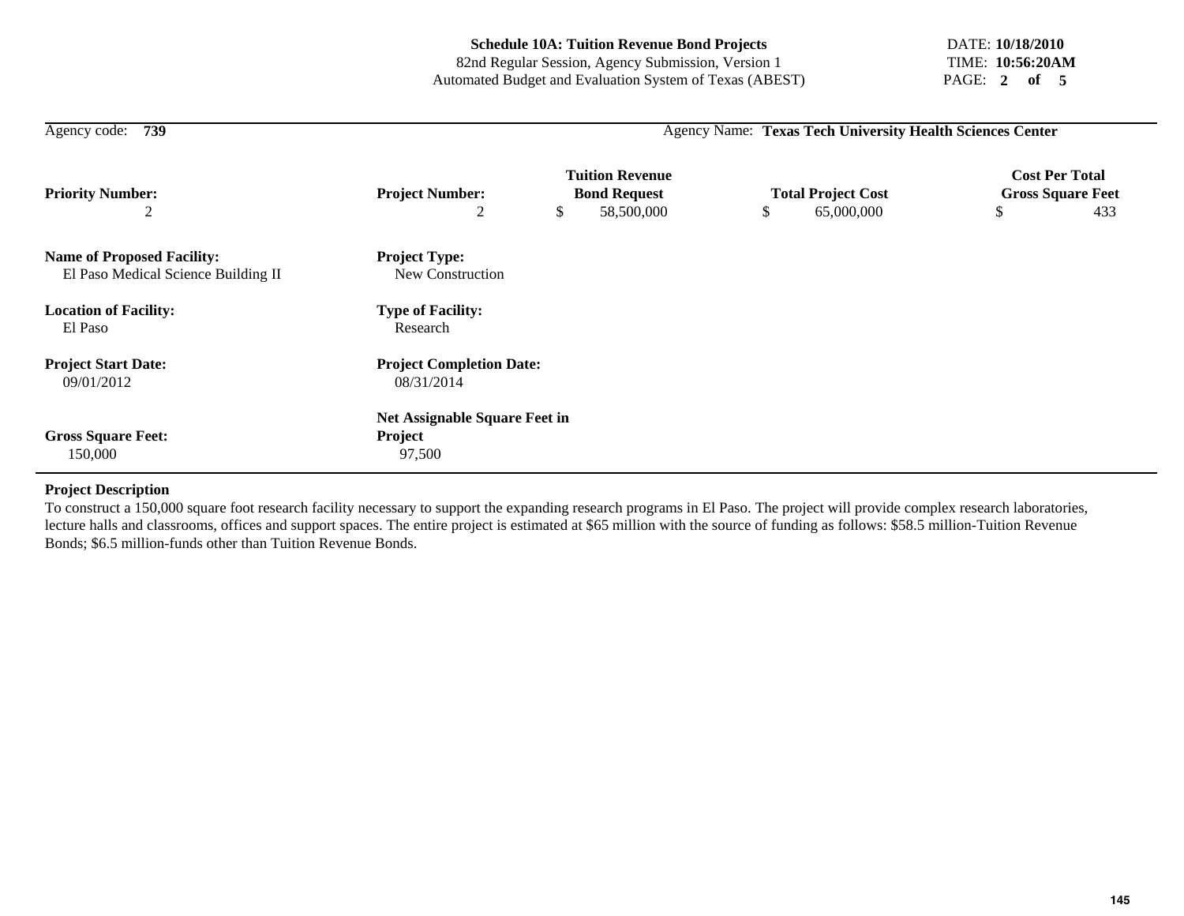# Schedule 10A: Tuition Revenue Bond Projects

82nd Regular Session, Agency Submission, Version 1
Automated Budget and Evaluation System of Texas (ABEST)

DATE: **10/18/2010**
TIME: **10:56:20AM**

Agency code: **739** Agency Name: **Texas Tech University Health Sciences Center**

| Priority Number: | Project Number: | Tuition Revenue Bond Request | Total Project Cost | Cost Per Total Gross Square Feet |
|---|---|---|---|---|
| 2 | 2 | $ 58,500,000 | $ 65,000,000 | $ 433 |

**Name of Proposed Facility:**
El Paso Medical Science Building II

**Project Type:**
New Construction

**Location of Facility:**
El Paso

**Type of Facility:**
Research

**Project Start Date:**
09/01/2012

**Project Completion Date:**
08/31/2014

**Gross Square Feet:**
150,000

**Net Assignable Square Feet in Project**
97,500

**Project Description**

To construct a 150,000 square foot research facility necessary to support the expanding research programs in El Paso. The project will provide complex research laboratories, lecture halls and classrooms, offices and support spaces. The entire project is estimated at $65 million with the source of funding as follows: $58.5 million-Tuition Revenue Bonds; $6.5 million-funds other than Tuition Revenue Bonds.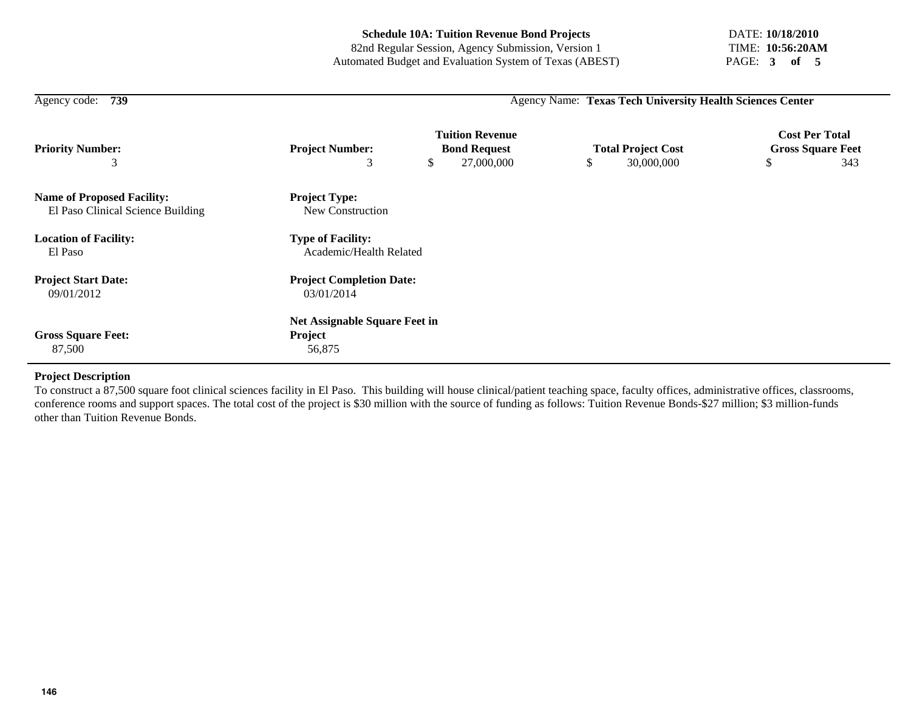**Schedule 10A: Tuition Revenue Bond Projects**
82nd Regular Session, Agency Submission, Version 1
Automated Budget and Evaluation System of Texas (ABEST)

DATE: **10/18/2010**
TIME: **10:56:20AM**

Agency code: **739** Agency Name: **Texas Tech University Health Sciences Center**

| Priority Number: | Project Number: | Tuition Revenue Bond Request | Total Project Cost | Cost Per Total Gross Square Feet |
|---|---|---|---|---|
| 3 | 3 | $ 27,000,000 | $ 30,000,000 | $ 343 |

**Name of Proposed Facility:**
El Paso Clinical Science Building

**Project Type:**
New Construction

**Location of Facility:**
El Paso

**Type of Facility:**
Academic/Health Related

**Project Start Date:**
09/01/2012

**Project Completion Date:**
03/01/2014

**Gross Square Feet:**
87,500

**Net Assignable Square Feet in Project**
56,875

**Project Description**

To construct a 87,500 square foot clinical sciences facility in El Paso. This building will house clinical/patient teaching space, faculty offices, administrative offices, classrooms, conference rooms and support spaces. The total cost of the project is $30 million with the source of funding as follows: Tuition Revenue Bonds-$27 million; $3 million-funds other than Tuition Revenue Bonds.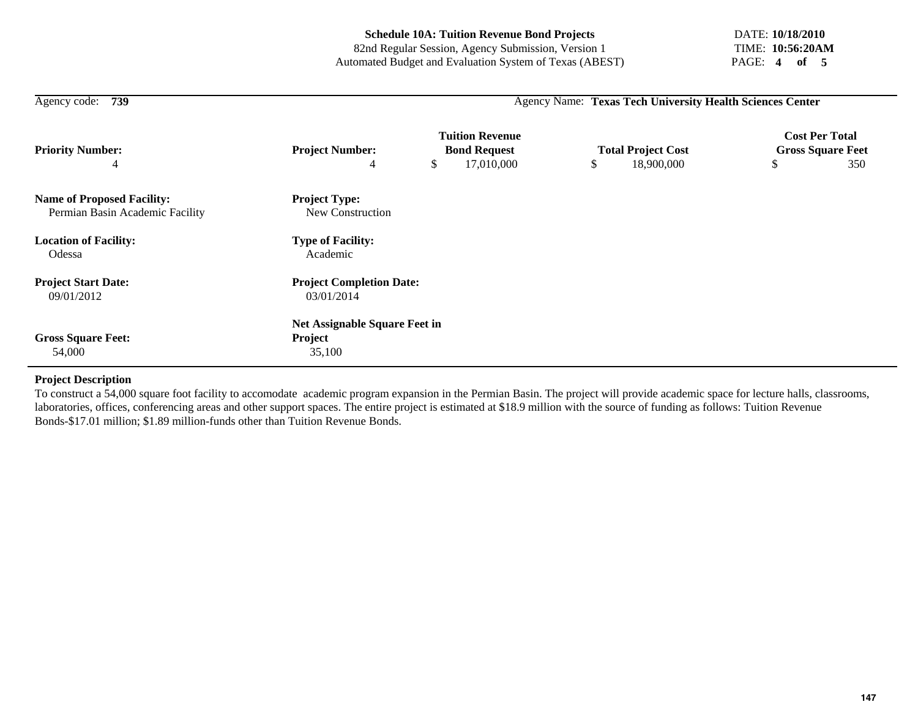**Schedule 10A: Tuition Revenue Bond Projects**
82nd Regular Session, Agency Submission, Version 1
Automated Budget and Evaluation System of Texas (ABEST)

DATE: **10/18/2010**
TIME: **10:56:20AM**

Agency code: **739** | Agency Name: **Texas Tech University Health Sciences Center**

| Priority Number: | Project Number: | Tuition Revenue Bond Request | Total Project Cost | Cost Per Total Gross Square Feet |
|---|---|---|---|---|
| 4 | 4 | $ 17,010,000 | $ 18,900,000 | $ 350 |

**Name of Proposed Facility:**
Permian Basin Academic Facility

**Project Type:**
New Construction

**Location of Facility:**
Odessa

**Type of Facility:**
Academic

**Project Start Date:**
09/01/2012

**Project Completion Date:**
03/01/2014

**Gross Square Feet:**
54,000

**Net Assignable Square Feet in Project**
35,100

**Project Description**

To construct a 54,000 square foot facility to accomodate academic program expansion in the Permian Basin. The project will provide academic space for lecture halls, classrooms, laboratories, offices, conferencing areas and other support spaces. The entire project is estimated at $18.9 million with the source of funding as follows: Tuition Revenue Bonds-$17.01 million; $1.89 million-funds other than Tuition Revenue Bonds.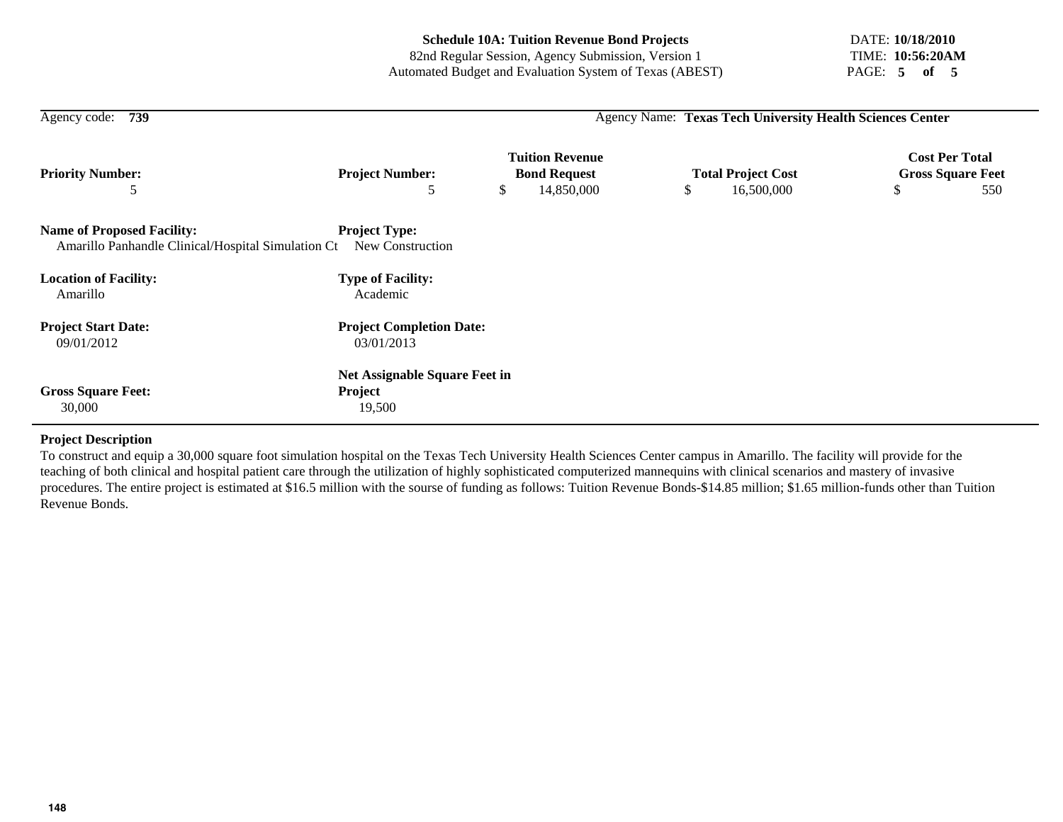**Schedule 10A: Tuition Revenue Bond Projects**
82nd Regular Session, Agency Submission, Version 1
Automated Budget and Evaluation System of Texas (ABEST)

DATE: **10/18/2010**
TIME: **10:56:20AM**

Agency code: **739** Agency Name: **Texas Tech University Health Sciences Center**

| Priority Number: | Project Number: | Tuition Revenue Bond Request | Total Project Cost | Cost Per Total Gross Square Feet |
|---|---|---|---|---|
| 5 | 5 | $ 14,850,000 | $ 16,500,000 | $ 550 |

**Name of Proposed Facility:**
Amarillo Panhandle Clinical/Hospital Simulation Ct

**Project Type:**
New Construction

**Location of Facility:**
Amarillo

**Type of Facility:**
Academic

**Project Start Date:**
09/01/2012

**Project Completion Date:**
03/01/2013

**Gross Square Feet:**
30,000

**Net Assignable Square Feet in Project**
19,500

**Project Description**

To construct and equip a 30,000 square foot simulation hospital on the Texas Tech University Health Sciences Center campus in Amarillo. The facility will provide for the teaching of both clinical and hospital patient care through the utilization of highly sophisticated computerized mannequins with clinical scenarios and mastery of invasive procedures. The entire project is estimated at $16.5 million with the sourse of funding as follows: Tuition Revenue Bonds-$14.85 million; $1.65 million-funds other than Tuition Revenue Bonds.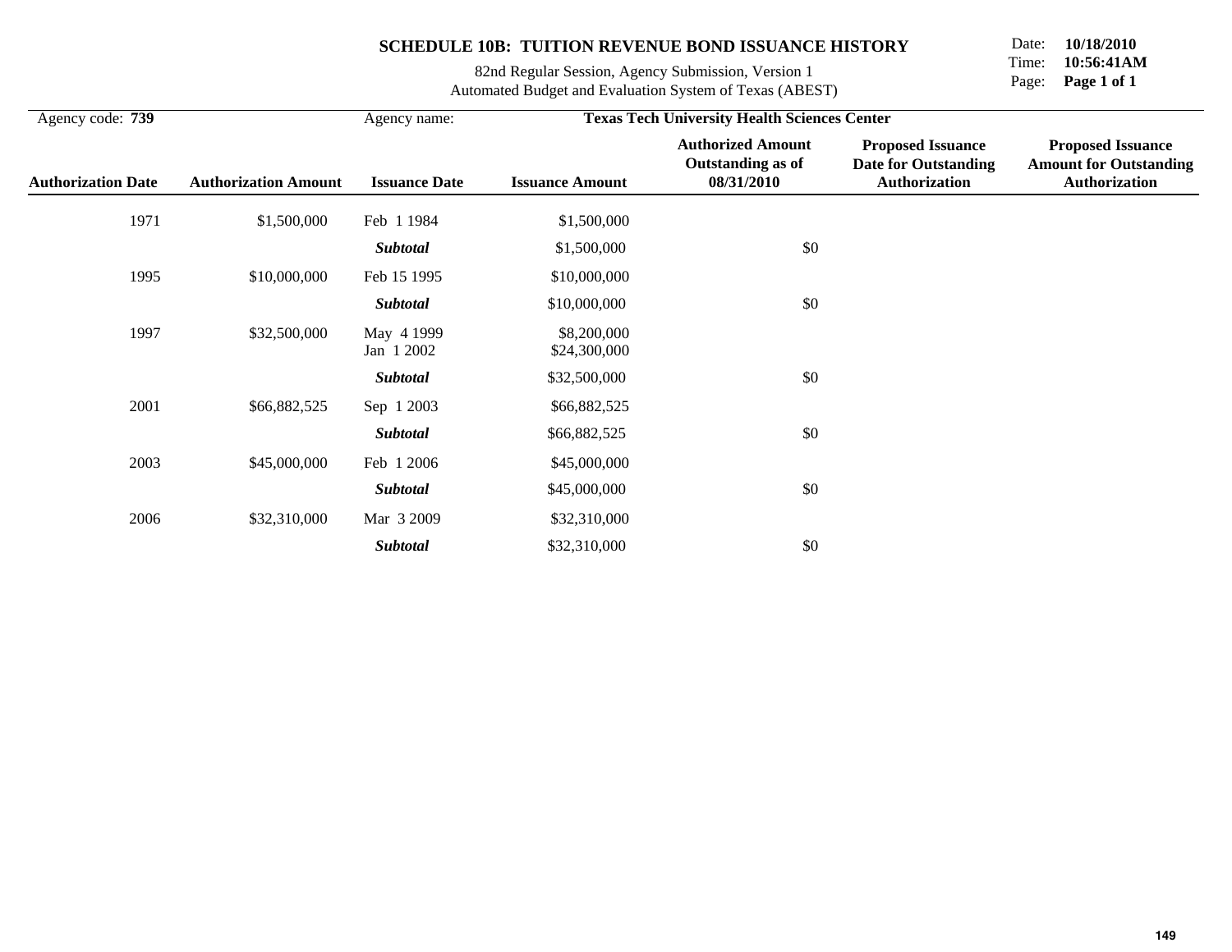# SCHEDULE 10B: TUITION REVENUE BOND ISSUANCE HISTORY

82nd Regular Session, Agency Submission, Version 1
Automated Budget and Evaluation System of Texas (ABEST)

Date: **10/18/2010**
Time: **10:56:41AM**

Agency code: **739** Agency name: **Texas Tech University Health Sciences Center**

| Authorization Date | Authorization Amount | Issuance Date | Issuance Amount | Authorized Amount Outstanding as of 08/31/2010 | Proposed Issuance Date for Outstanding Authorization | Proposed Issuance Amount for Outstanding Authorization |
|---|---|---|---|---|---|---|
| 1971 | $1,500,000 | Feb 1 1984 | $1,500,000 | | | |
| | | ***Subtotal*** | $1,500,000 | $0 | | |
| 1995 | $10,000,000 | Feb 15 1995 | $10,000,000 | | | |
| | | ***Subtotal*** | $10,000,000 | $0 | | |
| 1997 | $32,500,000 | May 4 1999 | $8,200,000 | | | |
| | | Jan 1 2002 | $24,300,000 | | | |
| | | ***Subtotal*** | $32,500,000 | $0 | | |
| 2001 | $66,882,525 | Sep 1 2003 | $66,882,525 | | | |
| | | ***Subtotal*** | $66,882,525 | $0 | | |
| 2003 | $45,000,000 | Feb 1 2006 | $45,000,000 | | | |
| | | ***Subtotal*** | $45,000,000 | $0 | | |
| 2006 | $32,310,000 | Mar 3 2009 | $32,310,000 | | | |
| | | ***Subtotal*** | $32,310,000 | $0 | | |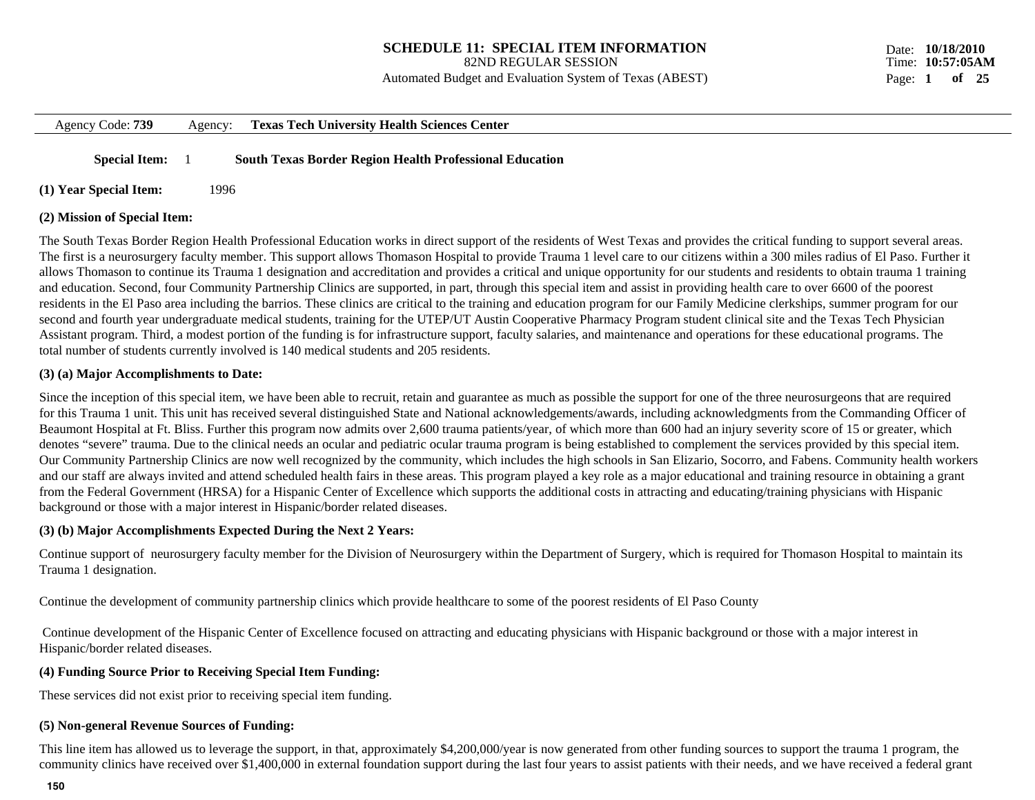# SCHEDULE 11: SPECIAL ITEM INFORMATION

82ND REGULAR SESSION

Automated Budget and Evaluation System of Texas (ABEST)

Date: **10/18/2010**
Time: **10:57:05AM**

Agency Code: **739** Agency: **Texas Tech University Health Sciences Center**

**Special Item:** 1 **South Texas Border Region Health Professional Education**

**(1) Year Special Item:** 1996

**(2) Mission of Special Item:**

The South Texas Border Region Health Professional Education works in direct support of the residents of West Texas and provides the critical funding to support several areas. The first is a neurosurgery faculty member. This support allows Thomason Hospital to provide Trauma 1 level care to our citizens within a 300 miles radius of El Paso. Further it allows Thomason to continue its Trauma 1 designation and accreditation and provides a critical and unique opportunity for our students and residents to obtain trauma 1 training and education. Second, four Community Partnership Clinics are supported, in part, through this special item and assist in providing health care to over 6600 of the poorest residents in the El Paso area including the barrios. These clinics are critical to the training and education program for our Family Medicine clerkships, summer program for our second and fourth year undergraduate medical students, training for the UTEP/UT Austin Cooperative Pharmacy Program student clinical site and the Texas Tech Physician Assistant program. Third, a modest portion of the funding is for infrastructure support, faculty salaries, and maintenance and operations for these educational programs. The total number of students currently involved is 140 medical students and 205 residents.

**(3) (a) Major Accomplishments to Date:**

Since the inception of this special item, we have been able to recruit, retain and guarantee as much as possible the support for one of the three neurosurgeons that are required for this Trauma 1 unit. This unit has received several distinguished State and National acknowledgements/awards, including acknowledgments from the Commanding Officer of Beaumont Hospital at Ft. Bliss. Further this program now admits over 2,600 trauma patients/year, of which more than 600 had an injury severity score of 15 or greater, which denotes "severe" trauma. Due to the clinical needs an ocular and pediatric ocular trauma program is being established to complement the services provided by this special item. Our Community Partnership Clinics are now well recognized by the community, which includes the high schools in San Elizario, Socorro, and Fabens. Community health workers and our staff are always invited and attend scheduled health fairs in these areas. This program played a key role as a major educational and training resource in obtaining a grant from the Federal Government (HRSA) for a Hispanic Center of Excellence which supports the additional costs in attracting and educating/training physicians with Hispanic background or those with a major interest in Hispanic/border related diseases.

**(3) (b) Major Accomplishments Expected During the Next 2 Years:**

Continue support of neurosurgery faculty member for the Division of Neurosurgery within the Department of Surgery, which is required for Thomason Hospital to maintain its Trauma 1 designation.

Continue the development of community partnership clinics which provide healthcare to some of the poorest residents of El Paso County

Continue development of the Hispanic Center of Excellence focused on attracting and educating physicians with Hispanic background or those with a major interest in Hispanic/border related diseases.

**(4) Funding Source Prior to Receiving Special Item Funding:**

These services did not exist prior to receiving special item funding.

**(5) Non-general Revenue Sources of Funding:**

This line item has allowed us to leverage the support, in that, approximately $4,200,000/year is now generated from other funding sources to support the trauma 1 program, the community clinics have received over $1,400,000 in external foundation support during the last four years to assist patients with their needs, and we have received a federal grant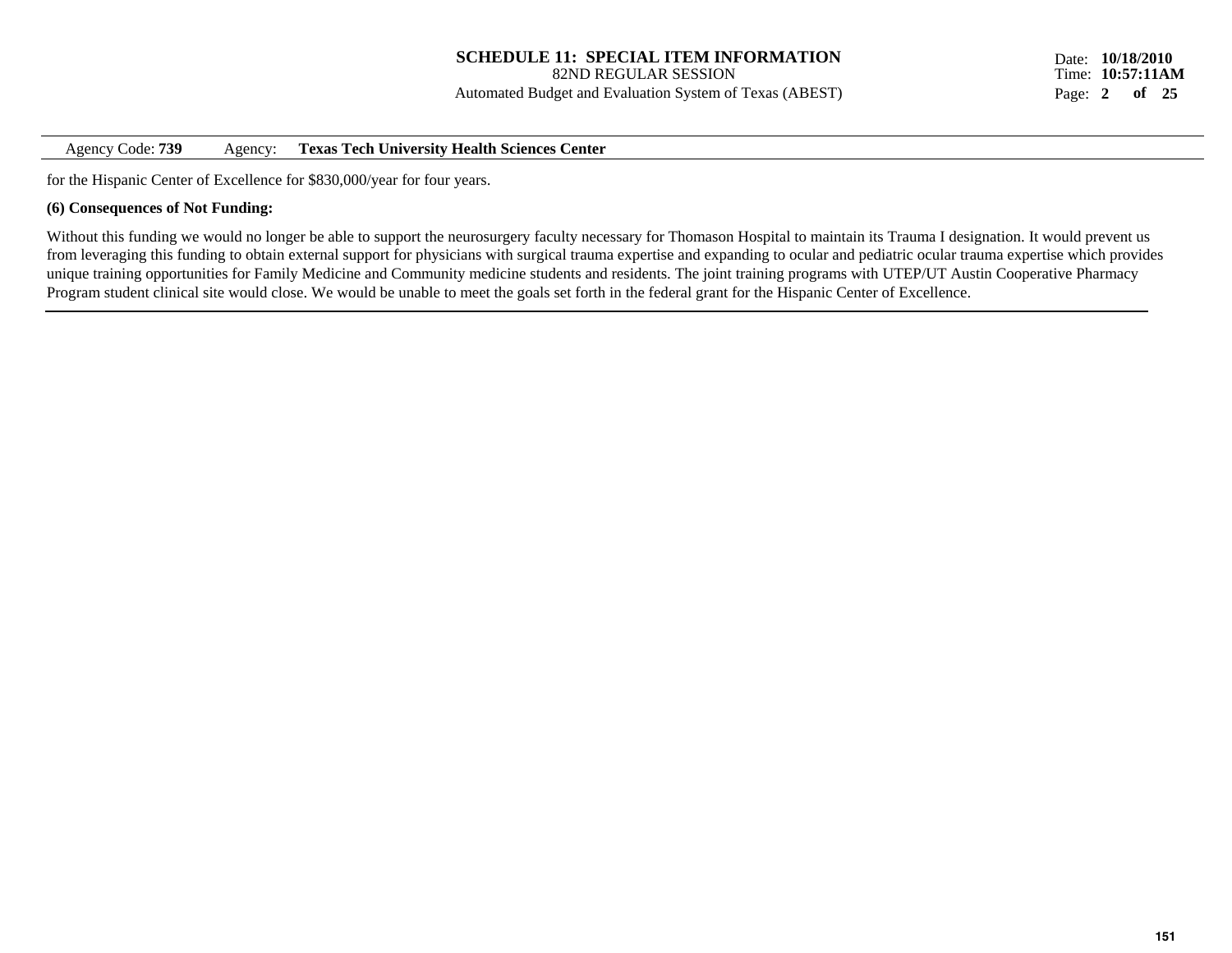for the Hispanic Center of Excellence for $830,000/year for four years.

**(6) Consequences of Not Funding:**

Without this funding we would no longer be able to support the neurosurgery faculty necessary for Thomason Hospital to maintain its Trauma I designation. It would prevent us from leveraging this funding to obtain external support for physicians with surgical trauma expertise and expanding to ocular and pediatric ocular trauma expertise which provides unique training opportunities for Family Medicine and Community medicine students and residents. The joint training programs with UTEP/UT Austin Cooperative Pharmacy Program student clinical site would close. We would be unable to meet the goals set forth in the federal grant for the Hispanic Center of Excellence.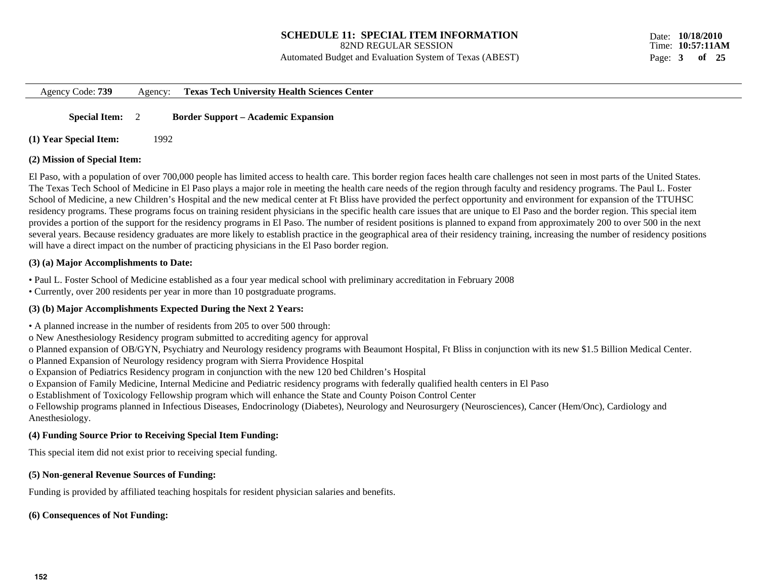## SCHEDULE 11: SPECIAL ITEM INFORMATION

82ND REGULAR SESSION

Automated Budget and Evaluation System of Texas (ABEST)

Date: **10/18/2010**
Time: **10:57:11AM**

Agency Code: **739** Agency: **Texas Tech University Health Sciences Center**

**Special Item:** 2 **Border Support – Academic Expansion**

**(1) Year Special Item:** 1992

**(2) Mission of Special Item:**

El Paso, with a population of over 700,000 people has limited access to health care. This border region faces health care challenges not seen in most parts of the United States. The Texas Tech School of Medicine in El Paso plays a major role in meeting the health care needs of the region through faculty and residency programs. The Paul L. Foster School of Medicine, a new Children's Hospital and the new medical center at Ft Bliss have provided the perfect opportunity and environment for expansion of the TTUHSC residency programs. These programs focus on training resident physicians in the specific health care issues that are unique to El Paso and the border region. This special item provides a portion of the support for the residency programs in El Paso. The number of resident positions is planned to expand from approximately 200 to over 500 in the next several years. Because residency graduates are more likely to establish practice in the geographical area of their residency training, increasing the number of residency positions will have a direct impact on the number of practicing physicians in the El Paso border region.

**(3) (a) Major Accomplishments to Date:**

- Paul L. Foster School of Medicine established as a four year medical school with preliminary accreditation in February 2008
- Currently, over 200 residents per year in more than 10 postgraduate programs.

**(3) (b) Major Accomplishments Expected During the Next 2 Years:**

- A planned increase in the number of residents from 205 to over 500 through:
  - o New Anesthesiology Residency program submitted to accrediting agency for approval
  - o Planned expansion of OB/GYN, Psychiatry and Neurology residency programs with Beaumont Hospital, Ft Bliss in conjunction with its new $1.5 Billion Medical Center.
  - o Planned Expansion of Neurology residency program with Sierra Providence Hospital
  - o Expansion of Pediatrics Residency program in conjunction with the new 120 bed Children's Hospital
  - o Expansion of Family Medicine, Internal Medicine and Pediatric residency programs with federally qualified health centers in El Paso
  - o Establishment of Toxicology Fellowship program which will enhance the State and County Poison Control Center
  - o Fellowship programs planned in Infectious Diseases, Endocrinology (Diabetes), Neurology and Neurosurgery (Neurosciences), Cancer (Hem/Onc), Cardiology and Anesthesiology.

**(4) Funding Source Prior to Receiving Special Item Funding:**

This special item did not exist prior to receiving special funding.

**(5) Non-general Revenue Sources of Funding:**

Funding is provided by affiliated teaching hospitals for resident physician salaries and benefits.

**(6) Consequences of Not Funding:**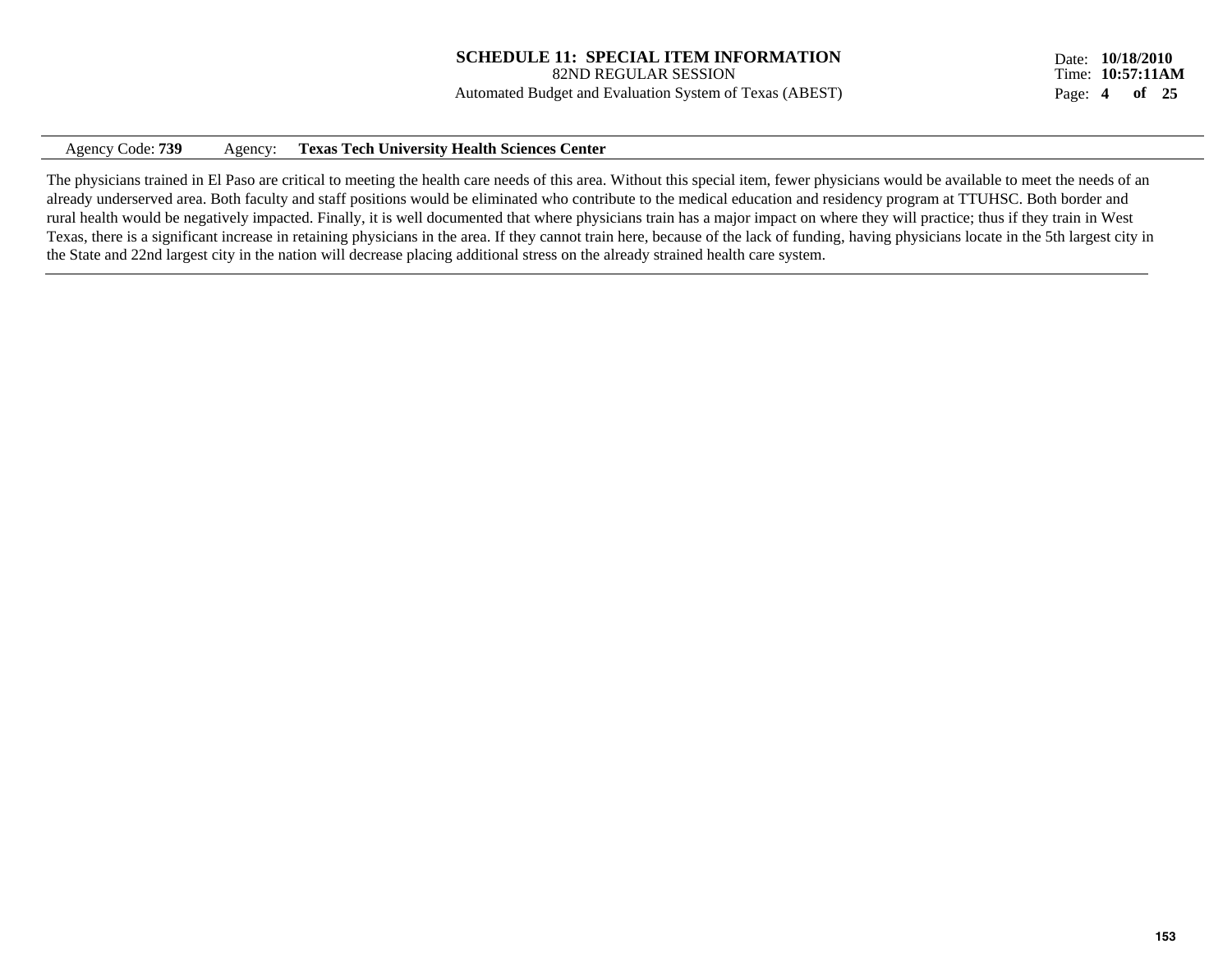Agency Code: **739** Agency: **Texas Tech University Health Sciences Center**

The physicians trained in El Paso are critical to meeting the health care needs of this area. Without this special item, fewer physicians would be available to meet the needs of an already underserved area. Both faculty and staff positions would be eliminated who contribute to the medical education and residency program at TTUHSC. Both border and rural health would be negatively impacted. Finally, it is well documented that where physicians train has a major impact on where they will practice; thus if they train in West Texas, there is a significant increase in retaining physicians in the area. If they cannot train here, because of the lack of funding, having physicians locate in the 5th largest city in the State and 22nd largest city in the nation will decrease placing additional stress on the already strained health care system.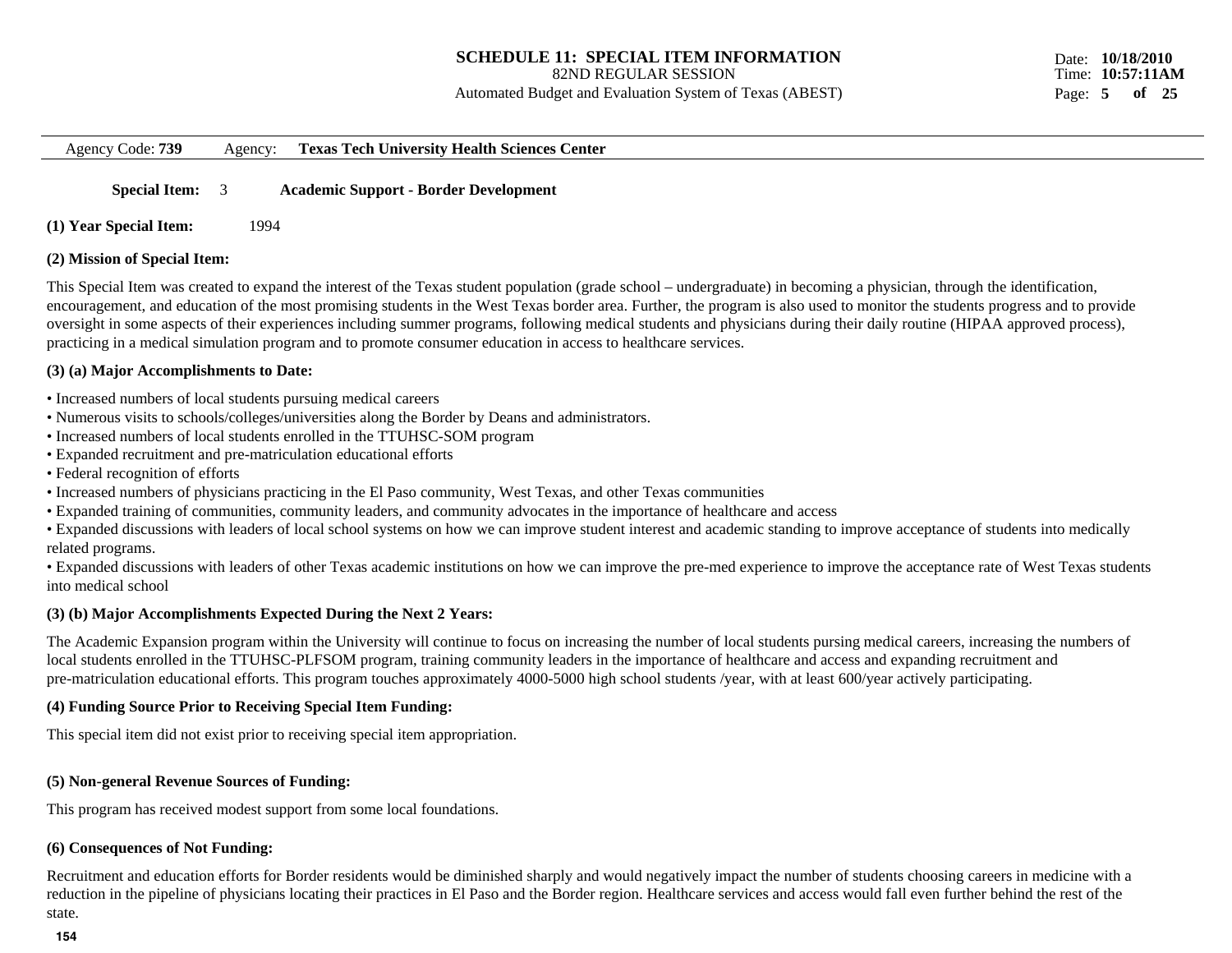# SCHEDULE 11: SPECIAL ITEM INFORMATION

82ND REGULAR SESSION

Automated Budget and Evaluation System of Texas (ABEST)

Date: **10/18/2010**
Time: **10:57:11AM**

Agency Code: **739** Agency: **Texas Tech University Health Sciences Center**

**Special Item:** 3 **Academic Support - Border Development**

**(1) Year Special Item:** 1994

**(2) Mission of Special Item:**

This Special Item was created to expand the interest of the Texas student population (grade school – undergraduate) in becoming a physician, through the identification, encouragement, and education of the most promising students in the West Texas border area. Further, the program is also used to monitor the students progress and to provide oversight in some aspects of their experiences including summer programs, following medical students and physicians during their daily routine (HIPAA approved process), practicing in a medical simulation program and to promote consumer education in access to healthcare services.

**(3) (a) Major Accomplishments to Date:**

- Increased numbers of local students pursuing medical careers
- Numerous visits to schools/colleges/universities along the Border by Deans and administrators.
- Increased numbers of local students enrolled in the TTUHSC-SOM program
- Expanded recruitment and pre-matriculation educational efforts
- Federal recognition of efforts
- Increased numbers of physicians practicing in the El Paso community, West Texas, and other Texas communities
- Expanded training of communities, community leaders, and community advocates in the importance of healthcare and access
- Expanded discussions with leaders of local school systems on how we can improve student interest and academic standing to improve acceptance of students into medically related programs.
- Expanded discussions with leaders of other Texas academic institutions on how we can improve the pre-med experience to improve the acceptance rate of West Texas students into medical school

**(3) (b) Major Accomplishments Expected During the Next 2 Years:**

The Academic Expansion program within the University will continue to focus on increasing the number of local students pursing medical careers, increasing the numbers of local students enrolled in the TTUHSC-PLFSOM program, training community leaders in the importance of healthcare and access and expanding recruitment and pre-matriculation educational efforts. This program touches approximately 4000-5000 high school students /year, with at least 600/year actively participating.

**(4) Funding Source Prior to Receiving Special Item Funding:**

This special item did not exist prior to receiving special item appropriation.

**(5) Non-general Revenue Sources of Funding:**

This program has received modest support from some local foundations.

**(6) Consequences of Not Funding:**

Recruitment and education efforts for Border residents would be diminished sharply and would negatively impact the number of students choosing careers in medicine with a reduction in the pipeline of physicians locating their practices in El Paso and the Border region. Healthcare services and access would fall even further behind the rest of the state.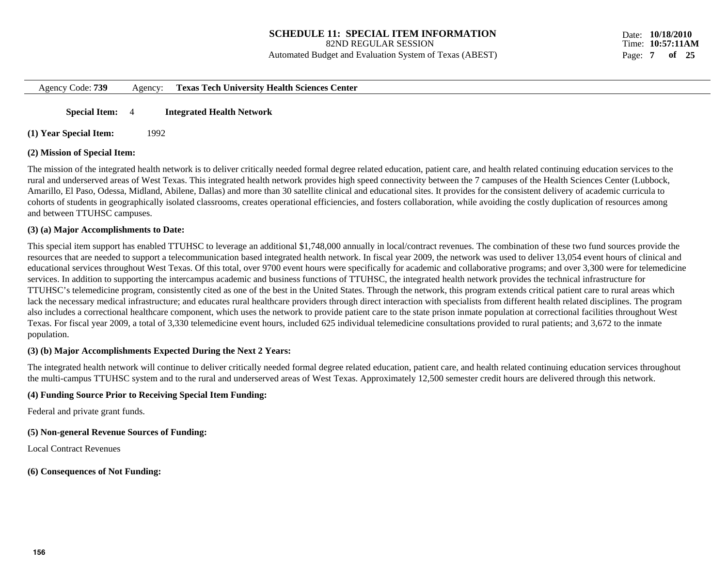**SCHEDULE 11: SPECIAL ITEM INFORMATION**
82ND REGULAR SESSION
Automated Budget and Evaluation System of Texas (ABEST)

Date: **10/18/2010**
Time: **10:57:11AM**

Agency Code: **739** Agency: **Texas Tech University Health Sciences Center**

**Special Item:** 4 **Integrated Health Network**

**(1) Year Special Item:** 1992

**(2) Mission of Special Item:**

The mission of the integrated health network is to deliver critically needed formal degree related education, patient care, and health related continuing education services to the rural and underserved areas of West Texas. This integrated health network provides high speed connectivity between the 7 campuses of the Health Sciences Center (Lubbock, Amarillo, El Paso, Odessa, Midland, Abilene, Dallas) and more than 30 satellite clinical and educational sites. It provides for the consistent delivery of academic curricula to cohorts of students in geographically isolated classrooms, creates operational efficiencies, and fosters collaboration, while avoiding the costly duplication of resources among and between TTUHSC campuses.

**(3) (a) Major Accomplishments to Date:**

This special item support has enabled TTUHSC to leverage an additional $1,748,000 annually in local/contract revenues. The combination of these two fund sources provide the resources that are needed to support a telecommunication based integrated health network. In fiscal year 2009, the network was used to deliver 13,054 event hours of clinical and educational services throughout West Texas. Of this total, over 9700 event hours were specifically for academic and collaborative programs; and over 3,300 were for telemedicine services. In addition to supporting the intercampus academic and business functions of TTUHSC, the integrated health network provides the technical infrastructure for TTUHSC's telemedicine program, consistently cited as one of the best in the United States. Through the network, this program extends critical patient care to rural areas which lack the necessary medical infrastructure; and educates rural healthcare providers through direct interaction with specialists from different health related disciplines. The program also includes a correctional healthcare component, which uses the network to provide patient care to the state prison inmate population at correctional facilities throughout West Texas. For fiscal year 2009, a total of 3,330 telemedicine event hours, included 625 individual telemedicine consultations provided to rural patients; and 3,672 to the inmate population.

**(3) (b) Major Accomplishments Expected During the Next 2 Years:**

The integrated health network will continue to deliver critically needed formal degree related education, patient care, and health related continuing education services throughout the multi-campus TTUHSC system and to the rural and underserved areas of West Texas. Approximately 12,500 semester credit hours are delivered through this network.

**(4) Funding Source Prior to Receiving Special Item Funding:**

Federal and private grant funds.

**(5) Non-general Revenue Sources of Funding:**

Local Contract Revenues

**(6) Consequences of Not Funding:**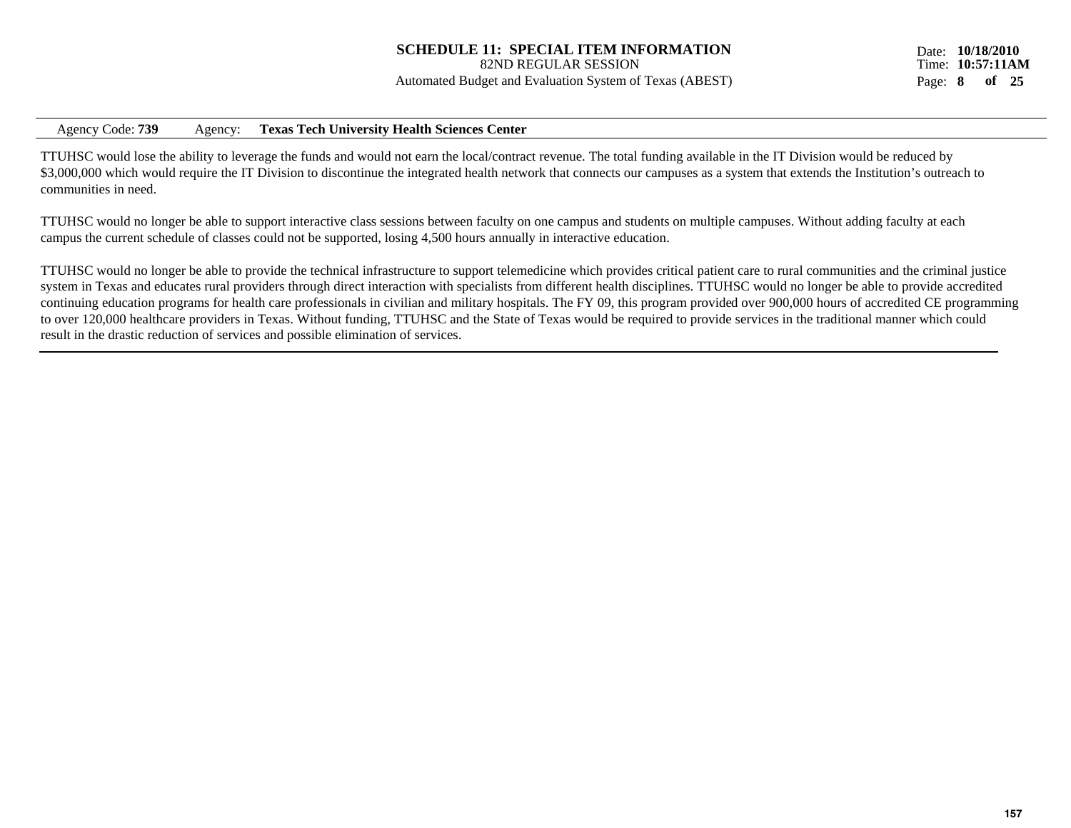Agency Code: **739** Agency: **Texas Tech University Health Sciences Center**

TTUHSC would lose the ability to leverage the funds and would not earn the local/contract revenue. The total funding available in the IT Division would be reduced by $3,000,000 which would require the IT Division to discontinue the integrated health network that connects our campuses as a system that extends the Institution's outreach to communities in need.

TTUHSC would no longer be able to support interactive class sessions between faculty on one campus and students on multiple campuses. Without adding faculty at each campus the current schedule of classes could not be supported, losing 4,500 hours annually in interactive education.

TTUHSC would no longer be able to provide the technical infrastructure to support telemedicine which provides critical patient care to rural communities and the criminal justice system in Texas and educates rural providers through direct interaction with specialists from different health disciplines. TTUHSC would no longer be able to provide accredited continuing education programs for health care professionals in civilian and military hospitals. The FY 09, this program provided over 900,000 hours of accredited CE programming to over 120,000 healthcare providers in Texas. Without funding, TTUHSC and the State of Texas would be required to provide services in the traditional manner which could result in the drastic reduction of services and possible elimination of services.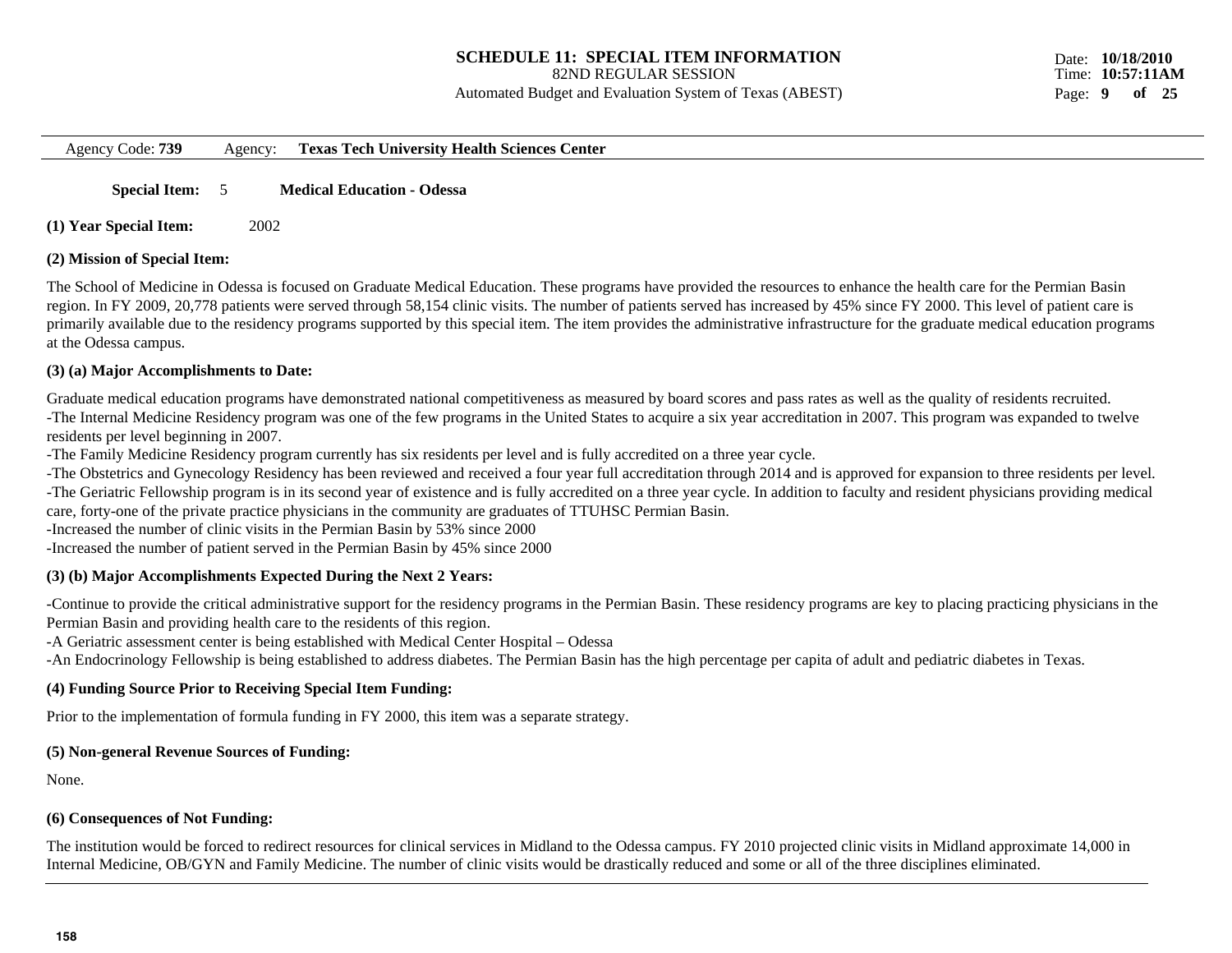# SCHEDULE 11: SPECIAL ITEM INFORMATION

82ND REGULAR SESSION

Automated Budget and Evaluation System of Texas (ABEST)

Date: **10/18/2010**
Time: **10:57:11AM**

Agency Code: **739** Agency: **Texas Tech University Health Sciences Center**

**Special Item:** 5 **Medical Education - Odessa**

**(1) Year Special Item:** 2002

**(2) Mission of Special Item:**

The School of Medicine in Odessa is focused on Graduate Medical Education. These programs have provided the resources to enhance the health care for the Permian Basin region. In FY 2009, 20,778 patients were served through 58,154 clinic visits. The number of patients served has increased by 45% since FY 2000. This level of patient care is primarily available due to the residency programs supported by this special item. The item provides the administrative infrastructure for the graduate medical education programs at the Odessa campus.

**(3) (a) Major Accomplishments to Date:**

Graduate medical education programs have demonstrated national competitiveness as measured by board scores and pass rates as well as the quality of residents recruited.
-The Internal Medicine Residency program was one of the few programs in the United States to acquire a six year accreditation in 2007. This program was expanded to twelve residents per level beginning in 2007.
-The Family Medicine Residency program currently has six residents per level and is fully accredited on a three year cycle.
-The Obstetrics and Gynecology Residency has been reviewed and received a four year full accreditation through 2014 and is approved for expansion to three residents per level.
-The Geriatric Fellowship program is in its second year of existence and is fully accredited on a three year cycle. In addition to faculty and resident physicians providing medical care, forty-one of the private practice physicians in the community are graduates of TTUHSC Permian Basin.
-Increased the number of clinic visits in the Permian Basin by 53% since 2000
-Increased the number of patient served in the Permian Basin by 45% since 2000

**(3) (b) Major Accomplishments Expected During the Next 2 Years:**

-Continue to provide the critical administrative support for the residency programs in the Permian Basin. These residency programs are key to placing practicing physicians in the Permian Basin and providing health care to the residents of this region.
-A Geriatric assessment center is being established with Medical Center Hospital – Odessa
-An Endocrinology Fellowship is being established to address diabetes. The Permian Basin has the high percentage per capita of adult and pediatric diabetes in Texas.

**(4) Funding Source Prior to Receiving Special Item Funding:**

Prior to the implementation of formula funding in FY 2000, this item was a separate strategy.

**(5) Non-general Revenue Sources of Funding:**

None.

**(6) Consequences of Not Funding:**

The institution would be forced to redirect resources for clinical services in Midland to the Odessa campus. FY 2010 projected clinic visits in Midland approximate 14,000 in Internal Medicine, OB/GYN and Family Medicine. The number of clinic visits would be drastically reduced and some or all of the three disciplines eliminated.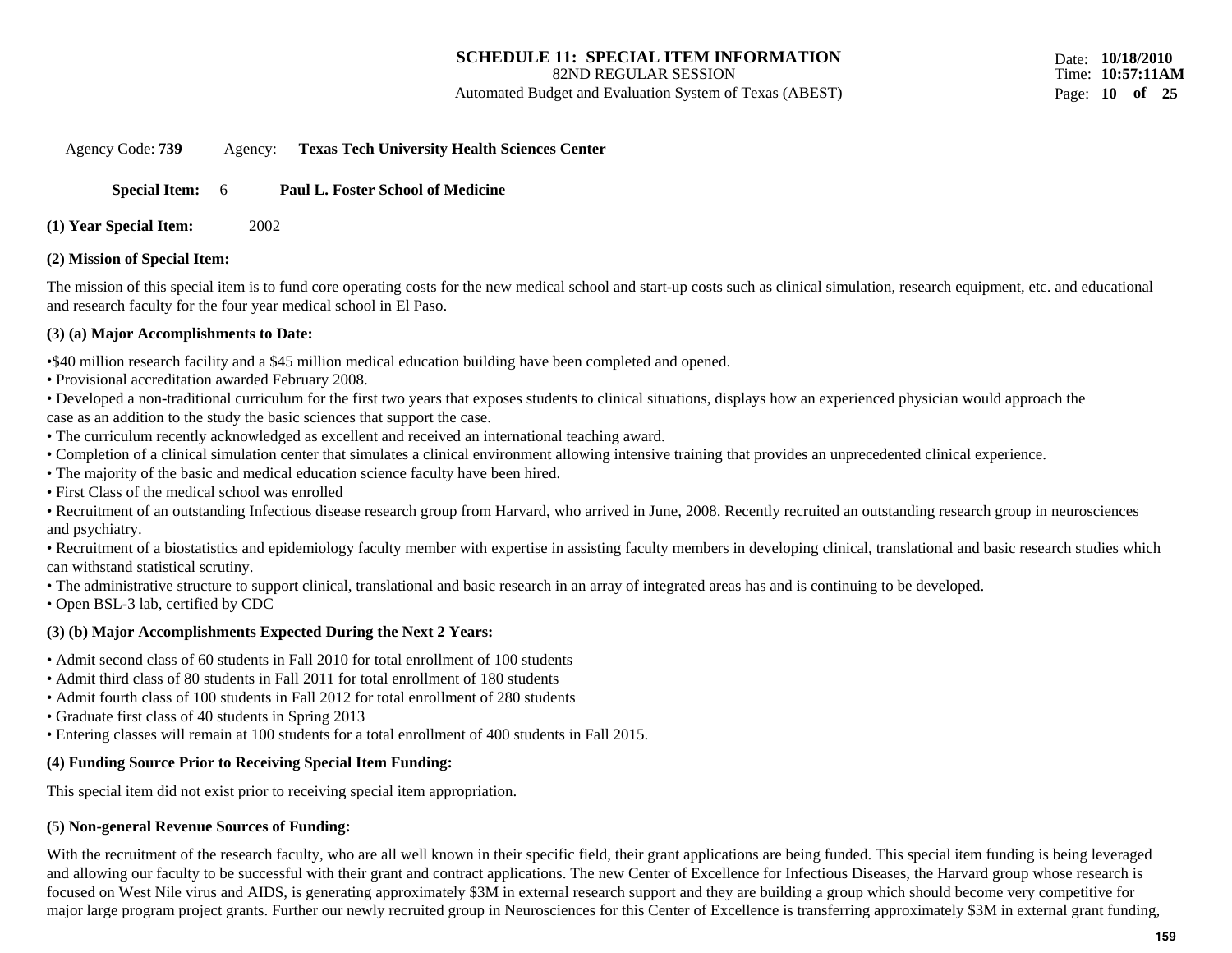# SCHEDULE 11: SPECIAL ITEM INFORMATION

82ND REGULAR SESSION

Automated Budget and Evaluation System of Texas (ABEST)

Date: **10/18/2010**
Time: **10:57:11AM**

Agency Code: **739** Agency: **Texas Tech University Health Sciences Center**

**Special Item:** 6 **Paul L. Foster School of Medicine**

**(1) Year Special Item:** 2002

**(2) Mission of Special Item:**

The mission of this special item is to fund core operating costs for the new medical school and start-up costs such as clinical simulation, research equipment, etc. and educational and research faculty for the four year medical school in El Paso.

**(3) (a) Major Accomplishments to Date:**

- $40 million research facility and a $45 million medical education building have been completed and opened.
- Provisional accreditation awarded February 2008.
- Developed a non-traditional curriculum for the first two years that exposes students to clinical situations, displays how an experienced physician would approach the case as an addition to the study the basic sciences that support the case.
- The curriculum recently acknowledged as excellent and received an international teaching award.
- Completion of a clinical simulation center that simulates a clinical environment allowing intensive training that provides an unprecedented clinical experience.
- The majority of the basic and medical education science faculty have been hired.
- First Class of the medical school was enrolled
- Recruitment of an outstanding Infectious disease research group from Harvard, who arrived in June, 2008. Recently recruited an outstanding research group in neurosciences and psychiatry.
- Recruitment of a biostatistics and epidemiology faculty member with expertise in assisting faculty members in developing clinical, translational and basic research studies which can withstand statistical scrutiny.
- The administrative structure to support clinical, translational and basic research in an array of integrated areas has and is continuing to be developed.
- Open BSL-3 lab, certified by CDC

**(3) (b) Major Accomplishments Expected During the Next 2 Years:**

- Admit second class of 60 students in Fall 2010 for total enrollment of 100 students
- Admit third class of 80 students in Fall 2011 for total enrollment of 180 students
- Admit fourth class of 100 students in Fall 2012 for total enrollment of 280 students
- Graduate first class of 40 students in Spring 2013
- Entering classes will remain at 100 students for a total enrollment of 400 students in Fall 2015.

**(4) Funding Source Prior to Receiving Special Item Funding:**

This special item did not exist prior to receiving special item appropriation.

**(5) Non-general Revenue Sources of Funding:**

With the recruitment of the research faculty, who are all well known in their specific field, their grant applications are being funded. This special item funding is being leveraged and allowing our faculty to be successful with their grant and contract applications. The new Center of Excellence for Infectious Diseases, the Harvard group whose research is focused on West Nile virus and AIDS, is generating approximately $3M in external research support and they are building a group which should become very competitive for major large program project grants. Further our newly recruited group in Neurosciences for this Center of Excellence is transferring approximately $3M in external grant funding,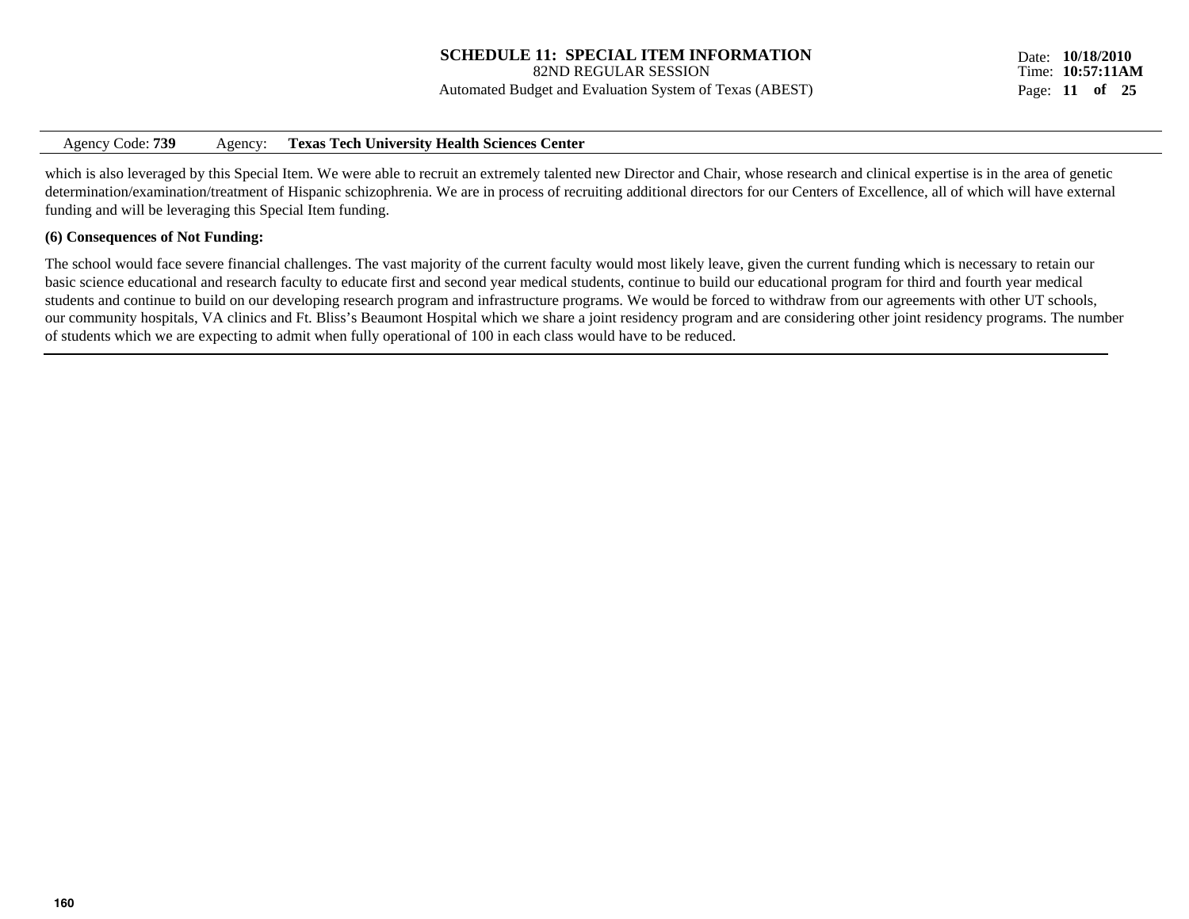which is also leveraged by this Special Item. We were able to recruit an extremely talented new Director and Chair, whose research and clinical expertise is in the area of genetic determination/examination/treatment of Hispanic schizophrenia. We are in process of recruiting additional directors for our Centers of Excellence, all of which will have external funding and will be leveraging this Special Item funding.

**(6) Consequences of Not Funding:**

The school would face severe financial challenges. The vast majority of the current faculty would most likely leave, given the current funding which is necessary to retain our basic science educational and research faculty to educate first and second year medical students, continue to build our educational program for third and fourth year medical students and continue to build on our developing research program and infrastructure programs. We would be forced to withdraw from our agreements with other UT schools, our community hospitals, VA clinics and Ft. Bliss's Beaumont Hospital which we share a joint residency program and are considering other joint residency programs. The number of students which we are expecting to admit when fully operational of 100 in each class would have to be reduced.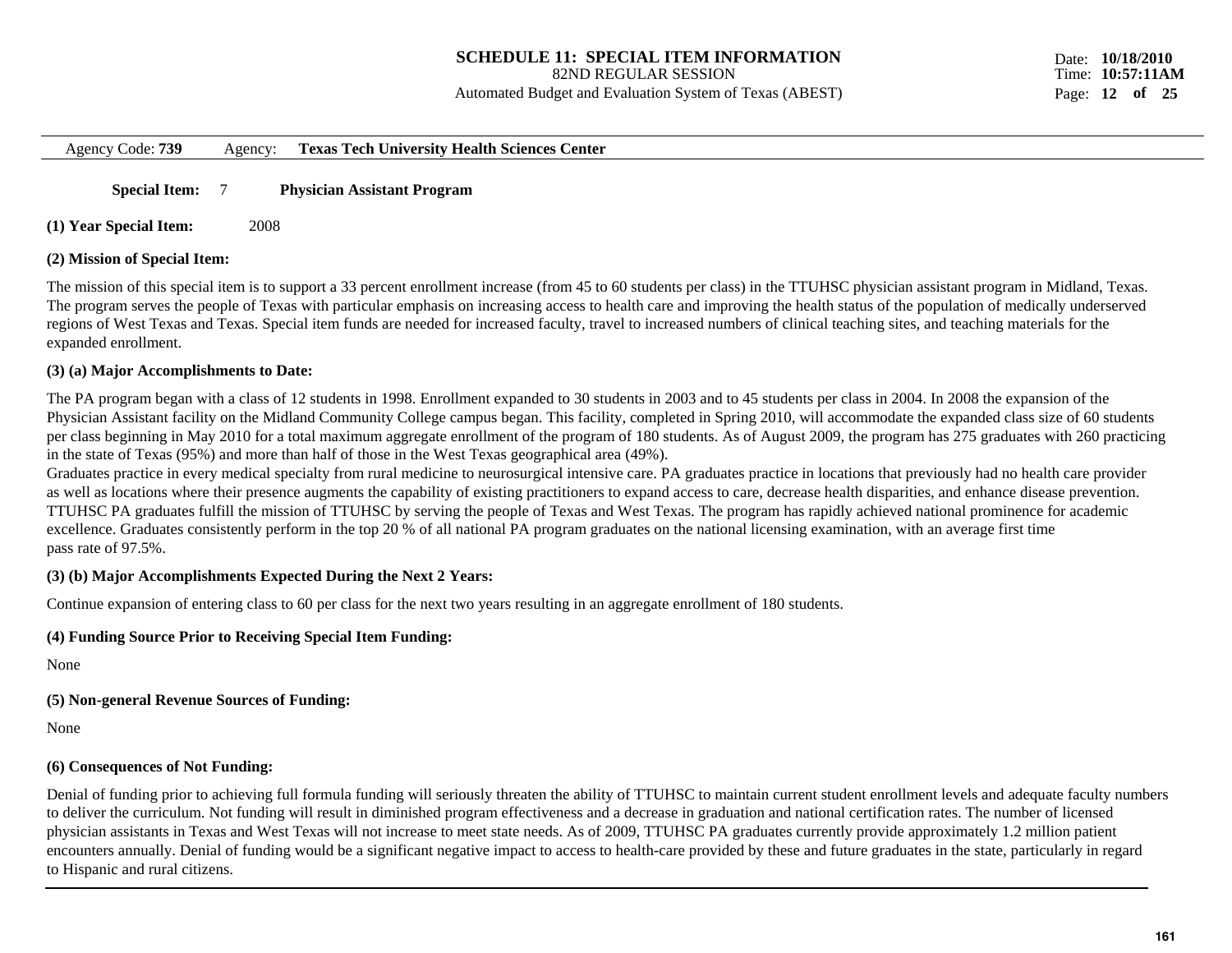# SCHEDULE 11: SPECIAL ITEM INFORMATION

82ND REGULAR SESSION

Automated Budget and Evaluation System of Texas (ABEST)

Date: **10/18/2010**
Time: **10:57:11AM**

Agency Code: **739** Agency: **Texas Tech University Health Sciences Center**

**Special Item:** 7 **Physician Assistant Program**

**(1) Year Special Item:** 2008

**(2) Mission of Special Item:**

The mission of this special item is to support a 33 percent enrollment increase (from 45 to 60 students per class) in the TTUHSC physician assistant program in Midland, Texas. The program serves the people of Texas with particular emphasis on increasing access to health care and improving the health status of the population of medically underserved regions of West Texas and Texas. Special item funds are needed for increased faculty, travel to increased numbers of clinical teaching sites, and teaching materials for the expanded enrollment.

**(3) (a) Major Accomplishments to Date:**

The PA program began with a class of 12 students in 1998. Enrollment expanded to 30 students in 2003 and to 45 students per class in 2004. In 2008 the expansion of the Physician Assistant facility on the Midland Community College campus began. This facility, completed in Spring 2010, will accommodate the expanded class size of 60 students per class beginning in May 2010 for a total maximum aggregate enrollment of the program of 180 students. As of August 2009, the program has 275 graduates with 260 practicing in the state of Texas (95%) and more than half of those in the West Texas geographical area (49%).

Graduates practice in every medical specialty from rural medicine to neurosurgical intensive care. PA graduates practice in locations that previously had no health care provider as well as locations where their presence augments the capability of existing practitioners to expand access to care, decrease health disparities, and enhance disease prevention. TTUHSC PA graduates fulfill the mission of TTUHSC by serving the people of Texas and West Texas. The program has rapidly achieved national prominence for academic excellence. Graduates consistently perform in the top 20 % of all national PA program graduates on the national licensing examination, with an average first time pass rate of 97.5%.

**(3) (b) Major Accomplishments Expected During the Next 2 Years:**

Continue expansion of entering class to 60 per class for the next two years resulting in an aggregate enrollment of 180 students.

**(4) Funding Source Prior to Receiving Special Item Funding:**

None

**(5) Non-general Revenue Sources of Funding:**

None

**(6) Consequences of Not Funding:**

Denial of funding prior to achieving full formula funding will seriously threaten the ability of TTUHSC to maintain current student enrollment levels and adequate faculty numbers to deliver the curriculum. Not funding will result in diminished program effectiveness and a decrease in graduation and national certification rates. The number of licensed physician assistants in Texas and West Texas will not increase to meet state needs. As of 2009, TTUHSC PA graduates currently provide approximately 1.2 million patient encounters annually. Denial of funding would be a significant negative impact to access to health-care provided by these and future graduates in the state, particularly in regard to Hispanic and rural citizens.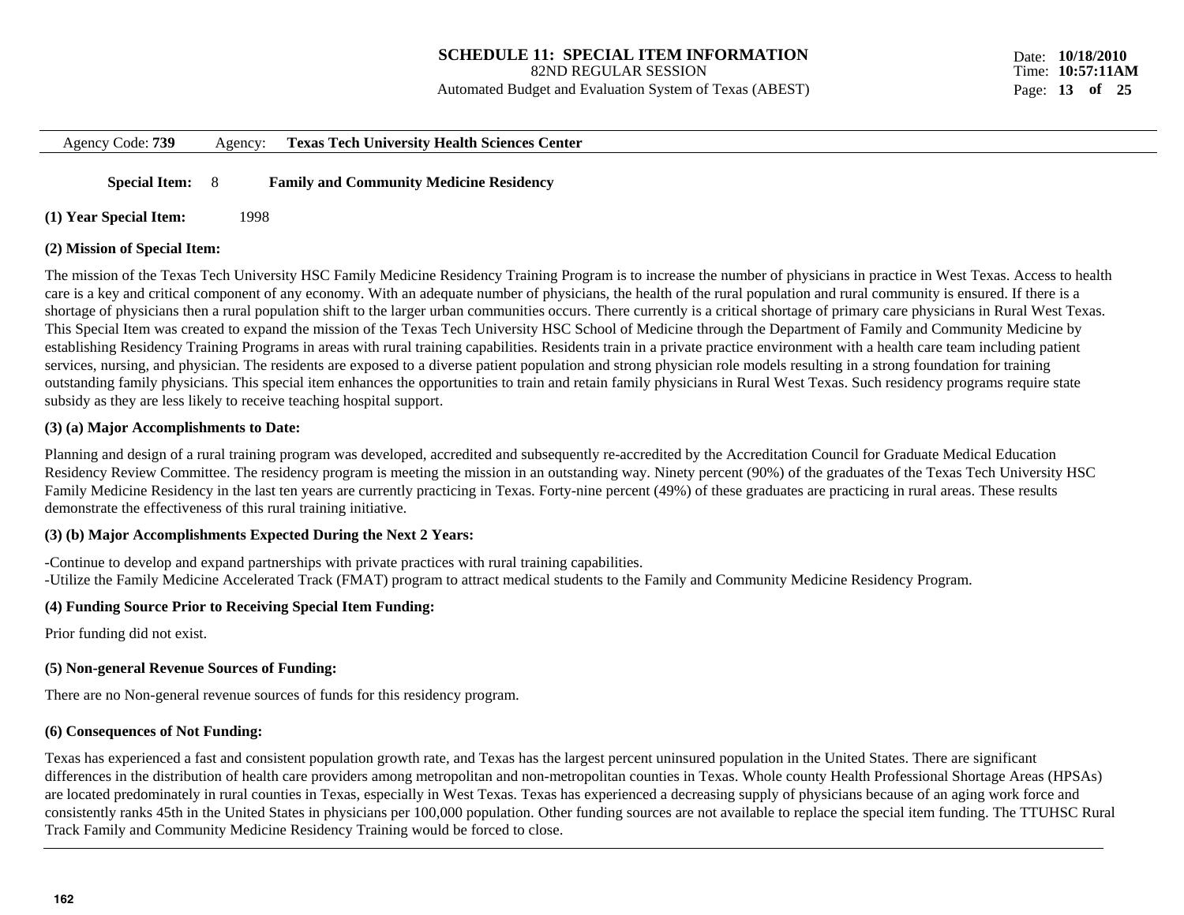# SCHEDULE 11: SPECIAL ITEM INFORMATION

82ND REGULAR SESSION

Automated Budget and Evaluation System of Texas (ABEST)

Date: **10/18/2010**
Time: **10:57:11AM**

Agency Code: **739** Agency: **Texas Tech University Health Sciences Center**

**Special Item:** 8 **Family and Community Medicine Residency**

**(1) Year Special Item:** 1998

**(2) Mission of Special Item:**

The mission of the Texas Tech University HSC Family Medicine Residency Training Program is to increase the number of physicians in practice in West Texas. Access to health care is a key and critical component of any economy. With an adequate number of physicians, the health of the rural population and rural community is ensured. If there is a shortage of physicians then a rural population shift to the larger urban communities occurs. There currently is a critical shortage of primary care physicians in Rural West Texas. This Special Item was created to expand the mission of the Texas Tech University HSC School of Medicine through the Department of Family and Community Medicine by establishing Residency Training Programs in areas with rural training capabilities. Residents train in a private practice environment with a health care team including patient services, nursing, and physician. The residents are exposed to a diverse patient population and strong physician role models resulting in a strong foundation for training outstanding family physicians. This special item enhances the opportunities to train and retain family physicians in Rural West Texas. Such residency programs require state subsidy as they are less likely to receive teaching hospital support.

**(3) (a) Major Accomplishments to Date:**

Planning and design of a rural training program was developed, accredited and subsequently re-accredited by the Accreditation Council for Graduate Medical Education Residency Review Committee. The residency program is meeting the mission in an outstanding way. Ninety percent (90%) of the graduates of the Texas Tech University HSC Family Medicine Residency in the last ten years are currently practicing in Texas. Forty-nine percent (49%) of these graduates are practicing in rural areas. These results demonstrate the effectiveness of this rural training initiative.

**(3) (b) Major Accomplishments Expected During the Next 2 Years:**

-Continue to develop and expand partnerships with private practices with rural training capabilities.
-Utilize the Family Medicine Accelerated Track (FMAT) program to attract medical students to the Family and Community Medicine Residency Program.

**(4) Funding Source Prior to Receiving Special Item Funding:**

Prior funding did not exist.

**(5) Non-general Revenue Sources of Funding:**

There are no Non-general revenue sources of funds for this residency program.

**(6) Consequences of Not Funding:**

Texas has experienced a fast and consistent population growth rate, and Texas has the largest percent uninsured population in the United States. There are significant differences in the distribution of health care providers among metropolitan and non-metropolitan counties in Texas. Whole county Health Professional Shortage Areas (HPSAs) are located predominately in rural counties in Texas, especially in West Texas. Texas has experienced a decreasing supply of physicians because of an aging work force and consistently ranks 45th in the United States in physicians per 100,000 population. Other funding sources are not available to replace the special item funding. The TTUHSC Rural Track Family and Community Medicine Residency Training would be forced to close.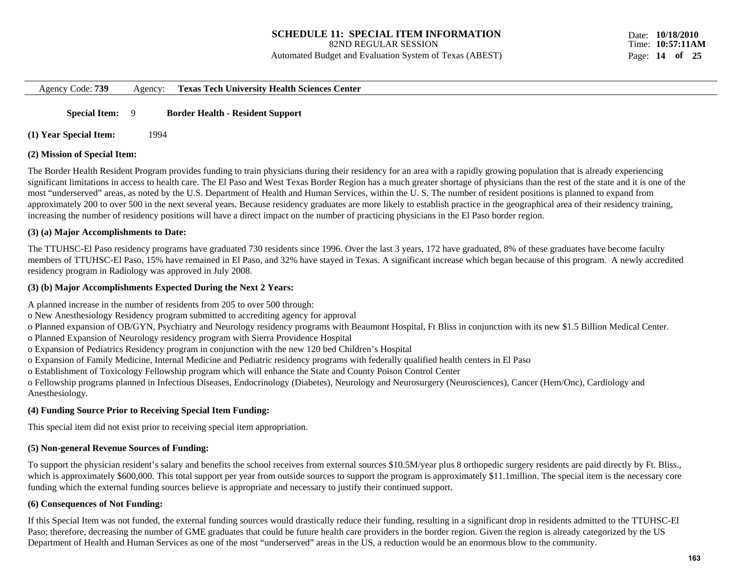# SCHEDULE 11: SPECIAL ITEM INFORMATION

82ND REGULAR SESSION

Automated Budget and Evaluation System of Texas (ABEST)

Date: **10/18/2010**
Time: **10:57:11AM**

Agency Code: **739** Agency: **Texas Tech University Health Sciences Center**

**Special Item:** 9 **Border Health - Resident Support**

**(1) Year Special Item:** 1994

**(2) Mission of Special Item:**

The Border Health Resident Program provides funding to train physicians during their residency for an area with a rapidly growing population that is already experiencing significant limitations in access to health care. The El Paso and West Texas Border Region has a much greater shortage of physicians than the rest of the state and it is one of the most "underserved" areas, as noted by the U.S. Department of Health and Human Services, within the U. S. The number of resident positions is planned to expand from approximately 200 to over 500 in the next several years. Because residency graduates are more likely to establish practice in the geographical area of their residency training, increasing the number of residency positions will have a direct impact on the number of practicing physicians in the El Paso border region.

**(3) (a) Major Accomplishments to Date:**

The TTUHSC-El Paso residency programs have graduated 730 residents since 1996. Over the last 3 years, 172 have graduated, 8% of these graduates have become faculty members of TTUHSC-El Paso, 15% have remained in El Paso, and 32% have stayed in Texas. A significant increase which began because of this program. A newly accredited residency program in Radiology was approved in July 2008.

**(3) (b) Major Accomplishments Expected During the Next 2 Years:**

A planned increase in the number of residents from 205 to over 500 through:
o New Anesthesiology Residency program submitted to accrediting agency for approval
o Planned expansion of OB/GYN, Psychiatry and Neurology residency programs with Beaumont Hospital, Ft Bliss in conjunction with its new $1.5 Billion Medical Center.
o Planned Expansion of Neurology residency program with Sierra Providence Hospital
o Expansion of Pediatrics Residency program in conjunction with the new 120 bed Children's Hospital
o Expansion of Family Medicine, Internal Medicine and Pediatric residency programs with federally qualified health centers in El Paso
o Establishment of Toxicology Fellowship program which will enhance the State and County Poison Control Center
o Fellowship programs planned in Infectious Diseases, Endocrinology (Diabetes), Neurology and Neurosurgery (Neurosciences), Cancer (Hem/Onc), Cardiology and Anesthesiology.

**(4) Funding Source Prior to Receiving Special Item Funding:**

This special item did not exist prior to receiving special item appropriation.

**(5) Non-general Revenue Sources of Funding:**

To support the physician resident's salary and benefits the school receives from external sources $10.5M/year plus 8 orthopedic surgery residents are paid directly by Ft. Bliss., which is approximately $600,000. This total support per year from outside sources to support the program is approximately $11.1million. The special item is the necessary core funding which the external funding sources believe is appropriate and necessary to justify their continued support.

**(6) Consequences of Not Funding:**

If this Special Item was not funded, the external funding sources would drastically reduce their funding, resulting in a significant drop in residents admitted to the TTUHSC-El Paso; therefore, decreasing the number of GME graduates that could be future health care providers in the border region. Given the region is already categorized by the US Department of Health and Human Services as one of the most "underserved" areas in the US, a reduction would be an enormous blow to the community.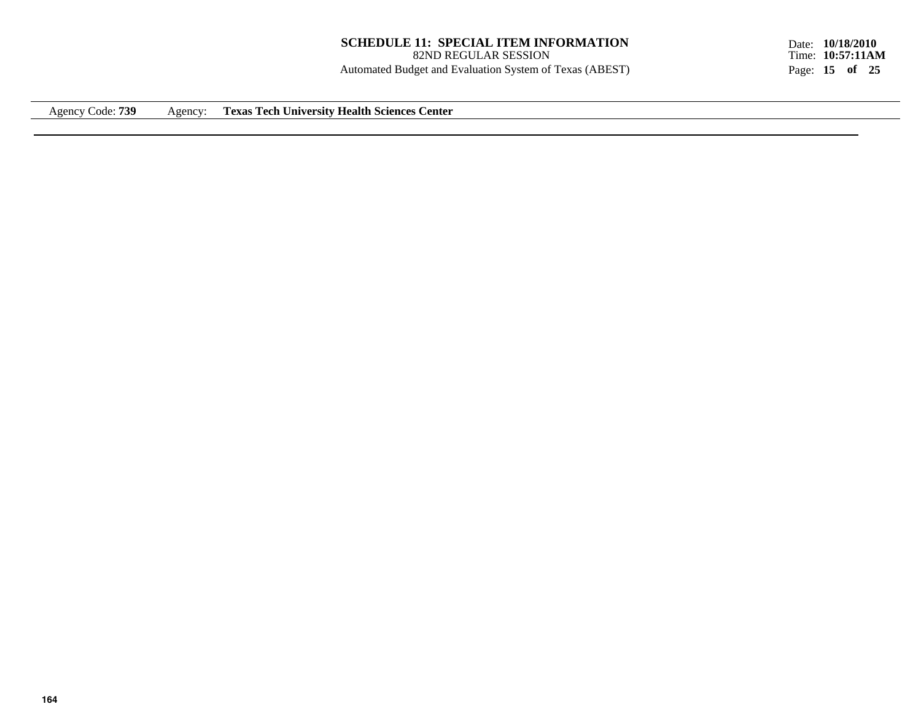**SCHEDULE 11: SPECIAL ITEM INFORMATION**
82ND REGULAR SESSION
Automated Budget and Evaluation System of Texas (ABEST)

Agency Code: **739** Agency: **Texas Tech University Health Sciences Center**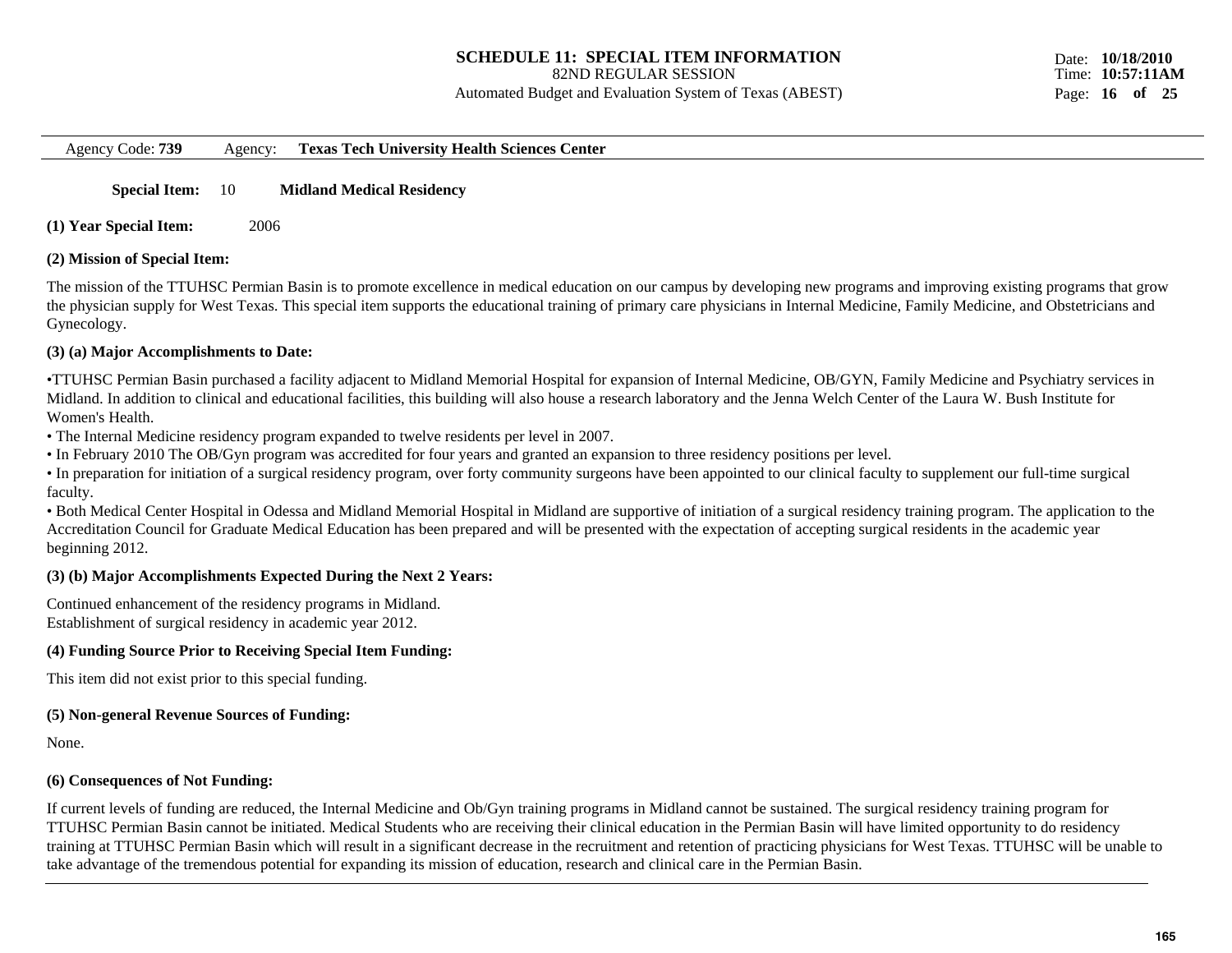# SCHEDULE 11: SPECIAL ITEM INFORMATION

82ND REGULAR SESSION

Automated Budget and Evaluation System of Texas (ABEST)

Date: **10/18/2010**
Time: **10:57:11AM**

Agency Code: **739** Agency: **Texas Tech University Health Sciences Center**

**Special Item:** 10 **Midland Medical Residency**

**(1) Year Special Item:** 2006

**(2) Mission of Special Item:**

The mission of the TTUHSC Permian Basin is to promote excellence in medical education on our campus by developing new programs and improving existing programs that grow the physician supply for West Texas. This special item supports the educational training of primary care physicians in Internal Medicine, Family Medicine, and Obstetricians and Gynecology.

**(3) (a) Major Accomplishments to Date:**

•TTUHSC Permian Basin purchased a facility adjacent to Midland Memorial Hospital for expansion of Internal Medicine, OB/GYN, Family Medicine and Psychiatry services in Midland. In addition to clinical and educational facilities, this building will also house a research laboratory and the Jenna Welch Center of the Laura W. Bush Institute for Women's Health.
• The Internal Medicine residency program expanded to twelve residents per level in 2007.
• In February 2010 The OB/Gyn program was accredited for four years and granted an expansion to three residency positions per level.
• In preparation for initiation of a surgical residency program, over forty community surgeons have been appointed to our clinical faculty to supplement our full-time surgical faculty.
• Both Medical Center Hospital in Odessa and Midland Memorial Hospital in Midland are supportive of initiation of a surgical residency training program. The application to the Accreditation Council for Graduate Medical Education has been prepared and will be presented with the expectation of accepting surgical residents in the academic year beginning 2012.

**(3) (b) Major Accomplishments Expected During the Next 2 Years:**

Continued enhancement of the residency programs in Midland.
Establishment of surgical residency in academic year 2012.

**(4) Funding Source Prior to Receiving Special Item Funding:**

This item did not exist prior to this special funding.

**(5) Non-general Revenue Sources of Funding:**

None.

**(6) Consequences of Not Funding:**

If current levels of funding are reduced, the Internal Medicine and Ob/Gyn training programs in Midland cannot be sustained. The surgical residency training program for TTUHSC Permian Basin cannot be initiated. Medical Students who are receiving their clinical education in the Permian Basin will have limited opportunity to do residency training at TTUHSC Permian Basin which will result in a significant decrease in the recruitment and retention of practicing physicians for West Texas. TTUHSC will be unable to take advantage of the tremendous potential for expanding its mission of education, research and clinical care in the Permian Basin.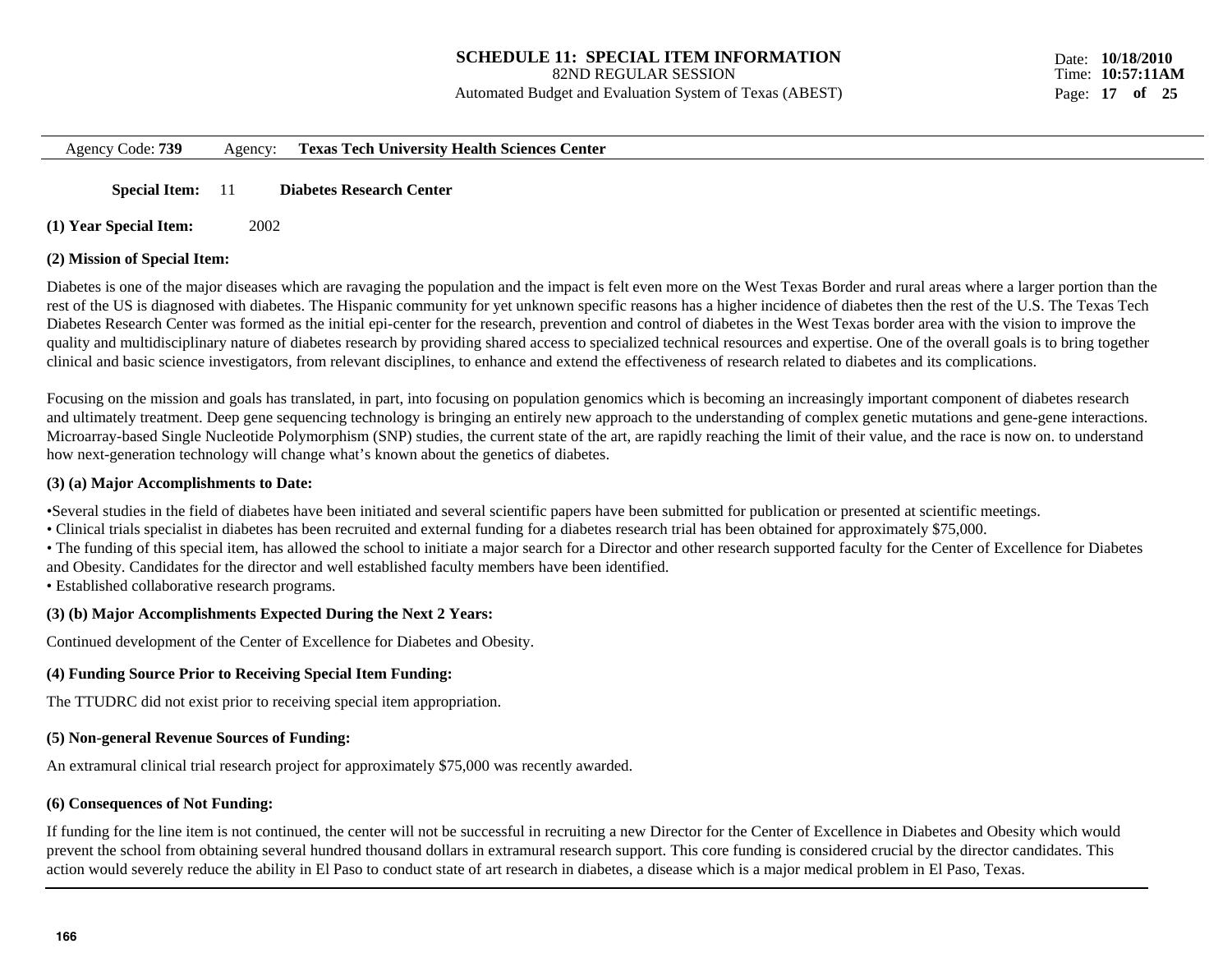# SCHEDULE 11: SPECIAL ITEM INFORMATION

82ND REGULAR SESSION

Automated Budget and Evaluation System of Texas (ABEST)

Date: **10/18/2010**
Time: **10:57:11AM**

Agency Code: **739** Agency: **Texas Tech University Health Sciences Center**

**Special Item:** 11 **Diabetes Research Center**

**(1) Year Special Item:** 2002

**(2) Mission of Special Item:**

Diabetes is one of the major diseases which are ravaging the population and the impact is felt even more on the West Texas Border and rural areas where a larger portion than the rest of the US is diagnosed with diabetes. The Hispanic community for yet unknown specific reasons has a higher incidence of diabetes then the rest of the U.S. The Texas Tech Diabetes Research Center was formed as the initial epi-center for the research, prevention and control of diabetes in the West Texas border area with the vision to improve the quality and multidisciplinary nature of diabetes research by providing shared access to specialized technical resources and expertise. One of the overall goals is to bring together clinical and basic science investigators, from relevant disciplines, to enhance and extend the effectiveness of research related to diabetes and its complications.

Focusing on the mission and goals has translated, in part, into focusing on population genomics which is becoming an increasingly important component of diabetes research and ultimately treatment. Deep gene sequencing technology is bringing an entirely new approach to the understanding of complex genetic mutations and gene-gene interactions. Microarray-based Single Nucleotide Polymorphism (SNP) studies, the current state of the art, are rapidly reaching the limit of their value, and the race is now on. to understand how next-generation technology will change what's known about the genetics of diabetes.

**(3) (a) Major Accomplishments to Date:**

•Several studies in the field of diabetes have been initiated and several scientific papers have been submitted for publication or presented at scientific meetings.
• Clinical trials specialist in diabetes has been recruited and external funding for a diabetes research trial has been obtained for approximately $75,000.
• The funding of this special item, has allowed the school to initiate a major search for a Director and other research supported faculty for the Center of Excellence for Diabetes and Obesity. Candidates for the director and well established faculty members have been identified.
• Established collaborative research programs.

**(3) (b) Major Accomplishments Expected During the Next 2 Years:**

Continued development of the Center of Excellence for Diabetes and Obesity.

**(4) Funding Source Prior to Receiving Special Item Funding:**

The TTUDRC did not exist prior to receiving special item appropriation.

**(5) Non-general Revenue Sources of Funding:**

An extramural clinical trial research project for approximately $75,000 was recently awarded.

**(6) Consequences of Not Funding:**

If funding for the line item is not continued, the center will not be successful in recruiting a new Director for the Center of Excellence in Diabetes and Obesity which would prevent the school from obtaining several hundred thousand dollars in extramural research support. This core funding is considered crucial by the director candidates. This action would severely reduce the ability in El Paso to conduct state of art research in diabetes, a disease which is a major medical problem in El Paso, Texas.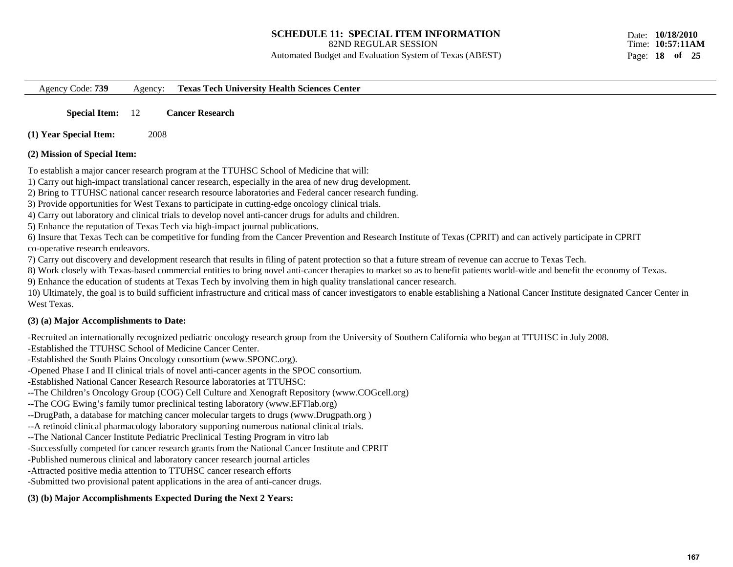# SCHEDULE 11: SPECIAL ITEM INFORMATION

82ND REGULAR SESSION

Automated Budget and Evaluation System of Texas (ABEST)

Date: **10/18/2010**
Time: **10:57:11AM**

Agency Code: **739** Agency: **Texas Tech University Health Sciences Center**

**Special Item:** 12 **Cancer Research**

**(1) Year Special Item:** 2008

**(2) Mission of Special Item:**

To establish a major cancer research program at the TTUHSC School of Medicine that will:
1) Carry out high-impact translational cancer research, especially in the area of new drug development.
2) Bring to TTUHSC national cancer research resource laboratories and Federal cancer research funding.
3) Provide opportunities for West Texans to participate in cutting-edge oncology clinical trials.
4) Carry out laboratory and clinical trials to develop novel anti-cancer drugs for adults and children.
5) Enhance the reputation of Texas Tech via high-impact journal publications.
6) Insure that Texas Tech can be competitive for funding from the Cancer Prevention and Research Institute of Texas (CPRIT) and can actively participate in CPRIT co-operative research endeavors.
7) Carry out discovery and development research that results in filing of patent protection so that a future stream of revenue can accrue to Texas Tech.
8) Work closely with Texas-based commercial entities to bring novel anti-cancer therapies to market so as to benefit patients world-wide and benefit the economy of Texas.
9) Enhance the education of students at Texas Tech by involving them in high quality translational cancer research.
10) Ultimately, the goal is to build sufficient infrastructure and critical mass of cancer investigators to enable establishing a National Cancer Institute designated Cancer Center in West Texas.

**(3) (a) Major Accomplishments to Date:**

-Recruited an internationally recognized pediatric oncology research group from the University of Southern California who began at TTUHSC in July 2008.
-Established the TTUHSC School of Medicine Cancer Center.
-Established the South Plains Oncology consortium (www.SPONC.org).
-Opened Phase I and II clinical trials of novel anti-cancer agents in the SPOC consortium.
-Established National Cancer Research Resource laboratories at TTUHSC:
--The Children's Oncology Group (COG) Cell Culture and Xenograft Repository (www.COGcell.org)
--The COG Ewing's family tumor preclinical testing laboratory (www.EFTlab.org)
--DrugPath, a database for matching cancer molecular targets to drugs (www.Drugpath.org )
--A retinoid clinical pharmacology laboratory supporting numerous national clinical trials.
--The National Cancer Institute Pediatric Preclinical Testing Program in vitro lab
-Successfully competed for cancer research grants from the National Cancer Institute and CPRIT
-Published numerous clinical and laboratory cancer research journal articles
-Attracted positive media attention to TTUHSC cancer research efforts
-Submitted two provisional patent applications in the area of anti-cancer drugs.

**(3) (b) Major Accomplishments Expected During the Next 2 Years:**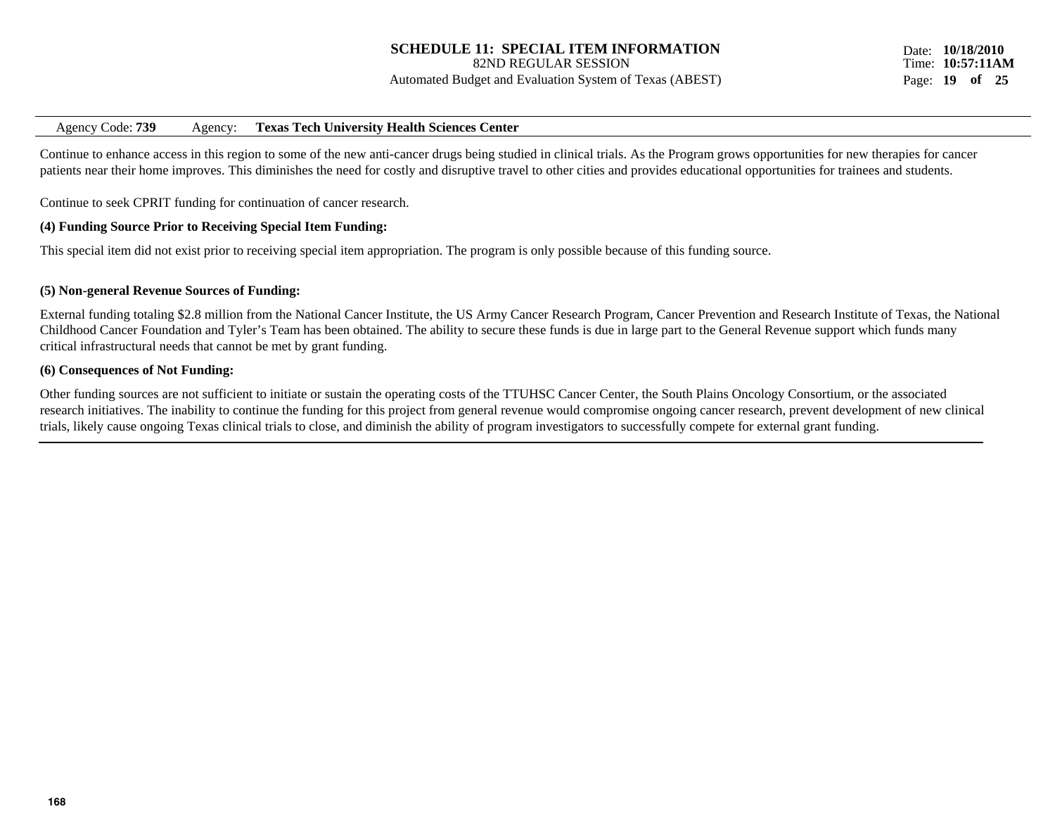Continue to enhance access in this region to some of the new anti-cancer drugs being studied in clinical trials. As the Program grows opportunities for new therapies for cancer patients near their home improves. This diminishes the need for costly and disruptive travel to other cities and provides educational opportunities for trainees and students.

Continue to seek CPRIT funding for continuation of cancer research.

**(4) Funding Source Prior to Receiving Special Item Funding:**

This special item did not exist prior to receiving special item appropriation. The program is only possible because of this funding source.

**(5) Non-general Revenue Sources of Funding:**

External funding totaling $2.8 million from the National Cancer Institute, the US Army Cancer Research Program, Cancer Prevention and Research Institute of Texas, the National Childhood Cancer Foundation and Tyler's Team has been obtained. The ability to secure these funds is due in large part to the General Revenue support which funds many critical infrastructural needs that cannot be met by grant funding.

**(6) Consequences of Not Funding:**

Other funding sources are not sufficient to initiate or sustain the operating costs of the TTUHSC Cancer Center, the South Plains Oncology Consortium, or the associated research initiatives. The inability to continue the funding for this project from general revenue would compromise ongoing cancer research, prevent development of new clinical trials, likely cause ongoing Texas clinical trials to close, and diminish the ability of program investigators to successfully compete for external grant funding.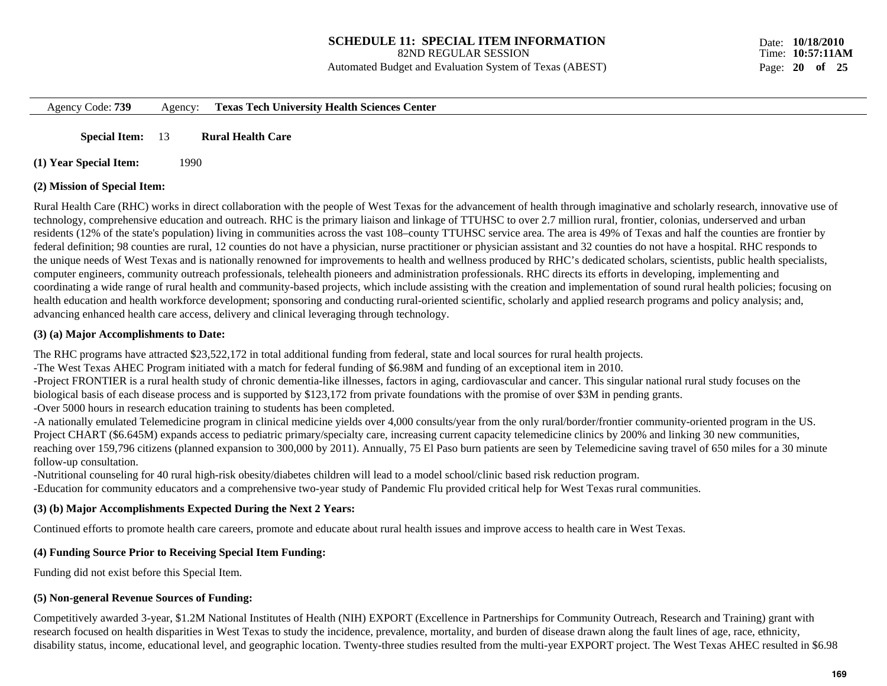**SCHEDULE 11: SPECIAL ITEM INFORMATION**
82ND REGULAR SESSION
Automated Budget and Evaluation System of Texas (ABEST)

Date: **10/18/2010**
Time: **10:57:11AM**

Agency Code: **739** Agency: **Texas Tech University Health Sciences Center**

**Special Item:** 13 **Rural Health Care**

**(1) Year Special Item:** 1990

**(2) Mission of Special Item:**

Rural Health Care (RHC) works in direct collaboration with the people of West Texas for the advancement of health through imaginative and scholarly research, innovative use of technology, comprehensive education and outreach. RHC is the primary liaison and linkage of TTUHSC to over 2.7 million rural, frontier, colonias, underserved and urban residents (12% of the state's population) living in communities across the vast 108–county TTUHSC service area. The area is 49% of Texas and half the counties are frontier by federal definition; 98 counties are rural, 12 counties do not have a physician, nurse practitioner or physician assistant and 32 counties do not have a hospital. RHC responds to the unique needs of West Texas and is nationally renowned for improvements to health and wellness produced by RHC's dedicated scholars, scientists, public health specialists, computer engineers, community outreach professionals, telehealth pioneers and administration professionals. RHC directs its efforts in developing, implementing and coordinating a wide range of rural health and community-based projects, which include assisting with the creation and implementation of sound rural health policies; focusing on health education and health workforce development; sponsoring and conducting rural-oriented scientific, scholarly and applied research programs and policy analysis; and, advancing enhanced health care access, delivery and clinical leveraging through technology.

**(3) (a) Major Accomplishments to Date:**

The RHC programs have attracted $23,522,172 in total additional funding from federal, state and local sources for rural health projects.
-The West Texas AHEC Program initiated with a match for federal funding of $6.98M and funding of an exceptional item in 2010.
-Project FRONTIER is a rural health study of chronic dementia-like illnesses, factors in aging, cardiovascular and cancer. This singular national rural study focuses on the biological basis of each disease process and is supported by $123,172 from private foundations with the promise of over $3M in pending grants.
-Over 5000 hours in research education training to students has been completed.
-A nationally emulated Telemedicine program in clinical medicine yields over 4,000 consults/year from the only rural/border/frontier community-oriented program in the US. Project CHART ($6.645M) expands access to pediatric primary/specialty care, increasing current capacity telemedicine clinics by 200% and linking 30 new communities, reaching over 159,796 citizens (planned expansion to 300,000 by 2011). Annually, 75 El Paso burn patients are seen by Telemedicine saving travel of 650 miles for a 30 minute follow-up consultation.
-Nutritional counseling for 40 rural high-risk obesity/diabetes children will lead to a model school/clinic based risk reduction program.
-Education for community educators and a comprehensive two-year study of Pandemic Flu provided critical help for West Texas rural communities.

**(3) (b) Major Accomplishments Expected During the Next 2 Years:**

Continued efforts to promote health care careers, promote and educate about rural health issues and improve access to health care in West Texas.

**(4) Funding Source Prior to Receiving Special Item Funding:**

Funding did not exist before this Special Item.

**(5) Non-general Revenue Sources of Funding:**

Competitively awarded 3-year, $1.2M National Institutes of Health (NIH) EXPORT (Excellence in Partnerships for Community Outreach, Research and Training) grant with research focused on health disparities in West Texas to study the incidence, prevalence, mortality, and burden of disease drawn along the fault lines of age, race, ethnicity, disability status, income, educational level, and geographic location. Twenty-three studies resulted from the multi-year EXPORT project. The West Texas AHEC resulted in $6.98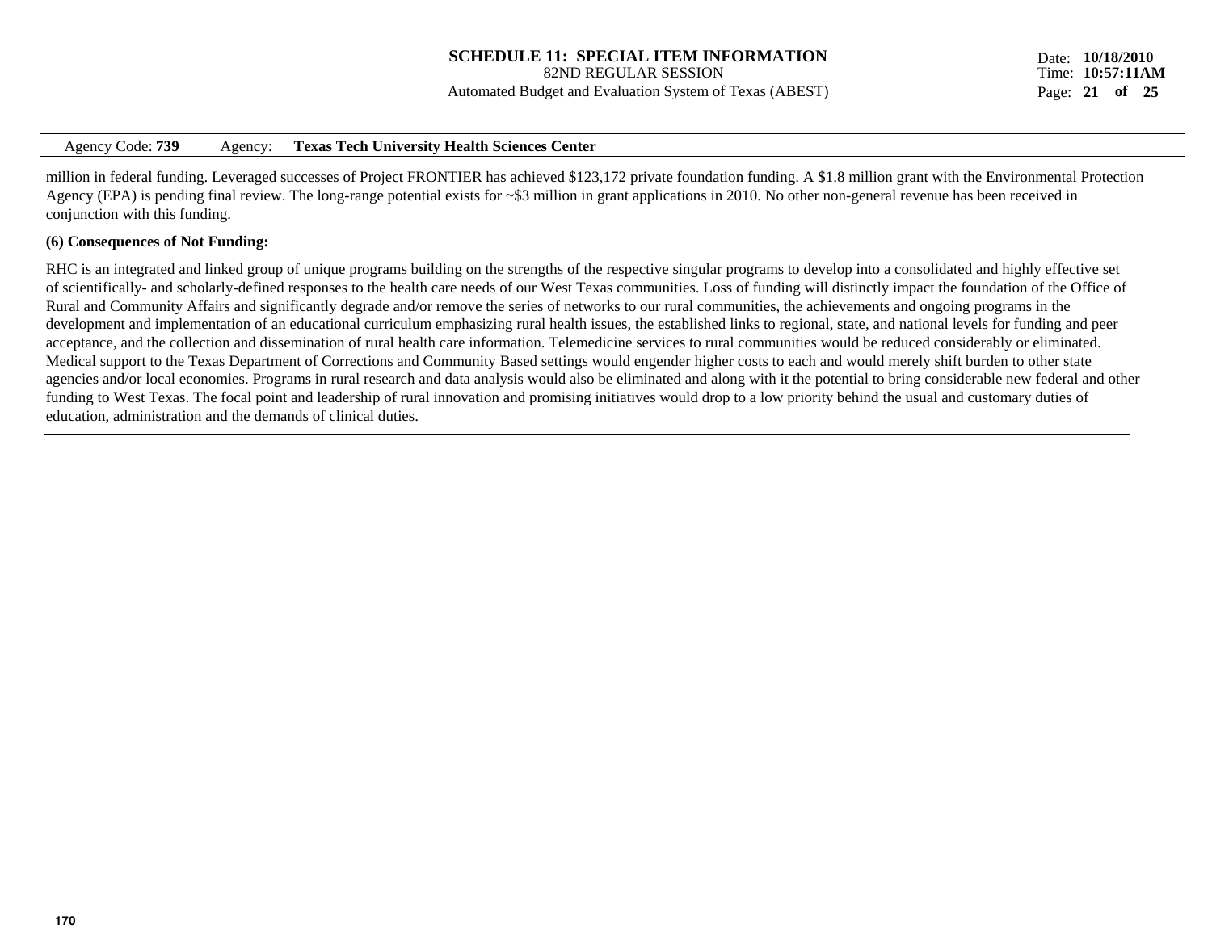million in federal funding. Leveraged successes of Project FRONTIER has achieved $123,172 private foundation funding. A $1.8 million grant with the Environmental Protection Agency (EPA) is pending final review. The long-range potential exists for ~$3 million in grant applications in 2010. No other non-general revenue has been received in conjunction with this funding.

**(6) Consequences of Not Funding:**

RHC is an integrated and linked group of unique programs building on the strengths of the respective singular programs to develop into a consolidated and highly effective set of scientifically- and scholarly-defined responses to the health care needs of our West Texas communities. Loss of funding will distinctly impact the foundation of the Office of Rural and Community Affairs and significantly degrade and/or remove the series of networks to our rural communities, the achievements and ongoing programs in the development and implementation of an educational curriculum emphasizing rural health issues, the established links to regional, state, and national levels for funding and peer acceptance, and the collection and dissemination of rural health care information. Telemedicine services to rural communities would be reduced considerably or eliminated. Medical support to the Texas Department of Corrections and Community Based settings would engender higher costs to each and would merely shift burden to other state agencies and/or local economies. Programs in rural research and data analysis would also be eliminated and along with it the potential to bring considerable new federal and other funding to West Texas. The focal point and leadership of rural innovation and promising initiatives would drop to a low priority behind the usual and customary duties of education, administration and the demands of clinical duties.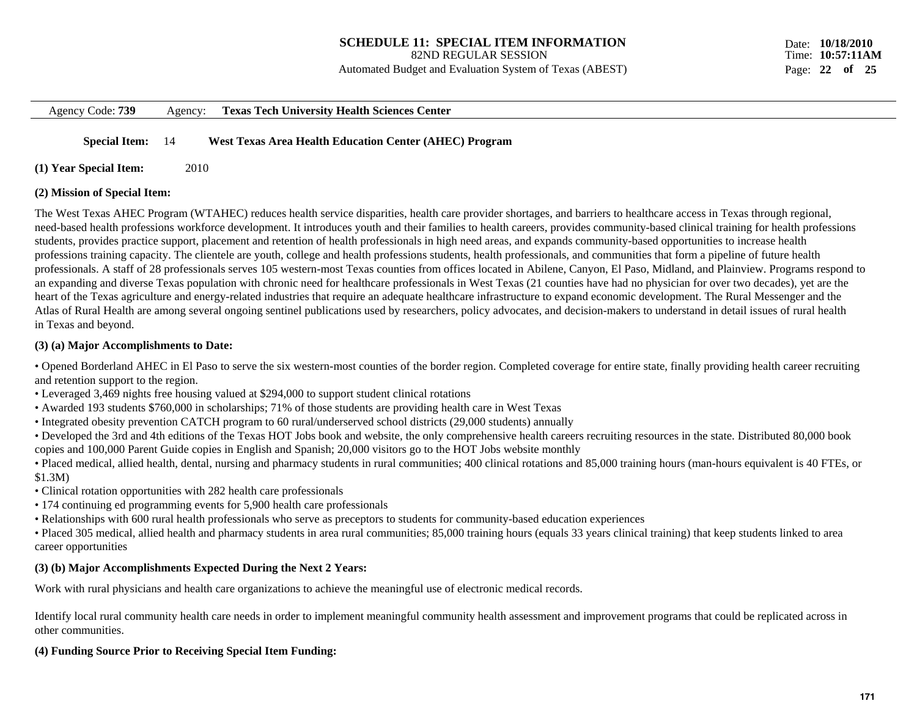# SCHEDULE 11: SPECIAL ITEM INFORMATION

82ND REGULAR SESSION

Automated Budget and Evaluation System of Texas (ABEST)

Date: **10/18/2010**
Time: **10:57:11AM**

Agency Code: **739** Agency: **Texas Tech University Health Sciences Center**

**Special Item:** 14 **West Texas Area Health Education Center (AHEC) Program**

**(1) Year Special Item:** 2010

**(2) Mission of Special Item:**

The West Texas AHEC Program (WTAHEC) reduces health service disparities, health care provider shortages, and barriers to healthcare access in Texas through regional, need-based health professions workforce development. It introduces youth and their families to health careers, provides community-based clinical training for health professions students, provides practice support, placement and retention of health professionals in high need areas, and expands community-based opportunities to increase health professions training capacity. The clientele are youth, college and health professions students, health professionals, and communities that form a pipeline of future health professionals. A staff of 28 professionals serves 105 western-most Texas counties from offices located in Abilene, Canyon, El Paso, Midland, and Plainview. Programs respond to an expanding and diverse Texas population with chronic need for healthcare professionals in West Texas (21 counties have had no physician for over two decades), yet are the heart of the Texas agriculture and energy-related industries that require an adequate healthcare infrastructure to expand economic development. The Rural Messenger and the Atlas of Rural Health are among several ongoing sentinel publications used by researchers, policy advocates, and decision-makers to understand in detail issues of rural health in Texas and beyond.

**(3) (a) Major Accomplishments to Date:**

- Opened Borderland AHEC in El Paso to serve the six western-most counties of the border region. Completed coverage for entire state, finally providing health career recruiting and retention support to the region.
- Leveraged 3,469 nights free housing valued at $294,000 to support student clinical rotations
- Awarded 193 students $760,000 in scholarships; 71% of those students are providing health care in West Texas
- Integrated obesity prevention CATCH program to 60 rural/underserved school districts (29,000 students) annually
- Developed the 3rd and 4th editions of the Texas HOT Jobs book and website, the only comprehensive health careers recruiting resources in the state. Distributed 80,000 book copies and 100,000 Parent Guide copies in English and Spanish; 20,000 visitors go to the HOT Jobs website monthly
- Placed medical, allied health, dental, nursing and pharmacy students in rural communities; 400 clinical rotations and 85,000 training hours (man-hours equivalent is 40 FTEs, or $1.3M)
- Clinical rotation opportunities with 282 health care professionals
- 174 continuing ed programming events for 5,900 health care professionals
- Relationships with 600 rural health professionals who serve as preceptors to students for community-based education experiences
- Placed 305 medical, allied health and pharmacy students in area rural communities; 85,000 training hours (equals 33 years clinical training) that keep students linked to area career opportunities

**(3) (b) Major Accomplishments Expected During the Next 2 Years:**

Work with rural physicians and health care organizations to achieve the meaningful use of electronic medical records.

Identify local rural community health care needs in order to implement meaningful community health assessment and improvement programs that could be replicated across in other communities.

**(4) Funding Source Prior to Receiving Special Item Funding:**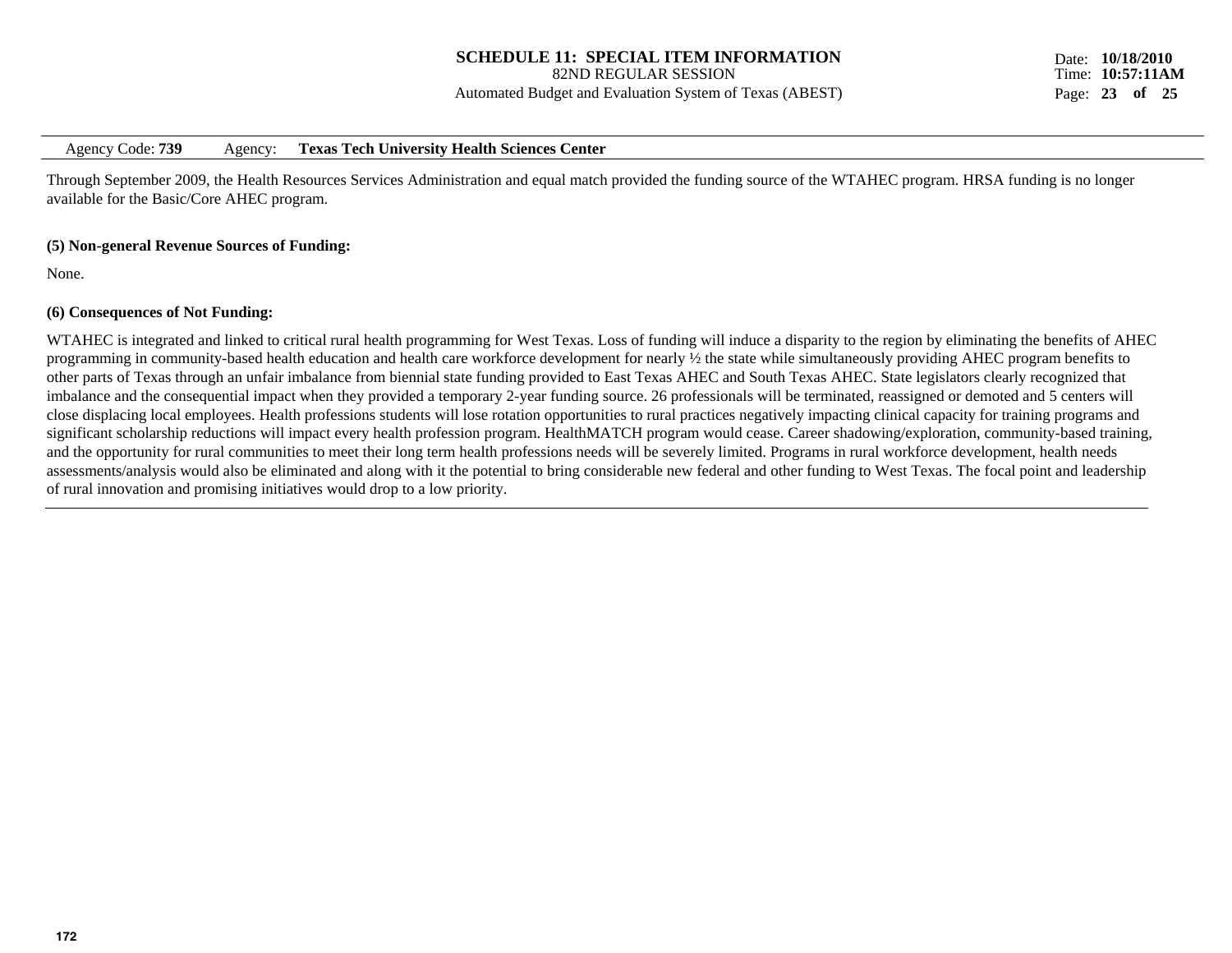Agency Code: **739** Agency: **Texas Tech University Health Sciences Center**

Through September 2009, the Health Resources Services Administration and equal match provided the funding source of the WTAHEC program. HRSA funding is no longer available for the Basic/Core AHEC program.

**(5) Non-general Revenue Sources of Funding:**

None.

**(6) Consequences of Not Funding:**

WTAHEC is integrated and linked to critical rural health programming for West Texas. Loss of funding will induce a disparity to the region by eliminating the benefits of AHEC programming in community-based health education and health care workforce development for nearly ½ the state while simultaneously providing AHEC program benefits to other parts of Texas through an unfair imbalance from biennial state funding provided to East Texas AHEC and South Texas AHEC. State legislators clearly recognized that imbalance and the consequential impact when they provided a temporary 2-year funding source. 26 professionals will be terminated, reassigned or demoted and 5 centers will close displacing local employees. Health professions students will lose rotation opportunities to rural practices negatively impacting clinical capacity for training programs and significant scholarship reductions will impact every health profession program. HealthMATCH program would cease. Career shadowing/exploration, community-based training, and the opportunity for rural communities to meet their long term health professions needs will be severely limited. Programs in rural workforce development, health needs assessments/analysis would also be eliminated and along with it the potential to bring considerable new federal and other funding to West Texas. The focal point and leadership of rural innovation and promising initiatives would drop to a low priority.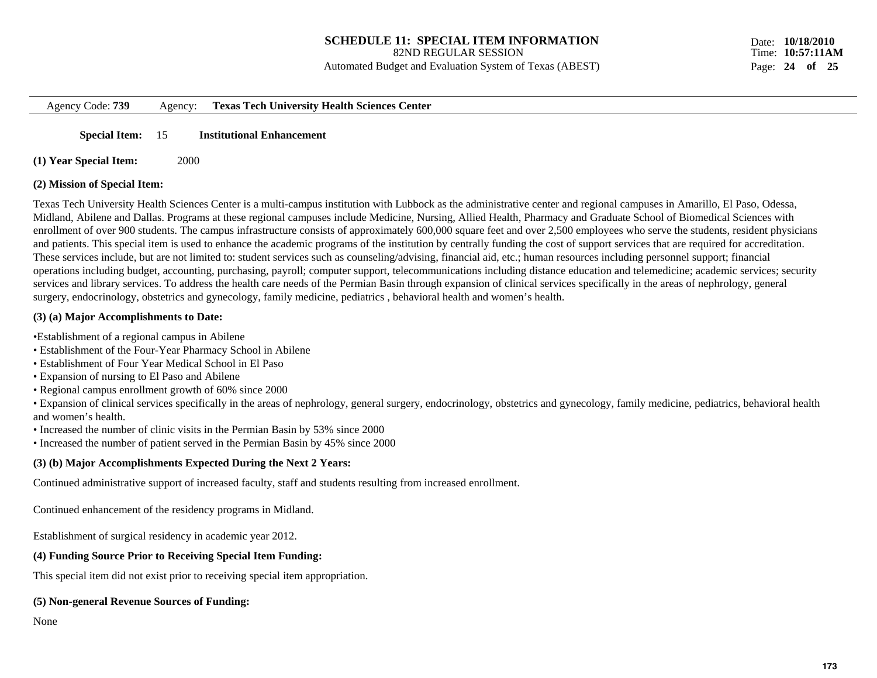**SCHEDULE 11: SPECIAL ITEM INFORMATION**
82ND REGULAR SESSION
Automated Budget and Evaluation System of Texas (ABEST)

Date: **10/18/2010**
Time: **10:57:11AM**

Agency Code: **739** Agency: **Texas Tech University Health Sciences Center**

**Special Item:** 15 **Institutional Enhancement**

**(1) Year Special Item:** 2000

**(2) Mission of Special Item:**

Texas Tech University Health Sciences Center is a multi-campus institution with Lubbock as the administrative center and regional campuses in Amarillo, El Paso, Odessa, Midland, Abilene and Dallas. Programs at these regional campuses include Medicine, Nursing, Allied Health, Pharmacy and Graduate School of Biomedical Sciences with enrollment of over 900 students. The campus infrastructure consists of approximately 600,000 square feet and over 2,500 employees who serve the students, resident physicians and patients. This special item is used to enhance the academic programs of the institution by centrally funding the cost of support services that are required for accreditation. These services include, but are not limited to: student services such as counseling/advising, financial aid, etc.; human resources including personnel support; financial operations including budget, accounting, purchasing, payroll; computer support, telecommunications including distance education and telemedicine; academic services; security services and library services. To address the health care needs of the Permian Basin through expansion of clinical services specifically in the areas of nephrology, general surgery, endocrinology, obstetrics and gynecology, family medicine, pediatrics , behavioral health and women's health.

**(3) (a) Major Accomplishments to Date:**

- Establishment of a regional campus in Abilene
- Establishment of the Four-Year Pharmacy School in Abilene
- Establishment of Four Year Medical School in El Paso
- Expansion of nursing to El Paso and Abilene
- Regional campus enrollment growth of 60% since 2000
- Expansion of clinical services specifically in the areas of nephrology, general surgery, endocrinology, obstetrics and gynecology, family medicine, pediatrics, behavioral health and women's health.
- Increased the number of clinic visits in the Permian Basin by 53% since 2000
- Increased the number of patient served in the Permian Basin by 45% since 2000

**(3) (b) Major Accomplishments Expected During the Next 2 Years:**

Continued administrative support of increased faculty, staff and students resulting from increased enrollment.

Continued enhancement of the residency programs in Midland.

Establishment of surgical residency in academic year 2012.

**(4) Funding Source Prior to Receiving Special Item Funding:**

This special item did not exist prior to receiving special item appropriation.

**(5) Non-general Revenue Sources of Funding:**

None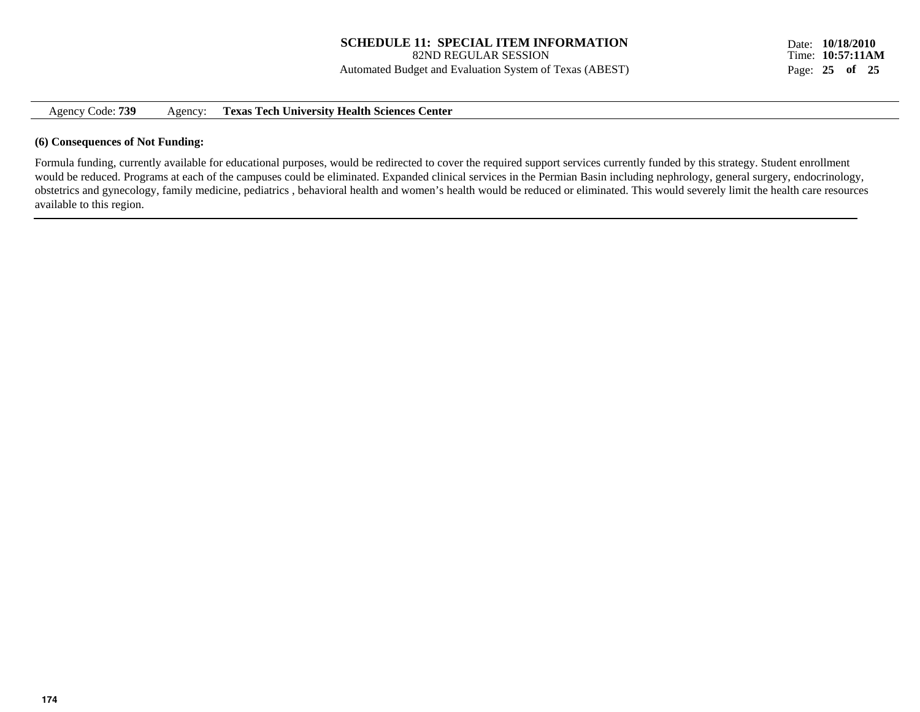Agency Code: **739** Agency: **Texas Tech University Health Sciences Center**

**(6) Consequences of Not Funding:**

Formula funding, currently available for educational purposes, would be redirected to cover the required support services currently funded by this strategy. Student enrollment would be reduced. Programs at each of the campuses could be eliminated. Expanded clinical services in the Permian Basin including nephrology, general surgery, endocrinology, obstetrics and gynecology, family medicine, pediatrics , behavioral health and women's health would be reduced or eliminated. This would severely limit the health care resources available to this region.